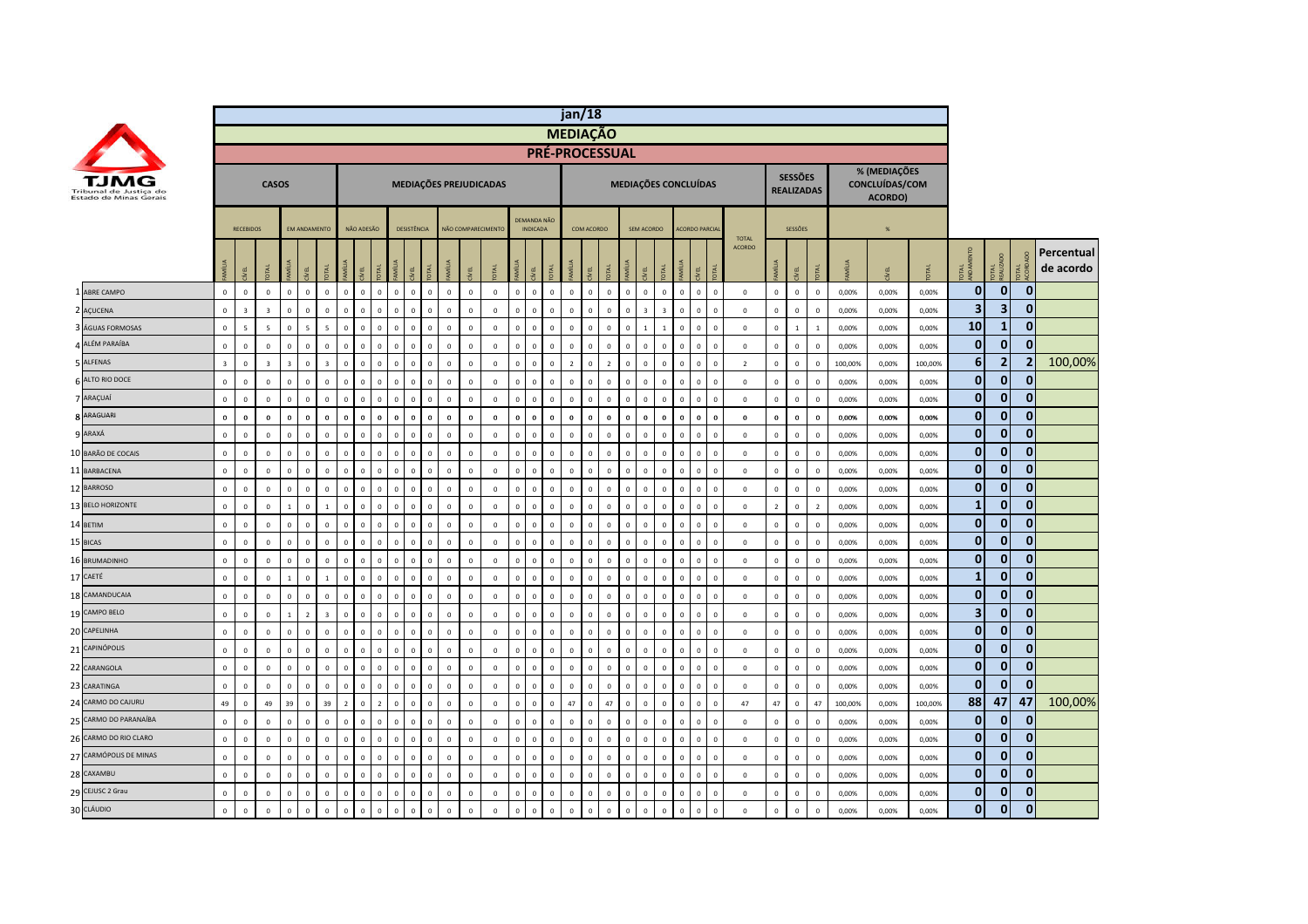**TJMG** Tribunal de Justiça do Estado de Minas Gerais

# jan/18

## MEDIAÇÃO

### PRÉ-PROCESSUAL

| | | CASOS | | | | | | MEDIAÇÕES PREJUDICADAS | | | | | | | | | | | | MEDIAÇÕES CONCLUÍDAS | | | | | | | | | | SESSÕES REALIZADAS | | | % (MEDIAÇÕES CONCLUÍDAS/COM ACORDO) | | | | | | |
|---|---|---|---|---|---|---|---|---|---|---|---|---|---|---|---|---|---|---|---|---|---|---|---|---|---|---|---|---|---|---|---|---|---|---|---|---|---|---|---|
| | | RECEBIDOS | | | EM ANDAMENTO | | | NÃO ADESÃO | | | DESISTÊNCIA | | | NÃO COMPARECIMENTO | | | DEMANDA NÃO INDICADA | | | COM ACORDO | | | SEM ACORDO | | | ACORDO PARCIAL | | | TOTAL ACORDO | SESSÕES | | | % | | | | | | |
| | | FAMÍLIA | CÍVEL | TOTAL | FAMÍLIA | CÍVEL | TOTAL | FAMÍLIA | CÍVEL | TOTAL | FAMÍLIA | CÍVEL | TOTAL | FAMÍLIA | CÍVEL | TOTAL | FAMÍLIA | CÍVEL | TOTAL | FAMÍLIA | CÍVEL | TOTAL | FAMÍLIA | CÍVEL | TOTAL | FAMÍLIA | CÍVEL | TOTAL | | FAMÍLIA | CÍVEL | TOTAL | FAMÍLIA | CÍVEL | TOTAL | TOTAL ANDAMENTO | TOTAL REALIZADO | TOTAL ACORDADO | Percentual de acordo |
| 1 | ABRE CAMPO | 0 | 0 | 0 | 0 | 0 | 0 | 0 | 0 | 0 | 0 | 0 | 0 | 0 | 0 | 0 | 0 | 0 | 0 | 0 | 0 | 0 | 0 | 0 | 0 | 0 | 0 | 0 | 0 | 0 | 0 | 0 | 0,00% | 0,00% | 0,00% | 0 | 0 | 0 | |
| 2 | AÇUCENA | 0 | 3 | 3 | 0 | 0 | 0 | 0 | 0 | 0 | 0 | 0 | 0 | 0 | 0 | 0 | 0 | 0 | 0 | 0 | 0 | 0 | 0 | 3 | 3 | 0 | 0 | 0 | 0 | 0 | 0 | 0 | 0,00% | 0,00% | 0,00% | 3 | 3 | 0 | |
| 3 | ÁGUAS FORMOSAS | 0 | 5 | 5 | 0 | 5 | 5 | 0 | 0 | 0 | 0 | 0 | 0 | 0 | 0 | 0 | 0 | 0 | 0 | 0 | 0 | 0 | 0 | 1 | 1 | 0 | 0 | 0 | 0 | 0 | 1 | 1 | 0,00% | 0,00% | 0,00% | 10 | 1 | 0 | |
| 4 | ALÉM PARAÍBA | 0 | 0 | 0 | 0 | 0 | 0 | 0 | 0 | 0 | 0 | 0 | 0 | 0 | 0 | 0 | 0 | 0 | 0 | 0 | 0 | 0 | 0 | 0 | 0 | 0 | 0 | 0 | 0 | 0 | 0 | 0 | 0,00% | 0,00% | 0,00% | 0 | 0 | 0 | |
| 5 | ALFENAS | 3 | 0 | 3 | 3 | 0 | 3 | 0 | 0 | 0 | 0 | 0 | 0 | 0 | 0 | 0 | 0 | 0 | 0 | 2 | 0 | 2 | 0 | 0 | 0 | 0 | 0 | 0 | 2 | 0 | 0 | 0 | 100,00% | 0,00% | 100,00% | 6 | 2 | 2 | 100,00% |
| 6 | ALTO RIO DOCE | 0 | 0 | 0 | 0 | 0 | 0 | 0 | 0 | 0 | 0 | 0 | 0 | 0 | 0 | 0 | 0 | 0 | 0 | 0 | 0 | 0 | 0 | 0 | 0 | 0 | 0 | 0 | 0 | 0 | 0 | 0 | 0,00% | 0,00% | 0,00% | 0 | 0 | 0 | |
| 7 | ARAÇUAÍ | 0 | 0 | 0 | 0 | 0 | 0 | 0 | 0 | 0 | 0 | 0 | 0 | 0 | 0 | 0 | 0 | 0 | 0 | 0 | 0 | 0 | 0 | 0 | 0 | 0 | 0 | 0 | 0 | 0 | 0 | 0 | 0,00% | 0,00% | 0,00% | 0 | 0 | 0 | |
| 8 | ARAGUARI | 0 | 0 | 0 | 0 | 0 | 0 | 0 | 0 | 0 | 0 | 0 | 0 | 0 | 0 | 0 | 0 | 0 | 0 | 0 | 0 | 0 | 0 | 0 | 0 | 0 | 0 | 0 | 0 | 0 | 0 | 0 | 0,00% | 0,00% | 0,00% | 0 | 0 | 0 | |
| 9 | ARAXÁ | 0 | 0 | 0 | 0 | 0 | 0 | 0 | 0 | 0 | 0 | 0 | 0 | 0 | 0 | 0 | 0 | 0 | 0 | 0 | 0 | 0 | 0 | 0 | 0 | 0 | 0 | 0 | 0 | 0 | 0 | 0 | 0,00% | 0,00% | 0,00% | 0 | 0 | 0 | |
| 10 | BARÃO DE COCAIS | 0 | 0 | 0 | 0 | 0 | 0 | 0 | 0 | 0 | 0 | 0 | 0 | 0 | 0 | 0 | 0 | 0 | 0 | 0 | 0 | 0 | 0 | 0 | 0 | 0 | 0 | 0 | 0 | 0 | 0 | 0 | 0,00% | 0,00% | 0,00% | 0 | 0 | 0 | |
| 11 | BARBACENA | 0 | 0 | 0 | 0 | 0 | 0 | 0 | 0 | 0 | 0 | 0 | 0 | 0 | 0 | 0 | 0 | 0 | 0 | 0 | 0 | 0 | 0 | 0 | 0 | 0 | 0 | 0 | 0 | 0 | 0 | 0 | 0,00% | 0,00% | 0,00% | 0 | 0 | 0 | |
| 12 | BARROSO | 0 | 0 | 0 | 0 | 0 | 0 | 0 | 0 | 0 | 0 | 0 | 0 | 0 | 0 | 0 | 0 | 0 | 0 | 0 | 0 | 0 | 0 | 0 | 0 | 0 | 0 | 0 | 0 | 0 | 0 | 0 | 0,00% | 0,00% | 0,00% | 0 | 0 | 0 | |
| 13 | BELO HORIZONTE | 0 | 0 | 0 | 1 | 0 | 1 | 0 | 0 | 0 | 0 | 0 | 0 | 0 | 0 | 0 | 0 | 0 | 0 | 0 | 0 | 0 | 0 | 0 | 0 | 0 | 0 | 0 | 0 | 2 | 0 | 2 | 0,00% | 0,00% | 0,00% | 1 | 0 | 0 | |
| 14 | BETIM | 0 | 0 | 0 | 0 | 0 | 0 | 0 | 0 | 0 | 0 | 0 | 0 | 0 | 0 | 0 | 0 | 0 | 0 | 0 | 0 | 0 | 0 | 0 | 0 | 0 | 0 | 0 | 0 | 0 | 0 | 0 | 0,00% | 0,00% | 0,00% | 0 | 0 | 0 | |
| 15 | BICAS | 0 | 0 | 0 | 0 | 0 | 0 | 0 | 0 | 0 | 0 | 0 | 0 | 0 | 0 | 0 | 0 | 0 | 0 | 0 | 0 | 0 | 0 | 0 | 0 | 0 | 0 | 0 | 0 | 0 | 0 | 0 | 0,00% | 0,00% | 0,00% | 0 | 0 | 0 | |
| 16 | BRUMADINHO | 0 | 0 | 0 | 0 | 0 | 0 | 0 | 0 | 0 | 0 | 0 | 0 | 0 | 0 | 0 | 0 | 0 | 0 | 0 | 0 | 0 | 0 | 0 | 0 | 0 | 0 | 0 | 0 | 0 | 0 | 0 | 0,00% | 0,00% | 0,00% | 0 | 0 | 0 | |
| 17 | CAETÉ | 0 | 0 | 0 | 1 | 0 | 1 | 0 | 0 | 0 | 0 | 0 | 0 | 0 | 0 | 0 | 0 | 0 | 0 | 0 | 0 | 0 | 0 | 0 | 0 | 0 | 0 | 0 | 0 | 0 | 0 | 0 | 0,00% | 0,00% | 0,00% | 1 | 0 | 0 | |
| 18 | CAMANDUCAIA | 0 | 0 | 0 | 0 | 0 | 0 | 0 | 0 | 0 | 0 | 0 | 0 | 0 | 0 | 0 | 0 | 0 | 0 | 0 | 0 | 0 | 0 | 0 | 0 | 0 | 0 | 0 | 0 | 0 | 0 | 0 | 0,00% | 0,00% | 0,00% | 0 | 0 | 0 | |
| 19 | CAMPO BELO | 0 | 0 | 0 | 1 | 2 | 3 | 0 | 0 | 0 | 0 | 0 | 0 | 0 | 0 | 0 | 0 | 0 | 0 | 0 | 0 | 0 | 0 | 0 | 0 | 0 | 0 | 0 | 0 | 0 | 0 | 0 | 0,00% | 0,00% | 0,00% | 3 | 0 | 0 | |
| 20 | CAPELINHA | 0 | 0 | 0 | 0 | 0 | 0 | 0 | 0 | 0 | 0 | 0 | 0 | 0 | 0 | 0 | 0 | 0 | 0 | 0 | 0 | 0 | 0 | 0 | 0 | 0 | 0 | 0 | 0 | 0 | 0 | 0 | 0,00% | 0,00% | 0,00% | 0 | 0 | 0 | |
| 21 | CAPINÓPOLIS | 0 | 0 | 0 | 0 | 0 | 0 | 0 | 0 | 0 | 0 | 0 | 0 | 0 | 0 | 0 | 0 | 0 | 0 | 0 | 0 | 0 | 0 | 0 | 0 | 0 | 0 | 0 | 0 | 0 | 0 | 0 | 0,00% | 0,00% | 0,00% | 0 | 0 | 0 | |
| 22 | CARANGOLA | 0 | 0 | 0 | 0 | 0 | 0 | 0 | 0 | 0 | 0 | 0 | 0 | 0 | 0 | 0 | 0 | 0 | 0 | 0 | 0 | 0 | 0 | 0 | 0 | 0 | 0 | 0 | 0 | 0 | 0 | 0 | 0,00% | 0,00% | 0,00% | 0 | 0 | 0 | |
| 23 | CARATINGA | 0 | 0 | 0 | 0 | 0 | 0 | 0 | 0 | 0 | 0 | 0 | 0 | 0 | 0 | 0 | 0 | 0 | 0 | 0 | 0 | 0 | 0 | 0 | 0 | 0 | 0 | 0 | 0 | 0 | 0 | 0 | 0,00% | 0,00% | 0,00% | 0 | 0 | 0 | |
| 24 | CARMO DO CAJURU | 49 | 0 | 49 | 39 | 0 | 39 | 2 | 0 | 2 | 0 | 0 | 0 | 0 | 0 | 0 | 0 | 0 | 0 | 47 | 0 | 47 | 0 | 0 | 0 | 0 | 0 | 0 | 47 | 47 | 0 | 47 | 100,00% | 0,00% | 100,00% | 88 | 47 | 47 | 100,00% |
| 25 | CARMO DO PARANAÍBA | 0 | 0 | 0 | 0 | 0 | 0 | 0 | 0 | 0 | 0 | 0 | 0 | 0 | 0 | 0 | 0 | 0 | 0 | 0 | 0 | 0 | 0 | 0 | 0 | 0 | 0 | 0 | 0 | 0 | 0 | 0 | 0,00% | 0,00% | 0,00% | 0 | 0 | 0 | |
| 26 | CARMO DO RIO CLARO | 0 | 0 | 0 | 0 | 0 | 0 | 0 | 0 | 0 | 0 | 0 | 0 | 0 | 0 | 0 | 0 | 0 | 0 | 0 | 0 | 0 | 0 | 0 | 0 | 0 | 0 | 0 | 0 | 0 | 0 | 0 | 0,00% | 0,00% | 0,00% | 0 | 0 | 0 | |
| 27 | CARMÓPOLIS DE MINAS | 0 | 0 | 0 | 0 | 0 | 0 | 0 | 0 | 0 | 0 | 0 | 0 | 0 | 0 | 0 | 0 | 0 | 0 | 0 | 0 | 0 | 0 | 0 | 0 | 0 | 0 | 0 | 0 | 0 | 0 | 0 | 0,00% | 0,00% | 0,00% | 0 | 0 | 0 | |
| 28 | CAXAMBU | 0 | 0 | 0 | 0 | 0 | 0 | 0 | 0 | 0 | 0 | 0 | 0 | 0 | 0 | 0 | 0 | 0 | 0 | 0 | 0 | 0 | 0 | 0 | 0 | 0 | 0 | 0 | 0 | 0 | 0 | 0 | 0,00% | 0,00% | 0,00% | 0 | 0 | 0 | |
| 29 | CEJUSC 2 Grau | 0 | 0 | 0 | 0 | 0 | 0 | 0 | 0 | 0 | 0 | 0 | 0 | 0 | 0 | 0 | 0 | 0 | 0 | 0 | 0 | 0 | 0 | 0 | 0 | 0 | 0 | 0 | 0 | 0 | 0 | 0 | 0,00% | 0,00% | 0,00% | 0 | 0 | 0 | |
| 30 | CLÁUDIO | 0 | 0 | 0 | 0 | 0 | 0 | 0 | 0 | 0 | 0 | 0 | 0 | 0 | 0 | 0 | 0 | 0 | 0 | 0 | 0 | 0 | 0 | 0 | 0 | 0 | 0 | 0 | 0 | 0 | 0 | 0 | 0,00% | 0,00% | 0,00% | 0 | 0 | 0 | |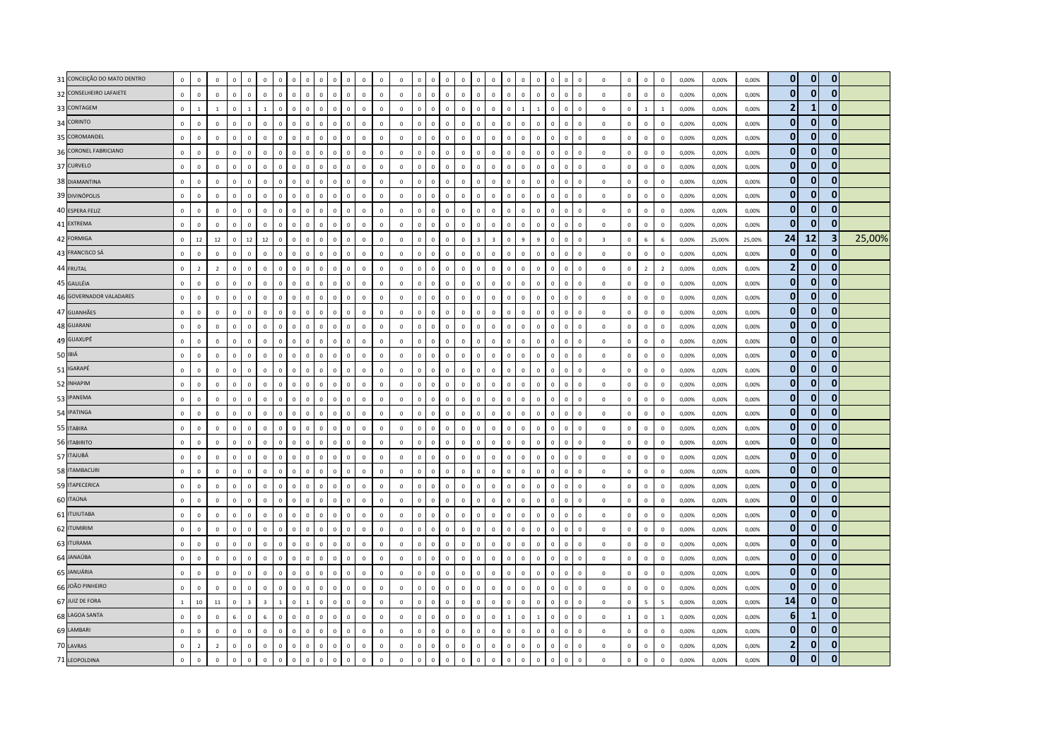| | | | | | | | | | | | | | | | | | | | | | | | | | | | | | | | | | | | | | | | | | | |
|---|---|---|---|---|---|---|---|---|---|---|---|---|---|---|---|---|---|---|---|---|---|---|---|---|---|---|---|---|---|---|---|---|---|---|---|---|---|---|---|---|---|---|
| 31 | CONCEIÇÃO DO MATO DENTRO | 0 | 0 | 0 | 0 | 0 | 0 | 0 | 0 | 0 | 0 | 0 | 0 | 0 | 0 | 0 | 0 | 0 | 0 | 0 | 0 | 0 | 0 | 0 | 0 | 0 | 0 | 0 | 0 | 0 | 0 | 0 | 0 | 0 | 0 | 0,00% | 0,00% | 0,00% | 0 | 0 | 0 | |
| 32 | CONSELHEIRO LAFAIETE | 0 | 0 | 0 | 0 | 0 | 0 | 0 | 0 | 0 | 0 | 0 | 0 | 0 | 0 | 0 | 0 | 0 | 0 | 0 | 0 | 0 | 0 | 0 | 0 | 0 | 0 | 0 | 0 | 0 | 0 | 0 | 0 | 0 | 0 | 0,00% | 0,00% | 0,00% | 0 | 0 | 0 | |
| 33 | CONTAGEM | 0 | 1 | 1 | 0 | 1 | 1 | 0 | 0 | 0 | 0 | 0 | 0 | 0 | 0 | 0 | 0 | 0 | 0 | 0 | 0 | 0 | 0 | 0 | 0 | 0 | 1 | 1 | 0 | 0 | 0 | 0 | 0 | 1 | 1 | 0,00% | 0,00% | 0,00% | 2 | 1 | 0 | |
| 34 | CORINTO | 0 | 0 | 0 | 0 | 0 | 0 | 0 | 0 | 0 | 0 | 0 | 0 | 0 | 0 | 0 | 0 | 0 | 0 | 0 | 0 | 0 | 0 | 0 | 0 | 0 | 0 | 0 | 0 | 0 | 0 | 0 | 0 | 0 | 0 | 0,00% | 0,00% | 0,00% | 0 | 0 | 0 | |
| 35 | COROMANDEL | 0 | 0 | 0 | 0 | 0 | 0 | 0 | 0 | 0 | 0 | 0 | 0 | 0 | 0 | 0 | 0 | 0 | 0 | 0 | 0 | 0 | 0 | 0 | 0 | 0 | 0 | 0 | 0 | 0 | 0 | 0 | 0 | 0 | 0 | 0,00% | 0,00% | 0,00% | 0 | 0 | 0 | |
| 36 | CORONEL FABRICIANO | 0 | 0 | 0 | 0 | 0 | 0 | 0 | 0 | 0 | 0 | 0 | 0 | 0 | 0 | 0 | 0 | 0 | 0 | 0 | 0 | 0 | 0 | 0 | 0 | 0 | 0 | 0 | 0 | 0 | 0 | 0 | 0 | 0 | 0 | 0,00% | 0,00% | 0,00% | 0 | 0 | 0 | |
| 37 | CURVELO | 0 | 0 | 0 | 0 | 0 | 0 | 0 | 0 | 0 | 0 | 0 | 0 | 0 | 0 | 0 | 0 | 0 | 0 | 0 | 0 | 0 | 0 | 0 | 0 | 0 | 0 | 0 | 0 | 0 | 0 | 0 | 0 | 0 | 0 | 0,00% | 0,00% | 0,00% | 0 | 0 | 0 | |
| 38 | DIAMANTINA | 0 | 0 | 0 | 0 | 0 | 0 | 0 | 0 | 0 | 0 | 0 | 0 | 0 | 0 | 0 | 0 | 0 | 0 | 0 | 0 | 0 | 0 | 0 | 0 | 0 | 0 | 0 | 0 | 0 | 0 | 0 | 0 | 0 | 0 | 0,00% | 0,00% | 0,00% | 0 | 0 | 0 | |
| 39 | DIVINÓPOLIS | 0 | 0 | 0 | 0 | 0 | 0 | 0 | 0 | 0 | 0 | 0 | 0 | 0 | 0 | 0 | 0 | 0 | 0 | 0 | 0 | 0 | 0 | 0 | 0 | 0 | 0 | 0 | 0 | 0 | 0 | 0 | 0 | 0 | 0 | 0,00% | 0,00% | 0,00% | 0 | 0 | 0 | |
| 40 | ESPERA FELIZ | 0 | 0 | 0 | 0 | 0 | 0 | 0 | 0 | 0 | 0 | 0 | 0 | 0 | 0 | 0 | 0 | 0 | 0 | 0 | 0 | 0 | 0 | 0 | 0 | 0 | 0 | 0 | 0 | 0 | 0 | 0 | 0 | 0 | 0 | 0,00% | 0,00% | 0,00% | 0 | 0 | 0 | |
| 41 | EXTREMA | 0 | 0 | 0 | 0 | 0 | 0 | 0 | 0 | 0 | 0 | 0 | 0 | 0 | 0 | 0 | 0 | 0 | 0 | 0 | 0 | 0 | 0 | 0 | 0 | 0 | 0 | 0 | 0 | 0 | 0 | 0 | 0 | 0 | 0 | 0,00% | 0,00% | 0,00% | 0 | 0 | 0 | |
| 42 | FORMIGA | 0 | 12 | 12 | 0 | 12 | 12 | 0 | 0 | 0 | 0 | 0 | 0 | 0 | 0 | 0 | 0 | 0 | 0 | 0 | 0 | 0 | 0 | 3 | 3 | 0 | 9 | 9 | 0 | 0 | 0 | 3 | 0 | 6 | 6 | 0,00% | 25,00% | 25,00% | 24 | 12 | 3 | 25,00% |
| 43 | FRANCISCO SÁ | 0 | 0 | 0 | 0 | 0 | 0 | 0 | 0 | 0 | 0 | 0 | 0 | 0 | 0 | 0 | 0 | 0 | 0 | 0 | 0 | 0 | 0 | 0 | 0 | 0 | 0 | 0 | 0 | 0 | 0 | 0 | 0 | 0 | 0 | 0,00% | 0,00% | 0,00% | 0 | 0 | 0 | |
| 44 | FRUTAL | 0 | 2 | 2 | 0 | 0 | 0 | 0 | 0 | 0 | 0 | 0 | 0 | 0 | 0 | 0 | 0 | 0 | 0 | 0 | 0 | 0 | 0 | 0 | 0 | 0 | 0 | 0 | 0 | 0 | 0 | 0 | 0 | 2 | 2 | 0,00% | 0,00% | 0,00% | 2 | 0 | 0 | |
| 45 | GALILÉIA | 0 | 0 | 0 | 0 | 0 | 0 | 0 | 0 | 0 | 0 | 0 | 0 | 0 | 0 | 0 | 0 | 0 | 0 | 0 | 0 | 0 | 0 | 0 | 0 | 0 | 0 | 0 | 0 | 0 | 0 | 0 | 0 | 0 | 0 | 0,00% | 0,00% | 0,00% | 0 | 0 | 0 | |
| 46 | GOVERNADOR VALADARES | 0 | 0 | 0 | 0 | 0 | 0 | 0 | 0 | 0 | 0 | 0 | 0 | 0 | 0 | 0 | 0 | 0 | 0 | 0 | 0 | 0 | 0 | 0 | 0 | 0 | 0 | 0 | 0 | 0 | 0 | 0 | 0 | 0 | 0 | 0,00% | 0,00% | 0,00% | 0 | 0 | 0 | |
| 47 | GUANHÃES | 0 | 0 | 0 | 0 | 0 | 0 | 0 | 0 | 0 | 0 | 0 | 0 | 0 | 0 | 0 | 0 | 0 | 0 | 0 | 0 | 0 | 0 | 0 | 0 | 0 | 0 | 0 | 0 | 0 | 0 | 0 | 0 | 0 | 0 | 0,00% | 0,00% | 0,00% | 0 | 0 | 0 | |
| 48 | GUARANI | 0 | 0 | 0 | 0 | 0 | 0 | 0 | 0 | 0 | 0 | 0 | 0 | 0 | 0 | 0 | 0 | 0 | 0 | 0 | 0 | 0 | 0 | 0 | 0 | 0 | 0 | 0 | 0 | 0 | 0 | 0 | 0 | 0 | 0 | 0,00% | 0,00% | 0,00% | 0 | 0 | 0 | |
| 49 | GUAXUPÉ | 0 | 0 | 0 | 0 | 0 | 0 | 0 | 0 | 0 | 0 | 0 | 0 | 0 | 0 | 0 | 0 | 0 | 0 | 0 | 0 | 0 | 0 | 0 | 0 | 0 | 0 | 0 | 0 | 0 | 0 | 0 | 0 | 0 | 0 | 0,00% | 0,00% | 0,00% | 0 | 0 | 0 | |
| 50 | IBIÁ | 0 | 0 | 0 | 0 | 0 | 0 | 0 | 0 | 0 | 0 | 0 | 0 | 0 | 0 | 0 | 0 | 0 | 0 | 0 | 0 | 0 | 0 | 0 | 0 | 0 | 0 | 0 | 0 | 0 | 0 | 0 | 0 | 0 | 0 | 0,00% | 0,00% | 0,00% | 0 | 0 | 0 | |
| 51 | IGARAPÉ | 0 | 0 | 0 | 0 | 0 | 0 | 0 | 0 | 0 | 0 | 0 | 0 | 0 | 0 | 0 | 0 | 0 | 0 | 0 | 0 | 0 | 0 | 0 | 0 | 0 | 0 | 0 | 0 | 0 | 0 | 0 | 0 | 0 | 0 | 0,00% | 0,00% | 0,00% | 0 | 0 | 0 | |
| 52 | INHAPIM | 0 | 0 | 0 | 0 | 0 | 0 | 0 | 0 | 0 | 0 | 0 | 0 | 0 | 0 | 0 | 0 | 0 | 0 | 0 | 0 | 0 | 0 | 0 | 0 | 0 | 0 | 0 | 0 | 0 | 0 | 0 | 0 | 0 | 0 | 0,00% | 0,00% | 0,00% | 0 | 0 | 0 | |
| 53 | IPANEMA | 0 | 0 | 0 | 0 | 0 | 0 | 0 | 0 | 0 | 0 | 0 | 0 | 0 | 0 | 0 | 0 | 0 | 0 | 0 | 0 | 0 | 0 | 0 | 0 | 0 | 0 | 0 | 0 | 0 | 0 | 0 | 0 | 0 | 0 | 0,00% | 0,00% | 0,00% | 0 | 0 | 0 | |
| 54 | IPATINGA | 0 | 0 | 0 | 0 | 0 | 0 | 0 | 0 | 0 | 0 | 0 | 0 | 0 | 0 | 0 | 0 | 0 | 0 | 0 | 0 | 0 | 0 | 0 | 0 | 0 | 0 | 0 | 0 | 0 | 0 | 0 | 0 | 0 | 0 | 0,00% | 0,00% | 0,00% | 0 | 0 | 0 | |
| 55 | ITABIRA | 0 | 0 | 0 | 0 | 0 | 0 | 0 | 0 | 0 | 0 | 0 | 0 | 0 | 0 | 0 | 0 | 0 | 0 | 0 | 0 | 0 | 0 | 0 | 0 | 0 | 0 | 0 | 0 | 0 | 0 | 0 | 0 | 0 | 0 | 0,00% | 0,00% | 0,00% | 0 | 0 | 0 | |
| 56 | ITABIRITO | 0 | 0 | 0 | 0 | 0 | 0 | 0 | 0 | 0 | 0 | 0 | 0 | 0 | 0 | 0 | 0 | 0 | 0 | 0 | 0 | 0 | 0 | 0 | 0 | 0 | 0 | 0 | 0 | 0 | 0 | 0 | 0 | 0 | 0 | 0,00% | 0,00% | 0,00% | 0 | 0 | 0 | |
| 57 | ITAJUBÁ | 0 | 0 | 0 | 0 | 0 | 0 | 0 | 0 | 0 | 0 | 0 | 0 | 0 | 0 | 0 | 0 | 0 | 0 | 0 | 0 | 0 | 0 | 0 | 0 | 0 | 0 | 0 | 0 | 0 | 0 | 0 | 0 | 0 | 0 | 0,00% | 0,00% | 0,00% | 0 | 0 | 0 | |
| 58 | ITAMBACURI | 0 | 0 | 0 | 0 | 0 | 0 | 0 | 0 | 0 | 0 | 0 | 0 | 0 | 0 | 0 | 0 | 0 | 0 | 0 | 0 | 0 | 0 | 0 | 0 | 0 | 0 | 0 | 0 | 0 | 0 | 0 | 0 | 0 | 0 | 0,00% | 0,00% | 0,00% | 0 | 0 | 0 | |
| 59 | ITAPECERICA | 0 | 0 | 0 | 0 | 0 | 0 | 0 | 0 | 0 | 0 | 0 | 0 | 0 | 0 | 0 | 0 | 0 | 0 | 0 | 0 | 0 | 0 | 0 | 0 | 0 | 0 | 0 | 0 | 0 | 0 | 0 | 0 | 0 | 0 | 0,00% | 0,00% | 0,00% | 0 | 0 | 0 | |
| 60 | ITAÚNA | 0 | 0 | 0 | 0 | 0 | 0 | 0 | 0 | 0 | 0 | 0 | 0 | 0 | 0 | 0 | 0 | 0 | 0 | 0 | 0 | 0 | 0 | 0 | 0 | 0 | 0 | 0 | 0 | 0 | 0 | 0 | 0 | 0 | 0 | 0,00% | 0,00% | 0,00% | 0 | 0 | 0 | |
| 61 | ITUIUTABA | 0 | 0 | 0 | 0 | 0 | 0 | 0 | 0 | 0 | 0 | 0 | 0 | 0 | 0 | 0 | 0 | 0 | 0 | 0 | 0 | 0 | 0 | 0 | 0 | 0 | 0 | 0 | 0 | 0 | 0 | 0 | 0 | 0 | 0 | 0,00% | 0,00% | 0,00% | 0 | 0 | 0 | |
| 62 | ITUMIRIM | 0 | 0 | 0 | 0 | 0 | 0 | 0 | 0 | 0 | 0 | 0 | 0 | 0 | 0 | 0 | 0 | 0 | 0 | 0 | 0 | 0 | 0 | 0 | 0 | 0 | 0 | 0 | 0 | 0 | 0 | 0 | 0 | 0 | 0 | 0,00% | 0,00% | 0,00% | 0 | 0 | 0 | |
| 63 | ITURAMA | 0 | 0 | 0 | 0 | 0 | 0 | 0 | 0 | 0 | 0 | 0 | 0 | 0 | 0 | 0 | 0 | 0 | 0 | 0 | 0 | 0 | 0 | 0 | 0 | 0 | 0 | 0 | 0 | 0 | 0 | 0 | 0 | 0 | 0 | 0,00% | 0,00% | 0,00% | 0 | 0 | 0 | |
| 64 | JANAÚBA | 0 | 0 | 0 | 0 | 0 | 0 | 0 | 0 | 0 | 0 | 0 | 0 | 0 | 0 | 0 | 0 | 0 | 0 | 0 | 0 | 0 | 0 | 0 | 0 | 0 | 0 | 0 | 0 | 0 | 0 | 0 | 0 | 0 | 0 | 0,00% | 0,00% | 0,00% | 0 | 0 | 0 | |
| 65 | JANUÁRIA | 0 | 0 | 0 | 0 | 0 | 0 | 0 | 0 | 0 | 0 | 0 | 0 | 0 | 0 | 0 | 0 | 0 | 0 | 0 | 0 | 0 | 0 | 0 | 0 | 0 | 0 | 0 | 0 | 0 | 0 | 0 | 0 | 0 | 0 | 0,00% | 0,00% | 0,00% | 0 | 0 | 0 | |
| 66 | JOÃO PINHEIRO | 0 | 0 | 0 | 0 | 0 | 0 | 0 | 0 | 0 | 0 | 0 | 0 | 0 | 0 | 0 | 0 | 0 | 0 | 0 | 0 | 0 | 0 | 0 | 0 | 0 | 0 | 0 | 0 | 0 | 0 | 0 | 0 | 0 | 0 | 0,00% | 0,00% | 0,00% | 0 | 0 | 0 | |
| 67 | JUIZ DE FORA | 1 | 10 | 11 | 0 | 3 | 3 | 1 | 0 | 1 | 0 | 0 | 0 | 0 | 0 | 0 | 0 | 0 | 0 | 0 | 0 | 0 | 0 | 0 | 0 | 0 | 0 | 0 | 0 | 0 | 0 | 0 | 0 | 5 | 5 | 0,00% | 0,00% | 0,00% | 14 | 0 | 0 | |
| 68 | LAGOA SANTA | 0 | 0 | 0 | 6 | 0 | 6 | 0 | 0 | 0 | 0 | 0 | 0 | 0 | 0 | 0 | 0 | 0 | 0 | 0 | 0 | 0 | 0 | 0 | 0 | 1 | 0 | 1 | 0 | 0 | 0 | 0 | 1 | 0 | 1 | 0,00% | 0,00% | 0,00% | 6 | 1 | 0 | |
| 69 | LAMBARI | 0 | 0 | 0 | 0 | 0 | 0 | 0 | 0 | 0 | 0 | 0 | 0 | 0 | 0 | 0 | 0 | 0 | 0 | 0 | 0 | 0 | 0 | 0 | 0 | 0 | 0 | 0 | 0 | 0 | 0 | 0 | 0 | 0 | 0 | 0,00% | 0,00% | 0,00% | 0 | 0 | 0 | |
| 70 | LAVRAS | 0 | 2 | 2 | 0 | 0 | 0 | 0 | 0 | 0 | 0 | 0 | 0 | 0 | 0 | 0 | 0 | 0 | 0 | 0 | 0 | 0 | 0 | 0 | 0 | 0 | 0 | 0 | 0 | 0 | 0 | 0 | 0 | 0 | 0 | 0,00% | 0,00% | 0,00% | 2 | 0 | 0 | |
| 71 | LEOPOLDINA | 0 | 0 | 0 | 0 | 0 | 0 | 0 | 0 | 0 | 0 | 0 | 0 | 0 | 0 | 0 | 0 | 0 | 0 | 0 | 0 | 0 | 0 | 0 | 0 | 0 | 0 | 0 | 0 | 0 | 0 | 0 | 0 | 0 | 0 | 0,00% | 0,00% | 0,00% | 0 | 0 | 0 | |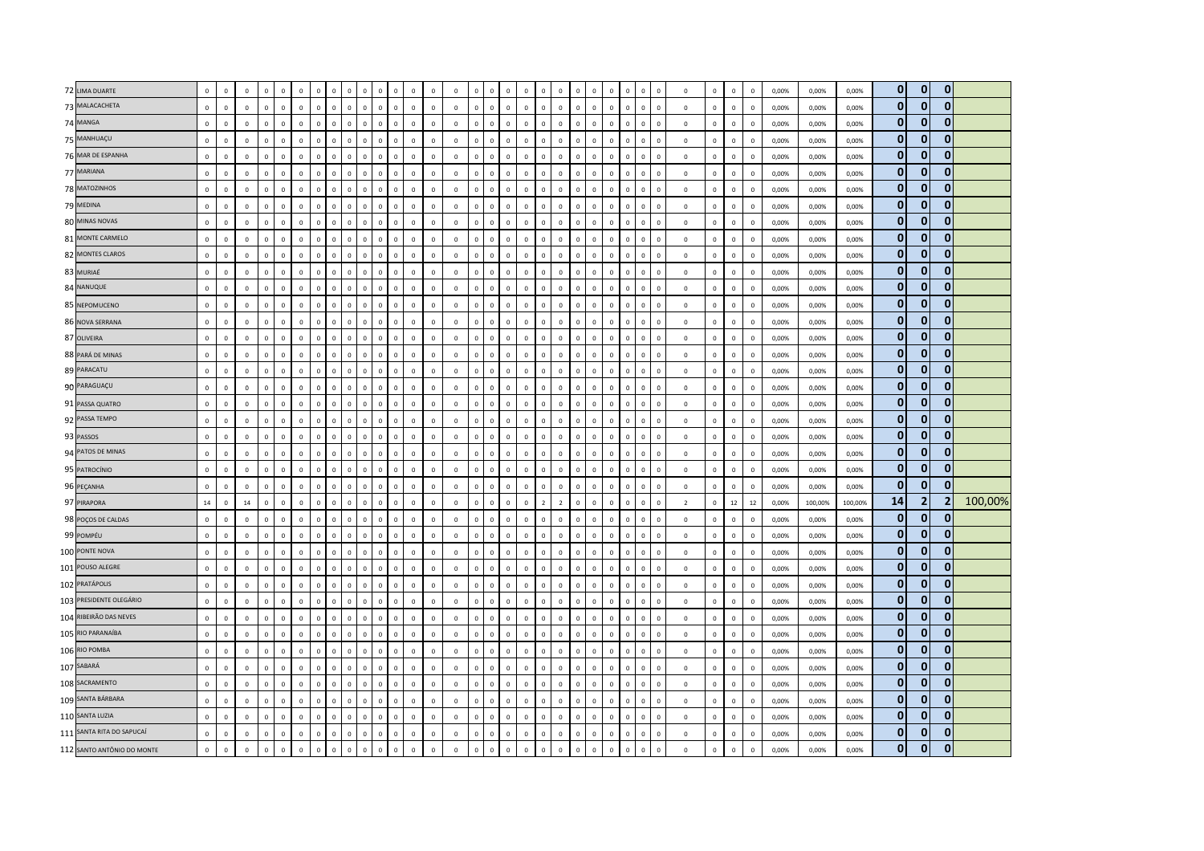| | | | | | | | | | | | | | | | | | | | | | | | | | | | | | | | | | | | | | | | | | | | | |
|---|---|---|---|---|---|---|---|---|---|---|---|---|---|---|---|---|---|---|---|---|---|---|---|---|---|---|---|---|---|---|---|---|---|---|---|---|---|---|---|---|---|---|---|---|
| 72 | LIMA DUARTE | 0 | 0 | 0 | 0 | 0 | 0 | 0 | 0 | 0 | 0 | 0 | 0 | 0 | 0 | 0 | 0 | 0 | 0 | 0 | 0 | 0 | 0 | 0 | 0 | 0 | 0 | 0 | 0 | 0 | 0 | 0 | 0 | 0 | 0 | 0 | 0 | 0,00% | 0,00% | 0,00% | 0 | 0 | 0 | |
| 73 | MALACACHETA | 0 | 0 | 0 | 0 | 0 | 0 | 0 | 0 | 0 | 0 | 0 | 0 | 0 | 0 | 0 | 0 | 0 | 0 | 0 | 0 | 0 | 0 | 0 | 0 | 0 | 0 | 0 | 0 | 0 | 0 | 0 | 0 | 0 | 0 | 0 | 0 | 0,00% | 0,00% | 0,00% | 0 | 0 | 0 | |
| 74 | MANGA | 0 | 0 | 0 | 0 | 0 | 0 | 0 | 0 | 0 | 0 | 0 | 0 | 0 | 0 | 0 | 0 | 0 | 0 | 0 | 0 | 0 | 0 | 0 | 0 | 0 | 0 | 0 | 0 | 0 | 0 | 0 | 0 | 0 | 0 | 0 | 0 | 0,00% | 0,00% | 0,00% | 0 | 0 | 0 | |
| 75 | MANHUAÇU | 0 | 0 | 0 | 0 | 0 | 0 | 0 | 0 | 0 | 0 | 0 | 0 | 0 | 0 | 0 | 0 | 0 | 0 | 0 | 0 | 0 | 0 | 0 | 0 | 0 | 0 | 0 | 0 | 0 | 0 | 0 | 0 | 0 | 0 | 0 | 0 | 0,00% | 0,00% | 0,00% | 0 | 0 | 0 | |
| 76 | MAR DE ESPANHA | 0 | 0 | 0 | 0 | 0 | 0 | 0 | 0 | 0 | 0 | 0 | 0 | 0 | 0 | 0 | 0 | 0 | 0 | 0 | 0 | 0 | 0 | 0 | 0 | 0 | 0 | 0 | 0 | 0 | 0 | 0 | 0 | 0 | 0 | 0 | 0 | 0,00% | 0,00% | 0,00% | 0 | 0 | 0 | |
| 77 | MARIANA | 0 | 0 | 0 | 0 | 0 | 0 | 0 | 0 | 0 | 0 | 0 | 0 | 0 | 0 | 0 | 0 | 0 | 0 | 0 | 0 | 0 | 0 | 0 | 0 | 0 | 0 | 0 | 0 | 0 | 0 | 0 | 0 | 0 | 0 | 0 | 0 | 0,00% | 0,00% | 0,00% | 0 | 0 | 0 | |
| 78 | MATOZINHOS | 0 | 0 | 0 | 0 | 0 | 0 | 0 | 0 | 0 | 0 | 0 | 0 | 0 | 0 | 0 | 0 | 0 | 0 | 0 | 0 | 0 | 0 | 0 | 0 | 0 | 0 | 0 | 0 | 0 | 0 | 0 | 0 | 0 | 0 | 0 | 0 | 0,00% | 0,00% | 0,00% | 0 | 0 | 0 | |
| 79 | MEDINA | 0 | 0 | 0 | 0 | 0 | 0 | 0 | 0 | 0 | 0 | 0 | 0 | 0 | 0 | 0 | 0 | 0 | 0 | 0 | 0 | 0 | 0 | 0 | 0 | 0 | 0 | 0 | 0 | 0 | 0 | 0 | 0 | 0 | 0 | 0 | 0 | 0,00% | 0,00% | 0,00% | 0 | 0 | 0 | |
| 80 | MINAS NOVAS | 0 | 0 | 0 | 0 | 0 | 0 | 0 | 0 | 0 | 0 | 0 | 0 | 0 | 0 | 0 | 0 | 0 | 0 | 0 | 0 | 0 | 0 | 0 | 0 | 0 | 0 | 0 | 0 | 0 | 0 | 0 | 0 | 0 | 0 | 0 | 0 | 0,00% | 0,00% | 0,00% | 0 | 0 | 0 | |
| 81 | MONTE CARMELO | 0 | 0 | 0 | 0 | 0 | 0 | 0 | 0 | 0 | 0 | 0 | 0 | 0 | 0 | 0 | 0 | 0 | 0 | 0 | 0 | 0 | 0 | 0 | 0 | 0 | 0 | 0 | 0 | 0 | 0 | 0 | 0 | 0 | 0 | 0 | 0 | 0,00% | 0,00% | 0,00% | 0 | 0 | 0 | |
| 82 | MONTES CLAROS | 0 | 0 | 0 | 0 | 0 | 0 | 0 | 0 | 0 | 0 | 0 | 0 | 0 | 0 | 0 | 0 | 0 | 0 | 0 | 0 | 0 | 0 | 0 | 0 | 0 | 0 | 0 | 0 | 0 | 0 | 0 | 0 | 0 | 0 | 0 | 0 | 0,00% | 0,00% | 0,00% | 0 | 0 | 0 | |
| 83 | MURIAÉ | 0 | 0 | 0 | 0 | 0 | 0 | 0 | 0 | 0 | 0 | 0 | 0 | 0 | 0 | 0 | 0 | 0 | 0 | 0 | 0 | 0 | 0 | 0 | 0 | 0 | 0 | 0 | 0 | 0 | 0 | 0 | 0 | 0 | 0 | 0 | 0 | 0,00% | 0,00% | 0,00% | 0 | 0 | 0 | |
| 84 | NANUQUE | 0 | 0 | 0 | 0 | 0 | 0 | 0 | 0 | 0 | 0 | 0 | 0 | 0 | 0 | 0 | 0 | 0 | 0 | 0 | 0 | 0 | 0 | 0 | 0 | 0 | 0 | 0 | 0 | 0 | 0 | 0 | 0 | 0 | 0 | 0 | 0 | 0,00% | 0,00% | 0,00% | 0 | 0 | 0 | |
| 85 | NEPOMUCENO | 0 | 0 | 0 | 0 | 0 | 0 | 0 | 0 | 0 | 0 | 0 | 0 | 0 | 0 | 0 | 0 | 0 | 0 | 0 | 0 | 0 | 0 | 0 | 0 | 0 | 0 | 0 | 0 | 0 | 0 | 0 | 0 | 0 | 0 | 0 | 0 | 0,00% | 0,00% | 0,00% | 0 | 0 | 0 | |
| 86 | NOVA SERRANA | 0 | 0 | 0 | 0 | 0 | 0 | 0 | 0 | 0 | 0 | 0 | 0 | 0 | 0 | 0 | 0 | 0 | 0 | 0 | 0 | 0 | 0 | 0 | 0 | 0 | 0 | 0 | 0 | 0 | 0 | 0 | 0 | 0 | 0 | 0 | 0 | 0,00% | 0,00% | 0,00% | 0 | 0 | 0 | |
| 87 | OLIVEIRA | 0 | 0 | 0 | 0 | 0 | 0 | 0 | 0 | 0 | 0 | 0 | 0 | 0 | 0 | 0 | 0 | 0 | 0 | 0 | 0 | 0 | 0 | 0 | 0 | 0 | 0 | 0 | 0 | 0 | 0 | 0 | 0 | 0 | 0 | 0 | 0 | 0,00% | 0,00% | 0,00% | 0 | 0 | 0 | |
| 88 | PARÁ DE MINAS | 0 | 0 | 0 | 0 | 0 | 0 | 0 | 0 | 0 | 0 | 0 | 0 | 0 | 0 | 0 | 0 | 0 | 0 | 0 | 0 | 0 | 0 | 0 | 0 | 0 | 0 | 0 | 0 | 0 | 0 | 0 | 0 | 0 | 0 | 0 | 0 | 0,00% | 0,00% | 0,00% | 0 | 0 | 0 | |
| 89 | PARACATU | 0 | 0 | 0 | 0 | 0 | 0 | 0 | 0 | 0 | 0 | 0 | 0 | 0 | 0 | 0 | 0 | 0 | 0 | 0 | 0 | 0 | 0 | 0 | 0 | 0 | 0 | 0 | 0 | 0 | 0 | 0 | 0 | 0 | 0 | 0 | 0 | 0,00% | 0,00% | 0,00% | 0 | 0 | 0 | |
| 90 | PARAGUAÇU | 0 | 0 | 0 | 0 | 0 | 0 | 0 | 0 | 0 | 0 | 0 | 0 | 0 | 0 | 0 | 0 | 0 | 0 | 0 | 0 | 0 | 0 | 0 | 0 | 0 | 0 | 0 | 0 | 0 | 0 | 0 | 0 | 0 | 0 | 0 | 0 | 0,00% | 0,00% | 0,00% | 0 | 0 | 0 | |
| 91 | PASSA QUATRO | 0 | 0 | 0 | 0 | 0 | 0 | 0 | 0 | 0 | 0 | 0 | 0 | 0 | 0 | 0 | 0 | 0 | 0 | 0 | 0 | 0 | 0 | 0 | 0 | 0 | 0 | 0 | 0 | 0 | 0 | 0 | 0 | 0 | 0 | 0 | 0 | 0,00% | 0,00% | 0,00% | 0 | 0 | 0 | |
| 92 | PASSA TEMPO | 0 | 0 | 0 | 0 | 0 | 0 | 0 | 0 | 0 | 0 | 0 | 0 | 0 | 0 | 0 | 0 | 0 | 0 | 0 | 0 | 0 | 0 | 0 | 0 | 0 | 0 | 0 | 0 | 0 | 0 | 0 | 0 | 0 | 0 | 0 | 0 | 0,00% | 0,00% | 0,00% | 0 | 0 | 0 | |
| 93 | PASSOS | 0 | 0 | 0 | 0 | 0 | 0 | 0 | 0 | 0 | 0 | 0 | 0 | 0 | 0 | 0 | 0 | 0 | 0 | 0 | 0 | 0 | 0 | 0 | 0 | 0 | 0 | 0 | 0 | 0 | 0 | 0 | 0 | 0 | 0 | 0 | 0 | 0,00% | 0,00% | 0,00% | 0 | 0 | 0 | |
| 94 | PATOS DE MINAS | 0 | 0 | 0 | 0 | 0 | 0 | 0 | 0 | 0 | 0 | 0 | 0 | 0 | 0 | 0 | 0 | 0 | 0 | 0 | 0 | 0 | 0 | 0 | 0 | 0 | 0 | 0 | 0 | 0 | 0 | 0 | 0 | 0 | 0 | 0 | 0 | 0,00% | 0,00% | 0,00% | 0 | 0 | 0 | |
| 95 | PATROCÍNIO | 0 | 0 | 0 | 0 | 0 | 0 | 0 | 0 | 0 | 0 | 0 | 0 | 0 | 0 | 0 | 0 | 0 | 0 | 0 | 0 | 0 | 0 | 0 | 0 | 0 | 0 | 0 | 0 | 0 | 0 | 0 | 0 | 0 | 0 | 0 | 0 | 0,00% | 0,00% | 0,00% | 0 | 0 | 0 | |
| 96 | PEÇANHA | 0 | 0 | 0 | 0 | 0 | 0 | 0 | 0 | 0 | 0 | 0 | 0 | 0 | 0 | 0 | 0 | 0 | 0 | 0 | 0 | 0 | 0 | 0 | 0 | 0 | 0 | 0 | 0 | 0 | 0 | 0 | 0 | 0 | 0 | 0 | 0 | 0,00% | 0,00% | 0,00% | 0 | 0 | 0 | |
| 97 | PIRAPORA | 14 | 0 | 14 | 0 | 0 | 0 | 0 | 0 | 0 | 0 | 0 | 0 | 0 | 0 | 0 | 0 | 0 | 0 | 0 | 0 | 0 | 0 | 2 | 2 | 0 | 0 | 0 | 0 | 0 | 0 | 0 | 0 | 2 | 0 | 12 | 12 | 0,00% | 100,00% | 100,00% | 14 | 2 | 2 | 100,00% |
| 98 | POÇOS DE CALDAS | 0 | 0 | 0 | 0 | 0 | 0 | 0 | 0 | 0 | 0 | 0 | 0 | 0 | 0 | 0 | 0 | 0 | 0 | 0 | 0 | 0 | 0 | 0 | 0 | 0 | 0 | 0 | 0 | 0 | 0 | 0 | 0 | 0 | 0 | 0 | 0 | 0,00% | 0,00% | 0,00% | 0 | 0 | 0 | |
| 99 | POMPÉU | 0 | 0 | 0 | 0 | 0 | 0 | 0 | 0 | 0 | 0 | 0 | 0 | 0 | 0 | 0 | 0 | 0 | 0 | 0 | 0 | 0 | 0 | 0 | 0 | 0 | 0 | 0 | 0 | 0 | 0 | 0 | 0 | 0 | 0 | 0 | 0 | 0,00% | 0,00% | 0,00% | 0 | 0 | 0 | |
| 100 | PONTE NOVA | 0 | 0 | 0 | 0 | 0 | 0 | 0 | 0 | 0 | 0 | 0 | 0 | 0 | 0 | 0 | 0 | 0 | 0 | 0 | 0 | 0 | 0 | 0 | 0 | 0 | 0 | 0 | 0 | 0 | 0 | 0 | 0 | 0 | 0 | 0 | 0 | 0,00% | 0,00% | 0,00% | 0 | 0 | 0 | |
| 101 | POUSO ALEGRE | 0 | 0 | 0 | 0 | 0 | 0 | 0 | 0 | 0 | 0 | 0 | 0 | 0 | 0 | 0 | 0 | 0 | 0 | 0 | 0 | 0 | 0 | 0 | 0 | 0 | 0 | 0 | 0 | 0 | 0 | 0 | 0 | 0 | 0 | 0 | 0 | 0,00% | 0,00% | 0,00% | 0 | 0 | 0 | |
| 102 | PRATÁPOLIS | 0 | 0 | 0 | 0 | 0 | 0 | 0 | 0 | 0 | 0 | 0 | 0 | 0 | 0 | 0 | 0 | 0 | 0 | 0 | 0 | 0 | 0 | 0 | 0 | 0 | 0 | 0 | 0 | 0 | 0 | 0 | 0 | 0 | 0 | 0 | 0 | 0,00% | 0,00% | 0,00% | 0 | 0 | 0 | |
| 103 | PRESIDENTE OLEGÁRIO | 0 | 0 | 0 | 0 | 0 | 0 | 0 | 0 | 0 | 0 | 0 | 0 | 0 | 0 | 0 | 0 | 0 | 0 | 0 | 0 | 0 | 0 | 0 | 0 | 0 | 0 | 0 | 0 | 0 | 0 | 0 | 0 | 0 | 0 | 0 | 0 | 0,00% | 0,00% | 0,00% | 0 | 0 | 0 | |
| 104 | RIBEIRÃO DAS NEVES | 0 | 0 | 0 | 0 | 0 | 0 | 0 | 0 | 0 | 0 | 0 | 0 | 0 | 0 | 0 | 0 | 0 | 0 | 0 | 0 | 0 | 0 | 0 | 0 | 0 | 0 | 0 | 0 | 0 | 0 | 0 | 0 | 0 | 0 | 0 | 0 | 0,00% | 0,00% | 0,00% | 0 | 0 | 0 | |
| 105 | RIO PARANAÍBA | 0 | 0 | 0 | 0 | 0 | 0 | 0 | 0 | 0 | 0 | 0 | 0 | 0 | 0 | 0 | 0 | 0 | 0 | 0 | 0 | 0 | 0 | 0 | 0 | 0 | 0 | 0 | 0 | 0 | 0 | 0 | 0 | 0 | 0 | 0 | 0 | 0,00% | 0,00% | 0,00% | 0 | 0 | 0 | |
| 106 | RIO POMBA | 0 | 0 | 0 | 0 | 0 | 0 | 0 | 0 | 0 | 0 | 0 | 0 | 0 | 0 | 0 | 0 | 0 | 0 | 0 | 0 | 0 | 0 | 0 | 0 | 0 | 0 | 0 | 0 | 0 | 0 | 0 | 0 | 0 | 0 | 0 | 0 | 0,00% | 0,00% | 0,00% | 0 | 0 | 0 | |
| 107 | SABARÁ | 0 | 0 | 0 | 0 | 0 | 0 | 0 | 0 | 0 | 0 | 0 | 0 | 0 | 0 | 0 | 0 | 0 | 0 | 0 | 0 | 0 | 0 | 0 | 0 | 0 | 0 | 0 | 0 | 0 | 0 | 0 | 0 | 0 | 0 | 0 | 0 | 0,00% | 0,00% | 0,00% | 0 | 0 | 0 | |
| 108 | SACRAMENTO | 0 | 0 | 0 | 0 | 0 | 0 | 0 | 0 | 0 | 0 | 0 | 0 | 0 | 0 | 0 | 0 | 0 | 0 | 0 | 0 | 0 | 0 | 0 | 0 | 0 | 0 | 0 | 0 | 0 | 0 | 0 | 0 | 0 | 0 | 0 | 0 | 0,00% | 0,00% | 0,00% | 0 | 0 | 0 | |
| 109 | SANTA BÁRBARA | 0 | 0 | 0 | 0 | 0 | 0 | 0 | 0 | 0 | 0 | 0 | 0 | 0 | 0 | 0 | 0 | 0 | 0 | 0 | 0 | 0 | 0 | 0 | 0 | 0 | 0 | 0 | 0 | 0 | 0 | 0 | 0 | 0 | 0 | 0 | 0 | 0,00% | 0,00% | 0,00% | 0 | 0 | 0 | |
| 110 | SANTA LUZIA | 0 | 0 | 0 | 0 | 0 | 0 | 0 | 0 | 0 | 0 | 0 | 0 | 0 | 0 | 0 | 0 | 0 | 0 | 0 | 0 | 0 | 0 | 0 | 0 | 0 | 0 | 0 | 0 | 0 | 0 | 0 | 0 | 0 | 0 | 0 | 0 | 0,00% | 0,00% | 0,00% | 0 | 0 | 0 | |
| 111 | SANTA RITA DO SAPUCAÍ | 0 | 0 | 0 | 0 | 0 | 0 | 0 | 0 | 0 | 0 | 0 | 0 | 0 | 0 | 0 | 0 | 0 | 0 | 0 | 0 | 0 | 0 | 0 | 0 | 0 | 0 | 0 | 0 | 0 | 0 | 0 | 0 | 0 | 0 | 0 | 0 | 0,00% | 0,00% | 0,00% | 0 | 0 | 0 | |
| 112 | SANTO ANTÔNIO DO MONTE | 0 | 0 | 0 | 0 | 0 | 0 | 0 | 0 | 0 | 0 | 0 | 0 | 0 | 0 | 0 | 0 | 0 | 0 | 0 | 0 | 0 | 0 | 0 | 0 | 0 | 0 | 0 | 0 | 0 | 0 | 0 | 0 | 0 | 0 | 0 | 0 | 0,00% | 0,00% | 0,00% | 0 | 0 | 0 | |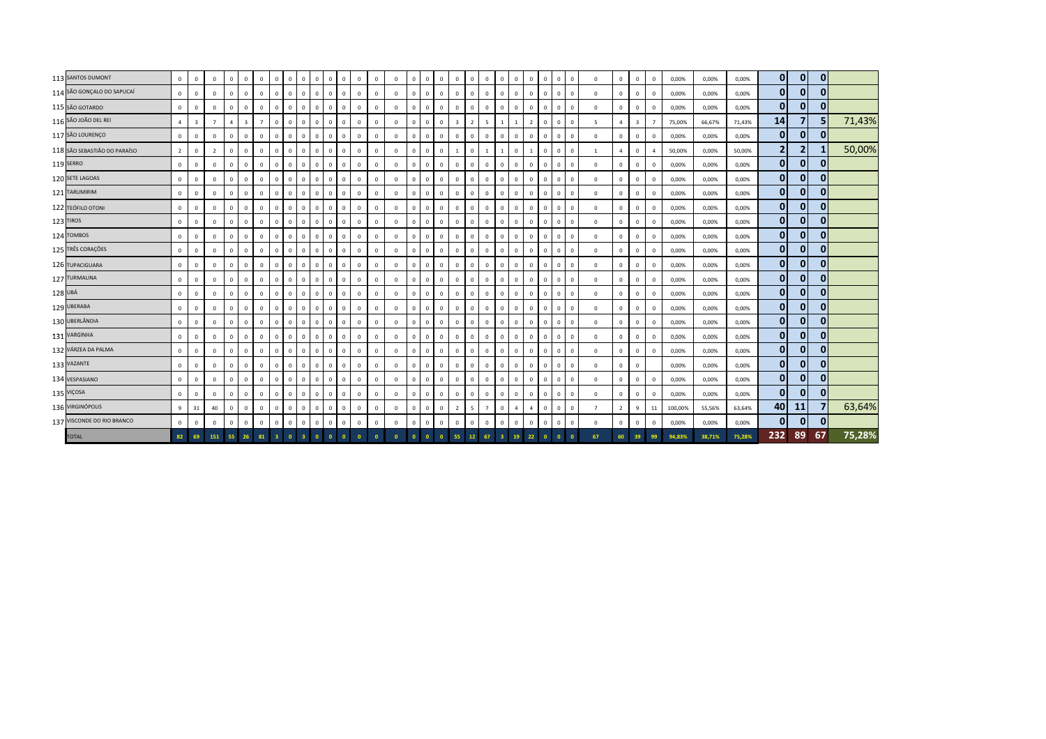| | | | | | | | | | | | | | | | | | | | | | | | | | | | | | | | | | | | | | | | | |
|---|---|---|---|---|---|---|---|---|---|---|---|---|---|---|---|---|---|---|---|---|---|---|---|---|---|---|---|---|---|---|---|---|---|---|---|---|---|---|---|---|
| 113 | SANTOS DUMONT | 0 | 0 | 0 | 0 | 0 | 0 | 0 | 0 | 0 | 0 | 0 | 0 | 0 | 0 | 0 | 0 | 0 | 0 | 0 | 0 | 0 | 0 | 0 | 0 | 0 | 0 | 0 | 0 | 0 | 0 | 0 | 0 | 0 | 0 | 0,00% | 0,00% | 0,00% | 0 | 0 | 0 | |
| 114 | SÃO GONÇALO DO SAPUCAÍ | 0 | 0 | 0 | 0 | 0 | 0 | 0 | 0 | 0 | 0 | 0 | 0 | 0 | 0 | 0 | 0 | 0 | 0 | 0 | 0 | 0 | 0 | 0 | 0 | 0 | 0 | 0 | 0 | 0 | 0 | 0 | 0 | 0 | 0 | 0,00% | 0,00% | 0,00% | 0 | 0 | 0 | |
| 115 | SÃO GOTARDO | 0 | 0 | 0 | 0 | 0 | 0 | 0 | 0 | 0 | 0 | 0 | 0 | 0 | 0 | 0 | 0 | 0 | 0 | 0 | 0 | 0 | 0 | 0 | 0 | 0 | 0 | 0 | 0 | 0 | 0 | 0 | 0 | 0 | 0 | 0,00% | 0,00% | 0,00% | 0 | 0 | 0 | |
| 116 | SÃO JOÃO DEL REI | 4 | 3 | 7 | 4 | 3 | 7 | 0 | 0 | 0 | 0 | 0 | 0 | 0 | 0 | 0 | 0 | 0 | 0 | 0 | 3 | 2 | 5 | 1 | 1 | 2 | 0 | 0 | 0 | 5 | 4 | 3 | 7 | 75,00% | 66,67% | 71,43% | 14 | 7 | 5 | 71,43% |
| 117 | SÃO LOURENÇO | 0 | 0 | 0 | 0 | 0 | 0 | 0 | 0 | 0 | 0 | 0 | 0 | 0 | 0 | 0 | 0 | 0 | 0 | 0 | 0 | 0 | 0 | 0 | 0 | 0 | 0 | 0 | 0 | 0 | 0 | 0 | 0 | 0 | 0 | 0,00% | 0,00% | 0,00% | 0 | 0 | 0 | |
| 118 | SÃO SEBASTIÃO DO PARAÍSO | 2 | 0 | 2 | 0 | 0 | 0 | 0 | 0 | 0 | 0 | 0 | 0 | 0 | 0 | 0 | 0 | 0 | 0 | 0 | 1 | 0 | 1 | 1 | 0 | 1 | 0 | 0 | 0 | 1 | 4 | 0 | 4 | 50,00% | 0,00% | 50,00% | 2 | 2 | 1 | 50,00% |
| 119 | SERRO | 0 | 0 | 0 | 0 | 0 | 0 | 0 | 0 | 0 | 0 | 0 | 0 | 0 | 0 | 0 | 0 | 0 | 0 | 0 | 0 | 0 | 0 | 0 | 0 | 0 | 0 | 0 | 0 | 0 | 0 | 0 | 0 | 0,00% | 0,00% | 0,00% | 0 | 0 | 0 | |
| 120 | SETE LAGOAS | 0 | 0 | 0 | 0 | 0 | 0 | 0 | 0 | 0 | 0 | 0 | 0 | 0 | 0 | 0 | 0 | 0 | 0 | 0 | 0 | 0 | 0 | 0 | 0 | 0 | 0 | 0 | 0 | 0 | 0 | 0 | 0 | 0,00% | 0,00% | 0,00% | 0 | 0 | 0 | |
| 121 | TARUMIRIM | 0 | 0 | 0 | 0 | 0 | 0 | 0 | 0 | 0 | 0 | 0 | 0 | 0 | 0 | 0 | 0 | 0 | 0 | 0 | 0 | 0 | 0 | 0 | 0 | 0 | 0 | 0 | 0 | 0 | 0 | 0 | 0 | 0,00% | 0,00% | 0,00% | 0 | 0 | 0 | |
| 122 | TEÓFILO OTONI | 0 | 0 | 0 | 0 | 0 | 0 | 0 | 0 | 0 | 0 | 0 | 0 | 0 | 0 | 0 | 0 | 0 | 0 | 0 | 0 | 0 | 0 | 0 | 0 | 0 | 0 | 0 | 0 | 0 | 0 | 0 | 0 | 0,00% | 0,00% | 0,00% | 0 | 0 | 0 | |
| 123 | TIROS | 0 | 0 | 0 | 0 | 0 | 0 | 0 | 0 | 0 | 0 | 0 | 0 | 0 | 0 | 0 | 0 | 0 | 0 | 0 | 0 | 0 | 0 | 0 | 0 | 0 | 0 | 0 | 0 | 0 | 0 | 0 | 0 | 0,00% | 0,00% | 0,00% | 0 | 0 | 0 | |
| 124 | TOMBOS | 0 | 0 | 0 | 0 | 0 | 0 | 0 | 0 | 0 | 0 | 0 | 0 | 0 | 0 | 0 | 0 | 0 | 0 | 0 | 0 | 0 | 0 | 0 | 0 | 0 | 0 | 0 | 0 | 0 | 0 | 0 | 0 | 0,00% | 0,00% | 0,00% | 0 | 0 | 0 | |
| 125 | TRÊS CORAÇÕES | 0 | 0 | 0 | 0 | 0 | 0 | 0 | 0 | 0 | 0 | 0 | 0 | 0 | 0 | 0 | 0 | 0 | 0 | 0 | 0 | 0 | 0 | 0 | 0 | 0 | 0 | 0 | 0 | 0 | 0 | 0 | 0 | 0,00% | 0,00% | 0,00% | 0 | 0 | 0 | |
| 126 | TUPACIGUARA | 0 | 0 | 0 | 0 | 0 | 0 | 0 | 0 | 0 | 0 | 0 | 0 | 0 | 0 | 0 | 0 | 0 | 0 | 0 | 0 | 0 | 0 | 0 | 0 | 0 | 0 | 0 | 0 | 0 | 0 | 0 | 0 | 0,00% | 0,00% | 0,00% | 0 | 0 | 0 | |
| 127 | TURMALINA | 0 | 0 | 0 | 0 | 0 | 0 | 0 | 0 | 0 | 0 | 0 | 0 | 0 | 0 | 0 | 0 | 0 | 0 | 0 | 0 | 0 | 0 | 0 | 0 | 0 | 0 | 0 | 0 | 0 | 0 | 0 | 0 | 0,00% | 0,00% | 0,00% | 0 | 0 | 0 | |
| 128 | UBÁ | 0 | 0 | 0 | 0 | 0 | 0 | 0 | 0 | 0 | 0 | 0 | 0 | 0 | 0 | 0 | 0 | 0 | 0 | 0 | 0 | 0 | 0 | 0 | 0 | 0 | 0 | 0 | 0 | 0 | 0 | 0 | 0 | 0,00% | 0,00% | 0,00% | 0 | 0 | 0 | |
| 129 | UBERABA | 0 | 0 | 0 | 0 | 0 | 0 | 0 | 0 | 0 | 0 | 0 | 0 | 0 | 0 | 0 | 0 | 0 | 0 | 0 | 0 | 0 | 0 | 0 | 0 | 0 | 0 | 0 | 0 | 0 | 0 | 0 | 0 | 0,00% | 0,00% | 0,00% | 0 | 0 | 0 | |
| 130 | UBERLÂNDIA | 0 | 0 | 0 | 0 | 0 | 0 | 0 | 0 | 0 | 0 | 0 | 0 | 0 | 0 | 0 | 0 | 0 | 0 | 0 | 0 | 0 | 0 | 0 | 0 | 0 | 0 | 0 | 0 | 0 | 0 | 0 | 0 | 0,00% | 0,00% | 0,00% | 0 | 0 | 0 | |
| 131 | VARGINHA | 0 | 0 | 0 | 0 | 0 | 0 | 0 | 0 | 0 | 0 | 0 | 0 | 0 | 0 | 0 | 0 | 0 | 0 | 0 | 0 | 0 | 0 | 0 | 0 | 0 | 0 | 0 | 0 | 0 | 0 | 0 | 0 | 0,00% | 0,00% | 0,00% | 0 | 0 | 0 | |
| 132 | VÁRZEA DA PALMA | 0 | 0 | 0 | 0 | 0 | 0 | 0 | 0 | 0 | 0 | 0 | 0 | 0 | 0 | 0 | 0 | 0 | 0 | 0 | 0 | 0 | 0 | 0 | 0 | 0 | 0 | 0 | 0 | 0 | 0 | 0 | 0 | 0,00% | 0,00% | 0,00% | 0 | 0 | 0 | |
| 133 | VAZANTE | 0 | 0 | 0 | 0 | 0 | 0 | 0 | 0 | 0 | 0 | 0 | 0 | 0 | 0 | 0 | 0 | 0 | 0 | 0 | 0 | 0 | 0 | 0 | 0 | 0 | 0 | 0 | 0 | 0 | 0 | 0 | | 0,00% | 0,00% | 0,00% | 0 | 0 | 0 | |
| 134 | VESPASIANO | 0 | 0 | 0 | 0 | 0 | 0 | 0 | 0 | 0 | 0 | 0 | 0 | 0 | 0 | 0 | 0 | 0 | 0 | 0 | 0 | 0 | 0 | 0 | 0 | 0 | 0 | 0 | 0 | 0 | 0 | 0 | 0 | 0,00% | 0,00% | 0,00% | 0 | 0 | 0 | |
| 135 | VIÇOSA | 0 | 0 | 0 | 0 | 0 | 0 | 0 | 0 | 0 | 0 | 0 | 0 | 0 | 0 | 0 | 0 | 0 | 0 | 0 | 0 | 0 | 0 | 0 | 0 | 0 | 0 | 0 | 0 | 0 | 0 | 0 | 0 | 0,00% | 0,00% | 0,00% | 0 | 0 | 0 | |
| 136 | VIRGINÓPOLIS | 9 | 31 | 40 | 0 | 0 | 0 | 0 | 0 | 0 | 0 | 0 | 0 | 0 | 0 | 0 | 0 | 0 | 0 | 0 | 2 | 5 | 7 | 0 | 4 | 4 | 0 | 0 | 0 | 7 | 2 | 9 | 11 | 100,00% | 55,56% | 63,64% | 40 | 11 | 7 | 63,64% |
| 137 | VISCONDE DO RIO BRANCO | 0 | 0 | 0 | 0 | 0 | 0 | 0 | 0 | 0 | 0 | 0 | 0 | 0 | 0 | 0 | 0 | 0 | 0 | 0 | 0 | 0 | 0 | 0 | 0 | 0 | 0 | 0 | 0 | 0 | 0 | 0 | 0 | 0,00% | 0,00% | 0,00% | 0 | 0 | 0 | |
| | **TOTAL** | **82** | **69** | **151** | **55** | **26** | **81** | **3** | **0** | **3** | **0** | **0** | **0** | **0** | **0** | **0** | **0** | **0** | **0** | **0** | **55** | **12** | **67** | **3** | **19** | **22** | **0** | **0** | **0** | **67** | **60** | **39** | **99** | **94,83%** | **38,71%** | **75,28%** | **232** | **89** | **67** | **75,28%** |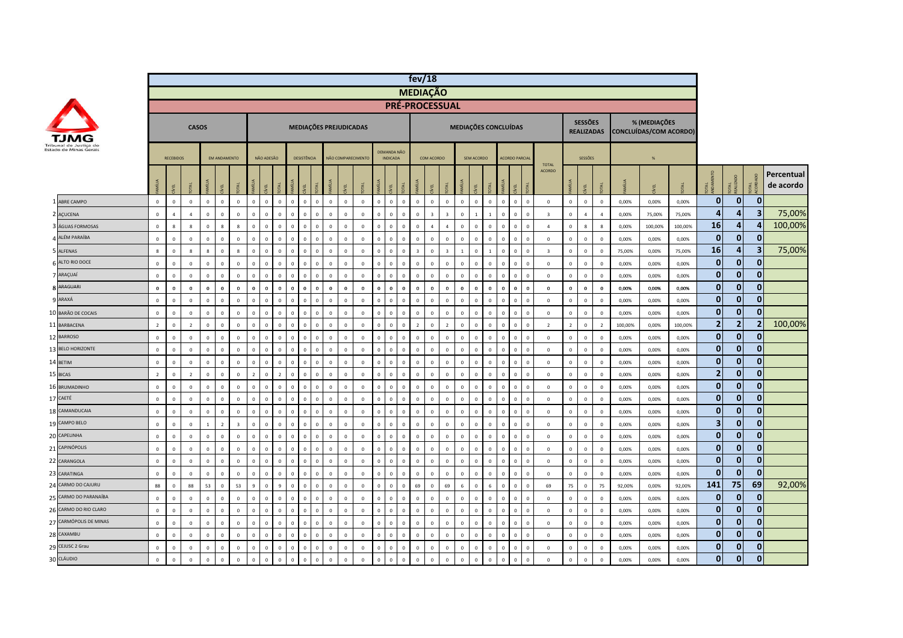| | fev/18 | | | | | | | | | | | | | | | | | | | | | | | | | | | | | | | | | | | | | | | | | | | | | |
|---|---|---|---|---|---|---|---|---|---|---|---|---|---|---|---|---|---|---|---|---|---|---|---|---|---|---|---|---|---|---|---|---|---|---|---|---|---|---|---|---|---|---|---|---|---|---|
| | MEDIAÇÃO | | | | | | | | | | | | | | | | | | | | | | | | | | | | | | | | | | | | | | | | | | | | | |
| | PRÉ-PROCESSUAL | | | | | | | | | | | | | | | | | | | | | | | | | | | | | | | | | | | | | | | | | | | | | |
| | CASOS | | | | | | MEDIAÇÕES PREJUDICADAS | | | | | | | | | | | | MEDIAÇÕES CONCLUÍDAS | | | | | | | | | | SESSÕES REALIZADAS | | | % (MEDIAÇÕES CONCLUÍDAS/COM ACORDO) | | | | | | |
| | RECEBIDOS | | | EM ANDAMENTO | | | NÃO ADESÃO | | | DESISTÊNCIA | | | NÃO COMPARECIMENTO | | | DEMANDA NÃO INDICADA | | | COM ACORDO | | | SEM ACORDO | | | ACORDO PARCIAL | | | TOTAL ACORDO | SESSÕES | | | % | | | | | | |
| | FAMÍLIA | CÍVEL | TOTAL | FAMÍLIA | CÍVEL | TOTAL | FAMÍLIA | CÍVEL | TOTAL | FAMÍLIA | CÍVEL | TOTAL | FAMÍLIA | CÍVEL | TOTAL | FAMÍLIA | CÍVEL | TOTAL | FAMÍLIA | CÍVEL | TOTAL | FAMÍLIA | CÍVEL | TOTAL | FAMÍLIA | CÍVEL | TOTAL | | FAMÍLIA | CÍVEL | TOTAL | FAMÍLIA | CÍVEL | TOTAL | TOTAL ANDAMENTO | TOTAL REALIZADO | TOTAL ACORDADO | Percentual de acordo |
| 1 ABRE CAMPO | 0 | 0 | 0 | 0 | 0 | 0 | 0 | 0 | 0 | 0 | 0 | 0 | 0 | 0 | 0 | 0 | 0 | 0 | 0 | 0 | 0 | 0 | 0 | 0 | 0 | 0 | 0 | 0 | 0 | 0 | 0 | 0,00% | 0,00% | 0,00% | 0 | 0 | 0 | |
| 2 AÇUCENA | 0 | 4 | 4 | 0 | 0 | 0 | 0 | 0 | 0 | 0 | 0 | 0 | 0 | 0 | 0 | 0 | 0 | 0 | 0 | 3 | 3 | 0 | 1 | 1 | 0 | 0 | 0 | 3 | 0 | 4 | 4 | 0,00% | 75,00% | 75,00% | 4 | 4 | 3 | 75,00% |
| 3 ÁGUAS FORMOSAS | 0 | 8 | 8 | 0 | 8 | 8 | 0 | 0 | 0 | 0 | 0 | 0 | 0 | 0 | 0 | 0 | 0 | 0 | 0 | 4 | 4 | 0 | 0 | 0 | 0 | 0 | 0 | 4 | 0 | 8 | 8 | 0,00% | 100,00% | 100,00% | 16 | 4 | 4 | 100,00% |
| 4 ALÉM PARAÍBA | 0 | 0 | 0 | 0 | 0 | 0 | 0 | 0 | 0 | 0 | 0 | 0 | 0 | 0 | 0 | 0 | 0 | 0 | 0 | 0 | 0 | 0 | 0 | 0 | 0 | 0 | 0 | 0 | 0 | 0 | 0 | 0,00% | 0,00% | 0,00% | 0 | 0 | 0 | |
| 5 ALFENAS | 8 | 0 | 8 | 8 | 0 | 8 | 0 | 0 | 0 | 0 | 0 | 0 | 0 | 0 | 0 | 0 | 0 | 0 | 3 | 0 | 3 | 1 | 0 | 1 | 0 | 0 | 0 | 3 | 0 | 0 | 0 | 75,00% | 0,00% | 75,00% | 16 | 4 | 3 | 75,00% |
| 6 ALTO RIO DOCE | 0 | 0 | 0 | 0 | 0 | 0 | 0 | 0 | 0 | 0 | 0 | 0 | 0 | 0 | 0 | 0 | 0 | 0 | 0 | 0 | 0 | 0 | 0 | 0 | 0 | 0 | 0 | 0 | 0 | 0 | 0 | 0,00% | 0,00% | 0,00% | 0 | 0 | 0 | |
| 7 ARAÇUAÍ | 0 | 0 | 0 | 0 | 0 | 0 | 0 | 0 | 0 | 0 | 0 | 0 | 0 | 0 | 0 | 0 | 0 | 0 | 0 | 0 | 0 | 0 | 0 | 0 | 0 | 0 | 0 | 0 | 0 | 0 | 0 | 0,00% | 0,00% | 0,00% | 0 | 0 | 0 | |
| 8 ARAGUARI | 0 | 0 | 0 | 0 | 0 | 0 | 0 | 0 | 0 | 0 | 0 | 0 | 0 | 0 | 0 | 0 | 0 | 0 | 0 | 0 | 0 | 0 | 0 | 0 | 0 | 0 | 0 | 0 | 0 | 0 | 0 | 0,00% | 0,00% | 0,00% | 0 | 0 | 0 | |
| 9 ARAXÁ | 0 | 0 | 0 | 0 | 0 | 0 | 0 | 0 | 0 | 0 | 0 | 0 | 0 | 0 | 0 | 0 | 0 | 0 | 0 | 0 | 0 | 0 | 0 | 0 | 0 | 0 | 0 | 0 | 0 | 0 | 0 | 0,00% | 0,00% | 0,00% | 0 | 0 | 0 | |
| 10 BARÃO DE COCAIS | 0 | 0 | 0 | 0 | 0 | 0 | 0 | 0 | 0 | 0 | 0 | 0 | 0 | 0 | 0 | 0 | 0 | 0 | 0 | 0 | 0 | 0 | 0 | 0 | 0 | 0 | 0 | 0 | 0 | 0 | 0 | 0,00% | 0,00% | 0,00% | 0 | 0 | 0 | |
| 11 BARBACENA | 2 | 0 | 2 | 0 | 0 | 0 | 0 | 0 | 0 | 0 | 0 | 0 | 0 | 0 | 0 | 0 | 0 | 0 | 2 | 0 | 2 | 0 | 0 | 0 | 0 | 0 | 0 | 2 | 2 | 0 | 2 | 100,00% | 0,00% | 100,00% | 2 | 2 | 2 | 100,00% |
| 12 BARROSO | 0 | 0 | 0 | 0 | 0 | 0 | 0 | 0 | 0 | 0 | 0 | 0 | 0 | 0 | 0 | 0 | 0 | 0 | 0 | 0 | 0 | 0 | 0 | 0 | 0 | 0 | 0 | 0 | 0 | 0 | 0 | 0,00% | 0,00% | 0,00% | 0 | 0 | 0 | |
| 13 BELO HORIZONTE | 0 | 0 | 0 | 0 | 0 | 0 | 0 | 0 | 0 | 0 | 0 | 0 | 0 | 0 | 0 | 0 | 0 | 0 | 0 | 0 | 0 | 0 | 0 | 0 | 0 | 0 | 0 | 0 | 0 | 0 | 0 | 0,00% | 0,00% | 0,00% | 0 | 0 | 0 | |
| 14 BETIM | 0 | 0 | 0 | 0 | 0 | 0 | 0 | 0 | 0 | 0 | 0 | 0 | 0 | 0 | 0 | 0 | 0 | 0 | 0 | 0 | 0 | 0 | 0 | 0 | 0 | 0 | 0 | 0 | 0 | 0 | 0 | 0,00% | 0,00% | 0,00% | 0 | 0 | 0 | |
| 15 BICAS | 2 | 0 | 2 | 0 | 0 | 0 | 2 | 0 | 2 | 0 | 0 | 0 | 0 | 0 | 0 | 0 | 0 | 0 | 0 | 0 | 0 | 0 | 0 | 0 | 0 | 0 | 0 | 0 | 0 | 0 | 0 | 0,00% | 0,00% | 0,00% | 2 | 0 | 0 | |
| 16 BRUMADINHO | 0 | 0 | 0 | 0 | 0 | 0 | 0 | 0 | 0 | 0 | 0 | 0 | 0 | 0 | 0 | 0 | 0 | 0 | 0 | 0 | 0 | 0 | 0 | 0 | 0 | 0 | 0 | 0 | 0 | 0 | 0 | 0,00% | 0,00% | 0,00% | 0 | 0 | 0 | |
| 17 CAETÉ | 0 | 0 | 0 | 0 | 0 | 0 | 0 | 0 | 0 | 0 | 0 | 0 | 0 | 0 | 0 | 0 | 0 | 0 | 0 | 0 | 0 | 0 | 0 | 0 | 0 | 0 | 0 | 0 | 0 | 0 | 0 | 0,00% | 0,00% | 0,00% | 0 | 0 | 0 | |
| 18 CAMANDUCAIA | 0 | 0 | 0 | 0 | 0 | 0 | 0 | 0 | 0 | 0 | 0 | 0 | 0 | 0 | 0 | 0 | 0 | 0 | 0 | 0 | 0 | 0 | 0 | 0 | 0 | 0 | 0 | 0 | 0 | 0 | 0 | 0,00% | 0,00% | 0,00% | 0 | 0 | 0 | |
| 19 CAMPO BELO | 0 | 0 | 0 | 1 | 2 | 3 | 0 | 0 | 0 | 0 | 0 | 0 | 0 | 0 | 0 | 0 | 0 | 0 | 0 | 0 | 0 | 0 | 0 | 0 | 0 | 0 | 0 | 0 | 0 | 0 | 0 | 0,00% | 0,00% | 0,00% | 3 | 0 | 0 | |
| 20 CAPELINHA | 0 | 0 | 0 | 0 | 0 | 0 | 0 | 0 | 0 | 0 | 0 | 0 | 0 | 0 | 0 | 0 | 0 | 0 | 0 | 0 | 0 | 0 | 0 | 0 | 0 | 0 | 0 | 0 | 0 | 0 | 0 | 0,00% | 0,00% | 0,00% | 0 | 0 | 0 | |
| 21 CAPINÓPOLIS | 0 | 0 | 0 | 0 | 0 | 0 | 0 | 0 | 0 | 0 | 0 | 0 | 0 | 0 | 0 | 0 | 0 | 0 | 0 | 0 | 0 | 0 | 0 | 0 | 0 | 0 | 0 | 0 | 0 | 0 | 0 | 0,00% | 0,00% | 0,00% | 0 | 0 | 0 | |
| 22 CARANGOLA | 0 | 0 | 0 | 0 | 0 | 0 | 0 | 0 | 0 | 0 | 0 | 0 | 0 | 0 | 0 | 0 | 0 | 0 | 0 | 0 | 0 | 0 | 0 | 0 | 0 | 0 | 0 | 0 | 0 | 0 | 0 | 0,00% | 0,00% | 0,00% | 0 | 0 | 0 | |
| 23 CARATINGA | 0 | 0 | 0 | 0 | 0 | 0 | 0 | 0 | 0 | 0 | 0 | 0 | 0 | 0 | 0 | 0 | 0 | 0 | 0 | 0 | 0 | 0 | 0 | 0 | 0 | 0 | 0 | 0 | 0 | 0 | 0 | 0,00% | 0,00% | 0,00% | 0 | 0 | 0 | |
| 24 CARMO DO CAJURU | 88 | 0 | 88 | 53 | 0 | 53 | 9 | 0 | 9 | 0 | 0 | 0 | 0 | 0 | 0 | 0 | 0 | 0 | 69 | 0 | 69 | 6 | 0 | 6 | 0 | 0 | 0 | 69 | 75 | 0 | 75 | 92,00% | 0,00% | 92,00% | 141 | 75 | 69 | 92,00% |
| 25 CARMO DO PARANAÍBA | 0 | 0 | 0 | 0 | 0 | 0 | 0 | 0 | 0 | 0 | 0 | 0 | 0 | 0 | 0 | 0 | 0 | 0 | 0 | 0 | 0 | 0 | 0 | 0 | 0 | 0 | 0 | 0 | 0 | 0 | 0 | 0,00% | 0,00% | 0,00% | 0 | 0 | 0 | |
| 26 CARMO DO RIO CLARO | 0 | 0 | 0 | 0 | 0 | 0 | 0 | 0 | 0 | 0 | 0 | 0 | 0 | 0 | 0 | 0 | 0 | 0 | 0 | 0 | 0 | 0 | 0 | 0 | 0 | 0 | 0 | 0 | 0 | 0 | 0 | 0,00% | 0,00% | 0,00% | 0 | 0 | 0 | |
| 27 CARMÓPOLIS DE MINAS | 0 | 0 | 0 | 0 | 0 | 0 | 0 | 0 | 0 | 0 | 0 | 0 | 0 | 0 | 0 | 0 | 0 | 0 | 0 | 0 | 0 | 0 | 0 | 0 | 0 | 0 | 0 | 0 | 0 | 0 | 0 | 0,00% | 0,00% | 0,00% | 0 | 0 | 0 | |
| 28 CAXAMBU | 0 | 0 | 0 | 0 | 0 | 0 | 0 | 0 | 0 | 0 | 0 | 0 | 0 | 0 | 0 | 0 | 0 | 0 | 0 | 0 | 0 | 0 | 0 | 0 | 0 | 0 | 0 | 0 | 0 | 0 | 0 | 0,00% | 0,00% | 0,00% | 0 | 0 | 0 | |
| 29 CEJUSC 2 Grau | 0 | 0 | 0 | 0 | 0 | 0 | 0 | 0 | 0 | 0 | 0 | 0 | 0 | 0 | 0 | 0 | 0 | 0 | 0 | 0 | 0 | 0 | 0 | 0 | 0 | 0 | 0 | 0 | 0 | 0 | 0 | 0,00% | 0,00% | 0,00% | 0 | 0 | 0 | |
| 30 CLÁUDIO | 0 | 0 | 0 | 0 | 0 | 0 | 0 | 0 | 0 | 0 | 0 | 0 | 0 | 0 | 0 | 0 | 0 | 0 | 0 | 0 | 0 | 0 | 0 | 0 | 0 | 0 | 0 | 0 | 0 | 0 | 0 | 0,00% | 0,00% | 0,00% | 0 | 0 | 0 | |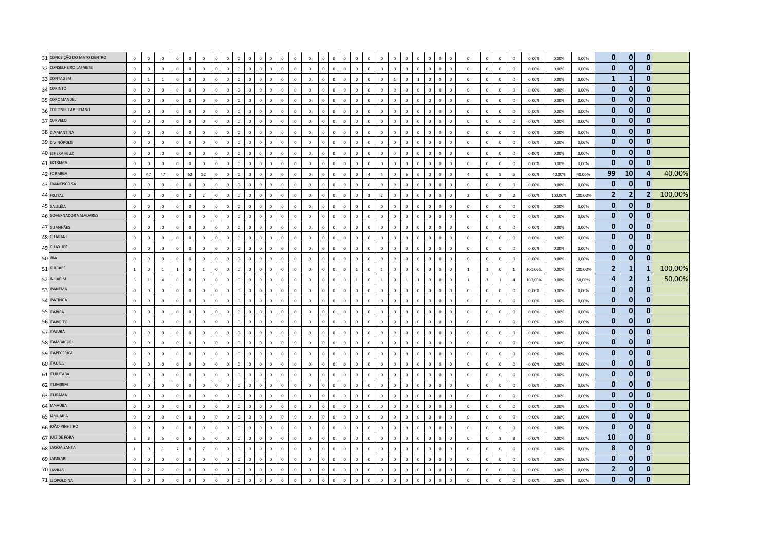| | | | | | | | | | | | | | | | | | | | | | | | | | | | | | | | | | | | | | | | | |
|---|---|---|---|---|---|---|---|---|---|---|---|---|---|---|---|---|---|---|---|---|---|---|---|---|---|---|---|---|---|---|---|---|---|---|---|---|---|---|---|---|
| 31 | CONCEIÇÃO DO MATO DENTRO | 0 | 0 | 0 | 0 | 0 | 0 | 0 | 0 | 0 | 0 | 0 | 0 | 0 | 0 | 0 | 0 | 0 | 0 | 0 | 0 | 0 | 0 | 0 | 0 | 0 | 0 | 0 | 0 | 0 | 0 | 0 | 0 | 0,00% | 0,00% | 0,00% | 0 | 0 | 0 | |
| 32 | CONSELHEIRO LAFAIETE | 0 | 0 | 0 | 0 | 0 | 0 | 0 | 0 | 0 | 0 | 0 | 0 | 0 | 0 | 0 | 0 | 0 | 0 | 0 | 0 | 0 | 0 | 0 | 0 | 0 | 0 | 0 | 0 | 0 | 0 | 0 | 0 | 0,00% | 0,00% | 0,00% | 0 | 0 | 0 | |
| 33 | CONTAGEM | 0 | 1 | 1 | 0 | 0 | 0 | 0 | 0 | 0 | 0 | 0 | 0 | 0 | 0 | 0 | 0 | 0 | 0 | 0 | 0 | 0 | 0 | 1 | 0 | 1 | 0 | 0 | 0 | 0 | 0 | 0 | 0 | 0,00% | 0,00% | 0,00% | 1 | 1 | 0 | |
| 34 | CORINTO | 0 | 0 | 0 | 0 | 0 | 0 | 0 | 0 | 0 | 0 | 0 | 0 | 0 | 0 | 0 | 0 | 0 | 0 | 0 | 0 | 0 | 0 | 0 | 0 | 0 | 0 | 0 | 0 | 0 | 0 | 0 | 0 | 0,00% | 0,00% | 0,00% | 0 | 0 | 0 | |
| 35 | COROMANDEL | 0 | 0 | 0 | 0 | 0 | 0 | 0 | 0 | 0 | 0 | 0 | 0 | 0 | 0 | 0 | 0 | 0 | 0 | 0 | 0 | 0 | 0 | 0 | 0 | 0 | 0 | 0 | 0 | 0 | 0 | 0 | 0 | 0,00% | 0,00% | 0,00% | 0 | 0 | 0 | |
| 36 | CORONEL FABRICIANO | 0 | 0 | 0 | 0 | 0 | 0 | 0 | 0 | 0 | 0 | 0 | 0 | 0 | 0 | 0 | 0 | 0 | 0 | 0 | 0 | 0 | 0 | 0 | 0 | 0 | 0 | 0 | 0 | 0 | 0 | 0 | 0 | 0,00% | 0,00% | 0,00% | 0 | 0 | 0 | |
| 37 | CURVELO | 0 | 0 | 0 | 0 | 0 | 0 | 0 | 0 | 0 | 0 | 0 | 0 | 0 | 0 | 0 | 0 | 0 | 0 | 0 | 0 | 0 | 0 | 0 | 0 | 0 | 0 | 0 | 0 | 0 | 0 | 0 | 0 | 0,00% | 0,00% | 0,00% | 0 | 0 | 0 | |
| 38 | DIAMANTINA | 0 | 0 | 0 | 0 | 0 | 0 | 0 | 0 | 0 | 0 | 0 | 0 | 0 | 0 | 0 | 0 | 0 | 0 | 0 | 0 | 0 | 0 | 0 | 0 | 0 | 0 | 0 | 0 | 0 | 0 | 0 | 0 | 0,00% | 0,00% | 0,00% | 0 | 0 | 0 | |
| 39 | DIVINÓPOLIS | 0 | 0 | 0 | 0 | 0 | 0 | 0 | 0 | 0 | 0 | 0 | 0 | 0 | 0 | 0 | 0 | 0 | 0 | 0 | 0 | 0 | 0 | 0 | 0 | 0 | 0 | 0 | 0 | 0 | 0 | 0 | 0 | 0,00% | 0,00% | 0,00% | 0 | 0 | 0 | |
| 40 | ESPERA FELIZ | 0 | 0 | 0 | 0 | 0 | 0 | 0 | 0 | 0 | 0 | 0 | 0 | 0 | 0 | 0 | 0 | 0 | 0 | 0 | 0 | 0 | 0 | 0 | 0 | 0 | 0 | 0 | 0 | 0 | 0 | 0 | 0 | 0,00% | 0,00% | 0,00% | 0 | 0 | 0 | |
| 41 | EXTREMA | 0 | 0 | 0 | 0 | 0 | 0 | 0 | 0 | 0 | 0 | 0 | 0 | 0 | 0 | 0 | 0 | 0 | 0 | 0 | 0 | 0 | 0 | 0 | 0 | 0 | 0 | 0 | 0 | 0 | 0 | 0 | 0 | 0,00% | 0,00% | 0,00% | 0 | 0 | 0 | |
| 42 | FORMIGA | 0 | 47 | 47 | 0 | 52 | 52 | 0 | 0 | 0 | 0 | 0 | 0 | 0 | 0 | 0 | 0 | 0 | 0 | 0 | 0 | 4 | 4 | 0 | 6 | 6 | 0 | 0 | 0 | 4 | 0 | 5 | 5 | 0,00% | 40,00% | 40,00% | 99 | 10 | 4 | 40,00% |
| 43 | FRANCISCO SÁ | 0 | 0 | 0 | 0 | 0 | 0 | 0 | 0 | 0 | 0 | 0 | 0 | 0 | 0 | 0 | 0 | 0 | 0 | 0 | 0 | 0 | 0 | 0 | 0 | 0 | 0 | 0 | 0 | 0 | 0 | 0 | 0 | 0,00% | 0,00% | 0,00% | 0 | 0 | 0 | |
| 44 | FRUTAL | 0 | 0 | 0 | 0 | 2 | 2 | 0 | 0 | 0 | 0 | 0 | 0 | 0 | 0 | 0 | 0 | 0 | 0 | 0 | 0 | 2 | 2 | 0 | 0 | 0 | 0 | 0 | 0 | 2 | 0 | 2 | 2 | 0,00% | 100,00% | 100,00% | 2 | 2 | 2 | 100,00% |
| 45 | GALILÉIA | 0 | 0 | 0 | 0 | 0 | 0 | 0 | 0 | 0 | 0 | 0 | 0 | 0 | 0 | 0 | 0 | 0 | 0 | 0 | 0 | 0 | 0 | 0 | 0 | 0 | 0 | 0 | 0 | 0 | 0 | 0 | 0 | 0,00% | 0,00% | 0,00% | 0 | 0 | 0 | |
| 46 | GOVERNADOR VALADARES | 0 | 0 | 0 | 0 | 0 | 0 | 0 | 0 | 0 | 0 | 0 | 0 | 0 | 0 | 0 | 0 | 0 | 0 | 0 | 0 | 0 | 0 | 0 | 0 | 0 | 0 | 0 | 0 | 0 | 0 | 0 | 0 | 0,00% | 0,00% | 0,00% | 0 | 0 | 0 | |
| 47 | GUANHÃES | 0 | 0 | 0 | 0 | 0 | 0 | 0 | 0 | 0 | 0 | 0 | 0 | 0 | 0 | 0 | 0 | 0 | 0 | 0 | 0 | 0 | 0 | 0 | 0 | 0 | 0 | 0 | 0 | 0 | 0 | 0 | 0 | 0,00% | 0,00% | 0,00% | 0 | 0 | 0 | |
| 48 | GUARANI | 0 | 0 | 0 | 0 | 0 | 0 | 0 | 0 | 0 | 0 | 0 | 0 | 0 | 0 | 0 | 0 | 0 | 0 | 0 | 0 | 0 | 0 | 0 | 0 | 0 | 0 | 0 | 0 | 0 | 0 | 0 | 0 | 0,00% | 0,00% | 0,00% | 0 | 0 | 0 | |
| 49 | GUAXUPÉ | 0 | 0 | 0 | 0 | 0 | 0 | 0 | 0 | 0 | 0 | 0 | 0 | 0 | 0 | 0 | 0 | 0 | 0 | 0 | 0 | 0 | 0 | 0 | 0 | 0 | 0 | 0 | 0 | 0 | 0 | 0 | 0 | 0,00% | 0,00% | 0,00% | 0 | 0 | 0 | |
| 50 | IBIÁ | 0 | 0 | 0 | 0 | 0 | 0 | 0 | 0 | 0 | 0 | 0 | 0 | 0 | 0 | 0 | 0 | 0 | 0 | 0 | 0 | 0 | 0 | 0 | 0 | 0 | 0 | 0 | 0 | 0 | 0 | 0 | 0 | 0,00% | 0,00% | 0,00% | 0 | 0 | 0 | |
| 51 | IGARAPÉ | 1 | 0 | 1 | 1 | 0 | 1 | 0 | 0 | 0 | 0 | 0 | 0 | 0 | 0 | 0 | 0 | 0 | 0 | 0 | 1 | 0 | 1 | 0 | 0 | 0 | 0 | 0 | 0 | 1 | 1 | 0 | 1 | 100,00% | 0,00% | 100,00% | 2 | 1 | 1 | 100,00% |
| 52 | INHAPIM | 3 | 1 | 4 | 0 | 0 | 0 | 0 | 0 | 0 | 0 | 0 | 0 | 0 | 0 | 0 | 0 | 0 | 0 | 0 | 1 | 0 | 1 | 0 | 1 | 1 | 0 | 0 | 0 | 1 | 3 | 1 | 4 | 100,00% | 0,00% | 50,00% | 4 | 2 | 1 | 50,00% |
| 53 | IPANEMA | 0 | 0 | 0 | 0 | 0 | 0 | 0 | 0 | 0 | 0 | 0 | 0 | 0 | 0 | 0 | 0 | 0 | 0 | 0 | 0 | 0 | 0 | 0 | 0 | 0 | 0 | 0 | 0 | 0 | 0 | 0 | 0 | 0,00% | 0,00% | 0,00% | 0 | 0 | 0 | |
| 54 | IPATINGA | 0 | 0 | 0 | 0 | 0 | 0 | 0 | 0 | 0 | 0 | 0 | 0 | 0 | 0 | 0 | 0 | 0 | 0 | 0 | 0 | 0 | 0 | 0 | 0 | 0 | 0 | 0 | 0 | 0 | 0 | 0 | 0 | 0,00% | 0,00% | 0,00% | 0 | 0 | 0 | |
| 55 | ITABIRA | 0 | 0 | 0 | 0 | 0 | 0 | 0 | 0 | 0 | 0 | 0 | 0 | 0 | 0 | 0 | 0 | 0 | 0 | 0 | 0 | 0 | 0 | 0 | 0 | 0 | 0 | 0 | 0 | 0 | 0 | 0 | 0 | 0,00% | 0,00% | 0,00% | 0 | 0 | 0 | |
| 56 | ITABIRITO | 0 | 0 | 0 | 0 | 0 | 0 | 0 | 0 | 0 | 0 | 0 | 0 | 0 | 0 | 0 | 0 | 0 | 0 | 0 | 0 | 0 | 0 | 0 | 0 | 0 | 0 | 0 | 0 | 0 | 0 | 0 | 0 | 0,00% | 0,00% | 0,00% | 0 | 0 | 0 | |
| 57 | ITAJUBÁ | 0 | 0 | 0 | 0 | 0 | 0 | 0 | 0 | 0 | 0 | 0 | 0 | 0 | 0 | 0 | 0 | 0 | 0 | 0 | 0 | 0 | 0 | 0 | 0 | 0 | 0 | 0 | 0 | 0 | 0 | 0 | 0 | 0,00% | 0,00% | 0,00% | 0 | 0 | 0 | |
| 58 | ITAMBACURI | 0 | 0 | 0 | 0 | 0 | 0 | 0 | 0 | 0 | 0 | 0 | 0 | 0 | 0 | 0 | 0 | 0 | 0 | 0 | 0 | 0 | 0 | 0 | 0 | 0 | 0 | 0 | 0 | 0 | 0 | 0 | 0 | 0,00% | 0,00% | 0,00% | 0 | 0 | 0 | |
| 59 | ITAPECERICA | 0 | 0 | 0 | 0 | 0 | 0 | 0 | 0 | 0 | 0 | 0 | 0 | 0 | 0 | 0 | 0 | 0 | 0 | 0 | 0 | 0 | 0 | 0 | 0 | 0 | 0 | 0 | 0 | 0 | 0 | 0 | 0 | 0,00% | 0,00% | 0,00% | 0 | 0 | 0 | |
| 60 | ITAÚNA | 0 | 0 | 0 | 0 | 0 | 0 | 0 | 0 | 0 | 0 | 0 | 0 | 0 | 0 | 0 | 0 | 0 | 0 | 0 | 0 | 0 | 0 | 0 | 0 | 0 | 0 | 0 | 0 | 0 | 0 | 0 | 0 | 0,00% | 0,00% | 0,00% | 0 | 0 | 0 | |
| 61 | ITUIUTABA | 0 | 0 | 0 | 0 | 0 | 0 | 0 | 0 | 0 | 0 | 0 | 0 | 0 | 0 | 0 | 0 | 0 | 0 | 0 | 0 | 0 | 0 | 0 | 0 | 0 | 0 | 0 | 0 | 0 | 0 | 0 | 0 | 0,00% | 0,00% | 0,00% | 0 | 0 | 0 | |
| 62 | ITUMIRIM | 0 | 0 | 0 | 0 | 0 | 0 | 0 | 0 | 0 | 0 | 0 | 0 | 0 | 0 | 0 | 0 | 0 | 0 | 0 | 0 | 0 | 0 | 0 | 0 | 0 | 0 | 0 | 0 | 0 | 0 | 0 | 0 | 0,00% | 0,00% | 0,00% | 0 | 0 | 0 | |
| 63 | ITURAMA | 0 | 0 | 0 | 0 | 0 | 0 | 0 | 0 | 0 | 0 | 0 | 0 | 0 | 0 | 0 | 0 | 0 | 0 | 0 | 0 | 0 | 0 | 0 | 0 | 0 | 0 | 0 | 0 | 0 | 0 | 0 | 0 | 0,00% | 0,00% | 0,00% | 0 | 0 | 0 | |
| 64 | JANAÚBA | 0 | 0 | 0 | 0 | 0 | 0 | 0 | 0 | 0 | 0 | 0 | 0 | 0 | 0 | 0 | 0 | 0 | 0 | 0 | 0 | 0 | 0 | 0 | 0 | 0 | 0 | 0 | 0 | 0 | 0 | 0 | 0 | 0,00% | 0,00% | 0,00% | 0 | 0 | 0 | |
| 65 | JANUÁRIA | 0 | 0 | 0 | 0 | 0 | 0 | 0 | 0 | 0 | 0 | 0 | 0 | 0 | 0 | 0 | 0 | 0 | 0 | 0 | 0 | 0 | 0 | 0 | 0 | 0 | 0 | 0 | 0 | 0 | 0 | 0 | 0 | 0,00% | 0,00% | 0,00% | 0 | 0 | 0 | |
| 66 | JOÃO PINHEIRO | 0 | 0 | 0 | 0 | 0 | 0 | 0 | 0 | 0 | 0 | 0 | 0 | 0 | 0 | 0 | 0 | 0 | 0 | 0 | 0 | 0 | 0 | 0 | 0 | 0 | 0 | 0 | 0 | 0 | 0 | 0 | 0 | 0,00% | 0,00% | 0,00% | 0 | 0 | 0 | |
| 67 | JUIZ DE FORA | 2 | 3 | 5 | 0 | 5 | 5 | 0 | 0 | 0 | 0 | 0 | 0 | 0 | 0 | 0 | 0 | 0 | 0 | 0 | 0 | 0 | 0 | 0 | 0 | 0 | 0 | 0 | 0 | 0 | 0 | 3 | 3 | 0,00% | 0,00% | 0,00% | 10 | 0 | 0 | |
| 68 | LAGOA SANTA | 1 | 0 | 1 | 7 | 0 | 7 | 0 | 0 | 0 | 0 | 0 | 0 | 0 | 0 | 0 | 0 | 0 | 0 | 0 | 0 | 0 | 0 | 0 | 0 | 0 | 0 | 0 | 0 | 0 | 0 | 0 | 0 | 0,00% | 0,00% | 0,00% | 8 | 0 | 0 | |
| 69 | LAMBARI | 0 | 0 | 0 | 0 | 0 | 0 | 0 | 0 | 0 | 0 | 0 | 0 | 0 | 0 | 0 | 0 | 0 | 0 | 0 | 0 | 0 | 0 | 0 | 0 | 0 | 0 | 0 | 0 | 0 | 0 | 0 | 0 | 0,00% | 0,00% | 0,00% | 0 | 0 | 0 | |
| 70 | LAVRAS | 0 | 2 | 2 | 0 | 0 | 0 | 0 | 0 | 0 | 0 | 0 | 0 | 0 | 0 | 0 | 0 | 0 | 0 | 0 | 0 | 0 | 0 | 0 | 0 | 0 | 0 | 0 | 0 | 0 | 0 | 0 | 0 | 0,00% | 0,00% | 0,00% | 2 | 0 | 0 | |
| 71 | LEOPOLDINA | 0 | 0 | 0 | 0 | 0 | 0 | 0 | 0 | 0 | 0 | 0 | 0 | 0 | 0 | 0 | 0 | 0 | 0 | 0 | 0 | 0 | 0 | 0 | 0 | 0 | 0 | 0 | 0 | 0 | 0 | 0 | 0 | 0,00% | 0,00% | 0,00% | 0 | 0 | 0 | |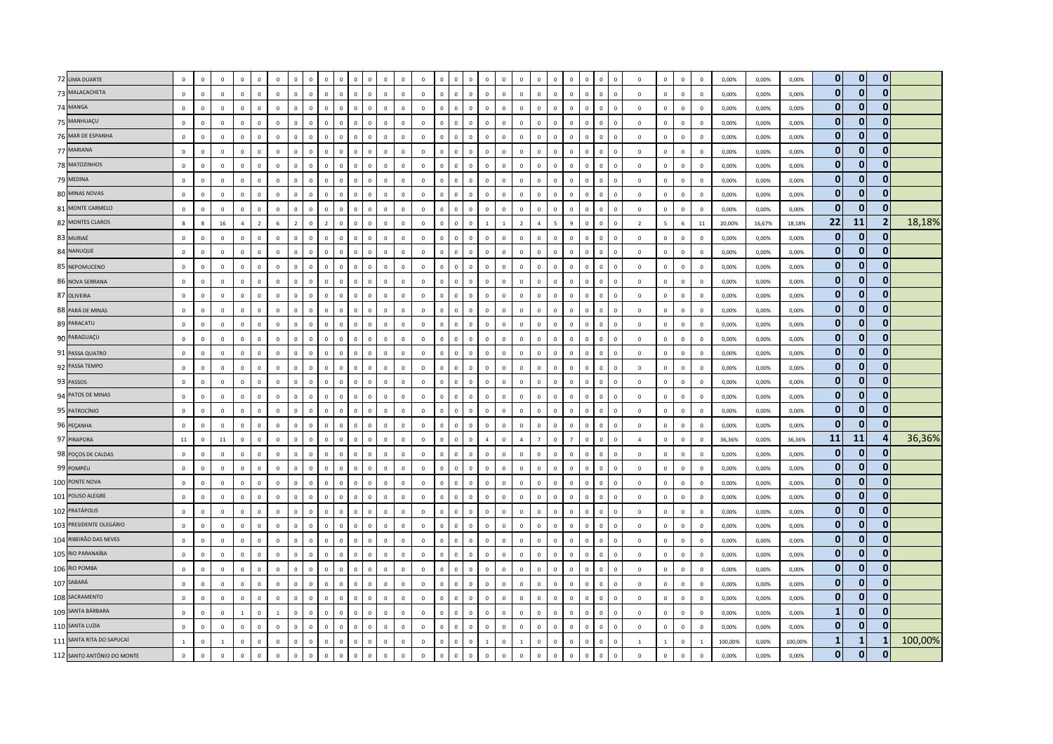| | | | | | | | | | | | | | | | | | | | | | | | | | | | | | | | | | | | | | | | | |
|---|---|---|---|---|---|---|---|---|---|---|---|---|---|---|---|---|---|---|---|---|---|---|---|---|---|---|---|---|---|---|---|---|---|---|---|---|---|---|---|---|
| 72 | LIMA DUARTE | 0 | 0 | 0 | 0 | 0 | 0 | 0 | 0 | 0 | 0 | 0 | 0 | 0 | 0 | 0 | 0 | 0 | 0 | 0 | 0 | 0 | 0 | 0 | 0 | 0 | 0 | 0 | 0 | 0 | 0 | 0 | 0 | 0,00% | 0,00% | 0,00% | **0** | **0** | **0** | |
| 73 | MALACACHETA | 0 | 0 | 0 | 0 | 0 | 0 | 0 | 0 | 0 | 0 | 0 | 0 | 0 | 0 | 0 | 0 | 0 | 0 | 0 | 0 | 0 | 0 | 0 | 0 | 0 | 0 | 0 | 0 | 0 | 0 | 0 | 0 | 0,00% | 0,00% | 0,00% | **0** | **0** | **0** | |
| 74 | MANGA | 0 | 0 | 0 | 0 | 0 | 0 | 0 | 0 | 0 | 0 | 0 | 0 | 0 | 0 | 0 | 0 | 0 | 0 | 0 | 0 | 0 | 0 | 0 | 0 | 0 | 0 | 0 | 0 | 0 | 0 | 0 | 0 | 0,00% | 0,00% | 0,00% | **0** | **0** | **0** | |
| 75 | MANHUAÇU | 0 | 0 | 0 | 0 | 0 | 0 | 0 | 0 | 0 | 0 | 0 | 0 | 0 | 0 | 0 | 0 | 0 | 0 | 0 | 0 | 0 | 0 | 0 | 0 | 0 | 0 | 0 | 0 | 0 | 0 | 0 | 0 | 0,00% | 0,00% | 0,00% | **0** | **0** | **0** | |
| 76 | MAR DE ESPANHA | 0 | 0 | 0 | 0 | 0 | 0 | 0 | 0 | 0 | 0 | 0 | 0 | 0 | 0 | 0 | 0 | 0 | 0 | 0 | 0 | 0 | 0 | 0 | 0 | 0 | 0 | 0 | 0 | 0 | 0 | 0 | 0 | 0,00% | 0,00% | 0,00% | **0** | **0** | **0** | |
| 77 | MARIANA | 0 | 0 | 0 | 0 | 0 | 0 | 0 | 0 | 0 | 0 | 0 | 0 | 0 | 0 | 0 | 0 | 0 | 0 | 0 | 0 | 0 | 0 | 0 | 0 | 0 | 0 | 0 | 0 | 0 | 0 | 0 | 0 | 0,00% | 0,00% | 0,00% | **0** | **0** | **0** | |
| 78 | MATOZINHOS | 0 | 0 | 0 | 0 | 0 | 0 | 0 | 0 | 0 | 0 | 0 | 0 | 0 | 0 | 0 | 0 | 0 | 0 | 0 | 0 | 0 | 0 | 0 | 0 | 0 | 0 | 0 | 0 | 0 | 0 | 0 | 0 | 0,00% | 0,00% | 0,00% | **0** | **0** | **0** | |
| 79 | MEDINA | 0 | 0 | 0 | 0 | 0 | 0 | 0 | 0 | 0 | 0 | 0 | 0 | 0 | 0 | 0 | 0 | 0 | 0 | 0 | 0 | 0 | 0 | 0 | 0 | 0 | 0 | 0 | 0 | 0 | 0 | 0 | 0 | 0,00% | 0,00% | 0,00% | **0** | **0** | **0** | |
| 80 | MINAS NOVAS | 0 | 0 | 0 | 0 | 0 | 0 | 0 | 0 | 0 | 0 | 0 | 0 | 0 | 0 | 0 | 0 | 0 | 0 | 0 | 0 | 0 | 0 | 0 | 0 | 0 | 0 | 0 | 0 | 0 | 0 | 0 | 0 | 0,00% | 0,00% | 0,00% | **0** | **0** | **0** | |
| 81 | MONTE CARMELO | 0 | 0 | 0 | 0 | 0 | 0 | 0 | 0 | 0 | 0 | 0 | 0 | 0 | 0 | 0 | 0 | 0 | 0 | 0 | 0 | 0 | 0 | 0 | 0 | 0 | 0 | 0 | 0 | 0 | 0 | 0 | 0 | 0,00% | 0,00% | 0,00% | **0** | **0** | **0** | |
| 82 | MONTES CLAROS | 8 | 8 | 16 | 4 | 2 | 6 | 2 | 0 | 2 | 0 | 0 | 0 | 0 | 0 | 0 | 0 | 0 | 0 | 0 | 1 | 1 | 2 | 4 | 5 | 9 | 0 | 0 | 0 | 2 | 5 | 6 | 11 | 20,00% | 16,67% | 18,18% | **22** | **11** | **2** | 18,18% |
| 83 | MURIAÉ | 0 | 0 | 0 | 0 | 0 | 0 | 0 | 0 | 0 | 0 | 0 | 0 | 0 | 0 | 0 | 0 | 0 | 0 | 0 | 0 | 0 | 0 | 0 | 0 | 0 | 0 | 0 | 0 | 0 | 0 | 0 | 0 | 0,00% | 0,00% | 0,00% | **0** | **0** | **0** | |
| 84 | NANUQUE | 0 | 0 | 0 | 0 | 0 | 0 | 0 | 0 | 0 | 0 | 0 | 0 | 0 | 0 | 0 | 0 | 0 | 0 | 0 | 0 | 0 | 0 | 0 | 0 | 0 | 0 | 0 | 0 | 0 | 0 | 0 | 0 | 0,00% | 0,00% | 0,00% | **0** | **0** | **0** | |
| 85 | NEPOMUCENO | 0 | 0 | 0 | 0 | 0 | 0 | 0 | 0 | 0 | 0 | 0 | 0 | 0 | 0 | 0 | 0 | 0 | 0 | 0 | 0 | 0 | 0 | 0 | 0 | 0 | 0 | 0 | 0 | 0 | 0 | 0 | 0 | 0,00% | 0,00% | 0,00% | **0** | **0** | **0** | |
| 86 | NOVA SERRANA | 0 | 0 | 0 | 0 | 0 | 0 | 0 | 0 | 0 | 0 | 0 | 0 | 0 | 0 | 0 | 0 | 0 | 0 | 0 | 0 | 0 | 0 | 0 | 0 | 0 | 0 | 0 | 0 | 0 | 0 | 0 | 0 | 0,00% | 0,00% | 0,00% | **0** | **0** | **0** | |
| 87 | OLIVEIRA | 0 | 0 | 0 | 0 | 0 | 0 | 0 | 0 | 0 | 0 | 0 | 0 | 0 | 0 | 0 | 0 | 0 | 0 | 0 | 0 | 0 | 0 | 0 | 0 | 0 | 0 | 0 | 0 | 0 | 0 | 0 | 0 | 0,00% | 0,00% | 0,00% | **0** | **0** | **0** | |
| 88 | PARÁ DE MINAS | 0 | 0 | 0 | 0 | 0 | 0 | 0 | 0 | 0 | 0 | 0 | 0 | 0 | 0 | 0 | 0 | 0 | 0 | 0 | 0 | 0 | 0 | 0 | 0 | 0 | 0 | 0 | 0 | 0 | 0 | 0 | 0 | 0,00% | 0,00% | 0,00% | **0** | **0** | **0** | |
| 89 | PARACATU | 0 | 0 | 0 | 0 | 0 | 0 | 0 | 0 | 0 | 0 | 0 | 0 | 0 | 0 | 0 | 0 | 0 | 0 | 0 | 0 | 0 | 0 | 0 | 0 | 0 | 0 | 0 | 0 | 0 | 0 | 0 | 0 | 0,00% | 0,00% | 0,00% | **0** | **0** | **0** | |
| 90 | PARAGUAÇU | 0 | 0 | 0 | 0 | 0 | 0 | 0 | 0 | 0 | 0 | 0 | 0 | 0 | 0 | 0 | 0 | 0 | 0 | 0 | 0 | 0 | 0 | 0 | 0 | 0 | 0 | 0 | 0 | 0 | 0 | 0 | 0 | 0,00% | 0,00% | 0,00% | **0** | **0** | **0** | |
| 91 | PASSA QUATRO | 0 | 0 | 0 | 0 | 0 | 0 | 0 | 0 | 0 | 0 | 0 | 0 | 0 | 0 | 0 | 0 | 0 | 0 | 0 | 0 | 0 | 0 | 0 | 0 | 0 | 0 | 0 | 0 | 0 | 0 | 0 | 0 | 0,00% | 0,00% | 0,00% | **0** | **0** | **0** | |
| 92 | PASSA TEMPO | 0 | 0 | 0 | 0 | 0 | 0 | 0 | 0 | 0 | 0 | 0 | 0 | 0 | 0 | 0 | 0 | 0 | 0 | 0 | 0 | 0 | 0 | 0 | 0 | 0 | 0 | 0 | 0 | 0 | 0 | 0 | 0 | 0,00% | 0,00% | 0,00% | **0** | **0** | **0** | |
| 93 | PASSOS | 0 | 0 | 0 | 0 | 0 | 0 | 0 | 0 | 0 | 0 | 0 | 0 | 0 | 0 | 0 | 0 | 0 | 0 | 0 | 0 | 0 | 0 | 0 | 0 | 0 | 0 | 0 | 0 | 0 | 0 | 0 | 0 | 0,00% | 0,00% | 0,00% | **0** | **0** | **0** | |
| 94 | PATOS DE MINAS | 0 | 0 | 0 | 0 | 0 | 0 | 0 | 0 | 0 | 0 | 0 | 0 | 0 | 0 | 0 | 0 | 0 | 0 | 0 | 0 | 0 | 0 | 0 | 0 | 0 | 0 | 0 | 0 | 0 | 0 | 0 | 0 | 0,00% | 0,00% | 0,00% | **0** | **0** | **0** | |
| 95 | PATROCÍNIO | 0 | 0 | 0 | 0 | 0 | 0 | 0 | 0 | 0 | 0 | 0 | 0 | 0 | 0 | 0 | 0 | 0 | 0 | 0 | 0 | 0 | 0 | 0 | 0 | 0 | 0 | 0 | 0 | 0 | 0 | 0 | 0 | 0,00% | 0,00% | 0,00% | **0** | **0** | **0** | |
| 96 | PEÇANHA | 0 | 0 | 0 | 0 | 0 | 0 | 0 | 0 | 0 | 0 | 0 | 0 | 0 | 0 | 0 | 0 | 0 | 0 | 0 | 0 | 0 | 0 | 0 | 0 | 0 | 0 | 0 | 0 | 0 | 0 | 0 | 0 | 0,00% | 0,00% | 0,00% | **0** | **0** | **0** | |
| 97 | PIRAPORA | 11 | 0 | 11 | 0 | 0 | 0 | 0 | 0 | 0 | 0 | 0 | 0 | 0 | 0 | 0 | 0 | 0 | 0 | 0 | 4 | 0 | 4 | 7 | 0 | 7 | 0 | 0 | 0 | 4 | 0 | 0 | 0 | 36,36% | 0,00% | 36,36% | **11** | **11** | **4** | 36,36% |
| 98 | POÇOS DE CALDAS | 0 | 0 | 0 | 0 | 0 | 0 | 0 | 0 | 0 | 0 | 0 | 0 | 0 | 0 | 0 | 0 | 0 | 0 | 0 | 0 | 0 | 0 | 0 | 0 | 0 | 0 | 0 | 0 | 0 | 0 | 0 | 0 | 0,00% | 0,00% | 0,00% | **0** | **0** | **0** | |
| 99 | POMPÉU | 0 | 0 | 0 | 0 | 0 | 0 | 0 | 0 | 0 | 0 | 0 | 0 | 0 | 0 | 0 | 0 | 0 | 0 | 0 | 0 | 0 | 0 | 0 | 0 | 0 | 0 | 0 | 0 | 0 | 0 | 0 | 0 | 0,00% | 0,00% | 0,00% | **0** | **0** | **0** | |
| 100 | PONTE NOVA | 0 | 0 | 0 | 0 | 0 | 0 | 0 | 0 | 0 | 0 | 0 | 0 | 0 | 0 | 0 | 0 | 0 | 0 | 0 | 0 | 0 | 0 | 0 | 0 | 0 | 0 | 0 | 0 | 0 | 0 | 0 | 0 | 0,00% | 0,00% | 0,00% | **0** | **0** | **0** | |
| 101 | POUSO ALEGRE | 0 | 0 | 0 | 0 | 0 | 0 | 0 | 0 | 0 | 0 | 0 | 0 | 0 | 0 | 0 | 0 | 0 | 0 | 0 | 0 | 0 | 0 | 0 | 0 | 0 | 0 | 0 | 0 | 0 | 0 | 0 | 0 | 0,00% | 0,00% | 0,00% | **0** | **0** | **0** | |
| 102 | PRATÁPOLIS | 0 | 0 | 0 | 0 | 0 | 0 | 0 | 0 | 0 | 0 | 0 | 0 | 0 | 0 | 0 | 0 | 0 | 0 | 0 | 0 | 0 | 0 | 0 | 0 | 0 | 0 | 0 | 0 | 0 | 0 | 0 | 0 | 0,00% | 0,00% | 0,00% | **0** | **0** | **0** | |
| 103 | PRESIDENTE OLEGÁRIO | 0 | 0 | 0 | 0 | 0 | 0 | 0 | 0 | 0 | 0 | 0 | 0 | 0 | 0 | 0 | 0 | 0 | 0 | 0 | 0 | 0 | 0 | 0 | 0 | 0 | 0 | 0 | 0 | 0 | 0 | 0 | 0 | 0,00% | 0,00% | 0,00% | **0** | **0** | **0** | |
| 104 | RIBEIRÃO DAS NEVES | 0 | 0 | 0 | 0 | 0 | 0 | 0 | 0 | 0 | 0 | 0 | 0 | 0 | 0 | 0 | 0 | 0 | 0 | 0 | 0 | 0 | 0 | 0 | 0 | 0 | 0 | 0 | 0 | 0 | 0 | 0 | 0 | 0,00% | 0,00% | 0,00% | **0** | **0** | **0** | |
| 105 | RIO PARANAÍBA | 0 | 0 | 0 | 0 | 0 | 0 | 0 | 0 | 0 | 0 | 0 | 0 | 0 | 0 | 0 | 0 | 0 | 0 | 0 | 0 | 0 | 0 | 0 | 0 | 0 | 0 | 0 | 0 | 0 | 0 | 0 | 0 | 0,00% | 0,00% | 0,00% | **0** | **0** | **0** | |
| 106 | RIO POMBA | 0 | 0 | 0 | 0 | 0 | 0 | 0 | 0 | 0 | 0 | 0 | 0 | 0 | 0 | 0 | 0 | 0 | 0 | 0 | 0 | 0 | 0 | 0 | 0 | 0 | 0 | 0 | 0 | 0 | 0 | 0 | 0 | 0,00% | 0,00% | 0,00% | **0** | **0** | **0** | |
| 107 | SABARÁ | 0 | 0 | 0 | 0 | 0 | 0 | 0 | 0 | 0 | 0 | 0 | 0 | 0 | 0 | 0 | 0 | 0 | 0 | 0 | 0 | 0 | 0 | 0 | 0 | 0 | 0 | 0 | 0 | 0 | 0 | 0 | 0 | 0,00% | 0,00% | 0,00% | **0** | **0** | **0** | |
| 108 | SACRAMENTO | 0 | 0 | 0 | 0 | 0 | 0 | 0 | 0 | 0 | 0 | 0 | 0 | 0 | 0 | 0 | 0 | 0 | 0 | 0 | 0 | 0 | 0 | 0 | 0 | 0 | 0 | 0 | 0 | 0 | 0 | 0 | 0 | 0,00% | 0,00% | 0,00% | **0** | **0** | **0** | |
| 109 | SANTA BÁRBARA | 0 | 0 | 0 | 1 | 0 | 1 | 0 | 0 | 0 | 0 | 0 | 0 | 0 | 0 | 0 | 0 | 0 | 0 | 0 | 0 | 0 | 0 | 0 | 0 | 0 | 0 | 0 | 0 | 0 | 0 | 0 | 0 | 0,00% | 0,00% | 0,00% | **1** | **0** | **0** | |
| 110 | SANTA LUZIA | 0 | 0 | 0 | 0 | 0 | 0 | 0 | 0 | 0 | 0 | 0 | 0 | 0 | 0 | 0 | 0 | 0 | 0 | 0 | 0 | 0 | 0 | 0 | 0 | 0 | 0 | 0 | 0 | 0 | 0 | 0 | 0 | 0,00% | 0,00% | 0,00% | **0** | **0** | **0** | |
| 111 | SANTA RITA DO SAPUCAÍ | 1 | 0 | 1 | 0 | 0 | 0 | 0 | 0 | 0 | 0 | 0 | 0 | 0 | 0 | 0 | 0 | 0 | 0 | 0 | 1 | 0 | 1 | 0 | 0 | 0 | 0 | 0 | 0 | 1 | 1 | 0 | 1 | 100,00% | 0,00% | 100,00% | **1** | **1** | **1** | 100,00% |
| 112 | SANTO ANTÔNIO DO MONTE | 0 | 0 | 0 | 0 | 0 | 0 | 0 | 0 | 0 | 0 | 0 | 0 | 0 | 0 | 0 | 0 | 0 | 0 | 0 | 0 | 0 | 0 | 0 | 0 | 0 | 0 | 0 | 0 | 0 | 0 | 0 | 0 | 0,00% | 0,00% | 0,00% | **0** | **0** | **0** | |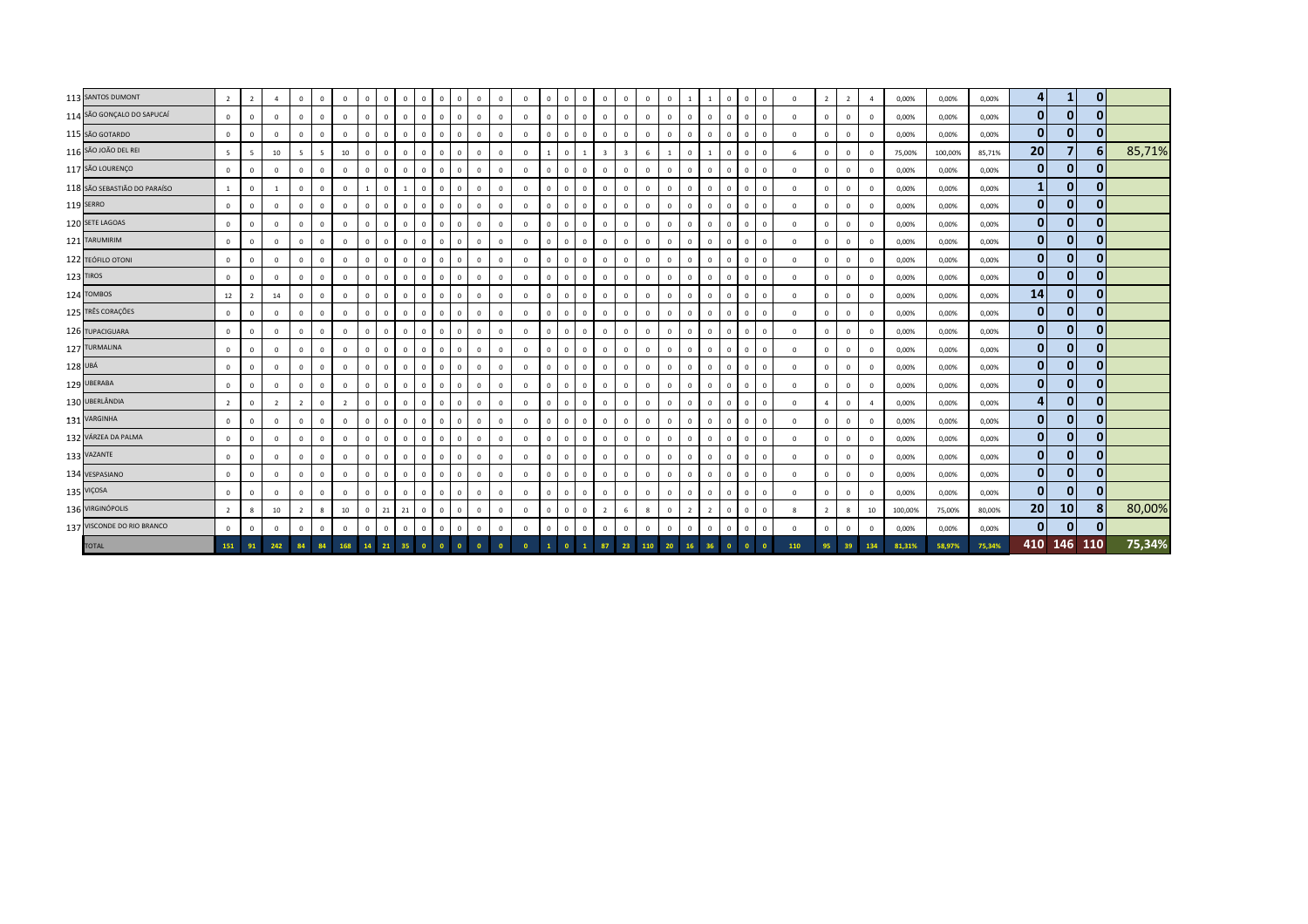| | | | | | | | | | | | | | | | | | | | | | | | | | | | | | | | | | | | | | | | | |
|---|---|---|---|---|---|---|---|---|---|---|---|---|---|---|---|---|---|---|---|---|---|---|---|---|---|---|---|---|---|---|---|---|---|---|---|---|---|---|---|---|
| 113 | SANTOS DUMONT | 2 | 2 | 4 | 0 | 0 | 0 | 0 | 0 | 0 | 0 | 0 | 0 | 0 | 0 | 0 | 0 | 0 | 0 | 0 | 0 | 0 | 0 | 1 | 1 | 0 | 0 | 0 | 0 | 2 | 2 | 4 | 0,00% | 0,00% | 0,00% | 4 | 1 | 0 | |
| 114 | SÃO GONÇALO DO SAPUCAÍ | 0 | 0 | 0 | 0 | 0 | 0 | 0 | 0 | 0 | 0 | 0 | 0 | 0 | 0 | 0 | 0 | 0 | 0 | 0 | 0 | 0 | 0 | 0 | 0 | 0 | 0 | 0 | 0 | 0 | 0 | 0 | 0,00% | 0,00% | 0,00% | 0 | 0 | 0 | |
| 115 | SÃO GOTARDO | 0 | 0 | 0 | 0 | 0 | 0 | 0 | 0 | 0 | 0 | 0 | 0 | 0 | 0 | 0 | 0 | 0 | 0 | 0 | 0 | 0 | 0 | 0 | 0 | 0 | 0 | 0 | 0 | 0 | 0 | 0 | 0,00% | 0,00% | 0,00% | 0 | 0 | 0 | |
| 116 | SÃO JOÃO DEL REI | 5 | 5 | 10 | 5 | 5 | 10 | 0 | 0 | 0 | 0 | 0 | 0 | 0 | 0 | 0 | 1 | 0 | 1 | 3 | 3 | 6 | 1 | 0 | 1 | 0 | 0 | 0 | 6 | 0 | 0 | 0 | 75,00% | 100,00% | 85,71% | 20 | 7 | 6 | 85,71% |
| 117 | SÃO LOURENÇO | 0 | 0 | 0 | 0 | 0 | 0 | 0 | 0 | 0 | 0 | 0 | 0 | 0 | 0 | 0 | 0 | 0 | 0 | 0 | 0 | 0 | 0 | 0 | 0 | 0 | 0 | 0 | 0 | 0 | 0 | 0 | 0,00% | 0,00% | 0,00% | 0 | 0 | 0 | |
| 118 | SÃO SEBASTIÃO DO PARAÍSO | 1 | 0 | 1 | 0 | 0 | 0 | 1 | 0 | 1 | 0 | 0 | 0 | 0 | 0 | 0 | 0 | 0 | 0 | 0 | 0 | 0 | 0 | 0 | 0 | 0 | 0 | 0 | 0 | 0 | 0 | 0 | 0,00% | 0,00% | 0,00% | 1 | 0 | 0 | |
| 119 | SERRO | 0 | 0 | 0 | 0 | 0 | 0 | 0 | 0 | 0 | 0 | 0 | 0 | 0 | 0 | 0 | 0 | 0 | 0 | 0 | 0 | 0 | 0 | 0 | 0 | 0 | 0 | 0 | 0 | 0 | 0 | 0 | 0,00% | 0,00% | 0,00% | 0 | 0 | 0 | |
| 120 | SETE LAGOAS | 0 | 0 | 0 | 0 | 0 | 0 | 0 | 0 | 0 | 0 | 0 | 0 | 0 | 0 | 0 | 0 | 0 | 0 | 0 | 0 | 0 | 0 | 0 | 0 | 0 | 0 | 0 | 0 | 0 | 0 | 0 | 0,00% | 0,00% | 0,00% | 0 | 0 | 0 | |
| 121 | TARUMIRIM | 0 | 0 | 0 | 0 | 0 | 0 | 0 | 0 | 0 | 0 | 0 | 0 | 0 | 0 | 0 | 0 | 0 | 0 | 0 | 0 | 0 | 0 | 0 | 0 | 0 | 0 | 0 | 0 | 0 | 0 | 0 | 0,00% | 0,00% | 0,00% | 0 | 0 | 0 | |
| 122 | TEÓFILO OTONI | 0 | 0 | 0 | 0 | 0 | 0 | 0 | 0 | 0 | 0 | 0 | 0 | 0 | 0 | 0 | 0 | 0 | 0 | 0 | 0 | 0 | 0 | 0 | 0 | 0 | 0 | 0 | 0 | 0 | 0 | 0 | 0,00% | 0,00% | 0,00% | 0 | 0 | 0 | |
| 123 | TIROS | 0 | 0 | 0 | 0 | 0 | 0 | 0 | 0 | 0 | 0 | 0 | 0 | 0 | 0 | 0 | 0 | 0 | 0 | 0 | 0 | 0 | 0 | 0 | 0 | 0 | 0 | 0 | 0 | 0 | 0 | 0 | 0,00% | 0,00% | 0,00% | 0 | 0 | 0 | |
| 124 | TOMBOS | 12 | 2 | 14 | 0 | 0 | 0 | 0 | 0 | 0 | 0 | 0 | 0 | 0 | 0 | 0 | 0 | 0 | 0 | 0 | 0 | 0 | 0 | 0 | 0 | 0 | 0 | 0 | 0 | 0 | 0 | 0 | 0,00% | 0,00% | 0,00% | 14 | 0 | 0 | |
| 125 | TRÊS CORAÇÕES | 0 | 0 | 0 | 0 | 0 | 0 | 0 | 0 | 0 | 0 | 0 | 0 | 0 | 0 | 0 | 0 | 0 | 0 | 0 | 0 | 0 | 0 | 0 | 0 | 0 | 0 | 0 | 0 | 0 | 0 | 0 | 0,00% | 0,00% | 0,00% | 0 | 0 | 0 | |
| 126 | TUPACIGUARA | 0 | 0 | 0 | 0 | 0 | 0 | 0 | 0 | 0 | 0 | 0 | 0 | 0 | 0 | 0 | 0 | 0 | 0 | 0 | 0 | 0 | 0 | 0 | 0 | 0 | 0 | 0 | 0 | 0 | 0 | 0 | 0,00% | 0,00% | 0,00% | 0 | 0 | 0 | |
| 127 | TURMALINA | 0 | 0 | 0 | 0 | 0 | 0 | 0 | 0 | 0 | 0 | 0 | 0 | 0 | 0 | 0 | 0 | 0 | 0 | 0 | 0 | 0 | 0 | 0 | 0 | 0 | 0 | 0 | 0 | 0 | 0 | 0 | 0,00% | 0,00% | 0,00% | 0 | 0 | 0 | |
| 128 | UBÁ | 0 | 0 | 0 | 0 | 0 | 0 | 0 | 0 | 0 | 0 | 0 | 0 | 0 | 0 | 0 | 0 | 0 | 0 | 0 | 0 | 0 | 0 | 0 | 0 | 0 | 0 | 0 | 0 | 0 | 0 | 0 | 0,00% | 0,00% | 0,00% | 0 | 0 | 0 | |
| 129 | UBERABA | 0 | 0 | 0 | 0 | 0 | 0 | 0 | 0 | 0 | 0 | 0 | 0 | 0 | 0 | 0 | 0 | 0 | 0 | 0 | 0 | 0 | 0 | 0 | 0 | 0 | 0 | 0 | 0 | 0 | 0 | 0 | 0,00% | 0,00% | 0,00% | 0 | 0 | 0 | |
| 130 | UBERLÂNDIA | 2 | 0 | 2 | 2 | 0 | 2 | 0 | 0 | 0 | 0 | 0 | 0 | 0 | 0 | 0 | 0 | 0 | 0 | 0 | 0 | 0 | 0 | 0 | 0 | 0 | 0 | 0 | 0 | 4 | 0 | 4 | 0,00% | 0,00% | 0,00% | 4 | 0 | 0 | |
| 131 | VARGINHA | 0 | 0 | 0 | 0 | 0 | 0 | 0 | 0 | 0 | 0 | 0 | 0 | 0 | 0 | 0 | 0 | 0 | 0 | 0 | 0 | 0 | 0 | 0 | 0 | 0 | 0 | 0 | 0 | 0 | 0 | 0 | 0,00% | 0,00% | 0,00% | 0 | 0 | 0 | |
| 132 | VÁRZEA DA PALMA | 0 | 0 | 0 | 0 | 0 | 0 | 0 | 0 | 0 | 0 | 0 | 0 | 0 | 0 | 0 | 0 | 0 | 0 | 0 | 0 | 0 | 0 | 0 | 0 | 0 | 0 | 0 | 0 | 0 | 0 | 0 | 0,00% | 0,00% | 0,00% | 0 | 0 | 0 | |
| 133 | VAZANTE | 0 | 0 | 0 | 0 | 0 | 0 | 0 | 0 | 0 | 0 | 0 | 0 | 0 | 0 | 0 | 0 | 0 | 0 | 0 | 0 | 0 | 0 | 0 | 0 | 0 | 0 | 0 | 0 | 0 | 0 | 0 | 0,00% | 0,00% | 0,00% | 0 | 0 | 0 | |
| 134 | VESPASIANO | 0 | 0 | 0 | 0 | 0 | 0 | 0 | 0 | 0 | 0 | 0 | 0 | 0 | 0 | 0 | 0 | 0 | 0 | 0 | 0 | 0 | 0 | 0 | 0 | 0 | 0 | 0 | 0 | 0 | 0 | 0 | 0,00% | 0,00% | 0,00% | 0 | 0 | 0 | |
| 135 | VIÇOSA | 0 | 0 | 0 | 0 | 0 | 0 | 0 | 0 | 0 | 0 | 0 | 0 | 0 | 0 | 0 | 0 | 0 | 0 | 0 | 0 | 0 | 0 | 0 | 0 | 0 | 0 | 0 | 0 | 0 | 0 | 0 | 0,00% | 0,00% | 0,00% | 0 | 0 | 0 | |
| 136 | VIRGINÓPOLIS | 2 | 8 | 10 | 2 | 8 | 10 | 0 | 21 | 21 | 0 | 0 | 0 | 0 | 0 | 0 | 0 | 0 | 0 | 2 | 6 | 8 | 0 | 2 | 2 | 0 | 0 | 0 | 8 | 2 | 8 | 10 | 100,00% | 75,00% | 80,00% | 20 | 10 | 8 | 80,00% |
| 137 | VISCONDE DO RIO BRANCO | 0 | 0 | 0 | 0 | 0 | 0 | 0 | 0 | 0 | 0 | 0 | 0 | 0 | 0 | 0 | 0 | 0 | 0 | 0 | 0 | 0 | 0 | 0 | 0 | 0 | 0 | 0 | 0 | 0 | 0 | 0 | 0,00% | 0,00% | 0,00% | 0 | 0 | 0 | |
| | TOTAL | 151 | 91 | 242 | 84 | 84 | 168 | 14 | 21 | 35 | 0 | 0 | 0 | 0 | 0 | 0 | 1 | 0 | 1 | 87 | 23 | 110 | 20 | 16 | 36 | 0 | 0 | 0 | 110 | 95 | 39 | 134 | 81,31% | 58,97% | 75,34% | 410 | 146 | 110 | 75,34% |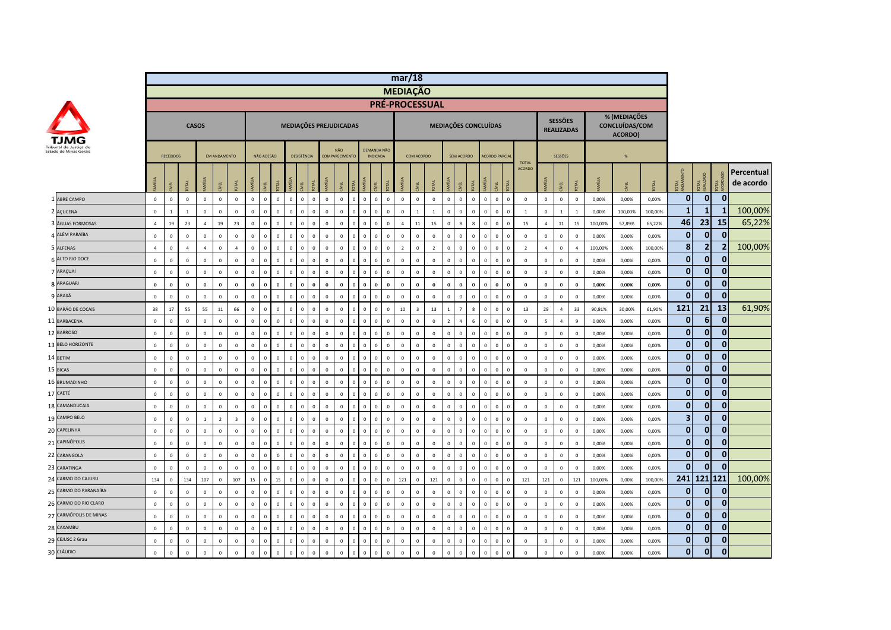# mar/18

## MEDIAÇÃO

### PRÉ-PROCESSUAL

TJMG Tribunal de Justiça do Estado de Minas Gerais

| | CASOS | | | | | | MEDIAÇÕES PREJUDICADAS | | | | | | | | | | | | MEDIAÇÕES CONCLUÍDAS | | | | | | | | | TOTAL ACORDO | SESSÕES REALIZADAS | | | % (MEDIAÇÕES CONCLUÍDAS/COM ACORDO) | | | | | | |
|---|---|---|---|---|---|---|---|---|---|---|---|---|---|---|---|---|---|---|---|---|---|---|---|---|---|---|---|---|---|---|---|---|---|---|---|---|---|---|
| | RECEBIDOS | | | EM ANDAMENTO | | | NÃO ADESÃO | | | DESISTÊNCIA | | | NÃO COMPARECIMENTO | | | DEMANDA NÃO INDICADA | | | COM ACORDO | | | SEM ACORDO | | | ACORDO PARCIAL | | | | SESSÕES | | | % | | | | | | |
| | FAMÍLIA | CÍVEL | TOTAL | FAMÍLIA | CÍVEL | TOTAL | FAMÍLIA | CÍVEL | TOTAL | FAMÍLIA | CÍVEL | TOTAL | FAMÍLIA | CÍVEL | TOTAL | FAMÍLIA | CÍVEL | TOTAL | FAMÍLIA | CÍVEL | TOTAL | FAMÍLIA | CÍVEL | TOTAL | FAMÍLIA | CÍVEL | TOTAL | | FAMÍLIA | CÍVEL | TOTAL | FAMÍLIA | CÍVEL | TOTAL | TOTAL ANDAMENTO | TOTAL REALIZADO | TOTAL ACORDADO | Percentual de acordo |
| 1 ABRE CAMPO | 0 | 0 | 0 | 0 | 0 | 0 | 0 | 0 | 0 | 0 | 0 | 0 | 0 | 0 | 0 | 0 | 0 | 0 | 0 | 0 | 0 | 0 | 0 | 0 | 0 | 0 | 0 | 0 | 0 | 0 | 0 | 0,00% | 0,00% | 0,00% | 0 | 0 | 0 | |
| 2 AÇUCENA | 0 | 1 | 1 | 0 | 0 | 0 | 0 | 0 | 0 | 0 | 0 | 0 | 0 | 0 | 0 | 0 | 0 | 0 | 0 | 1 | 1 | 0 | 0 | 0 | 0 | 0 | 0 | 1 | 0 | 1 | 1 | 0,00% | 100,00% | 100,00% | 1 | 1 | 1 | 100,00% |
| 3 ÁGUAS FORMOSAS | 4 | 19 | 23 | 4 | 19 | 23 | 0 | 0 | 0 | 0 | 0 | 0 | 0 | 0 | 0 | 0 | 0 | 0 | 4 | 11 | 15 | 0 | 8 | 8 | 0 | 0 | 0 | 15 | 4 | 11 | 15 | 100,00% | 57,89% | 65,22% | 46 | 23 | 15 | 65,22% |
| 4 ALÉM PARAÍBA | 0 | 0 | 0 | 0 | 0 | 0 | 0 | 0 | 0 | 0 | 0 | 0 | 0 | 0 | 0 | 0 | 0 | 0 | 0 | 0 | 0 | 0 | 0 | 0 | 0 | 0 | 0 | 0 | 0 | 0 | 0 | 0,00% | 0,00% | 0,00% | 0 | 0 | 0 | |
| 5 ALFENAS | 4 | 0 | 4 | 4 | 0 | 4 | 0 | 0 | 0 | 0 | 0 | 0 | 0 | 0 | 0 | 0 | 0 | 0 | 2 | 0 | 2 | 0 | 0 | 0 | 0 | 0 | 0 | 2 | 4 | 0 | 4 | 100,00% | 0,00% | 100,00% | 8 | 2 | 2 | 100,00% |
| 6 ALTO RIO DOCE | 0 | 0 | 0 | 0 | 0 | 0 | 0 | 0 | 0 | 0 | 0 | 0 | 0 | 0 | 0 | 0 | 0 | 0 | 0 | 0 | 0 | 0 | 0 | 0 | 0 | 0 | 0 | 0 | 0 | 0 | 0 | 0,00% | 0,00% | 0,00% | 0 | 0 | 0 | |
| 7 ARAÇUAÍ | 0 | 0 | 0 | 0 | 0 | 0 | 0 | 0 | 0 | 0 | 0 | 0 | 0 | 0 | 0 | 0 | 0 | 0 | 0 | 0 | 0 | 0 | 0 | 0 | 0 | 0 | 0 | 0 | 0 | 0 | 0 | 0,00% | 0,00% | 0,00% | 0 | 0 | 0 | |
| 8 ARAGUARI | 0 | 0 | 0 | 0 | 0 | 0 | 0 | 0 | 0 | 0 | 0 | 0 | 0 | 0 | 0 | 0 | 0 | 0 | 0 | 0 | 0 | 0 | 0 | 0 | 0 | 0 | 0 | 0 | 0 | 0 | 0 | 0,00% | 0,00% | 0,00% | 0 | 0 | 0 | |
| 9 ARAXÁ | 0 | 0 | 0 | 0 | 0 | 0 | 0 | 0 | 0 | 0 | 0 | 0 | 0 | 0 | 0 | 0 | 0 | 0 | 0 | 0 | 0 | 0 | 0 | 0 | 0 | 0 | 0 | 0 | 0 | 0 | 0 | 0,00% | 0,00% | 0,00% | 0 | 0 | 0 | |
| 10 BARÃO DE COCAIS | 38 | 17 | 55 | 55 | 11 | 66 | 0 | 0 | 0 | 0 | 0 | 0 | 0 | 0 | 0 | 0 | 0 | 0 | 10 | 3 | 13 | 1 | 7 | 8 | 0 | 0 | 0 | 13 | 29 | 4 | 33 | 90,91% | 30,00% | 61,90% | 121 | 21 | 13 | 61,90% |
| 11 BARBACENA | 0 | 0 | 0 | 0 | 0 | 0 | 0 | 0 | 0 | 0 | 0 | 0 | 0 | 0 | 0 | 0 | 0 | 0 | 0 | 0 | 0 | 2 | 4 | 6 | 0 | 0 | 0 | 0 | 5 | 4 | 9 | 0,00% | 0,00% | 0,00% | 0 | 6 | 0 | |
| 12 BARROSO | 0 | 0 | 0 | 0 | 0 | 0 | 0 | 0 | 0 | 0 | 0 | 0 | 0 | 0 | 0 | 0 | 0 | 0 | 0 | 0 | 0 | 0 | 0 | 0 | 0 | 0 | 0 | 0 | 0 | 0 | 0 | 0,00% | 0,00% | 0,00% | 0 | 0 | 0 | |
| 13 BELO HORIZONTE | 0 | 0 | 0 | 0 | 0 | 0 | 0 | 0 | 0 | 0 | 0 | 0 | 0 | 0 | 0 | 0 | 0 | 0 | 0 | 0 | 0 | 0 | 0 | 0 | 0 | 0 | 0 | 0 | 0 | 0 | 0 | 0,00% | 0,00% | 0,00% | 0 | 0 | 0 | |
| 14 BETIM | 0 | 0 | 0 | 0 | 0 | 0 | 0 | 0 | 0 | 0 | 0 | 0 | 0 | 0 | 0 | 0 | 0 | 0 | 0 | 0 | 0 | 0 | 0 | 0 | 0 | 0 | 0 | 0 | 0 | 0 | 0 | 0,00% | 0,00% | 0,00% | 0 | 0 | 0 | |
| 15 BICAS | 0 | 0 | 0 | 0 | 0 | 0 | 0 | 0 | 0 | 0 | 0 | 0 | 0 | 0 | 0 | 0 | 0 | 0 | 0 | 0 | 0 | 0 | 0 | 0 | 0 | 0 | 0 | 0 | 0 | 0 | 0 | 0,00% | 0,00% | 0,00% | 0 | 0 | 0 | |
| 16 BRUMADINHO | 0 | 0 | 0 | 0 | 0 | 0 | 0 | 0 | 0 | 0 | 0 | 0 | 0 | 0 | 0 | 0 | 0 | 0 | 0 | 0 | 0 | 0 | 0 | 0 | 0 | 0 | 0 | 0 | 0 | 0 | 0 | 0,00% | 0,00% | 0,00% | 0 | 0 | 0 | |
| 17 CAETÉ | 0 | 0 | 0 | 0 | 0 | 0 | 0 | 0 | 0 | 0 | 0 | 0 | 0 | 0 | 0 | 0 | 0 | 0 | 0 | 0 | 0 | 0 | 0 | 0 | 0 | 0 | 0 | 0 | 0 | 0 | 0 | 0,00% | 0,00% | 0,00% | 0 | 0 | 0 | |
| 18 CAMANDUCAIA | 0 | 0 | 0 | 0 | 0 | 0 | 0 | 0 | 0 | 0 | 0 | 0 | 0 | 0 | 0 | 0 | 0 | 0 | 0 | 0 | 0 | 0 | 0 | 0 | 0 | 0 | 0 | 0 | 0 | 0 | 0 | 0,00% | 0,00% | 0,00% | 0 | 0 | 0 | |
| 19 CAMPO BELO | 0 | 0 | 0 | 1 | 2 | 3 | 0 | 0 | 0 | 0 | 0 | 0 | 0 | 0 | 0 | 0 | 0 | 0 | 0 | 0 | 0 | 0 | 0 | 0 | 0 | 0 | 0 | 0 | 0 | 0 | 0 | 0,00% | 0,00% | 0,00% | 3 | 0 | 0 | |
| 20 CAPELINHA | 0 | 0 | 0 | 0 | 0 | 0 | 0 | 0 | 0 | 0 | 0 | 0 | 0 | 0 | 0 | 0 | 0 | 0 | 0 | 0 | 0 | 0 | 0 | 0 | 0 | 0 | 0 | 0 | 0 | 0 | 0 | 0,00% | 0,00% | 0,00% | 0 | 0 | 0 | |
| 21 CAPINÓPOLIS | 0 | 0 | 0 | 0 | 0 | 0 | 0 | 0 | 0 | 0 | 0 | 0 | 0 | 0 | 0 | 0 | 0 | 0 | 0 | 0 | 0 | 0 | 0 | 0 | 0 | 0 | 0 | 0 | 0 | 0 | 0 | 0,00% | 0,00% | 0,00% | 0 | 0 | 0 | |
| 22 CARANGOLA | 0 | 0 | 0 | 0 | 0 | 0 | 0 | 0 | 0 | 0 | 0 | 0 | 0 | 0 | 0 | 0 | 0 | 0 | 0 | 0 | 0 | 0 | 0 | 0 | 0 | 0 | 0 | 0 | 0 | 0 | 0 | 0,00% | 0,00% | 0,00% | 0 | 0 | 0 | |
| 23 CARATINGA | 0 | 0 | 0 | 0 | 0 | 0 | 0 | 0 | 0 | 0 | 0 | 0 | 0 | 0 | 0 | 0 | 0 | 0 | 0 | 0 | 0 | 0 | 0 | 0 | 0 | 0 | 0 | 0 | 0 | 0 | 0 | 0,00% | 0,00% | 0,00% | 0 | 0 | 0 | |
| 24 CARMO DO CAJURU | 134 | 0 | 134 | 107 | 0 | 107 | 15 | 0 | 15 | 0 | 0 | 0 | 0 | 0 | 0 | 0 | 0 | 0 | 121 | 0 | 121 | 0 | 0 | 0 | 0 | 0 | 0 | 121 | 121 | 0 | 121 | 100,00% | 0,00% | 100,00% | 241 | 121 | 121 | 100,00% |
| 25 CARMO DO PARANAÍBA | 0 | 0 | 0 | 0 | 0 | 0 | 0 | 0 | 0 | 0 | 0 | 0 | 0 | 0 | 0 | 0 | 0 | 0 | 0 | 0 | 0 | 0 | 0 | 0 | 0 | 0 | 0 | 0 | 0 | 0 | 0 | 0,00% | 0,00% | 0,00% | 0 | 0 | 0 | |
| 26 CARMO DO RIO CLARO | 0 | 0 | 0 | 0 | 0 | 0 | 0 | 0 | 0 | 0 | 0 | 0 | 0 | 0 | 0 | 0 | 0 | 0 | 0 | 0 | 0 | 0 | 0 | 0 | 0 | 0 | 0 | 0 | 0 | 0 | 0 | 0,00% | 0,00% | 0,00% | 0 | 0 | 0 | |
| 27 CARMÓPOLIS DE MINAS | 0 | 0 | 0 | 0 | 0 | 0 | 0 | 0 | 0 | 0 | 0 | 0 | 0 | 0 | 0 | 0 | 0 | 0 | 0 | 0 | 0 | 0 | 0 | 0 | 0 | 0 | 0 | 0 | 0 | 0 | 0 | 0,00% | 0,00% | 0,00% | 0 | 0 | 0 | |
| 28 CAXAMBU | 0 | 0 | 0 | 0 | 0 | 0 | 0 | 0 | 0 | 0 | 0 | 0 | 0 | 0 | 0 | 0 | 0 | 0 | 0 | 0 | 0 | 0 | 0 | 0 | 0 | 0 | 0 | 0 | 0 | 0 | 0 | 0,00% | 0,00% | 0,00% | 0 | 0 | 0 | |
| 29 CEJUSC 2 Grau | 0 | 0 | 0 | 0 | 0 | 0 | 0 | 0 | 0 | 0 | 0 | 0 | 0 | 0 | 0 | 0 | 0 | 0 | 0 | 0 | 0 | 0 | 0 | 0 | 0 | 0 | 0 | 0 | 0 | 0 | 0 | 0,00% | 0,00% | 0,00% | 0 | 0 | 0 | |
| 30 CLÁUDIO | 0 | 0 | 0 | 0 | 0 | 0 | 0 | 0 | 0 | 0 | 0 | 0 | 0 | 0 | 0 | 0 | 0 | 0 | 0 | 0 | 0 | 0 | 0 | 0 | 0 | 0 | 0 | 0 | 0 | 0 | 0 | 0,00% | 0,00% | 0,00% | 0 | 0 | 0 | |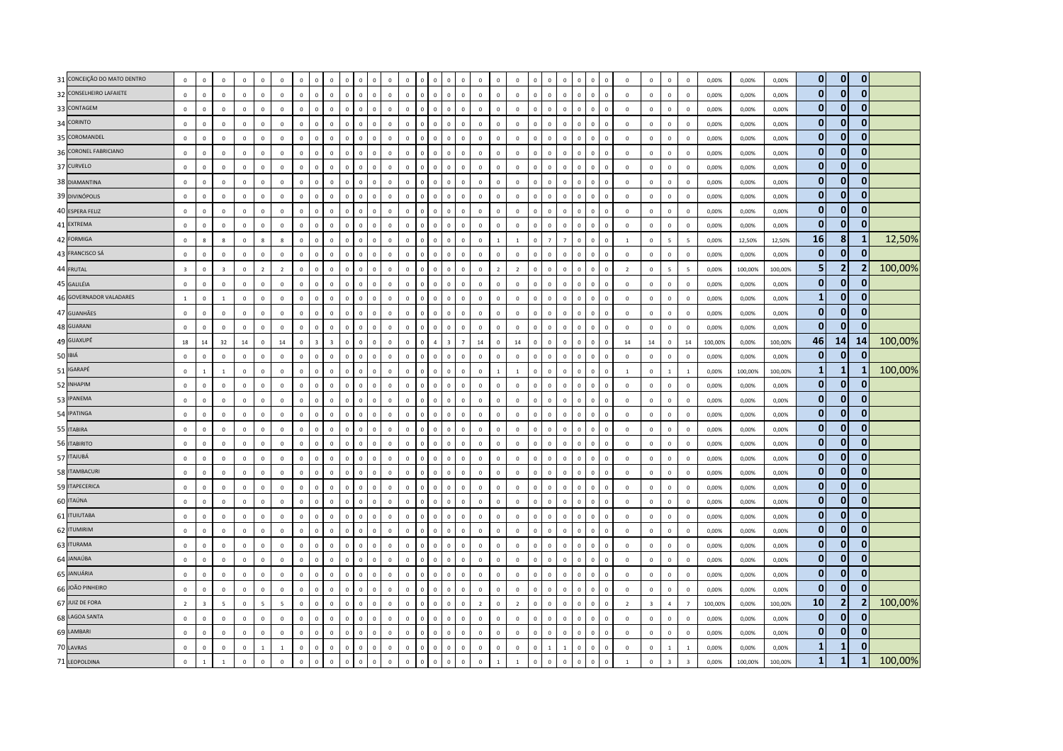| | | | | | | | | | | | | | | | | | | | | | | | | | | | | | | | | | | | | | | | | | |
|---|---|---|---|---|---|---|---|---|---|---|---|---|---|---|---|---|---|---|---|---|---|---|---|---|---|---|---|---|---|---|---|---|---|---|---|---|---|---|---|---|---|
| 31 | CONCEIÇÃO DO MATO DENTRO | 0 | 0 | 0 | 0 | 0 | 0 | 0 | 0 | 0 | 0 | 0 | 0 | 0 | 0 | 0 | 0 | 0 | 0 | 0 | 0 | 0 | 0 | 0 | 0 | 0 | 0 | 0 | 0 | 0 | 0 | 0 | 0 | 0 | 0,00% | 0,00% | 0,00% | 0 | 0 | 0 | |
| 32 | CONSELHEIRO LAFAIETE | 0 | 0 | 0 | 0 | 0 | 0 | 0 | 0 | 0 | 0 | 0 | 0 | 0 | 0 | 0 | 0 | 0 | 0 | 0 | 0 | 0 | 0 | 0 | 0 | 0 | 0 | 0 | 0 | 0 | 0 | 0 | 0 | 0 | 0,00% | 0,00% | 0,00% | 0 | 0 | 0 | |
| 33 | CONTAGEM | 0 | 0 | 0 | 0 | 0 | 0 | 0 | 0 | 0 | 0 | 0 | 0 | 0 | 0 | 0 | 0 | 0 | 0 | 0 | 0 | 0 | 0 | 0 | 0 | 0 | 0 | 0 | 0 | 0 | 0 | 0 | 0 | 0 | 0,00% | 0,00% | 0,00% | 0 | 0 | 0 | |
| 34 | CORINTO | 0 | 0 | 0 | 0 | 0 | 0 | 0 | 0 | 0 | 0 | 0 | 0 | 0 | 0 | 0 | 0 | 0 | 0 | 0 | 0 | 0 | 0 | 0 | 0 | 0 | 0 | 0 | 0 | 0 | 0 | 0 | 0 | 0 | 0,00% | 0,00% | 0,00% | 0 | 0 | 0 | |
| 35 | COROMANDEL | 0 | 0 | 0 | 0 | 0 | 0 | 0 | 0 | 0 | 0 | 0 | 0 | 0 | 0 | 0 | 0 | 0 | 0 | 0 | 0 | 0 | 0 | 0 | 0 | 0 | 0 | 0 | 0 | 0 | 0 | 0 | 0 | 0 | 0,00% | 0,00% | 0,00% | 0 | 0 | 0 | |
| 36 | CORONEL FABRICIANO | 0 | 0 | 0 | 0 | 0 | 0 | 0 | 0 | 0 | 0 | 0 | 0 | 0 | 0 | 0 | 0 | 0 | 0 | 0 | 0 | 0 | 0 | 0 | 0 | 0 | 0 | 0 | 0 | 0 | 0 | 0 | 0 | 0 | 0,00% | 0,00% | 0,00% | 0 | 0 | 0 | |
| 37 | CURVELO | 0 | 0 | 0 | 0 | 0 | 0 | 0 | 0 | 0 | 0 | 0 | 0 | 0 | 0 | 0 | 0 | 0 | 0 | 0 | 0 | 0 | 0 | 0 | 0 | 0 | 0 | 0 | 0 | 0 | 0 | 0 | 0 | 0 | 0,00% | 0,00% | 0,00% | 0 | 0 | 0 | |
| 38 | DIAMANTINA | 0 | 0 | 0 | 0 | 0 | 0 | 0 | 0 | 0 | 0 | 0 | 0 | 0 | 0 | 0 | 0 | 0 | 0 | 0 | 0 | 0 | 0 | 0 | 0 | 0 | 0 | 0 | 0 | 0 | 0 | 0 | 0 | 0 | 0,00% | 0,00% | 0,00% | 0 | 0 | 0 | |
| 39 | DIVINÓPOLIS | 0 | 0 | 0 | 0 | 0 | 0 | 0 | 0 | 0 | 0 | 0 | 0 | 0 | 0 | 0 | 0 | 0 | 0 | 0 | 0 | 0 | 0 | 0 | 0 | 0 | 0 | 0 | 0 | 0 | 0 | 0 | 0 | 0 | 0,00% | 0,00% | 0,00% | 0 | 0 | 0 | |
| 40 | ESPERA FELIZ | 0 | 0 | 0 | 0 | 0 | 0 | 0 | 0 | 0 | 0 | 0 | 0 | 0 | 0 | 0 | 0 | 0 | 0 | 0 | 0 | 0 | 0 | 0 | 0 | 0 | 0 | 0 | 0 | 0 | 0 | 0 | 0 | 0 | 0,00% | 0,00% | 0,00% | 0 | 0 | 0 | |
| 41 | EXTREMA | 0 | 0 | 0 | 0 | 0 | 0 | 0 | 0 | 0 | 0 | 0 | 0 | 0 | 0 | 0 | 0 | 0 | 0 | 0 | 0 | 0 | 0 | 0 | 0 | 0 | 0 | 0 | 0 | 0 | 0 | 0 | 0 | 0 | 0,00% | 0,00% | 0,00% | 0 | 0 | 0 | |
| 42 | FORMIGA | 0 | 8 | 8 | 0 | 8 | 8 | 0 | 0 | 0 | 0 | 0 | 0 | 0 | 0 | 0 | 0 | 0 | 0 | 0 | 0 | 1 | 1 | 0 | 7 | 7 | 0 | 0 | 0 | 0 | 1 | 0 | 5 | 5 | 0,00% | 12,50% | 12,50% | 16 | 8 | 1 | 12,50% |
| 43 | FRANCISCO SÁ | 0 | 0 | 0 | 0 | 0 | 0 | 0 | 0 | 0 | 0 | 0 | 0 | 0 | 0 | 0 | 0 | 0 | 0 | 0 | 0 | 0 | 0 | 0 | 0 | 0 | 0 | 0 | 0 | 0 | 0 | 0 | 0 | 0 | 0,00% | 0,00% | 0,00% | 0 | 0 | 0 | |
| 44 | FRUTAL | 3 | 0 | 3 | 0 | 2 | 2 | 0 | 0 | 0 | 0 | 0 | 0 | 0 | 0 | 0 | 0 | 0 | 0 | 0 | 0 | 2 | 2 | 0 | 0 | 0 | 0 | 0 | 0 | 0 | 2 | 0 | 5 | 5 | 0,00% | 100,00% | 100,00% | 5 | 2 | 2 | 100,00% |
| 45 | GALILÉIA | 0 | 0 | 0 | 0 | 0 | 0 | 0 | 0 | 0 | 0 | 0 | 0 | 0 | 0 | 0 | 0 | 0 | 0 | 0 | 0 | 0 | 0 | 0 | 0 | 0 | 0 | 0 | 0 | 0 | 0 | 0 | 0 | 0 | 0,00% | 0,00% | 0,00% | 0 | 0 | 0 | |
| 46 | GOVERNADOR VALADARES | 1 | 0 | 1 | 0 | 0 | 0 | 0 | 0 | 0 | 0 | 0 | 0 | 0 | 0 | 0 | 0 | 0 | 0 | 0 | 0 | 0 | 0 | 0 | 0 | 0 | 0 | 0 | 0 | 0 | 0 | 0 | 0 | 0 | 0,00% | 0,00% | 0,00% | 1 | 0 | 0 | |
| 47 | GUANHÃES | 0 | 0 | 0 | 0 | 0 | 0 | 0 | 0 | 0 | 0 | 0 | 0 | 0 | 0 | 0 | 0 | 0 | 0 | 0 | 0 | 0 | 0 | 0 | 0 | 0 | 0 | 0 | 0 | 0 | 0 | 0 | 0 | 0 | 0,00% | 0,00% | 0,00% | 0 | 0 | 0 | |
| 48 | GUARANI | 0 | 0 | 0 | 0 | 0 | 0 | 0 | 0 | 0 | 0 | 0 | 0 | 0 | 0 | 0 | 0 | 0 | 0 | 0 | 0 | 0 | 0 | 0 | 0 | 0 | 0 | 0 | 0 | 0 | 0 | 0 | 0 | 0 | 0,00% | 0,00% | 0,00% | 0 | 0 | 0 | |
| 49 | GUAXUPÉ | 18 | 14 | 32 | 14 | 0 | 14 | 0 | 3 | 3 | 0 | 0 | 0 | 0 | 0 | 0 | 0 | 4 | 3 | 7 | 14 | 0 | 14 | 0 | 0 | 0 | 0 | 0 | 0 | 0 | 14 | 14 | 0 | 14 | 100,00% | 0,00% | 100,00% | 46 | 14 | 14 | 100,00% |
| 50 | IBIÁ | 0 | 0 | 0 | 0 | 0 | 0 | 0 | 0 | 0 | 0 | 0 | 0 | 0 | 0 | 0 | 0 | 0 | 0 | 0 | 0 | 0 | 0 | 0 | 0 | 0 | 0 | 0 | 0 | 0 | 0 | 0 | 0 | 0 | 0,00% | 0,00% | 0,00% | 0 | 0 | 0 | |
| 51 | IGARAPÉ | 0 | 1 | 1 | 0 | 0 | 0 | 0 | 0 | 0 | 0 | 0 | 0 | 0 | 0 | 0 | 0 | 0 | 0 | 0 | 0 | 1 | 1 | 0 | 0 | 0 | 0 | 0 | 0 | 0 | 1 | 0 | 1 | 1 | 0,00% | 100,00% | 100,00% | 1 | 1 | 1 | 100,00% |
| 52 | INHAPIM | 0 | 0 | 0 | 0 | 0 | 0 | 0 | 0 | 0 | 0 | 0 | 0 | 0 | 0 | 0 | 0 | 0 | 0 | 0 | 0 | 0 | 0 | 0 | 0 | 0 | 0 | 0 | 0 | 0 | 0 | 0 | 0 | 0 | 0,00% | 0,00% | 0,00% | 0 | 0 | 0 | |
| 53 | IPANEMA | 0 | 0 | 0 | 0 | 0 | 0 | 0 | 0 | 0 | 0 | 0 | 0 | 0 | 0 | 0 | 0 | 0 | 0 | 0 | 0 | 0 | 0 | 0 | 0 | 0 | 0 | 0 | 0 | 0 | 0 | 0 | 0 | 0 | 0,00% | 0,00% | 0,00% | 0 | 0 | 0 | |
| 54 | IPATINGA | 0 | 0 | 0 | 0 | 0 | 0 | 0 | 0 | 0 | 0 | 0 | 0 | 0 | 0 | 0 | 0 | 0 | 0 | 0 | 0 | 0 | 0 | 0 | 0 | 0 | 0 | 0 | 0 | 0 | 0 | 0 | 0 | 0 | 0,00% | 0,00% | 0,00% | 0 | 0 | 0 | |
| 55 | ITABIRA | 0 | 0 | 0 | 0 | 0 | 0 | 0 | 0 | 0 | 0 | 0 | 0 | 0 | 0 | 0 | 0 | 0 | 0 | 0 | 0 | 0 | 0 | 0 | 0 | 0 | 0 | 0 | 0 | 0 | 0 | 0 | 0 | 0 | 0,00% | 0,00% | 0,00% | 0 | 0 | 0 | |
| 56 | ITABIRITO | 0 | 0 | 0 | 0 | 0 | 0 | 0 | 0 | 0 | 0 | 0 | 0 | 0 | 0 | 0 | 0 | 0 | 0 | 0 | 0 | 0 | 0 | 0 | 0 | 0 | 0 | 0 | 0 | 0 | 0 | 0 | 0 | 0 | 0,00% | 0,00% | 0,00% | 0 | 0 | 0 | |
| 57 | ITAJUBÁ | 0 | 0 | 0 | 0 | 0 | 0 | 0 | 0 | 0 | 0 | 0 | 0 | 0 | 0 | 0 | 0 | 0 | 0 | 0 | 0 | 0 | 0 | 0 | 0 | 0 | 0 | 0 | 0 | 0 | 0 | 0 | 0 | 0 | 0,00% | 0,00% | 0,00% | 0 | 0 | 0 | |
| 58 | ITAMBACURI | 0 | 0 | 0 | 0 | 0 | 0 | 0 | 0 | 0 | 0 | 0 | 0 | 0 | 0 | 0 | 0 | 0 | 0 | 0 | 0 | 0 | 0 | 0 | 0 | 0 | 0 | 0 | 0 | 0 | 0 | 0 | 0 | 0 | 0,00% | 0,00% | 0,00% | 0 | 0 | 0 | |
| 59 | ITAPECERICA | 0 | 0 | 0 | 0 | 0 | 0 | 0 | 0 | 0 | 0 | 0 | 0 | 0 | 0 | 0 | 0 | 0 | 0 | 0 | 0 | 0 | 0 | 0 | 0 | 0 | 0 | 0 | 0 | 0 | 0 | 0 | 0 | 0 | 0,00% | 0,00% | 0,00% | 0 | 0 | 0 | |
| 60 | ITAÚNA | 0 | 0 | 0 | 0 | 0 | 0 | 0 | 0 | 0 | 0 | 0 | 0 | 0 | 0 | 0 | 0 | 0 | 0 | 0 | 0 | 0 | 0 | 0 | 0 | 0 | 0 | 0 | 0 | 0 | 0 | 0 | 0 | 0 | 0,00% | 0,00% | 0,00% | 0 | 0 | 0 | |
| 61 | ITUIUTABA | 0 | 0 | 0 | 0 | 0 | 0 | 0 | 0 | 0 | 0 | 0 | 0 | 0 | 0 | 0 | 0 | 0 | 0 | 0 | 0 | 0 | 0 | 0 | 0 | 0 | 0 | 0 | 0 | 0 | 0 | 0 | 0 | 0 | 0,00% | 0,00% | 0,00% | 0 | 0 | 0 | |
| 62 | ITUMIRIM | 0 | 0 | 0 | 0 | 0 | 0 | 0 | 0 | 0 | 0 | 0 | 0 | 0 | 0 | 0 | 0 | 0 | 0 | 0 | 0 | 0 | 0 | 0 | 0 | 0 | 0 | 0 | 0 | 0 | 0 | 0 | 0 | 0 | 0,00% | 0,00% | 0,00% | 0 | 0 | 0 | |
| 63 | ITURAMA | 0 | 0 | 0 | 0 | 0 | 0 | 0 | 0 | 0 | 0 | 0 | 0 | 0 | 0 | 0 | 0 | 0 | 0 | 0 | 0 | 0 | 0 | 0 | 0 | 0 | 0 | 0 | 0 | 0 | 0 | 0 | 0 | 0 | 0,00% | 0,00% | 0,00% | 0 | 0 | 0 | |
| 64 | JANAÚBA | 0 | 0 | 0 | 0 | 0 | 0 | 0 | 0 | 0 | 0 | 0 | 0 | 0 | 0 | 0 | 0 | 0 | 0 | 0 | 0 | 0 | 0 | 0 | 0 | 0 | 0 | 0 | 0 | 0 | 0 | 0 | 0 | 0 | 0,00% | 0,00% | 0,00% | 0 | 0 | 0 | |
| 65 | JANUÁRIA | 0 | 0 | 0 | 0 | 0 | 0 | 0 | 0 | 0 | 0 | 0 | 0 | 0 | 0 | 0 | 0 | 0 | 0 | 0 | 0 | 0 | 0 | 0 | 0 | 0 | 0 | 0 | 0 | 0 | 0 | 0 | 0 | 0 | 0,00% | 0,00% | 0,00% | 0 | 0 | 0 | |
| 66 | JOÃO PINHEIRO | 0 | 0 | 0 | 0 | 0 | 0 | 0 | 0 | 0 | 0 | 0 | 0 | 0 | 0 | 0 | 0 | 0 | 0 | 0 | 0 | 0 | 0 | 0 | 0 | 0 | 0 | 0 | 0 | 0 | 0 | 0 | 0 | 0 | 0,00% | 0,00% | 0,00% | 0 | 0 | 0 | |
| 67 | JUIZ DE FORA | 2 | 3 | 5 | 0 | 5 | 5 | 0 | 0 | 0 | 0 | 0 | 0 | 0 | 0 | 0 | 0 | 0 | 0 | 0 | 2 | 0 | 2 | 0 | 0 | 0 | 0 | 0 | 0 | 0 | 2 | 3 | 4 | 7 | 100,00% | 0,00% | 100,00% | 10 | 2 | 2 | 100,00% |
| 68 | LAGOA SANTA | 0 | 0 | 0 | 0 | 0 | 0 | 0 | 0 | 0 | 0 | 0 | 0 | 0 | 0 | 0 | 0 | 0 | 0 | 0 | 0 | 0 | 0 | 0 | 0 | 0 | 0 | 0 | 0 | 0 | 0 | 0 | 0 | 0 | 0,00% | 0,00% | 0,00% | 0 | 0 | 0 | |
| 69 | LAMBARI | 0 | 0 | 0 | 0 | 0 | 0 | 0 | 0 | 0 | 0 | 0 | 0 | 0 | 0 | 0 | 0 | 0 | 0 | 0 | 0 | 0 | 0 | 0 | 0 | 0 | 0 | 0 | 0 | 0 | 0 | 0 | 0 | 0 | 0,00% | 0,00% | 0,00% | 0 | 0 | 0 | |
| 70 | LAVRAS | 0 | 0 | 0 | 0 | 1 | 1 | 0 | 0 | 0 | 0 | 0 | 0 | 0 | 0 | 0 | 0 | 0 | 0 | 0 | 0 | 0 | 0 | 0 | 1 | 1 | 0 | 0 | 0 | 0 | 0 | 0 | 1 | 1 | 0,00% | 0,00% | 0,00% | 1 | 1 | 0 | |
| 71 | LEOPOLDINA | 0 | 1 | 1 | 0 | 0 | 0 | 0 | 0 | 0 | 0 | 0 | 0 | 0 | 0 | 0 | 0 | 0 | 0 | 0 | 0 | 1 | 1 | 0 | 0 | 0 | 0 | 0 | 0 | 0 | 1 | 0 | 3 | 3 | 0,00% | 100,00% | 100,00% | 1 | 1 | 1 | 100,00% |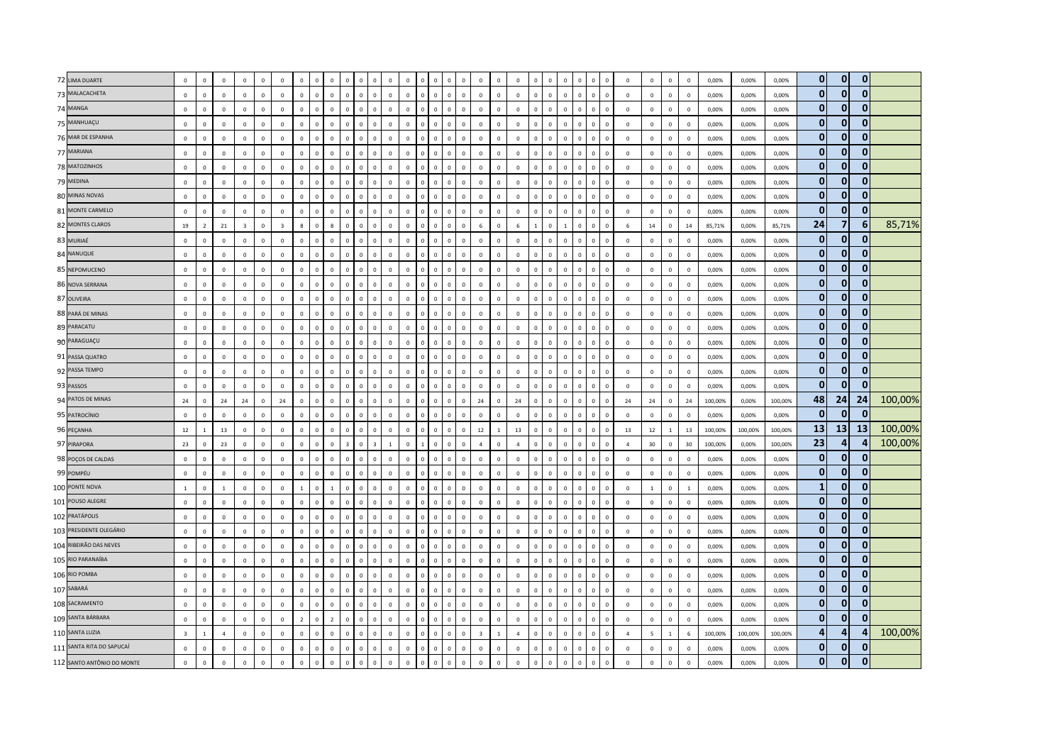| | | | | | | | | | | | | | | | | | | | | | | | | | | | | | | | | | | | | | | | | | |
|---|---|---|---|---|---|---|---|---|---|---|---|---|---|---|---|---|---|---|---|---|---|---|---|---|---|---|---|---|---|---|---|---|---|---|---|---|---|---|---|---|---|
| 72 | LIMA DUARTE | 0 | 0 | 0 | 0 | 0 | 0 | 0 | 0 | 0 | 0 | 0 | 0 | 0 | 0 | 0 | 0 | 0 | 0 | 0 | 0 | 0 | 0 | 0 | 0 | 0 | 0 | 0 | 0 | 0 | 0 | 0 | 0 | 0 | 0 | 0,00% | 0,00% | 0,00% | 0 | 0 | 0 | |
| 73 | MALACACHETA | 0 | 0 | 0 | 0 | 0 | 0 | 0 | 0 | 0 | 0 | 0 | 0 | 0 | 0 | 0 | 0 | 0 | 0 | 0 | 0 | 0 | 0 | 0 | 0 | 0 | 0 | 0 | 0 | 0 | 0 | 0 | 0 | 0 | 0 | 0,00% | 0,00% | 0,00% | 0 | 0 | 0 | |
| 74 | MANGA | 0 | 0 | 0 | 0 | 0 | 0 | 0 | 0 | 0 | 0 | 0 | 0 | 0 | 0 | 0 | 0 | 0 | 0 | 0 | 0 | 0 | 0 | 0 | 0 | 0 | 0 | 0 | 0 | 0 | 0 | 0 | 0 | 0 | 0 | 0,00% | 0,00% | 0,00% | 0 | 0 | 0 | |
| 75 | MANHUAÇU | 0 | 0 | 0 | 0 | 0 | 0 | 0 | 0 | 0 | 0 | 0 | 0 | 0 | 0 | 0 | 0 | 0 | 0 | 0 | 0 | 0 | 0 | 0 | 0 | 0 | 0 | 0 | 0 | 0 | 0 | 0 | 0 | 0 | 0 | 0,00% | 0,00% | 0,00% | 0 | 0 | 0 | |
| 76 | MAR DE ESPANHA | 0 | 0 | 0 | 0 | 0 | 0 | 0 | 0 | 0 | 0 | 0 | 0 | 0 | 0 | 0 | 0 | 0 | 0 | 0 | 0 | 0 | 0 | 0 | 0 | 0 | 0 | 0 | 0 | 0 | 0 | 0 | 0 | 0 | 0 | 0,00% | 0,00% | 0,00% | 0 | 0 | 0 | |
| 77 | MARIANA | 0 | 0 | 0 | 0 | 0 | 0 | 0 | 0 | 0 | 0 | 0 | 0 | 0 | 0 | 0 | 0 | 0 | 0 | 0 | 0 | 0 | 0 | 0 | 0 | 0 | 0 | 0 | 0 | 0 | 0 | 0 | 0 | 0 | 0 | 0,00% | 0,00% | 0,00% | 0 | 0 | 0 | |
| 78 | MATOZINHOS | 0 | 0 | 0 | 0 | 0 | 0 | 0 | 0 | 0 | 0 | 0 | 0 | 0 | 0 | 0 | 0 | 0 | 0 | 0 | 0 | 0 | 0 | 0 | 0 | 0 | 0 | 0 | 0 | 0 | 0 | 0 | 0 | 0 | 0 | 0,00% | 0,00% | 0,00% | 0 | 0 | 0 | |
| 79 | MEDINA | 0 | 0 | 0 | 0 | 0 | 0 | 0 | 0 | 0 | 0 | 0 | 0 | 0 | 0 | 0 | 0 | 0 | 0 | 0 | 0 | 0 | 0 | 0 | 0 | 0 | 0 | 0 | 0 | 0 | 0 | 0 | 0 | 0 | 0 | 0,00% | 0,00% | 0,00% | 0 | 0 | 0 | |
| 80 | MINAS NOVAS | 0 | 0 | 0 | 0 | 0 | 0 | 0 | 0 | 0 | 0 | 0 | 0 | 0 | 0 | 0 | 0 | 0 | 0 | 0 | 0 | 0 | 0 | 0 | 0 | 0 | 0 | 0 | 0 | 0 | 0 | 0 | 0 | 0 | 0 | 0,00% | 0,00% | 0,00% | 0 | 0 | 0 | |
| 81 | MONTE CARMELO | 0 | 0 | 0 | 0 | 0 | 0 | 0 | 0 | 0 | 0 | 0 | 0 | 0 | 0 | 0 | 0 | 0 | 0 | 0 | 0 | 0 | 0 | 0 | 0 | 0 | 0 | 0 | 0 | 0 | 0 | 0 | 0 | 0 | 0 | 0,00% | 0,00% | 0,00% | 0 | 0 | 0 | |
| 82 | MONTES CLAROS | 19 | 2 | 21 | 3 | 0 | 3 | 8 | 0 | 8 | 0 | 0 | 0 | 0 | 0 | 0 | 0 | 0 | 0 | 0 | 0 | 6 | 0 | 6 | 1 | 0 | 1 | 0 | 0 | 0 | 6 | 14 | 0 | 14 | 85,71% | 0,00% | 85,71% | 24 | 7 | 6 | 85,71% |
| 83 | MURIAÉ | 0 | 0 | 0 | 0 | 0 | 0 | 0 | 0 | 0 | 0 | 0 | 0 | 0 | 0 | 0 | 0 | 0 | 0 | 0 | 0 | 0 | 0 | 0 | 0 | 0 | 0 | 0 | 0 | 0 | 0 | 0 | 0 | 0 | 0,00% | 0,00% | 0,00% | 0 | 0 | 0 | |
| 84 | NANUQUE | 0 | 0 | 0 | 0 | 0 | 0 | 0 | 0 | 0 | 0 | 0 | 0 | 0 | 0 | 0 | 0 | 0 | 0 | 0 | 0 | 0 | 0 | 0 | 0 | 0 | 0 | 0 | 0 | 0 | 0 | 0 | 0 | 0 | 0,00% | 0,00% | 0,00% | 0 | 0 | 0 | |
| 85 | NEPOMUCENO | 0 | 0 | 0 | 0 | 0 | 0 | 0 | 0 | 0 | 0 | 0 | 0 | 0 | 0 | 0 | 0 | 0 | 0 | 0 | 0 | 0 | 0 | 0 | 0 | 0 | 0 | 0 | 0 | 0 | 0 | 0 | 0 | 0 | 0,00% | 0,00% | 0,00% | 0 | 0 | 0 | |
| 86 | NOVA SERRANA | 0 | 0 | 0 | 0 | 0 | 0 | 0 | 0 | 0 | 0 | 0 | 0 | 0 | 0 | 0 | 0 | 0 | 0 | 0 | 0 | 0 | 0 | 0 | 0 | 0 | 0 | 0 | 0 | 0 | 0 | 0 | 0 | 0 | 0,00% | 0,00% | 0,00% | 0 | 0 | 0 | |
| 87 | OLIVEIRA | 0 | 0 | 0 | 0 | 0 | 0 | 0 | 0 | 0 | 0 | 0 | 0 | 0 | 0 | 0 | 0 | 0 | 0 | 0 | 0 | 0 | 0 | 0 | 0 | 0 | 0 | 0 | 0 | 0 | 0 | 0 | 0 | 0 | 0,00% | 0,00% | 0,00% | 0 | 0 | 0 | |
| 88 | PARÁ DE MINAS | 0 | 0 | 0 | 0 | 0 | 0 | 0 | 0 | 0 | 0 | 0 | 0 | 0 | 0 | 0 | 0 | 0 | 0 | 0 | 0 | 0 | 0 | 0 | 0 | 0 | 0 | 0 | 0 | 0 | 0 | 0 | 0 | 0 | 0,00% | 0,00% | 0,00% | 0 | 0 | 0 | |
| 89 | PARACATU | 0 | 0 | 0 | 0 | 0 | 0 | 0 | 0 | 0 | 0 | 0 | 0 | 0 | 0 | 0 | 0 | 0 | 0 | 0 | 0 | 0 | 0 | 0 | 0 | 0 | 0 | 0 | 0 | 0 | 0 | 0 | 0 | 0 | 0,00% | 0,00% | 0,00% | 0 | 0 | 0 | |
| 90 | PARAGUAÇU | 0 | 0 | 0 | 0 | 0 | 0 | 0 | 0 | 0 | 0 | 0 | 0 | 0 | 0 | 0 | 0 | 0 | 0 | 0 | 0 | 0 | 0 | 0 | 0 | 0 | 0 | 0 | 0 | 0 | 0 | 0 | 0 | 0 | 0,00% | 0,00% | 0,00% | 0 | 0 | 0 | |
| 91 | PASSA QUATRO | 0 | 0 | 0 | 0 | 0 | 0 | 0 | 0 | 0 | 0 | 0 | 0 | 0 | 0 | 0 | 0 | 0 | 0 | 0 | 0 | 0 | 0 | 0 | 0 | 0 | 0 | 0 | 0 | 0 | 0 | 0 | 0 | 0 | 0,00% | 0,00% | 0,00% | 0 | 0 | 0 | |
| 92 | PASSA TEMPO | 0 | 0 | 0 | 0 | 0 | 0 | 0 | 0 | 0 | 0 | 0 | 0 | 0 | 0 | 0 | 0 | 0 | 0 | 0 | 0 | 0 | 0 | 0 | 0 | 0 | 0 | 0 | 0 | 0 | 0 | 0 | 0 | 0 | 0,00% | 0,00% | 0,00% | 0 | 0 | 0 | |
| 93 | PASSOS | 0 | 0 | 0 | 0 | 0 | 0 | 0 | 0 | 0 | 0 | 0 | 0 | 0 | 0 | 0 | 0 | 0 | 0 | 0 | 0 | 0 | 0 | 0 | 0 | 0 | 0 | 0 | 0 | 0 | 0 | 0 | 0 | 0 | 0,00% | 0,00% | 0,00% | 0 | 0 | 0 | |
| 94 | PATOS DE MINAS | 24 | 0 | 24 | 24 | 0 | 24 | 0 | 0 | 0 | 0 | 0 | 0 | 0 | 0 | 0 | 0 | 0 | 0 | 0 | 0 | 24 | 0 | 24 | 0 | 0 | 0 | 0 | 0 | 0 | 24 | 24 | 0 | 24 | 100,00% | 0,00% | 100,00% | 48 | 24 | 24 | 100,00% |
| 95 | PATROCÍNIO | 0 | 0 | 0 | 0 | 0 | 0 | 0 | 0 | 0 | 0 | 0 | 0 | 0 | 0 | 0 | 0 | 0 | 0 | 0 | 0 | 0 | 0 | 0 | 0 | 0 | 0 | 0 | 0 | 0 | 0 | 0 | 0 | 0 | 0,00% | 0,00% | 0,00% | 0 | 0 | 0 | |
| 96 | PEÇANHA | 12 | 1 | 13 | 0 | 0 | 0 | 0 | 0 | 0 | 0 | 0 | 0 | 0 | 0 | 0 | 0 | 0 | 0 | 0 | 0 | 12 | 1 | 13 | 0 | 0 | 0 | 0 | 0 | 0 | 13 | 12 | 1 | 13 | 100,00% | 100,00% | 100,00% | 13 | 13 | 13 | 100,00% |
| 97 | PIRAPORA | 23 | 0 | 23 | 0 | 0 | 0 | 0 | 0 | 0 | 0 | 3 | 0 | 3 | 1 | 0 | 1 | 0 | 0 | 0 | 0 | 4 | 0 | 4 | 0 | 0 | 0 | 0 | 0 | 0 | 4 | 30 | 0 | 30 | 100,00% | 0,00% | 100,00% | 23 | 4 | 4 | 100,00% |
| 98 | POÇOS DE CALDAS | 0 | 0 | 0 | 0 | 0 | 0 | 0 | 0 | 0 | 0 | 0 | 0 | 0 | 0 | 0 | 0 | 0 | 0 | 0 | 0 | 0 | 0 | 0 | 0 | 0 | 0 | 0 | 0 | 0 | 0 | 0 | 0 | 0 | 0,00% | 0,00% | 0,00% | 0 | 0 | 0 | |
| 99 | POMPÉU | 0 | 0 | 0 | 0 | 0 | 0 | 0 | 0 | 0 | 0 | 0 | 0 | 0 | 0 | 0 | 0 | 0 | 0 | 0 | 0 | 0 | 0 | 0 | 0 | 0 | 0 | 0 | 0 | 0 | 0 | 0 | 0 | 0 | 0,00% | 0,00% | 0,00% | 0 | 0 | 0 | |
| 100 | PONTE NOVA | 1 | 0 | 1 | 0 | 0 | 0 | 1 | 0 | 1 | 0 | 0 | 0 | 0 | 0 | 0 | 0 | 0 | 0 | 0 | 0 | 0 | 0 | 0 | 0 | 0 | 0 | 0 | 0 | 0 | 0 | 1 | 0 | 1 | 0,00% | 0,00% | 0,00% | 1 | 0 | 0 | |
| 101 | POUSO ALEGRE | 0 | 0 | 0 | 0 | 0 | 0 | 0 | 0 | 0 | 0 | 0 | 0 | 0 | 0 | 0 | 0 | 0 | 0 | 0 | 0 | 0 | 0 | 0 | 0 | 0 | 0 | 0 | 0 | 0 | 0 | 0 | 0 | 0 | 0,00% | 0,00% | 0,00% | 0 | 0 | 0 | |
| 102 | PRATÁPOLIS | 0 | 0 | 0 | 0 | 0 | 0 | 0 | 0 | 0 | 0 | 0 | 0 | 0 | 0 | 0 | 0 | 0 | 0 | 0 | 0 | 0 | 0 | 0 | 0 | 0 | 0 | 0 | 0 | 0 | 0 | 0 | 0 | 0 | 0,00% | 0,00% | 0,00% | 0 | 0 | 0 | |
| 103 | PRESIDENTE OLEGÁRIO | 0 | 0 | 0 | 0 | 0 | 0 | 0 | 0 | 0 | 0 | 0 | 0 | 0 | 0 | 0 | 0 | 0 | 0 | 0 | 0 | 0 | 0 | 0 | 0 | 0 | 0 | 0 | 0 | 0 | 0 | 0 | 0 | 0 | 0,00% | 0,00% | 0,00% | 0 | 0 | 0 | |
| 104 | RIBEIRÃO DAS NEVES | 0 | 0 | 0 | 0 | 0 | 0 | 0 | 0 | 0 | 0 | 0 | 0 | 0 | 0 | 0 | 0 | 0 | 0 | 0 | 0 | 0 | 0 | 0 | 0 | 0 | 0 | 0 | 0 | 0 | 0 | 0 | 0 | 0 | 0,00% | 0,00% | 0,00% | 0 | 0 | 0 | |
| 105 | RIO PARANAÍBA | 0 | 0 | 0 | 0 | 0 | 0 | 0 | 0 | 0 | 0 | 0 | 0 | 0 | 0 | 0 | 0 | 0 | 0 | 0 | 0 | 0 | 0 | 0 | 0 | 0 | 0 | 0 | 0 | 0 | 0 | 0 | 0 | 0 | 0,00% | 0,00% | 0,00% | 0 | 0 | 0 | |
| 106 | RIO POMBA | 0 | 0 | 0 | 0 | 0 | 0 | 0 | 0 | 0 | 0 | 0 | 0 | 0 | 0 | 0 | 0 | 0 | 0 | 0 | 0 | 0 | 0 | 0 | 0 | 0 | 0 | 0 | 0 | 0 | 0 | 0 | 0 | 0 | 0,00% | 0,00% | 0,00% | 0 | 0 | 0 | |
| 107 | SABARÁ | 0 | 0 | 0 | 0 | 0 | 0 | 0 | 0 | 0 | 0 | 0 | 0 | 0 | 0 | 0 | 0 | 0 | 0 | 0 | 0 | 0 | 0 | 0 | 0 | 0 | 0 | 0 | 0 | 0 | 0 | 0 | 0 | 0 | 0,00% | 0,00% | 0,00% | 0 | 0 | 0 | |
| 108 | SACRAMENTO | 0 | 0 | 0 | 0 | 0 | 0 | 0 | 0 | 0 | 0 | 0 | 0 | 0 | 0 | 0 | 0 | 0 | 0 | 0 | 0 | 0 | 0 | 0 | 0 | 0 | 0 | 0 | 0 | 0 | 0 | 0 | 0 | 0 | 0,00% | 0,00% | 0,00% | 0 | 0 | 0 | |
| 109 | SANTA BÁRBARA | 0 | 0 | 0 | 0 | 0 | 0 | 2 | 0 | 2 | 0 | 0 | 0 | 0 | 0 | 0 | 0 | 0 | 0 | 0 | 0 | 0 | 0 | 0 | 0 | 0 | 0 | 0 | 0 | 0 | 0 | 0 | 0 | 0 | 0,00% | 0,00% | 0,00% | 0 | 0 | 0 | |
| 110 | SANTA LUZIA | 3 | 1 | 4 | 0 | 0 | 0 | 0 | 0 | 0 | 0 | 0 | 0 | 0 | 0 | 0 | 0 | 0 | 0 | 0 | 0 | 3 | 1 | 4 | 0 | 0 | 0 | 0 | 0 | 0 | 4 | 5 | 1 | 6 | 100,00% | 100,00% | 100,00% | 4 | 4 | 4 | 100,00% |
| 111 | SANTA RITA DO SAPUCAÍ | 0 | 0 | 0 | 0 | 0 | 0 | 0 | 0 | 0 | 0 | 0 | 0 | 0 | 0 | 0 | 0 | 0 | 0 | 0 | 0 | 0 | 0 | 0 | 0 | 0 | 0 | 0 | 0 | 0 | 0 | 0 | 0 | 0 | 0,00% | 0,00% | 0,00% | 0 | 0 | 0 | |
| 112 | SANTO ANTÔNIO DO MONTE | 0 | 0 | 0 | 0 | 0 | 0 | 0 | 0 | 0 | 0 | 0 | 0 | 0 | 0 | 0 | 0 | 0 | 0 | 0 | 0 | 0 | 0 | 0 | 0 | 0 | 0 | 0 | 0 | 0 | 0 | 0 | 0 | 0 | 0,00% | 0,00% | 0,00% | 0 | 0 | 0 | |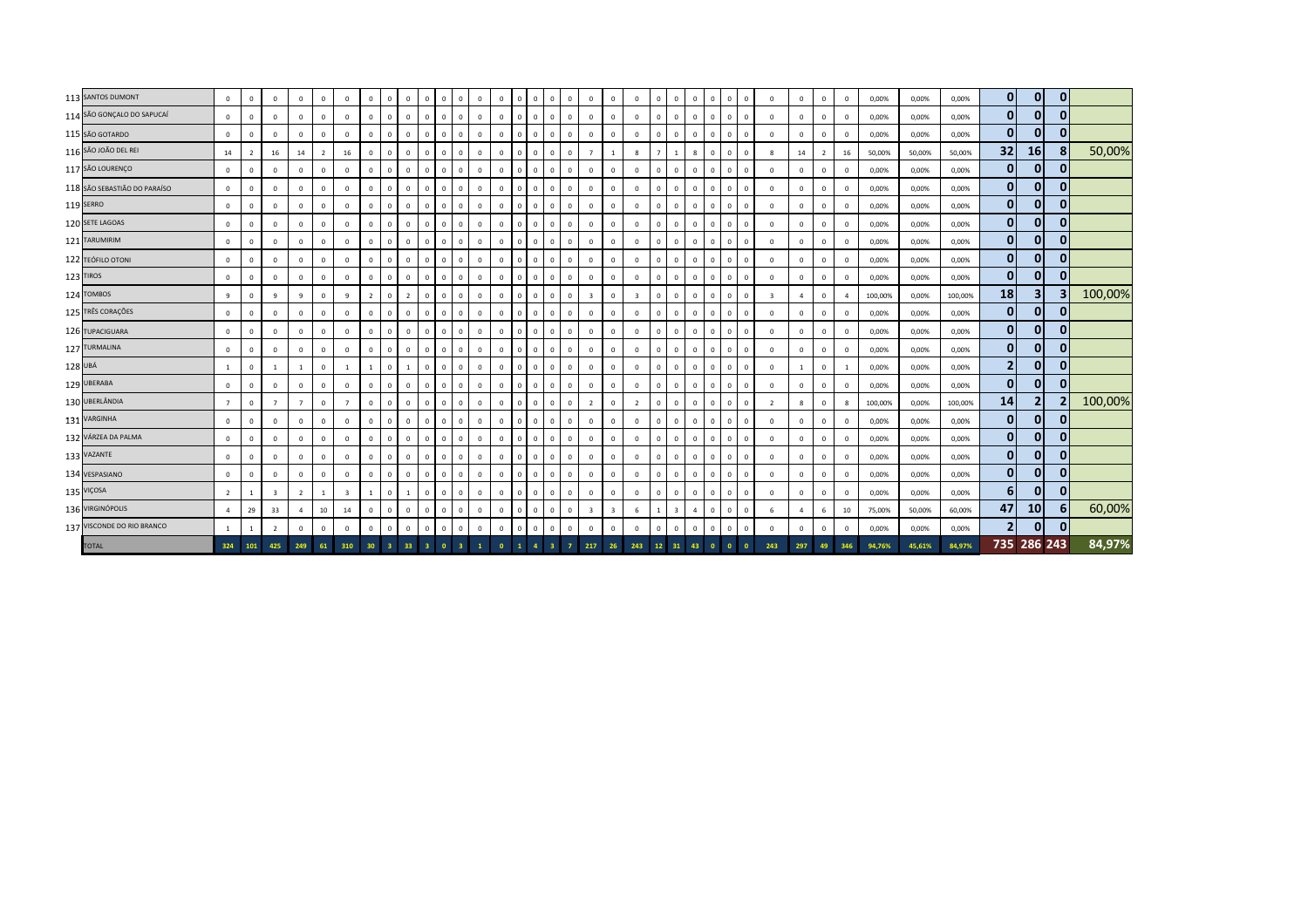| | | | | | | | | | | | | | | | | | | | | | | | | | | | | | | | | | | | | | | | |
|---|---|---|---|---|---|---|---|---|---|---|---|---|---|---|---|---|---|---|---|---|---|---|---|---|---|---|---|---|---|---|---|---|---|---|---|---|---|---|---|
| 113 | SANTOS DUMONT | 0 | 0 | 0 | 0 | 0 | 0 | 0 | 0 | 0 | 0 | 0 | 0 | 0 | 0 | 0 | 0 | 0 | 0 | 0 | 0 | 0 | 0 | 0 | 0 | 0 | 0 | 0 | 0 | 0 | 0 | 0 | 0,00% | 0,00% | 0,00% | **0** | **0** | **0** | |
| 114 | SÃO GONÇALO DO SAPUCAÍ | 0 | 0 | 0 | 0 | 0 | 0 | 0 | 0 | 0 | 0 | 0 | 0 | 0 | 0 | 0 | 0 | 0 | 0 | 0 | 0 | 0 | 0 | 0 | 0 | 0 | 0 | 0 | 0 | 0 | 0 | 0 | 0,00% | 0,00% | 0,00% | **0** | **0** | **0** | |
| 115 | SÃO GOTARDO | 0 | 0 | 0 | 0 | 0 | 0 | 0 | 0 | 0 | 0 | 0 | 0 | 0 | 0 | 0 | 0 | 0 | 0 | 0 | 0 | 0 | 0 | 0 | 0 | 0 | 0 | 0 | 0 | 0 | 0 | 0 | 0,00% | 0,00% | 0,00% | **0** | **0** | **0** | |
| 116 | SÃO JOÃO DEL REI | 14 | 2 | 16 | 14 | 2 | 16 | 0 | 0 | 0 | 0 | 0 | 0 | 0 | 0 | 0 | 0 | 0 | 0 | 7 | 1 | 8 | 7 | 1 | 8 | 0 | 0 | 0 | 8 | 14 | 2 | 16 | 50,00% | 50,00% | 50,00% | **32** | **16** | **8** | 50,00% |
| 117 | SÃO LOURENÇO | 0 | 0 | 0 | 0 | 0 | 0 | 0 | 0 | 0 | 0 | 0 | 0 | 0 | 0 | 0 | 0 | 0 | 0 | 0 | 0 | 0 | 0 | 0 | 0 | 0 | 0 | 0 | 0 | 0 | 0 | 0 | 0,00% | 0,00% | 0,00% | **0** | **0** | **0** | |
| 118 | SÃO SEBASTIÃO DO PARAÍSO | 0 | 0 | 0 | 0 | 0 | 0 | 0 | 0 | 0 | 0 | 0 | 0 | 0 | 0 | 0 | 0 | 0 | 0 | 0 | 0 | 0 | 0 | 0 | 0 | 0 | 0 | 0 | 0 | 0 | 0 | 0 | 0,00% | 0,00% | 0,00% | **0** | **0** | **0** | |
| 119 | SERRO | 0 | 0 | 0 | 0 | 0 | 0 | 0 | 0 | 0 | 0 | 0 | 0 | 0 | 0 | 0 | 0 | 0 | 0 | 0 | 0 | 0 | 0 | 0 | 0 | 0 | 0 | 0 | 0 | 0 | 0 | 0 | 0,00% | 0,00% | 0,00% | **0** | **0** | **0** | |
| 120 | SETE LAGOAS | 0 | 0 | 0 | 0 | 0 | 0 | 0 | 0 | 0 | 0 | 0 | 0 | 0 | 0 | 0 | 0 | 0 | 0 | 0 | 0 | 0 | 0 | 0 | 0 | 0 | 0 | 0 | 0 | 0 | 0 | 0 | 0,00% | 0,00% | 0,00% | **0** | **0** | **0** | |
| 121 | TARUMIRIM | 0 | 0 | 0 | 0 | 0 | 0 | 0 | 0 | 0 | 0 | 0 | 0 | 0 | 0 | 0 | 0 | 0 | 0 | 0 | 0 | 0 | 0 | 0 | 0 | 0 | 0 | 0 | 0 | 0 | 0 | 0 | 0,00% | 0,00% | 0,00% | **0** | **0** | **0** | |
| 122 | TEÓFILO OTONI | 0 | 0 | 0 | 0 | 0 | 0 | 0 | 0 | 0 | 0 | 0 | 0 | 0 | 0 | 0 | 0 | 0 | 0 | 0 | 0 | 0 | 0 | 0 | 0 | 0 | 0 | 0 | 0 | 0 | 0 | 0 | 0,00% | 0,00% | 0,00% | **0** | **0** | **0** | |
| 123 | TIROS | 0 | 0 | 0 | 0 | 0 | 0 | 0 | 0 | 0 | 0 | 0 | 0 | 0 | 0 | 0 | 0 | 0 | 0 | 0 | 0 | 0 | 0 | 0 | 0 | 0 | 0 | 0 | 0 | 0 | 0 | 0 | 0,00% | 0,00% | 0,00% | **0** | **0** | **0** | |
| 124 | TOMBOS | 9 | 0 | 9 | 9 | 0 | 9 | 2 | 0 | 2 | 0 | 0 | 0 | 0 | 0 | 0 | 0 | 0 | 0 | 3 | 0 | 3 | 0 | 0 | 0 | 0 | 0 | 0 | 3 | 4 | 0 | 4 | 100,00% | 0,00% | 100,00% | **18** | **3** | **3** | 100,00% |
| 125 | TRÊS CORAÇÕES | 0 | 0 | 0 | 0 | 0 | 0 | 0 | 0 | 0 | 0 | 0 | 0 | 0 | 0 | 0 | 0 | 0 | 0 | 0 | 0 | 0 | 0 | 0 | 0 | 0 | 0 | 0 | 0 | 0 | 0 | 0 | 0,00% | 0,00% | 0,00% | **0** | **0** | **0** | |
| 126 | TUPACIGUARA | 0 | 0 | 0 | 0 | 0 | 0 | 0 | 0 | 0 | 0 | 0 | 0 | 0 | 0 | 0 | 0 | 0 | 0 | 0 | 0 | 0 | 0 | 0 | 0 | 0 | 0 | 0 | 0 | 0 | 0 | 0 | 0,00% | 0,00% | 0,00% | **0** | **0** | **0** | |
| 127 | TURMALINA | 0 | 0 | 0 | 0 | 0 | 0 | 0 | 0 | 0 | 0 | 0 | 0 | 0 | 0 | 0 | 0 | 0 | 0 | 0 | 0 | 0 | 0 | 0 | 0 | 0 | 0 | 0 | 0 | 0 | 0 | 0 | 0,00% | 0,00% | 0,00% | **0** | **0** | **0** | |
| 128 | UBÁ | 1 | 0 | 1 | 1 | 0 | 1 | 1 | 0 | 1 | 0 | 0 | 0 | 0 | 0 | 0 | 0 | 0 | 0 | 0 | 0 | 0 | 0 | 0 | 0 | 0 | 0 | 0 | 0 | 1 | 0 | 1 | 0,00% | 0,00% | 0,00% | **2** | **0** | **0** | |
| 129 | UBERABA | 0 | 0 | 0 | 0 | 0 | 0 | 0 | 0 | 0 | 0 | 0 | 0 | 0 | 0 | 0 | 0 | 0 | 0 | 0 | 0 | 0 | 0 | 0 | 0 | 0 | 0 | 0 | 0 | 0 | 0 | 0 | 0,00% | 0,00% | 0,00% | **0** | **0** | **0** | |
| 130 | UBERLÂNDIA | 7 | 0 | 7 | 7 | 0 | 7 | 0 | 0 | 0 | 0 | 0 | 0 | 0 | 0 | 0 | 0 | 0 | 0 | 2 | 0 | 2 | 0 | 0 | 0 | 0 | 0 | 0 | 2 | 8 | 0 | 8 | 100,00% | 0,00% | 100,00% | **14** | **2** | **2** | 100,00% |
| 131 | VARGINHA | 0 | 0 | 0 | 0 | 0 | 0 | 0 | 0 | 0 | 0 | 0 | 0 | 0 | 0 | 0 | 0 | 0 | 0 | 0 | 0 | 0 | 0 | 0 | 0 | 0 | 0 | 0 | 0 | 0 | 0 | 0 | 0,00% | 0,00% | 0,00% | **0** | **0** | **0** | |
| 132 | VÁRZEA DA PALMA | 0 | 0 | 0 | 0 | 0 | 0 | 0 | 0 | 0 | 0 | 0 | 0 | 0 | 0 | 0 | 0 | 0 | 0 | 0 | 0 | 0 | 0 | 0 | 0 | 0 | 0 | 0 | 0 | 0 | 0 | 0 | 0,00% | 0,00% | 0,00% | **0** | **0** | **0** | |
| 133 | VAZANTE | 0 | 0 | 0 | 0 | 0 | 0 | 0 | 0 | 0 | 0 | 0 | 0 | 0 | 0 | 0 | 0 | 0 | 0 | 0 | 0 | 0 | 0 | 0 | 0 | 0 | 0 | 0 | 0 | 0 | 0 | 0 | 0,00% | 0,00% | 0,00% | **0** | **0** | **0** | |
| 134 | VESPASIANO | 0 | 0 | 0 | 0 | 0 | 0 | 0 | 0 | 0 | 0 | 0 | 0 | 0 | 0 | 0 | 0 | 0 | 0 | 0 | 0 | 0 | 0 | 0 | 0 | 0 | 0 | 0 | 0 | 0 | 0 | 0 | 0,00% | 0,00% | 0,00% | **0** | **0** | **0** | |
| 135 | VIÇOSA | 2 | 1 | 3 | 2 | 1 | 3 | 1 | 0 | 1 | 0 | 0 | 0 | 0 | 0 | 0 | 0 | 0 | 0 | 0 | 0 | 0 | 0 | 0 | 0 | 0 | 0 | 0 | 0 | 0 | 0 | 0 | 0,00% | 0,00% | 0,00% | **6** | **0** | **0** | |
| 136 | VIRGINÓPOLIS | 4 | 29 | 33 | 4 | 10 | 14 | 0 | 0 | 0 | 0 | 0 | 0 | 0 | 0 | 0 | 0 | 0 | 0 | 3 | 3 | 6 | 1 | 3 | 4 | 0 | 0 | 0 | 6 | 4 | 6 | 10 | 75,00% | 50,00% | 60,00% | **47** | **10** | **6** | 60,00% |
| 137 | VISCONDE DO RIO BRANCO | 1 | 1 | 2 | 0 | 0 | 0 | 0 | 0 | 0 | 0 | 0 | 0 | 0 | 0 | 0 | 0 | 0 | 0 | 0 | 0 | 0 | 0 | 0 | 0 | 0 | 0 | 0 | 0 | 0 | 0 | 0 | 0,00% | 0,00% | 0,00% | **2** | **0** | **0** | |
| | TOTAL | 324 | 101 | 425 | 249 | 61 | 310 | 30 | 3 | 33 | 3 | 0 | 3 | 1 | 0 | 1 | 4 | 3 | 7 | 217 | 26 | 243 | 12 | 31 | 43 | 0 | 0 | 0 | 243 | 297 | 49 | 346 | 94,76% | 45,61% | 84,97% | **735** | **286** | **243** | **84,97%** |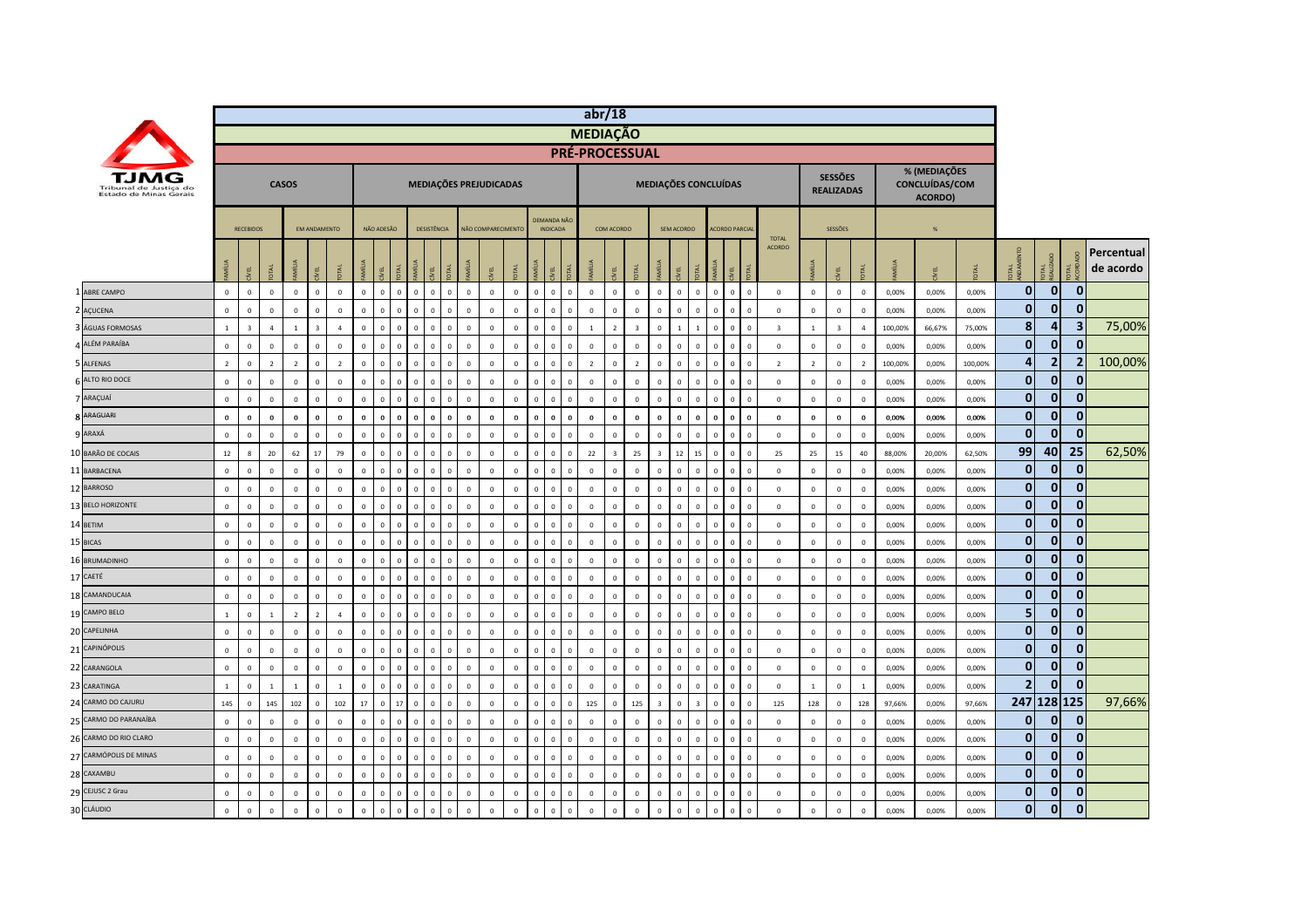**TJMG** Tribunal de Justiça do Estado de Minas Gerais

# abr/18

## MEDIAÇÃO

### PRÉ-PROCESSUAL

| | CASOS | | | | | | MEDIAÇÕES PREJUDICADAS | | | | | | | | | | | | MEDIAÇÕES CONCLUÍDAS | | | | | | | | | | SESSÕES REALIZADAS | | | % (MEDIAÇÕES CONCLUÍDAS/COM ACORDO) | | | | | | |
|---|---|---|---|---|---|---|---|---|---|---|---|---|---|---|---|---|---|---|---|---|---|---|---|---|---|---|---|---|---|---|---|---|---|---|---|---|---|---|
| | RECEBIDOS | | | EM ANDAMENTO | | | NÃO ADESÃO | | | DESISTÊNCIA | | | NÃO COMPARECIMENTO | | | DEMANDA NÃO INDICADA | | | COM ACORDO | | | SEM ACORDO | | | ACORDO PARCIAL | | | TOTAL ACORDO | SESSÕES | | | % | | | | | | |
| | FAMÍLIA | CÍVEL | TOTAL | FAMÍLIA | CÍVEL | TOTAL | FAMÍLIA | CÍVEL | TOTAL | FAMÍLIA | CÍVEL | TOTAL | FAMÍLIA | CÍVEL | TOTAL | FAMÍLIA | CÍVEL | TOTAL | FAMÍLIA | CÍVEL | TOTAL | FAMÍLIA | CÍVEL | TOTAL | FAMÍLIA | CÍVEL | TOTAL | | FAMÍLIA | CÍVEL | TOTAL | FAMÍLIA | CÍVEL | TOTAL | TOTAL ANDAMENTO | TOTAL REALIZADO | TOTAL ACORDADO | Percentual de acordo |
| 1 ABRE CAMPO | 0 | 0 | 0 | 0 | 0 | 0 | 0 | 0 | 0 | 0 | 0 | 0 | 0 | 0 | 0 | 0 | 0 | 0 | 0 | 0 | 0 | 0 | 0 | 0 | 0 | 0 | 0 | 0 | 0 | 0 | 0 | 0,00% | 0,00% | 0,00% | 0 | 0 | 0 | |
| 2 AÇUCENA | 0 | 0 | 0 | 0 | 0 | 0 | 0 | 0 | 0 | 0 | 0 | 0 | 0 | 0 | 0 | 0 | 0 | 0 | 0 | 0 | 0 | 0 | 0 | 0 | 0 | 0 | 0 | 0 | 0 | 0 | 0 | 0,00% | 0,00% | 0,00% | 0 | 0 | 0 | |
| 3 ÁGUAS FORMOSAS | 1 | 3 | 4 | 1 | 3 | 4 | 0 | 0 | 0 | 0 | 0 | 0 | 0 | 0 | 0 | 0 | 0 | 0 | 1 | 2 | 3 | 0 | 1 | 1 | 0 | 0 | 0 | 3 | 1 | 3 | 4 | 100,00% | 66,67% | 75,00% | 8 | 4 | 3 | 75,00% |
| 4 ALÉM PARAÍBA | 0 | 0 | 0 | 0 | 0 | 0 | 0 | 0 | 0 | 0 | 0 | 0 | 0 | 0 | 0 | 0 | 0 | 0 | 0 | 0 | 0 | 0 | 0 | 0 | 0 | 0 | 0 | 0 | 0 | 0 | 0 | 0,00% | 0,00% | 0,00% | 0 | 0 | 0 | |
| 5 ALFENAS | 2 | 0 | 2 | 2 | 0 | 2 | 0 | 0 | 0 | 0 | 0 | 0 | 0 | 0 | 0 | 0 | 0 | 0 | 2 | 0 | 2 | 0 | 0 | 0 | 0 | 0 | 0 | 2 | 2 | 0 | 2 | 100,00% | 0,00% | 100,00% | 4 | 2 | 2 | 100,00% |
| 6 ALTO RIO DOCE | 0 | 0 | 0 | 0 | 0 | 0 | 0 | 0 | 0 | 0 | 0 | 0 | 0 | 0 | 0 | 0 | 0 | 0 | 0 | 0 | 0 | 0 | 0 | 0 | 0 | 0 | 0 | 0 | 0 | 0 | 0 | 0,00% | 0,00% | 0,00% | 0 | 0 | 0 | |
| 7 ARAÇUAÍ | 0 | 0 | 0 | 0 | 0 | 0 | 0 | 0 | 0 | 0 | 0 | 0 | 0 | 0 | 0 | 0 | 0 | 0 | 0 | 0 | 0 | 0 | 0 | 0 | 0 | 0 | 0 | 0 | 0 | 0 | 0 | 0,00% | 0,00% | 0,00% | 0 | 0 | 0 | |
| 8 ARAGUARI | 0 | 0 | 0 | 0 | 0 | 0 | 0 | 0 | 0 | 0 | 0 | 0 | 0 | 0 | 0 | 0 | 0 | 0 | 0 | 0 | 0 | 0 | 0 | 0 | 0 | 0 | 0 | 0 | 0 | 0 | 0 | 0,00% | 0,00% | 0,00% | 0 | 0 | 0 | |
| 9 ARAXÁ | 0 | 0 | 0 | 0 | 0 | 0 | 0 | 0 | 0 | 0 | 0 | 0 | 0 | 0 | 0 | 0 | 0 | 0 | 0 | 0 | 0 | 0 | 0 | 0 | 0 | 0 | 0 | 0 | 0 | 0 | 0 | 0,00% | 0,00% | 0,00% | 0 | 0 | 0 | |
| 10 BARÃO DE COCAIS | 12 | 8 | 20 | 62 | 17 | 79 | 0 | 0 | 0 | 0 | 0 | 0 | 0 | 0 | 0 | 0 | 0 | 0 | 22 | 3 | 25 | 3 | 12 | 15 | 0 | 0 | 0 | 25 | 25 | 15 | 40 | 88,00% | 20,00% | 62,50% | 99 | 40 | 25 | 62,50% |
| 11 BARBACENA | 0 | 0 | 0 | 0 | 0 | 0 | 0 | 0 | 0 | 0 | 0 | 0 | 0 | 0 | 0 | 0 | 0 | 0 | 0 | 0 | 0 | 0 | 0 | 0 | 0 | 0 | 0 | 0 | 0 | 0 | 0 | 0,00% | 0,00% | 0,00% | 0 | 0 | 0 | |
| 12 BARROSO | 0 | 0 | 0 | 0 | 0 | 0 | 0 | 0 | 0 | 0 | 0 | 0 | 0 | 0 | 0 | 0 | 0 | 0 | 0 | 0 | 0 | 0 | 0 | 0 | 0 | 0 | 0 | 0 | 0 | 0 | 0 | 0,00% | 0,00% | 0,00% | 0 | 0 | 0 | |
| 13 BELO HORIZONTE | 0 | 0 | 0 | 0 | 0 | 0 | 0 | 0 | 0 | 0 | 0 | 0 | 0 | 0 | 0 | 0 | 0 | 0 | 0 | 0 | 0 | 0 | 0 | 0 | 0 | 0 | 0 | 0 | 0 | 0 | 0 | 0,00% | 0,00% | 0,00% | 0 | 0 | 0 | |
| 14 BETIM | 0 | 0 | 0 | 0 | 0 | 0 | 0 | 0 | 0 | 0 | 0 | 0 | 0 | 0 | 0 | 0 | 0 | 0 | 0 | 0 | 0 | 0 | 0 | 0 | 0 | 0 | 0 | 0 | 0 | 0 | 0 | 0,00% | 0,00% | 0,00% | 0 | 0 | 0 | |
| 15 BICAS | 0 | 0 | 0 | 0 | 0 | 0 | 0 | 0 | 0 | 0 | 0 | 0 | 0 | 0 | 0 | 0 | 0 | 0 | 0 | 0 | 0 | 0 | 0 | 0 | 0 | 0 | 0 | 0 | 0 | 0 | 0 | 0,00% | 0,00% | 0,00% | 0 | 0 | 0 | |
| 16 BRUMADINHO | 0 | 0 | 0 | 0 | 0 | 0 | 0 | 0 | 0 | 0 | 0 | 0 | 0 | 0 | 0 | 0 | 0 | 0 | 0 | 0 | 0 | 0 | 0 | 0 | 0 | 0 | 0 | 0 | 0 | 0 | 0 | 0,00% | 0,00% | 0,00% | 0 | 0 | 0 | |
| 17 CAETÉ | 0 | 0 | 0 | 0 | 0 | 0 | 0 | 0 | 0 | 0 | 0 | 0 | 0 | 0 | 0 | 0 | 0 | 0 | 0 | 0 | 0 | 0 | 0 | 0 | 0 | 0 | 0 | 0 | 0 | 0 | 0 | 0,00% | 0,00% | 0,00% | 0 | 0 | 0 | |
| 18 CAMANDUCAIA | 0 | 0 | 0 | 0 | 0 | 0 | 0 | 0 | 0 | 0 | 0 | 0 | 0 | 0 | 0 | 0 | 0 | 0 | 0 | 0 | 0 | 0 | 0 | 0 | 0 | 0 | 0 | 0 | 0 | 0 | 0 | 0,00% | 0,00% | 0,00% | 0 | 0 | 0 | |
| 19 CAMPO BELO | 1 | 0 | 1 | 2 | 2 | 4 | 0 | 0 | 0 | 0 | 0 | 0 | 0 | 0 | 0 | 0 | 0 | 0 | 0 | 0 | 0 | 0 | 0 | 0 | 0 | 0 | 0 | 0 | 0 | 0 | 0 | 0,00% | 0,00% | 0,00% | 5 | 0 | 0 | |
| 20 CAPELINHA | 0 | 0 | 0 | 0 | 0 | 0 | 0 | 0 | 0 | 0 | 0 | 0 | 0 | 0 | 0 | 0 | 0 | 0 | 0 | 0 | 0 | 0 | 0 | 0 | 0 | 0 | 0 | 0 | 0 | 0 | 0 | 0,00% | 0,00% | 0,00% | 0 | 0 | 0 | |
| 21 CAPINÓPOLIS | 0 | 0 | 0 | 0 | 0 | 0 | 0 | 0 | 0 | 0 | 0 | 0 | 0 | 0 | 0 | 0 | 0 | 0 | 0 | 0 | 0 | 0 | 0 | 0 | 0 | 0 | 0 | 0 | 0 | 0 | 0 | 0,00% | 0,00% | 0,00% | 0 | 0 | 0 | |
| 22 CARANGOLA | 0 | 0 | 0 | 0 | 0 | 0 | 0 | 0 | 0 | 0 | 0 | 0 | 0 | 0 | 0 | 0 | 0 | 0 | 0 | 0 | 0 | 0 | 0 | 0 | 0 | 0 | 0 | 0 | 0 | 0 | 0 | 0,00% | 0,00% | 0,00% | 0 | 0 | 0 | |
| 23 CARATINGA | 1 | 0 | 1 | 1 | 0 | 1 | 0 | 0 | 0 | 0 | 0 | 0 | 0 | 0 | 0 | 0 | 0 | 0 | 0 | 0 | 0 | 0 | 0 | 0 | 0 | 0 | 0 | 0 | 1 | 0 | 1 | 0,00% | 0,00% | 0,00% | 2 | 0 | 0 | |
| 24 CARMO DO CAJURU | 145 | 0 | 145 | 102 | 0 | 102 | 17 | 0 | 17 | 0 | 0 | 0 | 0 | 0 | 0 | 0 | 0 | 0 | 125 | 0 | 125 | 3 | 0 | 3 | 0 | 0 | 0 | 125 | 128 | 0 | 128 | 97,66% | 0,00% | 97,66% | 247 | 128 | 125 | 97,66% |
| 25 CARMO DO PARANAÍBA | 0 | 0 | 0 | 0 | 0 | 0 | 0 | 0 | 0 | 0 | 0 | 0 | 0 | 0 | 0 | 0 | 0 | 0 | 0 | 0 | 0 | 0 | 0 | 0 | 0 | 0 | 0 | 0 | 0 | 0 | 0 | 0,00% | 0,00% | 0,00% | 0 | 0 | 0 | |
| 26 CARMO DO RIO CLARO | 0 | 0 | 0 | 0 | 0 | 0 | 0 | 0 | 0 | 0 | 0 | 0 | 0 | 0 | 0 | 0 | 0 | 0 | 0 | 0 | 0 | 0 | 0 | 0 | 0 | 0 | 0 | 0 | 0 | 0 | 0 | 0,00% | 0,00% | 0,00% | 0 | 0 | 0 | |
| 27 CARMÓPOLIS DE MINAS | 0 | 0 | 0 | 0 | 0 | 0 | 0 | 0 | 0 | 0 | 0 | 0 | 0 | 0 | 0 | 0 | 0 | 0 | 0 | 0 | 0 | 0 | 0 | 0 | 0 | 0 | 0 | 0 | 0 | 0 | 0 | 0,00% | 0,00% | 0,00% | 0 | 0 | 0 | |
| 28 CAXAMBU | 0 | 0 | 0 | 0 | 0 | 0 | 0 | 0 | 0 | 0 | 0 | 0 | 0 | 0 | 0 | 0 | 0 | 0 | 0 | 0 | 0 | 0 | 0 | 0 | 0 | 0 | 0 | 0 | 0 | 0 | 0 | 0,00% | 0,00% | 0,00% | 0 | 0 | 0 | |
| 29 CEJUSC 2 Grau | 0 | 0 | 0 | 0 | 0 | 0 | 0 | 0 | 0 | 0 | 0 | 0 | 0 | 0 | 0 | 0 | 0 | 0 | 0 | 0 | 0 | 0 | 0 | 0 | 0 | 0 | 0 | 0 | 0 | 0 | 0 | 0,00% | 0,00% | 0,00% | 0 | 0 | 0 | |
| 30 CLÁUDIO | 0 | 0 | 0 | 0 | 0 | 0 | 0 | 0 | 0 | 0 | 0 | 0 | 0 | 0 | 0 | 0 | 0 | 0 | 0 | 0 | 0 | 0 | 0 | 0 | 0 | 0 | 0 | 0 | 0 | 0 | 0 | 0,00% | 0,00% | 0,00% | 0 | 0 | 0 | |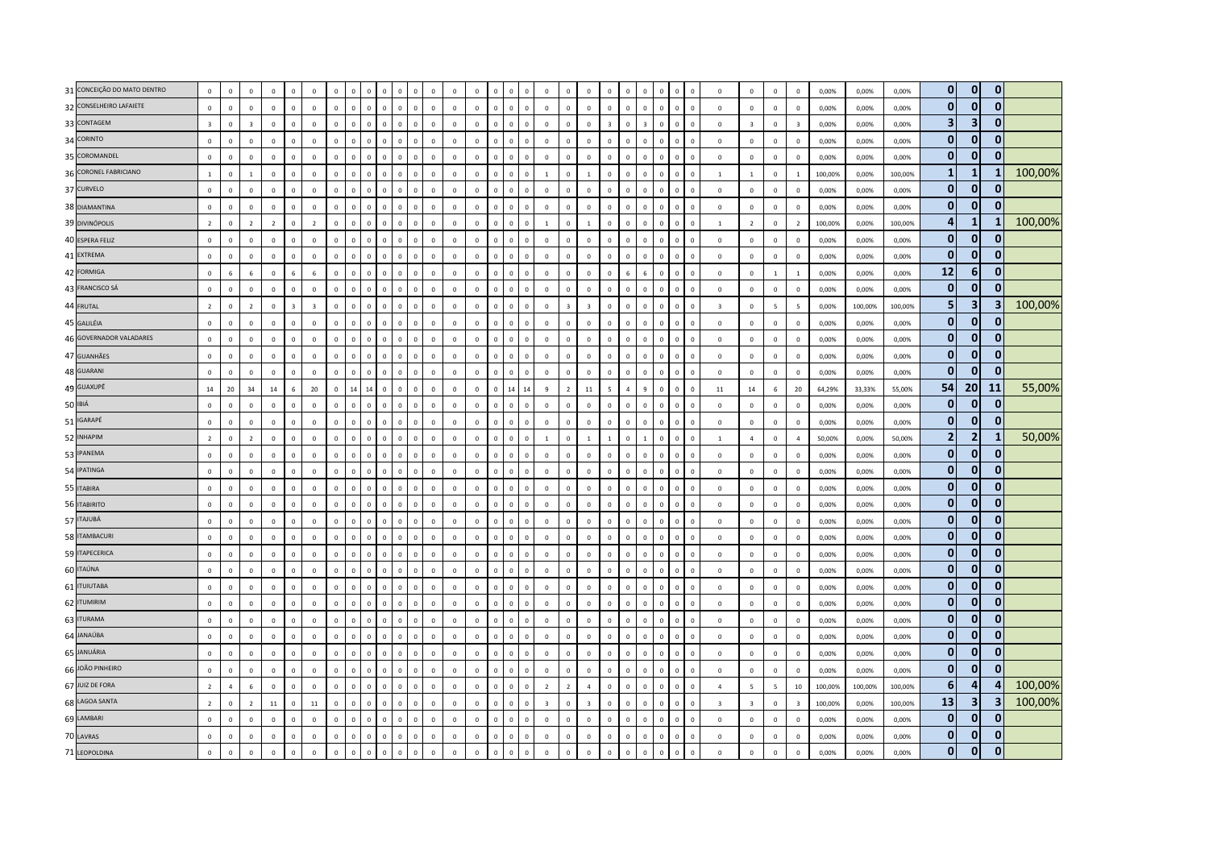| | | | | | | | | | | | | | | | | | | | | | | | | | | | | | | | | | | | | | | | | | |
|---|---|---|---|---|---|---|---|---|---|---|---|---|---|---|---|---|---|---|---|---|---|---|---|---|---|---|---|---|---|---|---|---|---|---|---|---|---|---|---|---|---|
| 31 | CONCEIÇÃO DO MATO DENTRO | 0 | 0 | 0 | 0 | 0 | 0 | 0 | 0 | 0 | 0 | 0 | 0 | 0 | 0 | 0 | 0 | 0 | 0 | 0 | 0 | 0 | 0 | 0 | 0 | 0 | 0 | 0 | 0 | 0 | 0 | 0 | 0 | 0 | 0 | 0 | 0,00% | 0,00% | 0,00% | **0** | **0** | **0** | |
| 32 | CONSELHEIRO LAFAIETE | 0 | 0 | 0 | 0 | 0 | 0 | 0 | 0 | 0 | 0 | 0 | 0 | 0 | 0 | 0 | 0 | 0 | 0 | 0 | 0 | 0 | 0 | 0 | 0 | 0 | 0 | 0 | 0 | 0 | 0 | 0 | 0 | 0 | 0 | 0 | 0,00% | 0,00% | 0,00% | **0** | **0** | **0** | |
| 33 | CONTAGEM | 3 | 0 | 3 | 0 | 0 | 0 | 0 | 0 | 0 | 0 | 0 | 0 | 0 | 0 | 0 | 0 | 0 | 0 | 0 | 0 | 0 | 0 | 0 | 0 | 3 | 0 | 3 | 0 | 0 | 0 | 0 | 3 | 0 | 3 | 0,00% | 0,00% | 0,00% | **3** | **3** | **0** | |
| 34 | CORINTO | 0 | 0 | 0 | 0 | 0 | 0 | 0 | 0 | 0 | 0 | 0 | 0 | 0 | 0 | 0 | 0 | 0 | 0 | 0 | 0 | 0 | 0 | 0 | 0 | 0 | 0 | 0 | 0 | 0 | 0 | 0 | 0 | 0 | 0 | 0,00% | 0,00% | 0,00% | **0** | **0** | **0** | |
| 35 | COROMANDEL | 0 | 0 | 0 | 0 | 0 | 0 | 0 | 0 | 0 | 0 | 0 | 0 | 0 | 0 | 0 | 0 | 0 | 0 | 0 | 0 | 0 | 0 | 0 | 0 | 0 | 0 | 0 | 0 | 0 | 0 | 0 | 0 | 0 | 0 | 0,00% | 0,00% | 0,00% | **0** | **0** | **0** | |
| 36 | CORONEL FABRICIANO | 1 | 0 | 1 | 0 | 0 | 0 | 0 | 0 | 0 | 0 | 0 | 0 | 0 | 0 | 0 | 0 | 0 | 0 | 0 | 0 | 1 | 0 | 1 | 0 | 0 | 0 | 0 | 0 | 0 | 1 | 1 | 0 | 1 | 100,00% | 0,00% | 100,00% | **1** | **1** | **1** | 100,00% |
| 37 | CURVELO | 0 | 0 | 0 | 0 | 0 | 0 | 0 | 0 | 0 | 0 | 0 | 0 | 0 | 0 | 0 | 0 | 0 | 0 | 0 | 0 | 0 | 0 | 0 | 0 | 0 | 0 | 0 | 0 | 0 | 0 | 0 | 0 | 0 | 0,00% | 0,00% | 0,00% | **0** | **0** | **0** | |
| 38 | DIAMANTINA | 0 | 0 | 0 | 0 | 0 | 0 | 0 | 0 | 0 | 0 | 0 | 0 | 0 | 0 | 0 | 0 | 0 | 0 | 0 | 0 | 0 | 0 | 0 | 0 | 0 | 0 | 0 | 0 | 0 | 0 | 0 | 0 | 0 | 0,00% | 0,00% | 0,00% | **0** | **0** | **0** | |
| 39 | DIVINÓPOLIS | 2 | 0 | 2 | 2 | 0 | 2 | 0 | 0 | 0 | 0 | 0 | 0 | 0 | 0 | 0 | 0 | 0 | 0 | 0 | 0 | 1 | 0 | 1 | 0 | 0 | 0 | 0 | 0 | 0 | 1 | 2 | 0 | 2 | 100,00% | 0,00% | 100,00% | **4** | **1** | **1** | 100,00% |
| 40 | ESPERA FELIZ | 0 | 0 | 0 | 0 | 0 | 0 | 0 | 0 | 0 | 0 | 0 | 0 | 0 | 0 | 0 | 0 | 0 | 0 | 0 | 0 | 0 | 0 | 0 | 0 | 0 | 0 | 0 | 0 | 0 | 0 | 0 | 0 | 0 | 0,00% | 0,00% | 0,00% | **0** | **0** | **0** | |
| 41 | EXTREMA | 0 | 0 | 0 | 0 | 0 | 0 | 0 | 0 | 0 | 0 | 0 | 0 | 0 | 0 | 0 | 0 | 0 | 0 | 0 | 0 | 0 | 0 | 0 | 0 | 0 | 0 | 0 | 0 | 0 | 0 | 0 | 0 | 0 | 0,00% | 0,00% | 0,00% | **0** | **0** | **0** | |
| 42 | FORMIGA | 0 | 6 | 6 | 0 | 6 | 6 | 0 | 0 | 0 | 0 | 0 | 0 | 0 | 0 | 0 | 0 | 0 | 0 | 0 | 0 | 0 | 0 | 0 | 0 | 6 | 6 | 0 | 0 | 0 | 0 | 0 | 1 | 1 | 0,00% | 0,00% | 0,00% | **12** | **6** | **0** | |
| 43 | FRANCISCO SÁ | 0 | 0 | 0 | 0 | 0 | 0 | 0 | 0 | 0 | 0 | 0 | 0 | 0 | 0 | 0 | 0 | 0 | 0 | 0 | 0 | 0 | 0 | 0 | 0 | 0 | 0 | 0 | 0 | 0 | 0 | 0 | 0 | 0 | 0,00% | 0,00% | 0,00% | **0** | **0** | **0** | |
| 44 | FRUTAL | 2 | 0 | 2 | 0 | 3 | 3 | 0 | 0 | 0 | 0 | 0 | 0 | 0 | 0 | 0 | 0 | 0 | 0 | 0 | 0 | 0 | 3 | 3 | 0 | 0 | 0 | 0 | 0 | 0 | 3 | 0 | 5 | 5 | 0,00% | 100,00% | 100,00% | **5** | **3** | **3** | 100,00% |
| 45 | GALILÉIA | 0 | 0 | 0 | 0 | 0 | 0 | 0 | 0 | 0 | 0 | 0 | 0 | 0 | 0 | 0 | 0 | 0 | 0 | 0 | 0 | 0 | 0 | 0 | 0 | 0 | 0 | 0 | 0 | 0 | 0 | 0 | 0 | 0 | 0,00% | 0,00% | 0,00% | **0** | **0** | **0** | |
| 46 | GOVERNADOR VALADARES | 0 | 0 | 0 | 0 | 0 | 0 | 0 | 0 | 0 | 0 | 0 | 0 | 0 | 0 | 0 | 0 | 0 | 0 | 0 | 0 | 0 | 0 | 0 | 0 | 0 | 0 | 0 | 0 | 0 | 0 | 0 | 0 | 0 | 0,00% | 0,00% | 0,00% | **0** | **0** | **0** | |
| 47 | GUANHÃES | 0 | 0 | 0 | 0 | 0 | 0 | 0 | 0 | 0 | 0 | 0 | 0 | 0 | 0 | 0 | 0 | 0 | 0 | 0 | 0 | 0 | 0 | 0 | 0 | 0 | 0 | 0 | 0 | 0 | 0 | 0 | 0 | 0 | 0,00% | 0,00% | 0,00% | **0** | **0** | **0** | |
| 48 | GUARANI | 0 | 0 | 0 | 0 | 0 | 0 | 0 | 0 | 0 | 0 | 0 | 0 | 0 | 0 | 0 | 0 | 0 | 0 | 0 | 0 | 0 | 0 | 0 | 0 | 0 | 0 | 0 | 0 | 0 | 0 | 0 | 0 | 0 | 0,00% | 0,00% | 0,00% | **0** | **0** | **0** | |
| 49 | GUAXUPÉ | 14 | 20 | 34 | 14 | 6 | 20 | 0 | 14 | 14 | 0 | 0 | 0 | 0 | 0 | 0 | 0 | 0 | 0 | 14 | 14 | 9 | 2 | 11 | 5 | 4 | 9 | 0 | 0 | 0 | 11 | 14 | 6 | 20 | 64,29% | 33,33% | 55,00% | **54** | **20** | **11** | 55,00% |
| 50 | IBIÁ | 0 | 0 | 0 | 0 | 0 | 0 | 0 | 0 | 0 | 0 | 0 | 0 | 0 | 0 | 0 | 0 | 0 | 0 | 0 | 0 | 0 | 0 | 0 | 0 | 0 | 0 | 0 | 0 | 0 | 0 | 0 | 0 | 0 | 0,00% | 0,00% | 0,00% | **0** | **0** | **0** | |
| 51 | IGARAPÉ | 0 | 0 | 0 | 0 | 0 | 0 | 0 | 0 | 0 | 0 | 0 | 0 | 0 | 0 | 0 | 0 | 0 | 0 | 0 | 0 | 0 | 0 | 0 | 0 | 0 | 0 | 0 | 0 | 0 | 0 | 0 | 0 | 0 | 0,00% | 0,00% | 0,00% | **0** | **0** | **0** | |
| 52 | INHAPIM | 2 | 0 | 2 | 0 | 0 | 0 | 0 | 0 | 0 | 0 | 0 | 0 | 0 | 0 | 0 | 0 | 0 | 0 | 0 | 0 | 1 | 0 | 1 | 1 | 0 | 1 | 0 | 0 | 0 | 1 | 4 | 0 | 4 | 50,00% | 0,00% | 50,00% | **2** | **2** | **1** | 50,00% |
| 53 | IPANEMA | 0 | 0 | 0 | 0 | 0 | 0 | 0 | 0 | 0 | 0 | 0 | 0 | 0 | 0 | 0 | 0 | 0 | 0 | 0 | 0 | 0 | 0 | 0 | 0 | 0 | 0 | 0 | 0 | 0 | 0 | 0 | 0 | 0 | 0,00% | 0,00% | 0,00% | **0** | **0** | **0** | |
| 54 | IPATINGA | 0 | 0 | 0 | 0 | 0 | 0 | 0 | 0 | 0 | 0 | 0 | 0 | 0 | 0 | 0 | 0 | 0 | 0 | 0 | 0 | 0 | 0 | 0 | 0 | 0 | 0 | 0 | 0 | 0 | 0 | 0 | 0 | 0 | 0,00% | 0,00% | 0,00% | **0** | **0** | **0** | |
| 55 | ITABIRA | 0 | 0 | 0 | 0 | 0 | 0 | 0 | 0 | 0 | 0 | 0 | 0 | 0 | 0 | 0 | 0 | 0 | 0 | 0 | 0 | 0 | 0 | 0 | 0 | 0 | 0 | 0 | 0 | 0 | 0 | 0 | 0 | 0 | 0,00% | 0,00% | 0,00% | **0** | **0** | **0** | |
| 56 | ITABIRITO | 0 | 0 | 0 | 0 | 0 | 0 | 0 | 0 | 0 | 0 | 0 | 0 | 0 | 0 | 0 | 0 | 0 | 0 | 0 | 0 | 0 | 0 | 0 | 0 | 0 | 0 | 0 | 0 | 0 | 0 | 0 | 0 | 0 | 0,00% | 0,00% | 0,00% | **0** | **0** | **0** | |
| 57 | ITAJUBÁ | 0 | 0 | 0 | 0 | 0 | 0 | 0 | 0 | 0 | 0 | 0 | 0 | 0 | 0 | 0 | 0 | 0 | 0 | 0 | 0 | 0 | 0 | 0 | 0 | 0 | 0 | 0 | 0 | 0 | 0 | 0 | 0 | 0 | 0,00% | 0,00% | 0,00% | **0** | **0** | **0** | |
| 58 | ITAMBACURI | 0 | 0 | 0 | 0 | 0 | 0 | 0 | 0 | 0 | 0 | 0 | 0 | 0 | 0 | 0 | 0 | 0 | 0 | 0 | 0 | 0 | 0 | 0 | 0 | 0 | 0 | 0 | 0 | 0 | 0 | 0 | 0 | 0 | 0,00% | 0,00% | 0,00% | **0** | **0** | **0** | |
| 59 | ITAPECERICA | 0 | 0 | 0 | 0 | 0 | 0 | 0 | 0 | 0 | 0 | 0 | 0 | 0 | 0 | 0 | 0 | 0 | 0 | 0 | 0 | 0 | 0 | 0 | 0 | 0 | 0 | 0 | 0 | 0 | 0 | 0 | 0 | 0 | 0,00% | 0,00% | 0,00% | **0** | **0** | **0** | |
| 60 | ITAÚNA | 0 | 0 | 0 | 0 | 0 | 0 | 0 | 0 | 0 | 0 | 0 | 0 | 0 | 0 | 0 | 0 | 0 | 0 | 0 | 0 | 0 | 0 | 0 | 0 | 0 | 0 | 0 | 0 | 0 | 0 | 0 | 0 | 0 | 0,00% | 0,00% | 0,00% | **0** | **0** | **0** | |
| 61 | ITUIUTABA | 0 | 0 | 0 | 0 | 0 | 0 | 0 | 0 | 0 | 0 | 0 | 0 | 0 | 0 | 0 | 0 | 0 | 0 | 0 | 0 | 0 | 0 | 0 | 0 | 0 | 0 | 0 | 0 | 0 | 0 | 0 | 0 | 0 | 0,00% | 0,00% | 0,00% | **0** | **0** | **0** | |
| 62 | ITUMIRIM | 0 | 0 | 0 | 0 | 0 | 0 | 0 | 0 | 0 | 0 | 0 | 0 | 0 | 0 | 0 | 0 | 0 | 0 | 0 | 0 | 0 | 0 | 0 | 0 | 0 | 0 | 0 | 0 | 0 | 0 | 0 | 0 | 0 | 0,00% | 0,00% | 0,00% | **0** | **0** | **0** | |
| 63 | ITURAMA | 0 | 0 | 0 | 0 | 0 | 0 | 0 | 0 | 0 | 0 | 0 | 0 | 0 | 0 | 0 | 0 | 0 | 0 | 0 | 0 | 0 | 0 | 0 | 0 | 0 | 0 | 0 | 0 | 0 | 0 | 0 | 0 | 0 | 0,00% | 0,00% | 0,00% | **0** | **0** | **0** | |
| 64 | JANAÚBA | 0 | 0 | 0 | 0 | 0 | 0 | 0 | 0 | 0 | 0 | 0 | 0 | 0 | 0 | 0 | 0 | 0 | 0 | 0 | 0 | 0 | 0 | 0 | 0 | 0 | 0 | 0 | 0 | 0 | 0 | 0 | 0 | 0 | 0,00% | 0,00% | 0,00% | **0** | **0** | **0** | |
| 65 | JANUÁRIA | 0 | 0 | 0 | 0 | 0 | 0 | 0 | 0 | 0 | 0 | 0 | 0 | 0 | 0 | 0 | 0 | 0 | 0 | 0 | 0 | 0 | 0 | 0 | 0 | 0 | 0 | 0 | 0 | 0 | 0 | 0 | 0 | 0 | 0,00% | 0,00% | 0,00% | **0** | **0** | **0** | |
| 66 | JOÃO PINHEIRO | 0 | 0 | 0 | 0 | 0 | 0 | 0 | 0 | 0 | 0 | 0 | 0 | 0 | 0 | 0 | 0 | 0 | 0 | 0 | 0 | 0 | 0 | 0 | 0 | 0 | 0 | 0 | 0 | 0 | 0 | 0 | 0 | 0 | 0,00% | 0,00% | 0,00% | **0** | **0** | **0** | |
| 67 | JUIZ DE FORA | 2 | 4 | 6 | 0 | 0 | 0 | 0 | 0 | 0 | 0 | 0 | 0 | 0 | 0 | 0 | 0 | 0 | 0 | 0 | 0 | 2 | 2 | 4 | 0 | 0 | 0 | 0 | 0 | 0 | 4 | 5 | 5 | 10 | 100,00% | 100,00% | 100,00% | **6** | **4** | **4** | 100,00% |
| 68 | LAGOA SANTA | 2 | 0 | 2 | 11 | 0 | 11 | 0 | 0 | 0 | 0 | 0 | 0 | 0 | 0 | 0 | 0 | 0 | 0 | 0 | 0 | 3 | 0 | 3 | 0 | 0 | 0 | 0 | 0 | 0 | 3 | 3 | 0 | 3 | 100,00% | 0,00% | 100,00% | **13** | **3** | **3** | 100,00% |
| 69 | LAMBARI | 0 | 0 | 0 | 0 | 0 | 0 | 0 | 0 | 0 | 0 | 0 | 0 | 0 | 0 | 0 | 0 | 0 | 0 | 0 | 0 | 0 | 0 | 0 | 0 | 0 | 0 | 0 | 0 | 0 | 0 | 0 | 0 | 0 | 0,00% | 0,00% | 0,00% | **0** | **0** | **0** | |
| 70 | LAVRAS | 0 | 0 | 0 | 0 | 0 | 0 | 0 | 0 | 0 | 0 | 0 | 0 | 0 | 0 | 0 | 0 | 0 | 0 | 0 | 0 | 0 | 0 | 0 | 0 | 0 | 0 | 0 | 0 | 0 | 0 | 0 | 0 | 0 | 0,00% | 0,00% | 0,00% | **0** | **0** | **0** | |
| 71 | LEOPOLDINA | 0 | 0 | 0 | 0 | 0 | 0 | 0 | 0 | 0 | 0 | 0 | 0 | 0 | 0 | 0 | 0 | 0 | 0 | 0 | 0 | 0 | 0 | 0 | 0 | 0 | 0 | 0 | 0 | 0 | 0 | 0 | 0 | 0 | 0,00% | 0,00% | 0,00% | **0** | **0** | **0** | |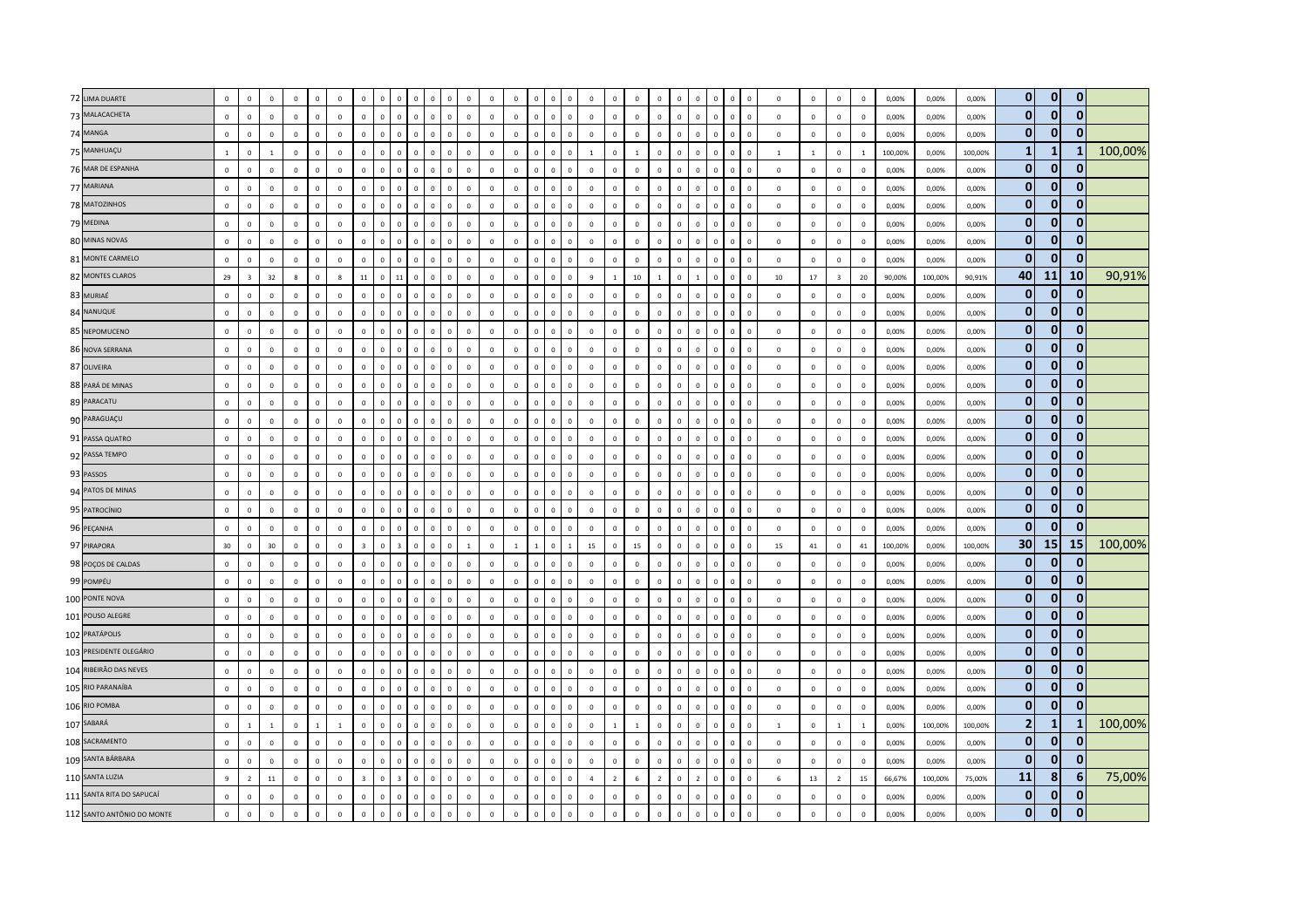| | | | | | | | | | | | | | | | | | | | | | | | | | | | | | | | | | | | | | | | |
|---|---|---|---|---|---|---|---|---|---|---|---|---|---|---|---|---|---|---|---|---|---|---|---|---|---|---|---|---|---|---|---|---|---|---|---|---|---|---|---|
| 72 | LIMA DUARTE | 0 | 0 | 0 | 0 | 0 | 0 | 0 | 0 | 0 | 0 | 0 | 0 | 0 | 0 | 0 | 0 | 0 | 0 | 0 | 0 | 0 | 0 | 0 | 0 | 0 | 0 | 0 | 0 | 0 | 0 | 0 | 0,00% | 0,00% | 0,00% | 0 | 0 | 0 | |
| 73 | MALACACHETA | 0 | 0 | 0 | 0 | 0 | 0 | 0 | 0 | 0 | 0 | 0 | 0 | 0 | 0 | 0 | 0 | 0 | 0 | 0 | 0 | 0 | 0 | 0 | 0 | 0 | 0 | 0 | 0 | 0 | 0 | 0 | 0,00% | 0,00% | 0,00% | 0 | 0 | 0 | |
| 74 | MANGA | 0 | 0 | 0 | 0 | 0 | 0 | 0 | 0 | 0 | 0 | 0 | 0 | 0 | 0 | 0 | 0 | 0 | 0 | 0 | 0 | 0 | 0 | 0 | 0 | 0 | 0 | 0 | 0 | 0 | 0 | 0 | 0,00% | 0,00% | 0,00% | 0 | 0 | 0 | |
| 75 | MANHUAÇU | 1 | 0 | 1 | 0 | 0 | 0 | 0 | 0 | 0 | 0 | 0 | 0 | 0 | 0 | 0 | 0 | 0 | 0 | 1 | 0 | 1 | 0 | 0 | 0 | 0 | 0 | 0 | 1 | 1 | 0 | 1 | 100,00% | 0,00% | 100,00% | 1 | 1 | 1 | 100,00% |
| 76 | MAR DE ESPANHA | 0 | 0 | 0 | 0 | 0 | 0 | 0 | 0 | 0 | 0 | 0 | 0 | 0 | 0 | 0 | 0 | 0 | 0 | 0 | 0 | 0 | 0 | 0 | 0 | 0 | 0 | 0 | 0 | 0 | 0 | 0 | 0,00% | 0,00% | 0,00% | 0 | 0 | 0 | |
| 77 | MARIANA | 0 | 0 | 0 | 0 | 0 | 0 | 0 | 0 | 0 | 0 | 0 | 0 | 0 | 0 | 0 | 0 | 0 | 0 | 0 | 0 | 0 | 0 | 0 | 0 | 0 | 0 | 0 | 0 | 0 | 0 | 0 | 0,00% | 0,00% | 0,00% | 0 | 0 | 0 | |
| 78 | MATOZINHOS | 0 | 0 | 0 | 0 | 0 | 0 | 0 | 0 | 0 | 0 | 0 | 0 | 0 | 0 | 0 | 0 | 0 | 0 | 0 | 0 | 0 | 0 | 0 | 0 | 0 | 0 | 0 | 0 | 0 | 0 | 0 | 0,00% | 0,00% | 0,00% | 0 | 0 | 0 | |
| 79 | MEDINA | 0 | 0 | 0 | 0 | 0 | 0 | 0 | 0 | 0 | 0 | 0 | 0 | 0 | 0 | 0 | 0 | 0 | 0 | 0 | 0 | 0 | 0 | 0 | 0 | 0 | 0 | 0 | 0 | 0 | 0 | 0 | 0,00% | 0,00% | 0,00% | 0 | 0 | 0 | |
| 80 | MINAS NOVAS | 0 | 0 | 0 | 0 | 0 | 0 | 0 | 0 | 0 | 0 | 0 | 0 | 0 | 0 | 0 | 0 | 0 | 0 | 0 | 0 | 0 | 0 | 0 | 0 | 0 | 0 | 0 | 0 | 0 | 0 | 0 | 0,00% | 0,00% | 0,00% | 0 | 0 | 0 | |
| 81 | MONTE CARMELO | 0 | 0 | 0 | 0 | 0 | 0 | 0 | 0 | 0 | 0 | 0 | 0 | 0 | 0 | 0 | 0 | 0 | 0 | 0 | 0 | 0 | 0 | 0 | 0 | 0 | 0 | 0 | 0 | 0 | 0 | 0 | 0,00% | 0,00% | 0,00% | 0 | 0 | 0 | |
| 82 | MONTES CLAROS | 29 | 3 | 32 | 8 | 0 | 8 | 11 | 0 | 11 | 0 | 0 | 0 | 0 | 0 | 0 | 0 | 0 | 0 | 9 | 1 | 10 | 1 | 0 | 1 | 0 | 0 | 0 | 10 | 17 | 3 | 20 | 90,00% | 100,00% | 90,91% | 40 | 11 | 10 | 90,91% |
| 83 | MURIAÉ | 0 | 0 | 0 | 0 | 0 | 0 | 0 | 0 | 0 | 0 | 0 | 0 | 0 | 0 | 0 | 0 | 0 | 0 | 0 | 0 | 0 | 0 | 0 | 0 | 0 | 0 | 0 | 0 | 0 | 0 | 0 | 0,00% | 0,00% | 0,00% | 0 | 0 | 0 | |
| 84 | NANUQUE | 0 | 0 | 0 | 0 | 0 | 0 | 0 | 0 | 0 | 0 | 0 | 0 | 0 | 0 | 0 | 0 | 0 | 0 | 0 | 0 | 0 | 0 | 0 | 0 | 0 | 0 | 0 | 0 | 0 | 0 | 0 | 0,00% | 0,00% | 0,00% | 0 | 0 | 0 | |
| 85 | NEPOMUCENO | 0 | 0 | 0 | 0 | 0 | 0 | 0 | 0 | 0 | 0 | 0 | 0 | 0 | 0 | 0 | 0 | 0 | 0 | 0 | 0 | 0 | 0 | 0 | 0 | 0 | 0 | 0 | 0 | 0 | 0 | 0 | 0,00% | 0,00% | 0,00% | 0 | 0 | 0 | |
| 86 | NOVA SERRANA | 0 | 0 | 0 | 0 | 0 | 0 | 0 | 0 | 0 | 0 | 0 | 0 | 0 | 0 | 0 | 0 | 0 | 0 | 0 | 0 | 0 | 0 | 0 | 0 | 0 | 0 | 0 | 0 | 0 | 0 | 0 | 0,00% | 0,00% | 0,00% | 0 | 0 | 0 | |
| 87 | OLIVEIRA | 0 | 0 | 0 | 0 | 0 | 0 | 0 | 0 | 0 | 0 | 0 | 0 | 0 | 0 | 0 | 0 | 0 | 0 | 0 | 0 | 0 | 0 | 0 | 0 | 0 | 0 | 0 | 0 | 0 | 0 | 0 | 0,00% | 0,00% | 0,00% | 0 | 0 | 0 | |
| 88 | PARÁ DE MINAS | 0 | 0 | 0 | 0 | 0 | 0 | 0 | 0 | 0 | 0 | 0 | 0 | 0 | 0 | 0 | 0 | 0 | 0 | 0 | 0 | 0 | 0 | 0 | 0 | 0 | 0 | 0 | 0 | 0 | 0 | 0 | 0,00% | 0,00% | 0,00% | 0 | 0 | 0 | |
| 89 | PARACATU | 0 | 0 | 0 | 0 | 0 | 0 | 0 | 0 | 0 | 0 | 0 | 0 | 0 | 0 | 0 | 0 | 0 | 0 | 0 | 0 | 0 | 0 | 0 | 0 | 0 | 0 | 0 | 0 | 0 | 0 | 0 | 0,00% | 0,00% | 0,00% | 0 | 0 | 0 | |
| 90 | PARAGUAÇU | 0 | 0 | 0 | 0 | 0 | 0 | 0 | 0 | 0 | 0 | 0 | 0 | 0 | 0 | 0 | 0 | 0 | 0 | 0 | 0 | 0 | 0 | 0 | 0 | 0 | 0 | 0 | 0 | 0 | 0 | 0 | 0,00% | 0,00% | 0,00% | 0 | 0 | 0 | |
| 91 | PASSA QUATRO | 0 | 0 | 0 | 0 | 0 | 0 | 0 | 0 | 0 | 0 | 0 | 0 | 0 | 0 | 0 | 0 | 0 | 0 | 0 | 0 | 0 | 0 | 0 | 0 | 0 | 0 | 0 | 0 | 0 | 0 | 0 | 0,00% | 0,00% | 0,00% | 0 | 0 | 0 | |
| 92 | PASSA TEMPO | 0 | 0 | 0 | 0 | 0 | 0 | 0 | 0 | 0 | 0 | 0 | 0 | 0 | 0 | 0 | 0 | 0 | 0 | 0 | 0 | 0 | 0 | 0 | 0 | 0 | 0 | 0 | 0 | 0 | 0 | 0 | 0,00% | 0,00% | 0,00% | 0 | 0 | 0 | |
| 93 | PASSOS | 0 | 0 | 0 | 0 | 0 | 0 | 0 | 0 | 0 | 0 | 0 | 0 | 0 | 0 | 0 | 0 | 0 | 0 | 0 | 0 | 0 | 0 | 0 | 0 | 0 | 0 | 0 | 0 | 0 | 0 | 0 | 0,00% | 0,00% | 0,00% | 0 | 0 | 0 | |
| 94 | PATOS DE MINAS | 0 | 0 | 0 | 0 | 0 | 0 | 0 | 0 | 0 | 0 | 0 | 0 | 0 | 0 | 0 | 0 | 0 | 0 | 0 | 0 | 0 | 0 | 0 | 0 | 0 | 0 | 0 | 0 | 0 | 0 | 0 | 0,00% | 0,00% | 0,00% | 0 | 0 | 0 | |
| 95 | PATROCÍNIO | 0 | 0 | 0 | 0 | 0 | 0 | 0 | 0 | 0 | 0 | 0 | 0 | 0 | 0 | 0 | 0 | 0 | 0 | 0 | 0 | 0 | 0 | 0 | 0 | 0 | 0 | 0 | 0 | 0 | 0 | 0 | 0,00% | 0,00% | 0,00% | 0 | 0 | 0 | |
| 96 | PEÇANHA | 0 | 0 | 0 | 0 | 0 | 0 | 0 | 0 | 0 | 0 | 0 | 0 | 0 | 0 | 0 | 0 | 0 | 0 | 0 | 0 | 0 | 0 | 0 | 0 | 0 | 0 | 0 | 0 | 0 | 0 | 0 | 0,00% | 0,00% | 0,00% | 0 | 0 | 0 | |
| 97 | PIRAPORA | 30 | 0 | 30 | 0 | 0 | 0 | 3 | 0 | 3 | 0 | 0 | 0 | 1 | 0 | 1 | 1 | 0 | 1 | 15 | 0 | 15 | 0 | 0 | 0 | 0 | 0 | 0 | 15 | 41 | 0 | 41 | 100,00% | 0,00% | 100,00% | 30 | 15 | 15 | 100,00% |
| 98 | POÇOS DE CALDAS | 0 | 0 | 0 | 0 | 0 | 0 | 0 | 0 | 0 | 0 | 0 | 0 | 0 | 0 | 0 | 0 | 0 | 0 | 0 | 0 | 0 | 0 | 0 | 0 | 0 | 0 | 0 | 0 | 0 | 0 | 0 | 0,00% | 0,00% | 0,00% | 0 | 0 | 0 | |
| 99 | POMPÉU | 0 | 0 | 0 | 0 | 0 | 0 | 0 | 0 | 0 | 0 | 0 | 0 | 0 | 0 | 0 | 0 | 0 | 0 | 0 | 0 | 0 | 0 | 0 | 0 | 0 | 0 | 0 | 0 | 0 | 0 | 0 | 0,00% | 0,00% | 0,00% | 0 | 0 | 0 | |
| 100 | PONTE NOVA | 0 | 0 | 0 | 0 | 0 | 0 | 0 | 0 | 0 | 0 | 0 | 0 | 0 | 0 | 0 | 0 | 0 | 0 | 0 | 0 | 0 | 0 | 0 | 0 | 0 | 0 | 0 | 0 | 0 | 0 | 0 | 0,00% | 0,00% | 0,00% | 0 | 0 | 0 | |
| 101 | POUSO ALEGRE | 0 | 0 | 0 | 0 | 0 | 0 | 0 | 0 | 0 | 0 | 0 | 0 | 0 | 0 | 0 | 0 | 0 | 0 | 0 | 0 | 0 | 0 | 0 | 0 | 0 | 0 | 0 | 0 | 0 | 0 | 0 | 0,00% | 0,00% | 0,00% | 0 | 0 | 0 | |
| 102 | PRATÁPOLIS | 0 | 0 | 0 | 0 | 0 | 0 | 0 | 0 | 0 | 0 | 0 | 0 | 0 | 0 | 0 | 0 | 0 | 0 | 0 | 0 | 0 | 0 | 0 | 0 | 0 | 0 | 0 | 0 | 0 | 0 | 0 | 0,00% | 0,00% | 0,00% | 0 | 0 | 0 | |
| 103 | PRESIDENTE OLEGÁRIO | 0 | 0 | 0 | 0 | 0 | 0 | 0 | 0 | 0 | 0 | 0 | 0 | 0 | 0 | 0 | 0 | 0 | 0 | 0 | 0 | 0 | 0 | 0 | 0 | 0 | 0 | 0 | 0 | 0 | 0 | 0 | 0,00% | 0,00% | 0,00% | 0 | 0 | 0 | |
| 104 | RIBEIRÃO DAS NEVES | 0 | 0 | 0 | 0 | 0 | 0 | 0 | 0 | 0 | 0 | 0 | 0 | 0 | 0 | 0 | 0 | 0 | 0 | 0 | 0 | 0 | 0 | 0 | 0 | 0 | 0 | 0 | 0 | 0 | 0 | 0 | 0,00% | 0,00% | 0,00% | 0 | 0 | 0 | |
| 105 | RIO PARANAÍBA | 0 | 0 | 0 | 0 | 0 | 0 | 0 | 0 | 0 | 0 | 0 | 0 | 0 | 0 | 0 | 0 | 0 | 0 | 0 | 0 | 0 | 0 | 0 | 0 | 0 | 0 | 0 | 0 | 0 | 0 | 0 | 0,00% | 0,00% | 0,00% | 0 | 0 | 0 | |
| 106 | RIO POMBA | 0 | 0 | 0 | 0 | 0 | 0 | 0 | 0 | 0 | 0 | 0 | 0 | 0 | 0 | 0 | 0 | 0 | 0 | 0 | 0 | 0 | 0 | 0 | 0 | 0 | 0 | 0 | 0 | 0 | 0 | 0 | 0,00% | 0,00% | 0,00% | 0 | 0 | 0 | |
| 107 | SABARÁ | 0 | 1 | 1 | 0 | 1 | 1 | 0 | 0 | 0 | 0 | 0 | 0 | 0 | 0 | 0 | 0 | 0 | 0 | 0 | 1 | 1 | 0 | 0 | 0 | 0 | 0 | 0 | 1 | 0 | 1 | 1 | 0,00% | 100,00% | 100,00% | 2 | 1 | 1 | 100,00% |
| 108 | SACRAMENTO | 0 | 0 | 0 | 0 | 0 | 0 | 0 | 0 | 0 | 0 | 0 | 0 | 0 | 0 | 0 | 0 | 0 | 0 | 0 | 0 | 0 | 0 | 0 | 0 | 0 | 0 | 0 | 0 | 0 | 0 | 0 | 0,00% | 0,00% | 0,00% | 0 | 0 | 0 | |
| 109 | SANTA BÁRBARA | 0 | 0 | 0 | 0 | 0 | 0 | 0 | 0 | 0 | 0 | 0 | 0 | 0 | 0 | 0 | 0 | 0 | 0 | 0 | 0 | 0 | 0 | 0 | 0 | 0 | 0 | 0 | 0 | 0 | 0 | 0 | 0,00% | 0,00% | 0,00% | 0 | 0 | 0 | |
| 110 | SANTA LUZIA | 9 | 2 | 11 | 0 | 0 | 0 | 3 | 0 | 3 | 0 | 0 | 0 | 0 | 0 | 0 | 0 | 0 | 0 | 4 | 2 | 6 | 2 | 0 | 2 | 0 | 0 | 0 | 6 | 13 | 2 | 15 | 66,67% | 100,00% | 75,00% | 11 | 8 | 6 | 75,00% |
| 111 | SANTA RITA DO SAPUCAÍ | 0 | 0 | 0 | 0 | 0 | 0 | 0 | 0 | 0 | 0 | 0 | 0 | 0 | 0 | 0 | 0 | 0 | 0 | 0 | 0 | 0 | 0 | 0 | 0 | 0 | 0 | 0 | 0 | 0 | 0 | 0 | 0,00% | 0,00% | 0,00% | 0 | 0 | 0 | |
| 112 | SANTO ANTÔNIO DO MONTE | 0 | 0 | 0 | 0 | 0 | 0 | 0 | 0 | 0 | 0 | 0 | 0 | 0 | 0 | 0 | 0 | 0 | 0 | 0 | 0 | 0 | 0 | 0 | 0 | 0 | 0 | 0 | 0 | 0 | 0 | 0 | 0,00% | 0,00% | 0,00% | 0 | 0 | 0 | |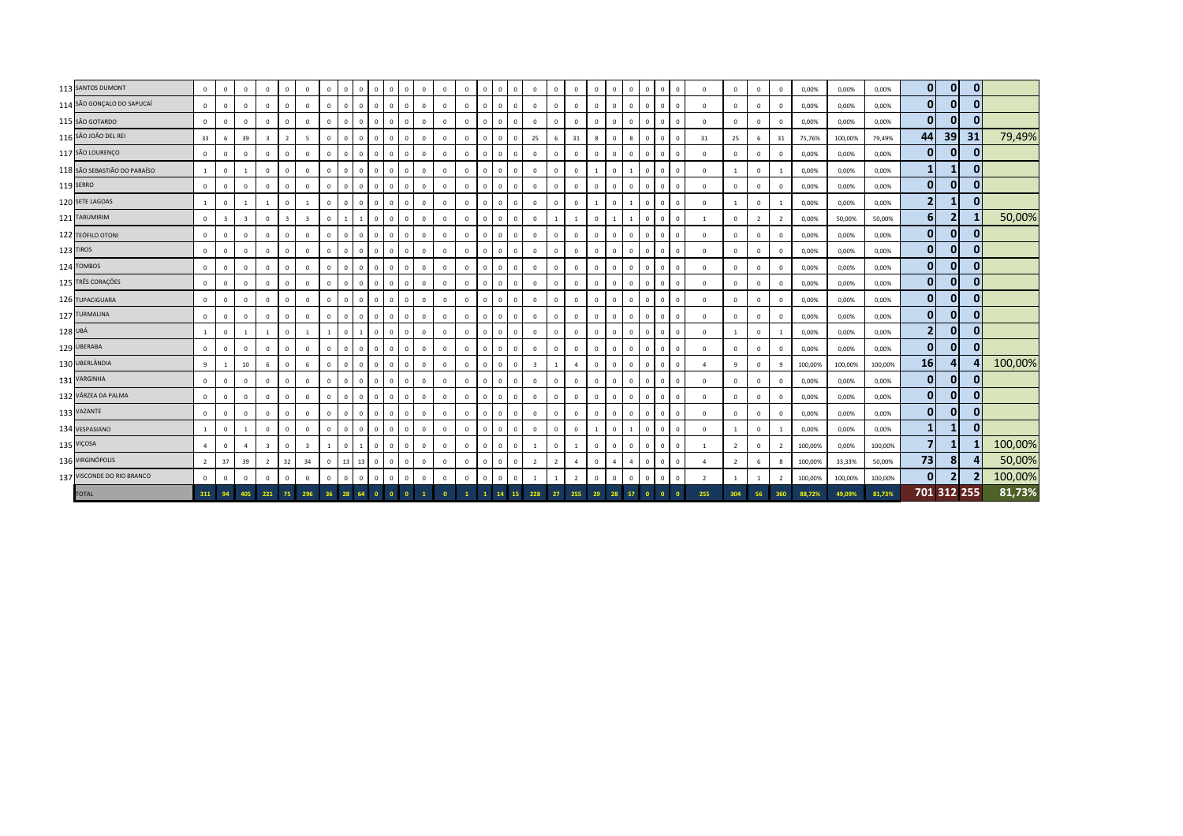| | | | | | | | | | | | | | | | | | | | | | | | | | | | | | | | | | | | | | | | |
|---|---|---|---|---|---|---|---|---|---|---|---|---|---|---|---|---|---|---|---|---|---|---|---|---|---|---|---|---|---|---|---|---|---|---|---|---|---|---|---|
| 113 | SANTOS DUMONT | 0 | 0 | 0 | 0 | 0 | 0 | 0 | 0 | 0 | 0 | 0 | 0 | 0 | 0 | 0 | 0 | 0 | 0 | 0 | 0 | 0 | 0 | 0 | 0 | 0 | 0 | 0 | 0 | 0 | 0 | 0 | 0,00% | 0,00% | 0,00% | 0 | 0 | 0 | |
| 114 | SÃO GONÇALO DO SAPUCAÍ | 0 | 0 | 0 | 0 | 0 | 0 | 0 | 0 | 0 | 0 | 0 | 0 | 0 | 0 | 0 | 0 | 0 | 0 | 0 | 0 | 0 | 0 | 0 | 0 | 0 | 0 | 0 | 0 | 0 | 0 | 0 | 0,00% | 0,00% | 0,00% | 0 | 0 | 0 | |
| 115 | SÃO GOTARDO | 0 | 0 | 0 | 0 | 0 | 0 | 0 | 0 | 0 | 0 | 0 | 0 | 0 | 0 | 0 | 0 | 0 | 0 | 0 | 0 | 0 | 0 | 0 | 0 | 0 | 0 | 0 | 0 | 0 | 0 | 0 | 0,00% | 0,00% | 0,00% | 0 | 0 | 0 | |
| 116 | SÃO JOÃO DEL REI | 33 | 6 | 39 | 3 | 2 | 5 | 0 | 0 | 0 | 0 | 0 | 0 | 0 | 0 | 0 | 0 | 0 | 0 | 25 | 6 | 31 | 8 | 0 | 8 | 0 | 0 | 0 | 31 | 25 | 6 | 31 | 75,76% | 100,00% | 79,49% | 44 | 39 | 31 | 79,49% |
| 117 | SÃO LOURENÇO | 0 | 0 | 0 | 0 | 0 | 0 | 0 | 0 | 0 | 0 | 0 | 0 | 0 | 0 | 0 | 0 | 0 | 0 | 0 | 0 | 0 | 0 | 0 | 0 | 0 | 0 | 0 | 0 | 0 | 0 | 0 | 0,00% | 0,00% | 0,00% | 0 | 0 | 0 | |
| 118 | SÃO SEBASTIÃO DO PARAÍSO | 1 | 0 | 1 | 0 | 0 | 0 | 0 | 0 | 0 | 0 | 0 | 0 | 0 | 0 | 0 | 0 | 0 | 0 | 0 | 0 | 0 | 1 | 0 | 1 | 0 | 0 | 0 | 0 | 1 | 0 | 1 | 0,00% | 0,00% | 0,00% | 1 | 1 | 0 | |
| 119 | SERRO | 0 | 0 | 0 | 0 | 0 | 0 | 0 | 0 | 0 | 0 | 0 | 0 | 0 | 0 | 0 | 0 | 0 | 0 | 0 | 0 | 0 | 0 | 0 | 0 | 0 | 0 | 0 | 0 | 0 | 0 | 0 | 0,00% | 0,00% | 0,00% | 0 | 0 | 0 | |
| 120 | SETE LAGOAS | 1 | 0 | 1 | 1 | 0 | 1 | 0 | 0 | 0 | 0 | 0 | 0 | 0 | 0 | 0 | 0 | 0 | 0 | 0 | 0 | 0 | 1 | 0 | 1 | 0 | 0 | 0 | 0 | 1 | 0 | 1 | 0,00% | 0,00% | 0,00% | 2 | 1 | 0 | |
| 121 | TARUMIRIM | 0 | 3 | 3 | 0 | 3 | 3 | 0 | 1 | 1 | 0 | 0 | 0 | 0 | 0 | 0 | 0 | 0 | 0 | 0 | 1 | 1 | 0 | 1 | 1 | 0 | 0 | 0 | 1 | 0 | 2 | 2 | 0,00% | 50,00% | 50,00% | 6 | 2 | 1 | 50,00% |
| 122 | TEÓFILO OTONI | 0 | 0 | 0 | 0 | 0 | 0 | 0 | 0 | 0 | 0 | 0 | 0 | 0 | 0 | 0 | 0 | 0 | 0 | 0 | 0 | 0 | 0 | 0 | 0 | 0 | 0 | 0 | 0 | 0 | 0 | 0 | 0,00% | 0,00% | 0,00% | 0 | 0 | 0 | |
| 123 | TIROS | 0 | 0 | 0 | 0 | 0 | 0 | 0 | 0 | 0 | 0 | 0 | 0 | 0 | 0 | 0 | 0 | 0 | 0 | 0 | 0 | 0 | 0 | 0 | 0 | 0 | 0 | 0 | 0 | 0 | 0 | 0 | 0,00% | 0,00% | 0,00% | 0 | 0 | 0 | |
| 124 | TOMBOS | 0 | 0 | 0 | 0 | 0 | 0 | 0 | 0 | 0 | 0 | 0 | 0 | 0 | 0 | 0 | 0 | 0 | 0 | 0 | 0 | 0 | 0 | 0 | 0 | 0 | 0 | 0 | 0 | 0 | 0 | 0 | 0,00% | 0,00% | 0,00% | 0 | 0 | 0 | |
| 125 | TRÊS CORAÇÕES | 0 | 0 | 0 | 0 | 0 | 0 | 0 | 0 | 0 | 0 | 0 | 0 | 0 | 0 | 0 | 0 | 0 | 0 | 0 | 0 | 0 | 0 | 0 | 0 | 0 | 0 | 0 | 0 | 0 | 0 | 0 | 0,00% | 0,00% | 0,00% | 0 | 0 | 0 | |
| 126 | TUPACIGUARA | 0 | 0 | 0 | 0 | 0 | 0 | 0 | 0 | 0 | 0 | 0 | 0 | 0 | 0 | 0 | 0 | 0 | 0 | 0 | 0 | 0 | 0 | 0 | 0 | 0 | 0 | 0 | 0 | 0 | 0 | 0 | 0,00% | 0,00% | 0,00% | 0 | 0 | 0 | |
| 127 | TURMALINA | 0 | 0 | 0 | 0 | 0 | 0 | 0 | 0 | 0 | 0 | 0 | 0 | 0 | 0 | 0 | 0 | 0 | 0 | 0 | 0 | 0 | 0 | 0 | 0 | 0 | 0 | 0 | 0 | 0 | 0 | 0 | 0,00% | 0,00% | 0,00% | 0 | 0 | 0 | |
| 128 | UBÁ | 1 | 0 | 1 | 1 | 0 | 1 | 1 | 0 | 1 | 0 | 0 | 0 | 0 | 0 | 0 | 0 | 0 | 0 | 0 | 0 | 0 | 0 | 0 | 0 | 0 | 0 | 0 | 0 | 1 | 0 | 1 | 0,00% | 0,00% | 0,00% | 2 | 0 | 0 | |
| 129 | UBERABA | 0 | 0 | 0 | 0 | 0 | 0 | 0 | 0 | 0 | 0 | 0 | 0 | 0 | 0 | 0 | 0 | 0 | 0 | 0 | 0 | 0 | 0 | 0 | 0 | 0 | 0 | 0 | 0 | 0 | 0 | 0 | 0,00% | 0,00% | 0,00% | 0 | 0 | 0 | |
| 130 | UBERLÂNDIA | 9 | 1 | 10 | 6 | 0 | 6 | 0 | 0 | 0 | 0 | 0 | 0 | 0 | 0 | 0 | 0 | 0 | 0 | 3 | 1 | 4 | 0 | 0 | 0 | 0 | 0 | 0 | 4 | 9 | 0 | 9 | 100,00% | 100,00% | 100,00% | 16 | 4 | 4 | 100,00% |
| 131 | VARGINHA | 0 | 0 | 0 | 0 | 0 | 0 | 0 | 0 | 0 | 0 | 0 | 0 | 0 | 0 | 0 | 0 | 0 | 0 | 0 | 0 | 0 | 0 | 0 | 0 | 0 | 0 | 0 | 0 | 0 | 0 | 0 | 0,00% | 0,00% | 0,00% | 0 | 0 | 0 | |
| 132 | VÁRZEA DA PALMA | 0 | 0 | 0 | 0 | 0 | 0 | 0 | 0 | 0 | 0 | 0 | 0 | 0 | 0 | 0 | 0 | 0 | 0 | 0 | 0 | 0 | 0 | 0 | 0 | 0 | 0 | 0 | 0 | 0 | 0 | 0 | 0,00% | 0,00% | 0,00% | 0 | 0 | 0 | |
| 133 | VAZANTE | 0 | 0 | 0 | 0 | 0 | 0 | 0 | 0 | 0 | 0 | 0 | 0 | 0 | 0 | 0 | 0 | 0 | 0 | 0 | 0 | 0 | 0 | 0 | 0 | 0 | 0 | 0 | 0 | 0 | 0 | 0 | 0,00% | 0,00% | 0,00% | 0 | 0 | 0 | |
| 134 | VESPASIANO | 1 | 0 | 1 | 0 | 0 | 0 | 0 | 0 | 0 | 0 | 0 | 0 | 0 | 0 | 0 | 0 | 0 | 0 | 0 | 0 | 0 | 1 | 0 | 1 | 0 | 0 | 0 | 0 | 1 | 0 | 1 | 0,00% | 0,00% | 0,00% | 1 | 1 | 0 | |
| 135 | VIÇOSA | 4 | 0 | 4 | 3 | 0 | 3 | 1 | 0 | 1 | 0 | 0 | 0 | 0 | 0 | 0 | 0 | 0 | 0 | 1 | 0 | 1 | 0 | 0 | 0 | 0 | 0 | 0 | 1 | 2 | 0 | 2 | 100,00% | 0,00% | 100,00% | 7 | 1 | 1 | 100,00% |
| 136 | VIRGINÓPOLIS | 2 | 37 | 39 | 2 | 32 | 34 | 0 | 13 | 13 | 0 | 0 | 0 | 0 | 0 | 0 | 0 | 0 | 0 | 2 | 2 | 4 | 0 | 4 | 4 | 0 | 0 | 0 | 4 | 2 | 6 | 8 | 100,00% | 33,33% | 50,00% | 73 | 8 | 4 | 50,00% |
| 137 | VISCONDE DO RIO BRANCO | 0 | 0 | 0 | 0 | 0 | 0 | 0 | 0 | 0 | 0 | 0 | 0 | 0 | 0 | 0 | 0 | 0 | 0 | 1 | 1 | 2 | 0 | 0 | 0 | 0 | 0 | 0 | 2 | 1 | 1 | 2 | 100,00% | 100,00% | 100,00% | 0 | 2 | 2 | 100,00% |
| | TOTAL | 311 | 94 | 405 | 221 | 75 | 296 | 36 | 28 | 64 | 0 | 0 | 0 | 1 | 0 | 1 | 1 | 14 | 15 | 228 | 27 | 255 | 29 | 28 | 57 | 0 | 0 | 0 | 255 | 304 | 56 | 360 | 88,72% | 49,09% | 81,73% | 701 | 312 | 255 | 81,73% |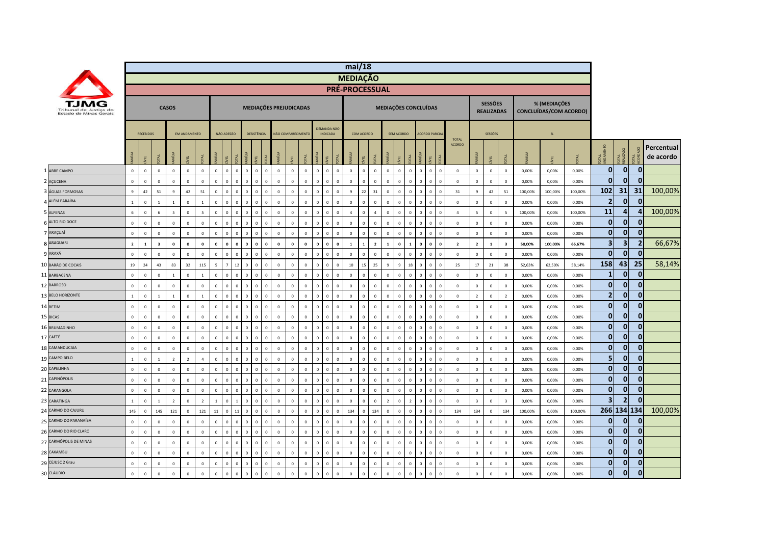# mai/18

## MEDIAÇÃO

### PRÉ-PROCESSUAL

| | CASOS | | | | | | MEDIAÇÕES PREJUDICADAS | | | | | | | | | | | | MEDIAÇÕES CONCLUÍDAS | | | | | | | | | | SESSÕES REALIZADAS | | | % (MEDIAÇÕES CONCLUÍDAS/COM ACORDO) | | | | | | |
|---|---|---|---|---|---|---|---|---|---|---|---|---|---|---|---|---|---|---|---|---|---|---|---|---|---|---|---|---|---|---|---|---|---|---|---|---|---|---|
| | RECEBIDOS | | | EM ANDAMENTO | | | NÃO ADESÃO | | | DESISTÊNCIA | | | NÃO COMPARECIMENTO | | | DEMANDA NÃO INDICADA | | | COM ACORDO | | | SEM ACORDO | | | ACORDO PARCIAL | | | TOTAL ACORDO | SESSÕES | | | % | | | | | | |
| | FAMÍLIA | CÍVEL | TOTAL | FAMÍLIA | CÍVEL | TOTAL | FAMÍLIA | CÍVEL | TOTAL | FAMÍLIA | CÍVEL | TOTAL | FAMÍLIA | CÍVEL | TOTAL | FAMÍLIA | CÍVEL | TOTAL | FAMÍLIA | CÍVEL | TOTAL | FAMÍLIA | CÍVEL | TOTAL | FAMÍLIA | CÍVEL | TOTAL | | FAMÍLIA | CÍVEL | TOTAL | FAMÍLIA | CÍVEL | TOTAL | TOTAL ANDAMENTO | TOTAL REALIZADO | TOTAL ACORDADO | Percentual de acordo |
| 1 ABRE CAMPO | 0 | 0 | 0 | 0 | 0 | 0 | 0 | 0 | 0 | 0 | 0 | 0 | 0 | 0 | 0 | 0 | 0 | 0 | 0 | 0 | 0 | 0 | 0 | 0 | 0 | 0 | 0 | 0 | 0 | 0 | 0 | 0,00% | 0,00% | 0,00% | 0 | 0 | 0 | |
| 2 AÇUCENA | 0 | 0 | 0 | 0 | 0 | 0 | 0 | 0 | 0 | 0 | 0 | 0 | 0 | 0 | 0 | 0 | 0 | 0 | 0 | 0 | 0 | 0 | 0 | 0 | 0 | 0 | 0 | 0 | 0 | 0 | 0 | 0,00% | 0,00% | 0,00% | 0 | 0 | 0 | |
| 3 ÁGUAS FORMOSAS | 9 | 42 | 51 | 9 | 42 | 51 | 0 | 0 | 0 | 0 | 0 | 0 | 0 | 0 | 0 | 0 | 0 | 0 | 9 | 22 | 31 | 0 | 0 | 0 | 0 | 0 | 0 | 31 | 9 | 42 | 51 | 100,00% | 100,00% | 100,00% | 102 | 31 | 31 | 100,00% |
| 4 ALÉM PARAÍBA | 1 | 0 | 1 | 1 | 0 | 1 | 0 | 0 | 0 | 0 | 0 | 0 | 0 | 0 | 0 | 0 | 0 | 0 | 0 | 0 | 0 | 0 | 0 | 0 | 0 | 0 | 0 | 0 | 0 | 0 | 0 | 0,00% | 0,00% | 0,00% | 2 | 0 | 0 | |
| 5 ALFENAS | 6 | 0 | 6 | 5 | 0 | 5 | 0 | 0 | 0 | 0 | 0 | 0 | 0 | 0 | 0 | 0 | 0 | 0 | 4 | 0 | 4 | 0 | 0 | 0 | 0 | 0 | 0 | 4 | 5 | 0 | 5 | 100,00% | 0,00% | 100,00% | 11 | 4 | 4 | 100,00% |
| 6 ALTO RIO DOCE | 0 | 0 | 0 | 0 | 0 | 0 | 0 | 0 | 0 | 0 | 0 | 0 | 0 | 0 | 0 | 0 | 0 | 0 | 0 | 0 | 0 | 0 | 0 | 0 | 0 | 0 | 0 | 0 | 0 | 0 | 0 | 0,00% | 0,00% | 0,00% | 0 | 0 | 0 | |
| 7 ARAÇUAÍ | 0 | 0 | 0 | 0 | 0 | 0 | 0 | 0 | 0 | 0 | 0 | 0 | 0 | 0 | 0 | 0 | 0 | 0 | 0 | 0 | 0 | 0 | 0 | 0 | 0 | 0 | 0 | 0 | 0 | 0 | 0 | 0,00% | 0,00% | 0,00% | 0 | 0 | 0 | |
| 8 ARAGUARI | 2 | 1 | 3 | 0 | 0 | 0 | 0 | 0 | 0 | 0 | 0 | 0 | 0 | 0 | 0 | 0 | 0 | 0 | 1 | 1 | 2 | 1 | 0 | 1 | 0 | 0 | 0 | 2 | 2 | 1 | 3 | 50,00% | 100,00% | 66,67% | 3 | 3 | 2 | 66,67% |
| 9 ARAXÁ | 0 | 0 | 0 | 0 | 0 | 0 | 0 | 0 | 0 | 0 | 0 | 0 | 0 | 0 | 0 | 0 | 0 | 0 | 0 | 0 | 0 | 0 | 0 | 0 | 0 | 0 | 0 | 0 | 0 | 0 | 0 | 0,00% | 0,00% | 0,00% | 0 | 0 | 0 | |
| 10 BARÃO DE COCAIS | 19 | 24 | 43 | 83 | 32 | 115 | 5 | 7 | 12 | 0 | 0 | 0 | 0 | 0 | 0 | 0 | 0 | 0 | 10 | 15 | 25 | 9 | 9 | 18 | 0 | 0 | 0 | 25 | 17 | 21 | 38 | 52,63% | 62,50% | 58,14% | 158 | 43 | 25 | 58,14% |
| 11 BARBACENA | 0 | 0 | 0 | 1 | 0 | 1 | 0 | 0 | 0 | 0 | 0 | 0 | 0 | 0 | 0 | 0 | 0 | 0 | 0 | 0 | 0 | 0 | 0 | 0 | 0 | 0 | 0 | 0 | 0 | 0 | 0 | 0,00% | 0,00% | 0,00% | 1 | 0 | 0 | |
| 12 BARROSO | 0 | 0 | 0 | 0 | 0 | 0 | 0 | 0 | 0 | 0 | 0 | 0 | 0 | 0 | 0 | 0 | 0 | 0 | 0 | 0 | 0 | 0 | 0 | 0 | 0 | 0 | 0 | 0 | 0 | 0 | 0 | 0,00% | 0,00% | 0,00% | 0 | 0 | 0 | |
| 13 BELO HORIZONTE | 1 | 0 | 1 | 1 | 0 | 1 | 0 | 0 | 0 | 0 | 0 | 0 | 0 | 0 | 0 | 0 | 0 | 0 | 0 | 0 | 0 | 0 | 0 | 0 | 0 | 0 | 0 | 0 | 2 | 0 | 2 | 0,00% | 0,00% | 0,00% | 2 | 0 | 0 | |
| 14 BETIM | 0 | 0 | 0 | 0 | 0 | 0 | 0 | 0 | 0 | 0 | 0 | 0 | 0 | 0 | 0 | 0 | 0 | 0 | 0 | 0 | 0 | 0 | 0 | 0 | 0 | 0 | 0 | 0 | 0 | 0 | 0 | 0,00% | 0,00% | 0,00% | 0 | 0 | 0 | |
| 15 BICAS | 0 | 0 | 0 | 0 | 0 | 0 | 0 | 0 | 0 | 0 | 0 | 0 | 0 | 0 | 0 | 0 | 0 | 0 | 0 | 0 | 0 | 0 | 0 | 0 | 0 | 0 | 0 | 0 | 0 | 0 | 0 | 0,00% | 0,00% | 0,00% | 0 | 0 | 0 | |
| 16 BRUMADINHO | 0 | 0 | 0 | 0 | 0 | 0 | 0 | 0 | 0 | 0 | 0 | 0 | 0 | 0 | 0 | 0 | 0 | 0 | 0 | 0 | 0 | 0 | 0 | 0 | 0 | 0 | 0 | 0 | 0 | 0 | 0 | 0,00% | 0,00% | 0,00% | 0 | 0 | 0 | |
| 17 CAETÉ | 0 | 0 | 0 | 0 | 0 | 0 | 0 | 0 | 0 | 0 | 0 | 0 | 0 | 0 | 0 | 0 | 0 | 0 | 0 | 0 | 0 | 0 | 0 | 0 | 0 | 0 | 0 | 0 | 0 | 0 | 0 | 0,00% | 0,00% | 0,00% | 0 | 0 | 0 | |
| 18 CAMANDUCAIA | 0 | 0 | 0 | 0 | 0 | 0 | 0 | 0 | 0 | 0 | 0 | 0 | 0 | 0 | 0 | 0 | 0 | 0 | 0 | 0 | 0 | 0 | 0 | 0 | 0 | 0 | 0 | 0 | 0 | 0 | 0 | 0,00% | 0,00% | 0,00% | 0 | 0 | 0 | |
| 19 CAMPO BELO | 1 | 0 | 1 | 2 | 2 | 4 | 0 | 0 | 0 | 0 | 0 | 0 | 0 | 0 | 0 | 0 | 0 | 0 | 0 | 0 | 0 | 0 | 0 | 0 | 0 | 0 | 0 | 0 | 0 | 0 | 0 | 0,00% | 0,00% | 0,00% | 5 | 0 | 0 | |
| 20 CAPELINHA | 0 | 0 | 0 | 0 | 0 | 0 | 0 | 0 | 0 | 0 | 0 | 0 | 0 | 0 | 0 | 0 | 0 | 0 | 0 | 0 | 0 | 0 | 0 | 0 | 0 | 0 | 0 | 0 | 0 | 0 | 0 | 0,00% | 0,00% | 0,00% | 0 | 0 | 0 | |
| 21 CAPINÓPOLIS | 0 | 0 | 0 | 0 | 0 | 0 | 0 | 0 | 0 | 0 | 0 | 0 | 0 | 0 | 0 | 0 | 0 | 0 | 0 | 0 | 0 | 0 | 0 | 0 | 0 | 0 | 0 | 0 | 0 | 0 | 0 | 0,00% | 0,00% | 0,00% | 0 | 0 | 0 | |
| 22 CARANGOLA | 0 | 0 | 0 | 0 | 0 | 0 | 0 | 0 | 0 | 0 | 0 | 0 | 0 | 0 | 0 | 0 | 0 | 0 | 0 | 0 | 0 | 0 | 0 | 0 | 0 | 0 | 0 | 0 | 0 | 0 | 0 | 0,00% | 0,00% | 0,00% | 0 | 0 | 0 | |
| 23 CARATINGA | 1 | 0 | 1 | 2 | 0 | 2 | 1 | 0 | 1 | 0 | 0 | 0 | 0 | 0 | 0 | 0 | 0 | 0 | 0 | 0 | 0 | 2 | 0 | 2 | 0 | 0 | 0 | 0 | 3 | 0 | 3 | 0,00% | 0,00% | 0,00% | 3 | 2 | 0 | |
| 24 CARMO DO CAJURU | 145 | 0 | 145 | 121 | 0 | 121 | 11 | 0 | 11 | 0 | 0 | 0 | 0 | 0 | 0 | 0 | 0 | 0 | 134 | 0 | 134 | 0 | 0 | 0 | 0 | 0 | 0 | 134 | 134 | 0 | 134 | 100,00% | 0,00% | 100,00% | 266 | 134 | 134 | 100,00% |
| 25 CARMO DO PARANAÍBA | 0 | 0 | 0 | 0 | 0 | 0 | 0 | 0 | 0 | 0 | 0 | 0 | 0 | 0 | 0 | 0 | 0 | 0 | 0 | 0 | 0 | 0 | 0 | 0 | 0 | 0 | 0 | 0 | 0 | 0 | 0 | 0,00% | 0,00% | 0,00% | 0 | 0 | 0 | |
| 26 CARMO DO RIO CLARO | 0 | 0 | 0 | 0 | 0 | 0 | 0 | 0 | 0 | 0 | 0 | 0 | 0 | 0 | 0 | 0 | 0 | 0 | 0 | 0 | 0 | 0 | 0 | 0 | 0 | 0 | 0 | 0 | 0 | 0 | 0 | 0,00% | 0,00% | 0,00% | 0 | 0 | 0 | |
| 27 CARMÓPOLIS DE MINAS | 0 | 0 | 0 | 0 | 0 | 0 | 0 | 0 | 0 | 0 | 0 | 0 | 0 | 0 | 0 | 0 | 0 | 0 | 0 | 0 | 0 | 0 | 0 | 0 | 0 | 0 | 0 | 0 | 0 | 0 | 0 | 0,00% | 0,00% | 0,00% | 0 | 0 | 0 | |
| 28 CAXAMBU | 0 | 0 | 0 | 0 | 0 | 0 | 0 | 0 | 0 | 0 | 0 | 0 | 0 | 0 | 0 | 0 | 0 | 0 | 0 | 0 | 0 | 0 | 0 | 0 | 0 | 0 | 0 | 0 | 0 | 0 | 0 | 0,00% | 0,00% | 0,00% | 0 | 0 | 0 | |
| 29 CEJUSC 2 Grau | 0 | 0 | 0 | 0 | 0 | 0 | 0 | 0 | 0 | 0 | 0 | 0 | 0 | 0 | 0 | 0 | 0 | 0 | 0 | 0 | 0 | 0 | 0 | 0 | 0 | 0 | 0 | 0 | 0 | 0 | 0 | 0,00% | 0,00% | 0,00% | 0 | 0 | 0 | |
| 30 CLÁUDIO | 0 | 0 | 0 | 0 | 0 | 0 | 0 | 0 | 0 | 0 | 0 | 0 | 0 | 0 | 0 | 0 | 0 | 0 | 0 | 0 | 0 | 0 | 0 | 0 | 0 | 0 | 0 | 0 | 0 | 0 | 0 | 0,00% | 0,00% | 0,00% | 0 | 0 | 0 | |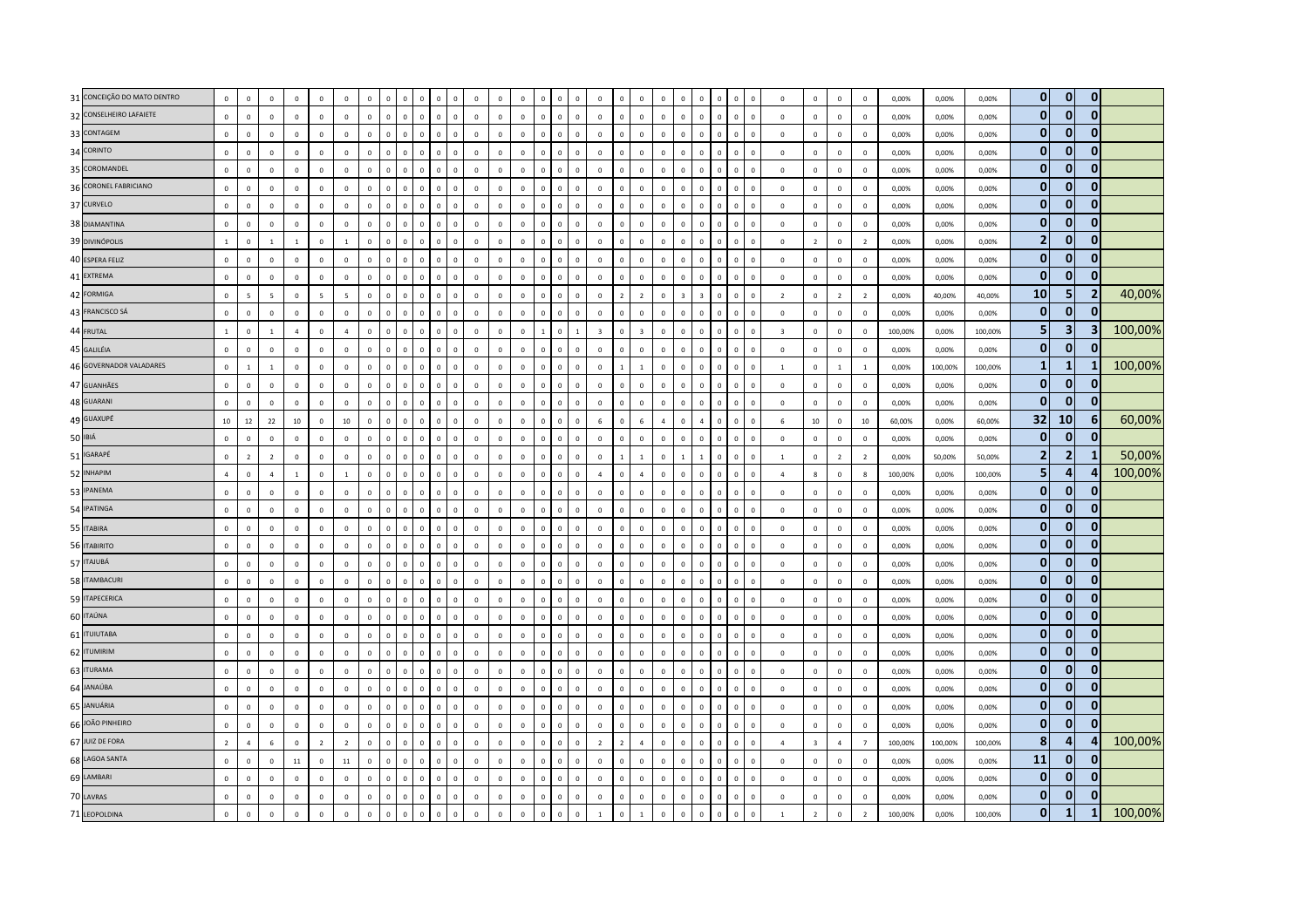| | | | | | | | | | | | | | | | | | | | | | | | | | | | | | | | | | | | | | | | | | | |
|---|---|---|---|---|---|---|---|---|---|---|---|---|---|---|---|---|---|---|---|---|---|---|---|---|---|---|---|---|---|---|---|---|---|---|---|---|---|---|---|---|---|---|
| 31 | CONCEIÇÃO DO MATO DENTRO | 0 | 0 | 0 | 0 | 0 | 0 | 0 | 0 | 0 | 0 | 0 | 0 | 0 | 0 | 0 | 0 | 0 | 0 | 0 | 0 | 0 | 0 | 0 | 0 | 0 | 0 | 0 | 0 | 0 | 0 | 0 | 0 | 0 | 0 | 0,00% | 0,00% | 0,00% | **0** | **0** | **0** | |
| 32 | CONSELHEIRO LAFAIETE | 0 | 0 | 0 | 0 | 0 | 0 | 0 | 0 | 0 | 0 | 0 | 0 | 0 | 0 | 0 | 0 | 0 | 0 | 0 | 0 | 0 | 0 | 0 | 0 | 0 | 0 | 0 | 0 | 0 | 0 | 0 | 0 | 0 | 0 | 0,00% | 0,00% | 0,00% | **0** | **0** | **0** | |
| 33 | CONTAGEM | 0 | 0 | 0 | 0 | 0 | 0 | 0 | 0 | 0 | 0 | 0 | 0 | 0 | 0 | 0 | 0 | 0 | 0 | 0 | 0 | 0 | 0 | 0 | 0 | 0 | 0 | 0 | 0 | 0 | 0 | 0 | 0 | 0 | 0 | 0,00% | 0,00% | 0,00% | **0** | **0** | **0** | |
| 34 | CORINTO | 0 | 0 | 0 | 0 | 0 | 0 | 0 | 0 | 0 | 0 | 0 | 0 | 0 | 0 | 0 | 0 | 0 | 0 | 0 | 0 | 0 | 0 | 0 | 0 | 0 | 0 | 0 | 0 | 0 | 0 | 0 | 0 | 0 | 0 | 0,00% | 0,00% | 0,00% | **0** | **0** | **0** | |
| 35 | COROMANDEL | 0 | 0 | 0 | 0 | 0 | 0 | 0 | 0 | 0 | 0 | 0 | 0 | 0 | 0 | 0 | 0 | 0 | 0 | 0 | 0 | 0 | 0 | 0 | 0 | 0 | 0 | 0 | 0 | 0 | 0 | 0 | 0 | 0 | 0 | 0,00% | 0,00% | 0,00% | **0** | **0** | **0** | |
| 36 | CORONEL FABRICIANO | 0 | 0 | 0 | 0 | 0 | 0 | 0 | 0 | 0 | 0 | 0 | 0 | 0 | 0 | 0 | 0 | 0 | 0 | 0 | 0 | 0 | 0 | 0 | 0 | 0 | 0 | 0 | 0 | 0 | 0 | 0 | 0 | 0 | 0 | 0,00% | 0,00% | 0,00% | **0** | **0** | **0** | |
| 37 | CURVELO | 0 | 0 | 0 | 0 | 0 | 0 | 0 | 0 | 0 | 0 | 0 | 0 | 0 | 0 | 0 | 0 | 0 | 0 | 0 | 0 | 0 | 0 | 0 | 0 | 0 | 0 | 0 | 0 | 0 | 0 | 0 | 0 | 0 | 0 | 0,00% | 0,00% | 0,00% | **0** | **0** | **0** | |
| 38 | DIAMANTINA | 0 | 0 | 0 | 0 | 0 | 0 | 0 | 0 | 0 | 0 | 0 | 0 | 0 | 0 | 0 | 0 | 0 | 0 | 0 | 0 | 0 | 0 | 0 | 0 | 0 | 0 | 0 | 0 | 0 | 0 | 0 | 0 | 0 | 0 | 0,00% | 0,00% | 0,00% | **0** | **0** | **0** | |
| 39 | DIVINÓPOLIS | 1 | 0 | 1 | 1 | 0 | 1 | 0 | 0 | 0 | 0 | 0 | 0 | 0 | 0 | 0 | 0 | 0 | 0 | 0 | 0 | 0 | 0 | 0 | 0 | 0 | 0 | 0 | 0 | 0 | 0 | 0 | 2 | 0 | 2 | 0,00% | 0,00% | 0,00% | **2** | **0** | **0** | |
| 40 | ESPERA FELIZ | 0 | 0 | 0 | 0 | 0 | 0 | 0 | 0 | 0 | 0 | 0 | 0 | 0 | 0 | 0 | 0 | 0 | 0 | 0 | 0 | 0 | 0 | 0 | 0 | 0 | 0 | 0 | 0 | 0 | 0 | 0 | 0 | 0 | 0 | 0,00% | 0,00% | 0,00% | **0** | **0** | **0** | |
| 41 | EXTREMA | 0 | 0 | 0 | 0 | 0 | 0 | 0 | 0 | 0 | 0 | 0 | 0 | 0 | 0 | 0 | 0 | 0 | 0 | 0 | 0 | 0 | 0 | 0 | 0 | 0 | 0 | 0 | 0 | 0 | 0 | 0 | 0 | 0 | 0 | 0,00% | 0,00% | 0,00% | **0** | **0** | **0** | |
| 42 | FORMIGA | 0 | 5 | 5 | 0 | 5 | 5 | 0 | 0 | 0 | 0 | 0 | 0 | 0 | 0 | 0 | 0 | 0 | 0 | 0 | 0 | 0 | 2 | 2 | 0 | 3 | 3 | 0 | 0 | 0 | 0 | 2 | 0 | 2 | 2 | 0,00% | 40,00% | 40,00% | **10** | **5** | **2** | 40,00% |
| 43 | FRANCISCO SÁ | 0 | 0 | 0 | 0 | 0 | 0 | 0 | 0 | 0 | 0 | 0 | 0 | 0 | 0 | 0 | 0 | 0 | 0 | 0 | 0 | 0 | 0 | 0 | 0 | 0 | 0 | 0 | 0 | 0 | 0 | 0 | 0 | 0 | 0 | 0,00% | 0,00% | 0,00% | **0** | **0** | **0** | |
| 44 | FRUTAL | 1 | 0 | 1 | 4 | 0 | 4 | 0 | 0 | 0 | 0 | 0 | 0 | 0 | 0 | 0 | 0 | 0 | 1 | 0 | 1 | 3 | 0 | 3 | 0 | 0 | 0 | 0 | 0 | 0 | 0 | 3 | 0 | 0 | 0 | 100,00% | 0,00% | 100,00% | **5** | **3** | **3** | 100,00% |
| 45 | GALILÉIA | 0 | 0 | 0 | 0 | 0 | 0 | 0 | 0 | 0 | 0 | 0 | 0 | 0 | 0 | 0 | 0 | 0 | 0 | 0 | 0 | 0 | 0 | 0 | 0 | 0 | 0 | 0 | 0 | 0 | 0 | 0 | 0 | 0 | 0 | 0,00% | 0,00% | 0,00% | **0** | **0** | **0** | |
| 46 | GOVERNADOR VALADARES | 0 | 1 | 1 | 0 | 0 | 0 | 0 | 0 | 0 | 0 | 0 | 0 | 0 | 0 | 0 | 0 | 0 | 0 | 0 | 0 | 0 | 1 | 1 | 0 | 0 | 0 | 0 | 0 | 0 | 0 | 1 | 0 | 1 | 1 | 0,00% | 100,00% | 100,00% | **1** | **1** | **1** | 100,00% |
| 47 | GUANHÃES | 0 | 0 | 0 | 0 | 0 | 0 | 0 | 0 | 0 | 0 | 0 | 0 | 0 | 0 | 0 | 0 | 0 | 0 | 0 | 0 | 0 | 0 | 0 | 0 | 0 | 0 | 0 | 0 | 0 | 0 | 0 | 0 | 0 | 0 | 0,00% | 0,00% | 0,00% | **0** | **0** | **0** | |
| 48 | GUARANI | 0 | 0 | 0 | 0 | 0 | 0 | 0 | 0 | 0 | 0 | 0 | 0 | 0 | 0 | 0 | 0 | 0 | 0 | 0 | 0 | 0 | 0 | 0 | 0 | 0 | 0 | 0 | 0 | 0 | 0 | 0 | 0 | 0 | 0 | 0,00% | 0,00% | 0,00% | **0** | **0** | **0** | |
| 49 | GUAXUPÉ | 10 | 12 | 22 | 10 | 0 | 10 | 0 | 0 | 0 | 0 | 0 | 0 | 0 | 0 | 0 | 0 | 0 | 0 | 0 | 0 | 6 | 0 | 6 | 4 | 0 | 4 | 0 | 0 | 0 | 0 | 6 | 10 | 0 | 10 | 60,00% | 0,00% | 60,00% | **32** | **10** | **6** | 60,00% |
| 50 | IBIÁ | 0 | 0 | 0 | 0 | 0 | 0 | 0 | 0 | 0 | 0 | 0 | 0 | 0 | 0 | 0 | 0 | 0 | 0 | 0 | 0 | 0 | 0 | 0 | 0 | 0 | 0 | 0 | 0 | 0 | 0 | 0 | 0 | 0 | 0 | 0,00% | 0,00% | 0,00% | **0** | **0** | **0** | |
| 51 | IGARAPÉ | 0 | 2 | 2 | 0 | 0 | 0 | 0 | 0 | 0 | 0 | 0 | 0 | 0 | 0 | 0 | 0 | 0 | 0 | 0 | 0 | 0 | 1 | 1 | 0 | 1 | 1 | 0 | 0 | 0 | 0 | 1 | 0 | 2 | 2 | 0,00% | 50,00% | 50,00% | **2** | **2** | **1** | 50,00% |
| 52 | INHAPIM | 4 | 0 | 4 | 1 | 0 | 1 | 0 | 0 | 0 | 0 | 0 | 0 | 0 | 0 | 0 | 0 | 0 | 0 | 0 | 0 | 4 | 0 | 4 | 0 | 0 | 0 | 0 | 0 | 0 | 0 | 4 | 8 | 0 | 8 | 100,00% | 0,00% | 100,00% | **5** | **4** | **4** | 100,00% |
| 53 | IPANEMA | 0 | 0 | 0 | 0 | 0 | 0 | 0 | 0 | 0 | 0 | 0 | 0 | 0 | 0 | 0 | 0 | 0 | 0 | 0 | 0 | 0 | 0 | 0 | 0 | 0 | 0 | 0 | 0 | 0 | 0 | 0 | 0 | 0 | 0 | 0,00% | 0,00% | 0,00% | **0** | **0** | **0** | |
| 54 | IPATINGA | 0 | 0 | 0 | 0 | 0 | 0 | 0 | 0 | 0 | 0 | 0 | 0 | 0 | 0 | 0 | 0 | 0 | 0 | 0 | 0 | 0 | 0 | 0 | 0 | 0 | 0 | 0 | 0 | 0 | 0 | 0 | 0 | 0 | 0 | 0,00% | 0,00% | 0,00% | **0** | **0** | **0** | |
| 55 | ITABIRA | 0 | 0 | 0 | 0 | 0 | 0 | 0 | 0 | 0 | 0 | 0 | 0 | 0 | 0 | 0 | 0 | 0 | 0 | 0 | 0 | 0 | 0 | 0 | 0 | 0 | 0 | 0 | 0 | 0 | 0 | 0 | 0 | 0 | 0 | 0,00% | 0,00% | 0,00% | **0** | **0** | **0** | |
| 56 | ITABIRITO | 0 | 0 | 0 | 0 | 0 | 0 | 0 | 0 | 0 | 0 | 0 | 0 | 0 | 0 | 0 | 0 | 0 | 0 | 0 | 0 | 0 | 0 | 0 | 0 | 0 | 0 | 0 | 0 | 0 | 0 | 0 | 0 | 0 | 0 | 0,00% | 0,00% | 0,00% | **0** | **0** | **0** | |
| 57 | ITAJUBÁ | 0 | 0 | 0 | 0 | 0 | 0 | 0 | 0 | 0 | 0 | 0 | 0 | 0 | 0 | 0 | 0 | 0 | 0 | 0 | 0 | 0 | 0 | 0 | 0 | 0 | 0 | 0 | 0 | 0 | 0 | 0 | 0 | 0 | 0 | 0,00% | 0,00% | 0,00% | **0** | **0** | **0** | |
| 58 | ITAMBACURI | 0 | 0 | 0 | 0 | 0 | 0 | 0 | 0 | 0 | 0 | 0 | 0 | 0 | 0 | 0 | 0 | 0 | 0 | 0 | 0 | 0 | 0 | 0 | 0 | 0 | 0 | 0 | 0 | 0 | 0 | 0 | 0 | 0 | 0 | 0,00% | 0,00% | 0,00% | **0** | **0** | **0** | |
| 59 | ITAPECERICA | 0 | 0 | 0 | 0 | 0 | 0 | 0 | 0 | 0 | 0 | 0 | 0 | 0 | 0 | 0 | 0 | 0 | 0 | 0 | 0 | 0 | 0 | 0 | 0 | 0 | 0 | 0 | 0 | 0 | 0 | 0 | 0 | 0 | 0 | 0,00% | 0,00% | 0,00% | **0** | **0** | **0** | |
| 60 | ITAÚNA | 0 | 0 | 0 | 0 | 0 | 0 | 0 | 0 | 0 | 0 | 0 | 0 | 0 | 0 | 0 | 0 | 0 | 0 | 0 | 0 | 0 | 0 | 0 | 0 | 0 | 0 | 0 | 0 | 0 | 0 | 0 | 0 | 0 | 0 | 0,00% | 0,00% | 0,00% | **0** | **0** | **0** | |
| 61 | ITUIUTABA | 0 | 0 | 0 | 0 | 0 | 0 | 0 | 0 | 0 | 0 | 0 | 0 | 0 | 0 | 0 | 0 | 0 | 0 | 0 | 0 | 0 | 0 | 0 | 0 | 0 | 0 | 0 | 0 | 0 | 0 | 0 | 0 | 0 | 0 | 0,00% | 0,00% | 0,00% | **0** | **0** | **0** | |
| 62 | ITUMIRIM | 0 | 0 | 0 | 0 | 0 | 0 | 0 | 0 | 0 | 0 | 0 | 0 | 0 | 0 | 0 | 0 | 0 | 0 | 0 | 0 | 0 | 0 | 0 | 0 | 0 | 0 | 0 | 0 | 0 | 0 | 0 | 0 | 0 | 0 | 0,00% | 0,00% | 0,00% | **0** | **0** | **0** | |
| 63 | ITURAMA | 0 | 0 | 0 | 0 | 0 | 0 | 0 | 0 | 0 | 0 | 0 | 0 | 0 | 0 | 0 | 0 | 0 | 0 | 0 | 0 | 0 | 0 | 0 | 0 | 0 | 0 | 0 | 0 | 0 | 0 | 0 | 0 | 0 | 0 | 0,00% | 0,00% | 0,00% | **0** | **0** | **0** | |
| 64 | JANAÚBA | 0 | 0 | 0 | 0 | 0 | 0 | 0 | 0 | 0 | 0 | 0 | 0 | 0 | 0 | 0 | 0 | 0 | 0 | 0 | 0 | 0 | 0 | 0 | 0 | 0 | 0 | 0 | 0 | 0 | 0 | 0 | 0 | 0 | 0 | 0,00% | 0,00% | 0,00% | **0** | **0** | **0** | |
| 65 | JANUÁRIA | 0 | 0 | 0 | 0 | 0 | 0 | 0 | 0 | 0 | 0 | 0 | 0 | 0 | 0 | 0 | 0 | 0 | 0 | 0 | 0 | 0 | 0 | 0 | 0 | 0 | 0 | 0 | 0 | 0 | 0 | 0 | 0 | 0 | 0 | 0,00% | 0,00% | 0,00% | **0** | **0** | **0** | |
| 66 | JOÃO PINHEIRO | 0 | 0 | 0 | 0 | 0 | 0 | 0 | 0 | 0 | 0 | 0 | 0 | 0 | 0 | 0 | 0 | 0 | 0 | 0 | 0 | 0 | 0 | 0 | 0 | 0 | 0 | 0 | 0 | 0 | 0 | 0 | 0 | 0 | 0 | 0,00% | 0,00% | 0,00% | **0** | **0** | **0** | |
| 67 | JUIZ DE FORA | 2 | 4 | 6 | 0 | 2 | 2 | 0 | 0 | 0 | 0 | 0 | 0 | 0 | 0 | 0 | 0 | 0 | 0 | 0 | 0 | 2 | 2 | 4 | 0 | 0 | 0 | 0 | 0 | 0 | 0 | 4 | 3 | 4 | 7 | 100,00% | 100,00% | 100,00% | **8** | **4** | **4** | 100,00% |
| 68 | LAGOA SANTA | 0 | 0 | 0 | 11 | 0 | 11 | 0 | 0 | 0 | 0 | 0 | 0 | 0 | 0 | 0 | 0 | 0 | 0 | 0 | 0 | 0 | 0 | 0 | 0 | 0 | 0 | 0 | 0 | 0 | 0 | 0 | 0 | 0 | 0 | 0,00% | 0,00% | 0,00% | **11** | **0** | **0** | |
| 69 | LAMBARI | 0 | 0 | 0 | 0 | 0 | 0 | 0 | 0 | 0 | 0 | 0 | 0 | 0 | 0 | 0 | 0 | 0 | 0 | 0 | 0 | 0 | 0 | 0 | 0 | 0 | 0 | 0 | 0 | 0 | 0 | 0 | 0 | 0 | 0 | 0,00% | 0,00% | 0,00% | **0** | **0** | **0** | |
| 70 | LAVRAS | 0 | 0 | 0 | 0 | 0 | 0 | 0 | 0 | 0 | 0 | 0 | 0 | 0 | 0 | 0 | 0 | 0 | 0 | 0 | 0 | 0 | 0 | 0 | 0 | 0 | 0 | 0 | 0 | 0 | 0 | 0 | 0 | 0 | 0 | 0,00% | 0,00% | 0,00% | **0** | **0** | **0** | |
| 71 | LEOPOLDINA | 0 | 0 | 0 | 0 | 0 | 0 | 0 | 0 | 0 | 0 | 0 | 0 | 0 | 0 | 0 | 0 | 0 | 0 | 0 | 0 | 1 | 0 | 1 | 0 | 0 | 0 | 0 | 0 | 0 | 0 | 1 | 2 | 0 | 2 | 100,00% | 0,00% | 100,00% | **0** | **1** | **1** | 100,00% |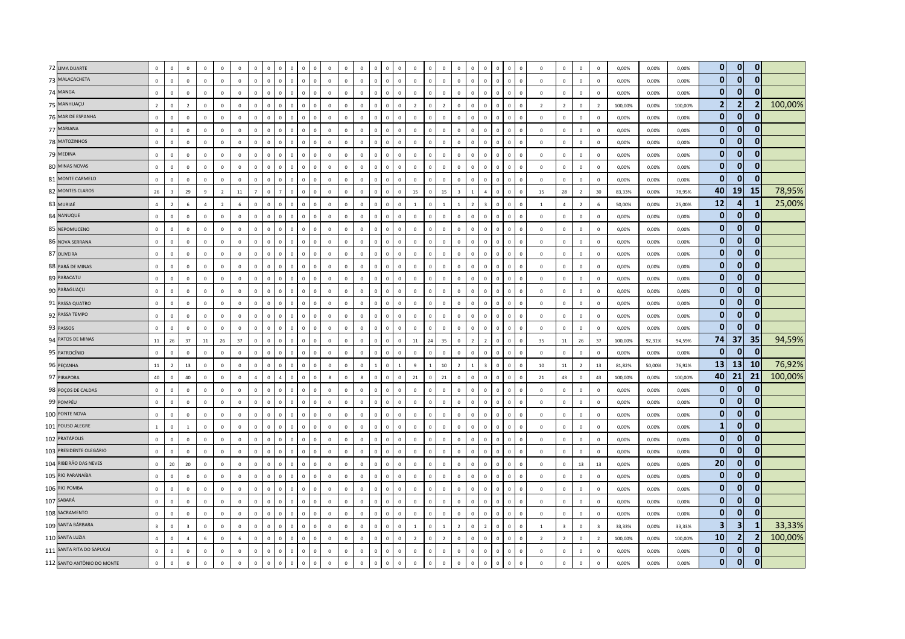| | | | | | | | | | | | | | | | | | | | | | | | | | | | | | | | | | | | | | | | |
|---|---|---|---|---|---|---|---|---|---|---|---|---|---|---|---|---|---|---|---|---|---|---|---|---|---|---|---|---|---|---|---|---|---|---|---|---|---|---|---|
| 72 | LIMA DUARTE | 0 | 0 | 0 | 0 | 0 | 0 | 0 | 0 | 0 | 0 | 0 | 0 | 0 | 0 | 0 | 0 | 0 | 0 | 0 | 0 | 0 | 0 | 0 | 0 | 0 | 0 | 0 | 0 | 0 | 0 | 0 | 0 | 0,00% | 0,00% | 0,00% | **0** | **0** | **0** | |
| 73 | MALACACHETA | 0 | 0 | 0 | 0 | 0 | 0 | 0 | 0 | 0 | 0 | 0 | 0 | 0 | 0 | 0 | 0 | 0 | 0 | 0 | 0 | 0 | 0 | 0 | 0 | 0 | 0 | 0 | 0 | 0 | 0 | 0 | 0 | 0,00% | 0,00% | 0,00% | **0** | **0** | **0** | |
| 74 | MANGA | 0 | 0 | 0 | 0 | 0 | 0 | 0 | 0 | 0 | 0 | 0 | 0 | 0 | 0 | 0 | 0 | 0 | 0 | 0 | 0 | 0 | 0 | 0 | 0 | 0 | 0 | 0 | 0 | 0 | 0 | 0 | 0 | 0,00% | 0,00% | 0,00% | **0** | **0** | **0** | |
| 75 | MANHUAÇU | 2 | 0 | 2 | 0 | 0 | 0 | 0 | 0 | 0 | 0 | 0 | 0 | 0 | 0 | 0 | 0 | 0 | 0 | 2 | 0 | 2 | 0 | 0 | 0 | 0 | 0 | 0 | 2 | 2 | 0 | 2 | 100,00% | 0,00% | 100,00% | **2** | **2** | **2** | 100,00% |
| 76 | MAR DE ESPANHA | 0 | 0 | 0 | 0 | 0 | 0 | 0 | 0 | 0 | 0 | 0 | 0 | 0 | 0 | 0 | 0 | 0 | 0 | 0 | 0 | 0 | 0 | 0 | 0 | 0 | 0 | 0 | 0 | 0 | 0 | 0 | 0,00% | 0,00% | 0,00% | **0** | **0** | **0** | |
| 77 | MARIANA | 0 | 0 | 0 | 0 | 0 | 0 | 0 | 0 | 0 | 0 | 0 | 0 | 0 | 0 | 0 | 0 | 0 | 0 | 0 | 0 | 0 | 0 | 0 | 0 | 0 | 0 | 0 | 0 | 0 | 0 | 0 | 0,00% | 0,00% | 0,00% | **0** | **0** | **0** | |
| 78 | MATOZINHOS | 0 | 0 | 0 | 0 | 0 | 0 | 0 | 0 | 0 | 0 | 0 | 0 | 0 | 0 | 0 | 0 | 0 | 0 | 0 | 0 | 0 | 0 | 0 | 0 | 0 | 0 | 0 | 0 | 0 | 0 | 0 | 0,00% | 0,00% | 0,00% | **0** | **0** | **0** | |
| 79 | MEDINA | 0 | 0 | 0 | 0 | 0 | 0 | 0 | 0 | 0 | 0 | 0 | 0 | 0 | 0 | 0 | 0 | 0 | 0 | 0 | 0 | 0 | 0 | 0 | 0 | 0 | 0 | 0 | 0 | 0 | 0 | 0 | 0,00% | 0,00% | 0,00% | **0** | **0** | **0** | |
| 80 | MINAS NOVAS | 0 | 0 | 0 | 0 | 0 | 0 | 0 | 0 | 0 | 0 | 0 | 0 | 0 | 0 | 0 | 0 | 0 | 0 | 0 | 0 | 0 | 0 | 0 | 0 | 0 | 0 | 0 | 0 | 0 | 0 | 0 | 0,00% | 0,00% | 0,00% | **0** | **0** | **0** | |
| 81 | MONTE CARMELO | 0 | 0 | 0 | 0 | 0 | 0 | 0 | 0 | 0 | 0 | 0 | 0 | 0 | 0 | 0 | 0 | 0 | 0 | 0 | 0 | 0 | 0 | 0 | 0 | 0 | 0 | 0 | 0 | 0 | 0 | 0 | 0,00% | 0,00% | 0,00% | **0** | **0** | **0** | |
| 82 | MONTES CLAROS | 26 | 3 | 29 | 9 | 2 | 11 | 7 | 0 | 7 | 0 | 0 | 0 | 0 | 0 | 0 | 0 | 0 | 0 | 15 | 0 | 15 | 3 | 1 | 4 | 0 | 0 | 0 | 15 | 28 | 2 | 30 | 83,33% | 0,00% | 78,95% | **40** | **19** | **15** | 78,95% |
| 83 | MURIAÉ | 4 | 2 | 6 | 4 | 2 | 6 | 0 | 0 | 0 | 0 | 0 | 0 | 0 | 0 | 0 | 0 | 0 | 0 | 1 | 0 | 1 | 1 | 2 | 3 | 0 | 0 | 0 | 1 | 4 | 2 | 6 | 50,00% | 0,00% | 25,00% | **12** | **4** | **1** | 25,00% |
| 84 | NANUQUE | 0 | 0 | 0 | 0 | 0 | 0 | 0 | 0 | 0 | 0 | 0 | 0 | 0 | 0 | 0 | 0 | 0 | 0 | 0 | 0 | 0 | 0 | 0 | 0 | 0 | 0 | 0 | 0 | 0 | 0 | 0 | 0,00% | 0,00% | 0,00% | **0** | **0** | **0** | |
| 85 | NEPOMUCENO | 0 | 0 | 0 | 0 | 0 | 0 | 0 | 0 | 0 | 0 | 0 | 0 | 0 | 0 | 0 | 0 | 0 | 0 | 0 | 0 | 0 | 0 | 0 | 0 | 0 | 0 | 0 | 0 | 0 | 0 | 0 | 0,00% | 0,00% | 0,00% | **0** | **0** | **0** | |
| 86 | NOVA SERRANA | 0 | 0 | 0 | 0 | 0 | 0 | 0 | 0 | 0 | 0 | 0 | 0 | 0 | 0 | 0 | 0 | 0 | 0 | 0 | 0 | 0 | 0 | 0 | 0 | 0 | 0 | 0 | 0 | 0 | 0 | 0 | 0,00% | 0,00% | 0,00% | **0** | **0** | **0** | |
| 87 | OLIVEIRA | 0 | 0 | 0 | 0 | 0 | 0 | 0 | 0 | 0 | 0 | 0 | 0 | 0 | 0 | 0 | 0 | 0 | 0 | 0 | 0 | 0 | 0 | 0 | 0 | 0 | 0 | 0 | 0 | 0 | 0 | 0 | 0,00% | 0,00% | 0,00% | **0** | **0** | **0** | |
| 88 | PARÁ DE MINAS | 0 | 0 | 0 | 0 | 0 | 0 | 0 | 0 | 0 | 0 | 0 | 0 | 0 | 0 | 0 | 0 | 0 | 0 | 0 | 0 | 0 | 0 | 0 | 0 | 0 | 0 | 0 | 0 | 0 | 0 | 0 | 0,00% | 0,00% | 0,00% | **0** | **0** | **0** | |
| 89 | PARACATU | 0 | 0 | 0 | 0 | 0 | 0 | 0 | 0 | 0 | 0 | 0 | 0 | 0 | 0 | 0 | 0 | 0 | 0 | 0 | 0 | 0 | 0 | 0 | 0 | 0 | 0 | 0 | 0 | 0 | 0 | 0 | 0,00% | 0,00% | 0,00% | **0** | **0** | **0** | |
| 90 | PARAGUAÇU | 0 | 0 | 0 | 0 | 0 | 0 | 0 | 0 | 0 | 0 | 0 | 0 | 0 | 0 | 0 | 0 | 0 | 0 | 0 | 0 | 0 | 0 | 0 | 0 | 0 | 0 | 0 | 0 | 0 | 0 | 0 | 0,00% | 0,00% | 0,00% | **0** | **0** | **0** | |
| 91 | PASSA QUATRO | 0 | 0 | 0 | 0 | 0 | 0 | 0 | 0 | 0 | 0 | 0 | 0 | 0 | 0 | 0 | 0 | 0 | 0 | 0 | 0 | 0 | 0 | 0 | 0 | 0 | 0 | 0 | 0 | 0 | 0 | 0 | 0,00% | 0,00% | 0,00% | **0** | **0** | **0** | |
| 92 | PASSA TEMPO | 0 | 0 | 0 | 0 | 0 | 0 | 0 | 0 | 0 | 0 | 0 | 0 | 0 | 0 | 0 | 0 | 0 | 0 | 0 | 0 | 0 | 0 | 0 | 0 | 0 | 0 | 0 | 0 | 0 | 0 | 0 | 0,00% | 0,00% | 0,00% | **0** | **0** | **0** | |
| 93 | PASSOS | 0 | 0 | 0 | 0 | 0 | 0 | 0 | 0 | 0 | 0 | 0 | 0 | 0 | 0 | 0 | 0 | 0 | 0 | 0 | 0 | 0 | 0 | 0 | 0 | 0 | 0 | 0 | 0 | 0 | 0 | 0 | 0,00% | 0,00% | 0,00% | **0** | **0** | **0** | |
| 94 | PATOS DE MINAS | 11 | 26 | 37 | 11 | 26 | 37 | 0 | 0 | 0 | 0 | 0 | 0 | 0 | 0 | 0 | 0 | 0 | 0 | 11 | 24 | 35 | 0 | 2 | 2 | 0 | 0 | 0 | 35 | 11 | 26 | 37 | 100,00% | 92,31% | 94,59% | **74** | **37** | **35** | 94,59% |
| 95 | PATROCÍNIO | 0 | 0 | 0 | 0 | 0 | 0 | 0 | 0 | 0 | 0 | 0 | 0 | 0 | 0 | 0 | 0 | 0 | 0 | 0 | 0 | 0 | 0 | 0 | 0 | 0 | 0 | 0 | 0 | 0 | 0 | 0 | 0,00% | 0,00% | 0,00% | **0** | **0** | **0** | |
| 96 | PEÇANHA | 11 | 2 | 13 | 0 | 0 | 0 | 0 | 0 | 0 | 0 | 0 | 0 | 0 | 0 | 0 | 1 | 0 | 1 | 9 | 1 | 10 | 2 | 1 | 3 | 0 | 0 | 0 | 10 | 11 | 2 | 13 | 81,82% | 50,00% | 76,92% | **13** | **13** | **10** | 76,92% |
| 97 | PIRAPORA | 40 | 0 | 40 | 0 | 0 | 0 | 4 | 0 | 4 | 0 | 0 | 0 | 8 | 0 | 8 | 0 | 0 | 0 | 21 | 0 | 21 | 0 | 0 | 0 | 0 | 0 | 0 | 21 | 43 | 0 | 43 | 100,00% | 0,00% | 100,00% | **40** | **21** | **21** | 100,00% |
| 98 | POÇOS DE CALDAS | 0 | 0 | 0 | 0 | 0 | 0 | 0 | 0 | 0 | 0 | 0 | 0 | 0 | 0 | 0 | 0 | 0 | 0 | 0 | 0 | 0 | 0 | 0 | 0 | 0 | 0 | 0 | 0 | 0 | 0 | 0 | 0,00% | 0,00% | 0,00% | **0** | **0** | **0** | |
| 99 | POMPÉU | 0 | 0 | 0 | 0 | 0 | 0 | 0 | 0 | 0 | 0 | 0 | 0 | 0 | 0 | 0 | 0 | 0 | 0 | 0 | 0 | 0 | 0 | 0 | 0 | 0 | 0 | 0 | 0 | 0 | 0 | 0 | 0,00% | 0,00% | 0,00% | **0** | **0** | **0** | |
| 100 | PONTE NOVA | 0 | 0 | 0 | 0 | 0 | 0 | 0 | 0 | 0 | 0 | 0 | 0 | 0 | 0 | 0 | 0 | 0 | 0 | 0 | 0 | 0 | 0 | 0 | 0 | 0 | 0 | 0 | 0 | 0 | 0 | 0 | 0,00% | 0,00% | 0,00% | **0** | **0** | **0** | |
| 101 | POUSO ALEGRE | 1 | 0 | 1 | 0 | 0 | 0 | 0 | 0 | 0 | 0 | 0 | 0 | 0 | 0 | 0 | 0 | 0 | 0 | 0 | 0 | 0 | 0 | 0 | 0 | 0 | 0 | 0 | 0 | 0 | 0 | 0 | 0,00% | 0,00% | 0,00% | **1** | **0** | **0** | |
| 102 | PRATÁPOLIS | 0 | 0 | 0 | 0 | 0 | 0 | 0 | 0 | 0 | 0 | 0 | 0 | 0 | 0 | 0 | 0 | 0 | 0 | 0 | 0 | 0 | 0 | 0 | 0 | 0 | 0 | 0 | 0 | 0 | 0 | 0 | 0,00% | 0,00% | 0,00% | **0** | **0** | **0** | |
| 103 | PRESIDENTE OLEGÁRIO | 0 | 0 | 0 | 0 | 0 | 0 | 0 | 0 | 0 | 0 | 0 | 0 | 0 | 0 | 0 | 0 | 0 | 0 | 0 | 0 | 0 | 0 | 0 | 0 | 0 | 0 | 0 | 0 | 0 | 0 | 0 | 0,00% | 0,00% | 0,00% | **0** | **0** | **0** | |
| 104 | RIBEIRÃO DAS NEVES | 0 | 20 | 20 | 0 | 0 | 0 | 0 | 0 | 0 | 0 | 0 | 0 | 0 | 0 | 0 | 0 | 0 | 0 | 0 | 0 | 0 | 0 | 0 | 0 | 0 | 0 | 0 | 0 | 0 | 13 | 13 | 0,00% | 0,00% | 0,00% | **20** | **0** | **0** | |
| 105 | RIO PARANAÍBA | 0 | 0 | 0 | 0 | 0 | 0 | 0 | 0 | 0 | 0 | 0 | 0 | 0 | 0 | 0 | 0 | 0 | 0 | 0 | 0 | 0 | 0 | 0 | 0 | 0 | 0 | 0 | 0 | 0 | 0 | 0 | 0,00% | 0,00% | 0,00% | **0** | **0** | **0** | |
| 106 | RIO POMBA | 0 | 0 | 0 | 0 | 0 | 0 | 0 | 0 | 0 | 0 | 0 | 0 | 0 | 0 | 0 | 0 | 0 | 0 | 0 | 0 | 0 | 0 | 0 | 0 | 0 | 0 | 0 | 0 | 0 | 0 | 0 | 0,00% | 0,00% | 0,00% | **0** | **0** | **0** | |
| 107 | SABARÁ | 0 | 0 | 0 | 0 | 0 | 0 | 0 | 0 | 0 | 0 | 0 | 0 | 0 | 0 | 0 | 0 | 0 | 0 | 0 | 0 | 0 | 0 | 0 | 0 | 0 | 0 | 0 | 0 | 0 | 0 | 0 | 0,00% | 0,00% | 0,00% | **0** | **0** | **0** | |
| 108 | SACRAMENTO | 0 | 0 | 0 | 0 | 0 | 0 | 0 | 0 | 0 | 0 | 0 | 0 | 0 | 0 | 0 | 0 | 0 | 0 | 0 | 0 | 0 | 0 | 0 | 0 | 0 | 0 | 0 | 0 | 0 | 0 | 0 | 0,00% | 0,00% | 0,00% | **0** | **0** | **0** | |
| 109 | SANTA BÁRBARA | 3 | 0 | 3 | 0 | 0 | 0 | 0 | 0 | 0 | 0 | 0 | 0 | 0 | 0 | 0 | 0 | 0 | 0 | 1 | 0 | 1 | 2 | 0 | 2 | 0 | 0 | 0 | 1 | 3 | 0 | 3 | 33,33% | 0,00% | 33,33% | **3** | **3** | **1** | 33,33% |
| 110 | SANTA LUZIA | 4 | 0 | 4 | 6 | 0 | 6 | 0 | 0 | 0 | 0 | 0 | 0 | 0 | 0 | 0 | 0 | 0 | 0 | 2 | 0 | 2 | 0 | 0 | 0 | 0 | 0 | 0 | 2 | 2 | 0 | 2 | 100,00% | 0,00% | 100,00% | **10** | **2** | **2** | 100,00% |
| 111 | SANTA RITA DO SAPUCAÍ | 0 | 0 | 0 | 0 | 0 | 0 | 0 | 0 | 0 | 0 | 0 | 0 | 0 | 0 | 0 | 0 | 0 | 0 | 0 | 0 | 0 | 0 | 0 | 0 | 0 | 0 | 0 | 0 | 0 | 0 | 0 | 0,00% | 0,00% | 0,00% | **0** | **0** | **0** | |
| 112 | SANTO ANTÔNIO DO MONTE | 0 | 0 | 0 | 0 | 0 | 0 | 0 | 0 | 0 | 0 | 0 | 0 | 0 | 0 | 0 | 0 | 0 | 0 | 0 | 0 | 0 | 0 | 0 | 0 | 0 | 0 | 0 | 0 | 0 | 0 | 0 | 0,00% | 0,00% | 0,00% | **0** | **0** | **0** | |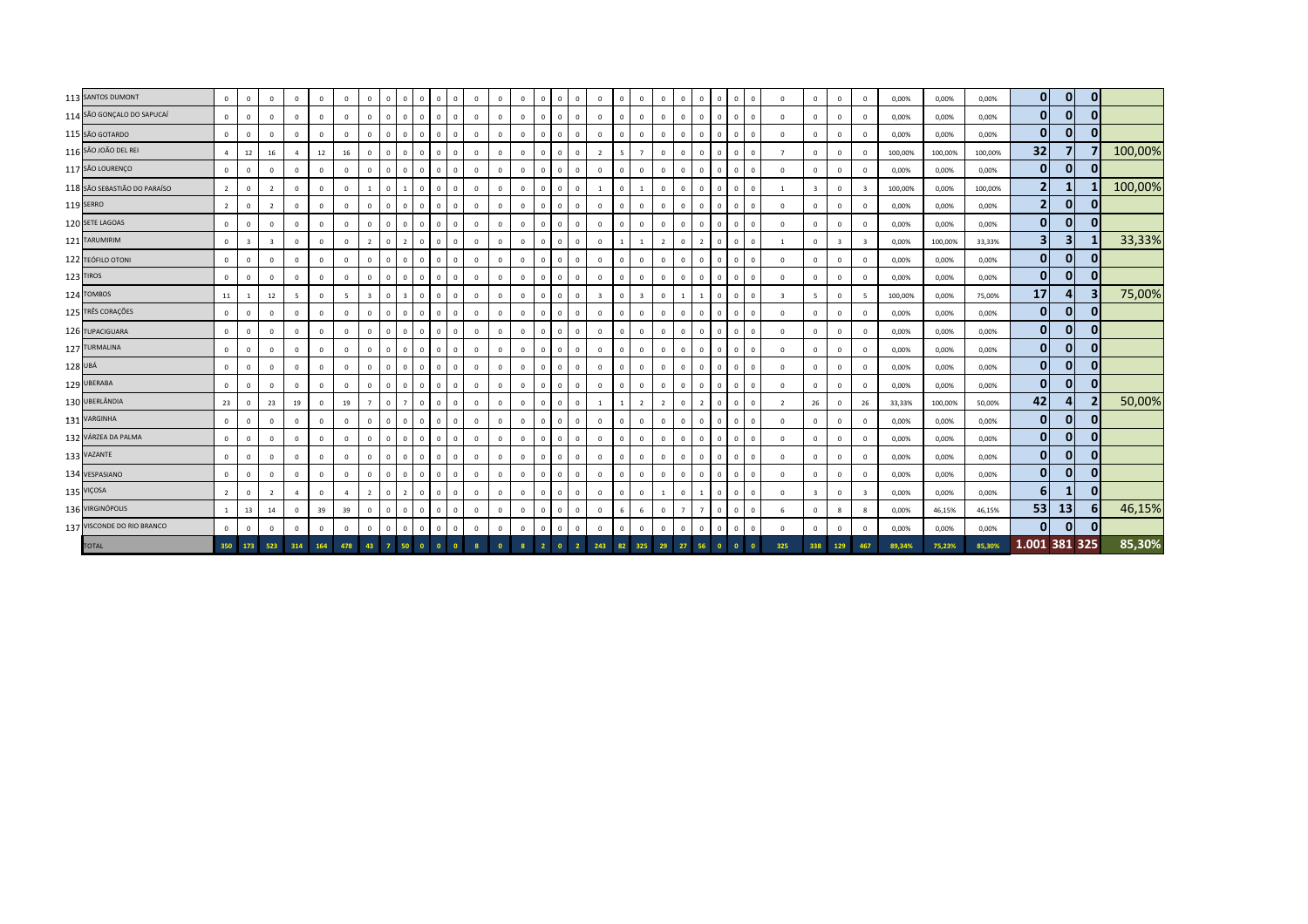| | | | | | | | | | | | | | | | | | | | | | | | | | | | | | | | | | | | | | | | |
|---|---|---|---|---|---|---|---|---|---|---|---|---|---|---|---|---|---|---|---|---|---|---|---|---|---|---|---|---|---|---|---|---|---|---|---|---|---|---|---|
| 113 | SANTOS DUMONT | 0 | 0 | 0 | 0 | 0 | 0 | 0 | 0 | 0 | 0 | 0 | 0 | 0 | 0 | 0 | 0 | 0 | 0 | 0 | 0 | 0 | 0 | 0 | 0 | 0 | 0 | 0 | 0 | 0 | 0 | 0 | 0,00% | 0,00% | 0,00% | 0 | 0 | 0 | |
| 114 | SÃO GONÇALO DO SAPUCAÍ | 0 | 0 | 0 | 0 | 0 | 0 | 0 | 0 | 0 | 0 | 0 | 0 | 0 | 0 | 0 | 0 | 0 | 0 | 0 | 0 | 0 | 0 | 0 | 0 | 0 | 0 | 0 | 0 | 0 | 0 | 0 | 0,00% | 0,00% | 0,00% | 0 | 0 | 0 | |
| 115 | SÃO GOTARDO | 0 | 0 | 0 | 0 | 0 | 0 | 0 | 0 | 0 | 0 | 0 | 0 | 0 | 0 | 0 | 0 | 0 | 0 | 0 | 0 | 0 | 0 | 0 | 0 | 0 | 0 | 0 | 0 | 0 | 0 | 0 | 0,00% | 0,00% | 0,00% | 0 | 0 | 0 | |
| 116 | SÃO JOÃO DEL REI | 4 | 12 | 16 | 4 | 12 | 16 | 0 | 0 | 0 | 0 | 0 | 0 | 0 | 0 | 0 | 0 | 0 | 0 | 2 | 5 | 7 | 0 | 0 | 0 | 0 | 0 | 0 | 7 | 0 | 0 | 0 | 100,00% | 100,00% | 100,00% | 32 | 7 | 7 | 100,00% |
| 117 | SÃO LOURENÇO | 0 | 0 | 0 | 0 | 0 | 0 | 0 | 0 | 0 | 0 | 0 | 0 | 0 | 0 | 0 | 0 | 0 | 0 | 0 | 0 | 0 | 0 | 0 | 0 | 0 | 0 | 0 | 0 | 0 | 0 | 0 | 0,00% | 0,00% | 0,00% | 0 | 0 | 0 | |
| 118 | SÃO SEBASTIÃO DO PARAÍSO | 2 | 0 | 2 | 0 | 0 | 0 | 1 | 0 | 1 | 0 | 0 | 0 | 0 | 0 | 0 | 0 | 0 | 0 | 1 | 0 | 1 | 0 | 0 | 0 | 0 | 0 | 0 | 1 | 3 | 0 | 3 | 100,00% | 0,00% | 100,00% | 2 | 1 | 1 | 100,00% |
| 119 | SERRO | 2 | 0 | 2 | 0 | 0 | 0 | 0 | 0 | 0 | 0 | 0 | 0 | 0 | 0 | 0 | 0 | 0 | 0 | 0 | 0 | 0 | 0 | 0 | 0 | 0 | 0 | 0 | 0 | 0 | 0 | 0 | 0,00% | 0,00% | 0,00% | 2 | 0 | 0 | |
| 120 | SETE LAGOAS | 0 | 0 | 0 | 0 | 0 | 0 | 0 | 0 | 0 | 0 | 0 | 0 | 0 | 0 | 0 | 0 | 0 | 0 | 0 | 0 | 0 | 0 | 0 | 0 | 0 | 0 | 0 | 0 | 0 | 0 | 0 | 0,00% | 0,00% | 0,00% | 0 | 0 | 0 | |
| 121 | TARUMIRIM | 0 | 3 | 3 | 0 | 0 | 0 | 2 | 0 | 2 | 0 | 0 | 0 | 0 | 0 | 0 | 0 | 0 | 0 | 0 | 1 | 1 | 2 | 0 | 2 | 0 | 0 | 0 | 1 | 0 | 3 | 3 | 0,00% | 100,00% | 33,33% | 3 | 3 | 1 | 33,33% |
| 122 | TEÓFILO OTONI | 0 | 0 | 0 | 0 | 0 | 0 | 0 | 0 | 0 | 0 | 0 | 0 | 0 | 0 | 0 | 0 | 0 | 0 | 0 | 0 | 0 | 0 | 0 | 0 | 0 | 0 | 0 | 0 | 0 | 0 | 0 | 0,00% | 0,00% | 0,00% | 0 | 0 | 0 | |
| 123 | TIROS | 0 | 0 | 0 | 0 | 0 | 0 | 0 | 0 | 0 | 0 | 0 | 0 | 0 | 0 | 0 | 0 | 0 | 0 | 0 | 0 | 0 | 0 | 0 | 0 | 0 | 0 | 0 | 0 | 0 | 0 | 0 | 0,00% | 0,00% | 0,00% | 0 | 0 | 0 | |
| 124 | TOMBOS | 11 | 1 | 12 | 5 | 0 | 5 | 3 | 0 | 3 | 0 | 0 | 0 | 0 | 0 | 0 | 0 | 0 | 0 | 3 | 0 | 3 | 0 | 1 | 1 | 0 | 0 | 0 | 3 | 5 | 0 | 5 | 100,00% | 75,00% | 75,00% | 17 | 4 | 3 | 75,00% |
| 125 | TRÊS CORAÇÕES | 0 | 0 | 0 | 0 | 0 | 0 | 0 | 0 | 0 | 0 | 0 | 0 | 0 | 0 | 0 | 0 | 0 | 0 | 0 | 0 | 0 | 0 | 0 | 0 | 0 | 0 | 0 | 0 | 0 | 0 | 0 | 0,00% | 0,00% | 0,00% | 0 | 0 | 0 | |
| 126 | TUPACIGUARA | 0 | 0 | 0 | 0 | 0 | 0 | 0 | 0 | 0 | 0 | 0 | 0 | 0 | 0 | 0 | 0 | 0 | 0 | 0 | 0 | 0 | 0 | 0 | 0 | 0 | 0 | 0 | 0 | 0 | 0 | 0 | 0,00% | 0,00% | 0,00% | 0 | 0 | 0 | |
| 127 | TURMALINA | 0 | 0 | 0 | 0 | 0 | 0 | 0 | 0 | 0 | 0 | 0 | 0 | 0 | 0 | 0 | 0 | 0 | 0 | 0 | 0 | 0 | 0 | 0 | 0 | 0 | 0 | 0 | 0 | 0 | 0 | 0 | 0,00% | 0,00% | 0,00% | 0 | 0 | 0 | |
| 128 | UBÁ | 0 | 0 | 0 | 0 | 0 | 0 | 0 | 0 | 0 | 0 | 0 | 0 | 0 | 0 | 0 | 0 | 0 | 0 | 0 | 0 | 0 | 0 | 0 | 0 | 0 | 0 | 0 | 0 | 0 | 0 | 0 | 0,00% | 0,00% | 0,00% | 0 | 0 | 0 | |
| 129 | UBERABA | 0 | 0 | 0 | 0 | 0 | 0 | 0 | 0 | 0 | 0 | 0 | 0 | 0 | 0 | 0 | 0 | 0 | 0 | 0 | 0 | 0 | 0 | 0 | 0 | 0 | 0 | 0 | 0 | 0 | 0 | 0 | 0,00% | 0,00% | 0,00% | 0 | 0 | 0 | |
| 130 | UBERLÂNDIA | 23 | 0 | 23 | 19 | 0 | 19 | 7 | 0 | 7 | 0 | 0 | 0 | 0 | 0 | 0 | 0 | 0 | 0 | 1 | 1 | 2 | 2 | 0 | 2 | 0 | 0 | 0 | 2 | 26 | 0 | 26 | 33,33% | 100,00% | 50,00% | 42 | 4 | 2 | 50,00% |
| 131 | VARGINHA | 0 | 0 | 0 | 0 | 0 | 0 | 0 | 0 | 0 | 0 | 0 | 0 | 0 | 0 | 0 | 0 | 0 | 0 | 0 | 0 | 0 | 0 | 0 | 0 | 0 | 0 | 0 | 0 | 0 | 0 | 0 | 0,00% | 0,00% | 0,00% | 0 | 0 | 0 | |
| 132 | VÁRZEA DA PALMA | 0 | 0 | 0 | 0 | 0 | 0 | 0 | 0 | 0 | 0 | 0 | 0 | 0 | 0 | 0 | 0 | 0 | 0 | 0 | 0 | 0 | 0 | 0 | 0 | 0 | 0 | 0 | 0 | 0 | 0 | 0 | 0,00% | 0,00% | 0,00% | 0 | 0 | 0 | |
| 133 | VAZANTE | 0 | 0 | 0 | 0 | 0 | 0 | 0 | 0 | 0 | 0 | 0 | 0 | 0 | 0 | 0 | 0 | 0 | 0 | 0 | 0 | 0 | 0 | 0 | 0 | 0 | 0 | 0 | 0 | 0 | 0 | 0 | 0,00% | 0,00% | 0,00% | 0 | 0 | 0 | |
| 134 | VESPASIANO | 0 | 0 | 0 | 0 | 0 | 0 | 0 | 0 | 0 | 0 | 0 | 0 | 0 | 0 | 0 | 0 | 0 | 0 | 0 | 0 | 0 | 0 | 0 | 0 | 0 | 0 | 0 | 0 | 0 | 0 | 0 | 0,00% | 0,00% | 0,00% | 0 | 0 | 0 | |
| 135 | VIÇOSA | 2 | 0 | 2 | 4 | 0 | 4 | 2 | 0 | 2 | 0 | 0 | 0 | 0 | 0 | 0 | 0 | 0 | 0 | 0 | 0 | 0 | 1 | 0 | 1 | 0 | 0 | 0 | 0 | 3 | 0 | 3 | 0,00% | 0,00% | 0,00% | 6 | 1 | 0 | |
| 136 | VIRGINÓPOLIS | 1 | 13 | 14 | 0 | 39 | 39 | 0 | 0 | 0 | 0 | 0 | 0 | 0 | 0 | 0 | 0 | 0 | 0 | 0 | 6 | 6 | 0 | 7 | 7 | 0 | 0 | 0 | 6 | 0 | 8 | 8 | 0,00% | 46,15% | 46,15% | 53 | 13 | 6 | 46,15% |
| 137 | VISCONDE DO RIO BRANCO | 0 | 0 | 0 | 0 | 0 | 0 | 0 | 0 | 0 | 0 | 0 | 0 | 0 | 0 | 0 | 0 | 0 | 0 | 0 | 0 | 0 | 0 | 0 | 0 | 0 | 0 | 0 | 0 | 0 | 0 | 0 | 0,00% | 0,00% | 0,00% | 0 | 0 | 0 | |
| | TOTAL | 350 | 173 | 523 | 314 | 164 | 478 | 43 | 7 | 50 | 0 | 0 | 0 | 8 | 0 | 8 | 2 | 0 | 2 | 243 | 82 | 325 | 29 | 27 | 56 | 0 | 0 | 0 | 325 | 338 | 129 | 467 | 89,34% | 75,23% | 85,30% | 1.001 | 381 | 325 | 85,30% |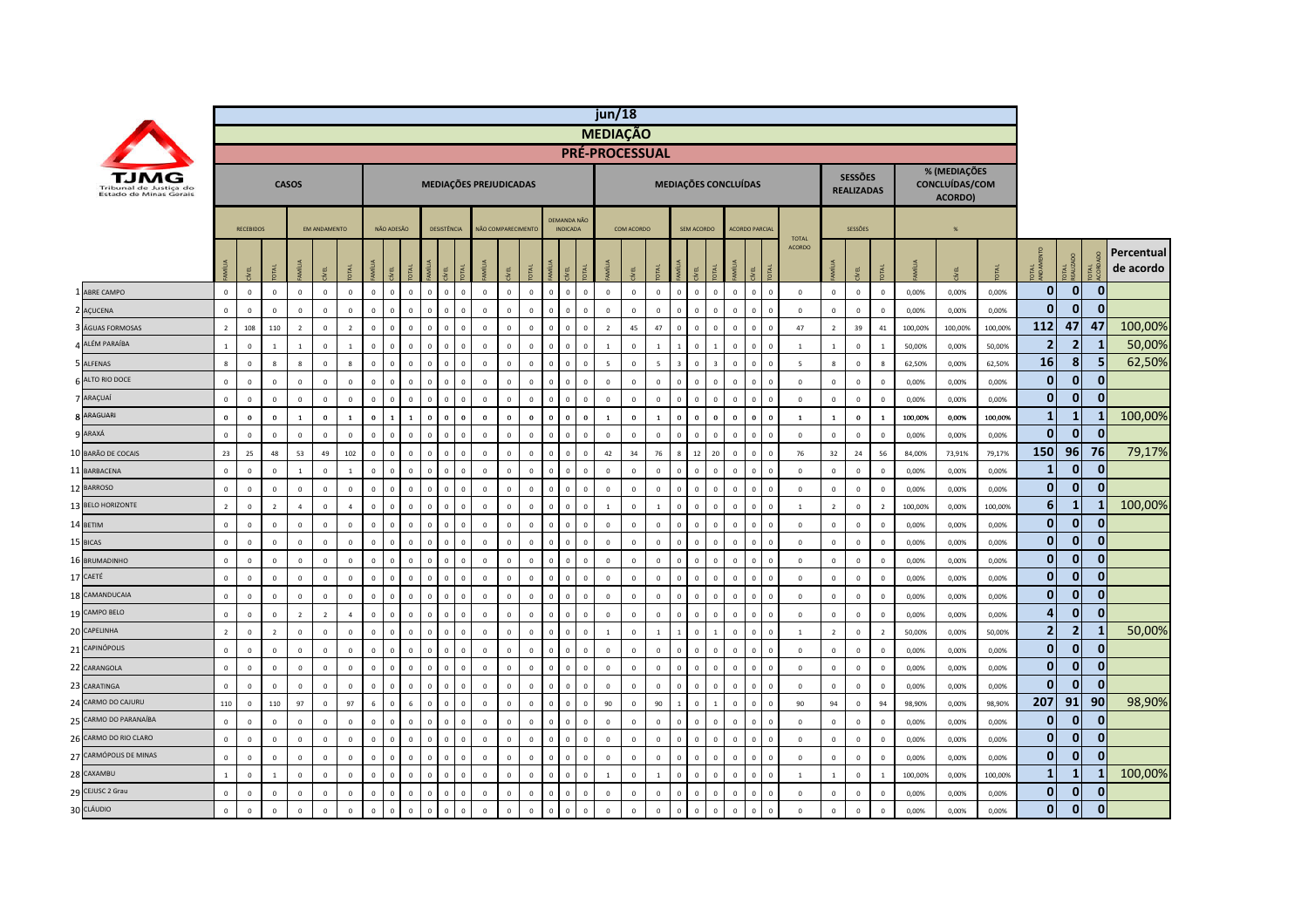**TJMG** Tribunal de Justiça do Estado de Minas Gerais

# jun/18
## MEDIAÇÃO
### PRÉ-PROCESSUAL

| | CASOS | | | | | | MEDIAÇÕES PREJUDICADAS | | | | | | | | | | | | MEDIAÇÕES CONCLUÍDAS | | | | | | | | | | SESSÕES REALIZADAS | | | % (MEDIAÇÕES CONCLUÍDAS/COM ACORDO) | | | | | | |
|---|---|---|---|---|---|---|---|---|---|---|---|---|---|---|---|---|---|---|---|---|---|---|---|---|---|---|---|---|---|---|---|---|---|---|---|---|---|---|
| | RECEBIDOS | | | EM ANDAMENTO | | | NÃO ADESÃO | | | DESISTÊNCIA | | | NÃO COMPARECIMENTO | | | DEMANDA NÃO INDICADA | | | COM ACORDO | | | SEM ACORDO | | | ACORDO PARCIAL | | | TOTAL ACORDO | SESSÕES | | | % | | | | | | |
| | FAMÍLIA | CÍVEL | TOTAL | FAMÍLIA | CÍVEL | TOTAL | FAMÍLIA | CÍVEL | TOTAL | FAMÍLIA | CÍVEL | TOTAL | FAMÍLIA | CÍVEL | TOTAL | FAMÍLIA | CÍVEL | TOTAL | FAMÍLIA | CÍVEL | TOTAL | FAMÍLIA | CÍVEL | TOTAL | FAMÍLIA | CÍVEL | TOTAL | | FAMÍLIA | CÍVEL | TOTAL | FAMÍLIA | CÍVEL | TOTAL | TOTAL ANDAMENTO | TOTAL REALIZADO | TOTAL ACORDADO | Percentual de acordo |
| 1 ABRE CAMPO | 0 | 0 | 0 | 0 | 0 | 0 | 0 | 0 | 0 | 0 | 0 | 0 | 0 | 0 | 0 | 0 | 0 | 0 | 0 | 0 | 0 | 0 | 0 | 0 | 0 | 0 | 0 | 0 | 0 | 0 | 0 | 0,00% | 0,00% | 0,00% | 0 | 0 | 0 | |
| 2 AÇUCENA | 0 | 0 | 0 | 0 | 0 | 0 | 0 | 0 | 0 | 0 | 0 | 0 | 0 | 0 | 0 | 0 | 0 | 0 | 0 | 0 | 0 | 0 | 0 | 0 | 0 | 0 | 0 | 0 | 0 | 0 | 0 | 0,00% | 0,00% | 0,00% | 0 | 0 | 0 | |
| 3 ÁGUAS FORMOSAS | 2 | 108 | 110 | 2 | 0 | 2 | 0 | 0 | 0 | 0 | 0 | 0 | 0 | 0 | 0 | 0 | 0 | 0 | 2 | 45 | 47 | 0 | 0 | 0 | 0 | 0 | 0 | 47 | 2 | 39 | 41 | 100,00% | 100,00% | 100,00% | 112 | 47 | 47 | 100,00% |
| 4 ALÉM PARAÍBA | 1 | 0 | 1 | 1 | 0 | 1 | 0 | 0 | 0 | 0 | 0 | 0 | 0 | 0 | 0 | 0 | 0 | 0 | 1 | 0 | 1 | 1 | 0 | 1 | 0 | 0 | 0 | 1 | 1 | 0 | 1 | 50,00% | 0,00% | 50,00% | 2 | 2 | 1 | 50,00% |
| 5 ALFENAS | 8 | 0 | 8 | 8 | 0 | 8 | 0 | 0 | 0 | 0 | 0 | 0 | 0 | 0 | 0 | 0 | 0 | 0 | 5 | 0 | 5 | 3 | 0 | 3 | 0 | 0 | 0 | 5 | 8 | 0 | 8 | 62,50% | 0,00% | 62,50% | 16 | 8 | 5 | 62,50% |
| 6 ALTO RIO DOCE | 0 | 0 | 0 | 0 | 0 | 0 | 0 | 0 | 0 | 0 | 0 | 0 | 0 | 0 | 0 | 0 | 0 | 0 | 0 | 0 | 0 | 0 | 0 | 0 | 0 | 0 | 0 | 0 | 0 | 0 | 0 | 0,00% | 0,00% | 0,00% | 0 | 0 | 0 | |
| 7 ARAÇUAÍ | 0 | 0 | 0 | 0 | 0 | 0 | 0 | 0 | 0 | 0 | 0 | 0 | 0 | 0 | 0 | 0 | 0 | 0 | 0 | 0 | 0 | 0 | 0 | 0 | 0 | 0 | 0 | 0 | 0 | 0 | 0 | 0,00% | 0,00% | 0,00% | 0 | 0 | 0 | |
| 8 ARAGUARI | 0 | 0 | 0 | 1 | 0 | 1 | 0 | 1 | 1 | 0 | 0 | 0 | 0 | 0 | 0 | 0 | 0 | 0 | 1 | 0 | 1 | 0 | 0 | 0 | 0 | 0 | 0 | 1 | 1 | 0 | 1 | 100,00% | 0,00% | 100,00% | 1 | 1 | 1 | 100,00% |
| 9 ARAXÁ | 0 | 0 | 0 | 0 | 0 | 0 | 0 | 0 | 0 | 0 | 0 | 0 | 0 | 0 | 0 | 0 | 0 | 0 | 0 | 0 | 0 | 0 | 0 | 0 | 0 | 0 | 0 | 0 | 0 | 0 | 0 | 0,00% | 0,00% | 0,00% | 0 | 0 | 0 | |
| 10 BARÃO DE COCAIS | 23 | 25 | 48 | 53 | 49 | 102 | 0 | 0 | 0 | 0 | 0 | 0 | 0 | 0 | 0 | 0 | 0 | 0 | 42 | 34 | 76 | 8 | 12 | 20 | 0 | 0 | 0 | 76 | 32 | 24 | 56 | 84,00% | 73,91% | 79,17% | 150 | 96 | 76 | 79,17% |
| 11 BARBACENA | 0 | 0 | 0 | 1 | 0 | 1 | 0 | 0 | 0 | 0 | 0 | 0 | 0 | 0 | 0 | 0 | 0 | 0 | 0 | 0 | 0 | 0 | 0 | 0 | 0 | 0 | 0 | 0 | 0 | 0 | 0 | 0,00% | 0,00% | 0,00% | 1 | 0 | 0 | |
| 12 BARROSO | 0 | 0 | 0 | 0 | 0 | 0 | 0 | 0 | 0 | 0 | 0 | 0 | 0 | 0 | 0 | 0 | 0 | 0 | 0 | 0 | 0 | 0 | 0 | 0 | 0 | 0 | 0 | 0 | 0 | 0 | 0 | 0,00% | 0,00% | 0,00% | 0 | 0 | 0 | |
| 13 BELO HORIZONTE | 2 | 0 | 2 | 4 | 0 | 4 | 0 | 0 | 0 | 0 | 0 | 0 | 0 | 0 | 0 | 0 | 0 | 0 | 1 | 0 | 1 | 0 | 0 | 0 | 0 | 0 | 0 | 1 | 2 | 0 | 2 | 100,00% | 0,00% | 100,00% | 6 | 1 | 1 | 100,00% |
| 14 BETIM | 0 | 0 | 0 | 0 | 0 | 0 | 0 | 0 | 0 | 0 | 0 | 0 | 0 | 0 | 0 | 0 | 0 | 0 | 0 | 0 | 0 | 0 | 0 | 0 | 0 | 0 | 0 | 0 | 0 | 0 | 0 | 0,00% | 0,00% | 0,00% | 0 | 0 | 0 | |
| 15 BICAS | 0 | 0 | 0 | 0 | 0 | 0 | 0 | 0 | 0 | 0 | 0 | 0 | 0 | 0 | 0 | 0 | 0 | 0 | 0 | 0 | 0 | 0 | 0 | 0 | 0 | 0 | 0 | 0 | 0 | 0 | 0 | 0,00% | 0,00% | 0,00% | 0 | 0 | 0 | |
| 16 BRUMADINHO | 0 | 0 | 0 | 0 | 0 | 0 | 0 | 0 | 0 | 0 | 0 | 0 | 0 | 0 | 0 | 0 | 0 | 0 | 0 | 0 | 0 | 0 | 0 | 0 | 0 | 0 | 0 | 0 | 0 | 0 | 0 | 0,00% | 0,00% | 0,00% | 0 | 0 | 0 | |
| 17 CAETÉ | 0 | 0 | 0 | 0 | 0 | 0 | 0 | 0 | 0 | 0 | 0 | 0 | 0 | 0 | 0 | 0 | 0 | 0 | 0 | 0 | 0 | 0 | 0 | 0 | 0 | 0 | 0 | 0 | 0 | 0 | 0 | 0,00% | 0,00% | 0,00% | 0 | 0 | 0 | |
| 18 CAMANDUCAIA | 0 | 0 | 0 | 0 | 0 | 0 | 0 | 0 | 0 | 0 | 0 | 0 | 0 | 0 | 0 | 0 | 0 | 0 | 0 | 0 | 0 | 0 | 0 | 0 | 0 | 0 | 0 | 0 | 0 | 0 | 0 | 0,00% | 0,00% | 0,00% | 0 | 0 | 0 | |
| 19 CAMPO BELO | 0 | 0 | 0 | 2 | 2 | 4 | 0 | 0 | 0 | 0 | 0 | 0 | 0 | 0 | 0 | 0 | 0 | 0 | 0 | 0 | 0 | 0 | 0 | 0 | 0 | 0 | 0 | 0 | 0 | 0 | 0 | 0,00% | 0,00% | 0,00% | 4 | 0 | 0 | |
| 20 CAPELINHA | 2 | 0 | 2 | 0 | 0 | 0 | 0 | 0 | 0 | 0 | 0 | 0 | 0 | 0 | 0 | 0 | 0 | 0 | 1 | 0 | 1 | 1 | 0 | 1 | 0 | 0 | 0 | 1 | 2 | 0 | 2 | 50,00% | 0,00% | 50,00% | 2 | 2 | 1 | 50,00% |
| 21 CAPINÓPOLIS | 0 | 0 | 0 | 0 | 0 | 0 | 0 | 0 | 0 | 0 | 0 | 0 | 0 | 0 | 0 | 0 | 0 | 0 | 0 | 0 | 0 | 0 | 0 | 0 | 0 | 0 | 0 | 0 | 0 | 0 | 0 | 0,00% | 0,00% | 0,00% | 0 | 0 | 0 | |
| 22 CARANGOLA | 0 | 0 | 0 | 0 | 0 | 0 | 0 | 0 | 0 | 0 | 0 | 0 | 0 | 0 | 0 | 0 | 0 | 0 | 0 | 0 | 0 | 0 | 0 | 0 | 0 | 0 | 0 | 0 | 0 | 0 | 0 | 0,00% | 0,00% | 0,00% | 0 | 0 | 0 | |
| 23 CARATINGA | 0 | 0 | 0 | 0 | 0 | 0 | 0 | 0 | 0 | 0 | 0 | 0 | 0 | 0 | 0 | 0 | 0 | 0 | 0 | 0 | 0 | 0 | 0 | 0 | 0 | 0 | 0 | 0 | 0 | 0 | 0 | 0,00% | 0,00% | 0,00% | 0 | 0 | 0 | |
| 24 CARMO DO CAJURU | 110 | 0 | 110 | 97 | 0 | 97 | 6 | 0 | 6 | 0 | 0 | 0 | 0 | 0 | 0 | 0 | 0 | 0 | 90 | 0 | 90 | 1 | 0 | 1 | 0 | 0 | 0 | 90 | 94 | 0 | 94 | 98,90% | 0,00% | 98,90% | 207 | 91 | 90 | 98,90% |
| 25 CARMO DO PARANAÍBA | 0 | 0 | 0 | 0 | 0 | 0 | 0 | 0 | 0 | 0 | 0 | 0 | 0 | 0 | 0 | 0 | 0 | 0 | 0 | 0 | 0 | 0 | 0 | 0 | 0 | 0 | 0 | 0 | 0 | 0 | 0 | 0,00% | 0,00% | 0,00% | 0 | 0 | 0 | |
| 26 CARMO DO RIO CLARO | 0 | 0 | 0 | 0 | 0 | 0 | 0 | 0 | 0 | 0 | 0 | 0 | 0 | 0 | 0 | 0 | 0 | 0 | 0 | 0 | 0 | 0 | 0 | 0 | 0 | 0 | 0 | 0 | 0 | 0 | 0 | 0,00% | 0,00% | 0,00% | 0 | 0 | 0 | |
| 27 CARMÓPOLIS DE MINAS | 0 | 0 | 0 | 0 | 0 | 0 | 0 | 0 | 0 | 0 | 0 | 0 | 0 | 0 | 0 | 0 | 0 | 0 | 0 | 0 | 0 | 0 | 0 | 0 | 0 | 0 | 0 | 0 | 0 | 0 | 0 | 0,00% | 0,00% | 0,00% | 0 | 0 | 0 | |
| 28 CAXAMBU | 1 | 0 | 1 | 0 | 0 | 0 | 0 | 0 | 0 | 0 | 0 | 0 | 0 | 0 | 0 | 0 | 0 | 0 | 1 | 0 | 1 | 0 | 0 | 0 | 0 | 0 | 0 | 1 | 1 | 0 | 1 | 100,00% | 0,00% | 100,00% | 1 | 1 | 1 | 100,00% |
| 29 CEJUSC 2 Grau | 0 | 0 | 0 | 0 | 0 | 0 | 0 | 0 | 0 | 0 | 0 | 0 | 0 | 0 | 0 | 0 | 0 | 0 | 0 | 0 | 0 | 0 | 0 | 0 | 0 | 0 | 0 | 0 | 0 | 0 | 0 | 0,00% | 0,00% | 0,00% | 0 | 0 | 0 | |
| 30 CLÁUDIO | 0 | 0 | 0 | 0 | 0 | 0 | 0 | 0 | 0 | 0 | 0 | 0 | 0 | 0 | 0 | 0 | 0 | 0 | 0 | 0 | 0 | 0 | 0 | 0 | 0 | 0 | 0 | 0 | 0 | 0 | 0 | 0,00% | 0,00% | 0,00% | 0 | 0 | 0 | |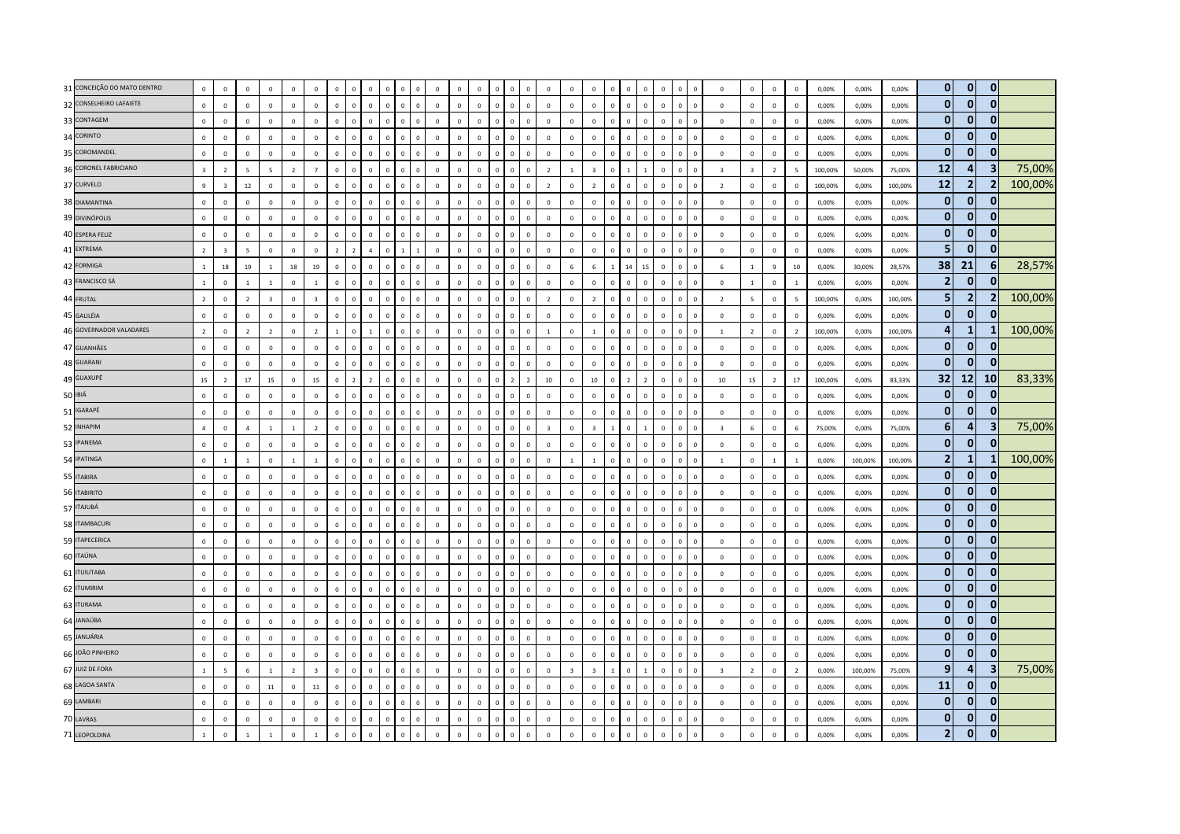| | | | | | | | | | | | | | | | | | | | | | | | | | | | | | | | | | | | | | | | | | | | |
|---|---|---|---|---|---|---|---|---|---|---|---|---|---|---|---|---|---|---|---|---|---|---|---|---|---|---|---|---|---|---|---|---|---|---|---|---|---|---|---|---|---|---|---|
| 31 CONCEIÇÃO DO MATO DENTRO | 0 | 0 | 0 | 0 | 0 | 0 | 0 | 0 | 0 | 0 | 0 | 0 | 0 | 0 | 0 | 0 | 0 | 0 | 0 | 0 | 0 | 0 | 0 | 0 | 0 | 0 | 0 | 0 | 0 | 0 | 0 | 0 | 0 | 0 | 0 | 0,00% | 0,00% | 0,00% | 0 | 0 | 0 | |
| 32 CONSELHEIRO LAFAIETE | 0 | 0 | 0 | 0 | 0 | 0 | 0 | 0 | 0 | 0 | 0 | 0 | 0 | 0 | 0 | 0 | 0 | 0 | 0 | 0 | 0 | 0 | 0 | 0 | 0 | 0 | 0 | 0 | 0 | 0 | 0 | 0 | 0 | 0 | 0 | 0,00% | 0,00% | 0,00% | 0 | 0 | 0 | |
| 33 CONTAGEM | 0 | 0 | 0 | 0 | 0 | 0 | 0 | 0 | 0 | 0 | 0 | 0 | 0 | 0 | 0 | 0 | 0 | 0 | 0 | 0 | 0 | 0 | 0 | 0 | 0 | 0 | 0 | 0 | 0 | 0 | 0 | 0 | 0 | 0 | 0 | 0,00% | 0,00% | 0,00% | 0 | 0 | 0 | |
| 34 CORINTO | 0 | 0 | 0 | 0 | 0 | 0 | 0 | 0 | 0 | 0 | 0 | 0 | 0 | 0 | 0 | 0 | 0 | 0 | 0 | 0 | 0 | 0 | 0 | 0 | 0 | 0 | 0 | 0 | 0 | 0 | 0 | 0 | 0 | 0 | 0 | 0,00% | 0,00% | 0,00% | 0 | 0 | 0 | |
| 35 COROMANDEL | 0 | 0 | 0 | 0 | 0 | 0 | 0 | 0 | 0 | 0 | 0 | 0 | 0 | 0 | 0 | 0 | 0 | 0 | 0 | 0 | 0 | 0 | 0 | 0 | 0 | 0 | 0 | 0 | 0 | 0 | 0 | 0 | 0 | 0 | 0 | 0,00% | 0,00% | 0,00% | 0 | 0 | 0 | |
| 36 CORONEL FABRICIANO | 3 | 2 | 5 | 5 | 2 | 7 | 0 | 0 | 0 | 0 | 0 | 0 | 0 | 0 | 0 | 0 | 0 | 0 | 0 | 0 | 0 | 0 | 2 | 1 | 3 | 0 | 1 | 1 | 0 | 0 | 0 | 3 | 3 | 2 | 5 | 100,00% | 50,00% | 75,00% | 12 | 4 | 3 | 75,00% |
| 37 CURVELO | 9 | 3 | 12 | 0 | 0 | 0 | 0 | 0 | 0 | 0 | 0 | 0 | 0 | 0 | 0 | 0 | 0 | 0 | 0 | 0 | 0 | 0 | 2 | 0 | 2 | 0 | 0 | 0 | 0 | 0 | 0 | 2 | 0 | 0 | 0 | 100,00% | 0,00% | 100,00% | 12 | 2 | 2 | 100,00% |
| 38 DIAMANTINA | 0 | 0 | 0 | 0 | 0 | 0 | 0 | 0 | 0 | 0 | 0 | 0 | 0 | 0 | 0 | 0 | 0 | 0 | 0 | 0 | 0 | 0 | 0 | 0 | 0 | 0 | 0 | 0 | 0 | 0 | 0 | 0 | 0 | 0 | 0 | 0,00% | 0,00% | 0,00% | 0 | 0 | 0 | |
| 39 DIVINÓPOLIS | 0 | 0 | 0 | 0 | 0 | 0 | 0 | 0 | 0 | 0 | 0 | 0 | 0 | 0 | 0 | 0 | 0 | 0 | 0 | 0 | 0 | 0 | 0 | 0 | 0 | 0 | 0 | 0 | 0 | 0 | 0 | 0 | 0 | 0 | 0 | 0,00% | 0,00% | 0,00% | 0 | 0 | 0 | |
| 40 ESPERA FELIZ | 0 | 0 | 0 | 0 | 0 | 0 | 0 | 0 | 0 | 0 | 0 | 0 | 0 | 0 | 0 | 0 | 0 | 0 | 0 | 0 | 0 | 0 | 0 | 0 | 0 | 0 | 0 | 0 | 0 | 0 | 0 | 0 | 0 | 0 | 0 | 0,00% | 0,00% | 0,00% | 0 | 0 | 0 | |
| 41 EXTREMA | 2 | 3 | 5 | 0 | 0 | 0 | 2 | 2 | 4 | 0 | 1 | 1 | 0 | 0 | 0 | 0 | 0 | 0 | 0 | 0 | 0 | 0 | 0 | 0 | 0 | 0 | 0 | 0 | 0 | 0 | 0 | 0 | 0 | 0 | 0 | 0,00% | 0,00% | 0,00% | 5 | 0 | 0 | |
| 42 FORMIGA | 1 | 18 | 19 | 1 | 18 | 19 | 0 | 0 | 0 | 0 | 0 | 0 | 0 | 0 | 0 | 0 | 0 | 0 | 0 | 0 | 0 | 0 | 0 | 6 | 6 | 1 | 14 | 15 | 0 | 0 | 0 | 6 | 1 | 9 | 10 | 0,00% | 30,00% | 28,57% | 38 | 21 | 6 | 28,57% |
| 43 FRANCISCO SÁ | 1 | 0 | 1 | 1 | 0 | 1 | 0 | 0 | 0 | 0 | 0 | 0 | 0 | 0 | 0 | 0 | 0 | 0 | 0 | 0 | 0 | 0 | 0 | 0 | 0 | 0 | 0 | 0 | 0 | 0 | 0 | 0 | 1 | 0 | 1 | 0,00% | 0,00% | 0,00% | 2 | 0 | 0 | |
| 44 FRUTAL | 2 | 0 | 2 | 3 | 0 | 3 | 0 | 0 | 0 | 0 | 0 | 0 | 0 | 0 | 0 | 0 | 0 | 0 | 0 | 0 | 0 | 0 | 2 | 0 | 2 | 0 | 0 | 0 | 0 | 0 | 0 | 2 | 5 | 0 | 5 | 100,00% | 0,00% | 100,00% | 5 | 2 | 2 | 100,00% |
| 45 GALILÉIA | 0 | 0 | 0 | 0 | 0 | 0 | 0 | 0 | 0 | 0 | 0 | 0 | 0 | 0 | 0 | 0 | 0 | 0 | 0 | 0 | 0 | 0 | 0 | 0 | 0 | 0 | 0 | 0 | 0 | 0 | 0 | 0 | 0 | 0 | 0 | 0,00% | 0,00% | 0,00% | 0 | 0 | 0 | |
| 46 GOVERNADOR VALADARES | 2 | 0 | 2 | 2 | 0 | 2 | 1 | 0 | 1 | 0 | 0 | 0 | 0 | 0 | 0 | 0 | 0 | 0 | 0 | 0 | 0 | 0 | 1 | 0 | 1 | 0 | 0 | 0 | 0 | 0 | 0 | 1 | 2 | 0 | 2 | 100,00% | 0,00% | 100,00% | 4 | 1 | 1 | 100,00% |
| 47 GUANHÃES | 0 | 0 | 0 | 0 | 0 | 0 | 0 | 0 | 0 | 0 | 0 | 0 | 0 | 0 | 0 | 0 | 0 | 0 | 0 | 0 | 0 | 0 | 0 | 0 | 0 | 0 | 0 | 0 | 0 | 0 | 0 | 0 | 0 | 0 | 0 | 0,00% | 0,00% | 0,00% | 0 | 0 | 0 | |
| 48 GUARANI | 0 | 0 | 0 | 0 | 0 | 0 | 0 | 0 | 0 | 0 | 0 | 0 | 0 | 0 | 0 | 0 | 0 | 0 | 0 | 0 | 0 | 0 | 0 | 0 | 0 | 0 | 0 | 0 | 0 | 0 | 0 | 0 | 0 | 0 | 0 | 0,00% | 0,00% | 0,00% | 0 | 0 | 0 | |
| 49 GUAXUPÉ | 15 | 2 | 17 | 15 | 0 | 15 | 0 | 2 | 2 | 0 | 0 | 0 | 0 | 0 | 0 | 0 | 0 | 0 | 2 | 2 | 0 | 0 | 10 | 0 | 10 | 0 | 2 | 2 | 0 | 0 | 0 | 10 | 15 | 2 | 17 | 100,00% | 0,00% | 83,33% | 32 | 12 | 10 | 83,33% |
| 50 IBIÁ | 0 | 0 | 0 | 0 | 0 | 0 | 0 | 0 | 0 | 0 | 0 | 0 | 0 | 0 | 0 | 0 | 0 | 0 | 0 | 0 | 0 | 0 | 0 | 0 | 0 | 0 | 0 | 0 | 0 | 0 | 0 | 0 | 0 | 0 | 0 | 0,00% | 0,00% | 0,00% | 0 | 0 | 0 | |
| 51 IGARAPÉ | 0 | 0 | 0 | 0 | 0 | 0 | 0 | 0 | 0 | 0 | 0 | 0 | 0 | 0 | 0 | 0 | 0 | 0 | 0 | 0 | 0 | 0 | 0 | 0 | 0 | 0 | 0 | 0 | 0 | 0 | 0 | 0 | 0 | 0 | 0 | 0,00% | 0,00% | 0,00% | 0 | 0 | 0 | |
| 52 INHAPIM | 4 | 0 | 4 | 1 | 1 | 2 | 0 | 0 | 0 | 0 | 0 | 0 | 0 | 0 | 0 | 0 | 0 | 0 | 0 | 0 | 0 | 0 | 3 | 0 | 3 | 1 | 0 | 1 | 0 | 0 | 0 | 3 | 6 | 0 | 6 | 75,00% | 0,00% | 75,00% | 6 | 4 | 3 | 75,00% |
| 53 IPANEMA | 0 | 0 | 0 | 0 | 0 | 0 | 0 | 0 | 0 | 0 | 0 | 0 | 0 | 0 | 0 | 0 | 0 | 0 | 0 | 0 | 0 | 0 | 0 | 0 | 0 | 0 | 0 | 0 | 0 | 0 | 0 | 0 | 0 | 0 | 0 | 0,00% | 0,00% | 0,00% | 0 | 0 | 0 | |
| 54 IPATINGA | 0 | 1 | 1 | 0 | 1 | 1 | 0 | 0 | 0 | 0 | 0 | 0 | 0 | 0 | 0 | 0 | 0 | 0 | 0 | 0 | 0 | 0 | 0 | 1 | 1 | 0 | 0 | 0 | 0 | 0 | 0 | 1 | 0 | 1 | 1 | 0,00% | 100,00% | 100,00% | 2 | 1 | 1 | 100,00% |
| 55 ITABIRA | 0 | 0 | 0 | 0 | 0 | 0 | 0 | 0 | 0 | 0 | 0 | 0 | 0 | 0 | 0 | 0 | 0 | 0 | 0 | 0 | 0 | 0 | 0 | 0 | 0 | 0 | 0 | 0 | 0 | 0 | 0 | 0 | 0 | 0 | 0 | 0,00% | 0,00% | 0,00% | 0 | 0 | 0 | |
| 56 ITABIRITO | 0 | 0 | 0 | 0 | 0 | 0 | 0 | 0 | 0 | 0 | 0 | 0 | 0 | 0 | 0 | 0 | 0 | 0 | 0 | 0 | 0 | 0 | 0 | 0 | 0 | 0 | 0 | 0 | 0 | 0 | 0 | 0 | 0 | 0 | 0 | 0,00% | 0,00% | 0,00% | 0 | 0 | 0 | |
| 57 ITAJUBÁ | 0 | 0 | 0 | 0 | 0 | 0 | 0 | 0 | 0 | 0 | 0 | 0 | 0 | 0 | 0 | 0 | 0 | 0 | 0 | 0 | 0 | 0 | 0 | 0 | 0 | 0 | 0 | 0 | 0 | 0 | 0 | 0 | 0 | 0 | 0 | 0,00% | 0,00% | 0,00% | 0 | 0 | 0 | |
| 58 ITAMBACURI | 0 | 0 | 0 | 0 | 0 | 0 | 0 | 0 | 0 | 0 | 0 | 0 | 0 | 0 | 0 | 0 | 0 | 0 | 0 | 0 | 0 | 0 | 0 | 0 | 0 | 0 | 0 | 0 | 0 | 0 | 0 | 0 | 0 | 0 | 0 | 0,00% | 0,00% | 0,00% | 0 | 0 | 0 | |
| 59 ITAPECERICA | 0 | 0 | 0 | 0 | 0 | 0 | 0 | 0 | 0 | 0 | 0 | 0 | 0 | 0 | 0 | 0 | 0 | 0 | 0 | 0 | 0 | 0 | 0 | 0 | 0 | 0 | 0 | 0 | 0 | 0 | 0 | 0 | 0 | 0 | 0 | 0,00% | 0,00% | 0,00% | 0 | 0 | 0 | |
| 60 ITAÚNA | 0 | 0 | 0 | 0 | 0 | 0 | 0 | 0 | 0 | 0 | 0 | 0 | 0 | 0 | 0 | 0 | 0 | 0 | 0 | 0 | 0 | 0 | 0 | 0 | 0 | 0 | 0 | 0 | 0 | 0 | 0 | 0 | 0 | 0 | 0 | 0,00% | 0,00% | 0,00% | 0 | 0 | 0 | |
| 61 ITUIUTABA | 0 | 0 | 0 | 0 | 0 | 0 | 0 | 0 | 0 | 0 | 0 | 0 | 0 | 0 | 0 | 0 | 0 | 0 | 0 | 0 | 0 | 0 | 0 | 0 | 0 | 0 | 0 | 0 | 0 | 0 | 0 | 0 | 0 | 0 | 0 | 0,00% | 0,00% | 0,00% | 0 | 0 | 0 | |
| 62 ITUMIRIM | 0 | 0 | 0 | 0 | 0 | 0 | 0 | 0 | 0 | 0 | 0 | 0 | 0 | 0 | 0 | 0 | 0 | 0 | 0 | 0 | 0 | 0 | 0 | 0 | 0 | 0 | 0 | 0 | 0 | 0 | 0 | 0 | 0 | 0 | 0 | 0,00% | 0,00% | 0,00% | 0 | 0 | 0 | |
| 63 ITURAMA | 0 | 0 | 0 | 0 | 0 | 0 | 0 | 0 | 0 | 0 | 0 | 0 | 0 | 0 | 0 | 0 | 0 | 0 | 0 | 0 | 0 | 0 | 0 | 0 | 0 | 0 | 0 | 0 | 0 | 0 | 0 | 0 | 0 | 0 | 0 | 0,00% | 0,00% | 0,00% | 0 | 0 | 0 | |
| 64 JANAÚBA | 0 | 0 | 0 | 0 | 0 | 0 | 0 | 0 | 0 | 0 | 0 | 0 | 0 | 0 | 0 | 0 | 0 | 0 | 0 | 0 | 0 | 0 | 0 | 0 | 0 | 0 | 0 | 0 | 0 | 0 | 0 | 0 | 0 | 0 | 0 | 0,00% | 0,00% | 0,00% | 0 | 0 | 0 | |
| 65 JANUÁRIA | 0 | 0 | 0 | 0 | 0 | 0 | 0 | 0 | 0 | 0 | 0 | 0 | 0 | 0 | 0 | 0 | 0 | 0 | 0 | 0 | 0 | 0 | 0 | 0 | 0 | 0 | 0 | 0 | 0 | 0 | 0 | 0 | 0 | 0 | 0 | 0,00% | 0,00% | 0,00% | 0 | 0 | 0 | |
| 66 JOÃO PINHEIRO | 0 | 0 | 0 | 0 | 0 | 0 | 0 | 0 | 0 | 0 | 0 | 0 | 0 | 0 | 0 | 0 | 0 | 0 | 0 | 0 | 0 | 0 | 0 | 0 | 0 | 0 | 0 | 0 | 0 | 0 | 0 | 0 | 0 | 0 | 0 | 0,00% | 0,00% | 0,00% | 0 | 0 | 0 | |
| 67 JUIZ DE FORA | 1 | 5 | 6 | 1 | 2 | 3 | 0 | 0 | 0 | 0 | 0 | 0 | 0 | 0 | 0 | 0 | 0 | 0 | 0 | 0 | 0 | 0 | 0 | 3 | 3 | 1 | 0 | 1 | 0 | 0 | 0 | 3 | 2 | 0 | 2 | 0,00% | 100,00% | 75,00% | 9 | 4 | 3 | 75,00% |
| 68 LAGOA SANTA | 0 | 0 | 0 | 11 | 0 | 11 | 0 | 0 | 0 | 0 | 0 | 0 | 0 | 0 | 0 | 0 | 0 | 0 | 0 | 0 | 0 | 0 | 0 | 0 | 0 | 0 | 0 | 0 | 0 | 0 | 0 | 0 | 0 | 0 | 0 | 0,00% | 0,00% | 0,00% | 11 | 0 | 0 | |
| 69 LAMBARI | 0 | 0 | 0 | 0 | 0 | 0 | 0 | 0 | 0 | 0 | 0 | 0 | 0 | 0 | 0 | 0 | 0 | 0 | 0 | 0 | 0 | 0 | 0 | 0 | 0 | 0 | 0 | 0 | 0 | 0 | 0 | 0 | 0 | 0 | 0 | 0,00% | 0,00% | 0,00% | 0 | 0 | 0 | |
| 70 LAVRAS | 0 | 0 | 0 | 0 | 0 | 0 | 0 | 0 | 0 | 0 | 0 | 0 | 0 | 0 | 0 | 0 | 0 | 0 | 0 | 0 | 0 | 0 | 0 | 0 | 0 | 0 | 0 | 0 | 0 | 0 | 0 | 0 | 0 | 0 | 0 | 0,00% | 0,00% | 0,00% | 0 | 0 | 0 | |
| 71 LEOPOLDINA | 1 | 0 | 1 | 1 | 0 | 1 | 0 | 0 | 0 | 0 | 0 | 0 | 0 | 0 | 0 | 0 | 0 | 0 | 0 | 0 | 0 | 0 | 0 | 0 | 0 | 0 | 0 | 0 | 0 | 0 | 0 | 0 | 0 | 0 | 0 | 0,00% | 0,00% | 0,00% | 2 | 0 | 0 | |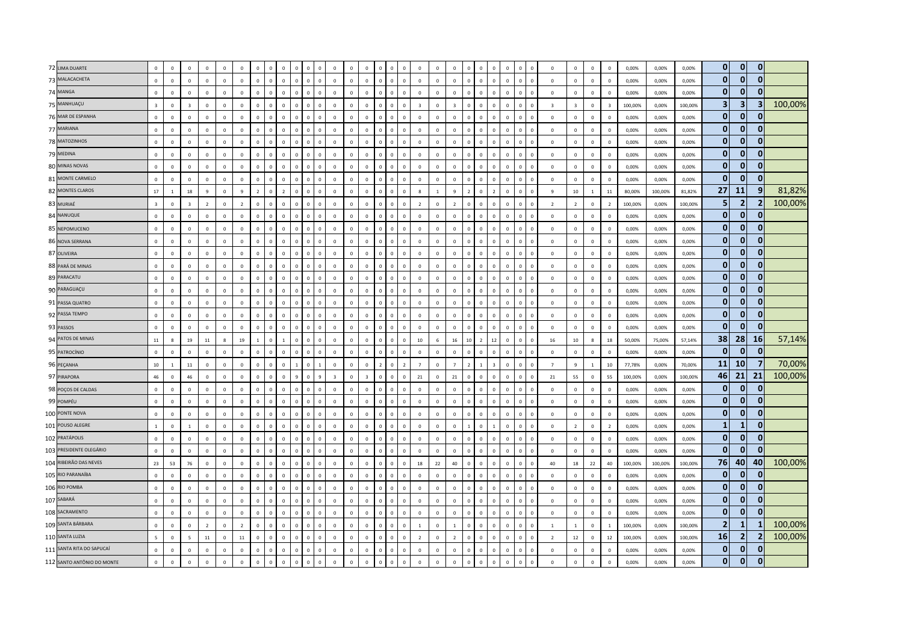| | | | | | | | | | | | | | | | | | | | | | | | | | | | | | | | | | | | | | | | | |
|---|---|---|---|---|---|---|---|---|---|---|---|---|---|---|---|---|---|---|---|---|---|---|---|---|---|---|---|---|---|---|---|---|---|---|---|---|---|---|---|---|
| 72 | LIMA DUARTE | 0 | 0 | 0 | 0 | 0 | 0 | 0 | 0 | 0 | 0 | 0 | 0 | 0 | 0 | 0 | 0 | 0 | 0 | 0 | 0 | 0 | 0 | 0 | 0 | 0 | 0 | 0 | 0 | 0 | 0 | 0 | 0 | 0,00% | 0,00% | 0,00% | 0 | 0 | 0 | |
| 73 | MALACACHETA | 0 | 0 | 0 | 0 | 0 | 0 | 0 | 0 | 0 | 0 | 0 | 0 | 0 | 0 | 0 | 0 | 0 | 0 | 0 | 0 | 0 | 0 | 0 | 0 | 0 | 0 | 0 | 0 | 0 | 0 | 0 | 0 | 0,00% | 0,00% | 0,00% | 0 | 0 | 0 | |
| 74 | MANGA | 0 | 0 | 0 | 0 | 0 | 0 | 0 | 0 | 0 | 0 | 0 | 0 | 0 | 0 | 0 | 0 | 0 | 0 | 0 | 0 | 0 | 0 | 0 | 0 | 0 | 0 | 0 | 0 | 0 | 0 | 0 | 0 | 0,00% | 0,00% | 0,00% | 0 | 0 | 0 | |
| 75 | MANHUAÇU | 3 | 0 | 3 | 0 | 0 | 0 | 0 | 0 | 0 | 0 | 0 | 0 | 0 | 0 | 0 | 0 | 0 | 0 | 0 | 3 | 0 | 3 | 0 | 0 | 0 | 0 | 0 | 0 | 3 | 3 | 0 | 3 | 100,00% | 0,00% | 100,00% | 3 | 3 | 3 | 100,00% |
| 76 | MAR DE ESPANHA | 0 | 0 | 0 | 0 | 0 | 0 | 0 | 0 | 0 | 0 | 0 | 0 | 0 | 0 | 0 | 0 | 0 | 0 | 0 | 0 | 0 | 0 | 0 | 0 | 0 | 0 | 0 | 0 | 0 | 0 | 0 | 0 | 0,00% | 0,00% | 0,00% | 0 | 0 | 0 | |
| 77 | MARIANA | 0 | 0 | 0 | 0 | 0 | 0 | 0 | 0 | 0 | 0 | 0 | 0 | 0 | 0 | 0 | 0 | 0 | 0 | 0 | 0 | 0 | 0 | 0 | 0 | 0 | 0 | 0 | 0 | 0 | 0 | 0 | 0 | 0,00% | 0,00% | 0,00% | 0 | 0 | 0 | |
| 78 | MATOZINHOS | 0 | 0 | 0 | 0 | 0 | 0 | 0 | 0 | 0 | 0 | 0 | 0 | 0 | 0 | 0 | 0 | 0 | 0 | 0 | 0 | 0 | 0 | 0 | 0 | 0 | 0 | 0 | 0 | 0 | 0 | 0 | 0 | 0,00% | 0,00% | 0,00% | 0 | 0 | 0 | |
| 79 | MEDINA | 0 | 0 | 0 | 0 | 0 | 0 | 0 | 0 | 0 | 0 | 0 | 0 | 0 | 0 | 0 | 0 | 0 | 0 | 0 | 0 | 0 | 0 | 0 | 0 | 0 | 0 | 0 | 0 | 0 | 0 | 0 | 0 | 0,00% | 0,00% | 0,00% | 0 | 0 | 0 | |
| 80 | MINAS NOVAS | 0 | 0 | 0 | 0 | 0 | 0 | 0 | 0 | 0 | 0 | 0 | 0 | 0 | 0 | 0 | 0 | 0 | 0 | 0 | 0 | 0 | 0 | 0 | 0 | 0 | 0 | 0 | 0 | 0 | 0 | 0 | 0 | 0,00% | 0,00% | 0,00% | 0 | 0 | 0 | |
| 81 | MONTE CARMELO | 0 | 0 | 0 | 0 | 0 | 0 | 0 | 0 | 0 | 0 | 0 | 0 | 0 | 0 | 0 | 0 | 0 | 0 | 0 | 0 | 0 | 0 | 0 | 0 | 0 | 0 | 0 | 0 | 0 | 0 | 0 | 0 | 0,00% | 0,00% | 0,00% | 0 | 0 | 0 | |
| 82 | MONTES CLAROS | 17 | 1 | 18 | 9 | 0 | 9 | 2 | 0 | 2 | 0 | 0 | 0 | 0 | 0 | 0 | 0 | 0 | 0 | 0 | 8 | 1 | 9 | 2 | 0 | 2 | 0 | 0 | 0 | 9 | 10 | 1 | 11 | 80,00% | 100,00% | 81,82% | 27 | 11 | 9 | 81,82% |
| 83 | MURIAÉ | 3 | 0 | 3 | 2 | 0 | 2 | 0 | 0 | 0 | 0 | 0 | 0 | 0 | 0 | 0 | 0 | 0 | 0 | 0 | 2 | 0 | 2 | 0 | 0 | 0 | 0 | 0 | 0 | 2 | 2 | 0 | 2 | 100,00% | 0,00% | 100,00% | 5 | 2 | 2 | 100,00% |
| 84 | NANUQUE | 0 | 0 | 0 | 0 | 0 | 0 | 0 | 0 | 0 | 0 | 0 | 0 | 0 | 0 | 0 | 0 | 0 | 0 | 0 | 0 | 0 | 0 | 0 | 0 | 0 | 0 | 0 | 0 | 0 | 0 | 0 | 0 | 0,00% | 0,00% | 0,00% | 0 | 0 | 0 | |
| 85 | NEPOMUCENO | 0 | 0 | 0 | 0 | 0 | 0 | 0 | 0 | 0 | 0 | 0 | 0 | 0 | 0 | 0 | 0 | 0 | 0 | 0 | 0 | 0 | 0 | 0 | 0 | 0 | 0 | 0 | 0 | 0 | 0 | 0 | 0 | 0,00% | 0,00% | 0,00% | 0 | 0 | 0 | |
| 86 | NOVA SERRANA | 0 | 0 | 0 | 0 | 0 | 0 | 0 | 0 | 0 | 0 | 0 | 0 | 0 | 0 | 0 | 0 | 0 | 0 | 0 | 0 | 0 | 0 | 0 | 0 | 0 | 0 | 0 | 0 | 0 | 0 | 0 | 0 | 0,00% | 0,00% | 0,00% | 0 | 0 | 0 | |
| 87 | OLIVEIRA | 0 | 0 | 0 | 0 | 0 | 0 | 0 | 0 | 0 | 0 | 0 | 0 | 0 | 0 | 0 | 0 | 0 | 0 | 0 | 0 | 0 | 0 | 0 | 0 | 0 | 0 | 0 | 0 | 0 | 0 | 0 | 0 | 0,00% | 0,00% | 0,00% | 0 | 0 | 0 | |
| 88 | PARÁ DE MINAS | 0 | 0 | 0 | 0 | 0 | 0 | 0 | 0 | 0 | 0 | 0 | 0 | 0 | 0 | 0 | 0 | 0 | 0 | 0 | 0 | 0 | 0 | 0 | 0 | 0 | 0 | 0 | 0 | 0 | 0 | 0 | 0 | 0,00% | 0,00% | 0,00% | 0 | 0 | 0 | |
| 89 | PARACATU | 0 | 0 | 0 | 0 | 0 | 0 | 0 | 0 | 0 | 0 | 0 | 0 | 0 | 0 | 0 | 0 | 0 | 0 | 0 | 0 | 0 | 0 | 0 | 0 | 0 | 0 | 0 | 0 | 0 | 0 | 0 | 0 | 0,00% | 0,00% | 0,00% | 0 | 0 | 0 | |
| 90 | PARAGUAÇU | 0 | 0 | 0 | 0 | 0 | 0 | 0 | 0 | 0 | 0 | 0 | 0 | 0 | 0 | 0 | 0 | 0 | 0 | 0 | 0 | 0 | 0 | 0 | 0 | 0 | 0 | 0 | 0 | 0 | 0 | 0 | 0 | 0,00% | 0,00% | 0,00% | 0 | 0 | 0 | |
| 91 | PASSA QUATRO | 0 | 0 | 0 | 0 | 0 | 0 | 0 | 0 | 0 | 0 | 0 | 0 | 0 | 0 | 0 | 0 | 0 | 0 | 0 | 0 | 0 | 0 | 0 | 0 | 0 | 0 | 0 | 0 | 0 | 0 | 0 | 0 | 0,00% | 0,00% | 0,00% | 0 | 0 | 0 | |
| 92 | PASSA TEMPO | 0 | 0 | 0 | 0 | 0 | 0 | 0 | 0 | 0 | 0 | 0 | 0 | 0 | 0 | 0 | 0 | 0 | 0 | 0 | 0 | 0 | 0 | 0 | 0 | 0 | 0 | 0 | 0 | 0 | 0 | 0 | 0 | 0,00% | 0,00% | 0,00% | 0 | 0 | 0 | |
| 93 | PASSOS | 0 | 0 | 0 | 0 | 0 | 0 | 0 | 0 | 0 | 0 | 0 | 0 | 0 | 0 | 0 | 0 | 0 | 0 | 0 | 0 | 0 | 0 | 0 | 0 | 0 | 0 | 0 | 0 | 0 | 0 | 0 | 0 | 0,00% | 0,00% | 0,00% | 0 | 0 | 0 | |
| 94 | PATOS DE MINAS | 11 | 8 | 19 | 11 | 8 | 19 | 1 | 0 | 1 | 0 | 0 | 0 | 0 | 0 | 0 | 0 | 0 | 0 | 0 | 10 | 6 | 16 | 10 | 2 | 12 | 0 | 0 | 0 | 16 | 10 | 8 | 18 | 50,00% | 75,00% | 57,14% | 38 | 28 | 16 | 57,14% |
| 95 | PATROCÍNIO | 0 | 0 | 0 | 0 | 0 | 0 | 0 | 0 | 0 | 0 | 0 | 0 | 0 | 0 | 0 | 0 | 0 | 0 | 0 | 0 | 0 | 0 | 0 | 0 | 0 | 0 | 0 | 0 | 0 | 0 | 0 | 0 | 0,00% | 0,00% | 0,00% | 0 | 0 | 0 | |
| 96 | PEÇANHA | 10 | 1 | 11 | 0 | 0 | 0 | 0 | 0 | 0 | 0 | 1 | 0 | 1 | 0 | 0 | 0 | 2 | 0 | 2 | 7 | 0 | 7 | 2 | 1 | 3 | 0 | 0 | 0 | 7 | 9 | 1 | 10 | 77,78% | 0,00% | 70,00% | 11 | 10 | 7 | 70,00% |
| 97 | PIRAPORA | 46 | 0 | 46 | 0 | 0 | 0 | 0 | 0 | 0 | 0 | 9 | 0 | 9 | 3 | 0 | 3 | 0 | 0 | 0 | 21 | 0 | 21 | 0 | 0 | 0 | 0 | 0 | 0 | 21 | 55 | 0 | 55 | 100,00% | 0,00% | 100,00% | 46 | 21 | 21 | 100,00% |
| 98 | POÇOS DE CALDAS | 0 | 0 | 0 | 0 | 0 | 0 | 0 | 0 | 0 | 0 | 0 | 0 | 0 | 0 | 0 | 0 | 0 | 0 | 0 | 0 | 0 | 0 | 0 | 0 | 0 | 0 | 0 | 0 | 0 | 0 | 0 | 0 | 0,00% | 0,00% | 0,00% | 0 | 0 | 0 | |
| 99 | POMPÉU | 0 | 0 | 0 | 0 | 0 | 0 | 0 | 0 | 0 | 0 | 0 | 0 | 0 | 0 | 0 | 0 | 0 | 0 | 0 | 0 | 0 | 0 | 0 | 0 | 0 | 0 | 0 | 0 | 0 | 0 | 0 | 0 | 0,00% | 0,00% | 0,00% | 0 | 0 | 0 | |
| 100 | PONTE NOVA | 0 | 0 | 0 | 0 | 0 | 0 | 0 | 0 | 0 | 0 | 0 | 0 | 0 | 0 | 0 | 0 | 0 | 0 | 0 | 0 | 0 | 0 | 0 | 0 | 0 | 0 | 0 | 0 | 0 | 0 | 0 | 0 | 0,00% | 0,00% | 0,00% | 0 | 0 | 0 | |
| 101 | POUSO ALEGRE | 1 | 0 | 1 | 0 | 0 | 0 | 0 | 0 | 0 | 0 | 0 | 0 | 0 | 0 | 0 | 0 | 0 | 0 | 0 | 0 | 0 | 0 | 1 | 0 | 1 | 0 | 0 | 0 | 0 | 2 | 0 | 2 | 0,00% | 0,00% | 0,00% | 1 | 1 | 0 | |
| 102 | PRATÁPOLIS | 0 | 0 | 0 | 0 | 0 | 0 | 0 | 0 | 0 | 0 | 0 | 0 | 0 | 0 | 0 | 0 | 0 | 0 | 0 | 0 | 0 | 0 | 0 | 0 | 0 | 0 | 0 | 0 | 0 | 0 | 0 | 0 | 0,00% | 0,00% | 0,00% | 0 | 0 | 0 | |
| 103 | PRESIDENTE OLEGÁRIO | 0 | 0 | 0 | 0 | 0 | 0 | 0 | 0 | 0 | 0 | 0 | 0 | 0 | 0 | 0 | 0 | 0 | 0 | 0 | 0 | 0 | 0 | 0 | 0 | 0 | 0 | 0 | 0 | 0 | 0 | 0 | 0 | 0,00% | 0,00% | 0,00% | 0 | 0 | 0 | |
| 104 | RIBEIRÃO DAS NEVES | 23 | 53 | 76 | 0 | 0 | 0 | 0 | 0 | 0 | 0 | 0 | 0 | 0 | 0 | 0 | 0 | 0 | 0 | 0 | 18 | 22 | 40 | 0 | 0 | 0 | 0 | 0 | 0 | 40 | 18 | 22 | 40 | 100,00% | 100,00% | 100,00% | 76 | 40 | 40 | 100,00% |
| 105 | RIO PARANAÍBA | 0 | 0 | 0 | 0 | 0 | 0 | 0 | 0 | 0 | 0 | 0 | 0 | 0 | 0 | 0 | 0 | 0 | 0 | 0 | 0 | 0 | 0 | 0 | 0 | 0 | 0 | 0 | 0 | 0 | 0 | 0 | 0 | 0,00% | 0,00% | 0,00% | 0 | 0 | 0 | |
| 106 | RIO POMBA | 0 | 0 | 0 | 0 | 0 | 0 | 0 | 0 | 0 | 0 | 0 | 0 | 0 | 0 | 0 | 0 | 0 | 0 | 0 | 0 | 0 | 0 | 0 | 0 | 0 | 0 | 0 | 0 | 0 | 0 | 0 | 0 | 0,00% | 0,00% | 0,00% | 0 | 0 | 0 | |
| 107 | SABARÁ | 0 | 0 | 0 | 0 | 0 | 0 | 0 | 0 | 0 | 0 | 0 | 0 | 0 | 0 | 0 | 0 | 0 | 0 | 0 | 0 | 0 | 0 | 0 | 0 | 0 | 0 | 0 | 0 | 0 | 0 | 0 | 0 | 0,00% | 0,00% | 0,00% | 0 | 0 | 0 | |
| 108 | SACRAMENTO | 0 | 0 | 0 | 0 | 0 | 0 | 0 | 0 | 0 | 0 | 0 | 0 | 0 | 0 | 0 | 0 | 0 | 0 | 0 | 0 | 0 | 0 | 0 | 0 | 0 | 0 | 0 | 0 | 0 | 0 | 0 | 0 | 0,00% | 0,00% | 0,00% | 0 | 0 | 0 | |
| 109 | SANTA BÁRBARA | 0 | 0 | 0 | 2 | 0 | 2 | 0 | 0 | 0 | 0 | 0 | 0 | 0 | 0 | 0 | 0 | 0 | 0 | 0 | 1 | 0 | 1 | 0 | 0 | 0 | 0 | 0 | 0 | 1 | 1 | 0 | 1 | 100,00% | 0,00% | 100,00% | 2 | 1 | 1 | 100,00% |
| 110 | SANTA LUZIA | 5 | 0 | 5 | 11 | 0 | 11 | 0 | 0 | 0 | 0 | 0 | 0 | 0 | 0 | 0 | 0 | 0 | 0 | 0 | 2 | 0 | 2 | 0 | 0 | 0 | 0 | 0 | 0 | 2 | 12 | 0 | 12 | 100,00% | 0,00% | 100,00% | 16 | 2 | 2 | 100,00% |
| 111 | SANTA RITA DO SAPUCAÍ | 0 | 0 | 0 | 0 | 0 | 0 | 0 | 0 | 0 | 0 | 0 | 0 | 0 | 0 | 0 | 0 | 0 | 0 | 0 | 0 | 0 | 0 | 0 | 0 | 0 | 0 | 0 | 0 | 0 | 0 | 0 | 0 | 0,00% | 0,00% | 0,00% | 0 | 0 | 0 | |
| 112 | SANTO ANTÔNIO DO MONTE | 0 | 0 | 0 | 0 | 0 | 0 | 0 | 0 | 0 | 0 | 0 | 0 | 0 | 0 | 0 | 0 | 0 | 0 | 0 | 0 | 0 | 0 | 0 | 0 | 0 | 0 | 0 | 0 | 0 | 0 | 0 | 0 | 0,00% | 0,00% | 0,00% | 0 | 0 | 0 | |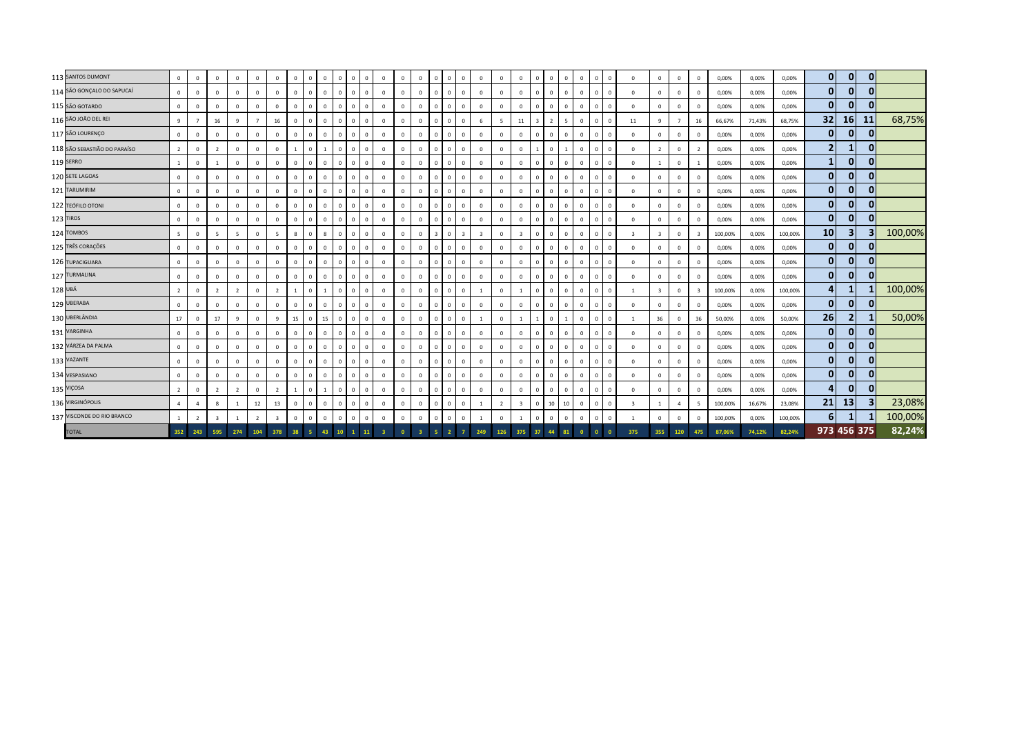| | | | | | | | | | | | | | | | | | | | | | | | | | | | | | | | | | | | | | | | |
|---|---|---|---|---|---|---|---|---|---|---|---|---|---|---|---|---|---|---|---|---|---|---|---|---|---|---|---|---|---|---|---|---|---|---|---|---|---|---|---|
| 113 | SANTOS DUMONT | 0 | 0 | 0 | 0 | 0 | 0 | 0 | 0 | 0 | 0 | 0 | 0 | 0 | 0 | 0 | 0 | 0 | 0 | 0 | 0 | 0 | 0 | 0 | 0 | 0 | 0 | 0 | 0 | 0 | 0 | 0 | 0,00% | 0,00% | 0,00% | **0** | **0** | **0** | |
| 114 | SÃO GONÇALO DO SAPUCAÍ | 0 | 0 | 0 | 0 | 0 | 0 | 0 | 0 | 0 | 0 | 0 | 0 | 0 | 0 | 0 | 0 | 0 | 0 | 0 | 0 | 0 | 0 | 0 | 0 | 0 | 0 | 0 | 0 | 0 | 0 | 0 | 0,00% | 0,00% | 0,00% | **0** | **0** | **0** | |
| 115 | SÃO GOTARDO | 0 | 0 | 0 | 0 | 0 | 0 | 0 | 0 | 0 | 0 | 0 | 0 | 0 | 0 | 0 | 0 | 0 | 0 | 0 | 0 | 0 | 0 | 0 | 0 | 0 | 0 | 0 | 0 | 0 | 0 | 0 | 0,00% | 0,00% | 0,00% | **0** | **0** | **0** | |
| 116 | SÃO JOÃO DEL REI | 9 | 7 | 16 | 9 | 7 | 16 | 0 | 0 | 0 | 0 | 0 | 0 | 0 | 0 | 0 | 0 | 0 | 0 | 6 | 5 | 11 | 3 | 2 | 5 | 0 | 0 | 0 | 11 | 9 | 7 | 16 | 66,67% | 71,43% | 68,75% | **32** | **16** | **11** | 68,75% |
| 117 | SÃO LOURENÇO | 0 | 0 | 0 | 0 | 0 | 0 | 0 | 0 | 0 | 0 | 0 | 0 | 0 | 0 | 0 | 0 | 0 | 0 | 0 | 0 | 0 | 0 | 0 | 0 | 0 | 0 | 0 | 0 | 0 | 0 | 0 | 0,00% | 0,00% | 0,00% | **0** | **0** | **0** | |
| 118 | SÃO SEBASTIÃO DO PARAÍSO | 2 | 0 | 2 | 0 | 0 | 0 | 1 | 0 | 1 | 0 | 0 | 0 | 0 | 0 | 0 | 0 | 0 | 0 | 0 | 0 | 0 | 1 | 0 | 1 | 0 | 0 | 0 | 0 | 2 | 0 | 2 | 0,00% | 0,00% | 0,00% | **2** | **1** | **0** | |
| 119 | SERRO | 1 | 0 | 1 | 0 | 0 | 0 | 0 | 0 | 0 | 0 | 0 | 0 | 0 | 0 | 0 | 0 | 0 | 0 | 0 | 0 | 0 | 0 | 0 | 0 | 0 | 0 | 0 | 0 | 1 | 0 | 1 | 0,00% | 0,00% | 0,00% | **1** | **0** | **0** | |
| 120 | SETE LAGOAS | 0 | 0 | 0 | 0 | 0 | 0 | 0 | 0 | 0 | 0 | 0 | 0 | 0 | 0 | 0 | 0 | 0 | 0 | 0 | 0 | 0 | 0 | 0 | 0 | 0 | 0 | 0 | 0 | 0 | 0 | 0 | 0,00% | 0,00% | 0,00% | **0** | **0** | **0** | |
| 121 | TARUMIRIM | 0 | 0 | 0 | 0 | 0 | 0 | 0 | 0 | 0 | 0 | 0 | 0 | 0 | 0 | 0 | 0 | 0 | 0 | 0 | 0 | 0 | 0 | 0 | 0 | 0 | 0 | 0 | 0 | 0 | 0 | 0 | 0,00% | 0,00% | 0,00% | **0** | **0** | **0** | |
| 122 | TEÓFILO OTONI | 0 | 0 | 0 | 0 | 0 | 0 | 0 | 0 | 0 | 0 | 0 | 0 | 0 | 0 | 0 | 0 | 0 | 0 | 0 | 0 | 0 | 0 | 0 | 0 | 0 | 0 | 0 | 0 | 0 | 0 | 0 | 0,00% | 0,00% | 0,00% | **0** | **0** | **0** | |
| 123 | TIROS | 0 | 0 | 0 | 0 | 0 | 0 | 0 | 0 | 0 | 0 | 0 | 0 | 0 | 0 | 0 | 0 | 0 | 0 | 0 | 0 | 0 | 0 | 0 | 0 | 0 | 0 | 0 | 0 | 0 | 0 | 0 | 0,00% | 0,00% | 0,00% | **0** | **0** | **0** | |
| 124 | TOMBOS | 5 | 0 | 5 | 5 | 0 | 5 | 8 | 0 | 8 | 0 | 0 | 0 | 0 | 0 | 0 | 3 | 0 | 3 | 3 | 0 | 3 | 0 | 0 | 0 | 0 | 0 | 0 | 3 | 3 | 0 | 3 | 100,00% | 0,00% | 100,00% | **10** | **3** | **3** | 100,00% |
| 125 | TRÊS CORAÇÕES | 0 | 0 | 0 | 0 | 0 | 0 | 0 | 0 | 0 | 0 | 0 | 0 | 0 | 0 | 0 | 0 | 0 | 0 | 0 | 0 | 0 | 0 | 0 | 0 | 0 | 0 | 0 | 0 | 0 | 0 | 0 | 0,00% | 0,00% | 0,00% | **0** | **0** | **0** | |
| 126 | TUPACIGUARA | 0 | 0 | 0 | 0 | 0 | 0 | 0 | 0 | 0 | 0 | 0 | 0 | 0 | 0 | 0 | 0 | 0 | 0 | 0 | 0 | 0 | 0 | 0 | 0 | 0 | 0 | 0 | 0 | 0 | 0 | 0 | 0,00% | 0,00% | 0,00% | **0** | **0** | **0** | |
| 127 | TURMALINA | 0 | 0 | 0 | 0 | 0 | 0 | 0 | 0 | 0 | 0 | 0 | 0 | 0 | 0 | 0 | 0 | 0 | 0 | 0 | 0 | 0 | 0 | 0 | 0 | 0 | 0 | 0 | 0 | 0 | 0 | 0 | 0,00% | 0,00% | 0,00% | **0** | **0** | **0** | |
| 128 | UBÁ | 2 | 0 | 2 | 2 | 0 | 2 | 1 | 0 | 1 | 0 | 0 | 0 | 0 | 0 | 0 | 0 | 0 | 0 | 1 | 0 | 1 | 0 | 0 | 0 | 0 | 0 | 0 | 1 | 3 | 0 | 3 | 100,00% | 0,00% | 100,00% | **4** | **1** | **1** | 100,00% |
| 129 | UBERABA | 0 | 0 | 0 | 0 | 0 | 0 | 0 | 0 | 0 | 0 | 0 | 0 | 0 | 0 | 0 | 0 | 0 | 0 | 0 | 0 | 0 | 0 | 0 | 0 | 0 | 0 | 0 | 0 | 0 | 0 | 0 | 0,00% | 0,00% | 0,00% | **0** | **0** | **0** | |
| 130 | UBERLÂNDIA | 17 | 0 | 17 | 9 | 0 | 9 | 15 | 0 | 15 | 0 | 0 | 0 | 0 | 0 | 0 | 0 | 0 | 0 | 1 | 0 | 1 | 1 | 0 | 1 | 0 | 0 | 0 | 1 | 36 | 0 | 36 | 50,00% | 0,00% | 50,00% | **26** | **2** | **1** | 50,00% |
| 131 | VARGINHA | 0 | 0 | 0 | 0 | 0 | 0 | 0 | 0 | 0 | 0 | 0 | 0 | 0 | 0 | 0 | 0 | 0 | 0 | 0 | 0 | 0 | 0 | 0 | 0 | 0 | 0 | 0 | 0 | 0 | 0 | 0 | 0,00% | 0,00% | 0,00% | **0** | **0** | **0** | |
| 132 | VÁRZEA DA PALMA | 0 | 0 | 0 | 0 | 0 | 0 | 0 | 0 | 0 | 0 | 0 | 0 | 0 | 0 | 0 | 0 | 0 | 0 | 0 | 0 | 0 | 0 | 0 | 0 | 0 | 0 | 0 | 0 | 0 | 0 | 0 | 0,00% | 0,00% | 0,00% | **0** | **0** | **0** | |
| 133 | VAZANTE | 0 | 0 | 0 | 0 | 0 | 0 | 0 | 0 | 0 | 0 | 0 | 0 | 0 | 0 | 0 | 0 | 0 | 0 | 0 | 0 | 0 | 0 | 0 | 0 | 0 | 0 | 0 | 0 | 0 | 0 | 0 | 0,00% | 0,00% | 0,00% | **0** | **0** | **0** | |
| 134 | VESPASIANO | 0 | 0 | 0 | 0 | 0 | 0 | 0 | 0 | 0 | 0 | 0 | 0 | 0 | 0 | 0 | 0 | 0 | 0 | 0 | 0 | 0 | 0 | 0 | 0 | 0 | 0 | 0 | 0 | 0 | 0 | 0 | 0,00% | 0,00% | 0,00% | **0** | **0** | **0** | |
| 135 | VIÇOSA | 2 | 0 | 2 | 2 | 0 | 2 | 1 | 0 | 1 | 0 | 0 | 0 | 0 | 0 | 0 | 0 | 0 | 0 | 0 | 0 | 0 | 0 | 0 | 0 | 0 | 0 | 0 | 0 | 0 | 0 | 0 | 0,00% | 0,00% | 0,00% | **4** | **0** | **0** | |
| 136 | VIRGINÓPOLIS | 4 | 4 | 8 | 1 | 12 | 13 | 0 | 0 | 0 | 0 | 0 | 0 | 0 | 0 | 0 | 0 | 0 | 0 | 1 | 2 | 3 | 0 | 10 | 10 | 0 | 0 | 0 | 3 | 1 | 4 | 5 | 100,00% | 16,67% | 23,08% | **21** | **13** | **3** | 23,08% |
| 137 | VISCONDE DO RIO BRANCO | 1 | 2 | 3 | 1 | 2 | 3 | 0 | 0 | 0 | 0 | 0 | 0 | 0 | 0 | 0 | 0 | 0 | 0 | 1 | 0 | 1 | 0 | 0 | 0 | 0 | 0 | 0 | 1 | 0 | 0 | 0 | 100,00% | 0,00% | 100,00% | **6** | **1** | **1** | 100,00% |
| | TOTAL | 352 | 243 | 595 | 274 | 104 | 378 | 38 | 5 | 43 | 10 | 1 | 11 | 3 | 0 | 3 | 5 | 2 | 7 | 249 | 126 | 375 | 37 | 44 | 81 | 0 | 0 | 0 | 375 | 355 | 120 | 475 | 87,06% | 74,12% | 82,24% | **973** | **456** | **375** | 82,24% |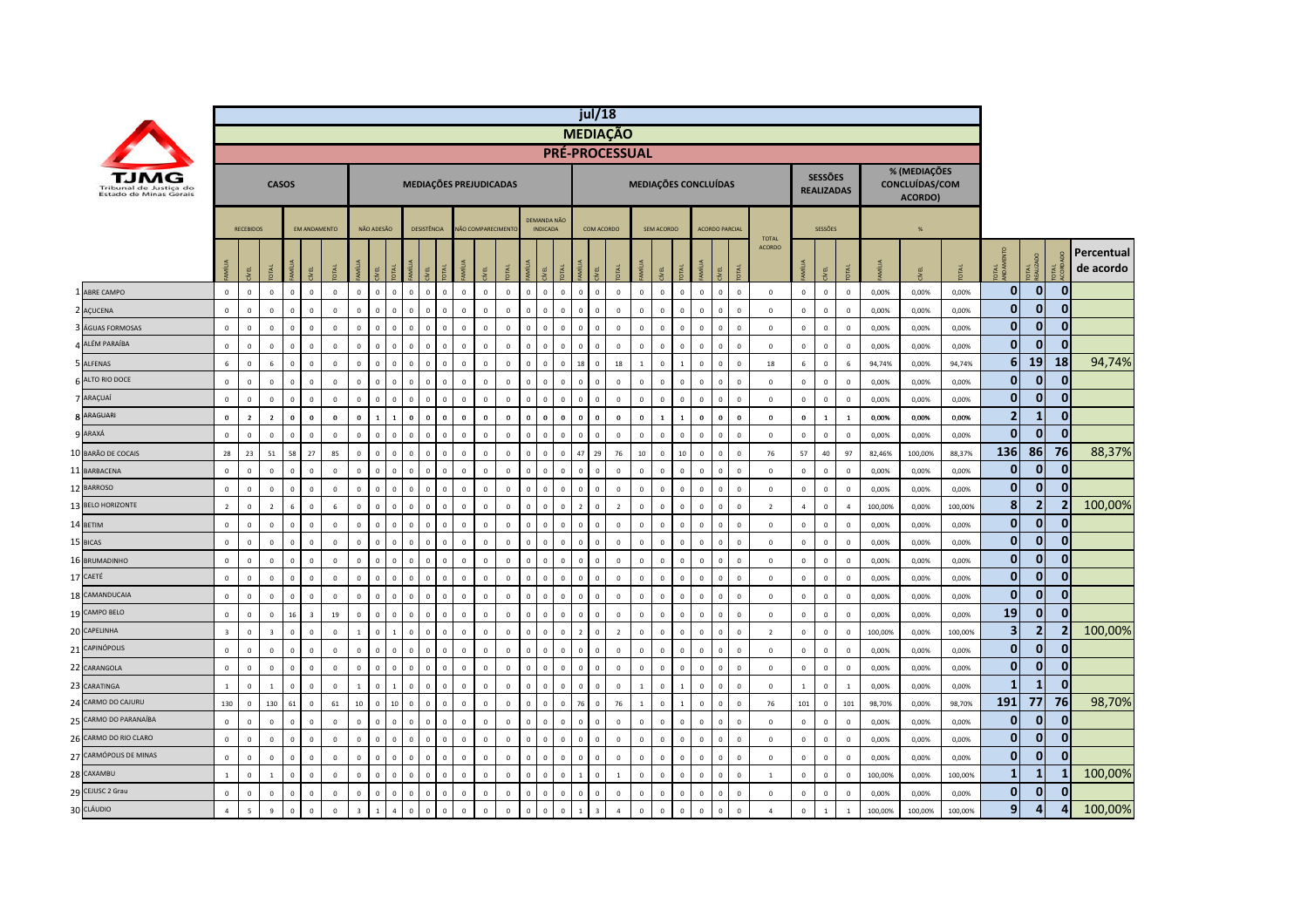# jul/18

## MEDIAÇÃO

### PRÉ-PROCESSUAL

TJMG Tribunal de Justiça do Estado de Minas Gerais

| | CASOS | | | | | | MEDIAÇÕES PREJUDICADAS | | | | | | | | | | | | MEDIAÇÕES CONCLUÍDAS | | | | | | | | | | SESSÕES REALIZADAS | | | % (MEDIAÇÕES CONCLUÍDAS/COM ACORDO) | | | | | | |
|---|---|---|---|---|---|---|---|---|---|---|---|---|---|---|---|---|---|---|---|---|---|---|---|---|---|---|---|---|---|---|---|---|---|---|---|---|---|---|
| | RECEBIDOS | | | EM ANDAMENTO | | | NÃO ADESÃO | | | DESISTÊNCIA | | | NÃO COMPARECIMENTO | | | DEMANDA NÃO INDICADA | | | COM ACORDO | | | SEM ACORDO | | | ACORDO PARCIAL | | | TOTAL ACORDO | SESSÕES | | | % | | | | | | |
| | FAMÍLIA | CÍVEL | TOTAL | FAMÍLIA | CÍVEL | TOTAL | FAMÍLIA | CÍVEL | TOTAL | FAMÍLIA | CÍVEL | TOTAL | FAMÍLIA | CÍVEL | TOTAL | FAMÍLIA | CÍVEL | TOTAL | FAMÍLIA | CÍVEL | TOTAL | FAMÍLIA | CÍVEL | TOTAL | FAMÍLIA | CÍVEL | TOTAL | | FAMÍLIA | CÍVEL | TOTAL | FAMÍLIA | CÍVEL | TOTAL | TOTAL ANDAMENTO | TOTAL REALIZADO | TOTAL ACORDADO | Percentual de acordo |
| 1 ABRE CAMPO | 0 | 0 | 0 | 0 | 0 | 0 | 0 | 0 | 0 | 0 | 0 | 0 | 0 | 0 | 0 | 0 | 0 | 0 | 0 | 0 | 0 | 0 | 0 | 0 | 0 | 0 | 0 | 0 | 0 | 0 | 0 | 0,00% | 0,00% | 0,00% | 0 | 0 | 0 | |
| 2 AÇUCENA | 0 | 0 | 0 | 0 | 0 | 0 | 0 | 0 | 0 | 0 | 0 | 0 | 0 | 0 | 0 | 0 | 0 | 0 | 0 | 0 | 0 | 0 | 0 | 0 | 0 | 0 | 0 | 0 | 0 | 0 | 0 | 0,00% | 0,00% | 0,00% | 0 | 0 | 0 | |
| 3 ÁGUAS FORMOSAS | 0 | 0 | 0 | 0 | 0 | 0 | 0 | 0 | 0 | 0 | 0 | 0 | 0 | 0 | 0 | 0 | 0 | 0 | 0 | 0 | 0 | 0 | 0 | 0 | 0 | 0 | 0 | 0 | 0 | 0 | 0 | 0,00% | 0,00% | 0,00% | 0 | 0 | 0 | |
| 4 ALÉM PARAÍBA | 0 | 0 | 0 | 0 | 0 | 0 | 0 | 0 | 0 | 0 | 0 | 0 | 0 | 0 | 0 | 0 | 0 | 0 | 0 | 0 | 0 | 0 | 0 | 0 | 0 | 0 | 0 | 0 | 0 | 0 | 0 | 0,00% | 0,00% | 0,00% | 0 | 0 | 0 | |
| 5 ALFENAS | 6 | 0 | 6 | 0 | 0 | 0 | 0 | 0 | 0 | 0 | 0 | 0 | 0 | 0 | 0 | 0 | 0 | 0 | 18 | 0 | 18 | 1 | 0 | 1 | 0 | 0 | 0 | 18 | 6 | 0 | 6 | 94,74% | 0,00% | 94,74% | 6 | 19 | 18 | 94,74% |
| 6 ALTO RIO DOCE | 0 | 0 | 0 | 0 | 0 | 0 | 0 | 0 | 0 | 0 | 0 | 0 | 0 | 0 | 0 | 0 | 0 | 0 | 0 | 0 | 0 | 0 | 0 | 0 | 0 | 0 | 0 | 0 | 0 | 0 | 0 | 0,00% | 0,00% | 0,00% | 0 | 0 | 0 | |
| 7 ARAÇUAÍ | 0 | 0 | 0 | 0 | 0 | 0 | 0 | 0 | 0 | 0 | 0 | 0 | 0 | 0 | 0 | 0 | 0 | 0 | 0 | 0 | 0 | 0 | 0 | 0 | 0 | 0 | 0 | 0 | 0 | 0 | 0 | 0,00% | 0,00% | 0,00% | 0 | 0 | 0 | |
| 8 ARAGUARI | 0 | 2 | 2 | 0 | 0 | 0 | 0 | 1 | 1 | 0 | 0 | 0 | 0 | 0 | 0 | 0 | 0 | 0 | 0 | 0 | 0 | 0 | 1 | 1 | 0 | 0 | 0 | 0 | 0 | 1 | 1 | 0,00% | 0,00% | 0,00% | 2 | 1 | 0 | |
| 9 ARAXÁ | 0 | 0 | 0 | 0 | 0 | 0 | 0 | 0 | 0 | 0 | 0 | 0 | 0 | 0 | 0 | 0 | 0 | 0 | 0 | 0 | 0 | 0 | 0 | 0 | 0 | 0 | 0 | 0 | 0 | 0 | 0 | 0,00% | 0,00% | 0,00% | 0 | 0 | 0 | |
| 10 BARÃO DE COCAIS | 28 | 23 | 51 | 58 | 27 | 85 | 0 | 0 | 0 | 0 | 0 | 0 | 0 | 0 | 0 | 0 | 0 | 0 | 47 | 29 | 76 | 10 | 0 | 10 | 0 | 0 | 0 | 76 | 57 | 40 | 97 | 82,46% | 100,00% | 88,37% | 136 | 86 | 76 | 88,37% |
| 11 BARBACENA | 0 | 0 | 0 | 0 | 0 | 0 | 0 | 0 | 0 | 0 | 0 | 0 | 0 | 0 | 0 | 0 | 0 | 0 | 0 | 0 | 0 | 0 | 0 | 0 | 0 | 0 | 0 | 0 | 0 | 0 | 0 | 0,00% | 0,00% | 0,00% | 0 | 0 | 0 | |
| 12 BARROSO | 0 | 0 | 0 | 0 | 0 | 0 | 0 | 0 | 0 | 0 | 0 | 0 | 0 | 0 | 0 | 0 | 0 | 0 | 0 | 0 | 0 | 0 | 0 | 0 | 0 | 0 | 0 | 0 | 0 | 0 | 0 | 0,00% | 0,00% | 0,00% | 0 | 0 | 0 | |
| 13 BELO HORIZONTE | 2 | 0 | 2 | 6 | 0 | 6 | 0 | 0 | 0 | 0 | 0 | 0 | 0 | 0 | 0 | 0 | 0 | 0 | 2 | 0 | 2 | 0 | 0 | 0 | 0 | 0 | 0 | 2 | 4 | 0 | 4 | 100,00% | 0,00% | 100,00% | 8 | 2 | 2 | 100,00% |
| 14 BETIM | 0 | 0 | 0 | 0 | 0 | 0 | 0 | 0 | 0 | 0 | 0 | 0 | 0 | 0 | 0 | 0 | 0 | 0 | 0 | 0 | 0 | 0 | 0 | 0 | 0 | 0 | 0 | 0 | 0 | 0 | 0 | 0,00% | 0,00% | 0,00% | 0 | 0 | 0 | |
| 15 BICAS | 0 | 0 | 0 | 0 | 0 | 0 | 0 | 0 | 0 | 0 | 0 | 0 | 0 | 0 | 0 | 0 | 0 | 0 | 0 | 0 | 0 | 0 | 0 | 0 | 0 | 0 | 0 | 0 | 0 | 0 | 0 | 0,00% | 0,00% | 0,00% | 0 | 0 | 0 | |
| 16 BRUMADINHO | 0 | 0 | 0 | 0 | 0 | 0 | 0 | 0 | 0 | 0 | 0 | 0 | 0 | 0 | 0 | 0 | 0 | 0 | 0 | 0 | 0 | 0 | 0 | 0 | 0 | 0 | 0 | 0 | 0 | 0 | 0 | 0,00% | 0,00% | 0,00% | 0 | 0 | 0 | |
| 17 CAETÉ | 0 | 0 | 0 | 0 | 0 | 0 | 0 | 0 | 0 | 0 | 0 | 0 | 0 | 0 | 0 | 0 | 0 | 0 | 0 | 0 | 0 | 0 | 0 | 0 | 0 | 0 | 0 | 0 | 0 | 0 | 0 | 0,00% | 0,00% | 0,00% | 0 | 0 | 0 | |
| 18 CAMANDUCAIA | 0 | 0 | 0 | 0 | 0 | 0 | 0 | 0 | 0 | 0 | 0 | 0 | 0 | 0 | 0 | 0 | 0 | 0 | 0 | 0 | 0 | 0 | 0 | 0 | 0 | 0 | 0 | 0 | 0 | 0 | 0 | 0,00% | 0,00% | 0,00% | 0 | 0 | 0 | |
| 19 CAMPO BELO | 0 | 0 | 0 | 16 | 3 | 19 | 0 | 0 | 0 | 0 | 0 | 0 | 0 | 0 | 0 | 0 | 0 | 0 | 0 | 0 | 0 | 0 | 0 | 0 | 0 | 0 | 0 | 0 | 0 | 0 | 0 | 0,00% | 0,00% | 0,00% | 19 | 0 | 0 | |
| 20 CAPELINHA | 3 | 0 | 3 | 0 | 0 | 0 | 1 | 0 | 1 | 0 | 0 | 0 | 0 | 0 | 0 | 0 | 0 | 0 | 2 | 0 | 2 | 0 | 0 | 0 | 0 | 0 | 0 | 2 | 0 | 0 | 0 | 100,00% | 0,00% | 100,00% | 3 | 2 | 2 | 100,00% |
| 21 CAPINÓPOLIS | 0 | 0 | 0 | 0 | 0 | 0 | 0 | 0 | 0 | 0 | 0 | 0 | 0 | 0 | 0 | 0 | 0 | 0 | 0 | 0 | 0 | 0 | 0 | 0 | 0 | 0 | 0 | 0 | 0 | 0 | 0 | 0,00% | 0,00% | 0,00% | 0 | 0 | 0 | |
| 22 CARANGOLA | 0 | 0 | 0 | 0 | 0 | 0 | 0 | 0 | 0 | 0 | 0 | 0 | 0 | 0 | 0 | 0 | 0 | 0 | 0 | 0 | 0 | 0 | 0 | 0 | 0 | 0 | 0 | 0 | 0 | 0 | 0 | 0,00% | 0,00% | 0,00% | 0 | 0 | 0 | |
| 23 CARATINGA | 1 | 0 | 1 | 0 | 0 | 0 | 1 | 0 | 1 | 0 | 0 | 0 | 0 | 0 | 0 | 0 | 0 | 0 | 0 | 0 | 0 | 1 | 0 | 1 | 0 | 0 | 0 | 0 | 1 | 0 | 1 | 0,00% | 0,00% | 0,00% | 1 | 1 | 0 | |
| 24 CARMO DO CAJURU | 130 | 0 | 130 | 61 | 0 | 61 | 10 | 0 | 10 | 0 | 0 | 0 | 0 | 0 | 0 | 0 | 0 | 0 | 76 | 0 | 76 | 1 | 0 | 1 | 0 | 0 | 0 | 76 | 101 | 0 | 101 | 98,70% | 0,00% | 98,70% | 191 | 77 | 76 | 98,70% |
| 25 CARMO DO PARANAÍBA | 0 | 0 | 0 | 0 | 0 | 0 | 0 | 0 | 0 | 0 | 0 | 0 | 0 | 0 | 0 | 0 | 0 | 0 | 0 | 0 | 0 | 0 | 0 | 0 | 0 | 0 | 0 | 0 | 0 | 0 | 0 | 0,00% | 0,00% | 0,00% | 0 | 0 | 0 | |
| 26 CARMO DO RIO CLARO | 0 | 0 | 0 | 0 | 0 | 0 | 0 | 0 | 0 | 0 | 0 | 0 | 0 | 0 | 0 | 0 | 0 | 0 | 0 | 0 | 0 | 0 | 0 | 0 | 0 | 0 | 0 | 0 | 0 | 0 | 0 | 0,00% | 0,00% | 0,00% | 0 | 0 | 0 | |
| 27 CARMÓPOLIS DE MINAS | 0 | 0 | 0 | 0 | 0 | 0 | 0 | 0 | 0 | 0 | 0 | 0 | 0 | 0 | 0 | 0 | 0 | 0 | 0 | 0 | 0 | 0 | 0 | 0 | 0 | 0 | 0 | 0 | 0 | 0 | 0 | 0,00% | 0,00% | 0,00% | 0 | 0 | 0 | |
| 28 CAXAMBU | 1 | 0 | 1 | 0 | 0 | 0 | 0 | 0 | 0 | 0 | 0 | 0 | 0 | 0 | 0 | 0 | 0 | 0 | 1 | 0 | 1 | 0 | 0 | 0 | 0 | 0 | 0 | 1 | 0 | 0 | 0 | 100,00% | 0,00% | 100,00% | 1 | 1 | 1 | 100,00% |
| 29 CEJUSC 2 Grau | 0 | 0 | 0 | 0 | 0 | 0 | 0 | 0 | 0 | 0 | 0 | 0 | 0 | 0 | 0 | 0 | 0 | 0 | 0 | 0 | 0 | 0 | 0 | 0 | 0 | 0 | 0 | 0 | 0 | 0 | 0 | 0,00% | 0,00% | 0,00% | 0 | 0 | 0 | |
| 30 CLÁUDIO | 4 | 5 | 9 | 0 | 0 | 0 | 3 | 1 | 4 | 0 | 0 | 0 | 0 | 0 | 0 | 0 | 0 | 0 | 1 | 3 | 4 | 0 | 0 | 0 | 0 | 0 | 0 | 4 | 0 | 1 | 1 | 100,00% | 100,00% | 100,00% | 9 | 4 | 4 | 100,00% |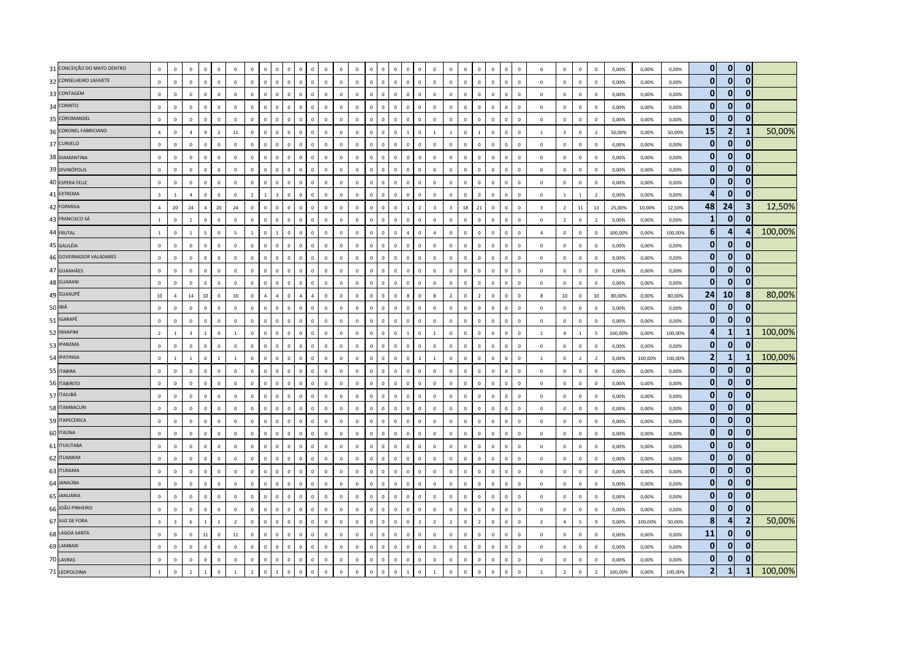| | | | | | | | | | | | | | | | | | | | | | | | | | | | | | | | | | | | | | | | | | | | | | |
|---|---|---|---|---|---|---|---|---|---|---|---|---|---|---|---|---|---|---|---|---|---|---|---|---|---|---|---|---|---|---|---|---|---|---|---|---|---|---|---|---|---|---|---|---|---|
| 31 | CONCEIÇÃO DO MATO DENTRO | 0 | 0 | 0 | 0 | 0 | 0 | 0 | 0 | 0 | 0 | 0 | 0 | 0 | 0 | 0 | 0 | 0 | 0 | 0 | 0 | 0 | 0 | 0 | 0 | 0 | 0 | 0 | 0 | 0 | 0 | 0 | 0 | 0 | 0 | 0 | 0 | 0 | 0,00% | 0,00% | 0,00% | 0 | 0 | 0 | |
| 32 | CONSELHEIRO LAFAIETE | 0 | 0 | 0 | 0 | 0 | 0 | 0 | 0 | 0 | 0 | 0 | 0 | 0 | 0 | 0 | 0 | 0 | 0 | 0 | 0 | 0 | 0 | 0 | 0 | 0 | 0 | 0 | 0 | 0 | 0 | 0 | 0 | 0 | 0 | 0 | 0 | 0 | 0,00% | 0,00% | 0,00% | 0 | 0 | 0 | |
| 33 | CONTAGEM | 0 | 0 | 0 | 0 | 0 | 0 | 0 | 0 | 0 | 0 | 0 | 0 | 0 | 0 | 0 | 0 | 0 | 0 | 0 | 0 | 0 | 0 | 0 | 0 | 0 | 0 | 0 | 0 | 0 | 0 | 0 | 0 | 0 | 0 | 0 | 0 | 0 | 0,00% | 0,00% | 0,00% | 0 | 0 | 0 | |
| 34 | CORINTO | 0 | 0 | 0 | 0 | 0 | 0 | 0 | 0 | 0 | 0 | 0 | 0 | 0 | 0 | 0 | 0 | 0 | 0 | 0 | 0 | 0 | 0 | 0 | 0 | 0 | 0 | 0 | 0 | 0 | 0 | 0 | 0 | 0 | 0 | 0 | 0 | 0 | 0,00% | 0,00% | 0,00% | 0 | 0 | 0 | |
| 35 | COROMANDEL | 0 | 0 | 0 | 0 | 0 | 0 | 0 | 0 | 0 | 0 | 0 | 0 | 0 | 0 | 0 | 0 | 0 | 0 | 0 | 0 | 0 | 0 | 0 | 0 | 0 | 0 | 0 | 0 | 0 | 0 | 0 | 0 | 0 | 0 | 0 | 0 | 0 | 0,00% | 0,00% | 0,00% | 0 | 0 | 0 | |
| 36 | CORONEL FABRICIANO | 4 | 0 | 4 | 9 | 2 | 11 | 0 | 0 | 0 | 0 | 0 | 0 | 0 | 0 | 0 | 0 | 0 | 0 | 0 | 0 | 0 | 0 | 0 | 0 | 1 | 0 | 1 | 1 | 0 | 1 | 0 | 0 | 0 | 1 | 2 | 0 | 2 | 50,00% | 0,00% | 50,00% | 15 | 2 | 1 | 50,00% |
| 37 | CURVELO | 0 | 0 | 0 | 0 | 0 | 0 | 0 | 0 | 0 | 0 | 0 | 0 | 0 | 0 | 0 | 0 | 0 | 0 | 0 | 0 | 0 | 0 | 0 | 0 | 0 | 0 | 0 | 0 | 0 | 0 | 0 | 0 | 0 | 0 | 0 | 0 | 0 | 0,00% | 0,00% | 0,00% | 0 | 0 | 0 | |
| 38 | DIAMANTINA | 0 | 0 | 0 | 0 | 0 | 0 | 0 | 0 | 0 | 0 | 0 | 0 | 0 | 0 | 0 | 0 | 0 | 0 | 0 | 0 | 0 | 0 | 0 | 0 | 0 | 0 | 0 | 0 | 0 | 0 | 0 | 0 | 0 | 0 | 0 | 0 | 0 | 0,00% | 0,00% | 0,00% | 0 | 0 | 0 | |
| 39 | DIVINÓPOLIS | 0 | 0 | 0 | 0 | 0 | 0 | 0 | 0 | 0 | 0 | 0 | 0 | 0 | 0 | 0 | 0 | 0 | 0 | 0 | 0 | 0 | 0 | 0 | 0 | 0 | 0 | 0 | 0 | 0 | 0 | 0 | 0 | 0 | 0 | 0 | 0 | 0 | 0,00% | 0,00% | 0,00% | 0 | 0 | 0 | |
| 40 | ESPERA FELIZ | 0 | 0 | 0 | 0 | 0 | 0 | 0 | 0 | 0 | 0 | 0 | 0 | 0 | 0 | 0 | 0 | 0 | 0 | 0 | 0 | 0 | 0 | 0 | 0 | 0 | 0 | 0 | 0 | 0 | 0 | 0 | 0 | 0 | 0 | 0 | 0 | 0 | 0,00% | 0,00% | 0,00% | 0 | 0 | 0 | |
| 41 | EXTREMA | 3 | 1 | 4 | 0 | 0 | 0 | 2 | 1 | 3 | 0 | 0 | 0 | 0 | 0 | 0 | 0 | 0 | 0 | 0 | 0 | 0 | 0 | 0 | 0 | 0 | 0 | 0 | 0 | 0 | 0 | 0 | 0 | 0 | 0 | 1 | 1 | 2 | 0,00% | 0,00% | 0,00% | 4 | 0 | 0 | |
| 42 | FORMIGA | 4 | 20 | 24 | 4 | 20 | 24 | 0 | 0 | 0 | 0 | 0 | 0 | 0 | 0 | 0 | 0 | 0 | 0 | 0 | 0 | 0 | 0 | 0 | 0 | 1 | 2 | 3 | 3 | 18 | 21 | 0 | 0 | 0 | 3 | 2 | 11 | 13 | 25,00% | 10,00% | 12,50% | 48 | 24 | 3 | 12,50% |
| 43 | FRANCISCO SÁ | 1 | 0 | 1 | 0 | 0 | 0 | 0 | 0 | 0 | 0 | 0 | 0 | 0 | 0 | 0 | 0 | 0 | 0 | 0 | 0 | 0 | 0 | 0 | 0 | 0 | 0 | 0 | 0 | 0 | 0 | 0 | 0 | 0 | 0 | 2 | 0 | 2 | 0,00% | 0,00% | 0,00% | 1 | 0 | 0 | |
| 44 | FRUTAL | 1 | 0 | 1 | 5 | 0 | 5 | 1 | 0 | 1 | 0 | 0 | 0 | 0 | 0 | 0 | 0 | 0 | 0 | 0 | 0 | 0 | 0 | 0 | 0 | 4 | 0 | 4 | 0 | 0 | 0 | 0 | 0 | 0 | 4 | 0 | 0 | 0 | 100,00% | 0,00% | 100,00% | 6 | 4 | 4 | 100,00% |
| 45 | GALILÉIA | 0 | 0 | 0 | 0 | 0 | 0 | 0 | 0 | 0 | 0 | 0 | 0 | 0 | 0 | 0 | 0 | 0 | 0 | 0 | 0 | 0 | 0 | 0 | 0 | 0 | 0 | 0 | 0 | 0 | 0 | 0 | 0 | 0 | 0 | 0 | 0 | 0 | 0,00% | 0,00% | 0,00% | 0 | 0 | 0 | |
| 46 | GOVERNADOR VALADARES | 0 | 0 | 0 | 0 | 0 | 0 | 0 | 0 | 0 | 0 | 0 | 0 | 0 | 0 | 0 | 0 | 0 | 0 | 0 | 0 | 0 | 0 | 0 | 0 | 0 | 0 | 0 | 0 | 0 | 0 | 0 | 0 | 0 | 0 | 0 | 0 | 0 | 0,00% | 0,00% | 0,00% | 0 | 0 | 0 | |
| 47 | GUANHÃES | 0 | 0 | 0 | 0 | 0 | 0 | 0 | 0 | 0 | 0 | 0 | 0 | 0 | 0 | 0 | 0 | 0 | 0 | 0 | 0 | 0 | 0 | 0 | 0 | 0 | 0 | 0 | 0 | 0 | 0 | 0 | 0 | 0 | 0 | 0 | 0 | 0 | 0,00% | 0,00% | 0,00% | 0 | 0 | 0 | |
| 48 | GUARANI | 0 | 0 | 0 | 0 | 0 | 0 | 0 | 0 | 0 | 0 | 0 | 0 | 0 | 0 | 0 | 0 | 0 | 0 | 0 | 0 | 0 | 0 | 0 | 0 | 0 | 0 | 0 | 0 | 0 | 0 | 0 | 0 | 0 | 0 | 0 | 0 | 0 | 0,00% | 0,00% | 0,00% | 0 | 0 | 0 | |
| 49 | GUAXUPÉ | 10 | 4 | 14 | 10 | 0 | 10 | 0 | 4 | 4 | 0 | 4 | 4 | 0 | 0 | 0 | 0 | 0 | 0 | 0 | 0 | 0 | 0 | 0 | 0 | 8 | 0 | 8 | 2 | 0 | 2 | 0 | 0 | 0 | 8 | 10 | 0 | 10 | 80,00% | 0,00% | 80,00% | 24 | 10 | 8 | 80,00% |
| 50 | IBIÁ | 0 | 0 | 0 | 0 | 0 | 0 | 0 | 0 | 0 | 0 | 0 | 0 | 0 | 0 | 0 | 0 | 0 | 0 | 0 | 0 | 0 | 0 | 0 | 0 | 0 | 0 | 0 | 0 | 0 | 0 | 0 | 0 | 0 | 0 | 0 | 0 | 0 | 0,00% | 0,00% | 0,00% | 0 | 0 | 0 | |
| 51 | IGARAPÉ | 0 | 0 | 0 | 0 | 0 | 0 | 0 | 0 | 0 | 0 | 0 | 0 | 0 | 0 | 0 | 0 | 0 | 0 | 0 | 0 | 0 | 0 | 0 | 0 | 0 | 0 | 0 | 0 | 0 | 0 | 0 | 0 | 0 | 0 | 0 | 0 | 0 | 0,00% | 0,00% | 0,00% | 0 | 0 | 0 | |
| 52 | INHAPIM | 2 | 1 | 3 | 1 | 0 | 1 | 0 | 0 | 0 | 0 | 0 | 0 | 0 | 0 | 0 | 0 | 0 | 0 | 0 | 0 | 0 | 0 | 0 | 0 | 1 | 0 | 1 | 0 | 0 | 0 | 0 | 0 | 0 | 1 | 4 | 1 | 5 | 100,00% | 0,00% | 100,00% | 4 | 1 | 1 | 100,00% |
| 53 | IPANEMA | 0 | 0 | 0 | 0 | 0 | 0 | 0 | 0 | 0 | 0 | 0 | 0 | 0 | 0 | 0 | 0 | 0 | 0 | 0 | 0 | 0 | 0 | 0 | 0 | 0 | 0 | 0 | 0 | 0 | 0 | 0 | 0 | 0 | 0 | 0 | 0 | 0 | 0,00% | 0,00% | 0,00% | 0 | 0 | 0 | |
| 54 | IPATINGA | 0 | 1 | 1 | 0 | 1 | 1 | 0 | 0 | 0 | 0 | 0 | 0 | 0 | 0 | 0 | 0 | 0 | 0 | 0 | 0 | 0 | 0 | 0 | 0 | 0 | 1 | 1 | 0 | 0 | 0 | 0 | 0 | 0 | 1 | 0 | 2 | 2 | 0,00% | 100,00% | 100,00% | 2 | 1 | 1 | 100,00% |
| 55 | ITABIRA | 0 | 0 | 0 | 0 | 0 | 0 | 0 | 0 | 0 | 0 | 0 | 0 | 0 | 0 | 0 | 0 | 0 | 0 | 0 | 0 | 0 | 0 | 0 | 0 | 0 | 0 | 0 | 0 | 0 | 0 | 0 | 0 | 0 | 0 | 0 | 0 | 0 | 0,00% | 0,00% | 0,00% | 0 | 0 | 0 | |
| 56 | ITABIRITO | 0 | 0 | 0 | 0 | 0 | 0 | 0 | 0 | 0 | 0 | 0 | 0 | 0 | 0 | 0 | 0 | 0 | 0 | 0 | 0 | 0 | 0 | 0 | 0 | 0 | 0 | 0 | 0 | 0 | 0 | 0 | 0 | 0 | 0 | 0 | 0 | 0 | 0,00% | 0,00% | 0,00% | 0 | 0 | 0 | |
| 57 | ITAJUBÁ | 0 | 0 | 0 | 0 | 0 | 0 | 0 | 0 | 0 | 0 | 0 | 0 | 0 | 0 | 0 | 0 | 0 | 0 | 0 | 0 | 0 | 0 | 0 | 0 | 0 | 0 | 0 | 0 | 0 | 0 | 0 | 0 | 0 | 0 | 0 | 0 | 0 | 0,00% | 0,00% | 0,00% | 0 | 0 | 0 | |
| 58 | ITAMBACURI | 0 | 0 | 0 | 0 | 0 | 0 | 0 | 0 | 0 | 0 | 0 | 0 | 0 | 0 | 0 | 0 | 0 | 0 | 0 | 0 | 0 | 0 | 0 | 0 | 0 | 0 | 0 | 0 | 0 | 0 | 0 | 0 | 0 | 0 | 0 | 0 | 0 | 0,00% | 0,00% | 0,00% | 0 | 0 | 0 | |
| 59 | ITAPECERICA | 0 | 0 | 0 | 0 | 0 | 0 | 0 | 0 | 0 | 0 | 0 | 0 | 0 | 0 | 0 | 0 | 0 | 0 | 0 | 0 | 0 | 0 | 0 | 0 | 0 | 0 | 0 | 0 | 0 | 0 | 0 | 0 | 0 | 0 | 0 | 0 | 0 | 0,00% | 0,00% | 0,00% | 0 | 0 | 0 | |
| 60 | ITAÚNA | 0 | 0 | 0 | 0 | 0 | 0 | 0 | 0 | 0 | 0 | 0 | 0 | 0 | 0 | 0 | 0 | 0 | 0 | 0 | 0 | 0 | 0 | 0 | 0 | 0 | 0 | 0 | 0 | 0 | 0 | 0 | 0 | 0 | 0 | 0 | 0 | 0 | 0,00% | 0,00% | 0,00% | 0 | 0 | 0 | |
| 61 | ITUIUTABA | 0 | 0 | 0 | 0 | 0 | 0 | 0 | 0 | 0 | 0 | 0 | 0 | 0 | 0 | 0 | 0 | 0 | 0 | 0 | 0 | 0 | 0 | 0 | 0 | 0 | 0 | 0 | 0 | 0 | 0 | 0 | 0 | 0 | 0 | 0 | 0 | 0 | 0,00% | 0,00% | 0,00% | 0 | 0 | 0 | |
| 62 | ITUMIRIM | 0 | 0 | 0 | 0 | 0 | 0 | 0 | 0 | 0 | 0 | 0 | 0 | 0 | 0 | 0 | 0 | 0 | 0 | 0 | 0 | 0 | 0 | 0 | 0 | 0 | 0 | 0 | 0 | 0 | 0 | 0 | 0 | 0 | 0 | 0 | 0 | 0 | 0,00% | 0,00% | 0,00% | 0 | 0 | 0 | |
| 63 | ITURAMA | 0 | 0 | 0 | 0 | 0 | 0 | 0 | 0 | 0 | 0 | 0 | 0 | 0 | 0 | 0 | 0 | 0 | 0 | 0 | 0 | 0 | 0 | 0 | 0 | 0 | 0 | 0 | 0 | 0 | 0 | 0 | 0 | 0 | 0 | 0 | 0 | 0 | 0,00% | 0,00% | 0,00% | 0 | 0 | 0 | |
| 64 | JANAÚBA | 0 | 0 | 0 | 0 | 0 | 0 | 0 | 0 | 0 | 0 | 0 | 0 | 0 | 0 | 0 | 0 | 0 | 0 | 0 | 0 | 0 | 0 | 0 | 0 | 0 | 0 | 0 | 0 | 0 | 0 | 0 | 0 | 0 | 0 | 0 | 0 | 0 | 0,00% | 0,00% | 0,00% | 0 | 0 | 0 | |
| 65 | JANUÁRIA | 0 | 0 | 0 | 0 | 0 | 0 | 0 | 0 | 0 | 0 | 0 | 0 | 0 | 0 | 0 | 0 | 0 | 0 | 0 | 0 | 0 | 0 | 0 | 0 | 0 | 0 | 0 | 0 | 0 | 0 | 0 | 0 | 0 | 0 | 0 | 0 | 0 | 0,00% | 0,00% | 0,00% | 0 | 0 | 0 | |
| 66 | JOÃO PINHEIRO | 0 | 0 | 0 | 0 | 0 | 0 | 0 | 0 | 0 | 0 | 0 | 0 | 0 | 0 | 0 | 0 | 0 | 0 | 0 | 0 | 0 | 0 | 0 | 0 | 0 | 0 | 0 | 0 | 0 | 0 | 0 | 0 | 0 | 0 | 0 | 0 | 0 | 0,00% | 0,00% | 0,00% | 0 | 0 | 0 | |
| 67 | JUIZ DE FORA | 3 | 3 | 6 | 1 | 1 | 2 | 0 | 0 | 0 | 0 | 0 | 0 | 0 | 0 | 0 | 0 | 0 | 0 | 0 | 0 | 0 | 0 | 0 | 0 | 0 | 2 | 2 | 2 | 0 | 2 | 0 | 0 | 0 | 2 | 4 | 5 | 9 | 0,00% | 100,00% | 50,00% | 8 | 4 | 2 | 50,00% |
| 68 | LAGOA SANTA | 0 | 0 | 0 | 11 | 0 | 11 | 0 | 0 | 0 | 0 | 0 | 0 | 0 | 0 | 0 | 0 | 0 | 0 | 0 | 0 | 0 | 0 | 0 | 0 | 0 | 0 | 0 | 0 | 0 | 0 | 0 | 0 | 0 | 0 | 0 | 0 | 0 | 0,00% | 0,00% | 0,00% | 11 | 0 | 0 | |
| 69 | LAMBARI | 0 | 0 | 0 | 0 | 0 | 0 | 0 | 0 | 0 | 0 | 0 | 0 | 0 | 0 | 0 | 0 | 0 | 0 | 0 | 0 | 0 | 0 | 0 | 0 | 0 | 0 | 0 | 0 | 0 | 0 | 0 | 0 | 0 | 0 | 0 | 0 | 0 | 0,00% | 0,00% | 0,00% | 0 | 0 | 0 | |
| 70 | LAVRAS | 0 | 0 | 0 | 0 | 0 | 0 | 0 | 0 | 0 | 0 | 0 | 0 | 0 | 0 | 0 | 0 | 0 | 0 | 0 | 0 | 0 | 0 | 0 | 0 | 0 | 0 | 0 | 0 | 0 | 0 | 0 | 0 | 0 | 0 | 0 | 0 | 0 | 0,00% | 0,00% | 0,00% | 0 | 0 | 0 | |
| 71 | LEOPOLDINA | 1 | 0 | 1 | 1 | 0 | 1 | 1 | 0 | 1 | 0 | 0 | 0 | 0 | 0 | 0 | 0 | 0 | 0 | 0 | 0 | 0 | 0 | 0 | 0 | 1 | 0 | 1 | 0 | 0 | 0 | 0 | 0 | 0 | 1 | 2 | 0 | 2 | 100,00% | 0,00% | 100,00% | 2 | 1 | 1 | 100,00% |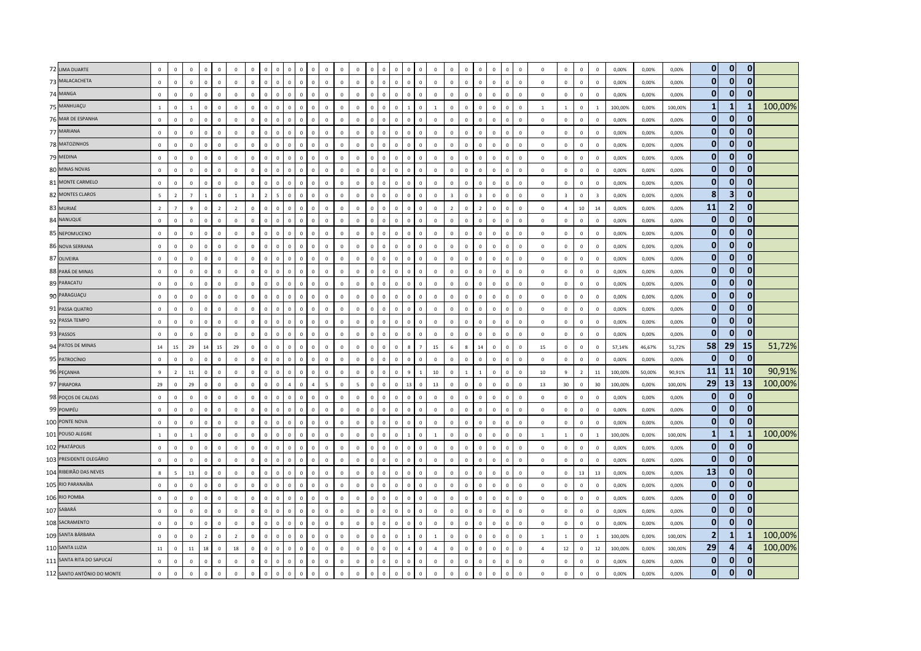| | | | | | | | | | | | | | | | | | | | | | | | | | | | | | | | | | | | | | | | | | |
|---|---|---|---|---|---|---|---|---|---|---|---|---|---|---|---|---|---|---|---|---|---|---|---|---|---|---|---|---|---|---|---|---|---|---|---|---|---|---|---|---|---|
| 72 | LIMA DUARTE | 0 | 0 | 0 | 0 | 0 | 0 | 0 | 0 | 0 | 0 | 0 | 0 | 0 | 0 | 0 | 0 | 0 | 0 | 0 | 0 | 0 | 0 | 0 | 0 | 0 | 0 | 0 | 0 | 0 | 0 | 0 | 0 | 0 | 0,00% | 0,00% | 0,00% | **0** | **0** | **0** | |
| 73 | MALACACHETA | 0 | 0 | 0 | 0 | 0 | 0 | 0 | 0 | 0 | 0 | 0 | 0 | 0 | 0 | 0 | 0 | 0 | 0 | 0 | 0 | 0 | 0 | 0 | 0 | 0 | 0 | 0 | 0 | 0 | 0 | 0 | 0 | 0 | 0,00% | 0,00% | 0,00% | **0** | **0** | **0** | |
| 74 | MANGA | 0 | 0 | 0 | 0 | 0 | 0 | 0 | 0 | 0 | 0 | 0 | 0 | 0 | 0 | 0 | 0 | 0 | 0 | 0 | 0 | 0 | 0 | 0 | 0 | 0 | 0 | 0 | 0 | 0 | 0 | 0 | 0 | 0 | 0,00% | 0,00% | 0,00% | **0** | **0** | **0** | |
| 75 | MANHUAÇU | 1 | 0 | 1 | 0 | 0 | 0 | 0 | 0 | 0 | 0 | 0 | 0 | 0 | 0 | 0 | 0 | 0 | 0 | 0 | 1 | 0 | 1 | 0 | 0 | 0 | 0 | 0 | 0 | 0 | 1 | 1 | 0 | 1 | 100,00% | 0,00% | 100,00% | **1** | **1** | **1** | 100,00% |
| 76 | MAR DE ESPANHA | 0 | 0 | 0 | 0 | 0 | 0 | 0 | 0 | 0 | 0 | 0 | 0 | 0 | 0 | 0 | 0 | 0 | 0 | 0 | 0 | 0 | 0 | 0 | 0 | 0 | 0 | 0 | 0 | 0 | 0 | 0 | 0 | 0 | 0,00% | 0,00% | 0,00% | **0** | **0** | **0** | |
| 77 | MARIANA | 0 | 0 | 0 | 0 | 0 | 0 | 0 | 0 | 0 | 0 | 0 | 0 | 0 | 0 | 0 | 0 | 0 | 0 | 0 | 0 | 0 | 0 | 0 | 0 | 0 | 0 | 0 | 0 | 0 | 0 | 0 | 0 | 0 | 0,00% | 0,00% | 0,00% | **0** | **0** | **0** | |
| 78 | MATOZINHOS | 0 | 0 | 0 | 0 | 0 | 0 | 0 | 0 | 0 | 0 | 0 | 0 | 0 | 0 | 0 | 0 | 0 | 0 | 0 | 0 | 0 | 0 | 0 | 0 | 0 | 0 | 0 | 0 | 0 | 0 | 0 | 0 | 0 | 0,00% | 0,00% | 0,00% | **0** | **0** | **0** | |
| 79 | MEDINA | 0 | 0 | 0 | 0 | 0 | 0 | 0 | 0 | 0 | 0 | 0 | 0 | 0 | 0 | 0 | 0 | 0 | 0 | 0 | 0 | 0 | 0 | 0 | 0 | 0 | 0 | 0 | 0 | 0 | 0 | 0 | 0 | 0 | 0,00% | 0,00% | 0,00% | **0** | **0** | **0** | |
| 80 | MINAS NOVAS | 0 | 0 | 0 | 0 | 0 | 0 | 0 | 0 | 0 | 0 | 0 | 0 | 0 | 0 | 0 | 0 | 0 | 0 | 0 | 0 | 0 | 0 | 0 | 0 | 0 | 0 | 0 | 0 | 0 | 0 | 0 | 0 | 0 | 0,00% | 0,00% | 0,00% | **0** | **0** | **0** | |
| 81 | MONTE CARMELO | 0 | 0 | 0 | 0 | 0 | 0 | 0 | 0 | 0 | 0 | 0 | 0 | 0 | 0 | 0 | 0 | 0 | 0 | 0 | 0 | 0 | 0 | 0 | 0 | 0 | 0 | 0 | 0 | 0 | 0 | 0 | 0 | 0 | 0,00% | 0,00% | 0,00% | **0** | **0** | **0** | |
| 82 | MONTES CLAROS | 5 | 2 | 7 | 1 | 0 | 1 | 3 | 2 | 5 | 0 | 0 | 0 | 0 | 0 | 0 | 0 | 0 | 0 | 0 | 0 | 0 | 0 | 3 | 0 | 3 | 0 | 0 | 0 | 0 | 0 | 3 | 0 | 3 | 0,00% | 0,00% | 0,00% | **8** | **3** | **0** | |
| 83 | MURIAÉ | 2 | 7 | 9 | 0 | 2 | 2 | 0 | 0 | 0 | 0 | 0 | 0 | 0 | 0 | 0 | 0 | 0 | 0 | 0 | 0 | 0 | 0 | 2 | 0 | 2 | 0 | 0 | 0 | 0 | 0 | 4 | 10 | 14 | 0,00% | 0,00% | 0,00% | **11** | **2** | **0** | |
| 84 | NANUQUE | 0 | 0 | 0 | 0 | 0 | 0 | 0 | 0 | 0 | 0 | 0 | 0 | 0 | 0 | 0 | 0 | 0 | 0 | 0 | 0 | 0 | 0 | 0 | 0 | 0 | 0 | 0 | 0 | 0 | 0 | 0 | 0 | 0 | 0,00% | 0,00% | 0,00% | **0** | **0** | **0** | |
| 85 | NEPOMUCENO | 0 | 0 | 0 | 0 | 0 | 0 | 0 | 0 | 0 | 0 | 0 | 0 | 0 | 0 | 0 | 0 | 0 | 0 | 0 | 0 | 0 | 0 | 0 | 0 | 0 | 0 | 0 | 0 | 0 | 0 | 0 | 0 | 0 | 0,00% | 0,00% | 0,00% | **0** | **0** | **0** | |
| 86 | NOVA SERRANA | 0 | 0 | 0 | 0 | 0 | 0 | 0 | 0 | 0 | 0 | 0 | 0 | 0 | 0 | 0 | 0 | 0 | 0 | 0 | 0 | 0 | 0 | 0 | 0 | 0 | 0 | 0 | 0 | 0 | 0 | 0 | 0 | 0 | 0,00% | 0,00% | 0,00% | **0** | **0** | **0** | |
| 87 | OLIVEIRA | 0 | 0 | 0 | 0 | 0 | 0 | 0 | 0 | 0 | 0 | 0 | 0 | 0 | 0 | 0 | 0 | 0 | 0 | 0 | 0 | 0 | 0 | 0 | 0 | 0 | 0 | 0 | 0 | 0 | 0 | 0 | 0 | 0 | 0,00% | 0,00% | 0,00% | **0** | **0** | **0** | |
| 88 | PARÁ DE MINAS | 0 | 0 | 0 | 0 | 0 | 0 | 0 | 0 | 0 | 0 | 0 | 0 | 0 | 0 | 0 | 0 | 0 | 0 | 0 | 0 | 0 | 0 | 0 | 0 | 0 | 0 | 0 | 0 | 0 | 0 | 0 | 0 | 0 | 0,00% | 0,00% | 0,00% | **0** | **0** | **0** | |
| 89 | PARACATU | 0 | 0 | 0 | 0 | 0 | 0 | 0 | 0 | 0 | 0 | 0 | 0 | 0 | 0 | 0 | 0 | 0 | 0 | 0 | 0 | 0 | 0 | 0 | 0 | 0 | 0 | 0 | 0 | 0 | 0 | 0 | 0 | 0 | 0,00% | 0,00% | 0,00% | **0** | **0** | **0** | |
| 90 | PARAGUAÇU | 0 | 0 | 0 | 0 | 0 | 0 | 0 | 0 | 0 | 0 | 0 | 0 | 0 | 0 | 0 | 0 | 0 | 0 | 0 | 0 | 0 | 0 | 0 | 0 | 0 | 0 | 0 | 0 | 0 | 0 | 0 | 0 | 0 | 0,00% | 0,00% | 0,00% | **0** | **0** | **0** | |
| 91 | PASSA QUATRO | 0 | 0 | 0 | 0 | 0 | 0 | 0 | 0 | 0 | 0 | 0 | 0 | 0 | 0 | 0 | 0 | 0 | 0 | 0 | 0 | 0 | 0 | 0 | 0 | 0 | 0 | 0 | 0 | 0 | 0 | 0 | 0 | 0 | 0,00% | 0,00% | 0,00% | **0** | **0** | **0** | |
| 92 | PASSA TEMPO | 0 | 0 | 0 | 0 | 0 | 0 | 0 | 0 | 0 | 0 | 0 | 0 | 0 | 0 | 0 | 0 | 0 | 0 | 0 | 0 | 0 | 0 | 0 | 0 | 0 | 0 | 0 | 0 | 0 | 0 | 0 | 0 | 0 | 0,00% | 0,00% | 0,00% | **0** | **0** | **0** | |
| 93 | PASSOS | 0 | 0 | 0 | 0 | 0 | 0 | 0 | 0 | 0 | 0 | 0 | 0 | 0 | 0 | 0 | 0 | 0 | 0 | 0 | 0 | 0 | 0 | 0 | 0 | 0 | 0 | 0 | 0 | 0 | 0 | 0 | 0 | 0 | 0,00% | 0,00% | 0,00% | **0** | **0** | **0** | |
| 94 | PATOS DE MINAS | 14 | 15 | 29 | 14 | 15 | 29 | 0 | 0 | 0 | 0 | 0 | 0 | 0 | 0 | 0 | 0 | 0 | 0 | 0 | 8 | 7 | 15 | 6 | 8 | 14 | 0 | 0 | 0 | 0 | 15 | 0 | 0 | 0 | 57,14% | 46,67% | 51,72% | **58** | **29** | **15** | 51,72% |
| 95 | PATROCÍNIO | 0 | 0 | 0 | 0 | 0 | 0 | 0 | 0 | 0 | 0 | 0 | 0 | 0 | 0 | 0 | 0 | 0 | 0 | 0 | 0 | 0 | 0 | 0 | 0 | 0 | 0 | 0 | 0 | 0 | 0 | 0 | 0 | 0 | 0,00% | 0,00% | 0,00% | **0** | **0** | **0** | |
| 96 | PEÇANHA | 9 | 2 | 11 | 0 | 0 | 0 | 0 | 0 | 0 | 0 | 0 | 0 | 0 | 0 | 0 | 0 | 0 | 0 | 0 | 9 | 1 | 10 | 0 | 1 | 1 | 0 | 0 | 0 | 0 | 10 | 9 | 2 | 11 | 100,00% | 50,00% | 90,91% | **11** | **11** | **10** | 90,91% |
| 97 | PIRAPORA | 29 | 0 | 29 | 0 | 0 | 0 | 0 | 0 | 0 | 0 | 4 | 0 | 4 | 5 | 0 | 5 | 0 | 0 | 0 | 13 | 0 | 13 | 0 | 0 | 0 | 0 | 0 | 0 | 0 | 13 | 30 | 0 | 30 | 100,00% | 0,00% | 100,00% | **29** | **13** | **13** | 100,00% |
| 98 | POÇOS DE CALDAS | 0 | 0 | 0 | 0 | 0 | 0 | 0 | 0 | 0 | 0 | 0 | 0 | 0 | 0 | 0 | 0 | 0 | 0 | 0 | 0 | 0 | 0 | 0 | 0 | 0 | 0 | 0 | 0 | 0 | 0 | 0 | 0 | 0 | 0,00% | 0,00% | 0,00% | **0** | **0** | **0** | |
| 99 | POMPÉU | 0 | 0 | 0 | 0 | 0 | 0 | 0 | 0 | 0 | 0 | 0 | 0 | 0 | 0 | 0 | 0 | 0 | 0 | 0 | 0 | 0 | 0 | 0 | 0 | 0 | 0 | 0 | 0 | 0 | 0 | 0 | 0 | 0 | 0,00% | 0,00% | 0,00% | **0** | **0** | **0** | |
| 100 | PONTE NOVA | 0 | 0 | 0 | 0 | 0 | 0 | 0 | 0 | 0 | 0 | 0 | 0 | 0 | 0 | 0 | 0 | 0 | 0 | 0 | 0 | 0 | 0 | 0 | 0 | 0 | 0 | 0 | 0 | 0 | 0 | 0 | 0 | 0 | 0,00% | 0,00% | 0,00% | **0** | **0** | **0** | |
| 101 | POUSO ALEGRE | 1 | 0 | 1 | 0 | 0 | 0 | 0 | 0 | 0 | 0 | 0 | 0 | 0 | 0 | 0 | 0 | 0 | 0 | 0 | 1 | 0 | 1 | 0 | 0 | 0 | 0 | 0 | 0 | 0 | 1 | 1 | 0 | 1 | 100,00% | 0,00% | 100,00% | **1** | **1** | **1** | 100,00% |
| 102 | PRATÁPOLIS | 0 | 0 | 0 | 0 | 0 | 0 | 0 | 0 | 0 | 0 | 0 | 0 | 0 | 0 | 0 | 0 | 0 | 0 | 0 | 0 | 0 | 0 | 0 | 0 | 0 | 0 | 0 | 0 | 0 | 0 | 0 | 0 | 0 | 0,00% | 0,00% | 0,00% | **0** | **0** | **0** | |
| 103 | PRESIDENTE OLEGÁRIO | 0 | 0 | 0 | 0 | 0 | 0 | 0 | 0 | 0 | 0 | 0 | 0 | 0 | 0 | 0 | 0 | 0 | 0 | 0 | 0 | 0 | 0 | 0 | 0 | 0 | 0 | 0 | 0 | 0 | 0 | 0 | 0 | 0 | 0,00% | 0,00% | 0,00% | **0** | **0** | **0** | |
| 104 | RIBEIRÃO DAS NEVES | 8 | 5 | 13 | 0 | 0 | 0 | 0 | 0 | 0 | 0 | 0 | 0 | 0 | 0 | 0 | 0 | 0 | 0 | 0 | 0 | 0 | 0 | 0 | 0 | 0 | 0 | 0 | 0 | 0 | 0 | 0 | 13 | 13 | 0,00% | 0,00% | 0,00% | **13** | **0** | **0** | |
| 105 | RIO PARANAÍBA | 0 | 0 | 0 | 0 | 0 | 0 | 0 | 0 | 0 | 0 | 0 | 0 | 0 | 0 | 0 | 0 | 0 | 0 | 0 | 0 | 0 | 0 | 0 | 0 | 0 | 0 | 0 | 0 | 0 | 0 | 0 | 0 | 0 | 0,00% | 0,00% | 0,00% | **0** | **0** | **0** | |
| 106 | RIO POMBA | 0 | 0 | 0 | 0 | 0 | 0 | 0 | 0 | 0 | 0 | 0 | 0 | 0 | 0 | 0 | 0 | 0 | 0 | 0 | 0 | 0 | 0 | 0 | 0 | 0 | 0 | 0 | 0 | 0 | 0 | 0 | 0 | 0 | 0,00% | 0,00% | 0,00% | **0** | **0** | **0** | |
| 107 | SABARÁ | 0 | 0 | 0 | 0 | 0 | 0 | 0 | 0 | 0 | 0 | 0 | 0 | 0 | 0 | 0 | 0 | 0 | 0 | 0 | 0 | 0 | 0 | 0 | 0 | 0 | 0 | 0 | 0 | 0 | 0 | 0 | 0 | 0 | 0,00% | 0,00% | 0,00% | **0** | **0** | **0** | |
| 108 | SACRAMENTO | 0 | 0 | 0 | 0 | 0 | 0 | 0 | 0 | 0 | 0 | 0 | 0 | 0 | 0 | 0 | 0 | 0 | 0 | 0 | 0 | 0 | 0 | 0 | 0 | 0 | 0 | 0 | 0 | 0 | 0 | 0 | 0 | 0 | 0,00% | 0,00% | 0,00% | **0** | **0** | **0** | |
| 109 | SANTA BÁRBARA | 0 | 0 | 0 | 2 | 0 | 2 | 0 | 0 | 0 | 0 | 0 | 0 | 0 | 0 | 0 | 0 | 0 | 0 | 0 | 1 | 0 | 1 | 0 | 0 | 0 | 0 | 0 | 0 | 0 | 1 | 1 | 0 | 1 | 100,00% | 0,00% | 100,00% | **2** | **1** | **1** | 100,00% |
| 110 | SANTA LUZIA | 11 | 0 | 11 | 18 | 0 | 18 | 0 | 0 | 0 | 0 | 0 | 0 | 0 | 0 | 0 | 0 | 0 | 0 | 0 | 4 | 0 | 4 | 0 | 0 | 0 | 0 | 0 | 0 | 0 | 4 | 12 | 0 | 12 | 100,00% | 0,00% | 100,00% | **29** | **4** | **4** | 100,00% |
| 111 | SANTA RITA DO SAPUCAÍ | 0 | 0 | 0 | 0 | 0 | 0 | 0 | 0 | 0 | 0 | 0 | 0 | 0 | 0 | 0 | 0 | 0 | 0 | 0 | 0 | 0 | 0 | 0 | 0 | 0 | 0 | 0 | 0 | 0 | 0 | 0 | 0 | 0 | 0,00% | 0,00% | 0,00% | **0** | **0** | **0** | |
| 112 | SANTO ANTÔNIO DO MONTE | 0 | 0 | 0 | 0 | 0 | 0 | 0 | 0 | 0 | 0 | 0 | 0 | 0 | 0 | 0 | 0 | 0 | 0 | 0 | 0 | 0 | 0 | 0 | 0 | 0 | 0 | 0 | 0 | 0 | 0 | 0 | 0 | 0 | 0,00% | 0,00% | 0,00% | **0** | **0** | **0** | |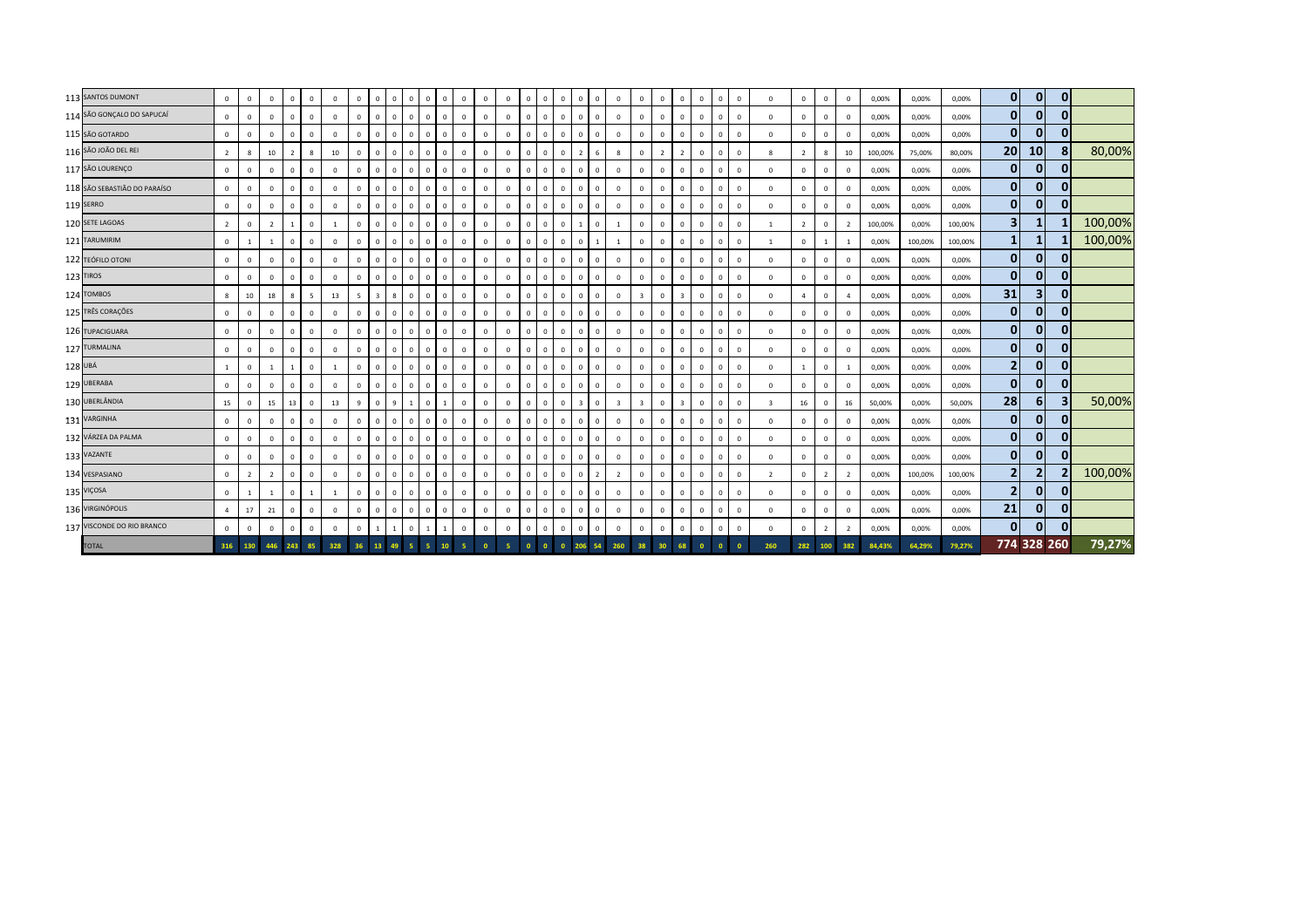| # | Município | | | | | | | | | | | | | | | | | | | | | | | | | | | | | | | | | | | | | |
|---|---|---|---|---|---|---|---|---|---|---|---|---|---|---|---|---|---|---|---|---|---|---|---|---|---|---|---|---|---|---|---|---|---|---|---|---|---|---|
| 113 | SANTOS DUMONT | 0 | 0 | 0 | 0 | 0 | 0 | 0 | 0 | 0 | 0 | 0 | 0 | 0 | 0 | 0 | 0 | 0 | 0 | 0 | 0 | 0 | 0 | 0 | 0 | 0 | 0 | 0 | 0 | 0 | 0 | 0 | 0,00% | 0,00% | 0,00% | 0 | 0 | 0 | |
| 114 | SÃO GONÇALO DO SAPUCAÍ | 0 | 0 | 0 | 0 | 0 | 0 | 0 | 0 | 0 | 0 | 0 | 0 | 0 | 0 | 0 | 0 | 0 | 0 | 0 | 0 | 0 | 0 | 0 | 0 | 0 | 0 | 0 | 0 | 0 | 0 | 0 | 0,00% | 0,00% | 0,00% | 0 | 0 | 0 | |
| 115 | SÃO GOTARDO | 0 | 0 | 0 | 0 | 0 | 0 | 0 | 0 | 0 | 0 | 0 | 0 | 0 | 0 | 0 | 0 | 0 | 0 | 0 | 0 | 0 | 0 | 0 | 0 | 0 | 0 | 0 | 0 | 0 | 0 | 0 | 0,00% | 0,00% | 0,00% | 0 | 0 | 0 | |
| 116 | SÃO JOÃO DEL REI | 2 | 8 | 10 | 2 | 8 | 10 | 0 | 0 | 0 | 0 | 0 | 0 | 0 | 0 | 0 | 0 | 0 | 0 | 2 | 6 | 8 | 0 | 2 | 2 | 0 | 0 | 0 | 8 | 2 | 8 | 10 | 100,00% | 75,00% | 80,00% | 20 | 10 | 8 | 80,00% |
| 117 | SÃO LOURENÇO | 0 | 0 | 0 | 0 | 0 | 0 | 0 | 0 | 0 | 0 | 0 | 0 | 0 | 0 | 0 | 0 | 0 | 0 | 0 | 0 | 0 | 0 | 0 | 0 | 0 | 0 | 0 | 0 | 0 | 0 | 0 | 0,00% | 0,00% | 0,00% | 0 | 0 | 0 | |
| 118 | SÃO SEBASTIÃO DO PARAÍSO | 0 | 0 | 0 | 0 | 0 | 0 | 0 | 0 | 0 | 0 | 0 | 0 | 0 | 0 | 0 | 0 | 0 | 0 | 0 | 0 | 0 | 0 | 0 | 0 | 0 | 0 | 0 | 0 | 0 | 0 | 0 | 0,00% | 0,00% | 0,00% | 0 | 0 | 0 | |
| 119 | SERRO | 0 | 0 | 0 | 0 | 0 | 0 | 0 | 0 | 0 | 0 | 0 | 0 | 0 | 0 | 0 | 0 | 0 | 0 | 0 | 0 | 0 | 0 | 0 | 0 | 0 | 0 | 0 | 0 | 0 | 0 | 0 | 0,00% | 0,00% | 0,00% | 0 | 0 | 0 | |
| 120 | SETE LAGOAS | 2 | 0 | 2 | 1 | 0 | 1 | 0 | 0 | 0 | 0 | 0 | 0 | 0 | 0 | 0 | 0 | 0 | 0 | 1 | 0 | 1 | 0 | 0 | 0 | 0 | 0 | 0 | 1 | 2 | 0 | 2 | 100,00% | 0,00% | 100,00% | 3 | 1 | 1 | 100,00% |
| 121 | TARUMIRIM | 0 | 1 | 1 | 0 | 0 | 0 | 0 | 0 | 0 | 0 | 0 | 0 | 0 | 0 | 0 | 0 | 0 | 0 | 0 | 1 | 1 | 0 | 0 | 0 | 0 | 0 | 0 | 1 | 0 | 1 | 1 | 0,00% | 100,00% | 100,00% | 1 | 1 | 1 | 100,00% |
| 122 | TEÓFILO OTONI | 0 | 0 | 0 | 0 | 0 | 0 | 0 | 0 | 0 | 0 | 0 | 0 | 0 | 0 | 0 | 0 | 0 | 0 | 0 | 0 | 0 | 0 | 0 | 0 | 0 | 0 | 0 | 0 | 0 | 0 | 0 | 0,00% | 0,00% | 0,00% | 0 | 0 | 0 | |
| 123 | TIROS | 0 | 0 | 0 | 0 | 0 | 0 | 0 | 0 | 0 | 0 | 0 | 0 | 0 | 0 | 0 | 0 | 0 | 0 | 0 | 0 | 0 | 0 | 0 | 0 | 0 | 0 | 0 | 0 | 0 | 0 | 0 | 0,00% | 0,00% | 0,00% | 0 | 0 | 0 | |
| 124 | TOMBOS | 8 | 10 | 18 | 8 | 5 | 13 | 5 | 3 | 8 | 0 | 0 | 0 | 0 | 0 | 0 | 0 | 0 | 0 | 0 | 0 | 0 | 3 | 0 | 3 | 0 | 0 | 0 | 0 | 4 | 0 | 4 | 0,00% | 0,00% | 0,00% | 31 | 3 | 0 | |
| 125 | TRÊS CORAÇÕES | 0 | 0 | 0 | 0 | 0 | 0 | 0 | 0 | 0 | 0 | 0 | 0 | 0 | 0 | 0 | 0 | 0 | 0 | 0 | 0 | 0 | 0 | 0 | 0 | 0 | 0 | 0 | 0 | 0 | 0 | 0 | 0,00% | 0,00% | 0,00% | 0 | 0 | 0 | |
| 126 | TUPACIGUARA | 0 | 0 | 0 | 0 | 0 | 0 | 0 | 0 | 0 | 0 | 0 | 0 | 0 | 0 | 0 | 0 | 0 | 0 | 0 | 0 | 0 | 0 | 0 | 0 | 0 | 0 | 0 | 0 | 0 | 0 | 0 | 0,00% | 0,00% | 0,00% | 0 | 0 | 0 | |
| 127 | TURMALINA | 0 | 0 | 0 | 0 | 0 | 0 | 0 | 0 | 0 | 0 | 0 | 0 | 0 | 0 | 0 | 0 | 0 | 0 | 0 | 0 | 0 | 0 | 0 | 0 | 0 | 0 | 0 | 0 | 0 | 0 | 0 | 0,00% | 0,00% | 0,00% | 0 | 0 | 0 | |
| 128 | UBÁ | 1 | 0 | 1 | 1 | 0 | 1 | 0 | 0 | 0 | 0 | 0 | 0 | 0 | 0 | 0 | 0 | 0 | 0 | 0 | 0 | 0 | 0 | 0 | 0 | 0 | 0 | 0 | 0 | 1 | 0 | 1 | 0,00% | 0,00% | 0,00% | 2 | 0 | 0 | |
| 129 | UBERABA | 0 | 0 | 0 | 0 | 0 | 0 | 0 | 0 | 0 | 0 | 0 | 0 | 0 | 0 | 0 | 0 | 0 | 0 | 0 | 0 | 0 | 0 | 0 | 0 | 0 | 0 | 0 | 0 | 0 | 0 | 0 | 0,00% | 0,00% | 0,00% | 0 | 0 | 0 | |
| 130 | UBERLÂNDIA | 15 | 0 | 15 | 13 | 0 | 13 | 9 | 0 | 9 | 1 | 0 | 1 | 0 | 0 | 0 | 0 | 0 | 0 | 3 | 0 | 3 | 3 | 0 | 3 | 0 | 0 | 0 | 3 | 16 | 0 | 16 | 50,00% | 0,00% | 50,00% | 28 | 6 | 3 | 50,00% |
| 131 | VARGINHA | 0 | 0 | 0 | 0 | 0 | 0 | 0 | 0 | 0 | 0 | 0 | 0 | 0 | 0 | 0 | 0 | 0 | 0 | 0 | 0 | 0 | 0 | 0 | 0 | 0 | 0 | 0 | 0 | 0 | 0 | 0 | 0,00% | 0,00% | 0,00% | 0 | 0 | 0 | |
| 132 | VÁRZEA DA PALMA | 0 | 0 | 0 | 0 | 0 | 0 | 0 | 0 | 0 | 0 | 0 | 0 | 0 | 0 | 0 | 0 | 0 | 0 | 0 | 0 | 0 | 0 | 0 | 0 | 0 | 0 | 0 | 0 | 0 | 0 | 0 | 0,00% | 0,00% | 0,00% | 0 | 0 | 0 | |
| 133 | VAZANTE | 0 | 0 | 0 | 0 | 0 | 0 | 0 | 0 | 0 | 0 | 0 | 0 | 0 | 0 | 0 | 0 | 0 | 0 | 0 | 0 | 0 | 0 | 0 | 0 | 0 | 0 | 0 | 0 | 0 | 0 | 0 | 0,00% | 0,00% | 0,00% | 0 | 0 | 0 | |
| 134 | VESPASIANO | 0 | 2 | 2 | 0 | 0 | 0 | 0 | 0 | 0 | 0 | 0 | 0 | 0 | 0 | 0 | 0 | 0 | 0 | 0 | 2 | 2 | 0 | 0 | 0 | 0 | 0 | 0 | 2 | 0 | 2 | 2 | 0,00% | 100,00% | 100,00% | 2 | 2 | 2 | 100,00% |
| 135 | VIÇOSA | 0 | 1 | 1 | 0 | 1 | 1 | 0 | 0 | 0 | 0 | 0 | 0 | 0 | 0 | 0 | 0 | 0 | 0 | 0 | 0 | 0 | 0 | 0 | 0 | 0 | 0 | 0 | 0 | 0 | 0 | 0 | 0,00% | 0,00% | 0,00% | 2 | 0 | 0 | |
| 136 | VIRGINÓPOLIS | 4 | 17 | 21 | 0 | 0 | 0 | 0 | 0 | 0 | 0 | 0 | 0 | 0 | 0 | 0 | 0 | 0 | 0 | 0 | 0 | 0 | 0 | 0 | 0 | 0 | 0 | 0 | 0 | 0 | 0 | 0 | 0,00% | 0,00% | 0,00% | 21 | 0 | 0 | |
| 137 | VISCONDE DO RIO BRANCO | 0 | 0 | 0 | 0 | 0 | 0 | 0 | 1 | 1 | 0 | 1 | 1 | 0 | 0 | 0 | 0 | 0 | 0 | 0 | 0 | 0 | 0 | 0 | 0 | 0 | 0 | 0 | 0 | 0 | 2 | 2 | 0,00% | 0,00% | 0,00% | 0 | 0 | 0 | |
| | TOTAL | 316 | 130 | 446 | 243 | 85 | 328 | 36 | 13 | 49 | 5 | 5 | 10 | 5 | 0 | 5 | 0 | 0 | 0 | 206 | 54 | 260 | 38 | 30 | 68 | 0 | 0 | 0 | 260 | 282 | 100 | 382 | 84,43% | 64,29% | 79,27% | 774 | 328 | 260 | 79,27% |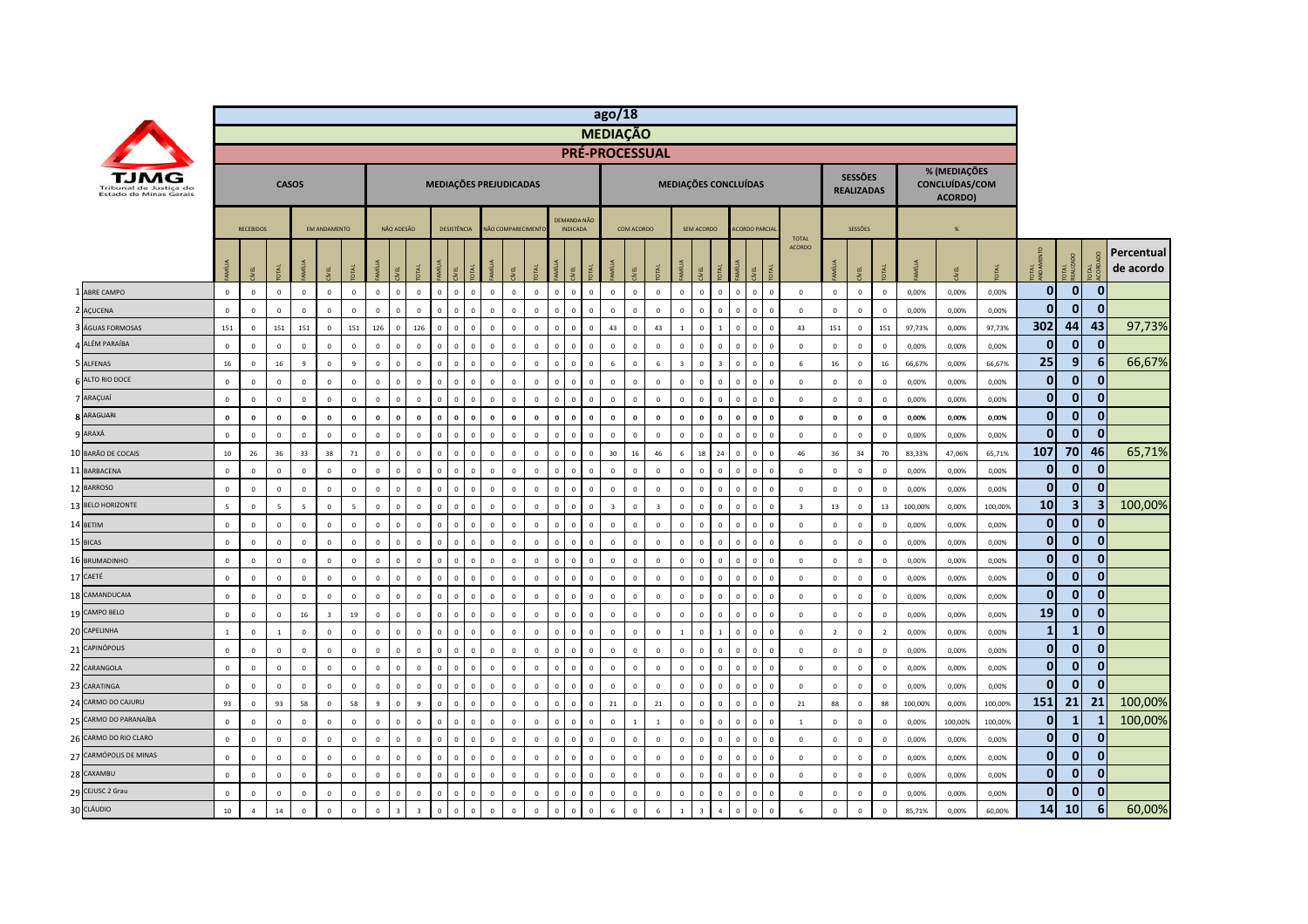# ago/18

## MEDIAÇÃO

### PRÉ-PROCESSUAL

TJMG Tribunal de Justiça do Estado de Minas Gerais

| | CASOS | | | | | | MEDIAÇÕES PREJUDICADAS | | | | | | | | | | | | MEDIAÇÕES CONCLUÍDAS | | | | | | | | | | SESSÕES REALIZADAS | | | % (MEDIAÇÕES CONCLUÍDAS/COM ACORDO) | | | | | | |
|---|---|---|---|---|---|---|---|---|---|---|---|---|---|---|---|---|---|---|---|---|---|---|---|---|---|---|---|---|---|---|---|---|---|---|---|---|---|---|
| | RECEBIDOS | | | EM ANDAMENTO | | | NÃO ADESÃO | | | DESISTÊNCIA | | | NÃO COMPARECIMENTO | | | DEMANDA NÃO INDICADA | | | COM ACORDO | | | SEM ACORDO | | | ACORDO PARCIAL | | | TOTAL ACORDO | SESSÕES | | | % | | | | | | |
| | FAMÍLIA | CÍVEL | TOTAL | FAMÍLIA | CÍVEL | TOTAL | FAMÍLIA | CÍVEL | TOTAL | FAMÍLIA | CÍVEL | TOTAL | FAMÍLIA | CÍVEL | TOTAL | FAMÍLIA | CÍVEL | TOTAL | FAMÍLIA | CÍVEL | TOTAL | FAMÍLIA | CÍVEL | TOTAL | FAMÍLIA | CÍVEL | TOTAL | | FAMÍLIA | CÍVEL | TOTAL | FAMÍLIA | CÍVEL | TOTAL | TOTAL ANDAMENTO | TOTAL REALIZADO | TOTAL ACORDADO | Percentual de acordo |
| 1 ABRE CAMPO | 0 | 0 | 0 | 0 | 0 | 0 | 0 | 0 | 0 | 0 | 0 | 0 | 0 | 0 | 0 | 0 | 0 | 0 | 0 | 0 | 0 | 0 | 0 | 0 | 0 | 0 | 0 | 0 | 0 | 0 | 0 | 0,00% | 0,00% | 0,00% | 0 | 0 | 0 | |
| 2 AÇUCENA | 0 | 0 | 0 | 0 | 0 | 0 | 0 | 0 | 0 | 0 | 0 | 0 | 0 | 0 | 0 | 0 | 0 | 0 | 0 | 0 | 0 | 0 | 0 | 0 | 0 | 0 | 0 | 0 | 0 | 0 | 0 | 0,00% | 0,00% | 0,00% | 0 | 0 | 0 | |
| 3 ÁGUAS FORMOSAS | 151 | 0 | 151 | 151 | 0 | 151 | 126 | 0 | 126 | 0 | 0 | 0 | 0 | 0 | 0 | 0 | 0 | 0 | 43 | 0 | 43 | 1 | 0 | 1 | 0 | 0 | 0 | 43 | 151 | 0 | 151 | 97,73% | 0,00% | 97,73% | 302 | 44 | 43 | 97,73% |
| 4 ALÉM PARAÍBA | 0 | 0 | 0 | 0 | 0 | 0 | 0 | 0 | 0 | 0 | 0 | 0 | 0 | 0 | 0 | 0 | 0 | 0 | 0 | 0 | 0 | 0 | 0 | 0 | 0 | 0 | 0 | 0 | 0 | 0 | 0 | 0,00% | 0,00% | 0,00% | 0 | 0 | 0 | |
| 5 ALFENAS | 16 | 0 | 16 | 9 | 0 | 9 | 0 | 0 | 0 | 0 | 0 | 0 | 0 | 0 | 0 | 0 | 0 | 0 | 6 | 0 | 6 | 3 | 0 | 3 | 0 | 0 | 0 | 6 | 16 | 0 | 16 | 66,67% | 0,00% | 66,67% | 25 | 9 | 6 | 66,67% |
| 6 ALTO RIO DOCE | 0 | 0 | 0 | 0 | 0 | 0 | 0 | 0 | 0 | 0 | 0 | 0 | 0 | 0 | 0 | 0 | 0 | 0 | 0 | 0 | 0 | 0 | 0 | 0 | 0 | 0 | 0 | 0 | 0 | 0 | 0 | 0,00% | 0,00% | 0,00% | 0 | 0 | 0 | |
| 7 ARAÇUAÍ | 0 | 0 | 0 | 0 | 0 | 0 | 0 | 0 | 0 | 0 | 0 | 0 | 0 | 0 | 0 | 0 | 0 | 0 | 0 | 0 | 0 | 0 | 0 | 0 | 0 | 0 | 0 | 0 | 0 | 0 | 0 | 0,00% | 0,00% | 0,00% | 0 | 0 | 0 | |
| 8 ARAGUARI | 0 | 0 | 0 | 0 | 0 | 0 | 0 | 0 | 0 | 0 | 0 | 0 | 0 | 0 | 0 | 0 | 0 | 0 | 0 | 0 | 0 | 0 | 0 | 0 | 0 | 0 | 0 | 0 | 0 | 0 | 0 | 0,00% | 0,00% | 0,00% | 0 | 0 | 0 | |
| 9 ARAXÁ | 0 | 0 | 0 | 0 | 0 | 0 | 0 | 0 | 0 | 0 | 0 | 0 | 0 | 0 | 0 | 0 | 0 | 0 | 0 | 0 | 0 | 0 | 0 | 0 | 0 | 0 | 0 | 0 | 0 | 0 | 0 | 0,00% | 0,00% | 0,00% | 0 | 0 | 0 | |
| 10 BARÃO DE COCAIS | 10 | 26 | 36 | 33 | 38 | 71 | 0 | 0 | 0 | 0 | 0 | 0 | 0 | 0 | 0 | 0 | 0 | 0 | 30 | 16 | 46 | 6 | 18 | 24 | 0 | 0 | 0 | 46 | 36 | 34 | 70 | 83,33% | 47,06% | 65,71% | 107 | 70 | 46 | 65,71% |
| 11 BARBACENA | 0 | 0 | 0 | 0 | 0 | 0 | 0 | 0 | 0 | 0 | 0 | 0 | 0 | 0 | 0 | 0 | 0 | 0 | 0 | 0 | 0 | 0 | 0 | 0 | 0 | 0 | 0 | 0 | 0 | 0 | 0 | 0,00% | 0,00% | 0,00% | 0 | 0 | 0 | |
| 12 BARROSO | 0 | 0 | 0 | 0 | 0 | 0 | 0 | 0 | 0 | 0 | 0 | 0 | 0 | 0 | 0 | 0 | 0 | 0 | 0 | 0 | 0 | 0 | 0 | 0 | 0 | 0 | 0 | 0 | 0 | 0 | 0 | 0,00% | 0,00% | 0,00% | 0 | 0 | 0 | |
| 13 BELO HORIZONTE | 5 | 0 | 5 | 5 | 0 | 5 | 0 | 0 | 0 | 0 | 0 | 0 | 0 | 0 | 0 | 0 | 0 | 0 | 3 | 0 | 3 | 0 | 0 | 0 | 0 | 0 | 0 | 3 | 13 | 0 | 13 | 100,00% | 0,00% | 100,00% | 10 | 3 | 3 | 100,00% |
| 14 BETIM | 0 | 0 | 0 | 0 | 0 | 0 | 0 | 0 | 0 | 0 | 0 | 0 | 0 | 0 | 0 | 0 | 0 | 0 | 0 | 0 | 0 | 0 | 0 | 0 | 0 | 0 | 0 | 0 | 0 | 0 | 0 | 0,00% | 0,00% | 0,00% | 0 | 0 | 0 | |
| 15 BICAS | 0 | 0 | 0 | 0 | 0 | 0 | 0 | 0 | 0 | 0 | 0 | 0 | 0 | 0 | 0 | 0 | 0 | 0 | 0 | 0 | 0 | 0 | 0 | 0 | 0 | 0 | 0 | 0 | 0 | 0 | 0 | 0,00% | 0,00% | 0,00% | 0 | 0 | 0 | |
| 16 BRUMADINHO | 0 | 0 | 0 | 0 | 0 | 0 | 0 | 0 | 0 | 0 | 0 | 0 | 0 | 0 | 0 | 0 | 0 | 0 | 0 | 0 | 0 | 0 | 0 | 0 | 0 | 0 | 0 | 0 | 0 | 0 | 0 | 0,00% | 0,00% | 0,00% | 0 | 0 | 0 | |
| 17 CAETÉ | 0 | 0 | 0 | 0 | 0 | 0 | 0 | 0 | 0 | 0 | 0 | 0 | 0 | 0 | 0 | 0 | 0 | 0 | 0 | 0 | 0 | 0 | 0 | 0 | 0 | 0 | 0 | 0 | 0 | 0 | 0 | 0,00% | 0,00% | 0,00% | 0 | 0 | 0 | |
| 18 CAMANDUCAIA | 0 | 0 | 0 | 0 | 0 | 0 | 0 | 0 | 0 | 0 | 0 | 0 | 0 | 0 | 0 | 0 | 0 | 0 | 0 | 0 | 0 | 0 | 0 | 0 | 0 | 0 | 0 | 0 | 0 | 0 | 0 | 0,00% | 0,00% | 0,00% | 0 | 0 | 0 | |
| 19 CAMPO BELO | 0 | 0 | 0 | 16 | 3 | 19 | 0 | 0 | 0 | 0 | 0 | 0 | 0 | 0 | 0 | 0 | 0 | 0 | 0 | 0 | 0 | 0 | 0 | 0 | 0 | 0 | 0 | 0 | 0 | 0 | 0 | 0,00% | 0,00% | 0,00% | 19 | 0 | 0 | |
| 20 CAPELINHA | 1 | 0 | 1 | 0 | 0 | 0 | 0 | 0 | 0 | 0 | 0 | 0 | 0 | 0 | 0 | 0 | 0 | 0 | 0 | 0 | 0 | 1 | 0 | 1 | 0 | 0 | 0 | 0 | 2 | 0 | 2 | 0,00% | 0,00% | 0,00% | 1 | 1 | 0 | |
| 21 CAPINÓPOLIS | 0 | 0 | 0 | 0 | 0 | 0 | 0 | 0 | 0 | 0 | 0 | 0 | 0 | 0 | 0 | 0 | 0 | 0 | 0 | 0 | 0 | 0 | 0 | 0 | 0 | 0 | 0 | 0 | 0 | 0 | 0 | 0,00% | 0,00% | 0,00% | 0 | 0 | 0 | |
| 22 CARANGOLA | 0 | 0 | 0 | 0 | 0 | 0 | 0 | 0 | 0 | 0 | 0 | 0 | 0 | 0 | 0 | 0 | 0 | 0 | 0 | 0 | 0 | 0 | 0 | 0 | 0 | 0 | 0 | 0 | 0 | 0 | 0 | 0,00% | 0,00% | 0,00% | 0 | 0 | 0 | |
| 23 CARATINGA | 0 | 0 | 0 | 0 | 0 | 0 | 0 | 0 | 0 | 0 | 0 | 0 | 0 | 0 | 0 | 0 | 0 | 0 | 0 | 0 | 0 | 0 | 0 | 0 | 0 | 0 | 0 | 0 | 0 | 0 | 0 | 0,00% | 0,00% | 0,00% | 0 | 0 | 0 | |
| 24 CARMO DO CAJURU | 93 | 0 | 93 | 58 | 0 | 58 | 9 | 0 | 9 | 0 | 0 | 0 | 0 | 0 | 0 | 0 | 0 | 0 | 21 | 0 | 21 | 0 | 0 | 0 | 0 | 0 | 0 | 21 | 88 | 0 | 88 | 100,00% | 0,00% | 100,00% | 151 | 21 | 21 | 100,00% |
| 25 CARMO DO PARANAÍBA | 0 | 0 | 0 | 0 | 0 | 0 | 0 | 0 | 0 | 0 | 0 | 0 | 0 | 0 | 0 | 0 | 0 | 0 | 0 | 1 | 1 | 0 | 0 | 0 | 0 | 0 | 0 | 1 | 0 | 0 | 0 | 0,00% | 100,00% | 100,00% | 0 | 1 | 1 | 100,00% |
| 26 CARMO DO RIO CLARO | 0 | 0 | 0 | 0 | 0 | 0 | 0 | 0 | 0 | 0 | 0 | 0 | 0 | 0 | 0 | 0 | 0 | 0 | 0 | 0 | 0 | 0 | 0 | 0 | 0 | 0 | 0 | 0 | 0 | 0 | 0 | 0,00% | 0,00% | 0,00% | 0 | 0 | 0 | |
| 27 CARMÓPOLIS DE MINAS | 0 | 0 | 0 | 0 | 0 | 0 | 0 | 0 | 0 | 0 | 0 | 0 | 0 | 0 | 0 | 0 | 0 | 0 | 0 | 0 | 0 | 0 | 0 | 0 | 0 | 0 | 0 | 0 | 0 | 0 | 0 | 0,00% | 0,00% | 0,00% | 0 | 0 | 0 | |
| 28 CAXAMBU | 0 | 0 | 0 | 0 | 0 | 0 | 0 | 0 | 0 | 0 | 0 | 0 | 0 | 0 | 0 | 0 | 0 | 0 | 0 | 0 | 0 | 0 | 0 | 0 | 0 | 0 | 0 | 0 | 0 | 0 | 0 | 0,00% | 0,00% | 0,00% | 0 | 0 | 0 | |
| 29 CEJUSC 2 Grau | 0 | 0 | 0 | 0 | 0 | 0 | 0 | 0 | 0 | 0 | 0 | 0 | 0 | 0 | 0 | 0 | 0 | 0 | 0 | 0 | 0 | 0 | 0 | 0 | 0 | 0 | 0 | 0 | 0 | 0 | 0 | 0,00% | 0,00% | 0,00% | 0 | 0 | 0 | |
| 30 CLÁUDIO | 10 | 4 | 14 | 0 | 0 | 0 | 0 | 3 | 3 | 0 | 0 | 0 | 0 | 0 | 0 | 0 | 0 | 0 | 6 | 0 | 6 | 1 | 3 | 4 | 0 | 0 | 0 | 6 | 0 | 0 | 0 | 85,71% | 0,00% | 60,00% | 14 | 10 | 6 | 60,00% |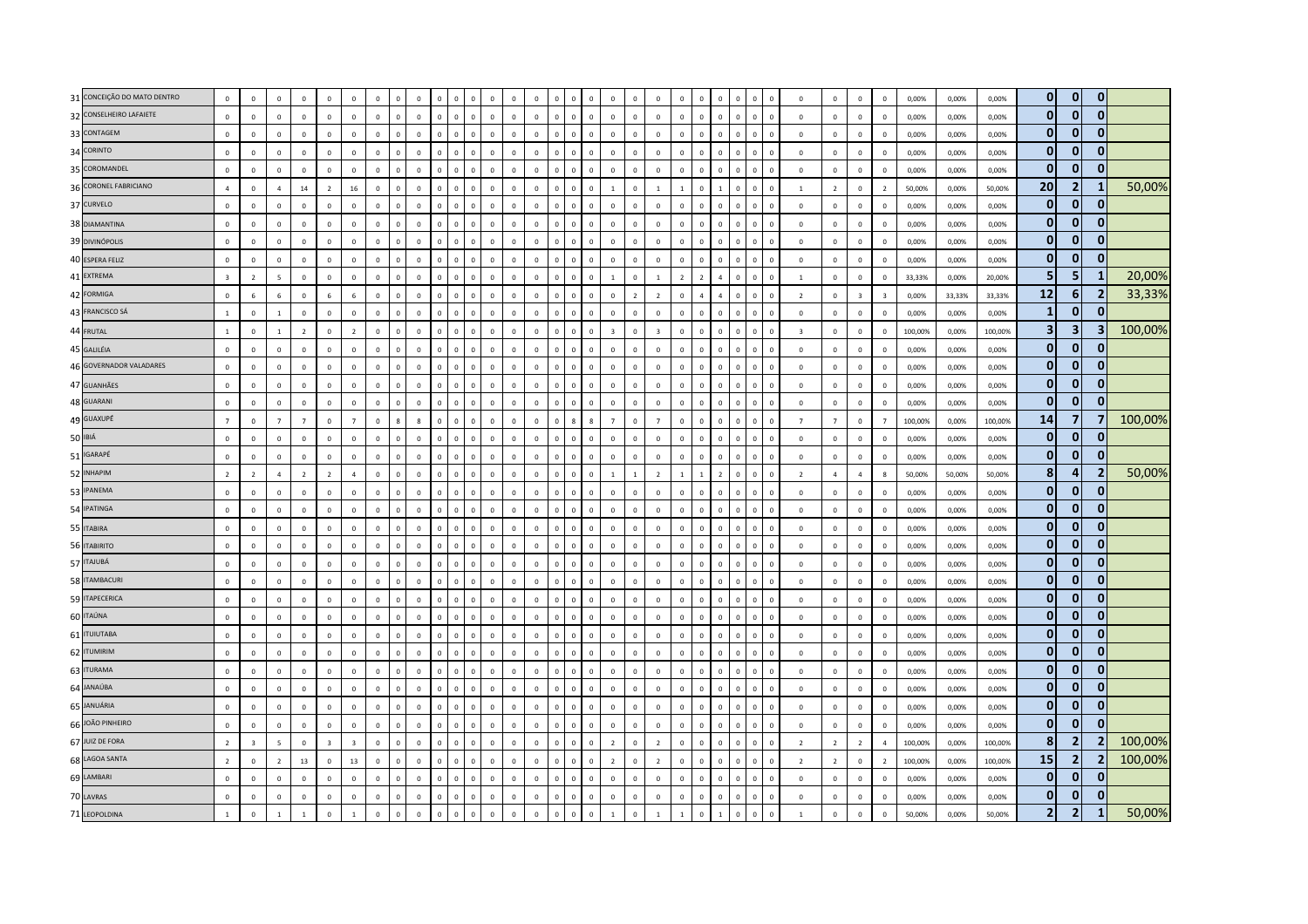| | | | | | | | | | | | | | | | | | | | | | | | | | | | | | | | | | | | | | | | | | |
|---|---|---|---|---|---|---|---|---|---|---|---|---|---|---|---|---|---|---|---|---|---|---|---|---|---|---|---|---|---|---|---|---|---|---|---|---|---|---|---|---|---|
| 31 CONCEIÇÃO DO MATO DENTRO | 0 | 0 | 0 | 0 | 0 | 0 | 0 | 0 | 0 | 0 | 0 | 0 | 0 | 0 | 0 | 0 | 0 | 0 | 0 | 0 | 0 | 0 | 0 | 0 | 0 | 0 | 0 | 0 | 0 | 0 | 0 | 0 | 0 | 0 | 0,00% | 0,00% | 0,00% | 0 | 0 | 0 | |
| 32 CONSELHEIRO LAFAIETE | 0 | 0 | 0 | 0 | 0 | 0 | 0 | 0 | 0 | 0 | 0 | 0 | 0 | 0 | 0 | 0 | 0 | 0 | 0 | 0 | 0 | 0 | 0 | 0 | 0 | 0 | 0 | 0 | 0 | 0 | 0 | 0 | 0 | 0 | 0,00% | 0,00% | 0,00% | 0 | 0 | 0 | |
| 33 CONTAGEM | 0 | 0 | 0 | 0 | 0 | 0 | 0 | 0 | 0 | 0 | 0 | 0 | 0 | 0 | 0 | 0 | 0 | 0 | 0 | 0 | 0 | 0 | 0 | 0 | 0 | 0 | 0 | 0 | 0 | 0 | 0 | 0 | 0 | 0 | 0,00% | 0,00% | 0,00% | 0 | 0 | 0 | |
| 34 CORINTO | 0 | 0 | 0 | 0 | 0 | 0 | 0 | 0 | 0 | 0 | 0 | 0 | 0 | 0 | 0 | 0 | 0 | 0 | 0 | 0 | 0 | 0 | 0 | 0 | 0 | 0 | 0 | 0 | 0 | 0 | 0 | 0 | 0 | 0 | 0,00% | 0,00% | 0,00% | 0 | 0 | 0 | |
| 35 COROMANDEL | 0 | 0 | 0 | 0 | 0 | 0 | 0 | 0 | 0 | 0 | 0 | 0 | 0 | 0 | 0 | 0 | 0 | 0 | 0 | 0 | 0 | 0 | 0 | 0 | 0 | 0 | 0 | 0 | 0 | 0 | 0 | 0 | 0 | 0 | 0,00% | 0,00% | 0,00% | 0 | 0 | 0 | |
| 36 CORONEL FABRICIANO | 4 | 0 | 4 | 14 | 2 | 16 | 0 | 0 | 0 | 0 | 0 | 0 | 0 | 0 | 0 | 0 | 0 | 0 | 0 | 0 | 0 | 1 | 0 | 1 | 1 | 0 | 1 | 0 | 0 | 0 | 1 | 2 | 0 | 2 | 50,00% | 0,00% | 50,00% | 20 | 2 | 1 | 50,00% |
| 37 CURVELO | 0 | 0 | 0 | 0 | 0 | 0 | 0 | 0 | 0 | 0 | 0 | 0 | 0 | 0 | 0 | 0 | 0 | 0 | 0 | 0 | 0 | 0 | 0 | 0 | 0 | 0 | 0 | 0 | 0 | 0 | 0 | 0 | 0 | 0 | 0,00% | 0,00% | 0,00% | 0 | 0 | 0 | |
| 38 DIAMANTINA | 0 | 0 | 0 | 0 | 0 | 0 | 0 | 0 | 0 | 0 | 0 | 0 | 0 | 0 | 0 | 0 | 0 | 0 | 0 | 0 | 0 | 0 | 0 | 0 | 0 | 0 | 0 | 0 | 0 | 0 | 0 | 0 | 0 | 0 | 0,00% | 0,00% | 0,00% | 0 | 0 | 0 | |
| 39 DIVINÓPOLIS | 0 | 0 | 0 | 0 | 0 | 0 | 0 | 0 | 0 | 0 | 0 | 0 | 0 | 0 | 0 | 0 | 0 | 0 | 0 | 0 | 0 | 0 | 0 | 0 | 0 | 0 | 0 | 0 | 0 | 0 | 0 | 0 | 0 | 0 | 0,00% | 0,00% | 0,00% | 0 | 0 | 0 | |
| 40 ESPERA FELIZ | 0 | 0 | 0 | 0 | 0 | 0 | 0 | 0 | 0 | 0 | 0 | 0 | 0 | 0 | 0 | 0 | 0 | 0 | 0 | 0 | 0 | 0 | 0 | 0 | 0 | 0 | 0 | 0 | 0 | 0 | 0 | 0 | 0 | 0 | 0,00% | 0,00% | 0,00% | 0 | 0 | 0 | |
| 41 EXTREMA | 3 | 2 | 5 | 0 | 0 | 0 | 0 | 0 | 0 | 0 | 0 | 0 | 0 | 0 | 0 | 0 | 0 | 0 | 0 | 0 | 0 | 1 | 0 | 1 | 2 | 2 | 4 | 0 | 0 | 0 | 1 | 0 | 0 | 0 | 33,33% | 0,00% | 20,00% | 5 | 5 | 1 | 20,00% |
| 42 FORMIGA | 0 | 6 | 6 | 0 | 6 | 6 | 0 | 0 | 0 | 0 | 0 | 0 | 0 | 0 | 0 | 0 | 0 | 0 | 0 | 0 | 0 | 0 | 2 | 2 | 0 | 4 | 4 | 0 | 0 | 0 | 2 | 0 | 3 | 3 | 0,00% | 33,33% | 33,33% | 12 | 6 | 2 | 33,33% |
| 43 FRANCISCO SÁ | 1 | 0 | 1 | 0 | 0 | 0 | 0 | 0 | 0 | 0 | 0 | 0 | 0 | 0 | 0 | 0 | 0 | 0 | 0 | 0 | 0 | 0 | 0 | 0 | 0 | 0 | 0 | 0 | 0 | 0 | 0 | 0 | 0 | 0 | 0,00% | 0,00% | 0,00% | 1 | 0 | 0 | |
| 44 FRUTAL | 1 | 0 | 1 | 2 | 0 | 2 | 0 | 0 | 0 | 0 | 0 | 0 | 0 | 0 | 0 | 0 | 0 | 0 | 0 | 0 | 0 | 3 | 0 | 3 | 0 | 0 | 0 | 0 | 0 | 0 | 3 | 0 | 0 | 0 | 100,00% | 0,00% | 100,00% | 3 | 3 | 3 | 100,00% |
| 45 GALILÉIA | 0 | 0 | 0 | 0 | 0 | 0 | 0 | 0 | 0 | 0 | 0 | 0 | 0 | 0 | 0 | 0 | 0 | 0 | 0 | 0 | 0 | 0 | 0 | 0 | 0 | 0 | 0 | 0 | 0 | 0 | 0 | 0 | 0 | 0 | 0,00% | 0,00% | 0,00% | 0 | 0 | 0 | |
| 46 GOVERNADOR VALADARES | 0 | 0 | 0 | 0 | 0 | 0 | 0 | 0 | 0 | 0 | 0 | 0 | 0 | 0 | 0 | 0 | 0 | 0 | 0 | 0 | 0 | 0 | 0 | 0 | 0 | 0 | 0 | 0 | 0 | 0 | 0 | 0 | 0 | 0 | 0,00% | 0,00% | 0,00% | 0 | 0 | 0 | |
| 47 GUANHÃES | 0 | 0 | 0 | 0 | 0 | 0 | 0 | 0 | 0 | 0 | 0 | 0 | 0 | 0 | 0 | 0 | 0 | 0 | 0 | 0 | 0 | 0 | 0 | 0 | 0 | 0 | 0 | 0 | 0 | 0 | 0 | 0 | 0 | 0 | 0,00% | 0,00% | 0,00% | 0 | 0 | 0 | |
| 48 GUARANI | 0 | 0 | 0 | 0 | 0 | 0 | 0 | 0 | 0 | 0 | 0 | 0 | 0 | 0 | 0 | 0 | 0 | 0 | 0 | 0 | 0 | 0 | 0 | 0 | 0 | 0 | 0 | 0 | 0 | 0 | 0 | 0 | 0 | 0 | 0,00% | 0,00% | 0,00% | 0 | 0 | 0 | |
| 49 GUAXUPÉ | 7 | 0 | 7 | 7 | 0 | 7 | 0 | 8 | 8 | 0 | 0 | 0 | 0 | 0 | 0 | 0 | 0 | 0 | 0 | 8 | 8 | 7 | 0 | 7 | 0 | 0 | 0 | 0 | 0 | 0 | 7 | 7 | 0 | 7 | 100,00% | 0,00% | 100,00% | 14 | 7 | 7 | 100,00% |
| 50 IBIÁ | 0 | 0 | 0 | 0 | 0 | 0 | 0 | 0 | 0 | 0 | 0 | 0 | 0 | 0 | 0 | 0 | 0 | 0 | 0 | 0 | 0 | 0 | 0 | 0 | 0 | 0 | 0 | 0 | 0 | 0 | 0 | 0 | 0 | 0 | 0,00% | 0,00% | 0,00% | 0 | 0 | 0 | |
| 51 IGARAPÉ | 0 | 0 | 0 | 0 | 0 | 0 | 0 | 0 | 0 | 0 | 0 | 0 | 0 | 0 | 0 | 0 | 0 | 0 | 0 | 0 | 0 | 0 | 0 | 0 | 0 | 0 | 0 | 0 | 0 | 0 | 0 | 0 | 0 | 0 | 0,00% | 0,00% | 0,00% | 0 | 0 | 0 | |
| 52 INHAPIM | 2 | 2 | 4 | 2 | 2 | 4 | 0 | 0 | 0 | 0 | 0 | 0 | 0 | 0 | 0 | 0 | 0 | 0 | 0 | 0 | 0 | 1 | 1 | 2 | 1 | 1 | 2 | 0 | 0 | 0 | 2 | 4 | 4 | 8 | 50,00% | 50,00% | 50,00% | 8 | 4 | 2 | 50,00% |
| 53 IPANEMA | 0 | 0 | 0 | 0 | 0 | 0 | 0 | 0 | 0 | 0 | 0 | 0 | 0 | 0 | 0 | 0 | 0 | 0 | 0 | 0 | 0 | 0 | 0 | 0 | 0 | 0 | 0 | 0 | 0 | 0 | 0 | 0 | 0 | 0 | 0,00% | 0,00% | 0,00% | 0 | 0 | 0 | |
| 54 IPATINGA | 0 | 0 | 0 | 0 | 0 | 0 | 0 | 0 | 0 | 0 | 0 | 0 | 0 | 0 | 0 | 0 | 0 | 0 | 0 | 0 | 0 | 0 | 0 | 0 | 0 | 0 | 0 | 0 | 0 | 0 | 0 | 0 | 0 | 0 | 0,00% | 0,00% | 0,00% | 0 | 0 | 0 | |
| 55 ITABIRA | 0 | 0 | 0 | 0 | 0 | 0 | 0 | 0 | 0 | 0 | 0 | 0 | 0 | 0 | 0 | 0 | 0 | 0 | 0 | 0 | 0 | 0 | 0 | 0 | 0 | 0 | 0 | 0 | 0 | 0 | 0 | 0 | 0 | 0 | 0,00% | 0,00% | 0,00% | 0 | 0 | 0 | |
| 56 ITABIRITO | 0 | 0 | 0 | 0 | 0 | 0 | 0 | 0 | 0 | 0 | 0 | 0 | 0 | 0 | 0 | 0 | 0 | 0 | 0 | 0 | 0 | 0 | 0 | 0 | 0 | 0 | 0 | 0 | 0 | 0 | 0 | 0 | 0 | 0 | 0,00% | 0,00% | 0,00% | 0 | 0 | 0 | |
| 57 ITAJUBÁ | 0 | 0 | 0 | 0 | 0 | 0 | 0 | 0 | 0 | 0 | 0 | 0 | 0 | 0 | 0 | 0 | 0 | 0 | 0 | 0 | 0 | 0 | 0 | 0 | 0 | 0 | 0 | 0 | 0 | 0 | 0 | 0 | 0 | 0 | 0,00% | 0,00% | 0,00% | 0 | 0 | 0 | |
| 58 ITAMBACURI | 0 | 0 | 0 | 0 | 0 | 0 | 0 | 0 | 0 | 0 | 0 | 0 | 0 | 0 | 0 | 0 | 0 | 0 | 0 | 0 | 0 | 0 | 0 | 0 | 0 | 0 | 0 | 0 | 0 | 0 | 0 | 0 | 0 | 0 | 0,00% | 0,00% | 0,00% | 0 | 0 | 0 | |
| 59 ITAPECERICA | 0 | 0 | 0 | 0 | 0 | 0 | 0 | 0 | 0 | 0 | 0 | 0 | 0 | 0 | 0 | 0 | 0 | 0 | 0 | 0 | 0 | 0 | 0 | 0 | 0 | 0 | 0 | 0 | 0 | 0 | 0 | 0 | 0 | 0 | 0,00% | 0,00% | 0,00% | 0 | 0 | 0 | |
| 60 ITAÚNA | 0 | 0 | 0 | 0 | 0 | 0 | 0 | 0 | 0 | 0 | 0 | 0 | 0 | 0 | 0 | 0 | 0 | 0 | 0 | 0 | 0 | 0 | 0 | 0 | 0 | 0 | 0 | 0 | 0 | 0 | 0 | 0 | 0 | 0 | 0,00% | 0,00% | 0,00% | 0 | 0 | 0 | |
| 61 ITUIUTABA | 0 | 0 | 0 | 0 | 0 | 0 | 0 | 0 | 0 | 0 | 0 | 0 | 0 | 0 | 0 | 0 | 0 | 0 | 0 | 0 | 0 | 0 | 0 | 0 | 0 | 0 | 0 | 0 | 0 | 0 | 0 | 0 | 0 | 0 | 0,00% | 0,00% | 0,00% | 0 | 0 | 0 | |
| 62 ITUMIRIM | 0 | 0 | 0 | 0 | 0 | 0 | 0 | 0 | 0 | 0 | 0 | 0 | 0 | 0 | 0 | 0 | 0 | 0 | 0 | 0 | 0 | 0 | 0 | 0 | 0 | 0 | 0 | 0 | 0 | 0 | 0 | 0 | 0 | 0 | 0,00% | 0,00% | 0,00% | 0 | 0 | 0 | |
| 63 ITURAMA | 0 | 0 | 0 | 0 | 0 | 0 | 0 | 0 | 0 | 0 | 0 | 0 | 0 | 0 | 0 | 0 | 0 | 0 | 0 | 0 | 0 | 0 | 0 | 0 | 0 | 0 | 0 | 0 | 0 | 0 | 0 | 0 | 0 | 0 | 0,00% | 0,00% | 0,00% | 0 | 0 | 0 | |
| 64 JANAÚBA | 0 | 0 | 0 | 0 | 0 | 0 | 0 | 0 | 0 | 0 | 0 | 0 | 0 | 0 | 0 | 0 | 0 | 0 | 0 | 0 | 0 | 0 | 0 | 0 | 0 | 0 | 0 | 0 | 0 | 0 | 0 | 0 | 0 | 0 | 0,00% | 0,00% | 0,00% | 0 | 0 | 0 | |
| 65 JANUÁRIA | 0 | 0 | 0 | 0 | 0 | 0 | 0 | 0 | 0 | 0 | 0 | 0 | 0 | 0 | 0 | 0 | 0 | 0 | 0 | 0 | 0 | 0 | 0 | 0 | 0 | 0 | 0 | 0 | 0 | 0 | 0 | 0 | 0 | 0 | 0,00% | 0,00% | 0,00% | 0 | 0 | 0 | |
| 66 JOÃO PINHEIRO | 0 | 0 | 0 | 0 | 0 | 0 | 0 | 0 | 0 | 0 | 0 | 0 | 0 | 0 | 0 | 0 | 0 | 0 | 0 | 0 | 0 | 0 | 0 | 0 | 0 | 0 | 0 | 0 | 0 | 0 | 0 | 0 | 0 | 0 | 0,00% | 0,00% | 0,00% | 0 | 0 | 0 | |
| 67 JUIZ DE FORA | 2 | 3 | 5 | 0 | 3 | 3 | 0 | 0 | 0 | 0 | 0 | 0 | 0 | 0 | 0 | 0 | 0 | 0 | 0 | 0 | 0 | 2 | 0 | 2 | 0 | 0 | 0 | 0 | 0 | 0 | 2 | 2 | 2 | 4 | 100,00% | 0,00% | 100,00% | 8 | 2 | 2 | 100,00% |
| 68 LAGOA SANTA | 2 | 0 | 2 | 13 | 0 | 13 | 0 | 0 | 0 | 0 | 0 | 0 | 0 | 0 | 0 | 0 | 0 | 0 | 0 | 0 | 0 | 2 | 0 | 2 | 0 | 0 | 0 | 0 | 0 | 0 | 2 | 2 | 0 | 2 | 100,00% | 0,00% | 100,00% | 15 | 2 | 2 | 100,00% |
| 69 LAMBARI | 0 | 0 | 0 | 0 | 0 | 0 | 0 | 0 | 0 | 0 | 0 | 0 | 0 | 0 | 0 | 0 | 0 | 0 | 0 | 0 | 0 | 0 | 0 | 0 | 0 | 0 | 0 | 0 | 0 | 0 | 0 | 0 | 0 | 0 | 0,00% | 0,00% | 0,00% | 0 | 0 | 0 | |
| 70 LAVRAS | 0 | 0 | 0 | 0 | 0 | 0 | 0 | 0 | 0 | 0 | 0 | 0 | 0 | 0 | 0 | 0 | 0 | 0 | 0 | 0 | 0 | 0 | 0 | 0 | 0 | 0 | 0 | 0 | 0 | 0 | 0 | 0 | 0 | 0 | 0,00% | 0,00% | 0,00% | 0 | 0 | 0 | |
| 71 LEOPOLDINA | 1 | 0 | 1 | 1 | 0 | 1 | 0 | 0 | 0 | 0 | 0 | 0 | 0 | 0 | 0 | 0 | 0 | 0 | 0 | 0 | 0 | 1 | 0 | 1 | 1 | 0 | 1 | 0 | 0 | 0 | 1 | 0 | 0 | 0 | 50,00% | 0,00% | 50,00% | 2 | 2 | 1 | 50,00% |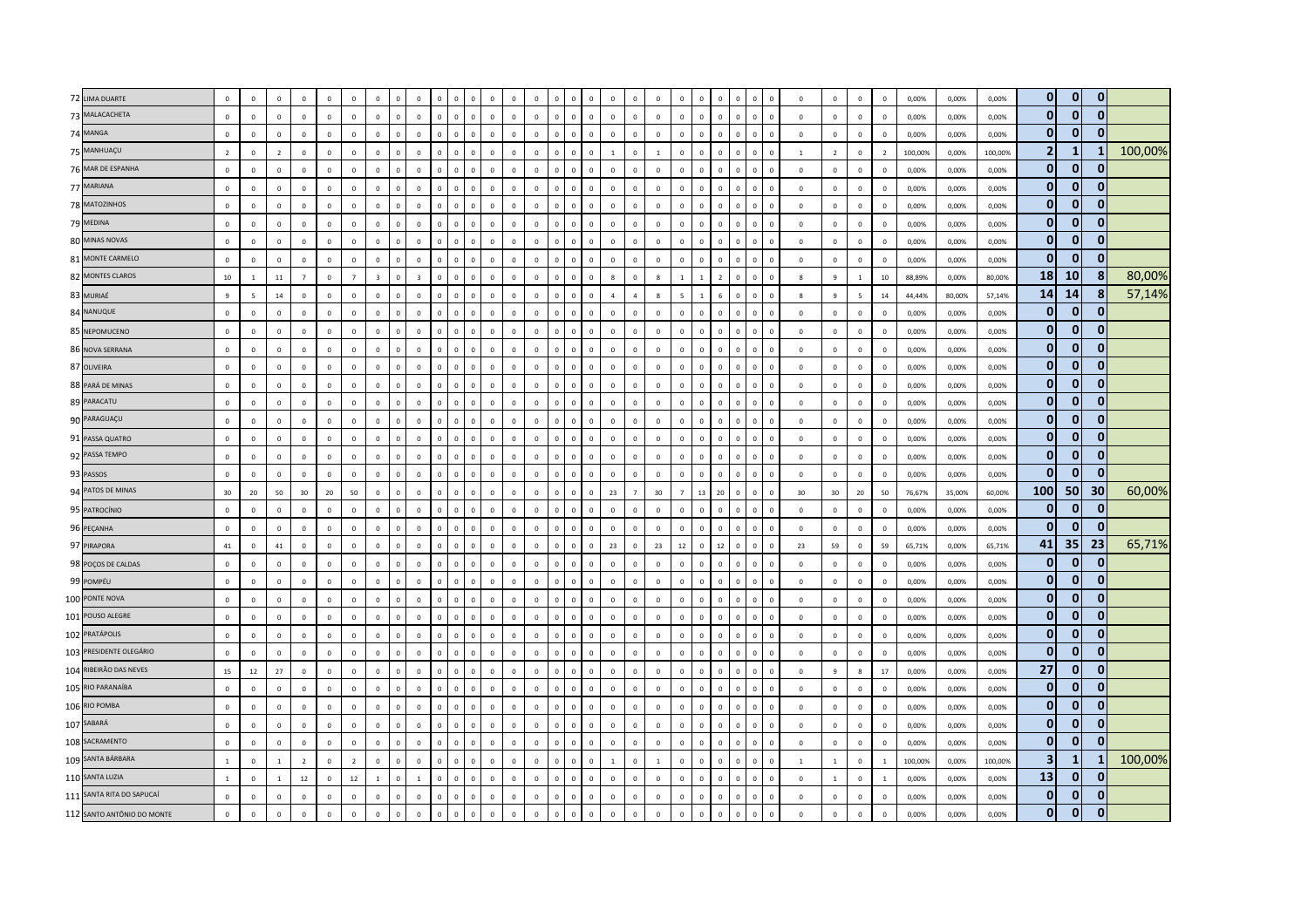| | | | | | | | | | | | | | | | | | | | | | | | | | | | | | | | | | | | | | | | | | |
|---|---|---|---|---|---|---|---|---|---|---|---|---|---|---|---|---|---|---|---|---|---|---|---|---|---|---|---|---|---|---|---|---|---|---|---|---|---|---|---|---|---|
| 72 | LIMA DUARTE | 0 | 0 | 0 | 0 | 0 | 0 | 0 | 0 | 0 | 0 | 0 | 0 | 0 | 0 | 0 | 0 | 0 | 0 | 0 | 0 | 0 | 0 | 0 | 0 | 0 | 0 | 0 | 0 | 0 | 0 | 0 | 0 | 0 | 0,00% | 0,00% | 0,00% | 0 | 0 | 0 | |
| 73 | MALACACHETA | 0 | 0 | 0 | 0 | 0 | 0 | 0 | 0 | 0 | 0 | 0 | 0 | 0 | 0 | 0 | 0 | 0 | 0 | 0 | 0 | 0 | 0 | 0 | 0 | 0 | 0 | 0 | 0 | 0 | 0 | 0 | 0 | 0 | 0,00% | 0,00% | 0,00% | 0 | 0 | 0 | |
| 74 | MANGA | 0 | 0 | 0 | 0 | 0 | 0 | 0 | 0 | 0 | 0 | 0 | 0 | 0 | 0 | 0 | 0 | 0 | 0 | 0 | 0 | 0 | 0 | 0 | 0 | 0 | 0 | 0 | 0 | 0 | 0 | 0 | 0 | 0 | 0,00% | 0,00% | 0,00% | 0 | 0 | 0 | |
| 75 | MANHUAÇU | 2 | 0 | 2 | 0 | 0 | 0 | 0 | 0 | 0 | 0 | 0 | 0 | 0 | 0 | 0 | 0 | 0 | 0 | 0 | 0 | 1 | 0 | 1 | 0 | 0 | 0 | 0 | 0 | 0 | 1 | 2 | 0 | 2 | 100,00% | 0,00% | 100,00% | 2 | 1 | 1 | 100,00% |
| 76 | MAR DE ESPANHA | 0 | 0 | 0 | 0 | 0 | 0 | 0 | 0 | 0 | 0 | 0 | 0 | 0 | 0 | 0 | 0 | 0 | 0 | 0 | 0 | 0 | 0 | 0 | 0 | 0 | 0 | 0 | 0 | 0 | 0 | 0 | 0 | 0 | 0,00% | 0,00% | 0,00% | 0 | 0 | 0 | |
| 77 | MARIANA | 0 | 0 | 0 | 0 | 0 | 0 | 0 | 0 | 0 | 0 | 0 | 0 | 0 | 0 | 0 | 0 | 0 | 0 | 0 | 0 | 0 | 0 | 0 | 0 | 0 | 0 | 0 | 0 | 0 | 0 | 0 | 0 | 0 | 0,00% | 0,00% | 0,00% | 0 | 0 | 0 | |
| 78 | MATOZINHOS | 0 | 0 | 0 | 0 | 0 | 0 | 0 | 0 | 0 | 0 | 0 | 0 | 0 | 0 | 0 | 0 | 0 | 0 | 0 | 0 | 0 | 0 | 0 | 0 | 0 | 0 | 0 | 0 | 0 | 0 | 0 | 0 | 0 | 0,00% | 0,00% | 0,00% | 0 | 0 | 0 | |
| 79 | MEDINA | 0 | 0 | 0 | 0 | 0 | 0 | 0 | 0 | 0 | 0 | 0 | 0 | 0 | 0 | 0 | 0 | 0 | 0 | 0 | 0 | 0 | 0 | 0 | 0 | 0 | 0 | 0 | 0 | 0 | 0 | 0 | 0 | 0 | 0,00% | 0,00% | 0,00% | 0 | 0 | 0 | |
| 80 | MINAS NOVAS | 0 | 0 | 0 | 0 | 0 | 0 | 0 | 0 | 0 | 0 | 0 | 0 | 0 | 0 | 0 | 0 | 0 | 0 | 0 | 0 | 0 | 0 | 0 | 0 | 0 | 0 | 0 | 0 | 0 | 0 | 0 | 0 | 0 | 0,00% | 0,00% | 0,00% | 0 | 0 | 0 | |
| 81 | MONTE CARMELO | 0 | 0 | 0 | 0 | 0 | 0 | 0 | 0 | 0 | 0 | 0 | 0 | 0 | 0 | 0 | 0 | 0 | 0 | 0 | 0 | 0 | 0 | 0 | 0 | 0 | 0 | 0 | 0 | 0 | 0 | 0 | 0 | 0 | 0,00% | 0,00% | 0,00% | 0 | 0 | 0 | |
| 82 | MONTES CLAROS | 10 | 1 | 11 | 7 | 0 | 7 | 3 | 0 | 3 | 0 | 0 | 0 | 0 | 0 | 0 | 0 | 0 | 0 | 0 | 0 | 8 | 0 | 8 | 1 | 1 | 2 | 0 | 0 | 0 | 8 | 9 | 1 | 10 | 88,89% | 0,00% | 80,00% | 18 | 10 | 8 | 80,00% |
| 83 | MURIAÉ | 9 | 5 | 14 | 0 | 0 | 0 | 0 | 0 | 0 | 0 | 0 | 0 | 0 | 0 | 0 | 0 | 0 | 0 | 0 | 0 | 4 | 4 | 8 | 5 | 1 | 6 | 0 | 0 | 0 | 8 | 9 | 5 | 14 | 44,44% | 80,00% | 57,14% | 14 | 14 | 8 | 57,14% |
| 84 | NANUQUE | 0 | 0 | 0 | 0 | 0 | 0 | 0 | 0 | 0 | 0 | 0 | 0 | 0 | 0 | 0 | 0 | 0 | 0 | 0 | 0 | 0 | 0 | 0 | 0 | 0 | 0 | 0 | 0 | 0 | 0 | 0 | 0 | 0 | 0,00% | 0,00% | 0,00% | 0 | 0 | 0 | |
| 85 | NEPOMUCENO | 0 | 0 | 0 | 0 | 0 | 0 | 0 | 0 | 0 | 0 | 0 | 0 | 0 | 0 | 0 | 0 | 0 | 0 | 0 | 0 | 0 | 0 | 0 | 0 | 0 | 0 | 0 | 0 | 0 | 0 | 0 | 0 | 0 | 0,00% | 0,00% | 0,00% | 0 | 0 | 0 | |
| 86 | NOVA SERRANA | 0 | 0 | 0 | 0 | 0 | 0 | 0 | 0 | 0 | 0 | 0 | 0 | 0 | 0 | 0 | 0 | 0 | 0 | 0 | 0 | 0 | 0 | 0 | 0 | 0 | 0 | 0 | 0 | 0 | 0 | 0 | 0 | 0 | 0,00% | 0,00% | 0,00% | 0 | 0 | 0 | |
| 87 | OLIVEIRA | 0 | 0 | 0 | 0 | 0 | 0 | 0 | 0 | 0 | 0 | 0 | 0 | 0 | 0 | 0 | 0 | 0 | 0 | 0 | 0 | 0 | 0 | 0 | 0 | 0 | 0 | 0 | 0 | 0 | 0 | 0 | 0 | 0 | 0,00% | 0,00% | 0,00% | 0 | 0 | 0 | |
| 88 | PARÁ DE MINAS | 0 | 0 | 0 | 0 | 0 | 0 | 0 | 0 | 0 | 0 | 0 | 0 | 0 | 0 | 0 | 0 | 0 | 0 | 0 | 0 | 0 | 0 | 0 | 0 | 0 | 0 | 0 | 0 | 0 | 0 | 0 | 0 | 0 | 0,00% | 0,00% | 0,00% | 0 | 0 | 0 | |
| 89 | PARACATU | 0 | 0 | 0 | 0 | 0 | 0 | 0 | 0 | 0 | 0 | 0 | 0 | 0 | 0 | 0 | 0 | 0 | 0 | 0 | 0 | 0 | 0 | 0 | 0 | 0 | 0 | 0 | 0 | 0 | 0 | 0 | 0 | 0 | 0,00% | 0,00% | 0,00% | 0 | 0 | 0 | |
| 90 | PARAGUAÇU | 0 | 0 | 0 | 0 | 0 | 0 | 0 | 0 | 0 | 0 | 0 | 0 | 0 | 0 | 0 | 0 | 0 | 0 | 0 | 0 | 0 | 0 | 0 | 0 | 0 | 0 | 0 | 0 | 0 | 0 | 0 | 0 | 0 | 0,00% | 0,00% | 0,00% | 0 | 0 | 0 | |
| 91 | PASSA QUATRO | 0 | 0 | 0 | 0 | 0 | 0 | 0 | 0 | 0 | 0 | 0 | 0 | 0 | 0 | 0 | 0 | 0 | 0 | 0 | 0 | 0 | 0 | 0 | 0 | 0 | 0 | 0 | 0 | 0 | 0 | 0 | 0 | 0 | 0,00% | 0,00% | 0,00% | 0 | 0 | 0 | |
| 92 | PASSA TEMPO | 0 | 0 | 0 | 0 | 0 | 0 | 0 | 0 | 0 | 0 | 0 | 0 | 0 | 0 | 0 | 0 | 0 | 0 | 0 | 0 | 0 | 0 | 0 | 0 | 0 | 0 | 0 | 0 | 0 | 0 | 0 | 0 | 0 | 0,00% | 0,00% | 0,00% | 0 | 0 | 0 | |
| 93 | PASSOS | 0 | 0 | 0 | 0 | 0 | 0 | 0 | 0 | 0 | 0 | 0 | 0 | 0 | 0 | 0 | 0 | 0 | 0 | 0 | 0 | 0 | 0 | 0 | 0 | 0 | 0 | 0 | 0 | 0 | 0 | 0 | 0 | 0 | 0,00% | 0,00% | 0,00% | 0 | 0 | 0 | |
| 94 | PATOS DE MINAS | 30 | 20 | 50 | 30 | 20 | 50 | 0 | 0 | 0 | 0 | 0 | 0 | 0 | 0 | 0 | 0 | 0 | 0 | 0 | 0 | 23 | 7 | 30 | 7 | 13 | 20 | 0 | 0 | 0 | 30 | 30 | 20 | 50 | 76,67% | 35,00% | 60,00% | 100 | 50 | 30 | 60,00% |
| 95 | PATROCÍNIO | 0 | 0 | 0 | 0 | 0 | 0 | 0 | 0 | 0 | 0 | 0 | 0 | 0 | 0 | 0 | 0 | 0 | 0 | 0 | 0 | 0 | 0 | 0 | 0 | 0 | 0 | 0 | 0 | 0 | 0 | 0 | 0 | 0 | 0,00% | 0,00% | 0,00% | 0 | 0 | 0 | |
| 96 | PEÇANHA | 0 | 0 | 0 | 0 | 0 | 0 | 0 | 0 | 0 | 0 | 0 | 0 | 0 | 0 | 0 | 0 | 0 | 0 | 0 | 0 | 0 | 0 | 0 | 0 | 0 | 0 | 0 | 0 | 0 | 0 | 0 | 0 | 0 | 0,00% | 0,00% | 0,00% | 0 | 0 | 0 | |
| 97 | PIRAPORA | 41 | 0 | 41 | 0 | 0 | 0 | 0 | 0 | 0 | 0 | 0 | 0 | 0 | 0 | 0 | 0 | 0 | 0 | 0 | 0 | 23 | 0 | 23 | 12 | 0 | 12 | 0 | 0 | 0 | 23 | 59 | 0 | 59 | 65,71% | 0,00% | 65,71% | 41 | 35 | 23 | 65,71% |
| 98 | POÇOS DE CALDAS | 0 | 0 | 0 | 0 | 0 | 0 | 0 | 0 | 0 | 0 | 0 | 0 | 0 | 0 | 0 | 0 | 0 | 0 | 0 | 0 | 0 | 0 | 0 | 0 | 0 | 0 | 0 | 0 | 0 | 0 | 0 | 0 | 0 | 0,00% | 0,00% | 0,00% | 0 | 0 | 0 | |
| 99 | POMPÉU | 0 | 0 | 0 | 0 | 0 | 0 | 0 | 0 | 0 | 0 | 0 | 0 | 0 | 0 | 0 | 0 | 0 | 0 | 0 | 0 | 0 | 0 | 0 | 0 | 0 | 0 | 0 | 0 | 0 | 0 | 0 | 0 | 0 | 0,00% | 0,00% | 0,00% | 0 | 0 | 0 | |
| 100 | PONTE NOVA | 0 | 0 | 0 | 0 | 0 | 0 | 0 | 0 | 0 | 0 | 0 | 0 | 0 | 0 | 0 | 0 | 0 | 0 | 0 | 0 | 0 | 0 | 0 | 0 | 0 | 0 | 0 | 0 | 0 | 0 | 0 | 0 | 0 | 0,00% | 0,00% | 0,00% | 0 | 0 | 0 | |
| 101 | POUSO ALEGRE | 0 | 0 | 0 | 0 | 0 | 0 | 0 | 0 | 0 | 0 | 0 | 0 | 0 | 0 | 0 | 0 | 0 | 0 | 0 | 0 | 0 | 0 | 0 | 0 | 0 | 0 | 0 | 0 | 0 | 0 | 0 | 0 | 0 | 0,00% | 0,00% | 0,00% | 0 | 0 | 0 | |
| 102 | PRATÁPOLIS | 0 | 0 | 0 | 0 | 0 | 0 | 0 | 0 | 0 | 0 | 0 | 0 | 0 | 0 | 0 | 0 | 0 | 0 | 0 | 0 | 0 | 0 | 0 | 0 | 0 | 0 | 0 | 0 | 0 | 0 | 0 | 0 | 0 | 0,00% | 0,00% | 0,00% | 0 | 0 | 0 | |
| 103 | PRESIDENTE OLEGÁRIO | 0 | 0 | 0 | 0 | 0 | 0 | 0 | 0 | 0 | 0 | 0 | 0 | 0 | 0 | 0 | 0 | 0 | 0 | 0 | 0 | 0 | 0 | 0 | 0 | 0 | 0 | 0 | 0 | 0 | 0 | 0 | 0 | 0 | 0,00% | 0,00% | 0,00% | 0 | 0 | 0 | |
| 104 | RIBEIRÃO DAS NEVES | 15 | 12 | 27 | 0 | 0 | 0 | 0 | 0 | 0 | 0 | 0 | 0 | 0 | 0 | 0 | 0 | 0 | 0 | 0 | 0 | 0 | 0 | 0 | 0 | 0 | 0 | 0 | 0 | 0 | 0 | 9 | 8 | 17 | 0,00% | 0,00% | 0,00% | 27 | 0 | 0 | |
| 105 | RIO PARANAÍBA | 0 | 0 | 0 | 0 | 0 | 0 | 0 | 0 | 0 | 0 | 0 | 0 | 0 | 0 | 0 | 0 | 0 | 0 | 0 | 0 | 0 | 0 | 0 | 0 | 0 | 0 | 0 | 0 | 0 | 0 | 0 | 0 | 0 | 0,00% | 0,00% | 0,00% | 0 | 0 | 0 | |
| 106 | RIO POMBA | 0 | 0 | 0 | 0 | 0 | 0 | 0 | 0 | 0 | 0 | 0 | 0 | 0 | 0 | 0 | 0 | 0 | 0 | 0 | 0 | 0 | 0 | 0 | 0 | 0 | 0 | 0 | 0 | 0 | 0 | 0 | 0 | 0 | 0,00% | 0,00% | 0,00% | 0 | 0 | 0 | |
| 107 | SABARÁ | 0 | 0 | 0 | 0 | 0 | 0 | 0 | 0 | 0 | 0 | 0 | 0 | 0 | 0 | 0 | 0 | 0 | 0 | 0 | 0 | 0 | 0 | 0 | 0 | 0 | 0 | 0 | 0 | 0 | 0 | 0 | 0 | 0 | 0,00% | 0,00% | 0,00% | 0 | 0 | 0 | |
| 108 | SACRAMENTO | 0 | 0 | 0 | 0 | 0 | 0 | 0 | 0 | 0 | 0 | 0 | 0 | 0 | 0 | 0 | 0 | 0 | 0 | 0 | 0 | 0 | 0 | 0 | 0 | 0 | 0 | 0 | 0 | 0 | 0 | 0 | 0 | 0 | 0,00% | 0,00% | 0,00% | 0 | 0 | 0 | |
| 109 | SANTA BÁRBARA | 1 | 0 | 1 | 2 | 0 | 2 | 0 | 0 | 0 | 0 | 0 | 0 | 0 | 0 | 0 | 0 | 0 | 0 | 0 | 0 | 1 | 0 | 1 | 0 | 0 | 0 | 0 | 0 | 0 | 1 | 1 | 0 | 1 | 100,00% | 0,00% | 100,00% | 3 | 1 | 1 | 100,00% |
| 110 | SANTA LUZIA | 1 | 0 | 1 | 12 | 0 | 12 | 1 | 0 | 1 | 0 | 0 | 0 | 0 | 0 | 0 | 0 | 0 | 0 | 0 | 0 | 0 | 0 | 0 | 0 | 0 | 0 | 0 | 0 | 0 | 0 | 1 | 0 | 1 | 0,00% | 0,00% | 0,00% | 13 | 0 | 0 | |
| 111 | SANTA RITA DO SAPUCAÍ | 0 | 0 | 0 | 0 | 0 | 0 | 0 | 0 | 0 | 0 | 0 | 0 | 0 | 0 | 0 | 0 | 0 | 0 | 0 | 0 | 0 | 0 | 0 | 0 | 0 | 0 | 0 | 0 | 0 | 0 | 0 | 0 | 0 | 0,00% | 0,00% | 0,00% | 0 | 0 | 0 | |
| 112 | SANTO ANTÔNIO DO MONTE | 0 | 0 | 0 | 0 | 0 | 0 | 0 | 0 | 0 | 0 | 0 | 0 | 0 | 0 | 0 | 0 | 0 | 0 | 0 | 0 | 0 | 0 | 0 | 0 | 0 | 0 | 0 | 0 | 0 | 0 | 0 | 0 | 0 | 0,00% | 0,00% | 0,00% | 0 | 0 | 0 | |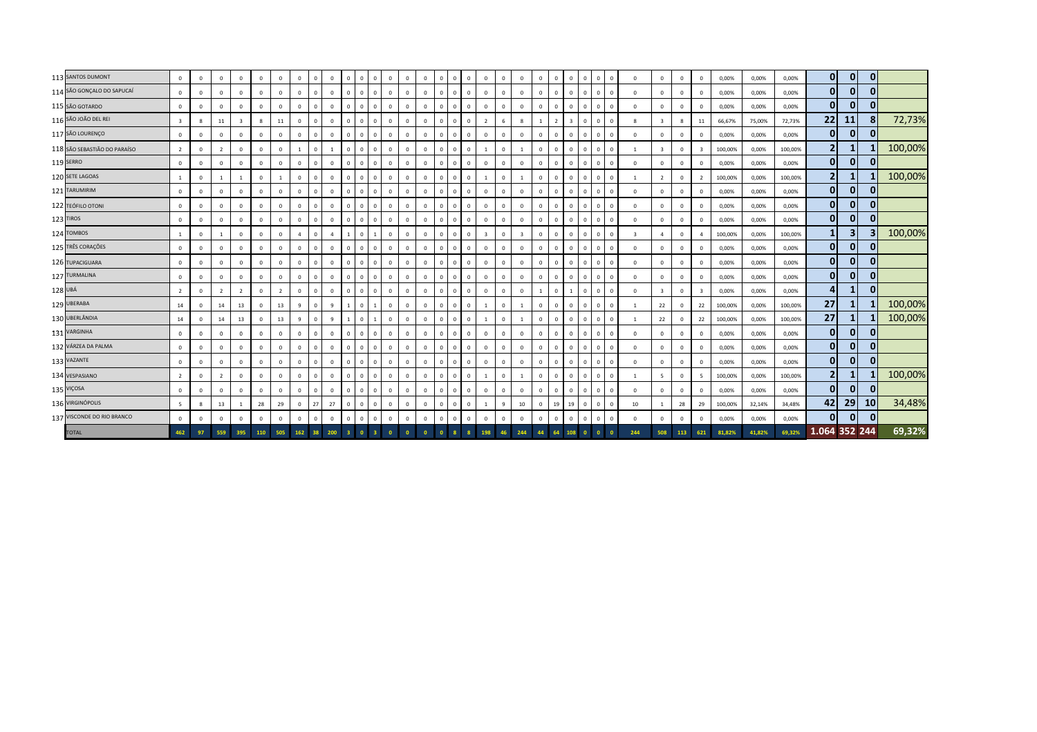| | | | | | | | | | | | | | | | | | | | | | | | | | | | | | | | | | | | | | | | |
|---|---|---|---|---|---|---|---|---|---|---|---|---|---|---|---|---|---|---|---|---|---|---|---|---|---|---|---|---|---|---|---|---|---|---|---|---|---|---|---|
| 113 | SANTOS DUMONT | 0 | 0 | 0 | 0 | 0 | 0 | 0 | 0 | 0 | 0 | 0 | 0 | 0 | 0 | 0 | 0 | 0 | 0 | 0 | 0 | 0 | 0 | 0 | 0 | 0 | 0 | 0 | 0 | 0 | 0 | 0 | 0 | 0,00% | 0,00% | 0,00% | 0 | 0 | 0 | |
| 114 | SÃO GONÇALO DO SAPUCAÍ | 0 | 0 | 0 | 0 | 0 | 0 | 0 | 0 | 0 | 0 | 0 | 0 | 0 | 0 | 0 | 0 | 0 | 0 | 0 | 0 | 0 | 0 | 0 | 0 | 0 | 0 | 0 | 0 | 0 | 0 | 0 | 0 | 0,00% | 0,00% | 0,00% | 0 | 0 | 0 | |
| 115 | SÃO GOTARDO | 0 | 0 | 0 | 0 | 0 | 0 | 0 | 0 | 0 | 0 | 0 | 0 | 0 | 0 | 0 | 0 | 0 | 0 | 0 | 0 | 0 | 0 | 0 | 0 | 0 | 0 | 0 | 0 | 0 | 0 | 0 | 0 | 0,00% | 0,00% | 0,00% | 0 | 0 | 0 | |
| 116 | SÃO JOÃO DEL REI | 3 | 8 | 11 | 3 | 8 | 11 | 0 | 0 | 0 | 0 | 0 | 0 | 0 | 0 | 0 | 0 | 0 | 0 | 2 | 6 | 8 | 1 | 2 | 3 | 0 | 0 | 0 | 8 | 3 | 8 | 11 | 66,67% | 75,00% | 72,73% | 22 | 11 | 8 | 72,73% |
| 117 | SÃO LOURENÇO | 0 | 0 | 0 | 0 | 0 | 0 | 0 | 0 | 0 | 0 | 0 | 0 | 0 | 0 | 0 | 0 | 0 | 0 | 0 | 0 | 0 | 0 | 0 | 0 | 0 | 0 | 0 | 0 | 0 | 0 | 0 | 0,00% | 0,00% | 0,00% | 0 | 0 | 0 | |
| 118 | SÃO SEBASTIÃO DO PARAÍSO | 2 | 0 | 2 | 0 | 0 | 0 | 1 | 0 | 1 | 0 | 0 | 0 | 0 | 0 | 0 | 0 | 0 | 0 | 1 | 0 | 1 | 0 | 0 | 0 | 0 | 0 | 0 | 1 | 3 | 0 | 3 | 100,00% | 0,00% | 100,00% | 2 | 1 | 1 | 100,00% |
| 119 | SERRO | 0 | 0 | 0 | 0 | 0 | 0 | 0 | 0 | 0 | 0 | 0 | 0 | 0 | 0 | 0 | 0 | 0 | 0 | 0 | 0 | 0 | 0 | 0 | 0 | 0 | 0 | 0 | 0 | 0 | 0 | 0 | 0,00% | 0,00% | 0,00% | 0 | 0 | 0 | |
| 120 | SETE LAGOAS | 1 | 0 | 1 | 1 | 0 | 1 | 0 | 0 | 0 | 0 | 0 | 0 | 0 | 0 | 0 | 0 | 0 | 0 | 1 | 0 | 1 | 0 | 0 | 0 | 0 | 0 | 0 | 1 | 2 | 0 | 2 | 100,00% | 0,00% | 100,00% | 2 | 1 | 1 | 100,00% |
| 121 | TARUMIRIM | 0 | 0 | 0 | 0 | 0 | 0 | 0 | 0 | 0 | 0 | 0 | 0 | 0 | 0 | 0 | 0 | 0 | 0 | 0 | 0 | 0 | 0 | 0 | 0 | 0 | 0 | 0 | 0 | 0 | 0 | 0 | 0,00% | 0,00% | 0,00% | 0 | 0 | 0 | |
| 122 | TEÓFILO OTONI | 0 | 0 | 0 | 0 | 0 | 0 | 0 | 0 | 0 | 0 | 0 | 0 | 0 | 0 | 0 | 0 | 0 | 0 | 0 | 0 | 0 | 0 | 0 | 0 | 0 | 0 | 0 | 0 | 0 | 0 | 0 | 0,00% | 0,00% | 0,00% | 0 | 0 | 0 | |
| 123 | TIROS | 0 | 0 | 0 | 0 | 0 | 0 | 0 | 0 | 0 | 0 | 0 | 0 | 0 | 0 | 0 | 0 | 0 | 0 | 0 | 0 | 0 | 0 | 0 | 0 | 0 | 0 | 0 | 0 | 0 | 0 | 0 | 0,00% | 0,00% | 0,00% | 0 | 0 | 0 | |
| 124 | TOMBOS | 1 | 0 | 1 | 0 | 0 | 0 | 4 | 0 | 4 | 1 | 0 | 1 | 0 | 0 | 0 | 0 | 0 | 0 | 3 | 0 | 3 | 0 | 0 | 0 | 0 | 0 | 0 | 3 | 4 | 0 | 4 | 100,00% | 0,00% | 100,00% | 1 | 3 | 3 | 100,00% |
| 125 | TRÊS CORAÇÕES | 0 | 0 | 0 | 0 | 0 | 0 | 0 | 0 | 0 | 0 | 0 | 0 | 0 | 0 | 0 | 0 | 0 | 0 | 0 | 0 | 0 | 0 | 0 | 0 | 0 | 0 | 0 | 0 | 0 | 0 | 0 | 0,00% | 0,00% | 0,00% | 0 | 0 | 0 | |
| 126 | TUPACIGUARA | 0 | 0 | 0 | 0 | 0 | 0 | 0 | 0 | 0 | 0 | 0 | 0 | 0 | 0 | 0 | 0 | 0 | 0 | 0 | 0 | 0 | 0 | 0 | 0 | 0 | 0 | 0 | 0 | 0 | 0 | 0 | 0,00% | 0,00% | 0,00% | 0 | 0 | 0 | |
| 127 | TURMALINA | 0 | 0 | 0 | 0 | 0 | 0 | 0 | 0 | 0 | 0 | 0 | 0 | 0 | 0 | 0 | 0 | 0 | 0 | 0 | 0 | 0 | 0 | 0 | 0 | 0 | 0 | 0 | 0 | 0 | 0 | 0 | 0,00% | 0,00% | 0,00% | 0 | 0 | 0 | |
| 128 | UBÁ | 2 | 0 | 2 | 2 | 0 | 2 | 0 | 0 | 0 | 0 | 0 | 0 | 0 | 0 | 0 | 0 | 0 | 0 | 0 | 0 | 0 | 1 | 0 | 1 | 0 | 0 | 0 | 0 | 3 | 0 | 3 | 0,00% | 0,00% | 0,00% | 4 | 1 | 0 | |
| 129 | UBERABA | 14 | 0 | 14 | 13 | 0 | 13 | 9 | 0 | 9 | 1 | 0 | 1 | 0 | 0 | 0 | 0 | 0 | 0 | 1 | 0 | 1 | 0 | 0 | 0 | 0 | 0 | 0 | 1 | 22 | 0 | 22 | 100,00% | 0,00% | 100,00% | 27 | 1 | 1 | 100,00% |
| 130 | UBERLÂNDIA | 14 | 0 | 14 | 13 | 0 | 13 | 9 | 0 | 9 | 1 | 0 | 1 | 0 | 0 | 0 | 0 | 0 | 0 | 1 | 0 | 1 | 0 | 0 | 0 | 0 | 0 | 0 | 1 | 22 | 0 | 22 | 100,00% | 0,00% | 100,00% | 27 | 1 | 1 | 100,00% |
| 131 | VARGINHA | 0 | 0 | 0 | 0 | 0 | 0 | 0 | 0 | 0 | 0 | 0 | 0 | 0 | 0 | 0 | 0 | 0 | 0 | 0 | 0 | 0 | 0 | 0 | 0 | 0 | 0 | 0 | 0 | 0 | 0 | 0 | 0,00% | 0,00% | 0,00% | 0 | 0 | 0 | |
| 132 | VÁRZEA DA PALMA | 0 | 0 | 0 | 0 | 0 | 0 | 0 | 0 | 0 | 0 | 0 | 0 | 0 | 0 | 0 | 0 | 0 | 0 | 0 | 0 | 0 | 0 | 0 | 0 | 0 | 0 | 0 | 0 | 0 | 0 | 0 | 0,00% | 0,00% | 0,00% | 0 | 0 | 0 | |
| 133 | VAZANTE | 0 | 0 | 0 | 0 | 0 | 0 | 0 | 0 | 0 | 0 | 0 | 0 | 0 | 0 | 0 | 0 | 0 | 0 | 0 | 0 | 0 | 0 | 0 | 0 | 0 | 0 | 0 | 0 | 0 | 0 | 0 | 0,00% | 0,00% | 0,00% | 0 | 0 | 0 | |
| 134 | VESPASIANO | 2 | 0 | 2 | 0 | 0 | 0 | 0 | 0 | 0 | 0 | 0 | 0 | 0 | 0 | 0 | 0 | 0 | 0 | 1 | 0 | 1 | 0 | 0 | 0 | 0 | 0 | 0 | 1 | 5 | 0 | 5 | 100,00% | 0,00% | 100,00% | 2 | 1 | 1 | 100,00% |
| 135 | VIÇOSA | 0 | 0 | 0 | 0 | 0 | 0 | 0 | 0 | 0 | 0 | 0 | 0 | 0 | 0 | 0 | 0 | 0 | 0 | 0 | 0 | 0 | 0 | 0 | 0 | 0 | 0 | 0 | 0 | 0 | 0 | 0 | 0,00% | 0,00% | 0,00% | 0 | 0 | 0 | |
| 136 | VIRGINÓPOLIS | 5 | 8 | 13 | 1 | 28 | 29 | 0 | 27 | 27 | 0 | 0 | 0 | 0 | 0 | 0 | 0 | 0 | 0 | 1 | 9 | 10 | 0 | 19 | 19 | 0 | 0 | 0 | 10 | 1 | 28 | 29 | 100,00% | 32,14% | 34,48% | 42 | 29 | 10 | 34,48% |
| 137 | VISCONDE DO RIO BRANCO | 0 | 0 | 0 | 0 | 0 | 0 | 0 | 0 | 0 | 0 | 0 | 0 | 0 | 0 | 0 | 0 | 0 | 0 | 0 | 0 | 0 | 0 | 0 | 0 | 0 | 0 | 0 | 0 | 0 | 0 | 0 | 0,00% | 0,00% | 0,00% | 0 | 0 | 0 | |
| | TOTAL | 462 | 97 | 559 | 395 | 110 | 505 | 162 | 38 | 200 | 3 | 0 | 3 | 0 | 0 | 0 | 0 | 8 | 8 | 198 | 46 | 244 | 44 | 64 | 108 | 0 | 0 | 0 | 244 | 508 | 113 | 621 | 81,82% | 41,82% | 69,32% | 1.064 | 352 | 244 | 69,32% |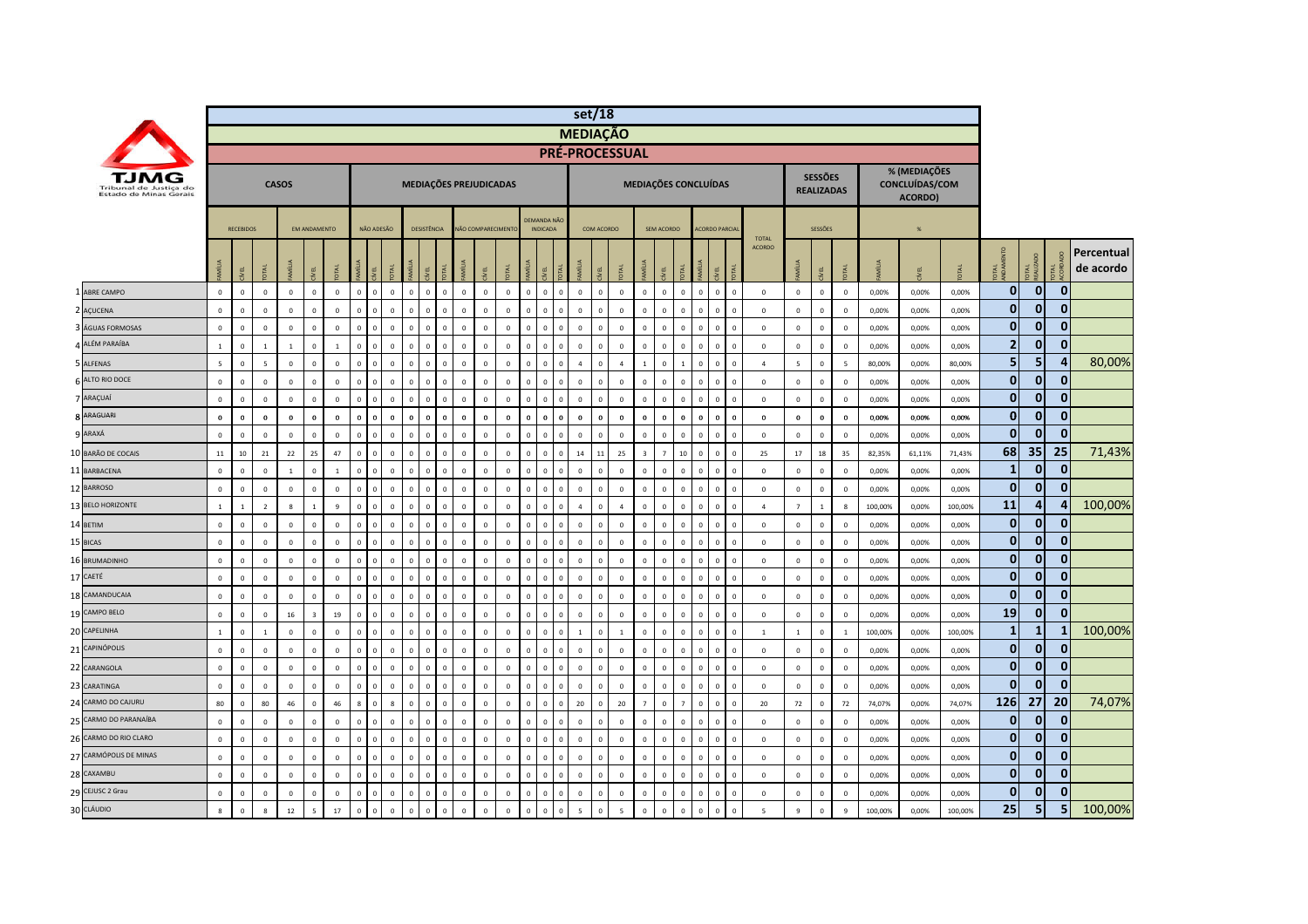**TJMG** Tribunal de Justiça do Estado de Minas Gerais

| | set/18 | | | | | | | | | | | | | | | | | | | | | | | | | | | | | | | | | | | | | | | | | | | |
|---|---|---|---|---|---|---|---|---|---|---|---|---|---|---|---|---|---|---|---|---|---|---|---|---|---|---|---|---|---|---|---|---|---|---|---|---|---|---|---|---|---|---|---|---|
| | MEDIAÇÃO | | | | | | | | | | | | | | | | | | | | | | | | | | | | | | | | | | | | | | | | | | | |
| | PRÉ-PROCESSUAL | | | | | | | | | | | | | | | | | | | | | | | | | | | | | | | | | | | | | | | | | | | |
| | CASOS | | | | | | MEDIAÇÕES PREJUDICADAS | | | | | | | | | | | | MEDIAÇÕES CONCLUÍDAS | | | | | | | | | | SESSÕES REALIZADAS | | | % (MEDIAÇÕES CONCLUÍDAS/COM ACORDO) | | | | | | |
| | RECEBIDOS | | | EM ANDAMENTO | | | NÃO ADESÃO | | | DESISTÊNCIA | | | NÃO COMPARECIMENTO | | | DEMANDA NÃO INDICADA | | | COM ACORDO | | | SEM ACORDO | | | ACORDO PARCIAL | | | TOTAL ACORDO | SESSÕES | | | % | | | | | | |
| | FAMÍLIA | CÍVEL | TOTAL | FAMÍLIA | CÍVEL | TOTAL | FAMÍLIA | CÍVEL | TOTAL | FAMÍLIA | CÍVEL | TOTAL | FAMÍLIA | CÍVEL | TOTAL | FAMÍLIA | CÍVEL | TOTAL | FAMÍLIA | CÍVEL | TOTAL | FAMÍLIA | CÍVEL | TOTAL | FAMÍLIA | CÍVEL | TOTAL | | FAMÍLIA | CÍVEL | TOTAL | FAMÍLIA | CÍVEL | TOTAL | TOTAL ANDAMENTO | TOTAL REALIZADO | TOTAL ACORDADO | Percentual de acordo |
| 1 ABRE CAMPO | 0 | 0 | 0 | 0 | 0 | 0 | 0 | 0 | 0 | 0 | 0 | 0 | 0 | 0 | 0 | 0 | 0 | 0 | 0 | 0 | 0 | 0 | 0 | 0 | 0 | 0 | 0 | 0 | 0 | 0 | 0 | 0,00% | 0,00% | 0,00% | 0 | 0 | 0 | |
| 2 AÇUCENA | 0 | 0 | 0 | 0 | 0 | 0 | 0 | 0 | 0 | 0 | 0 | 0 | 0 | 0 | 0 | 0 | 0 | 0 | 0 | 0 | 0 | 0 | 0 | 0 | 0 | 0 | 0 | 0 | 0 | 0 | 0 | 0,00% | 0,00% | 0,00% | 0 | 0 | 0 | |
| 3 ÁGUAS FORMOSAS | 0 | 0 | 0 | 0 | 0 | 0 | 0 | 0 | 0 | 0 | 0 | 0 | 0 | 0 | 0 | 0 | 0 | 0 | 0 | 0 | 0 | 0 | 0 | 0 | 0 | 0 | 0 | 0 | 0 | 0 | 0 | 0,00% | 0,00% | 0,00% | 0 | 0 | 0 | |
| 4 ALÉM PARAÍBA | 1 | 0 | 1 | 1 | 0 | 1 | 0 | 0 | 0 | 0 | 0 | 0 | 0 | 0 | 0 | 0 | 0 | 0 | 0 | 0 | 0 | 0 | 0 | 0 | 0 | 0 | 0 | 0 | 0 | 0 | 0 | 0,00% | 0,00% | 0,00% | 2 | 0 | 0 | |
| 5 ALFENAS | 5 | 0 | 5 | 0 | 0 | 0 | 0 | 0 | 0 | 0 | 0 | 0 | 0 | 0 | 0 | 0 | 0 | 0 | 4 | 0 | 4 | 1 | 0 | 1 | 0 | 0 | 0 | 4 | 5 | 0 | 5 | 80,00% | 0,00% | 80,00% | 5 | 5 | 4 | 80,00% |
| 6 ALTO RIO DOCE | 0 | 0 | 0 | 0 | 0 | 0 | 0 | 0 | 0 | 0 | 0 | 0 | 0 | 0 | 0 | 0 | 0 | 0 | 0 | 0 | 0 | 0 | 0 | 0 | 0 | 0 | 0 | 0 | 0 | 0 | 0 | 0,00% | 0,00% | 0,00% | 0 | 0 | 0 | |
| 7 ARAÇUAÍ | 0 | 0 | 0 | 0 | 0 | 0 | 0 | 0 | 0 | 0 | 0 | 0 | 0 | 0 | 0 | 0 | 0 | 0 | 0 | 0 | 0 | 0 | 0 | 0 | 0 | 0 | 0 | 0 | 0 | 0 | 0 | 0,00% | 0,00% | 0,00% | 0 | 0 | 0 | |
| 8 ARAGUARI | 0 | 0 | 0 | 0 | 0 | 0 | 0 | 0 | 0 | 0 | 0 | 0 | 0 | 0 | 0 | 0 | 0 | 0 | 0 | 0 | 0 | 0 | 0 | 0 | 0 | 0 | 0 | 0 | 0 | 0 | 0 | 0,00% | 0,00% | 0,00% | 0 | 0 | 0 | |
| 9 ARAXÁ | 0 | 0 | 0 | 0 | 0 | 0 | 0 | 0 | 0 | 0 | 0 | 0 | 0 | 0 | 0 | 0 | 0 | 0 | 0 | 0 | 0 | 0 | 0 | 0 | 0 | 0 | 0 | 0 | 0 | 0 | 0 | 0,00% | 0,00% | 0,00% | 0 | 0 | 0 | |
| 10 BARÃO DE COCAIS | 11 | 10 | 21 | 22 | 25 | 47 | 0 | 0 | 0 | 0 | 0 | 0 | 0 | 0 | 0 | 0 | 0 | 0 | 14 | 11 | 25 | 3 | 7 | 10 | 0 | 0 | 0 | 25 | 17 | 18 | 35 | 82,35% | 61,11% | 71,43% | 68 | 35 | 25 | 71,43% |
| 11 BARBACENA | 0 | 0 | 0 | 1 | 0 | 1 | 0 | 0 | 0 | 0 | 0 | 0 | 0 | 0 | 0 | 0 | 0 | 0 | 0 | 0 | 0 | 0 | 0 | 0 | 0 | 0 | 0 | 0 | 0 | 0 | 0 | 0,00% | 0,00% | 0,00% | 1 | 0 | 0 | |
| 12 BARROSO | 0 | 0 | 0 | 0 | 0 | 0 | 0 | 0 | 0 | 0 | 0 | 0 | 0 | 0 | 0 | 0 | 0 | 0 | 0 | 0 | 0 | 0 | 0 | 0 | 0 | 0 | 0 | 0 | 0 | 0 | 0 | 0,00% | 0,00% | 0,00% | 0 | 0 | 0 | |
| 13 BELO HORIZONTE | 1 | 1 | 2 | 8 | 1 | 9 | 0 | 0 | 0 | 0 | 0 | 0 | 0 | 0 | 0 | 0 | 0 | 0 | 4 | 0 | 4 | 0 | 0 | 0 | 0 | 0 | 0 | 4 | 7 | 1 | 8 | 100,00% | 0,00% | 100,00% | 11 | 4 | 4 | 100,00% |
| 14 BETIM | 0 | 0 | 0 | 0 | 0 | 0 | 0 | 0 | 0 | 0 | 0 | 0 | 0 | 0 | 0 | 0 | 0 | 0 | 0 | 0 | 0 | 0 | 0 | 0 | 0 | 0 | 0 | 0 | 0 | 0 | 0 | 0,00% | 0,00% | 0,00% | 0 | 0 | 0 | |
| 15 BICAS | 0 | 0 | 0 | 0 | 0 | 0 | 0 | 0 | 0 | 0 | 0 | 0 | 0 | 0 | 0 | 0 | 0 | 0 | 0 | 0 | 0 | 0 | 0 | 0 | 0 | 0 | 0 | 0 | 0 | 0 | 0 | 0,00% | 0,00% | 0,00% | 0 | 0 | 0 | |
| 16 BRUMADINHO | 0 | 0 | 0 | 0 | 0 | 0 | 0 | 0 | 0 | 0 | 0 | 0 | 0 | 0 | 0 | 0 | 0 | 0 | 0 | 0 | 0 | 0 | 0 | 0 | 0 | 0 | 0 | 0 | 0 | 0 | 0 | 0,00% | 0,00% | 0,00% | 0 | 0 | 0 | |
| 17 CAETÉ | 0 | 0 | 0 | 0 | 0 | 0 | 0 | 0 | 0 | 0 | 0 | 0 | 0 | 0 | 0 | 0 | 0 | 0 | 0 | 0 | 0 | 0 | 0 | 0 | 0 | 0 | 0 | 0 | 0 | 0 | 0 | 0,00% | 0,00% | 0,00% | 0 | 0 | 0 | |
| 18 CAMANDUCAIA | 0 | 0 | 0 | 0 | 0 | 0 | 0 | 0 | 0 | 0 | 0 | 0 | 0 | 0 | 0 | 0 | 0 | 0 | 0 | 0 | 0 | 0 | 0 | 0 | 0 | 0 | 0 | 0 | 0 | 0 | 0 | 0,00% | 0,00% | 0,00% | 0 | 0 | 0 | |
| 19 CAMPO BELO | 0 | 0 | 0 | 16 | 3 | 19 | 0 | 0 | 0 | 0 | 0 | 0 | 0 | 0 | 0 | 0 | 0 | 0 | 0 | 0 | 0 | 0 | 0 | 0 | 0 | 0 | 0 | 0 | 0 | 0 | 0 | 0,00% | 0,00% | 0,00% | 19 | 0 | 0 | |
| 20 CAPELINHA | 1 | 0 | 1 | 0 | 0 | 0 | 0 | 0 | 0 | 0 | 0 | 0 | 0 | 0 | 0 | 0 | 0 | 0 | 1 | 0 | 1 | 0 | 0 | 0 | 0 | 0 | 0 | 1 | 1 | 0 | 1 | 100,00% | 0,00% | 100,00% | 1 | 1 | 1 | 100,00% |
| 21 CAPINÓPOLIS | 0 | 0 | 0 | 0 | 0 | 0 | 0 | 0 | 0 | 0 | 0 | 0 | 0 | 0 | 0 | 0 | 0 | 0 | 0 | 0 | 0 | 0 | 0 | 0 | 0 | 0 | 0 | 0 | 0 | 0 | 0 | 0,00% | 0,00% | 0,00% | 0 | 0 | 0 | |
| 22 CARANGOLA | 0 | 0 | 0 | 0 | 0 | 0 | 0 | 0 | 0 | 0 | 0 | 0 | 0 | 0 | 0 | 0 | 0 | 0 | 0 | 0 | 0 | 0 | 0 | 0 | 0 | 0 | 0 | 0 | 0 | 0 | 0 | 0,00% | 0,00% | 0,00% | 0 | 0 | 0 | |
| 23 CARATINGA | 0 | 0 | 0 | 0 | 0 | 0 | 0 | 0 | 0 | 0 | 0 | 0 | 0 | 0 | 0 | 0 | 0 | 0 | 0 | 0 | 0 | 0 | 0 | 0 | 0 | 0 | 0 | 0 | 0 | 0 | 0 | 0,00% | 0,00% | 0,00% | 0 | 0 | 0 | |
| 24 CARMO DO CAJURU | 80 | 0 | 80 | 46 | 0 | 46 | 8 | 0 | 8 | 0 | 0 | 0 | 0 | 0 | 0 | 0 | 0 | 0 | 20 | 0 | 20 | 7 | 0 | 7 | 0 | 0 | 0 | 20 | 72 | 0 | 72 | 74,07% | 0,00% | 74,07% | 126 | 27 | 20 | 74,07% |
| 25 CARMO DO PARANAÍBA | 0 | 0 | 0 | 0 | 0 | 0 | 0 | 0 | 0 | 0 | 0 | 0 | 0 | 0 | 0 | 0 | 0 | 0 | 0 | 0 | 0 | 0 | 0 | 0 | 0 | 0 | 0 | 0 | 0 | 0 | 0 | 0,00% | 0,00% | 0,00% | 0 | 0 | 0 | |
| 26 CARMO DO RIO CLARO | 0 | 0 | 0 | 0 | 0 | 0 | 0 | 0 | 0 | 0 | 0 | 0 | 0 | 0 | 0 | 0 | 0 | 0 | 0 | 0 | 0 | 0 | 0 | 0 | 0 | 0 | 0 | 0 | 0 | 0 | 0 | 0,00% | 0,00% | 0,00% | 0 | 0 | 0 | |
| 27 CARMÓPOLIS DE MINAS | 0 | 0 | 0 | 0 | 0 | 0 | 0 | 0 | 0 | 0 | 0 | 0 | 0 | 0 | 0 | 0 | 0 | 0 | 0 | 0 | 0 | 0 | 0 | 0 | 0 | 0 | 0 | 0 | 0 | 0 | 0 | 0,00% | 0,00% | 0,00% | 0 | 0 | 0 | |
| 28 CAXAMBU | 0 | 0 | 0 | 0 | 0 | 0 | 0 | 0 | 0 | 0 | 0 | 0 | 0 | 0 | 0 | 0 | 0 | 0 | 0 | 0 | 0 | 0 | 0 | 0 | 0 | 0 | 0 | 0 | 0 | 0 | 0 | 0,00% | 0,00% | 0,00% | 0 | 0 | 0 | |
| 29 CEJUSC 2 Grau | 0 | 0 | 0 | 0 | 0 | 0 | 0 | 0 | 0 | 0 | 0 | 0 | 0 | 0 | 0 | 0 | 0 | 0 | 0 | 0 | 0 | 0 | 0 | 0 | 0 | 0 | 0 | 0 | 0 | 0 | 0 | 0,00% | 0,00% | 0,00% | 0 | 0 | 0 | |
| 30 CLÁUDIO | 8 | 0 | 8 | 12 | 5 | 17 | 0 | 0 | 0 | 0 | 0 | 0 | 0 | 0 | 0 | 0 | 0 | 0 | 5 | 0 | 5 | 0 | 0 | 0 | 0 | 0 | 0 | 5 | 9 | 0 | 9 | 100,00% | 0,00% | 100,00% | 25 | 5 | 5 | 100,00% |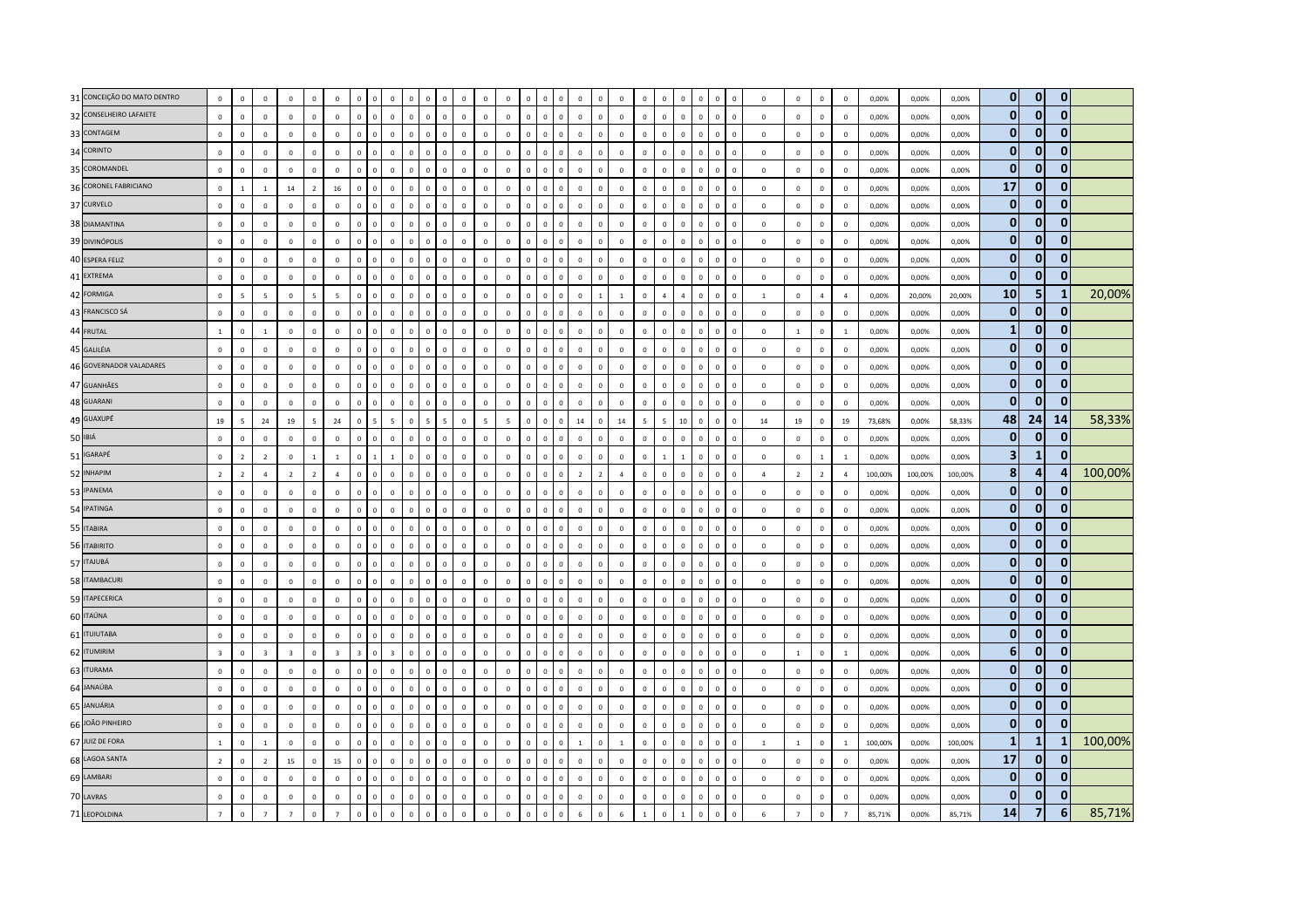| # | Município | | | | | | | | | | | | | | | | | | | | | | | | | | | | | | | | | | | | | | | |
|---|---|---|---|---|---|---|---|---|---|---|---|---|---|---|---|---|---|---|---|---|---|---|---|---|---|---|---|---|---|---|---|---|---|---|---|---|---|---|---|---|
| 31 | CONCEIÇÃO DO MATO DENTRO | 0 | 0 | 0 | 0 | 0 | 0 | 0 | 0 | 0 | 0 | 0 | 0 | 0 | 0 | 0 | 0 | 0 | 0 | 0 | 0 | 0 | 0 | 0 | 0 | 0 | 0 | 0 | 0 | 0 | 0 | 0 | 0 | 0,00% | 0,00% | 0,00% | 0 | 0 | 0 | |
| 32 | CONSELHEIRO LAFAIETE | 0 | 0 | 0 | 0 | 0 | 0 | 0 | 0 | 0 | 0 | 0 | 0 | 0 | 0 | 0 | 0 | 0 | 0 | 0 | 0 | 0 | 0 | 0 | 0 | 0 | 0 | 0 | 0 | 0 | 0 | 0 | 0 | 0,00% | 0,00% | 0,00% | 0 | 0 | 0 | |
| 33 | CONTAGEM | 0 | 0 | 0 | 0 | 0 | 0 | 0 | 0 | 0 | 0 | 0 | 0 | 0 | 0 | 0 | 0 | 0 | 0 | 0 | 0 | 0 | 0 | 0 | 0 | 0 | 0 | 0 | 0 | 0 | 0 | 0 | 0 | 0,00% | 0,00% | 0,00% | 0 | 0 | 0 | |
| 34 | CORINTO | 0 | 0 | 0 | 0 | 0 | 0 | 0 | 0 | 0 | 0 | 0 | 0 | 0 | 0 | 0 | 0 | 0 | 0 | 0 | 0 | 0 | 0 | 0 | 0 | 0 | 0 | 0 | 0 | 0 | 0 | 0 | 0 | 0,00% | 0,00% | 0,00% | 0 | 0 | 0 | |
| 35 | COROMANDEL | 0 | 0 | 0 | 0 | 0 | 0 | 0 | 0 | 0 | 0 | 0 | 0 | 0 | 0 | 0 | 0 | 0 | 0 | 0 | 0 | 0 | 0 | 0 | 0 | 0 | 0 | 0 | 0 | 0 | 0 | 0 | 0 | 0,00% | 0,00% | 0,00% | 0 | 0 | 0 | |
| 36 | CORONEL FABRICIANO | 0 | 1 | 1 | 14 | 2 | 16 | 0 | 0 | 0 | 0 | 0 | 0 | 0 | 0 | 0 | 0 | 0 | 0 | 0 | 0 | 0 | 0 | 0 | 0 | 0 | 0 | 0 | 0 | 0 | 0 | 0 | 0 | 0,00% | 0,00% | 0,00% | 17 | 0 | 0 | |
| 37 | CURVELO | 0 | 0 | 0 | 0 | 0 | 0 | 0 | 0 | 0 | 0 | 0 | 0 | 0 | 0 | 0 | 0 | 0 | 0 | 0 | 0 | 0 | 0 | 0 | 0 | 0 | 0 | 0 | 0 | 0 | 0 | 0 | 0 | 0,00% | 0,00% | 0,00% | 0 | 0 | 0 | |
| 38 | DIAMANTINA | 0 | 0 | 0 | 0 | 0 | 0 | 0 | 0 | 0 | 0 | 0 | 0 | 0 | 0 | 0 | 0 | 0 | 0 | 0 | 0 | 0 | 0 | 0 | 0 | 0 | 0 | 0 | 0 | 0 | 0 | 0 | 0 | 0,00% | 0,00% | 0,00% | 0 | 0 | 0 | |
| 39 | DIVINÓPOLIS | 0 | 0 | 0 | 0 | 0 | 0 | 0 | 0 | 0 | 0 | 0 | 0 | 0 | 0 | 0 | 0 | 0 | 0 | 0 | 0 | 0 | 0 | 0 | 0 | 0 | 0 | 0 | 0 | 0 | 0 | 0 | 0 | 0,00% | 0,00% | 0,00% | 0 | 0 | 0 | |
| 40 | ESPERA FELIZ | 0 | 0 | 0 | 0 | 0 | 0 | 0 | 0 | 0 | 0 | 0 | 0 | 0 | 0 | 0 | 0 | 0 | 0 | 0 | 0 | 0 | 0 | 0 | 0 | 0 | 0 | 0 | 0 | 0 | 0 | 0 | 0 | 0,00% | 0,00% | 0,00% | 0 | 0 | 0 | |
| 41 | EXTREMA | 0 | 0 | 0 | 0 | 0 | 0 | 0 | 0 | 0 | 0 | 0 | 0 | 0 | 0 | 0 | 0 | 0 | 0 | 0 | 0 | 0 | 0 | 0 | 0 | 0 | 0 | 0 | 0 | 0 | 0 | 0 | 0 | 0,00% | 0,00% | 0,00% | 0 | 0 | 0 | |
| 42 | FORMIGA | 0 | 5 | 5 | 0 | 5 | 5 | 0 | 0 | 0 | 0 | 0 | 0 | 0 | 0 | 0 | 0 | 0 | 0 | 0 | 0 | 1 | 1 | 0 | 4 | 4 | 0 | 0 | 0 | 1 | 0 | 4 | 4 | 0,00% | 20,00% | 20,00% | 10 | 5 | 1 | 20,00% |
| 43 | FRANCISCO SÁ | 0 | 0 | 0 | 0 | 0 | 0 | 0 | 0 | 0 | 0 | 0 | 0 | 0 | 0 | 0 | 0 | 0 | 0 | 0 | 0 | 0 | 0 | 0 | 0 | 0 | 0 | 0 | 0 | 0 | 0 | 0 | 0 | 0,00% | 0,00% | 0,00% | 0 | 0 | 0 | |
| 44 | FRUTAL | 1 | 0 | 1 | 0 | 0 | 0 | 0 | 0 | 0 | 0 | 0 | 0 | 0 | 0 | 0 | 0 | 0 | 0 | 0 | 0 | 0 | 0 | 0 | 0 | 0 | 0 | 0 | 0 | 0 | 1 | 0 | 1 | 0,00% | 0,00% | 0,00% | 1 | 0 | 0 | |
| 45 | GALILÉIA | 0 | 0 | 0 | 0 | 0 | 0 | 0 | 0 | 0 | 0 | 0 | 0 | 0 | 0 | 0 | 0 | 0 | 0 | 0 | 0 | 0 | 0 | 0 | 0 | 0 | 0 | 0 | 0 | 0 | 0 | 0 | 0 | 0,00% | 0,00% | 0,00% | 0 | 0 | 0 | |
| 46 | GOVERNADOR VALADARES | 0 | 0 | 0 | 0 | 0 | 0 | 0 | 0 | 0 | 0 | 0 | 0 | 0 | 0 | 0 | 0 | 0 | 0 | 0 | 0 | 0 | 0 | 0 | 0 | 0 | 0 | 0 | 0 | 0 | 0 | 0 | 0 | 0,00% | 0,00% | 0,00% | 0 | 0 | 0 | |
| 47 | GUANHÃES | 0 | 0 | 0 | 0 | 0 | 0 | 0 | 0 | 0 | 0 | 0 | 0 | 0 | 0 | 0 | 0 | 0 | 0 | 0 | 0 | 0 | 0 | 0 | 0 | 0 | 0 | 0 | 0 | 0 | 0 | 0 | 0 | 0,00% | 0,00% | 0,00% | 0 | 0 | 0 | |
| 48 | GUARANI | 0 | 0 | 0 | 0 | 0 | 0 | 0 | 0 | 0 | 0 | 0 | 0 | 0 | 0 | 0 | 0 | 0 | 0 | 0 | 0 | 0 | 0 | 0 | 0 | 0 | 0 | 0 | 0 | 0 | 0 | 0 | 0 | 0,00% | 0,00% | 0,00% | 0 | 0 | 0 | |
| 49 | GUAXUPÉ | 19 | 5 | 24 | 19 | 5 | 24 | 0 | 5 | 5 | 0 | 5 | 5 | 5 | 0 | 5 | 5 | 0 | 0 | 0 | 14 | 0 | 14 | 5 | 5 | 10 | 0 | 0 | 0 | 14 | 19 | 0 | 19 | 73,68% | 0,00% | 58,33% | 48 | 24 | 14 | 58,33% |
| 50 | IBIÁ | 0 | 0 | 0 | 0 | 0 | 0 | 0 | 0 | 0 | 0 | 0 | 0 | 0 | 0 | 0 | 0 | 0 | 0 | 0 | 0 | 0 | 0 | 0 | 0 | 0 | 0 | 0 | 0 | 0 | 0 | 0 | 0 | 0,00% | 0,00% | 0,00% | 0 | 0 | 0 | |
| 51 | IGARAPÉ | 0 | 2 | 2 | 0 | 1 | 1 | 0 | 1 | 1 | 0 | 0 | 0 | 0 | 0 | 0 | 0 | 0 | 0 | 0 | 0 | 0 | 0 | 0 | 1 | 1 | 0 | 0 | 0 | 0 | 0 | 1 | 1 | 0,00% | 0,00% | 0,00% | 3 | 1 | 0 | |
| 52 | INHAPIM | 2 | 2 | 4 | 2 | 2 | 4 | 0 | 0 | 0 | 0 | 0 | 0 | 0 | 0 | 0 | 0 | 0 | 0 | 0 | 2 | 2 | 4 | 0 | 0 | 0 | 0 | 0 | 0 | 4 | 2 | 2 | 4 | 100,00% | 100,00% | 100,00% | 8 | 4 | 4 | 100,00% |
| 53 | IPANEMA | 0 | 0 | 0 | 0 | 0 | 0 | 0 | 0 | 0 | 0 | 0 | 0 | 0 | 0 | 0 | 0 | 0 | 0 | 0 | 0 | 0 | 0 | 0 | 0 | 0 | 0 | 0 | 0 | 0 | 0 | 0 | 0 | 0,00% | 0,00% | 0,00% | 0 | 0 | 0 | |
| 54 | IPATINGA | 0 | 0 | 0 | 0 | 0 | 0 | 0 | 0 | 0 | 0 | 0 | 0 | 0 | 0 | 0 | 0 | 0 | 0 | 0 | 0 | 0 | 0 | 0 | 0 | 0 | 0 | 0 | 0 | 0 | 0 | 0 | 0 | 0,00% | 0,00% | 0,00% | 0 | 0 | 0 | |
| 55 | ITABIRA | 0 | 0 | 0 | 0 | 0 | 0 | 0 | 0 | 0 | 0 | 0 | 0 | 0 | 0 | 0 | 0 | 0 | 0 | 0 | 0 | 0 | 0 | 0 | 0 | 0 | 0 | 0 | 0 | 0 | 0 | 0 | 0 | 0,00% | 0,00% | 0,00% | 0 | 0 | 0 | |
| 56 | ITABIRITO | 0 | 0 | 0 | 0 | 0 | 0 | 0 | 0 | 0 | 0 | 0 | 0 | 0 | 0 | 0 | 0 | 0 | 0 | 0 | 0 | 0 | 0 | 0 | 0 | 0 | 0 | 0 | 0 | 0 | 0 | 0 | 0 | 0,00% | 0,00% | 0,00% | 0 | 0 | 0 | |
| 57 | ITAJUBÁ | 0 | 0 | 0 | 0 | 0 | 0 | 0 | 0 | 0 | 0 | 0 | 0 | 0 | 0 | 0 | 0 | 0 | 0 | 0 | 0 | 0 | 0 | 0 | 0 | 0 | 0 | 0 | 0 | 0 | 0 | 0 | 0 | 0,00% | 0,00% | 0,00% | 0 | 0 | 0 | |
| 58 | ITAMBACURI | 0 | 0 | 0 | 0 | 0 | 0 | 0 | 0 | 0 | 0 | 0 | 0 | 0 | 0 | 0 | 0 | 0 | 0 | 0 | 0 | 0 | 0 | 0 | 0 | 0 | 0 | 0 | 0 | 0 | 0 | 0 | 0 | 0,00% | 0,00% | 0,00% | 0 | 0 | 0 | |
| 59 | ITAPECERICA | 0 | 0 | 0 | 0 | 0 | 0 | 0 | 0 | 0 | 0 | 0 | 0 | 0 | 0 | 0 | 0 | 0 | 0 | 0 | 0 | 0 | 0 | 0 | 0 | 0 | 0 | 0 | 0 | 0 | 0 | 0 | 0 | 0,00% | 0,00% | 0,00% | 0 | 0 | 0 | |
| 60 | ITAÚNA | 0 | 0 | 0 | 0 | 0 | 0 | 0 | 0 | 0 | 0 | 0 | 0 | 0 | 0 | 0 | 0 | 0 | 0 | 0 | 0 | 0 | 0 | 0 | 0 | 0 | 0 | 0 | 0 | 0 | 0 | 0 | 0 | 0,00% | 0,00% | 0,00% | 0 | 0 | 0 | |
| 61 | ITUIUTABA | 0 | 0 | 0 | 0 | 0 | 0 | 0 | 0 | 0 | 0 | 0 | 0 | 0 | 0 | 0 | 0 | 0 | 0 | 0 | 0 | 0 | 0 | 0 | 0 | 0 | 0 | 0 | 0 | 0 | 0 | 0 | 0 | 0,00% | 0,00% | 0,00% | 0 | 0 | 0 | |
| 62 | ITUMIRIM | 3 | 0 | 3 | 3 | 0 | 3 | 3 | 0 | 3 | 0 | 0 | 0 | 0 | 0 | 0 | 0 | 0 | 0 | 0 | 0 | 0 | 0 | 0 | 0 | 0 | 0 | 0 | 0 | 0 | 1 | 0 | 1 | 0,00% | 0,00% | 0,00% | 6 | 0 | 0 | |
| 63 | ITURAMA | 0 | 0 | 0 | 0 | 0 | 0 | 0 | 0 | 0 | 0 | 0 | 0 | 0 | 0 | 0 | 0 | 0 | 0 | 0 | 0 | 0 | 0 | 0 | 0 | 0 | 0 | 0 | 0 | 0 | 0 | 0 | 0 | 0,00% | 0,00% | 0,00% | 0 | 0 | 0 | |
| 64 | JANAÚBA | 0 | 0 | 0 | 0 | 0 | 0 | 0 | 0 | 0 | 0 | 0 | 0 | 0 | 0 | 0 | 0 | 0 | 0 | 0 | 0 | 0 | 0 | 0 | 0 | 0 | 0 | 0 | 0 | 0 | 0 | 0 | 0 | 0,00% | 0,00% | 0,00% | 0 | 0 | 0 | |
| 65 | JANUÁRIA | 0 | 0 | 0 | 0 | 0 | 0 | 0 | 0 | 0 | 0 | 0 | 0 | 0 | 0 | 0 | 0 | 0 | 0 | 0 | 0 | 0 | 0 | 0 | 0 | 0 | 0 | 0 | 0 | 0 | 0 | 0 | 0 | 0,00% | 0,00% | 0,00% | 0 | 0 | 0 | |
| 66 | JOÃO PINHEIRO | 0 | 0 | 0 | 0 | 0 | 0 | 0 | 0 | 0 | 0 | 0 | 0 | 0 | 0 | 0 | 0 | 0 | 0 | 0 | 0 | 0 | 0 | 0 | 0 | 0 | 0 | 0 | 0 | 0 | 0 | 0 | 0 | 0,00% | 0,00% | 0,00% | 0 | 0 | 0 | |
| 67 | JUIZ DE FORA | 1 | 0 | 1 | 0 | 0 | 0 | 0 | 0 | 0 | 0 | 0 | 0 | 0 | 0 | 0 | 0 | 0 | 0 | 0 | 1 | 0 | 1 | 0 | 0 | 0 | 0 | 0 | 0 | 1 | 1 | 0 | 1 | 100,00% | 0,00% | 100,00% | 1 | 1 | 1 | 100,00% |
| 68 | LAGOA SANTA | 2 | 0 | 2 | 15 | 0 | 15 | 0 | 0 | 0 | 0 | 0 | 0 | 0 | 0 | 0 | 0 | 0 | 0 | 0 | 0 | 0 | 0 | 0 | 0 | 0 | 0 | 0 | 0 | 0 | 0 | 0 | 0 | 0,00% | 0,00% | 0,00% | 17 | 0 | 0 | |
| 69 | LAMBARI | 0 | 0 | 0 | 0 | 0 | 0 | 0 | 0 | 0 | 0 | 0 | 0 | 0 | 0 | 0 | 0 | 0 | 0 | 0 | 0 | 0 | 0 | 0 | 0 | 0 | 0 | 0 | 0 | 0 | 0 | 0 | 0 | 0,00% | 0,00% | 0,00% | 0 | 0 | 0 | |
| 70 | LAVRAS | 0 | 0 | 0 | 0 | 0 | 0 | 0 | 0 | 0 | 0 | 0 | 0 | 0 | 0 | 0 | 0 | 0 | 0 | 0 | 0 | 0 | 0 | 0 | 0 | 0 | 0 | 0 | 0 | 0 | 0 | 0 | 0 | 0,00% | 0,00% | 0,00% | 0 | 0 | 0 | |
| 71 | LEOPOLDINA | 7 | 0 | 7 | 7 | 0 | 7 | 0 | 0 | 0 | 0 | 0 | 0 | 0 | 0 | 0 | 0 | 0 | 0 | 0 | 6 | 0 | 6 | 1 | 0 | 1 | 0 | 0 | 0 | 6 | 7 | 0 | 7 | 85,71% | 0,00% | 85,71% | 14 | 7 | 6 | 85,71% |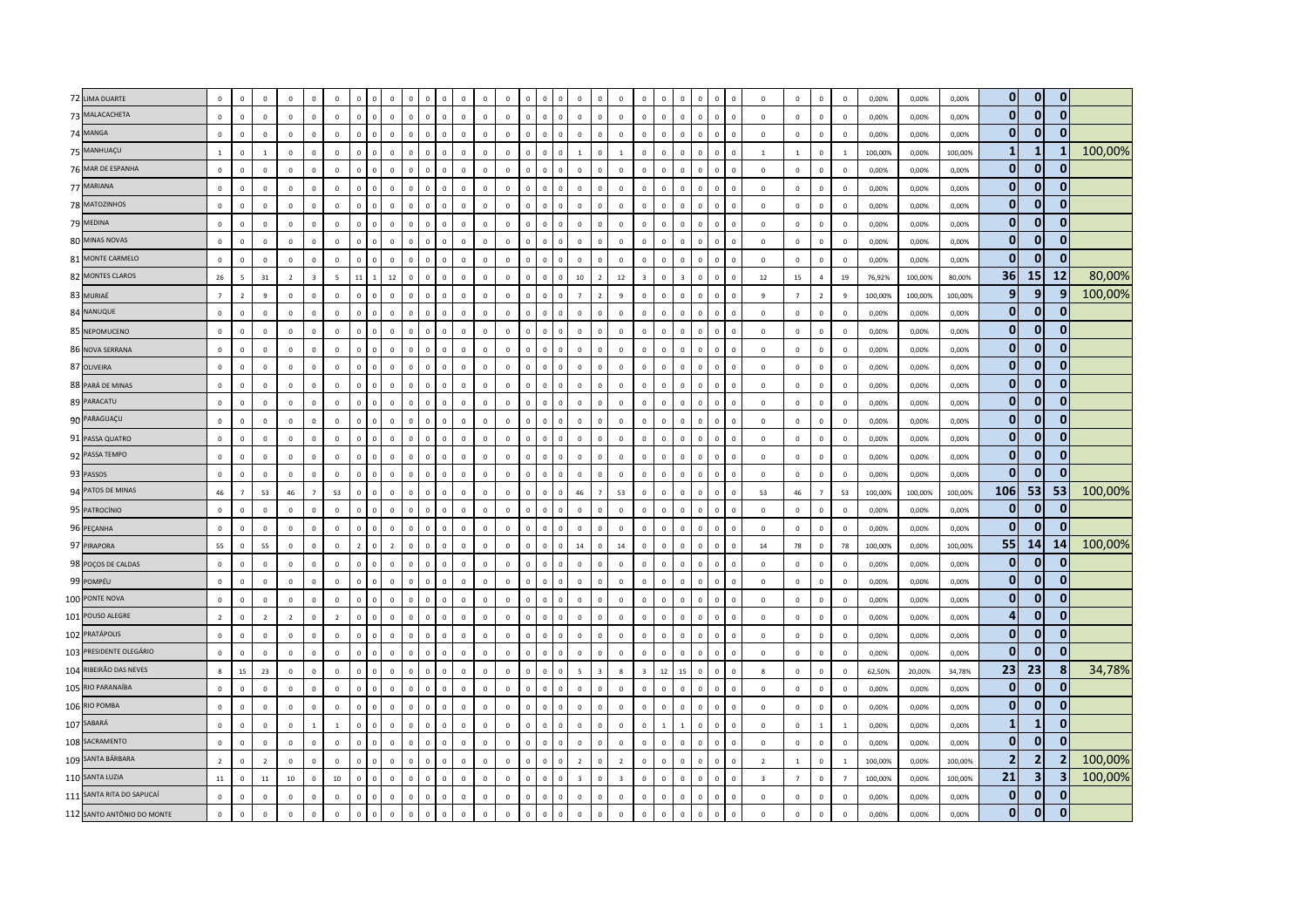| | | | | | | | | | | | | | | | | | | | | | | | | | | | | | | | | | | | | | | | |
|---|---|---|---|---|---|---|---|---|---|---|---|---|---|---|---|---|---|---|---|---|---|---|---|---|---|---|---|---|---|---|---|---|---|---|---|---|---|---|---|
| 72 | LIMA DUARTE | 0 | 0 | 0 | 0 | 0 | 0 | 0 | 0 | 0 | 0 | 0 | 0 | 0 | 0 | 0 | 0 | 0 | 0 | 0 | 0 | 0 | 0 | 0 | 0 | 0 | 0 | 0 | 0 | 0 | 0 | 0 | 0,00% | 0,00% | 0,00% | **0** | **0** | **0** | |
| 73 | MALACACHETA | 0 | 0 | 0 | 0 | 0 | 0 | 0 | 0 | 0 | 0 | 0 | 0 | 0 | 0 | 0 | 0 | 0 | 0 | 0 | 0 | 0 | 0 | 0 | 0 | 0 | 0 | 0 | 0 | 0 | 0 | 0 | 0,00% | 0,00% | 0,00% | **0** | **0** | **0** | |
| 74 | MANGA | 0 | 0 | 0 | 0 | 0 | 0 | 0 | 0 | 0 | 0 | 0 | 0 | 0 | 0 | 0 | 0 | 0 | 0 | 0 | 0 | 0 | 0 | 0 | 0 | 0 | 0 | 0 | 0 | 0 | 0 | 0 | 0,00% | 0,00% | 0,00% | **0** | **0** | **0** | |
| 75 | MANHUAÇU | 1 | 0 | 1 | 0 | 0 | 0 | 0 | 0 | 0 | 0 | 0 | 0 | 0 | 0 | 0 | 0 | 0 | 0 | 1 | 0 | 1 | 0 | 0 | 0 | 0 | 0 | 0 | 1 | 1 | 0 | 1 | 100,00% | 0,00% | 100,00% | **1** | **1** | **1** | 100,00% |
| 76 | MAR DE ESPANHA | 0 | 0 | 0 | 0 | 0 | 0 | 0 | 0 | 0 | 0 | 0 | 0 | 0 | 0 | 0 | 0 | 0 | 0 | 0 | 0 | 0 | 0 | 0 | 0 | 0 | 0 | 0 | 0 | 0 | 0 | 0 | 0,00% | 0,00% | 0,00% | **0** | **0** | **0** | |
| 77 | MARIANA | 0 | 0 | 0 | 0 | 0 | 0 | 0 | 0 | 0 | 0 | 0 | 0 | 0 | 0 | 0 | 0 | 0 | 0 | 0 | 0 | 0 | 0 | 0 | 0 | 0 | 0 | 0 | 0 | 0 | 0 | 0 | 0,00% | 0,00% | 0,00% | **0** | **0** | **0** | |
| 78 | MATOZINHOS | 0 | 0 | 0 | 0 | 0 | 0 | 0 | 0 | 0 | 0 | 0 | 0 | 0 | 0 | 0 | 0 | 0 | 0 | 0 | 0 | 0 | 0 | 0 | 0 | 0 | 0 | 0 | 0 | 0 | 0 | 0 | 0,00% | 0,00% | 0,00% | **0** | **0** | **0** | |
| 79 | MEDINA | 0 | 0 | 0 | 0 | 0 | 0 | 0 | 0 | 0 | 0 | 0 | 0 | 0 | 0 | 0 | 0 | 0 | 0 | 0 | 0 | 0 | 0 | 0 | 0 | 0 | 0 | 0 | 0 | 0 | 0 | 0 | 0,00% | 0,00% | 0,00% | **0** | **0** | **0** | |
| 80 | MINAS NOVAS | 0 | 0 | 0 | 0 | 0 | 0 | 0 | 0 | 0 | 0 | 0 | 0 | 0 | 0 | 0 | 0 | 0 | 0 | 0 | 0 | 0 | 0 | 0 | 0 | 0 | 0 | 0 | 0 | 0 | 0 | 0 | 0,00% | 0,00% | 0,00% | **0** | **0** | **0** | |
| 81 | MONTE CARMELO | 0 | 0 | 0 | 0 | 0 | 0 | 0 | 0 | 0 | 0 | 0 | 0 | 0 | 0 | 0 | 0 | 0 | 0 | 0 | 0 | 0 | 0 | 0 | 0 | 0 | 0 | 0 | 0 | 0 | 0 | 0 | 0,00% | 0,00% | 0,00% | **0** | **0** | **0** | |
| 82 | MONTES CLAROS | 26 | 5 | 31 | 2 | 3 | 5 | 11 | 1 | 12 | 0 | 0 | 0 | 0 | 0 | 0 | 0 | 0 | 0 | 10 | 2 | 12 | 3 | 0 | 3 | 0 | 0 | 0 | 12 | 15 | 4 | 19 | 76,92% | 100,00% | 80,00% | **36** | **15** | **12** | 80,00% |
| 83 | MURIAÉ | 7 | 2 | 9 | 0 | 0 | 0 | 0 | 0 | 0 | 0 | 0 | 0 | 0 | 0 | 0 | 0 | 0 | 0 | 7 | 2 | 9 | 0 | 0 | 0 | 0 | 0 | 0 | 9 | 7 | 2 | 9 | 100,00% | 100,00% | 100,00% | **9** | **9** | **9** | 100,00% |
| 84 | NANUQUE | 0 | 0 | 0 | 0 | 0 | 0 | 0 | 0 | 0 | 0 | 0 | 0 | 0 | 0 | 0 | 0 | 0 | 0 | 0 | 0 | 0 | 0 | 0 | 0 | 0 | 0 | 0 | 0 | 0 | 0 | 0 | 0,00% | 0,00% | 0,00% | **0** | **0** | **0** | |
| 85 | NEPOMUCENO | 0 | 0 | 0 | 0 | 0 | 0 | 0 | 0 | 0 | 0 | 0 | 0 | 0 | 0 | 0 | 0 | 0 | 0 | 0 | 0 | 0 | 0 | 0 | 0 | 0 | 0 | 0 | 0 | 0 | 0 | 0 | 0,00% | 0,00% | 0,00% | **0** | **0** | **0** | |
| 86 | NOVA SERRANA | 0 | 0 | 0 | 0 | 0 | 0 | 0 | 0 | 0 | 0 | 0 | 0 | 0 | 0 | 0 | 0 | 0 | 0 | 0 | 0 | 0 | 0 | 0 | 0 | 0 | 0 | 0 | 0 | 0 | 0 | 0 | 0,00% | 0,00% | 0,00% | **0** | **0** | **0** | |
| 87 | OLIVEIRA | 0 | 0 | 0 | 0 | 0 | 0 | 0 | 0 | 0 | 0 | 0 | 0 | 0 | 0 | 0 | 0 | 0 | 0 | 0 | 0 | 0 | 0 | 0 | 0 | 0 | 0 | 0 | 0 | 0 | 0 | 0 | 0,00% | 0,00% | 0,00% | **0** | **0** | **0** | |
| 88 | PARÁ DE MINAS | 0 | 0 | 0 | 0 | 0 | 0 | 0 | 0 | 0 | 0 | 0 | 0 | 0 | 0 | 0 | 0 | 0 | 0 | 0 | 0 | 0 | 0 | 0 | 0 | 0 | 0 | 0 | 0 | 0 | 0 | 0 | 0,00% | 0,00% | 0,00% | **0** | **0** | **0** | |
| 89 | PARACATU | 0 | 0 | 0 | 0 | 0 | 0 | 0 | 0 | 0 | 0 | 0 | 0 | 0 | 0 | 0 | 0 | 0 | 0 | 0 | 0 | 0 | 0 | 0 | 0 | 0 | 0 | 0 | 0 | 0 | 0 | 0 | 0,00% | 0,00% | 0,00% | **0** | **0** | **0** | |
| 90 | PARAGUAÇU | 0 | 0 | 0 | 0 | 0 | 0 | 0 | 0 | 0 | 0 | 0 | 0 | 0 | 0 | 0 | 0 | 0 | 0 | 0 | 0 | 0 | 0 | 0 | 0 | 0 | 0 | 0 | 0 | 0 | 0 | 0 | 0,00% | 0,00% | 0,00% | **0** | **0** | **0** | |
| 91 | PASSA QUATRO | 0 | 0 | 0 | 0 | 0 | 0 | 0 | 0 | 0 | 0 | 0 | 0 | 0 | 0 | 0 | 0 | 0 | 0 | 0 | 0 | 0 | 0 | 0 | 0 | 0 | 0 | 0 | 0 | 0 | 0 | 0 | 0,00% | 0,00% | 0,00% | **0** | **0** | **0** | |
| 92 | PASSA TEMPO | 0 | 0 | 0 | 0 | 0 | 0 | 0 | 0 | 0 | 0 | 0 | 0 | 0 | 0 | 0 | 0 | 0 | 0 | 0 | 0 | 0 | 0 | 0 | 0 | 0 | 0 | 0 | 0 | 0 | 0 | 0 | 0,00% | 0,00% | 0,00% | **0** | **0** | **0** | |
| 93 | PASSOS | 0 | 0 | 0 | 0 | 0 | 0 | 0 | 0 | 0 | 0 | 0 | 0 | 0 | 0 | 0 | 0 | 0 | 0 | 0 | 0 | 0 | 0 | 0 | 0 | 0 | 0 | 0 | 0 | 0 | 0 | 0 | 0,00% | 0,00% | 0,00% | **0** | **0** | **0** | |
| 94 | PATOS DE MINAS | 46 | 7 | 53 | 46 | 7 | 53 | 0 | 0 | 0 | 0 | 0 | 0 | 0 | 0 | 0 | 0 | 0 | 0 | 46 | 7 | 53 | 0 | 0 | 0 | 0 | 0 | 0 | 53 | 46 | 7 | 53 | 100,00% | 100,00% | 100,00% | **106** | **53** | **53** | 100,00% |
| 95 | PATROCÍNIO | 0 | 0 | 0 | 0 | 0 | 0 | 0 | 0 | 0 | 0 | 0 | 0 | 0 | 0 | 0 | 0 | 0 | 0 | 0 | 0 | 0 | 0 | 0 | 0 | 0 | 0 | 0 | 0 | 0 | 0 | 0 | 0,00% | 0,00% | 0,00% | **0** | **0** | **0** | |
| 96 | PEÇANHA | 0 | 0 | 0 | 0 | 0 | 0 | 0 | 0 | 0 | 0 | 0 | 0 | 0 | 0 | 0 | 0 | 0 | 0 | 0 | 0 | 0 | 0 | 0 | 0 | 0 | 0 | 0 | 0 | 0 | 0 | 0 | 0,00% | 0,00% | 0,00% | **0** | **0** | **0** | |
| 97 | PIRAPORA | 55 | 0 | 55 | 0 | 0 | 0 | 2 | 0 | 2 | 0 | 0 | 0 | 0 | 0 | 0 | 0 | 0 | 0 | 14 | 0 | 14 | 0 | 0 | 0 | 0 | 0 | 0 | 14 | 78 | 0 | 78 | 100,00% | 0,00% | 100,00% | **55** | **14** | **14** | 100,00% |
| 98 | POÇOS DE CALDAS | 0 | 0 | 0 | 0 | 0 | 0 | 0 | 0 | 0 | 0 | 0 | 0 | 0 | 0 | 0 | 0 | 0 | 0 | 0 | 0 | 0 | 0 | 0 | 0 | 0 | 0 | 0 | 0 | 0 | 0 | 0 | 0,00% | 0,00% | 0,00% | **0** | **0** | **0** | |
| 99 | POMPÉU | 0 | 0 | 0 | 0 | 0 | 0 | 0 | 0 | 0 | 0 | 0 | 0 | 0 | 0 | 0 | 0 | 0 | 0 | 0 | 0 | 0 | 0 | 0 | 0 | 0 | 0 | 0 | 0 | 0 | 0 | 0 | 0,00% | 0,00% | 0,00% | **0** | **0** | **0** | |
| 100 | PONTE NOVA | 0 | 0 | 0 | 0 | 0 | 0 | 0 | 0 | 0 | 0 | 0 | 0 | 0 | 0 | 0 | 0 | 0 | 0 | 0 | 0 | 0 | 0 | 0 | 0 | 0 | 0 | 0 | 0 | 0 | 0 | 0 | 0,00% | 0,00% | 0,00% | **0** | **0** | **0** | |
| 101 | POUSO ALEGRE | 2 | 0 | 2 | 2 | 0 | 2 | 0 | 0 | 0 | 0 | 0 | 0 | 0 | 0 | 0 | 0 | 0 | 0 | 0 | 0 | 0 | 0 | 0 | 0 | 0 | 0 | 0 | 0 | 0 | 0 | 0 | 0,00% | 0,00% | 0,00% | **4** | **0** | **0** | |
| 102 | PRATÁPOLIS | 0 | 0 | 0 | 0 | 0 | 0 | 0 | 0 | 0 | 0 | 0 | 0 | 0 | 0 | 0 | 0 | 0 | 0 | 0 | 0 | 0 | 0 | 0 | 0 | 0 | 0 | 0 | 0 | 0 | 0 | 0 | 0,00% | 0,00% | 0,00% | **0** | **0** | **0** | |
| 103 | PRESIDENTE OLEGÁRIO | 0 | 0 | 0 | 0 | 0 | 0 | 0 | 0 | 0 | 0 | 0 | 0 | 0 | 0 | 0 | 0 | 0 | 0 | 0 | 0 | 0 | 0 | 0 | 0 | 0 | 0 | 0 | 0 | 0 | 0 | 0 | 0,00% | 0,00% | 0,00% | **0** | **0** | **0** | |
| 104 | RIBEIRÃO DAS NEVES | 8 | 15 | 23 | 0 | 0 | 0 | 0 | 0 | 0 | 0 | 0 | 0 | 0 | 0 | 0 | 0 | 0 | 0 | 5 | 3 | 8 | 3 | 12 | 15 | 0 | 0 | 0 | 8 | 0 | 0 | 0 | 62,50% | 20,00% | 34,78% | **23** | **23** | **8** | 34,78% |
| 105 | RIO PARANAÍBA | 0 | 0 | 0 | 0 | 0 | 0 | 0 | 0 | 0 | 0 | 0 | 0 | 0 | 0 | 0 | 0 | 0 | 0 | 0 | 0 | 0 | 0 | 0 | 0 | 0 | 0 | 0 | 0 | 0 | 0 | 0 | 0,00% | 0,00% | 0,00% | **0** | **0** | **0** | |
| 106 | RIO POMBA | 0 | 0 | 0 | 0 | 0 | 0 | 0 | 0 | 0 | 0 | 0 | 0 | 0 | 0 | 0 | 0 | 0 | 0 | 0 | 0 | 0 | 0 | 0 | 0 | 0 | 0 | 0 | 0 | 0 | 0 | 0 | 0,00% | 0,00% | 0,00% | **0** | **0** | **0** | |
| 107 | SABARÁ | 0 | 0 | 0 | 0 | 1 | 1 | 0 | 0 | 0 | 0 | 0 | 0 | 0 | 0 | 0 | 0 | 0 | 0 | 0 | 0 | 0 | 0 | 1 | 1 | 0 | 0 | 0 | 0 | 0 | 1 | 1 | 0,00% | 0,00% | 0,00% | **1** | **1** | **0** | |
| 108 | SACRAMENTO | 0 | 0 | 0 | 0 | 0 | 0 | 0 | 0 | 0 | 0 | 0 | 0 | 0 | 0 | 0 | 0 | 0 | 0 | 0 | 0 | 0 | 0 | 0 | 0 | 0 | 0 | 0 | 0 | 0 | 0 | 0 | 0,00% | 0,00% | 0,00% | **0** | **0** | **0** | |
| 109 | SANTA BÁRBARA | 2 | 0 | 2 | 0 | 0 | 0 | 0 | 0 | 0 | 0 | 0 | 0 | 0 | 0 | 0 | 0 | 0 | 0 | 2 | 0 | 2 | 0 | 0 | 0 | 0 | 0 | 0 | 2 | 1 | 0 | 1 | 100,00% | 0,00% | 100,00% | **2** | **2** | **2** | 100,00% |
| 110 | SANTA LUZIA | 11 | 0 | 11 | 10 | 0 | 10 | 0 | 0 | 0 | 0 | 0 | 0 | 0 | 0 | 0 | 0 | 0 | 0 | 3 | 0 | 3 | 0 | 0 | 0 | 0 | 0 | 0 | 3 | 7 | 0 | 7 | 100,00% | 0,00% | 100,00% | **21** | **3** | **3** | 100,00% |
| 111 | SANTA RITA DO SAPUCAÍ | 0 | 0 | 0 | 0 | 0 | 0 | 0 | 0 | 0 | 0 | 0 | 0 | 0 | 0 | 0 | 0 | 0 | 0 | 0 | 0 | 0 | 0 | 0 | 0 | 0 | 0 | 0 | 0 | 0 | 0 | 0 | 0,00% | 0,00% | 0,00% | **0** | **0** | **0** | |
| 112 | SANTO ANTÔNIO DO MONTE | 0 | 0 | 0 | 0 | 0 | 0 | 0 | 0 | 0 | 0 | 0 | 0 | 0 | 0 | 0 | 0 | 0 | 0 | 0 | 0 | 0 | 0 | 0 | 0 | 0 | 0 | 0 | 0 | 0 | 0 | 0 | 0,00% | 0,00% | 0,00% | **0** | **0** | **0** | |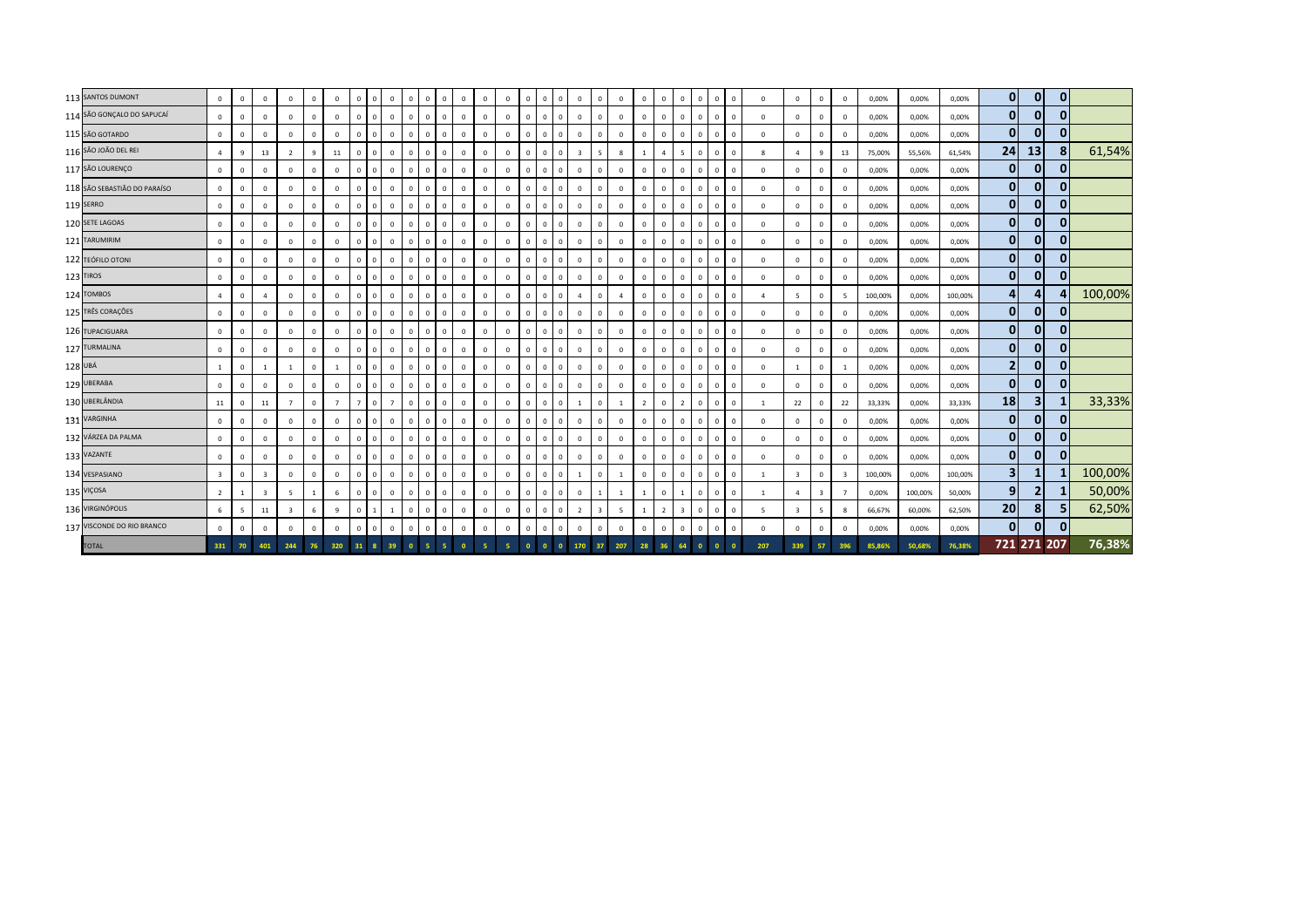| | | | | | | | | | | | | | | | | | | | | | | | | | | | | | | | | | | | | | | | |
|---|---|---|---|---|---|---|---|---|---|---|---|---|---|---|---|---|---|---|---|---|---|---|---|---|---|---|---|---|---|---|---|---|---|---|---|---|---|---|---|
| 113 | SANTOS DUMONT | 0 | 0 | 0 | 0 | 0 | 0 | 0 | 0 | 0 | 0 | 0 | 0 | 0 | 0 | 0 | 0 | 0 | 0 | 0 | 0 | 0 | 0 | 0 | 0 | 0 | 0 | 0 | 0 | 0 | 0 | 0 | 0,00% | 0,00% | 0,00% | 0 | 0 | 0 | |
| 114 | SÃO GONÇALO DO SAPUCAÍ | 0 | 0 | 0 | 0 | 0 | 0 | 0 | 0 | 0 | 0 | 0 | 0 | 0 | 0 | 0 | 0 | 0 | 0 | 0 | 0 | 0 | 0 | 0 | 0 | 0 | 0 | 0 | 0 | 0 | 0 | 0 | 0,00% | 0,00% | 0,00% | 0 | 0 | 0 | |
| 115 | SÃO GOTARDO | 0 | 0 | 0 | 0 | 0 | 0 | 0 | 0 | 0 | 0 | 0 | 0 | 0 | 0 | 0 | 0 | 0 | 0 | 0 | 0 | 0 | 0 | 0 | 0 | 0 | 0 | 0 | 0 | 0 | 0 | 0 | 0,00% | 0,00% | 0,00% | 0 | 0 | 0 | |
| 116 | SÃO JOÃO DEL REI | 4 | 9 | 13 | 2 | 9 | 11 | 0 | 0 | 0 | 0 | 0 | 0 | 0 | 0 | 0 | 0 | 0 | 0 | 3 | 5 | 8 | 1 | 4 | 5 | 0 | 0 | 0 | 8 | 4 | 9 | 13 | 75,00% | 55,56% | 61,54% | 24 | 13 | 8 | 61,54% |
| 117 | SÃO LOURENÇO | 0 | 0 | 0 | 0 | 0 | 0 | 0 | 0 | 0 | 0 | 0 | 0 | 0 | 0 | 0 | 0 | 0 | 0 | 0 | 0 | 0 | 0 | 0 | 0 | 0 | 0 | 0 | 0 | 0 | 0 | 0 | 0,00% | 0,00% | 0,00% | 0 | 0 | 0 | |
| 118 | SÃO SEBASTIÃO DO PARAÍSO | 0 | 0 | 0 | 0 | 0 | 0 | 0 | 0 | 0 | 0 | 0 | 0 | 0 | 0 | 0 | 0 | 0 | 0 | 0 | 0 | 0 | 0 | 0 | 0 | 0 | 0 | 0 | 0 | 0 | 0 | 0 | 0,00% | 0,00% | 0,00% | 0 | 0 | 0 | |
| 119 | SERRO | 0 | 0 | 0 | 0 | 0 | 0 | 0 | 0 | 0 | 0 | 0 | 0 | 0 | 0 | 0 | 0 | 0 | 0 | 0 | 0 | 0 | 0 | 0 | 0 | 0 | 0 | 0 | 0 | 0 | 0 | 0 | 0,00% | 0,00% | 0,00% | 0 | 0 | 0 | |
| 120 | SETE LAGOAS | 0 | 0 | 0 | 0 | 0 | 0 | 0 | 0 | 0 | 0 | 0 | 0 | 0 | 0 | 0 | 0 | 0 | 0 | 0 | 0 | 0 | 0 | 0 | 0 | 0 | 0 | 0 | 0 | 0 | 0 | 0 | 0,00% | 0,00% | 0,00% | 0 | 0 | 0 | |
| 121 | TARUMIRIM | 0 | 0 | 0 | 0 | 0 | 0 | 0 | 0 | 0 | 0 | 0 | 0 | 0 | 0 | 0 | 0 | 0 | 0 | 0 | 0 | 0 | 0 | 0 | 0 | 0 | 0 | 0 | 0 | 0 | 0 | 0 | 0,00% | 0,00% | 0,00% | 0 | 0 | 0 | |
| 122 | TEÓFILO OTONI | 0 | 0 | 0 | 0 | 0 | 0 | 0 | 0 | 0 | 0 | 0 | 0 | 0 | 0 | 0 | 0 | 0 | 0 | 0 | 0 | 0 | 0 | 0 | 0 | 0 | 0 | 0 | 0 | 0 | 0 | 0 | 0,00% | 0,00% | 0,00% | 0 | 0 | 0 | |
| 123 | TIROS | 0 | 0 | 0 | 0 | 0 | 0 | 0 | 0 | 0 | 0 | 0 | 0 | 0 | 0 | 0 | 0 | 0 | 0 | 0 | 0 | 0 | 0 | 0 | 0 | 0 | 0 | 0 | 0 | 0 | 0 | 0 | 0,00% | 0,00% | 0,00% | 0 | 0 | 0 | |
| 124 | TOMBOS | 4 | 0 | 4 | 0 | 0 | 0 | 0 | 0 | 0 | 0 | 0 | 0 | 0 | 0 | 0 | 0 | 0 | 0 | 4 | 0 | 4 | 0 | 0 | 0 | 0 | 0 | 0 | 4 | 5 | 0 | 5 | 100,00% | 0,00% | 100,00% | 4 | 4 | 4 | 100,00% |
| 125 | TRÊS CORAÇÕES | 0 | 0 | 0 | 0 | 0 | 0 | 0 | 0 | 0 | 0 | 0 | 0 | 0 | 0 | 0 | 0 | 0 | 0 | 0 | 0 | 0 | 0 | 0 | 0 | 0 | 0 | 0 | 0 | 0 | 0 | 0 | 0,00% | 0,00% | 0,00% | 0 | 0 | 0 | |
| 126 | TUPACIGUARA | 0 | 0 | 0 | 0 | 0 | 0 | 0 | 0 | 0 | 0 | 0 | 0 | 0 | 0 | 0 | 0 | 0 | 0 | 0 | 0 | 0 | 0 | 0 | 0 | 0 | 0 | 0 | 0 | 0 | 0 | 0 | 0,00% | 0,00% | 0,00% | 0 | 0 | 0 | |
| 127 | TURMALINA | 0 | 0 | 0 | 0 | 0 | 0 | 0 | 0 | 0 | 0 | 0 | 0 | 0 | 0 | 0 | 0 | 0 | 0 | 0 | 0 | 0 | 0 | 0 | 0 | 0 | 0 | 0 | 0 | 0 | 0 | 0 | 0,00% | 0,00% | 0,00% | 0 | 0 | 0 | |
| 128 | UBÁ | 1 | 0 | 1 | 1 | 0 | 1 | 0 | 0 | 0 | 0 | 0 | 0 | 0 | 0 | 0 | 0 | 0 | 0 | 0 | 0 | 0 | 0 | 0 | 0 | 0 | 0 | 0 | 0 | 1 | 0 | 1 | 0,00% | 0,00% | 0,00% | 2 | 0 | 0 | |
| 129 | UBERABA | 0 | 0 | 0 | 0 | 0 | 0 | 0 | 0 | 0 | 0 | 0 | 0 | 0 | 0 | 0 | 0 | 0 | 0 | 0 | 0 | 0 | 0 | 0 | 0 | 0 | 0 | 0 | 0 | 0 | 0 | 0 | 0,00% | 0,00% | 0,00% | 0 | 0 | 0 | |
| 130 | UBERLÂNDIA | 11 | 0 | 11 | 7 | 0 | 7 | 7 | 0 | 7 | 0 | 0 | 0 | 0 | 0 | 0 | 0 | 0 | 0 | 1 | 0 | 1 | 2 | 0 | 2 | 0 | 0 | 0 | 1 | 22 | 0 | 22 | 33,33% | 0,00% | 33,33% | 18 | 3 | 1 | 33,33% |
| 131 | VARGINHA | 0 | 0 | 0 | 0 | 0 | 0 | 0 | 0 | 0 | 0 | 0 | 0 | 0 | 0 | 0 | 0 | 0 | 0 | 0 | 0 | 0 | 0 | 0 | 0 | 0 | 0 | 0 | 0 | 0 | 0 | 0 | 0,00% | 0,00% | 0,00% | 0 | 0 | 0 | |
| 132 | VÁRZEA DA PALMA | 0 | 0 | 0 | 0 | 0 | 0 | 0 | 0 | 0 | 0 | 0 | 0 | 0 | 0 | 0 | 0 | 0 | 0 | 0 | 0 | 0 | 0 | 0 | 0 | 0 | 0 | 0 | 0 | 0 | 0 | 0 | 0,00% | 0,00% | 0,00% | 0 | 0 | 0 | |
| 133 | VAZANTE | 0 | 0 | 0 | 0 | 0 | 0 | 0 | 0 | 0 | 0 | 0 | 0 | 0 | 0 | 0 | 0 | 0 | 0 | 0 | 0 | 0 | 0 | 0 | 0 | 0 | 0 | 0 | 0 | 0 | 0 | 0 | 0,00% | 0,00% | 0,00% | 0 | 0 | 0 | |
| 134 | VESPASIANO | 3 | 0 | 3 | 0 | 0 | 0 | 0 | 0 | 0 | 0 | 0 | 0 | 0 | 0 | 0 | 0 | 0 | 0 | 1 | 0 | 1 | 0 | 0 | 0 | 0 | 0 | 0 | 1 | 3 | 0 | 3 | 100,00% | 0,00% | 100,00% | 3 | 1 | 1 | 100,00% |
| 135 | VIÇOSA | 2 | 1 | 3 | 5 | 1 | 6 | 0 | 0 | 0 | 0 | 0 | 0 | 0 | 0 | 0 | 0 | 0 | 0 | 0 | 1 | 1 | 1 | 0 | 1 | 0 | 0 | 0 | 1 | 4 | 3 | 7 | 0,00% | 100,00% | 50,00% | 9 | 2 | 1 | 50,00% |
| 136 | VIRGINÓPOLIS | 6 | 5 | 11 | 3 | 6 | 9 | 0 | 1 | 1 | 0 | 0 | 0 | 0 | 0 | 0 | 0 | 0 | 0 | 2 | 3 | 5 | 1 | 2 | 3 | 0 | 0 | 0 | 5 | 3 | 5 | 8 | 66,67% | 60,00% | 62,50% | 20 | 8 | 5 | 62,50% |
| 137 | VISCONDE DO RIO BRANCO | 0 | 0 | 0 | 0 | 0 | 0 | 0 | 0 | 0 | 0 | 0 | 0 | 0 | 0 | 0 | 0 | 0 | 0 | 0 | 0 | 0 | 0 | 0 | 0 | 0 | 0 | 0 | 0 | 0 | 0 | 0 | 0,00% | 0,00% | 0,00% | 0 | 0 | 0 | |
| | TOTAL | 331 | 70 | 401 | 244 | 76 | 320 | 31 | 8 | 39 | 0 | 5 | 5 | 0 | 5 | 5 | 0 | 0 | 0 | 170 | 37 | 207 | 28 | 36 | 64 | 0 | 0 | 0 | 207 | 339 | 57 | 396 | 85,86% | 50,68% | 76,38% | 721 | 271 | 207 | 76,38% |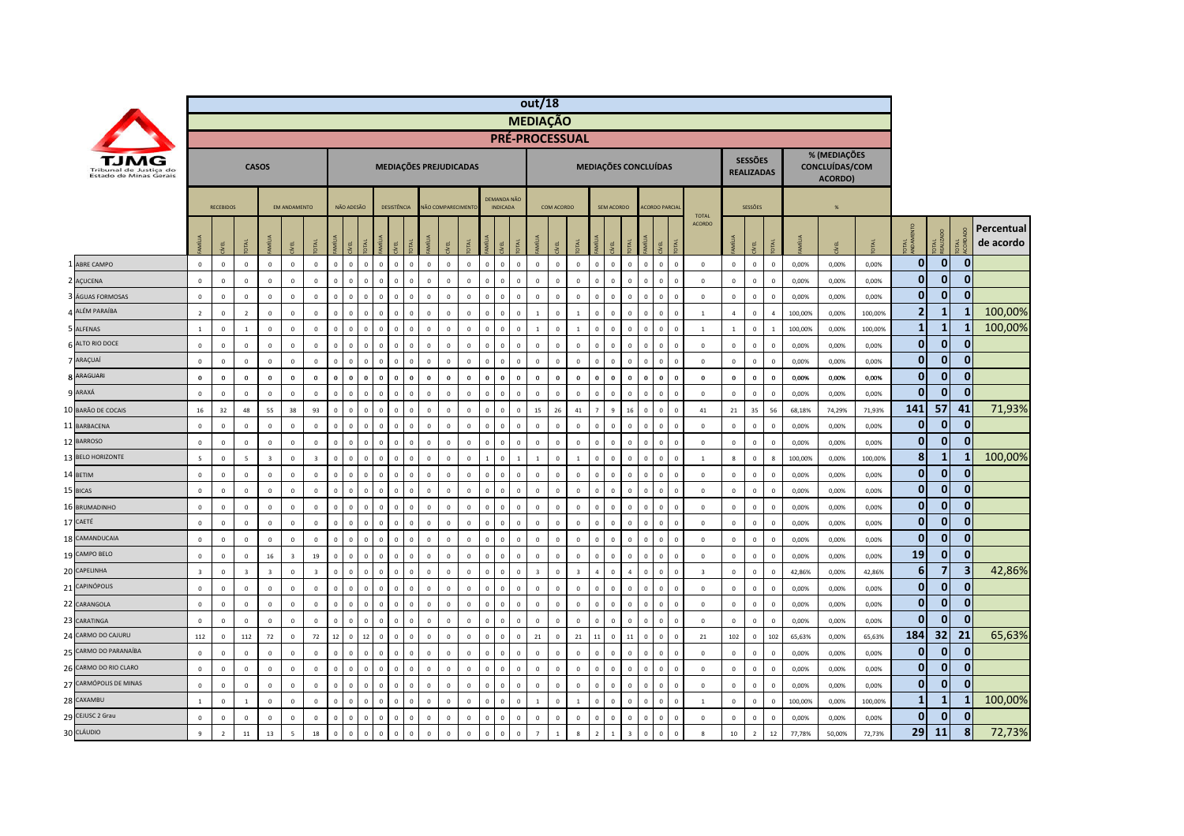# out/18

## MEDIAÇÃO

### PRÉ-PROCESSUAL

TJMG Tribunal de Justiça do Estado de Minas Gerais

| | CASOS | | | | | | MEDIAÇÕES PREJUDICADAS | | | | | | | | | | | | MEDIAÇÕES CONCLUÍDAS | | | | | | | | | | SESSÕES REALIZADAS | | | % (MEDIAÇÕES CONCLUÍDAS/COM ACORDO) | | | | | | |
|---|---|---|---|---|---|---|---|---|---|---|---|---|---|---|---|---|---|---|---|---|---|---|---|---|---|---|---|---|---|---|---|---|---|---|---|---|---|---|
| | RECEBIDOS | | | EM ANDAMENTO | | | NÃO ADESÃO | | | DESISTÊNCIA | | | NÃO COMPARECIMENTO | | | DEMANDA NÃO INDICADA | | | COM ACORDO | | | SEM ACORDO | | | ACORDO PARCIAL | | | TOTAL ACORDO | SESSÕES | | | % | | | | | | |
| | FAMÍLIA | CÍVEL | TOTAL | FAMÍLIA | CÍVEL | TOTAL | FAMÍLIA | CÍVEL | TOTAL | FAMÍLIA | CÍVEL | TOTAL | FAMÍLIA | CÍVEL | TOTAL | FAMÍLIA | CÍVEL | TOTAL | FAMÍLIA | CÍVEL | TOTAL | FAMÍLIA | CÍVEL | TOTAL | FAMÍLIA | CÍVEL | TOTAL | | FAMÍLIA | CÍVEL | TOTAL | FAMÍLIA | CÍVEL | TOTAL | TOTAL ANDAMENTO | TOTAL REALIZADO | TOTAL ACORDADO | Percentual de acordo |
| 1 ABRE CAMPO | 0 | 0 | 0 | 0 | 0 | 0 | 0 | 0 | 0 | 0 | 0 | 0 | 0 | 0 | 0 | 0 | 0 | 0 | 0 | 0 | 0 | 0 | 0 | 0 | 0 | 0 | 0 | 0 | 0 | 0 | 0 | 0,00% | 0,00% | 0,00% | 0 | 0 | 0 | |
| 2 AÇUCENA | 0 | 0 | 0 | 0 | 0 | 0 | 0 | 0 | 0 | 0 | 0 | 0 | 0 | 0 | 0 | 0 | 0 | 0 | 0 | 0 | 0 | 0 | 0 | 0 | 0 | 0 | 0 | 0 | 0 | 0 | 0 | 0,00% | 0,00% | 0,00% | 0 | 0 | 0 | |
| 3 ÁGUAS FORMOSAS | 0 | 0 | 0 | 0 | 0 | 0 | 0 | 0 | 0 | 0 | 0 | 0 | 0 | 0 | 0 | 0 | 0 | 0 | 0 | 0 | 0 | 0 | 0 | 0 | 0 | 0 | 0 | 0 | 0 | 0 | 0 | 0,00% | 0,00% | 0,00% | 0 | 0 | 0 | |
| 4 ALÉM PARAÍBA | 2 | 0 | 2 | 0 | 0 | 0 | 0 | 0 | 0 | 0 | 0 | 0 | 0 | 0 | 0 | 0 | 0 | 0 | 1 | 0 | 1 | 0 | 0 | 0 | 0 | 0 | 0 | 1 | 4 | 0 | 4 | 100,00% | 0,00% | 100,00% | 2 | 1 | 1 | 100,00% |
| 5 ALFENAS | 1 | 0 | 1 | 0 | 0 | 0 | 0 | 0 | 0 | 0 | 0 | 0 | 0 | 0 | 0 | 0 | 0 | 0 | 1 | 0 | 1 | 0 | 0 | 0 | 0 | 0 | 0 | 1 | 1 | 0 | 1 | 100,00% | 0,00% | 100,00% | 1 | 1 | 1 | 100,00% |
| 6 ALTO RIO DOCE | 0 | 0 | 0 | 0 | 0 | 0 | 0 | 0 | 0 | 0 | 0 | 0 | 0 | 0 | 0 | 0 | 0 | 0 | 0 | 0 | 0 | 0 | 0 | 0 | 0 | 0 | 0 | 0 | 0 | 0 | 0 | 0,00% | 0,00% | 0,00% | 0 | 0 | 0 | |
| 7 ARAÇUAÍ | 0 | 0 | 0 | 0 | 0 | 0 | 0 | 0 | 0 | 0 | 0 | 0 | 0 | 0 | 0 | 0 | 0 | 0 | 0 | 0 | 0 | 0 | 0 | 0 | 0 | 0 | 0 | 0 | 0 | 0 | 0 | 0,00% | 0,00% | 0,00% | 0 | 0 | 0 | |
| 8 ARAGUARI | 0 | 0 | 0 | 0 | 0 | 0 | 0 | 0 | 0 | 0 | 0 | 0 | 0 | 0 | 0 | 0 | 0 | 0 | 0 | 0 | 0 | 0 | 0 | 0 | 0 | 0 | 0 | 0 | 0 | 0 | 0 | 0,00% | 0,00% | 0,00% | 0 | 0 | 0 | |
| 9 ARAXÁ | 0 | 0 | 0 | 0 | 0 | 0 | 0 | 0 | 0 | 0 | 0 | 0 | 0 | 0 | 0 | 0 | 0 | 0 | 0 | 0 | 0 | 0 | 0 | 0 | 0 | 0 | 0 | 0 | 0 | 0 | 0 | 0,00% | 0,00% | 0,00% | 0 | 0 | 0 | |
| 10 BARÃO DE COCAIS | 16 | 32 | 48 | 55 | 38 | 93 | 0 | 0 | 0 | 0 | 0 | 0 | 0 | 0 | 0 | 0 | 0 | 0 | 15 | 26 | 41 | 7 | 9 | 16 | 0 | 0 | 0 | 41 | 21 | 35 | 56 | 68,18% | 74,29% | 71,93% | 141 | 57 | 41 | 71,93% |
| 11 BARBACENA | 0 | 0 | 0 | 0 | 0 | 0 | 0 | 0 | 0 | 0 | 0 | 0 | 0 | 0 | 0 | 0 | 0 | 0 | 0 | 0 | 0 | 0 | 0 | 0 | 0 | 0 | 0 | 0 | 0 | 0 | 0 | 0,00% | 0,00% | 0,00% | 0 | 0 | 0 | |
| 12 BARROSO | 0 | 0 | 0 | 0 | 0 | 0 | 0 | 0 | 0 | 0 | 0 | 0 | 0 | 0 | 0 | 0 | 0 | 0 | 0 | 0 | 0 | 0 | 0 | 0 | 0 | 0 | 0 | 0 | 0 | 0 | 0 | 0,00% | 0,00% | 0,00% | 0 | 0 | 0 | |
| 13 BELO HORIZONTE | 5 | 0 | 5 | 3 | 0 | 3 | 0 | 0 | 0 | 0 | 0 | 0 | 0 | 0 | 0 | 1 | 0 | 1 | 1 | 0 | 1 | 0 | 0 | 0 | 0 | 0 | 0 | 1 | 8 | 0 | 8 | 100,00% | 0,00% | 100,00% | 8 | 1 | 1 | 100,00% |
| 14 BETIM | 0 | 0 | 0 | 0 | 0 | 0 | 0 | 0 | 0 | 0 | 0 | 0 | 0 | 0 | 0 | 0 | 0 | 0 | 0 | 0 | 0 | 0 | 0 | 0 | 0 | 0 | 0 | 0 | 0 | 0 | 0 | 0,00% | 0,00% | 0,00% | 0 | 0 | 0 | |
| 15 BICAS | 0 | 0 | 0 | 0 | 0 | 0 | 0 | 0 | 0 | 0 | 0 | 0 | 0 | 0 | 0 | 0 | 0 | 0 | 0 | 0 | 0 | 0 | 0 | 0 | 0 | 0 | 0 | 0 | 0 | 0 | 0 | 0,00% | 0,00% | 0,00% | 0 | 0 | 0 | |
| 16 BRUMADINHO | 0 | 0 | 0 | 0 | 0 | 0 | 0 | 0 | 0 | 0 | 0 | 0 | 0 | 0 | 0 | 0 | 0 | 0 | 0 | 0 | 0 | 0 | 0 | 0 | 0 | 0 | 0 | 0 | 0 | 0 | 0 | 0,00% | 0,00% | 0,00% | 0 | 0 | 0 | |
| 17 CAETÉ | 0 | 0 | 0 | 0 | 0 | 0 | 0 | 0 | 0 | 0 | 0 | 0 | 0 | 0 | 0 | 0 | 0 | 0 | 0 | 0 | 0 | 0 | 0 | 0 | 0 | 0 | 0 | 0 | 0 | 0 | 0 | 0,00% | 0,00% | 0,00% | 0 | 0 | 0 | |
| 18 CAMANDUCAIA | 0 | 0 | 0 | 0 | 0 | 0 | 0 | 0 | 0 | 0 | 0 | 0 | 0 | 0 | 0 | 0 | 0 | 0 | 0 | 0 | 0 | 0 | 0 | 0 | 0 | 0 | 0 | 0 | 0 | 0 | 0 | 0,00% | 0,00% | 0,00% | 0 | 0 | 0 | |
| 19 CAMPO BELO | 0 | 0 | 0 | 16 | 3 | 19 | 0 | 0 | 0 | 0 | 0 | 0 | 0 | 0 | 0 | 0 | 0 | 0 | 0 | 0 | 0 | 0 | 0 | 0 | 0 | 0 | 0 | 0 | 0 | 0 | 0 | 0,00% | 0,00% | 0,00% | 19 | 0 | 0 | |
| 20 CAPELINHA | 3 | 0 | 3 | 3 | 0 | 3 | 0 | 0 | 0 | 0 | 0 | 0 | 0 | 0 | 0 | 0 | 0 | 0 | 3 | 0 | 3 | 4 | 0 | 4 | 0 | 0 | 0 | 3 | 0 | 0 | 0 | 42,86% | 0,00% | 42,86% | 6 | 7 | 3 | 42,86% |
| 21 CAPINÓPOLIS | 0 | 0 | 0 | 0 | 0 | 0 | 0 | 0 | 0 | 0 | 0 | 0 | 0 | 0 | 0 | 0 | 0 | 0 | 0 | 0 | 0 | 0 | 0 | 0 | 0 | 0 | 0 | 0 | 0 | 0 | 0 | 0,00% | 0,00% | 0,00% | 0 | 0 | 0 | |
| 22 CARANGOLA | 0 | 0 | 0 | 0 | 0 | 0 | 0 | 0 | 0 | 0 | 0 | 0 | 0 | 0 | 0 | 0 | 0 | 0 | 0 | 0 | 0 | 0 | 0 | 0 | 0 | 0 | 0 | 0 | 0 | 0 | 0 | 0,00% | 0,00% | 0,00% | 0 | 0 | 0 | |
| 23 CARATINGA | 0 | 0 | 0 | 0 | 0 | 0 | 0 | 0 | 0 | 0 | 0 | 0 | 0 | 0 | 0 | 0 | 0 | 0 | 0 | 0 | 0 | 0 | 0 | 0 | 0 | 0 | 0 | 0 | 0 | 0 | 0 | 0,00% | 0,00% | 0,00% | 0 | 0 | 0 | |
| 24 CARMO DO CAJURU | 112 | 0 | 112 | 72 | 0 | 72 | 12 | 0 | 12 | 0 | 0 | 0 | 0 | 0 | 0 | 0 | 0 | 0 | 21 | 0 | 21 | 11 | 0 | 11 | 0 | 0 | 0 | 21 | 102 | 0 | 102 | 65,63% | 0,00% | 65,63% | 184 | 32 | 21 | 65,63% |
| 25 CARMO DO PARANAÍBA | 0 | 0 | 0 | 0 | 0 | 0 | 0 | 0 | 0 | 0 | 0 | 0 | 0 | 0 | 0 | 0 | 0 | 0 | 0 | 0 | 0 | 0 | 0 | 0 | 0 | 0 | 0 | 0 | 0 | 0 | 0 | 0,00% | 0,00% | 0,00% | 0 | 0 | 0 | |
| 26 CARMO DO RIO CLARO | 0 | 0 | 0 | 0 | 0 | 0 | 0 | 0 | 0 | 0 | 0 | 0 | 0 | 0 | 0 | 0 | 0 | 0 | 0 | 0 | 0 | 0 | 0 | 0 | 0 | 0 | 0 | 0 | 0 | 0 | 0 | 0,00% | 0,00% | 0,00% | 0 | 0 | 0 | |
| 27 CARMÓPOLIS DE MINAS | 0 | 0 | 0 | 0 | 0 | 0 | 0 | 0 | 0 | 0 | 0 | 0 | 0 | 0 | 0 | 0 | 0 | 0 | 0 | 0 | 0 | 0 | 0 | 0 | 0 | 0 | 0 | 0 | 0 | 0 | 0 | 0,00% | 0,00% | 0,00% | 0 | 0 | 0 | |
| 28 CAXAMBU | 1 | 0 | 1 | 0 | 0 | 0 | 0 | 0 | 0 | 0 | 0 | 0 | 0 | 0 | 0 | 0 | 0 | 0 | 1 | 0 | 1 | 0 | 0 | 0 | 0 | 0 | 0 | 1 | 0 | 0 | 0 | 100,00% | 0,00% | 100,00% | 1 | 1 | 1 | 100,00% |
| 29 CEJUSC 2 Grau | 0 | 0 | 0 | 0 | 0 | 0 | 0 | 0 | 0 | 0 | 0 | 0 | 0 | 0 | 0 | 0 | 0 | 0 | 0 | 0 | 0 | 0 | 0 | 0 | 0 | 0 | 0 | 0 | 0 | 0 | 0 | 0,00% | 0,00% | 0,00% | 0 | 0 | 0 | |
| 30 CLÁUDIO | 9 | 2 | 11 | 13 | 5 | 18 | 0 | 0 | 0 | 0 | 0 | 0 | 0 | 0 | 0 | 0 | 0 | 0 | 7 | 1 | 8 | 2 | 1 | 3 | 0 | 0 | 0 | 8 | 10 | 2 | 12 | 77,78% | 50,00% | 72,73% | 29 | 11 | 8 | 72,73% |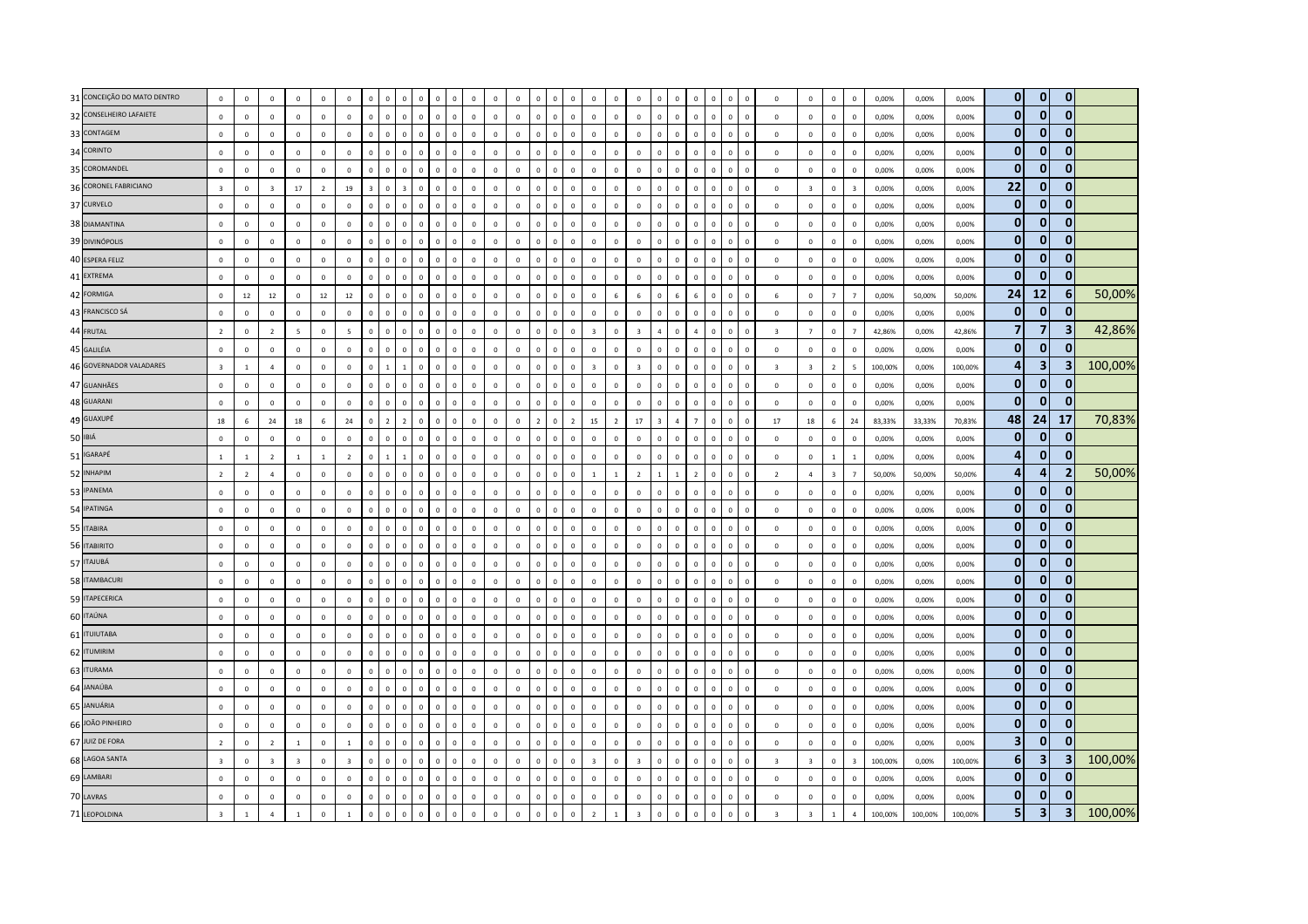| | | | | | | | | | | | | | | | | | | | | | | | | | | | | | | | | | | | | | | | | |
|---|---|---|---|---|---|---|---|---|---|---|---|---|---|---|---|---|---|---|---|---|---|---|---|---|---|---|---|---|---|---|---|---|---|---|---|---|---|---|---|---|
| 31 | CONCEIÇÃO DO MATO DENTRO | 0 | 0 | 0 | 0 | 0 | 0 | 0 | 0 | 0 | 0 | 0 | 0 | 0 | 0 | 0 | 0 | 0 | 0 | 0 | 0 | 0 | 0 | 0 | 0 | 0 | 0 | 0 | 0 | 0 | 0 | 0 | 0 | 0 | 0 | 0,00% | 0,00% | 0,00% | 0 | 0 | 0 | |
| 32 | CONSELHEIRO LAFAIETE | 0 | 0 | 0 | 0 | 0 | 0 | 0 | 0 | 0 | 0 | 0 | 0 | 0 | 0 | 0 | 0 | 0 | 0 | 0 | 0 | 0 | 0 | 0 | 0 | 0 | 0 | 0 | 0 | 0 | 0 | 0 | 0 | 0 | 0 | 0,00% | 0,00% | 0,00% | 0 | 0 | 0 | |
| 33 | CONTAGEM | 0 | 0 | 0 | 0 | 0 | 0 | 0 | 0 | 0 | 0 | 0 | 0 | 0 | 0 | 0 | 0 | 0 | 0 | 0 | 0 | 0 | 0 | 0 | 0 | 0 | 0 | 0 | 0 | 0 | 0 | 0 | 0 | 0 | 0 | 0,00% | 0,00% | 0,00% | 0 | 0 | 0 | |
| 34 | CORINTO | 0 | 0 | 0 | 0 | 0 | 0 | 0 | 0 | 0 | 0 | 0 | 0 | 0 | 0 | 0 | 0 | 0 | 0 | 0 | 0 | 0 | 0 | 0 | 0 | 0 | 0 | 0 | 0 | 0 | 0 | 0 | 0 | 0 | 0 | 0,00% | 0,00% | 0,00% | 0 | 0 | 0 | |
| 35 | COROMANDEL | 0 | 0 | 0 | 0 | 0 | 0 | 0 | 0 | 0 | 0 | 0 | 0 | 0 | 0 | 0 | 0 | 0 | 0 | 0 | 0 | 0 | 0 | 0 | 0 | 0 | 0 | 0 | 0 | 0 | 0 | 0 | 0 | 0 | 0 | 0,00% | 0,00% | 0,00% | 0 | 0 | 0 | |
| 36 | CORONEL FABRICIANO | 3 | 0 | 3 | 17 | 2 | 19 | 3 | 0 | 3 | 0 | 0 | 0 | 0 | 0 | 0 | 0 | 0 | 0 | 0 | 0 | 0 | 0 | 0 | 0 | 0 | 0 | 0 | 0 | 0 | 0 | 3 | 0 | 3 | 0,00% | 0,00% | 0,00% | 22 | 0 | 0 | |
| 37 | CURVELO | 0 | 0 | 0 | 0 | 0 | 0 | 0 | 0 | 0 | 0 | 0 | 0 | 0 | 0 | 0 | 0 | 0 | 0 | 0 | 0 | 0 | 0 | 0 | 0 | 0 | 0 | 0 | 0 | 0 | 0 | 0 | 0 | 0 | 0 | 0,00% | 0,00% | 0,00% | 0 | 0 | 0 | |
| 38 | DIAMANTINA | 0 | 0 | 0 | 0 | 0 | 0 | 0 | 0 | 0 | 0 | 0 | 0 | 0 | 0 | 0 | 0 | 0 | 0 | 0 | 0 | 0 | 0 | 0 | 0 | 0 | 0 | 0 | 0 | 0 | 0 | 0 | 0 | 0 | 0 | 0,00% | 0,00% | 0,00% | 0 | 0 | 0 | |
| 39 | DIVINÓPOLIS | 0 | 0 | 0 | 0 | 0 | 0 | 0 | 0 | 0 | 0 | 0 | 0 | 0 | 0 | 0 | 0 | 0 | 0 | 0 | 0 | 0 | 0 | 0 | 0 | 0 | 0 | 0 | 0 | 0 | 0 | 0 | 0 | 0 | 0 | 0,00% | 0,00% | 0,00% | 0 | 0 | 0 | |
| 40 | ESPERA FELIZ | 0 | 0 | 0 | 0 | 0 | 0 | 0 | 0 | 0 | 0 | 0 | 0 | 0 | 0 | 0 | 0 | 0 | 0 | 0 | 0 | 0 | 0 | 0 | 0 | 0 | 0 | 0 | 0 | 0 | 0 | 0 | 0 | 0 | 0 | 0,00% | 0,00% | 0,00% | 0 | 0 | 0 | |
| 41 | EXTREMA | 0 | 0 | 0 | 0 | 0 | 0 | 0 | 0 | 0 | 0 | 0 | 0 | 0 | 0 | 0 | 0 | 0 | 0 | 0 | 0 | 0 | 0 | 0 | 0 | 0 | 0 | 0 | 0 | 0 | 0 | 0 | 0 | 0 | 0 | 0,00% | 0,00% | 0,00% | 0 | 0 | 0 | |
| 42 | FORMIGA | 0 | 12 | 12 | 0 | 12 | 12 | 0 | 0 | 0 | 0 | 0 | 0 | 0 | 0 | 0 | 0 | 0 | 0 | 0 | 6 | 0 | 6 | 6 | 0 | 6 | 0 | 0 | 0 | 6 | 0 | 7 | 7 | 0,00% | 50,00% | 50,00% | 24 | 12 | 6 | 50,00% |
| 43 | FRANCISCO SÁ | 0 | 0 | 0 | 0 | 0 | 0 | 0 | 0 | 0 | 0 | 0 | 0 | 0 | 0 | 0 | 0 | 0 | 0 | 0 | 0 | 0 | 0 | 0 | 0 | 0 | 0 | 0 | 0 | 0 | 0 | 0 | 0 | 0,00% | 0,00% | 0,00% | 0 | 0 | 0 | |
| 44 | FRUTAL | 2 | 0 | 2 | 5 | 0 | 5 | 0 | 0 | 0 | 0 | 0 | 0 | 0 | 0 | 0 | 0 | 0 | 0 | 0 | 3 | 0 | 3 | 4 | 0 | 4 | 0 | 0 | 0 | 3 | 7 | 0 | 7 | 42,86% | 0,00% | 42,86% | 7 | 7 | 3 | 42,86% |
| 45 | GALILÉIA | 0 | 0 | 0 | 0 | 0 | 0 | 0 | 0 | 0 | 0 | 0 | 0 | 0 | 0 | 0 | 0 | 0 | 0 | 0 | 0 | 0 | 0 | 0 | 0 | 0 | 0 | 0 | 0 | 0 | 0 | 0 | 0 | 0,00% | 0,00% | 0,00% | 0 | 0 | 0 | |
| 46 | GOVERNADOR VALADARES | 3 | 1 | 4 | 0 | 0 | 0 | 0 | 1 | 1 | 0 | 0 | 0 | 0 | 0 | 0 | 0 | 0 | 0 | 0 | 3 | 0 | 3 | 0 | 0 | 0 | 0 | 0 | 0 | 3 | 3 | 2 | 5 | 100,00% | 0,00% | 100,00% | 4 | 3 | 3 | 100,00% |
| 47 | GUANHÃES | 0 | 0 | 0 | 0 | 0 | 0 | 0 | 0 | 0 | 0 | 0 | 0 | 0 | 0 | 0 | 0 | 0 | 0 | 0 | 0 | 0 | 0 | 0 | 0 | 0 | 0 | 0 | 0 | 0 | 0 | 0 | 0 | 0,00% | 0,00% | 0,00% | 0 | 0 | 0 | |
| 48 | GUARANI | 0 | 0 | 0 | 0 | 0 | 0 | 0 | 0 | 0 | 0 | 0 | 0 | 0 | 0 | 0 | 0 | 0 | 0 | 0 | 0 | 0 | 0 | 0 | 0 | 0 | 0 | 0 | 0 | 0 | 0 | 0 | 0 | 0,00% | 0,00% | 0,00% | 0 | 0 | 0 | |
| 49 | GUAXUPÉ | 18 | 6 | 24 | 18 | 6 | 24 | 0 | 2 | 2 | 0 | 0 | 0 | 0 | 0 | 0 | 0 | 2 | 0 | 2 | 15 | 2 | 17 | 3 | 4 | 7 | 0 | 0 | 0 | 17 | 18 | 6 | 24 | 83,33% | 33,33% | 70,83% | 48 | 24 | 17 | 70,83% |
| 50 | IBIÁ | 0 | 0 | 0 | 0 | 0 | 0 | 0 | 0 | 0 | 0 | 0 | 0 | 0 | 0 | 0 | 0 | 0 | 0 | 0 | 0 | 0 | 0 | 0 | 0 | 0 | 0 | 0 | 0 | 0 | 0 | 0 | 0 | 0,00% | 0,00% | 0,00% | 0 | 0 | 0 | |
| 51 | IGARAPÉ | 1 | 1 | 2 | 1 | 1 | 2 | 0 | 1 | 1 | 0 | 0 | 0 | 0 | 0 | 0 | 0 | 0 | 0 | 0 | 0 | 0 | 0 | 0 | 0 | 0 | 0 | 0 | 0 | 0 | 0 | 1 | 1 | 0,00% | 0,00% | 0,00% | 4 | 0 | 0 | |
| 52 | INHAPIM | 2 | 2 | 4 | 0 | 0 | 0 | 0 | 0 | 0 | 0 | 0 | 0 | 0 | 0 | 0 | 0 | 0 | 0 | 0 | 1 | 1 | 2 | 1 | 1 | 2 | 0 | 0 | 0 | 2 | 4 | 3 | 7 | 50,00% | 50,00% | 50,00% | 4 | 4 | 2 | 50,00% |
| 53 | IPANEMA | 0 | 0 | 0 | 0 | 0 | 0 | 0 | 0 | 0 | 0 | 0 | 0 | 0 | 0 | 0 | 0 | 0 | 0 | 0 | 0 | 0 | 0 | 0 | 0 | 0 | 0 | 0 | 0 | 0 | 0 | 0 | 0 | 0,00% | 0,00% | 0,00% | 0 | 0 | 0 | |
| 54 | IPATINGA | 0 | 0 | 0 | 0 | 0 | 0 | 0 | 0 | 0 | 0 | 0 | 0 | 0 | 0 | 0 | 0 | 0 | 0 | 0 | 0 | 0 | 0 | 0 | 0 | 0 | 0 | 0 | 0 | 0 | 0 | 0 | 0 | 0,00% | 0,00% | 0,00% | 0 | 0 | 0 | |
| 55 | ITABIRA | 0 | 0 | 0 | 0 | 0 | 0 | 0 | 0 | 0 | 0 | 0 | 0 | 0 | 0 | 0 | 0 | 0 | 0 | 0 | 0 | 0 | 0 | 0 | 0 | 0 | 0 | 0 | 0 | 0 | 0 | 0 | 0 | 0,00% | 0,00% | 0,00% | 0 | 0 | 0 | |
| 56 | ITABIRITO | 0 | 0 | 0 | 0 | 0 | 0 | 0 | 0 | 0 | 0 | 0 | 0 | 0 | 0 | 0 | 0 | 0 | 0 | 0 | 0 | 0 | 0 | 0 | 0 | 0 | 0 | 0 | 0 | 0 | 0 | 0 | 0 | 0,00% | 0,00% | 0,00% | 0 | 0 | 0 | |
| 57 | ITAJUBÁ | 0 | 0 | 0 | 0 | 0 | 0 | 0 | 0 | 0 | 0 | 0 | 0 | 0 | 0 | 0 | 0 | 0 | 0 | 0 | 0 | 0 | 0 | 0 | 0 | 0 | 0 | 0 | 0 | 0 | 0 | 0 | 0 | 0,00% | 0,00% | 0,00% | 0 | 0 | 0 | |
| 58 | ITAMBACURI | 0 | 0 | 0 | 0 | 0 | 0 | 0 | 0 | 0 | 0 | 0 | 0 | 0 | 0 | 0 | 0 | 0 | 0 | 0 | 0 | 0 | 0 | 0 | 0 | 0 | 0 | 0 | 0 | 0 | 0 | 0 | 0 | 0,00% | 0,00% | 0,00% | 0 | 0 | 0 | |
| 59 | ITAPECERICA | 0 | 0 | 0 | 0 | 0 | 0 | 0 | 0 | 0 | 0 | 0 | 0 | 0 | 0 | 0 | 0 | 0 | 0 | 0 | 0 | 0 | 0 | 0 | 0 | 0 | 0 | 0 | 0 | 0 | 0 | 0 | 0 | 0,00% | 0,00% | 0,00% | 0 | 0 | 0 | |
| 60 | ITAÚNA | 0 | 0 | 0 | 0 | 0 | 0 | 0 | 0 | 0 | 0 | 0 | 0 | 0 | 0 | 0 | 0 | 0 | 0 | 0 | 0 | 0 | 0 | 0 | 0 | 0 | 0 | 0 | 0 | 0 | 0 | 0 | 0 | 0,00% | 0,00% | 0,00% | 0 | 0 | 0 | |
| 61 | ITUIUTABA | 0 | 0 | 0 | 0 | 0 | 0 | 0 | 0 | 0 | 0 | 0 | 0 | 0 | 0 | 0 | 0 | 0 | 0 | 0 | 0 | 0 | 0 | 0 | 0 | 0 | 0 | 0 | 0 | 0 | 0 | 0 | 0 | 0,00% | 0,00% | 0,00% | 0 | 0 | 0 | |
| 62 | ITUMIRIM | 0 | 0 | 0 | 0 | 0 | 0 | 0 | 0 | 0 | 0 | 0 | 0 | 0 | 0 | 0 | 0 | 0 | 0 | 0 | 0 | 0 | 0 | 0 | 0 | 0 | 0 | 0 | 0 | 0 | 0 | 0 | 0 | 0,00% | 0,00% | 0,00% | 0 | 0 | 0 | |
| 63 | ITURAMA | 0 | 0 | 0 | 0 | 0 | 0 | 0 | 0 | 0 | 0 | 0 | 0 | 0 | 0 | 0 | 0 | 0 | 0 | 0 | 0 | 0 | 0 | 0 | 0 | 0 | 0 | 0 | 0 | 0 | 0 | 0 | 0 | 0,00% | 0,00% | 0,00% | 0 | 0 | 0 | |
| 64 | JANAÚBA | 0 | 0 | 0 | 0 | 0 | 0 | 0 | 0 | 0 | 0 | 0 | 0 | 0 | 0 | 0 | 0 | 0 | 0 | 0 | 0 | 0 | 0 | 0 | 0 | 0 | 0 | 0 | 0 | 0 | 0 | 0 | 0 | 0,00% | 0,00% | 0,00% | 0 | 0 | 0 | |
| 65 | JANUÁRIA | 0 | 0 | 0 | 0 | 0 | 0 | 0 | 0 | 0 | 0 | 0 | 0 | 0 | 0 | 0 | 0 | 0 | 0 | 0 | 0 | 0 | 0 | 0 | 0 | 0 | 0 | 0 | 0 | 0 | 0 | 0 | 0 | 0,00% | 0,00% | 0,00% | 0 | 0 | 0 | |
| 66 | JOÃO PINHEIRO | 0 | 0 | 0 | 0 | 0 | 0 | 0 | 0 | 0 | 0 | 0 | 0 | 0 | 0 | 0 | 0 | 0 | 0 | 0 | 0 | 0 | 0 | 0 | 0 | 0 | 0 | 0 | 0 | 0 | 0 | 0 | 0 | 0,00% | 0,00% | 0,00% | 0 | 0 | 0 | |
| 67 | JUIZ DE FORA | 2 | 0 | 2 | 1 | 0 | 1 | 0 | 0 | 0 | 0 | 0 | 0 | 0 | 0 | 0 | 0 | 0 | 0 | 0 | 0 | 0 | 0 | 0 | 0 | 0 | 0 | 0 | 0 | 0 | 0 | 0 | 0 | 0,00% | 0,00% | 0,00% | 3 | 0 | 0 | |
| 68 | LAGOA SANTA | 3 | 0 | 3 | 3 | 0 | 3 | 0 | 0 | 0 | 0 | 0 | 0 | 0 | 0 | 0 | 0 | 0 | 0 | 0 | 3 | 0 | 3 | 0 | 0 | 0 | 0 | 0 | 0 | 3 | 3 | 0 | 3 | 100,00% | 0,00% | 100,00% | 6 | 3 | 3 | 100,00% |
| 69 | LAMBARI | 0 | 0 | 0 | 0 | 0 | 0 | 0 | 0 | 0 | 0 | 0 | 0 | 0 | 0 | 0 | 0 | 0 | 0 | 0 | 0 | 0 | 0 | 0 | 0 | 0 | 0 | 0 | 0 | 0 | 0 | 0 | 0 | 0,00% | 0,00% | 0,00% | 0 | 0 | 0 | |
| 70 | LAVRAS | 0 | 0 | 0 | 0 | 0 | 0 | 0 | 0 | 0 | 0 | 0 | 0 | 0 | 0 | 0 | 0 | 0 | 0 | 0 | 0 | 0 | 0 | 0 | 0 | 0 | 0 | 0 | 0 | 0 | 0 | 0 | 0 | 0,00% | 0,00% | 0,00% | 0 | 0 | 0 | |
| 71 | LEOPOLDINA | 3 | 1 | 4 | 1 | 0 | 1 | 0 | 0 | 0 | 0 | 0 | 0 | 0 | 0 | 0 | 0 | 0 | 0 | 0 | 2 | 1 | 3 | 0 | 0 | 0 | 0 | 0 | 0 | 3 | 3 | 1 | 4 | 100,00% | 100,00% | 100,00% | 5 | 3 | 3 | 100,00% |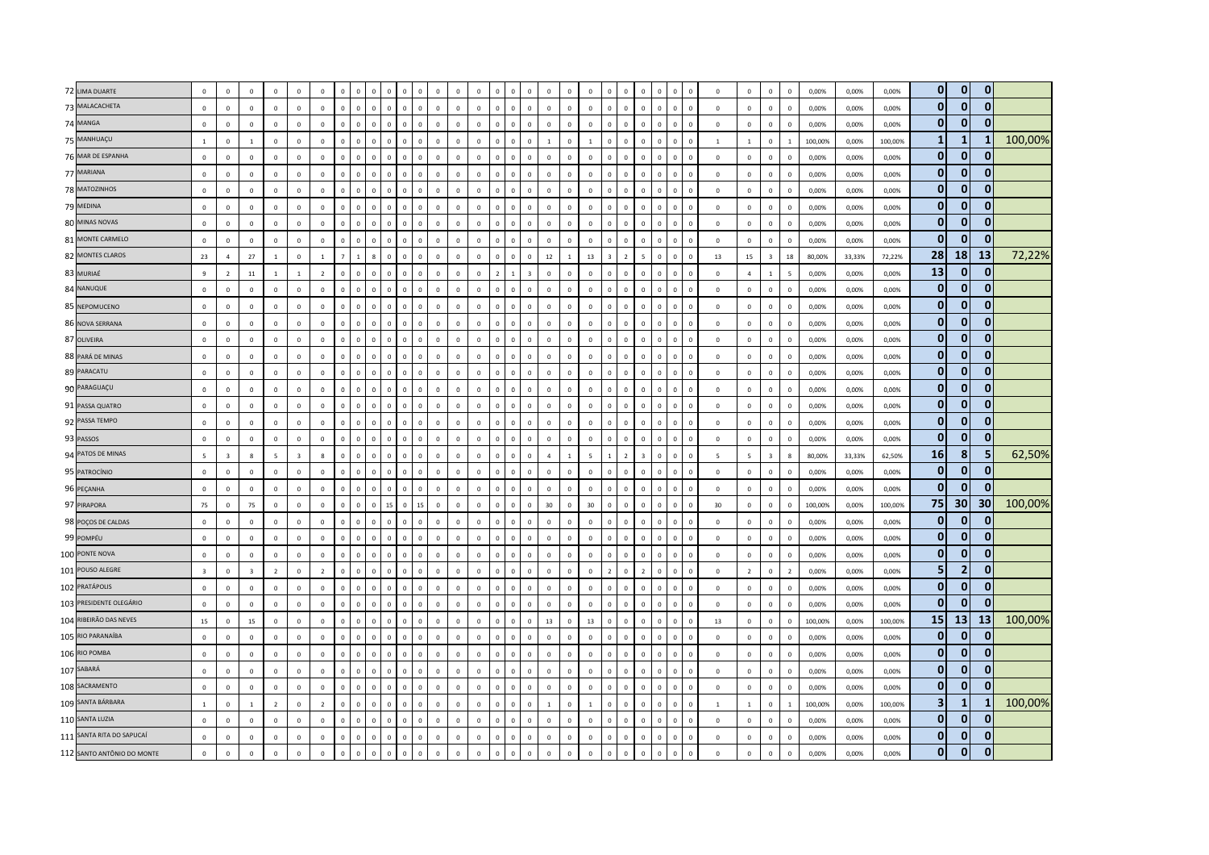| | | | | | | | | | | | | | | | | | | | | | | | | | | | | | | | | | | | | | | | | | |
|---|---|---|---|---|---|---|---|---|---|---|---|---|---|---|---|---|---|---|---|---|---|---|---|---|---|---|---|---|---|---|---|---|---|---|---|---|---|---|---|---|---|
| 72 | LIMA DUARTE | 0 | 0 | 0 | 0 | 0 | 0 | 0 | 0 | 0 | 0 | 0 | 0 | 0 | 0 | 0 | 0 | 0 | 0 | 0 | 0 | 0 | 0 | 0 | 0 | 0 | 0 | 0 | 0 | 0 | 0 | 0 | 0 | 0 | 0,00% | 0,00% | 0,00% | 0 | 0 | 0 | |
| 73 | MALACACHETA | 0 | 0 | 0 | 0 | 0 | 0 | 0 | 0 | 0 | 0 | 0 | 0 | 0 | 0 | 0 | 0 | 0 | 0 | 0 | 0 | 0 | 0 | 0 | 0 | 0 | 0 | 0 | 0 | 0 | 0 | 0 | 0 | 0 | 0,00% | 0,00% | 0,00% | 0 | 0 | 0 | |
| 74 | MANGA | 0 | 0 | 0 | 0 | 0 | 0 | 0 | 0 | 0 | 0 | 0 | 0 | 0 | 0 | 0 | 0 | 0 | 0 | 0 | 0 | 0 | 0 | 0 | 0 | 0 | 0 | 0 | 0 | 0 | 0 | 0 | 0 | 0 | 0,00% | 0,00% | 0,00% | 0 | 0 | 0 | |
| 75 | MANHUAÇU | 1 | 0 | 1 | 0 | 0 | 0 | 0 | 0 | 0 | 0 | 0 | 0 | 0 | 0 | 0 | 0 | 0 | 0 | 0 | 0 | 1 | 0 | 1 | 0 | 0 | 0 | 0 | 0 | 0 | 1 | 1 | 0 | 1 | 100,00% | 0,00% | 100,00% | 1 | 1 | 1 | 100,00% |
| 76 | MAR DE ESPANHA | 0 | 0 | 0 | 0 | 0 | 0 | 0 | 0 | 0 | 0 | 0 | 0 | 0 | 0 | 0 | 0 | 0 | 0 | 0 | 0 | 0 | 0 | 0 | 0 | 0 | 0 | 0 | 0 | 0 | 0 | 0 | 0 | 0 | 0,00% | 0,00% | 0,00% | 0 | 0 | 0 | |
| 77 | MARIANA | 0 | 0 | 0 | 0 | 0 | 0 | 0 | 0 | 0 | 0 | 0 | 0 | 0 | 0 | 0 | 0 | 0 | 0 | 0 | 0 | 0 | 0 | 0 | 0 | 0 | 0 | 0 | 0 | 0 | 0 | 0 | 0 | 0 | 0,00% | 0,00% | 0,00% | 0 | 0 | 0 | |
| 78 | MATOZINHOS | 0 | 0 | 0 | 0 | 0 | 0 | 0 | 0 | 0 | 0 | 0 | 0 | 0 | 0 | 0 | 0 | 0 | 0 | 0 | 0 | 0 | 0 | 0 | 0 | 0 | 0 | 0 | 0 | 0 | 0 | 0 | 0 | 0 | 0,00% | 0,00% | 0,00% | 0 | 0 | 0 | |
| 79 | MEDINA | 0 | 0 | 0 | 0 | 0 | 0 | 0 | 0 | 0 | 0 | 0 | 0 | 0 | 0 | 0 | 0 | 0 | 0 | 0 | 0 | 0 | 0 | 0 | 0 | 0 | 0 | 0 | 0 | 0 | 0 | 0 | 0 | 0 | 0,00% | 0,00% | 0,00% | 0 | 0 | 0 | |
| 80 | MINAS NOVAS | 0 | 0 | 0 | 0 | 0 | 0 | 0 | 0 | 0 | 0 | 0 | 0 | 0 | 0 | 0 | 0 | 0 | 0 | 0 | 0 | 0 | 0 | 0 | 0 | 0 | 0 | 0 | 0 | 0 | 0 | 0 | 0 | 0 | 0,00% | 0,00% | 0,00% | 0 | 0 | 0 | |
| 81 | MONTE CARMELO | 0 | 0 | 0 | 0 | 0 | 0 | 0 | 0 | 0 | 0 | 0 | 0 | 0 | 0 | 0 | 0 | 0 | 0 | 0 | 0 | 0 | 0 | 0 | 0 | 0 | 0 | 0 | 0 | 0 | 0 | 0 | 0 | 0 | 0,00% | 0,00% | 0,00% | 0 | 0 | 0 | |
| 82 | MONTES CLAROS | 23 | 4 | 27 | 1 | 0 | 1 | 7 | 1 | 8 | 0 | 0 | 0 | 0 | 0 | 0 | 0 | 0 | 0 | 0 | 0 | 12 | 1 | 13 | 3 | 2 | 5 | 0 | 0 | 0 | 13 | 15 | 3 | 18 | 80,00% | 33,33% | 72,22% | 28 | 18 | 13 | 72,22% |
| 83 | MURIAÉ | 9 | 2 | 11 | 1 | 1 | 2 | 0 | 0 | 0 | 0 | 0 | 0 | 0 | 0 | 0 | 0 | 2 | 1 | 3 | 0 | 0 | 0 | 0 | 0 | 0 | 0 | 0 | 0 | 0 | 0 | 4 | 1 | 5 | 0,00% | 0,00% | 0,00% | 13 | 0 | 0 | |
| 84 | NANUQUE | 0 | 0 | 0 | 0 | 0 | 0 | 0 | 0 | 0 | 0 | 0 | 0 | 0 | 0 | 0 | 0 | 0 | 0 | 0 | 0 | 0 | 0 | 0 | 0 | 0 | 0 | 0 | 0 | 0 | 0 | 0 | 0 | 0 | 0,00% | 0,00% | 0,00% | 0 | 0 | 0 | |
| 85 | NEPOMUCENO | 0 | 0 | 0 | 0 | 0 | 0 | 0 | 0 | 0 | 0 | 0 | 0 | 0 | 0 | 0 | 0 | 0 | 0 | 0 | 0 | 0 | 0 | 0 | 0 | 0 | 0 | 0 | 0 | 0 | 0 | 0 | 0 | 0 | 0,00% | 0,00% | 0,00% | 0 | 0 | 0 | |
| 86 | NOVA SERRANA | 0 | 0 | 0 | 0 | 0 | 0 | 0 | 0 | 0 | 0 | 0 | 0 | 0 | 0 | 0 | 0 | 0 | 0 | 0 | 0 | 0 | 0 | 0 | 0 | 0 | 0 | 0 | 0 | 0 | 0 | 0 | 0 | 0 | 0,00% | 0,00% | 0,00% | 0 | 0 | 0 | |
| 87 | OLIVEIRA | 0 | 0 | 0 | 0 | 0 | 0 | 0 | 0 | 0 | 0 | 0 | 0 | 0 | 0 | 0 | 0 | 0 | 0 | 0 | 0 | 0 | 0 | 0 | 0 | 0 | 0 | 0 | 0 | 0 | 0 | 0 | 0 | 0 | 0,00% | 0,00% | 0,00% | 0 | 0 | 0 | |
| 88 | PARÁ DE MINAS | 0 | 0 | 0 | 0 | 0 | 0 | 0 | 0 | 0 | 0 | 0 | 0 | 0 | 0 | 0 | 0 | 0 | 0 | 0 | 0 | 0 | 0 | 0 | 0 | 0 | 0 | 0 | 0 | 0 | 0 | 0 | 0 | 0 | 0,00% | 0,00% | 0,00% | 0 | 0 | 0 | |
| 89 | PARACATU | 0 | 0 | 0 | 0 | 0 | 0 | 0 | 0 | 0 | 0 | 0 | 0 | 0 | 0 | 0 | 0 | 0 | 0 | 0 | 0 | 0 | 0 | 0 | 0 | 0 | 0 | 0 | 0 | 0 | 0 | 0 | 0 | 0 | 0,00% | 0,00% | 0,00% | 0 | 0 | 0 | |
| 90 | PARAGUAÇU | 0 | 0 | 0 | 0 | 0 | 0 | 0 | 0 | 0 | 0 | 0 | 0 | 0 | 0 | 0 | 0 | 0 | 0 | 0 | 0 | 0 | 0 | 0 | 0 | 0 | 0 | 0 | 0 | 0 | 0 | 0 | 0 | 0 | 0,00% | 0,00% | 0,00% | 0 | 0 | 0 | |
| 91 | PASSA QUATRO | 0 | 0 | 0 | 0 | 0 | 0 | 0 | 0 | 0 | 0 | 0 | 0 | 0 | 0 | 0 | 0 | 0 | 0 | 0 | 0 | 0 | 0 | 0 | 0 | 0 | 0 | 0 | 0 | 0 | 0 | 0 | 0 | 0 | 0,00% | 0,00% | 0,00% | 0 | 0 | 0 | |
| 92 | PASSA TEMPO | 0 | 0 | 0 | 0 | 0 | 0 | 0 | 0 | 0 | 0 | 0 | 0 | 0 | 0 | 0 | 0 | 0 | 0 | 0 | 0 | 0 | 0 | 0 | 0 | 0 | 0 | 0 | 0 | 0 | 0 | 0 | 0 | 0 | 0,00% | 0,00% | 0,00% | 0 | 0 | 0 | |
| 93 | PASSOS | 0 | 0 | 0 | 0 | 0 | 0 | 0 | 0 | 0 | 0 | 0 | 0 | 0 | 0 | 0 | 0 | 0 | 0 | 0 | 0 | 0 | 0 | 0 | 0 | 0 | 0 | 0 | 0 | 0 | 0 | 0 | 0 | 0 | 0,00% | 0,00% | 0,00% | 0 | 0 | 0 | |
| 94 | PATOS DE MINAS | 5 | 3 | 8 | 5 | 3 | 8 | 0 | 0 | 0 | 0 | 0 | 0 | 0 | 0 | 0 | 0 | 0 | 0 | 0 | 0 | 4 | 1 | 5 | 1 | 2 | 3 | 0 | 0 | 0 | 5 | 5 | 3 | 8 | 80,00% | 33,33% | 62,50% | 16 | 8 | 5 | 62,50% |
| 95 | PATROCÍNIO | 0 | 0 | 0 | 0 | 0 | 0 | 0 | 0 | 0 | 0 | 0 | 0 | 0 | 0 | 0 | 0 | 0 | 0 | 0 | 0 | 0 | 0 | 0 | 0 | 0 | 0 | 0 | 0 | 0 | 0 | 0 | 0 | 0 | 0,00% | 0,00% | 0,00% | 0 | 0 | 0 | |
| 96 | PEÇANHA | 0 | 0 | 0 | 0 | 0 | 0 | 0 | 0 | 0 | 0 | 0 | 0 | 0 | 0 | 0 | 0 | 0 | 0 | 0 | 0 | 0 | 0 | 0 | 0 | 0 | 0 | 0 | 0 | 0 | 0 | 0 | 0 | 0 | 0,00% | 0,00% | 0,00% | 0 | 0 | 0 | |
| 97 | PIRAPORA | 75 | 0 | 75 | 0 | 0 | 0 | 0 | 0 | 0 | 0 | 15 | 0 | 15 | 0 | 0 | 0 | 0 | 0 | 0 | 0 | 30 | 0 | 30 | 0 | 0 | 0 | 0 | 0 | 0 | 30 | 0 | 0 | 0 | 100,00% | 0,00% | 100,00% | 75 | 30 | 30 | 100,00% |
| 98 | POÇOS DE CALDAS | 0 | 0 | 0 | 0 | 0 | 0 | 0 | 0 | 0 | 0 | 0 | 0 | 0 | 0 | 0 | 0 | 0 | 0 | 0 | 0 | 0 | 0 | 0 | 0 | 0 | 0 | 0 | 0 | 0 | 0 | 0 | 0 | 0 | 0,00% | 0,00% | 0,00% | 0 | 0 | 0 | |
| 99 | POMPÉU | 0 | 0 | 0 | 0 | 0 | 0 | 0 | 0 | 0 | 0 | 0 | 0 | 0 | 0 | 0 | 0 | 0 | 0 | 0 | 0 | 0 | 0 | 0 | 0 | 0 | 0 | 0 | 0 | 0 | 0 | 0 | 0 | 0 | 0,00% | 0,00% | 0,00% | 0 | 0 | 0 | |
| 100 | PONTE NOVA | 0 | 0 | 0 | 0 | 0 | 0 | 0 | 0 | 0 | 0 | 0 | 0 | 0 | 0 | 0 | 0 | 0 | 0 | 0 | 0 | 0 | 0 | 0 | 0 | 0 | 0 | 0 | 0 | 0 | 0 | 0 | 0 | 0 | 0,00% | 0,00% | 0,00% | 0 | 0 | 0 | |
| 101 | POUSO ALEGRE | 3 | 0 | 3 | 2 | 0 | 2 | 0 | 0 | 0 | 0 | 0 | 0 | 0 | 0 | 0 | 0 | 0 | 0 | 0 | 0 | 0 | 0 | 0 | 2 | 0 | 2 | 0 | 0 | 0 | 0 | 2 | 0 | 2 | 0,00% | 0,00% | 0,00% | 5 | 2 | 0 | |
| 102 | PRATÁPOLIS | 0 | 0 | 0 | 0 | 0 | 0 | 0 | 0 | 0 | 0 | 0 | 0 | 0 | 0 | 0 | 0 | 0 | 0 | 0 | 0 | 0 | 0 | 0 | 0 | 0 | 0 | 0 | 0 | 0 | 0 | 0 | 0 | 0 | 0,00% | 0,00% | 0,00% | 0 | 0 | 0 | |
| 103 | PRESIDENTE OLEGÁRIO | 0 | 0 | 0 | 0 | 0 | 0 | 0 | 0 | 0 | 0 | 0 | 0 | 0 | 0 | 0 | 0 | 0 | 0 | 0 | 0 | 0 | 0 | 0 | 0 | 0 | 0 | 0 | 0 | 0 | 0 | 0 | 0 | 0 | 0,00% | 0,00% | 0,00% | 0 | 0 | 0 | |
| 104 | RIBEIRÃO DAS NEVES | 15 | 0 | 15 | 0 | 0 | 0 | 0 | 0 | 0 | 0 | 0 | 0 | 0 | 0 | 0 | 0 | 0 | 0 | 0 | 0 | 13 | 0 | 13 | 0 | 0 | 0 | 0 | 0 | 0 | 13 | 0 | 0 | 0 | 100,00% | 0,00% | 100,00% | 15 | 13 | 13 | 100,00% |
| 105 | RIO PARANAÍBA | 0 | 0 | 0 | 0 | 0 | 0 | 0 | 0 | 0 | 0 | 0 | 0 | 0 | 0 | 0 | 0 | 0 | 0 | 0 | 0 | 0 | 0 | 0 | 0 | 0 | 0 | 0 | 0 | 0 | 0 | 0 | 0 | 0 | 0,00% | 0,00% | 0,00% | 0 | 0 | 0 | |
| 106 | RIO POMBA | 0 | 0 | 0 | 0 | 0 | 0 | 0 | 0 | 0 | 0 | 0 | 0 | 0 | 0 | 0 | 0 | 0 | 0 | 0 | 0 | 0 | 0 | 0 | 0 | 0 | 0 | 0 | 0 | 0 | 0 | 0 | 0 | 0 | 0,00% | 0,00% | 0,00% | 0 | 0 | 0 | |
| 107 | SABARÁ | 0 | 0 | 0 | 0 | 0 | 0 | 0 | 0 | 0 | 0 | 0 | 0 | 0 | 0 | 0 | 0 | 0 | 0 | 0 | 0 | 0 | 0 | 0 | 0 | 0 | 0 | 0 | 0 | 0 | 0 | 0 | 0 | 0 | 0,00% | 0,00% | 0,00% | 0 | 0 | 0 | |
| 108 | SACRAMENTO | 0 | 0 | 0 | 0 | 0 | 0 | 0 | 0 | 0 | 0 | 0 | 0 | 0 | 0 | 0 | 0 | 0 | 0 | 0 | 0 | 0 | 0 | 0 | 0 | 0 | 0 | 0 | 0 | 0 | 0 | 0 | 0 | 0 | 0,00% | 0,00% | 0,00% | 0 | 0 | 0 | |
| 109 | SANTA BÁRBARA | 1 | 0 | 1 | 2 | 0 | 2 | 0 | 0 | 0 | 0 | 0 | 0 | 0 | 0 | 0 | 0 | 0 | 0 | 0 | 0 | 1 | 0 | 1 | 0 | 0 | 0 | 0 | 0 | 0 | 1 | 1 | 0 | 1 | 100,00% | 0,00% | 100,00% | 3 | 1 | 1 | 100,00% |
| 110 | SANTA LUZIA | 0 | 0 | 0 | 0 | 0 | 0 | 0 | 0 | 0 | 0 | 0 | 0 | 0 | 0 | 0 | 0 | 0 | 0 | 0 | 0 | 0 | 0 | 0 | 0 | 0 | 0 | 0 | 0 | 0 | 0 | 0 | 0 | 0 | 0,00% | 0,00% | 0,00% | 0 | 0 | 0 | |
| 111 | SANTA RITA DO SAPUCAÍ | 0 | 0 | 0 | 0 | 0 | 0 | 0 | 0 | 0 | 0 | 0 | 0 | 0 | 0 | 0 | 0 | 0 | 0 | 0 | 0 | 0 | 0 | 0 | 0 | 0 | 0 | 0 | 0 | 0 | 0 | 0 | 0 | 0 | 0,00% | 0,00% | 0,00% | 0 | 0 | 0 | |
| 112 | SANTO ANTÔNIO DO MONTE | 0 | 0 | 0 | 0 | 0 | 0 | 0 | 0 | 0 | 0 | 0 | 0 | 0 | 0 | 0 | 0 | 0 | 0 | 0 | 0 | 0 | 0 | 0 | 0 | 0 | 0 | 0 | 0 | 0 | 0 | 0 | 0 | 0 | 0,00% | 0,00% | 0,00% | 0 | 0 | 0 | |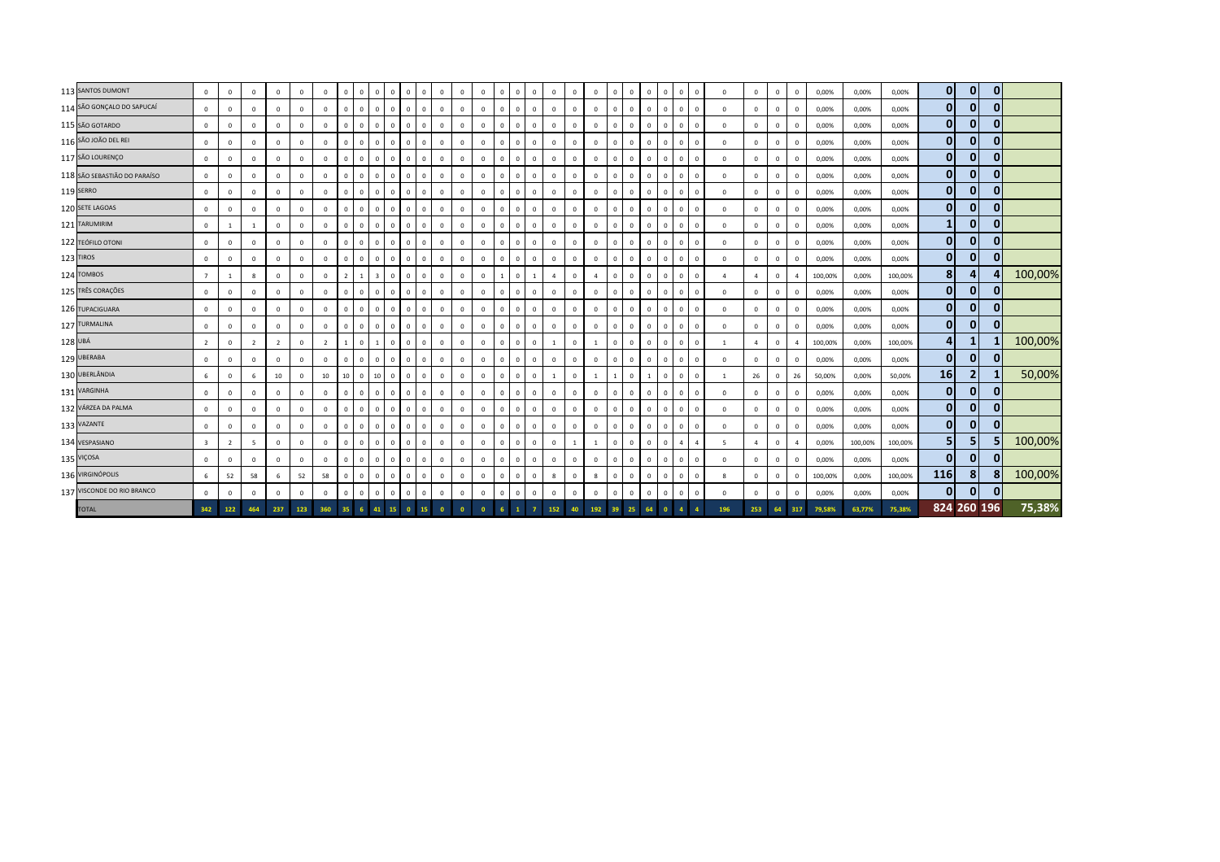| | | | | | | | | | | | | | | | | | | | | | | | | | | | | | | | | | | | | | | | |
|---|---|---|---|---|---|---|---|---|---|---|---|---|---|---|---|---|---|---|---|---|---|---|---|---|---|---|---|---|---|---|---|---|---|---|---|---|---|---|---|
| 113 | SANTOS DUMONT | 0 | 0 | 0 | 0 | 0 | 0 | 0 | 0 | 0 | 0 | 0 | 0 | 0 | 0 | 0 | 0 | 0 | 0 | 0 | 0 | 0 | 0 | 0 | 0 | 0 | 0 | 0 | 0 | 0 | 0 | 0 | 0,00% | 0,00% | 0,00% | 0 | 0 | 0 | |
| 114 | SÃO GONÇALO DO SAPUCAÍ | 0 | 0 | 0 | 0 | 0 | 0 | 0 | 0 | 0 | 0 | 0 | 0 | 0 | 0 | 0 | 0 | 0 | 0 | 0 | 0 | 0 | 0 | 0 | 0 | 0 | 0 | 0 | 0 | 0 | 0 | 0 | 0,00% | 0,00% | 0,00% | 0 | 0 | 0 | |
| 115 | SÃO GOTARDO | 0 | 0 | 0 | 0 | 0 | 0 | 0 | 0 | 0 | 0 | 0 | 0 | 0 | 0 | 0 | 0 | 0 | 0 | 0 | 0 | 0 | 0 | 0 | 0 | 0 | 0 | 0 | 0 | 0 | 0 | 0 | 0,00% | 0,00% | 0,00% | 0 | 0 | 0 | |
| 116 | SÃO JOÃO DEL REI | 0 | 0 | 0 | 0 | 0 | 0 | 0 | 0 | 0 | 0 | 0 | 0 | 0 | 0 | 0 | 0 | 0 | 0 | 0 | 0 | 0 | 0 | 0 | 0 | 0 | 0 | 0 | 0 | 0 | 0 | 0 | 0,00% | 0,00% | 0,00% | 0 | 0 | 0 | |
| 117 | SÃO LOURENÇO | 0 | 0 | 0 | 0 | 0 | 0 | 0 | 0 | 0 | 0 | 0 | 0 | 0 | 0 | 0 | 0 | 0 | 0 | 0 | 0 | 0 | 0 | 0 | 0 | 0 | 0 | 0 | 0 | 0 | 0 | 0 | 0,00% | 0,00% | 0,00% | 0 | 0 | 0 | |
| 118 | SÃO SEBASTIÃO DO PARAÍSO | 0 | 0 | 0 | 0 | 0 | 0 | 0 | 0 | 0 | 0 | 0 | 0 | 0 | 0 | 0 | 0 | 0 | 0 | 0 | 0 | 0 | 0 | 0 | 0 | 0 | 0 | 0 | 0 | 0 | 0 | 0 | 0,00% | 0,00% | 0,00% | 0 | 0 | 0 | |
| 119 | SERRO | 0 | 0 | 0 | 0 | 0 | 0 | 0 | 0 | 0 | 0 | 0 | 0 | 0 | 0 | 0 | 0 | 0 | 0 | 0 | 0 | 0 | 0 | 0 | 0 | 0 | 0 | 0 | 0 | 0 | 0 | 0 | 0,00% | 0,00% | 0,00% | 0 | 0 | 0 | |
| 120 | SETE LAGOAS | 0 | 0 | 0 | 0 | 0 | 0 | 0 | 0 | 0 | 0 | 0 | 0 | 0 | 0 | 0 | 0 | 0 | 0 | 0 | 0 | 0 | 0 | 0 | 0 | 0 | 0 | 0 | 0 | 0 | 0 | 0 | 0,00% | 0,00% | 0,00% | 0 | 0 | 0 | |
| 121 | TARUMIRIM | 0 | 1 | 1 | 0 | 0 | 0 | 0 | 0 | 0 | 0 | 0 | 0 | 0 | 0 | 0 | 0 | 0 | 0 | 0 | 0 | 0 | 0 | 0 | 0 | 0 | 0 | 0 | 0 | 0 | 0 | 0 | 0,00% | 0,00% | 0,00% | 1 | 0 | 0 | |
| 122 | TEÓFILO OTONI | 0 | 0 | 0 | 0 | 0 | 0 | 0 | 0 | 0 | 0 | 0 | 0 | 0 | 0 | 0 | 0 | 0 | 0 | 0 | 0 | 0 | 0 | 0 | 0 | 0 | 0 | 0 | 0 | 0 | 0 | 0 | 0,00% | 0,00% | 0,00% | 0 | 0 | 0 | |
| 123 | TIROS | 0 | 0 | 0 | 0 | 0 | 0 | 0 | 0 | 0 | 0 | 0 | 0 | 0 | 0 | 0 | 0 | 0 | 0 | 0 | 0 | 0 | 0 | 0 | 0 | 0 | 0 | 0 | 0 | 0 | 0 | 0 | 0,00% | 0,00% | 0,00% | 0 | 0 | 0 | |
| 124 | TOMBOS | 7 | 1 | 8 | 0 | 0 | 0 | 2 | 1 | 3 | 0 | 0 | 0 | 0 | 0 | 0 | 1 | 0 | 1 | 4 | 0 | 4 | 0 | 0 | 0 | 0 | 0 | 0 | 4 | 4 | 0 | 4 | 100,00% | 0,00% | 100,00% | 8 | 4 | 4 | 100,00% |
| 125 | TRÊS CORAÇÕES | 0 | 0 | 0 | 0 | 0 | 0 | 0 | 0 | 0 | 0 | 0 | 0 | 0 | 0 | 0 | 0 | 0 | 0 | 0 | 0 | 0 | 0 | 0 | 0 | 0 | 0 | 0 | 0 | 0 | 0 | 0 | 0,00% | 0,00% | 0,00% | 0 | 0 | 0 | |
| 126 | TUPACIGUARA | 0 | 0 | 0 | 0 | 0 | 0 | 0 | 0 | 0 | 0 | 0 | 0 | 0 | 0 | 0 | 0 | 0 | 0 | 0 | 0 | 0 | 0 | 0 | 0 | 0 | 0 | 0 | 0 | 0 | 0 | 0 | 0,00% | 0,00% | 0,00% | 0 | 0 | 0 | |
| 127 | TURMALINA | 0 | 0 | 0 | 0 | 0 | 0 | 0 | 0 | 0 | 0 | 0 | 0 | 0 | 0 | 0 | 0 | 0 | 0 | 0 | 0 | 0 | 0 | 0 | 0 | 0 | 0 | 0 | 0 | 0 | 0 | 0 | 0,00% | 0,00% | 0,00% | 0 | 0 | 0 | |
| 128 | UBÁ | 2 | 0 | 2 | 2 | 0 | 2 | 1 | 0 | 1 | 0 | 0 | 0 | 0 | 0 | 0 | 0 | 0 | 0 | 1 | 0 | 1 | 0 | 0 | 0 | 0 | 0 | 0 | 1 | 4 | 0 | 4 | 100,00% | 0,00% | 100,00% | 4 | 1 | 1 | 100,00% |
| 129 | UBERABA | 0 | 0 | 0 | 0 | 0 | 0 | 0 | 0 | 0 | 0 | 0 | 0 | 0 | 0 | 0 | 0 | 0 | 0 | 0 | 0 | 0 | 0 | 0 | 0 | 0 | 0 | 0 | 0 | 0 | 0 | 0 | 0,00% | 0,00% | 0,00% | 0 | 0 | 0 | |
| 130 | UBERLÂNDIA | 6 | 0 | 6 | 10 | 0 | 10 | 10 | 0 | 10 | 0 | 0 | 0 | 0 | 0 | 0 | 0 | 0 | 0 | 1 | 0 | 1 | 1 | 0 | 1 | 0 | 0 | 0 | 1 | 26 | 0 | 26 | 50,00% | 0,00% | 50,00% | 16 | 2 | 1 | 50,00% |
| 131 | VARGINHA | 0 | 0 | 0 | 0 | 0 | 0 | 0 | 0 | 0 | 0 | 0 | 0 | 0 | 0 | 0 | 0 | 0 | 0 | 0 | 0 | 0 | 0 | 0 | 0 | 0 | 0 | 0 | 0 | 0 | 0 | 0 | 0,00% | 0,00% | 0,00% | 0 | 0 | 0 | |
| 132 | VÁRZEA DA PALMA | 0 | 0 | 0 | 0 | 0 | 0 | 0 | 0 | 0 | 0 | 0 | 0 | 0 | 0 | 0 | 0 | 0 | 0 | 0 | 0 | 0 | 0 | 0 | 0 | 0 | 0 | 0 | 0 | 0 | 0 | 0 | 0,00% | 0,00% | 0,00% | 0 | 0 | 0 | |
| 133 | VAZANTE | 0 | 0 | 0 | 0 | 0 | 0 | 0 | 0 | 0 | 0 | 0 | 0 | 0 | 0 | 0 | 0 | 0 | 0 | 0 | 0 | 0 | 0 | 0 | 0 | 0 | 0 | 0 | 0 | 0 | 0 | 0 | 0,00% | 0,00% | 0,00% | 0 | 0 | 0 | |
| 134 | VESPASIANO | 3 | 2 | 5 | 0 | 0 | 0 | 0 | 0 | 0 | 0 | 0 | 0 | 0 | 0 | 0 | 0 | 0 | 0 | 0 | 1 | 1 | 0 | 0 | 0 | 0 | 4 | 4 | 5 | 4 | 0 | 4 | 0,00% | 100,00% | 100,00% | 5 | 5 | 5 | 100,00% |
| 135 | VIÇOSA | 0 | 0 | 0 | 0 | 0 | 0 | 0 | 0 | 0 | 0 | 0 | 0 | 0 | 0 | 0 | 0 | 0 | 0 | 0 | 0 | 0 | 0 | 0 | 0 | 0 | 0 | 0 | 0 | 0 | 0 | 0 | 0,00% | 0,00% | 0,00% | 0 | 0 | 0 | |
| 136 | VIRGINÓPOLIS | 6 | 52 | 58 | 6 | 52 | 58 | 0 | 0 | 0 | 0 | 0 | 0 | 0 | 0 | 0 | 0 | 0 | 0 | 8 | 0 | 8 | 0 | 0 | 0 | 0 | 0 | 0 | 8 | 0 | 0 | 0 | 100,00% | 0,00% | 100,00% | 116 | 8 | 8 | 100,00% |
| 137 | VISCONDE DO RIO BRANCO | 0 | 0 | 0 | 0 | 0 | 0 | 0 | 0 | 0 | 0 | 0 | 0 | 0 | 0 | 0 | 0 | 0 | 0 | 0 | 0 | 0 | 0 | 0 | 0 | 0 | 0 | 0 | 0 | 0 | 0 | 0 | 0,00% | 0,00% | 0,00% | 0 | 0 | 0 | |
| | TOTAL | 342 | 122 | 464 | 237 | 123 | 360 | 35 | 6 | 41 | 15 | 0 | 15 | 0 | 0 | 0 | 6 | 1 | 7 | 152 | 40 | 192 | 39 | 25 | 64 | 0 | 4 | 4 | 196 | 253 | 64 | 317 | 79,58% | 63,77% | 75,38% | 824 | 260 | 196 | 75,38% |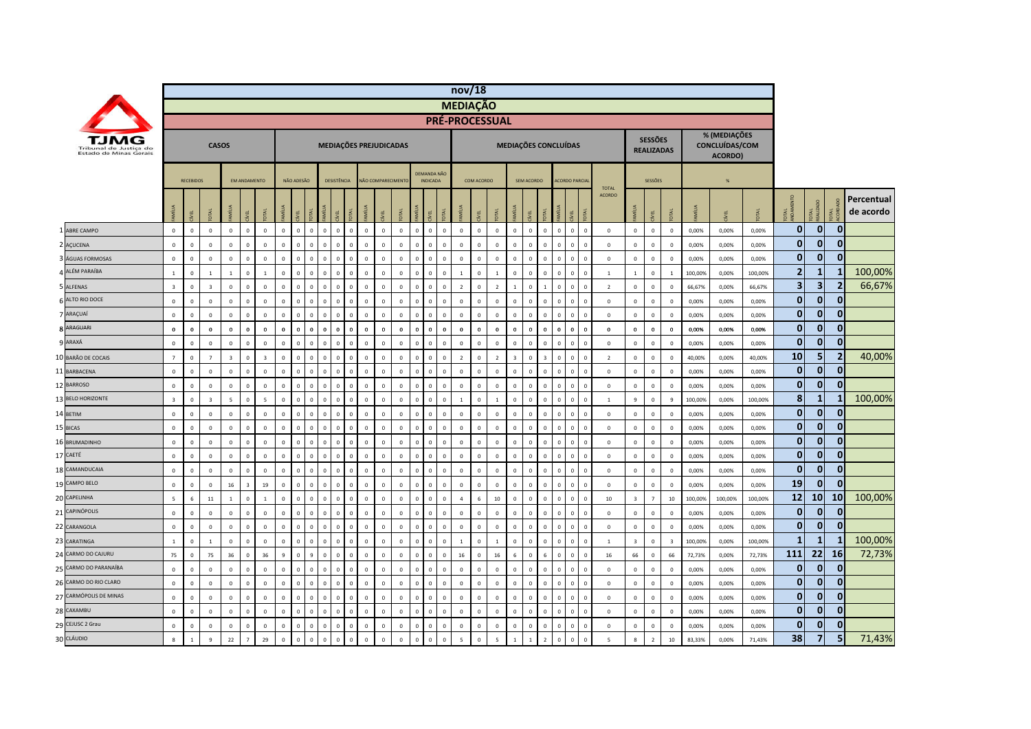# nov/18

## MEDIAÇÃO

### PRÉ-PROCESSUAL

| | CASOS | | | | | | MEDIAÇÕES PREJUDICADAS | | | | | | | | | | | | MEDIAÇÕES CONCLUÍDAS | | | | | | | | | | SESSÕES REALIZADAS | | | % (MEDIAÇÕES CONCLUÍDAS/COM ACORDO) | | | | | | |
|---|---|---|---|---|---|---|---|---|---|---|---|---|---|---|---|---|---|---|---|---|---|---|---|---|---|---|---|---|---|---|---|---|---|---|---|---|---|---|
| | RECEBIDOS | | | EM ANDAMENTO | | | NÃO ADESÃO | | | DESISTÊNCIA | | | NÃO COMPARECIMENTO | | | DEMANDA NÃO INDICADA | | | COM ACORDO | | | SEM ACORDO | | | ACORDO PARCIAL | | | TOTAL ACORDO | SESSÕES | | | % | | | | | | |
| | FAMÍLIA | CÍVEL | TOTAL | FAMÍLIA | CÍVEL | TOTAL | FAMÍLIA | CÍVEL | TOTAL | FAMÍLIA | CÍVEL | TOTAL | FAMÍLIA | CÍVEL | TOTAL | FAMÍLIA | CÍVEL | TOTAL | FAMÍLIA | CÍVEL | TOTAL | FAMÍLIA | CÍVEL | TOTAL | FAMÍLIA | CÍVEL | TOTAL | | FAMÍLIA | CÍVEL | TOTAL | FAMÍLIA | CÍVEL | TOTAL | TOTAL ANDAMENTO | TOTAL REALIZADO | TOTAL ACORDADO | Percentual de acordo |
| 1 ABRE CAMPO | 0 | 0 | 0 | 0 | 0 | 0 | 0 | 0 | 0 | 0 | 0 | 0 | 0 | 0 | 0 | 0 | 0 | 0 | 0 | 0 | 0 | 0 | 0 | 0 | 0 | 0 | 0 | 0 | 0 | 0 | 0 | 0,00% | 0,00% | 0,00% | 0 | 0 | 0 | |
| 2 AÇUCENA | 0 | 0 | 0 | 0 | 0 | 0 | 0 | 0 | 0 | 0 | 0 | 0 | 0 | 0 | 0 | 0 | 0 | 0 | 0 | 0 | 0 | 0 | 0 | 0 | 0 | 0 | 0 | 0 | 0 | 0 | 0 | 0,00% | 0,00% | 0,00% | 0 | 0 | 0 | |
| 3 ÁGUAS FORMOSAS | 0 | 0 | 0 | 0 | 0 | 0 | 0 | 0 | 0 | 0 | 0 | 0 | 0 | 0 | 0 | 0 | 0 | 0 | 0 | 0 | 0 | 0 | 0 | 0 | 0 | 0 | 0 | 0 | 0 | 0 | 0 | 0,00% | 0,00% | 0,00% | 0 | 0 | 0 | |
| 4 ALÉM PARAÍBA | 1 | 0 | 1 | 1 | 0 | 1 | 0 | 0 | 0 | 0 | 0 | 0 | 0 | 0 | 0 | 0 | 0 | 0 | 1 | 0 | 1 | 0 | 0 | 0 | 0 | 0 | 0 | 1 | 1 | 0 | 1 | 100,00% | 0,00% | 100,00% | 2 | 1 | 1 | 100,00% |
| 5 ALFENAS | 3 | 0 | 3 | 0 | 0 | 0 | 0 | 0 | 0 | 0 | 0 | 0 | 0 | 0 | 0 | 0 | 0 | 0 | 2 | 0 | 2 | 1 | 0 | 1 | 0 | 0 | 0 | 2 | 0 | 0 | 0 | 66,67% | 0,00% | 66,67% | 3 | 3 | 2 | 66,67% |
| 6 ALTO RIO DOCE | 0 | 0 | 0 | 0 | 0 | 0 | 0 | 0 | 0 | 0 | 0 | 0 | 0 | 0 | 0 | 0 | 0 | 0 | 0 | 0 | 0 | 0 | 0 | 0 | 0 | 0 | 0 | 0 | 0 | 0 | 0 | 0,00% | 0,00% | 0,00% | 0 | 0 | 0 | |
| 7 ARAÇUAÍ | 0 | 0 | 0 | 0 | 0 | 0 | 0 | 0 | 0 | 0 | 0 | 0 | 0 | 0 | 0 | 0 | 0 | 0 | 0 | 0 | 0 | 0 | 0 | 0 | 0 | 0 | 0 | 0 | 0 | 0 | 0 | 0,00% | 0,00% | 0,00% | 0 | 0 | 0 | |
| 8 ARAGUARI | 0 | 0 | 0 | 0 | 0 | 0 | 0 | 0 | 0 | 0 | 0 | 0 | 0 | 0 | 0 | 0 | 0 | 0 | 0 | 0 | 0 | 0 | 0 | 0 | 0 | 0 | 0 | 0 | 0 | 0 | 0 | 0,00% | 0,00% | 0,00% | 0 | 0 | 0 | |
| 9 ARAXÁ | 0 | 0 | 0 | 0 | 0 | 0 | 0 | 0 | 0 | 0 | 0 | 0 | 0 | 0 | 0 | 0 | 0 | 0 | 0 | 0 | 0 | 0 | 0 | 0 | 0 | 0 | 0 | 0 | 0 | 0 | 0 | 0,00% | 0,00% | 0,00% | 0 | 0 | 0 | |
| 10 BARÃO DE COCAIS | 7 | 0 | 7 | 3 | 0 | 3 | 0 | 0 | 0 | 0 | 0 | 0 | 0 | 0 | 0 | 0 | 0 | 0 | 2 | 0 | 2 | 3 | 0 | 3 | 0 | 0 | 0 | 2 | 0 | 0 | 0 | 40,00% | 0,00% | 40,00% | 10 | 5 | 2 | 40,00% |
| 11 BARBACENA | 0 | 0 | 0 | 0 | 0 | 0 | 0 | 0 | 0 | 0 | 0 | 0 | 0 | 0 | 0 | 0 | 0 | 0 | 0 | 0 | 0 | 0 | 0 | 0 | 0 | 0 | 0 | 0 | 0 | 0 | 0 | 0,00% | 0,00% | 0,00% | 0 | 0 | 0 | |
| 12 BARROSO | 0 | 0 | 0 | 0 | 0 | 0 | 0 | 0 | 0 | 0 | 0 | 0 | 0 | 0 | 0 | 0 | 0 | 0 | 0 | 0 | 0 | 0 | 0 | 0 | 0 | 0 | 0 | 0 | 0 | 0 | 0 | 0,00% | 0,00% | 0,00% | 0 | 0 | 0 | |
| 13 BELO HORIZONTE | 3 | 0 | 3 | 5 | 0 | 5 | 0 | 0 | 0 | 0 | 0 | 0 | 0 | 0 | 0 | 0 | 0 | 0 | 1 | 0 | 1 | 0 | 0 | 0 | 0 | 0 | 0 | 1 | 9 | 0 | 9 | 100,00% | 0,00% | 100,00% | 8 | 1 | 1 | 100,00% |
| 14 BETIM | 0 | 0 | 0 | 0 | 0 | 0 | 0 | 0 | 0 | 0 | 0 | 0 | 0 | 0 | 0 | 0 | 0 | 0 | 0 | 0 | 0 | 0 | 0 | 0 | 0 | 0 | 0 | 0 | 0 | 0 | 0 | 0,00% | 0,00% | 0,00% | 0 | 0 | 0 | |
| 15 BICAS | 0 | 0 | 0 | 0 | 0 | 0 | 0 | 0 | 0 | 0 | 0 | 0 | 0 | 0 | 0 | 0 | 0 | 0 | 0 | 0 | 0 | 0 | 0 | 0 | 0 | 0 | 0 | 0 | 0 | 0 | 0 | 0,00% | 0,00% | 0,00% | 0 | 0 | 0 | |
| 16 BRUMADINHO | 0 | 0 | 0 | 0 | 0 | 0 | 0 | 0 | 0 | 0 | 0 | 0 | 0 | 0 | 0 | 0 | 0 | 0 | 0 | 0 | 0 | 0 | 0 | 0 | 0 | 0 | 0 | 0 | 0 | 0 | 0 | 0,00% | 0,00% | 0,00% | 0 | 0 | 0 | |
| 17 CAETÉ | 0 | 0 | 0 | 0 | 0 | 0 | 0 | 0 | 0 | 0 | 0 | 0 | 0 | 0 | 0 | 0 | 0 | 0 | 0 | 0 | 0 | 0 | 0 | 0 | 0 | 0 | 0 | 0 | 0 | 0 | 0 | 0,00% | 0,00% | 0,00% | 0 | 0 | 0 | |
| 18 CAMANDUCAIA | 0 | 0 | 0 | 0 | 0 | 0 | 0 | 0 | 0 | 0 | 0 | 0 | 0 | 0 | 0 | 0 | 0 | 0 | 0 | 0 | 0 | 0 | 0 | 0 | 0 | 0 | 0 | 0 | 0 | 0 | 0 | 0,00% | 0,00% | 0,00% | 0 | 0 | 0 | |
| 19 CAMPO BELO | 0 | 0 | 0 | 16 | 3 | 19 | 0 | 0 | 0 | 0 | 0 | 0 | 0 | 0 | 0 | 0 | 0 | 0 | 0 | 0 | 0 | 0 | 0 | 0 | 0 | 0 | 0 | 0 | 0 | 0 | 0 | 0,00% | 0,00% | 0,00% | 19 | 0 | 0 | |
| 20 CAPELINHA | 5 | 6 | 11 | 1 | 0 | 1 | 0 | 0 | 0 | 0 | 0 | 0 | 0 | 0 | 0 | 0 | 0 | 0 | 4 | 6 | 10 | 0 | 0 | 0 | 0 | 0 | 0 | 10 | 3 | 7 | 10 | 100,00% | 100,00% | 100,00% | 12 | 10 | 10 | 100,00% |
| 21 CAPINÓPOLIS | 0 | 0 | 0 | 0 | 0 | 0 | 0 | 0 | 0 | 0 | 0 | 0 | 0 | 0 | 0 | 0 | 0 | 0 | 0 | 0 | 0 | 0 | 0 | 0 | 0 | 0 | 0 | 0 | 0 | 0 | 0 | 0,00% | 0,00% | 0,00% | 0 | 0 | 0 | |
| 22 CARANGOLA | 0 | 0 | 0 | 0 | 0 | 0 | 0 | 0 | 0 | 0 | 0 | 0 | 0 | 0 | 0 | 0 | 0 | 0 | 0 | 0 | 0 | 0 | 0 | 0 | 0 | 0 | 0 | 0 | 0 | 0 | 0 | 0,00% | 0,00% | 0,00% | 0 | 0 | 0 | |
| 23 CARATINGA | 1 | 0 | 1 | 0 | 0 | 0 | 0 | 0 | 0 | 0 | 0 | 0 | 0 | 0 | 0 | 0 | 0 | 0 | 1 | 0 | 1 | 0 | 0 | 0 | 0 | 0 | 0 | 1 | 3 | 0 | 3 | 100,00% | 0,00% | 100,00% | 1 | 1 | 1 | 100,00% |
| 24 CARMO DO CAJURU | 75 | 0 | 75 | 36 | 0 | 36 | 9 | 0 | 9 | 0 | 0 | 0 | 0 | 0 | 0 | 0 | 0 | 0 | 16 | 0 | 16 | 6 | 0 | 6 | 0 | 0 | 0 | 16 | 66 | 0 | 66 | 72,73% | 0,00% | 72,73% | 111 | 22 | 16 | 72,73% |
| 25 CARMO DO PARANAÍBA | 0 | 0 | 0 | 0 | 0 | 0 | 0 | 0 | 0 | 0 | 0 | 0 | 0 | 0 | 0 | 0 | 0 | 0 | 0 | 0 | 0 | 0 | 0 | 0 | 0 | 0 | 0 | 0 | 0 | 0 | 0 | 0,00% | 0,00% | 0,00% | 0 | 0 | 0 | |
| 26 CARMO DO RIO CLARO | 0 | 0 | 0 | 0 | 0 | 0 | 0 | 0 | 0 | 0 | 0 | 0 | 0 | 0 | 0 | 0 | 0 | 0 | 0 | 0 | 0 | 0 | 0 | 0 | 0 | 0 | 0 | 0 | 0 | 0 | 0 | 0,00% | 0,00% | 0,00% | 0 | 0 | 0 | |
| 27 CARMÓPOLIS DE MINAS | 0 | 0 | 0 | 0 | 0 | 0 | 0 | 0 | 0 | 0 | 0 | 0 | 0 | 0 | 0 | 0 | 0 | 0 | 0 | 0 | 0 | 0 | 0 | 0 | 0 | 0 | 0 | 0 | 0 | 0 | 0 | 0,00% | 0,00% | 0,00% | 0 | 0 | 0 | |
| 28 CAXAMBU | 0 | 0 | 0 | 0 | 0 | 0 | 0 | 0 | 0 | 0 | 0 | 0 | 0 | 0 | 0 | 0 | 0 | 0 | 0 | 0 | 0 | 0 | 0 | 0 | 0 | 0 | 0 | 0 | 0 | 0 | 0 | 0,00% | 0,00% | 0,00% | 0 | 0 | 0 | |
| 29 CEJUSC 2 Grau | 0 | 0 | 0 | 0 | 0 | 0 | 0 | 0 | 0 | 0 | 0 | 0 | 0 | 0 | 0 | 0 | 0 | 0 | 0 | 0 | 0 | 0 | 0 | 0 | 0 | 0 | 0 | 0 | 0 | 0 | 0 | 0,00% | 0,00% | 0,00% | 0 | 0 | 0 | |
| 30 CLÁUDIO | 8 | 1 | 9 | 22 | 7 | 29 | 0 | 0 | 0 | 0 | 0 | 0 | 0 | 0 | 0 | 0 | 0 | 0 | 5 | 0 | 5 | 1 | 1 | 2 | 0 | 0 | 0 | 5 | 8 | 2 | 10 | 83,33% | 0,00% | 71,43% | 38 | 7 | 5 | 71,43% |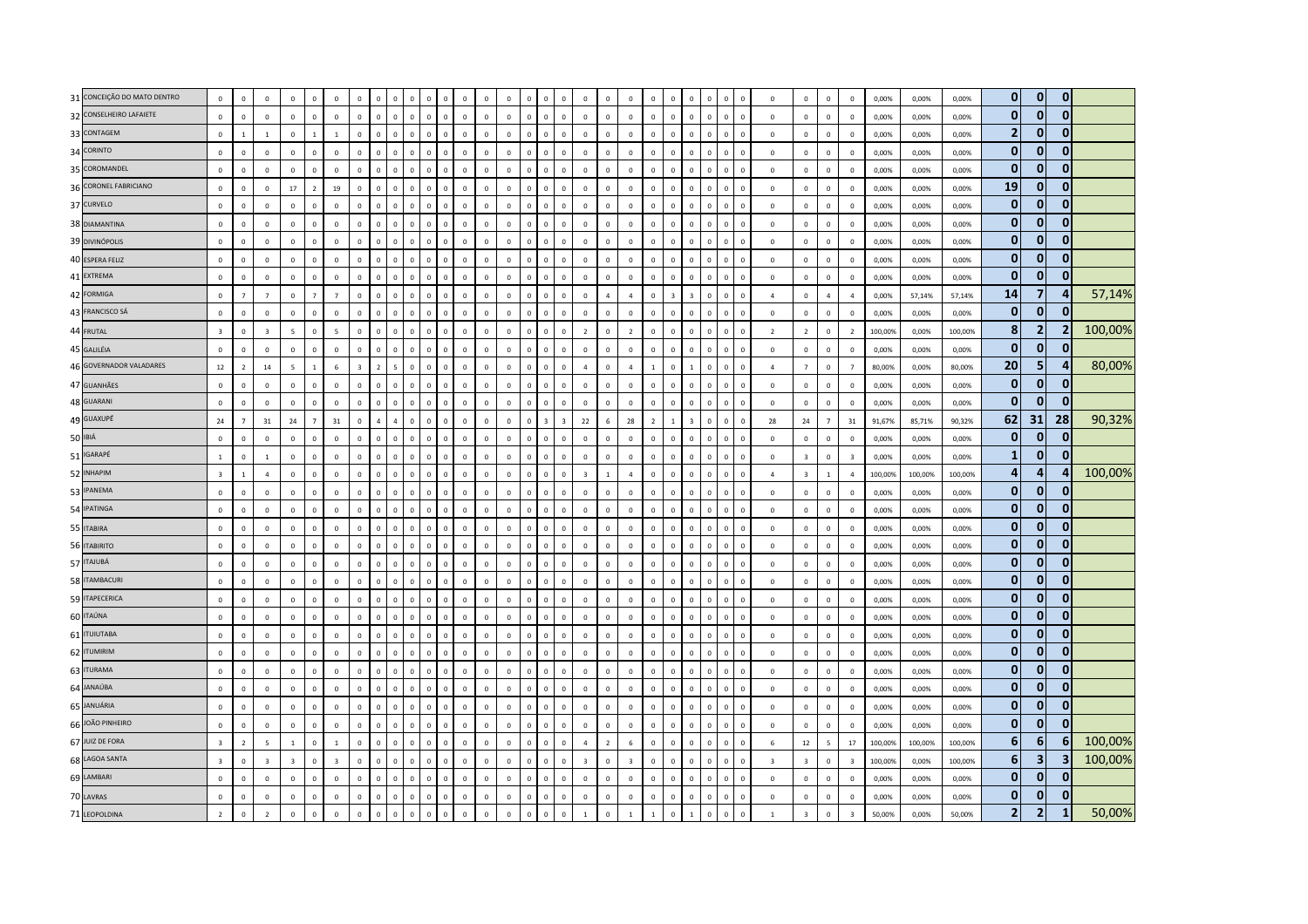| | | | | | | | | | | | | | | | | | | | | | | | | | | | | | | | | | | | | | | | | | |
|---|---|---|---|---|---|---|---|---|---|---|---|---|---|---|---|---|---|---|---|---|---|---|---|---|---|---|---|---|---|---|---|---|---|---|---|---|---|---|---|---|---|
| 31 | CONCEIÇÃO DO MATO DENTRO | 0 | 0 | 0 | 0 | 0 | 0 | 0 | 0 | 0 | 0 | 0 | 0 | 0 | 0 | 0 | 0 | 0 | 0 | 0 | 0 | 0 | 0 | 0 | 0 | 0 | 0 | 0 | 0 | 0 | 0 | 0 | 0 | 0 | 0,00% | 0,00% | 0,00% | 0 | 0 | 0 | |
| 32 | CONSELHEIRO LAFAIETE | 0 | 0 | 0 | 0 | 0 | 0 | 0 | 0 | 0 | 0 | 0 | 0 | 0 | 0 | 0 | 0 | 0 | 0 | 0 | 0 | 0 | 0 | 0 | 0 | 0 | 0 | 0 | 0 | 0 | 0 | 0 | 0 | 0 | 0,00% | 0,00% | 0,00% | 0 | 0 | 0 | |
| 33 | CONTAGEM | 0 | 1 | 1 | 0 | 1 | 1 | 0 | 0 | 0 | 0 | 0 | 0 | 0 | 0 | 0 | 0 | 0 | 0 | 0 | 0 | 0 | 0 | 0 | 0 | 0 | 0 | 0 | 0 | 0 | 0 | 0 | 0 | 0 | 0,00% | 0,00% | 0,00% | 2 | 0 | 0 | |
| 34 | CORINTO | 0 | 0 | 0 | 0 | 0 | 0 | 0 | 0 | 0 | 0 | 0 | 0 | 0 | 0 | 0 | 0 | 0 | 0 | 0 | 0 | 0 | 0 | 0 | 0 | 0 | 0 | 0 | 0 | 0 | 0 | 0 | 0 | 0 | 0,00% | 0,00% | 0,00% | 0 | 0 | 0 | |
| 35 | COROMANDEL | 0 | 0 | 0 | 0 | 0 | 0 | 0 | 0 | 0 | 0 | 0 | 0 | 0 | 0 | 0 | 0 | 0 | 0 | 0 | 0 | 0 | 0 | 0 | 0 | 0 | 0 | 0 | 0 | 0 | 0 | 0 | 0 | 0 | 0,00% | 0,00% | 0,00% | 0 | 0 | 0 | |
| 36 | CORONEL FABRICIANO | 0 | 0 | 0 | 17 | 2 | 19 | 0 | 0 | 0 | 0 | 0 | 0 | 0 | 0 | 0 | 0 | 0 | 0 | 0 | 0 | 0 | 0 | 0 | 0 | 0 | 0 | 0 | 0 | 0 | 0 | 0 | 0 | 0 | 0,00% | 0,00% | 0,00% | 19 | 0 | 0 | |
| 37 | CURVELO | 0 | 0 | 0 | 0 | 0 | 0 | 0 | 0 | 0 | 0 | 0 | 0 | 0 | 0 | 0 | 0 | 0 | 0 | 0 | 0 | 0 | 0 | 0 | 0 | 0 | 0 | 0 | 0 | 0 | 0 | 0 | 0 | 0 | 0,00% | 0,00% | 0,00% | 0 | 0 | 0 | |
| 38 | DIAMANTINA | 0 | 0 | 0 | 0 | 0 | 0 | 0 | 0 | 0 | 0 | 0 | 0 | 0 | 0 | 0 | 0 | 0 | 0 | 0 | 0 | 0 | 0 | 0 | 0 | 0 | 0 | 0 | 0 | 0 | 0 | 0 | 0 | 0 | 0,00% | 0,00% | 0,00% | 0 | 0 | 0 | |
| 39 | DIVINÓPOLIS | 0 | 0 | 0 | 0 | 0 | 0 | 0 | 0 | 0 | 0 | 0 | 0 | 0 | 0 | 0 | 0 | 0 | 0 | 0 | 0 | 0 | 0 | 0 | 0 | 0 | 0 | 0 | 0 | 0 | 0 | 0 | 0 | 0 | 0,00% | 0,00% | 0,00% | 0 | 0 | 0 | |
| 40 | ESPERA FELIZ | 0 | 0 | 0 | 0 | 0 | 0 | 0 | 0 | 0 | 0 | 0 | 0 | 0 | 0 | 0 | 0 | 0 | 0 | 0 | 0 | 0 | 0 | 0 | 0 | 0 | 0 | 0 | 0 | 0 | 0 | 0 | 0 | 0 | 0,00% | 0,00% | 0,00% | 0 | 0 | 0 | |
| 41 | EXTREMA | 0 | 0 | 0 | 0 | 0 | 0 | 0 | 0 | 0 | 0 | 0 | 0 | 0 | 0 | 0 | 0 | 0 | 0 | 0 | 0 | 0 | 0 | 0 | 0 | 0 | 0 | 0 | 0 | 0 | 0 | 0 | 0 | 0 | 0,00% | 0,00% | 0,00% | 0 | 0 | 0 | |
| 42 | FORMIGA | 0 | 7 | 7 | 0 | 7 | 7 | 0 | 0 | 0 | 0 | 0 | 0 | 0 | 0 | 0 | 0 | 0 | 0 | 0 | 0 | 4 | 0 | 4 | 0 | 3 | 3 | 0 | 0 | 0 | 4 | 0 | 4 | 4 | 0,00% | 57,14% | 57,14% | 14 | 7 | 4 | 57,14% |
| 43 | FRANCISCO SÁ | 0 | 0 | 0 | 0 | 0 | 0 | 0 | 0 | 0 | 0 | 0 | 0 | 0 | 0 | 0 | 0 | 0 | 0 | 0 | 0 | 0 | 0 | 0 | 0 | 0 | 0 | 0 | 0 | 0 | 0 | 0 | 0 | 0 | 0,00% | 0,00% | 0,00% | 0 | 0 | 0 | |
| 44 | FRUTAL | 3 | 0 | 3 | 5 | 0 | 5 | 0 | 0 | 0 | 0 | 0 | 0 | 0 | 0 | 0 | 0 | 0 | 0 | 0 | 0 | 2 | 0 | 2 | 0 | 0 | 0 | 0 | 0 | 0 | 2 | 2 | 0 | 2 | 100,00% | 0,00% | 100,00% | 8 | 2 | 2 | 100,00% |
| 45 | GALILÉIA | 0 | 0 | 0 | 0 | 0 | 0 | 0 | 0 | 0 | 0 | 0 | 0 | 0 | 0 | 0 | 0 | 0 | 0 | 0 | 0 | 0 | 0 | 0 | 0 | 0 | 0 | 0 | 0 | 0 | 0 | 0 | 0 | 0 | 0,00% | 0,00% | 0,00% | 0 | 0 | 0 | |
| 46 | GOVERNADOR VALADARES | 12 | 2 | 14 | 5 | 1 | 6 | 3 | 2 | 5 | 0 | 0 | 0 | 0 | 0 | 0 | 0 | 0 | 0 | 0 | 0 | 4 | 0 | 4 | 1 | 0 | 1 | 0 | 0 | 0 | 4 | 7 | 0 | 7 | 80,00% | 0,00% | 80,00% | 20 | 5 | 4 | 80,00% |
| 47 | GUANHÃES | 0 | 0 | 0 | 0 | 0 | 0 | 0 | 0 | 0 | 0 | 0 | 0 | 0 | 0 | 0 | 0 | 0 | 0 | 0 | 0 | 0 | 0 | 0 | 0 | 0 | 0 | 0 | 0 | 0 | 0 | 0 | 0 | 0 | 0,00% | 0,00% | 0,00% | 0 | 0 | 0 | |
| 48 | GUARANI | 0 | 0 | 0 | 0 | 0 | 0 | 0 | 0 | 0 | 0 | 0 | 0 | 0 | 0 | 0 | 0 | 0 | 0 | 0 | 0 | 0 | 0 | 0 | 0 | 0 | 0 | 0 | 0 | 0 | 0 | 0 | 0 | 0 | 0,00% | 0,00% | 0,00% | 0 | 0 | 0 | |
| 49 | GUAXUPÉ | 24 | 7 | 31 | 24 | 7 | 31 | 0 | 4 | 4 | 0 | 0 | 0 | 0 | 0 | 0 | 0 | 0 | 0 | 3 | 3 | 22 | 6 | 28 | 2 | 1 | 3 | 0 | 0 | 0 | 28 | 24 | 7 | 31 | 91,67% | 85,71% | 90,32% | 62 | 31 | 28 | 90,32% |
| 50 | IBIÁ | 0 | 0 | 0 | 0 | 0 | 0 | 0 | 0 | 0 | 0 | 0 | 0 | 0 | 0 | 0 | 0 | 0 | 0 | 0 | 0 | 0 | 0 | 0 | 0 | 0 | 0 | 0 | 0 | 0 | 0 | 0 | 0 | 0 | 0,00% | 0,00% | 0,00% | 0 | 0 | 0 | |
| 51 | IGARAPÉ | 1 | 0 | 1 | 0 | 0 | 0 | 0 | 0 | 0 | 0 | 0 | 0 | 0 | 0 | 0 | 0 | 0 | 0 | 0 | 0 | 0 | 0 | 0 | 0 | 0 | 0 | 0 | 0 | 0 | 0 | 3 | 0 | 3 | 0,00% | 0,00% | 0,00% | 1 | 0 | 0 | |
| 52 | INHAPIM | 3 | 1 | 4 | 0 | 0 | 0 | 0 | 0 | 0 | 0 | 0 | 0 | 0 | 0 | 0 | 0 | 0 | 0 | 0 | 0 | 3 | 1 | 4 | 0 | 0 | 0 | 0 | 0 | 0 | 4 | 3 | 1 | 4 | 100,00% | 100,00% | 100,00% | 4 | 4 | 4 | 100,00% |
| 53 | IPANEMA | 0 | 0 | 0 | 0 | 0 | 0 | 0 | 0 | 0 | 0 | 0 | 0 | 0 | 0 | 0 | 0 | 0 | 0 | 0 | 0 | 0 | 0 | 0 | 0 | 0 | 0 | 0 | 0 | 0 | 0 | 0 | 0 | 0 | 0,00% | 0,00% | 0,00% | 0 | 0 | 0 | |
| 54 | IPATINGA | 0 | 0 | 0 | 0 | 0 | 0 | 0 | 0 | 0 | 0 | 0 | 0 | 0 | 0 | 0 | 0 | 0 | 0 | 0 | 0 | 0 | 0 | 0 | 0 | 0 | 0 | 0 | 0 | 0 | 0 | 0 | 0 | 0 | 0,00% | 0,00% | 0,00% | 0 | 0 | 0 | |
| 55 | ITABIRA | 0 | 0 | 0 | 0 | 0 | 0 | 0 | 0 | 0 | 0 | 0 | 0 | 0 | 0 | 0 | 0 | 0 | 0 | 0 | 0 | 0 | 0 | 0 | 0 | 0 | 0 | 0 | 0 | 0 | 0 | 0 | 0 | 0 | 0,00% | 0,00% | 0,00% | 0 | 0 | 0 | |
| 56 | ITABIRITO | 0 | 0 | 0 | 0 | 0 | 0 | 0 | 0 | 0 | 0 | 0 | 0 | 0 | 0 | 0 | 0 | 0 | 0 | 0 | 0 | 0 | 0 | 0 | 0 | 0 | 0 | 0 | 0 | 0 | 0 | 0 | 0 | 0 | 0,00% | 0,00% | 0,00% | 0 | 0 | 0 | |
| 57 | ITAJUBÁ | 0 | 0 | 0 | 0 | 0 | 0 | 0 | 0 | 0 | 0 | 0 | 0 | 0 | 0 | 0 | 0 | 0 | 0 | 0 | 0 | 0 | 0 | 0 | 0 | 0 | 0 | 0 | 0 | 0 | 0 | 0 | 0 | 0 | 0,00% | 0,00% | 0,00% | 0 | 0 | 0 | |
| 58 | ITAMBACURI | 0 | 0 | 0 | 0 | 0 | 0 | 0 | 0 | 0 | 0 | 0 | 0 | 0 | 0 | 0 | 0 | 0 | 0 | 0 | 0 | 0 | 0 | 0 | 0 | 0 | 0 | 0 | 0 | 0 | 0 | 0 | 0 | 0 | 0,00% | 0,00% | 0,00% | 0 | 0 | 0 | |
| 59 | ITAPECERICA | 0 | 0 | 0 | 0 | 0 | 0 | 0 | 0 | 0 | 0 | 0 | 0 | 0 | 0 | 0 | 0 | 0 | 0 | 0 | 0 | 0 | 0 | 0 | 0 | 0 | 0 | 0 | 0 | 0 | 0 | 0 | 0 | 0 | 0,00% | 0,00% | 0,00% | 0 | 0 | 0 | |
| 60 | ITAÚNA | 0 | 0 | 0 | 0 | 0 | 0 | 0 | 0 | 0 | 0 | 0 | 0 | 0 | 0 | 0 | 0 | 0 | 0 | 0 | 0 | 0 | 0 | 0 | 0 | 0 | 0 | 0 | 0 | 0 | 0 | 0 | 0 | 0 | 0,00% | 0,00% | 0,00% | 0 | 0 | 0 | |
| 61 | ITUIUTABA | 0 | 0 | 0 | 0 | 0 | 0 | 0 | 0 | 0 | 0 | 0 | 0 | 0 | 0 | 0 | 0 | 0 | 0 | 0 | 0 | 0 | 0 | 0 | 0 | 0 | 0 | 0 | 0 | 0 | 0 | 0 | 0 | 0 | 0,00% | 0,00% | 0,00% | 0 | 0 | 0 | |
| 62 | ITUMIRIM | 0 | 0 | 0 | 0 | 0 | 0 | 0 | 0 | 0 | 0 | 0 | 0 | 0 | 0 | 0 | 0 | 0 | 0 | 0 | 0 | 0 | 0 | 0 | 0 | 0 | 0 | 0 | 0 | 0 | 0 | 0 | 0 | 0 | 0,00% | 0,00% | 0,00% | 0 | 0 | 0 | |
| 63 | ITURAMA | 0 | 0 | 0 | 0 | 0 | 0 | 0 | 0 | 0 | 0 | 0 | 0 | 0 | 0 | 0 | 0 | 0 | 0 | 0 | 0 | 0 | 0 | 0 | 0 | 0 | 0 | 0 | 0 | 0 | 0 | 0 | 0 | 0 | 0,00% | 0,00% | 0,00% | 0 | 0 | 0 | |
| 64 | JANAÚBA | 0 | 0 | 0 | 0 | 0 | 0 | 0 | 0 | 0 | 0 | 0 | 0 | 0 | 0 | 0 | 0 | 0 | 0 | 0 | 0 | 0 | 0 | 0 | 0 | 0 | 0 | 0 | 0 | 0 | 0 | 0 | 0 | 0 | 0,00% | 0,00% | 0,00% | 0 | 0 | 0 | |
| 65 | JANUÁRIA | 0 | 0 | 0 | 0 | 0 | 0 | 0 | 0 | 0 | 0 | 0 | 0 | 0 | 0 | 0 | 0 | 0 | 0 | 0 | 0 | 0 | 0 | 0 | 0 | 0 | 0 | 0 | 0 | 0 | 0 | 0 | 0 | 0 | 0,00% | 0,00% | 0,00% | 0 | 0 | 0 | |
| 66 | JOÃO PINHEIRO | 0 | 0 | 0 | 0 | 0 | 0 | 0 | 0 | 0 | 0 | 0 | 0 | 0 | 0 | 0 | 0 | 0 | 0 | 0 | 0 | 0 | 0 | 0 | 0 | 0 | 0 | 0 | 0 | 0 | 0 | 0 | 0 | 0 | 0,00% | 0,00% | 0,00% | 0 | 0 | 0 | |
| 67 | JUIZ DE FORA | 3 | 2 | 5 | 1 | 0 | 1 | 0 | 0 | 0 | 0 | 0 | 0 | 0 | 0 | 0 | 0 | 0 | 0 | 0 | 0 | 4 | 2 | 6 | 0 | 0 | 0 | 0 | 0 | 0 | 6 | 12 | 5 | 17 | 100,00% | 100,00% | 100,00% | 6 | 6 | 6 | 100,00% |
| 68 | LAGOA SANTA | 3 | 0 | 3 | 3 | 0 | 3 | 0 | 0 | 0 | 0 | 0 | 0 | 0 | 0 | 0 | 0 | 0 | 0 | 0 | 0 | 3 | 0 | 3 | 0 | 0 | 0 | 0 | 0 | 0 | 3 | 3 | 0 | 3 | 100,00% | 0,00% | 100,00% | 6 | 3 | 3 | 100,00% |
| 69 | LAMBARI | 0 | 0 | 0 | 0 | 0 | 0 | 0 | 0 | 0 | 0 | 0 | 0 | 0 | 0 | 0 | 0 | 0 | 0 | 0 | 0 | 0 | 0 | 0 | 0 | 0 | 0 | 0 | 0 | 0 | 0 | 0 | 0 | 0 | 0,00% | 0,00% | 0,00% | 0 | 0 | 0 | |
| 70 | LAVRAS | 0 | 0 | 0 | 0 | 0 | 0 | 0 | 0 | 0 | 0 | 0 | 0 | 0 | 0 | 0 | 0 | 0 | 0 | 0 | 0 | 0 | 0 | 0 | 0 | 0 | 0 | 0 | 0 | 0 | 0 | 0 | 0 | 0 | 0,00% | 0,00% | 0,00% | 0 | 0 | 0 | |
| 71 | LEOPOLDINA | 2 | 0 | 2 | 0 | 0 | 0 | 0 | 0 | 0 | 0 | 0 | 0 | 0 | 0 | 0 | 0 | 0 | 0 | 0 | 0 | 1 | 0 | 1 | 1 | 0 | 1 | 0 | 0 | 0 | 1 | 3 | 0 | 3 | 50,00% | 0,00% | 50,00% | 2 | 2 | 1 | 50,00% |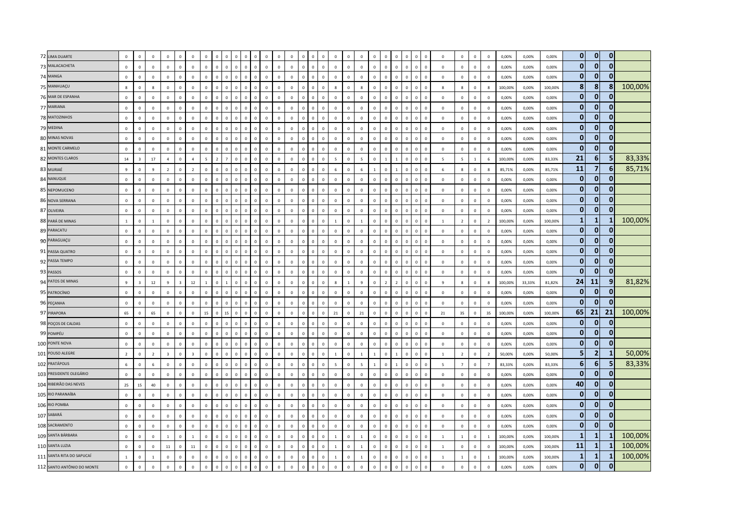| | | | | | | | | | | | | | | | | | | | | | | | | | | | | | | | | | | | | | | | | |
|---|---|---|---|---|---|---|---|---|---|---|---|---|---|---|---|---|---|---|---|---|---|---|---|---|---|---|---|---|---|---|---|---|---|---|---|---|---|---|---|---|
| 72 | LIMA DUARTE | 0 | 0 | 0 | 0 | 0 | 0 | 0 | 0 | 0 | 0 | 0 | 0 | 0 | 0 | 0 | 0 | 0 | 0 | 0 | 0 | 0 | 0 | 0 | 0 | 0 | 0 | 0 | 0 | 0 | 0 | 0 | 0 | 0 | 0 | 0,00% | 0,00% | 0,00% | 0 | 0 | 0 | |
| 73 | MALACACHETA | 0 | 0 | 0 | 0 | 0 | 0 | 0 | 0 | 0 | 0 | 0 | 0 | 0 | 0 | 0 | 0 | 0 | 0 | 0 | 0 | 0 | 0 | 0 | 0 | 0 | 0 | 0 | 0 | 0 | 0 | 0 | 0 | 0 | 0 | 0,00% | 0,00% | 0,00% | 0 | 0 | 0 | |
| 74 | MANGA | 0 | 0 | 0 | 0 | 0 | 0 | 0 | 0 | 0 | 0 | 0 | 0 | 0 | 0 | 0 | 0 | 0 | 0 | 0 | 0 | 0 | 0 | 0 | 0 | 0 | 0 | 0 | 0 | 0 | 0 | 0 | 0 | 0 | 0 | 0,00% | 0,00% | 0,00% | 0 | 0 | 0 | |
| 75 | MANHUAÇU | 8 | 0 | 8 | 0 | 0 | 0 | 0 | 0 | 0 | 0 | 0 | 0 | 0 | 0 | 0 | 0 | 0 | 0 | 0 | 8 | 0 | 8 | 0 | 0 | 0 | 0 | 0 | 0 | 8 | 8 | 0 | 8 | 100,00% | 0,00% | 100,00% | 8 | 8 | 8 | 100,00% |
| 76 | MAR DE ESPANHA | 0 | 0 | 0 | 0 | 0 | 0 | 0 | 0 | 0 | 0 | 0 | 0 | 0 | 0 | 0 | 0 | 0 | 0 | 0 | 0 | 0 | 0 | 0 | 0 | 0 | 0 | 0 | 0 | 0 | 0 | 0 | 0 | 0,00% | 0,00% | 0,00% | 0 | 0 | 0 | |
| 77 | MARIANA | 0 | 0 | 0 | 0 | 0 | 0 | 0 | 0 | 0 | 0 | 0 | 0 | 0 | 0 | 0 | 0 | 0 | 0 | 0 | 0 | 0 | 0 | 0 | 0 | 0 | 0 | 0 | 0 | 0 | 0 | 0 | 0 | 0,00% | 0,00% | 0,00% | 0 | 0 | 0 | |
| 78 | MATOZINHOS | 0 | 0 | 0 | 0 | 0 | 0 | 0 | 0 | 0 | 0 | 0 | 0 | 0 | 0 | 0 | 0 | 0 | 0 | 0 | 0 | 0 | 0 | 0 | 0 | 0 | 0 | 0 | 0 | 0 | 0 | 0 | 0 | 0,00% | 0,00% | 0,00% | 0 | 0 | 0 | |
| 79 | MEDINA | 0 | 0 | 0 | 0 | 0 | 0 | 0 | 0 | 0 | 0 | 0 | 0 | 0 | 0 | 0 | 0 | 0 | 0 | 0 | 0 | 0 | 0 | 0 | 0 | 0 | 0 | 0 | 0 | 0 | 0 | 0 | 0 | 0,00% | 0,00% | 0,00% | 0 | 0 | 0 | |
| 80 | MINAS NOVAS | 0 | 0 | 0 | 0 | 0 | 0 | 0 | 0 | 0 | 0 | 0 | 0 | 0 | 0 | 0 | 0 | 0 | 0 | 0 | 0 | 0 | 0 | 0 | 0 | 0 | 0 | 0 | 0 | 0 | 0 | 0 | 0 | 0,00% | 0,00% | 0,00% | 0 | 0 | 0 | |
| 81 | MONTE CARMELO | 0 | 0 | 0 | 0 | 0 | 0 | 0 | 0 | 0 | 0 | 0 | 0 | 0 | 0 | 0 | 0 | 0 | 0 | 0 | 0 | 0 | 0 | 0 | 0 | 0 | 0 | 0 | 0 | 0 | 0 | 0 | 0 | 0,00% | 0,00% | 0,00% | 0 | 0 | 0 | |
| 82 | MONTES CLAROS | 14 | 3 | 17 | 4 | 0 | 4 | 5 | 2 | 7 | 0 | 0 | 0 | 0 | 0 | 0 | 0 | 0 | 0 | 0 | 5 | 0 | 5 | 0 | 1 | 1 | 0 | 0 | 0 | 5 | 5 | 1 | 6 | 100,00% | 0,00% | 83,33% | 21 | 6 | 5 | 83,33% |
| 83 | MURIAÉ | 9 | 0 | 9 | 2 | 0 | 2 | 0 | 0 | 0 | 0 | 0 | 0 | 0 | 0 | 0 | 0 | 0 | 0 | 0 | 6 | 0 | 6 | 1 | 0 | 1 | 0 | 0 | 0 | 6 | 8 | 0 | 8 | 85,71% | 0,00% | 85,71% | 11 | 7 | 6 | 85,71% |
| 84 | NANUQUE | 0 | 0 | 0 | 0 | 0 | 0 | 0 | 0 | 0 | 0 | 0 | 0 | 0 | 0 | 0 | 0 | 0 | 0 | 0 | 0 | 0 | 0 | 0 | 0 | 0 | 0 | 0 | 0 | 0 | 0 | 0 | 0 | 0,00% | 0,00% | 0,00% | 0 | 0 | 0 | |
| 85 | NEPOMUCENO | 0 | 0 | 0 | 0 | 0 | 0 | 0 | 0 | 0 | 0 | 0 | 0 | 0 | 0 | 0 | 0 | 0 | 0 | 0 | 0 | 0 | 0 | 0 | 0 | 0 | 0 | 0 | 0 | 0 | 0 | 0 | 0 | 0,00% | 0,00% | 0,00% | 0 | 0 | 0 | |
| 86 | NOVA SERRANA | 0 | 0 | 0 | 0 | 0 | 0 | 0 | 0 | 0 | 0 | 0 | 0 | 0 | 0 | 0 | 0 | 0 | 0 | 0 | 0 | 0 | 0 | 0 | 0 | 0 | 0 | 0 | 0 | 0 | 0 | 0 | 0 | 0,00% | 0,00% | 0,00% | 0 | 0 | 0 | |
| 87 | OLIVEIRA | 0 | 0 | 0 | 0 | 0 | 0 | 0 | 0 | 0 | 0 | 0 | 0 | 0 | 0 | 0 | 0 | 0 | 0 | 0 | 0 | 0 | 0 | 0 | 0 | 0 | 0 | 0 | 0 | 0 | 0 | 0 | 0 | 0,00% | 0,00% | 0,00% | 0 | 0 | 0 | |
| 88 | PARÁ DE MINAS | 1 | 0 | 1 | 0 | 0 | 0 | 0 | 0 | 0 | 0 | 0 | 0 | 0 | 0 | 0 | 0 | 0 | 0 | 0 | 1 | 0 | 1 | 0 | 0 | 0 | 0 | 0 | 0 | 1 | 2 | 0 | 2 | 100,00% | 0,00% | 100,00% | 1 | 1 | 1 | 100,00% |
| 89 | PARACATU | 0 | 0 | 0 | 0 | 0 | 0 | 0 | 0 | 0 | 0 | 0 | 0 | 0 | 0 | 0 | 0 | 0 | 0 | 0 | 0 | 0 | 0 | 0 | 0 | 0 | 0 | 0 | 0 | 0 | 0 | 0 | 0 | 0,00% | 0,00% | 0,00% | 0 | 0 | 0 | |
| 90 | PARAGUAÇU | 0 | 0 | 0 | 0 | 0 | 0 | 0 | 0 | 0 | 0 | 0 | 0 | 0 | 0 | 0 | 0 | 0 | 0 | 0 | 0 | 0 | 0 | 0 | 0 | 0 | 0 | 0 | 0 | 0 | 0 | 0 | 0 | 0,00% | 0,00% | 0,00% | 0 | 0 | 0 | |
| 91 | PASSA QUATRO | 0 | 0 | 0 | 0 | 0 | 0 | 0 | 0 | 0 | 0 | 0 | 0 | 0 | 0 | 0 | 0 | 0 | 0 | 0 | 0 | 0 | 0 | 0 | 0 | 0 | 0 | 0 | 0 | 0 | 0 | 0 | 0 | 0,00% | 0,00% | 0,00% | 0 | 0 | 0 | |
| 92 | PASSA TEMPO | 0 | 0 | 0 | 0 | 0 | 0 | 0 | 0 | 0 | 0 | 0 | 0 | 0 | 0 | 0 | 0 | 0 | 0 | 0 | 0 | 0 | 0 | 0 | 0 | 0 | 0 | 0 | 0 | 0 | 0 | 0 | 0 | 0,00% | 0,00% | 0,00% | 0 | 0 | 0 | |
| 93 | PASSOS | 0 | 0 | 0 | 0 | 0 | 0 | 0 | 0 | 0 | 0 | 0 | 0 | 0 | 0 | 0 | 0 | 0 | 0 | 0 | 0 | 0 | 0 | 0 | 0 | 0 | 0 | 0 | 0 | 0 | 0 | 0 | 0 | 0,00% | 0,00% | 0,00% | 0 | 0 | 0 | |
| 94 | PATOS DE MINAS | 9 | 3 | 12 | 9 | 3 | 12 | 1 | 0 | 1 | 0 | 0 | 0 | 0 | 0 | 0 | 0 | 0 | 0 | 0 | 8 | 1 | 9 | 0 | 2 | 2 | 0 | 0 | 0 | 9 | 8 | 0 | 8 | 100,00% | 33,33% | 81,82% | 24 | 11 | 9 | 81,82% |
| 95 | PATROCÍNIO | 0 | 0 | 0 | 0 | 0 | 0 | 0 | 0 | 0 | 0 | 0 | 0 | 0 | 0 | 0 | 0 | 0 | 0 | 0 | 0 | 0 | 0 | 0 | 0 | 0 | 0 | 0 | 0 | 0 | 0 | 0 | 0 | 0,00% | 0,00% | 0,00% | 0 | 0 | 0 | |
| 96 | PEÇANHA | 0 | 0 | 0 | 0 | 0 | 0 | 0 | 0 | 0 | 0 | 0 | 0 | 0 | 0 | 0 | 0 | 0 | 0 | 0 | 0 | 0 | 0 | 0 | 0 | 0 | 0 | 0 | 0 | 0 | 0 | 0 | 0 | 0,00% | 0,00% | 0,00% | 0 | 0 | 0 | |
| 97 | PIRAPORA | 65 | 0 | 65 | 0 | 0 | 0 | 15 | 0 | 15 | 0 | 0 | 0 | 0 | 0 | 0 | 0 | 0 | 0 | 0 | 21 | 0 | 21 | 0 | 0 | 0 | 0 | 0 | 0 | 21 | 35 | 0 | 35 | 100,00% | 0,00% | 100,00% | 65 | 21 | 21 | 100,00% |
| 98 | POÇOS DE CALDAS | 0 | 0 | 0 | 0 | 0 | 0 | 0 | 0 | 0 | 0 | 0 | 0 | 0 | 0 | 0 | 0 | 0 | 0 | 0 | 0 | 0 | 0 | 0 | 0 | 0 | 0 | 0 | 0 | 0 | 0 | 0 | 0 | 0,00% | 0,00% | 0,00% | 0 | 0 | 0 | |
| 99 | POMPÉU | 0 | 0 | 0 | 0 | 0 | 0 | 0 | 0 | 0 | 0 | 0 | 0 | 0 | 0 | 0 | 0 | 0 | 0 | 0 | 0 | 0 | 0 | 0 | 0 | 0 | 0 | 0 | 0 | 0 | 0 | 0 | 0 | 0,00% | 0,00% | 0,00% | 0 | 0 | 0 | |
| 100 | PONTE NOVA | 0 | 0 | 0 | 0 | 0 | 0 | 0 | 0 | 0 | 0 | 0 | 0 | 0 | 0 | 0 | 0 | 0 | 0 | 0 | 0 | 0 | 0 | 0 | 0 | 0 | 0 | 0 | 0 | 0 | 0 | 0 | 0 | 0,00% | 0,00% | 0,00% | 0 | 0 | 0 | |
| 101 | POUSO ALEGRE | 2 | 0 | 2 | 3 | 0 | 3 | 0 | 0 | 0 | 0 | 0 | 0 | 0 | 0 | 0 | 0 | 0 | 0 | 0 | 1 | 0 | 1 | 1 | 0 | 1 | 0 | 0 | 0 | 1 | 2 | 0 | 2 | 50,00% | 0,00% | 50,00% | 5 | 2 | 1 | 50,00% |
| 102 | PRATÁPOLIS | 6 | 0 | 6 | 0 | 0 | 0 | 0 | 0 | 0 | 0 | 0 | 0 | 0 | 0 | 0 | 0 | 0 | 0 | 0 | 5 | 0 | 5 | 1 | 0 | 1 | 0 | 0 | 0 | 5 | 7 | 0 | 7 | 83,33% | 0,00% | 83,33% | 6 | 6 | 5 | 83,33% |
| 103 | PRESIDENTE OLEGÁRIO | 0 | 0 | 0 | 0 | 0 | 0 | 0 | 0 | 0 | 0 | 0 | 0 | 0 | 0 | 0 | 0 | 0 | 0 | 0 | 0 | 0 | 0 | 0 | 0 | 0 | 0 | 0 | 0 | 0 | 0 | 0 | 0 | 0,00% | 0,00% | 0,00% | 0 | 0 | 0 | |
| 104 | RIBEIRÃO DAS NEVES | 25 | 15 | 40 | 0 | 0 | 0 | 0 | 0 | 0 | 0 | 0 | 0 | 0 | 0 | 0 | 0 | 0 | 0 | 0 | 0 | 0 | 0 | 0 | 0 | 0 | 0 | 0 | 0 | 0 | 0 | 0 | 0 | 0,00% | 0,00% | 0,00% | 40 | 0 | 0 | |
| 105 | RIO PARANAÍBA | 0 | 0 | 0 | 0 | 0 | 0 | 0 | 0 | 0 | 0 | 0 | 0 | 0 | 0 | 0 | 0 | 0 | 0 | 0 | 0 | 0 | 0 | 0 | 0 | 0 | 0 | 0 | 0 | 0 | 0 | 0 | 0 | 0,00% | 0,00% | 0,00% | 0 | 0 | 0 | |
| 106 | RIO POMBA | 0 | 0 | 0 | 0 | 0 | 0 | 0 | 0 | 0 | 0 | 0 | 0 | 0 | 0 | 0 | 0 | 0 | 0 | 0 | 0 | 0 | 0 | 0 | 0 | 0 | 0 | 0 | 0 | 0 | 0 | 0 | 0 | 0,00% | 0,00% | 0,00% | 0 | 0 | 0 | |
| 107 | SABARÁ | 0 | 0 | 0 | 0 | 0 | 0 | 0 | 0 | 0 | 0 | 0 | 0 | 0 | 0 | 0 | 0 | 0 | 0 | 0 | 0 | 0 | 0 | 0 | 0 | 0 | 0 | 0 | 0 | 0 | 0 | 0 | 0 | 0,00% | 0,00% | 0,00% | 0 | 0 | 0 | |
| 108 | SACRAMENTO | 0 | 0 | 0 | 0 | 0 | 0 | 0 | 0 | 0 | 0 | 0 | 0 | 0 | 0 | 0 | 0 | 0 | 0 | 0 | 0 | 0 | 0 | 0 | 0 | 0 | 0 | 0 | 0 | 0 | 0 | 0 | 0 | 0,00% | 0,00% | 0,00% | 0 | 0 | 0 | |
| 109 | SANTA BÁRBARA | 0 | 0 | 0 | 1 | 0 | 1 | 0 | 0 | 0 | 0 | 0 | 0 | 0 | 0 | 0 | 0 | 0 | 0 | 0 | 1 | 0 | 1 | 0 | 0 | 0 | 0 | 0 | 0 | 1 | 1 | 0 | 1 | 100,00% | 0,00% | 100,00% | 1 | 1 | 1 | 100,00% |
| 110 | SANTA LUZIA | 0 | 0 | 0 | 11 | 0 | 11 | 0 | 0 | 0 | 0 | 0 | 0 | 0 | 0 | 0 | 0 | 0 | 0 | 0 | 1 | 0 | 1 | 0 | 0 | 0 | 0 | 0 | 0 | 1 | 0 | 0 | 0 | 100,00% | 0,00% | 100,00% | 11 | 1 | 1 | 100,00% |
| 111 | SANTA RITA DO SAPUCAÍ | 1 | 0 | 1 | 0 | 0 | 0 | 0 | 0 | 0 | 0 | 0 | 0 | 0 | 0 | 0 | 0 | 0 | 0 | 0 | 1 | 0 | 1 | 0 | 0 | 0 | 0 | 0 | 0 | 1 | 1 | 0 | 1 | 100,00% | 0,00% | 100,00% | 1 | 1 | 1 | 100,00% |
| 112 | SANTO ANTÔNIO DO MONTE | 0 | 0 | 0 | 0 | 0 | 0 | 0 | 0 | 0 | 0 | 0 | 0 | 0 | 0 | 0 | 0 | 0 | 0 | 0 | 0 | 0 | 0 | 0 | 0 | 0 | 0 | 0 | 0 | 0 | 0 | 0 | 0 | 0,00% | 0,00% | 0,00% | 0 | 0 | 0 | |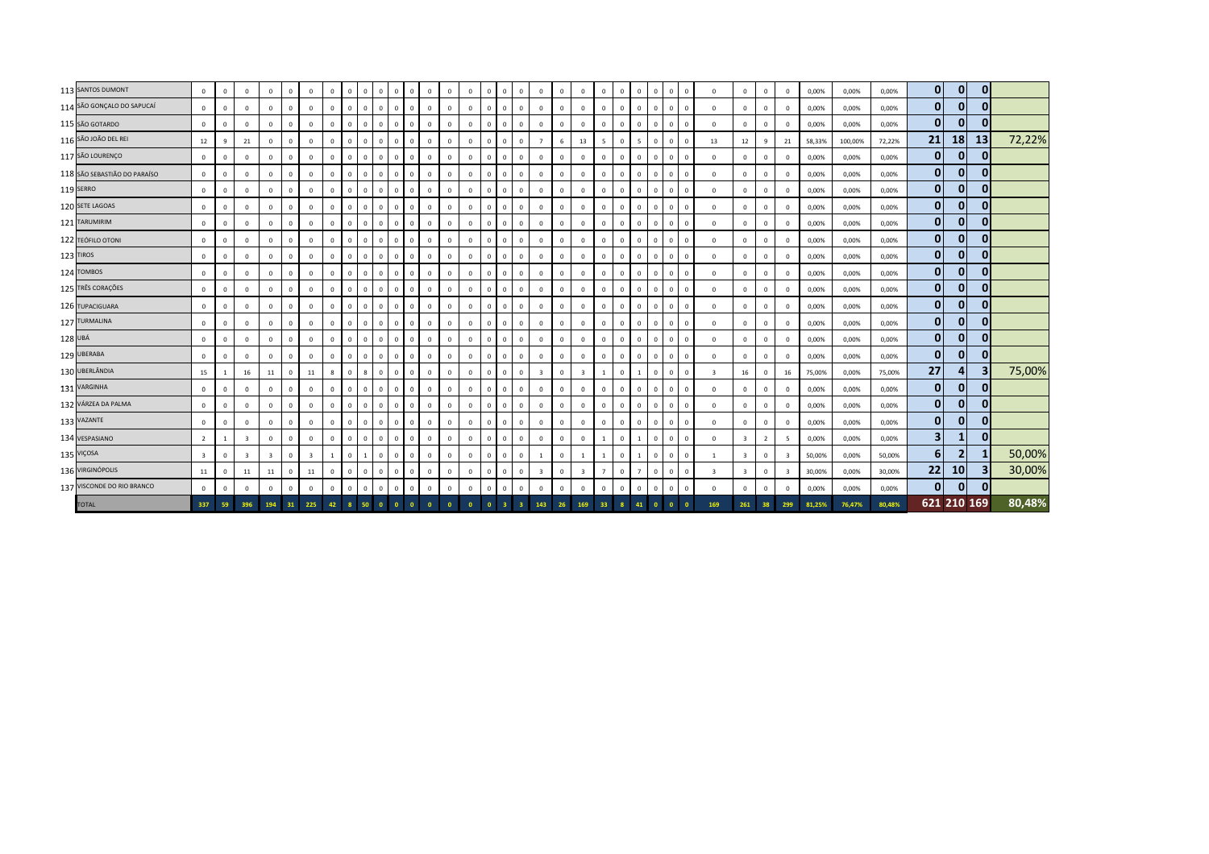| | | | | | | | | | | | | | | | | | | | | | | | | | | | | | | | | | | | | | | | |
|---|---|---|---|---|---|---|---|---|---|---|---|---|---|---|---|---|---|---|---|---|---|---|---|---|---|---|---|---|---|---|---|---|---|---|---|---|---|---|---|
| 113 | SANTOS DUMONT | 0 | 0 | 0 | 0 | 0 | 0 | 0 | 0 | 0 | 0 | 0 | 0 | 0 | 0 | 0 | 0 | 0 | 0 | 0 | 0 | 0 | 0 | 0 | 0 | 0 | 0 | 0 | 0 | 0 | 0 | 0 | 0,00% | 0,00% | 0,00% | 0 | 0 | 0 | |
| 114 | SÃO GONÇALO DO SAPUCAÍ | 0 | 0 | 0 | 0 | 0 | 0 | 0 | 0 | 0 | 0 | 0 | 0 | 0 | 0 | 0 | 0 | 0 | 0 | 0 | 0 | 0 | 0 | 0 | 0 | 0 | 0 | 0 | 0 | 0 | 0 | 0 | 0,00% | 0,00% | 0,00% | 0 | 0 | 0 | |
| 115 | SÃO GOTARDO | 0 | 0 | 0 | 0 | 0 | 0 | 0 | 0 | 0 | 0 | 0 | 0 | 0 | 0 | 0 | 0 | 0 | 0 | 0 | 0 | 0 | 0 | 0 | 0 | 0 | 0 | 0 | 0 | 0 | 0 | 0 | 0,00% | 0,00% | 0,00% | 0 | 0 | 0 | |
| 116 | SÃO JOÃO DEL REI | 12 | 9 | 21 | 0 | 0 | 0 | 0 | 0 | 0 | 0 | 0 | 0 | 0 | 0 | 0 | 0 | 0 | 0 | 7 | 6 | 13 | 5 | 0 | 5 | 0 | 0 | 0 | 13 | 12 | 9 | 21 | 58,33% | 100,00% | 72,22% | 21 | 18 | 13 | 72,22% |
| 117 | SÃO LOURENÇO | 0 | 0 | 0 | 0 | 0 | 0 | 0 | 0 | 0 | 0 | 0 | 0 | 0 | 0 | 0 | 0 | 0 | 0 | 0 | 0 | 0 | 0 | 0 | 0 | 0 | 0 | 0 | 0 | 0 | 0 | 0 | 0,00% | 0,00% | 0,00% | 0 | 0 | 0 | |
| 118 | SÃO SEBASTIÃO DO PARAÍSO | 0 | 0 | 0 | 0 | 0 | 0 | 0 | 0 | 0 | 0 | 0 | 0 | 0 | 0 | 0 | 0 | 0 | 0 | 0 | 0 | 0 | 0 | 0 | 0 | 0 | 0 | 0 | 0 | 0 | 0 | 0 | 0,00% | 0,00% | 0,00% | 0 | 0 | 0 | |
| 119 | SERRO | 0 | 0 | 0 | 0 | 0 | 0 | 0 | 0 | 0 | 0 | 0 | 0 | 0 | 0 | 0 | 0 | 0 | 0 | 0 | 0 | 0 | 0 | 0 | 0 | 0 | 0 | 0 | 0 | 0 | 0 | 0 | 0,00% | 0,00% | 0,00% | 0 | 0 | 0 | |
| 120 | SETE LAGOAS | 0 | 0 | 0 | 0 | 0 | 0 | 0 | 0 | 0 | 0 | 0 | 0 | 0 | 0 | 0 | 0 | 0 | 0 | 0 | 0 | 0 | 0 | 0 | 0 | 0 | 0 | 0 | 0 | 0 | 0 | 0 | 0,00% | 0,00% | 0,00% | 0 | 0 | 0 | |
| 121 | TARUMIRIM | 0 | 0 | 0 | 0 | 0 | 0 | 0 | 0 | 0 | 0 | 0 | 0 | 0 | 0 | 0 | 0 | 0 | 0 | 0 | 0 | 0 | 0 | 0 | 0 | 0 | 0 | 0 | 0 | 0 | 0 | 0 | 0,00% | 0,00% | 0,00% | 0 | 0 | 0 | |
| 122 | TEÓFILO OTONI | 0 | 0 | 0 | 0 | 0 | 0 | 0 | 0 | 0 | 0 | 0 | 0 | 0 | 0 | 0 | 0 | 0 | 0 | 0 | 0 | 0 | 0 | 0 | 0 | 0 | 0 | 0 | 0 | 0 | 0 | 0 | 0,00% | 0,00% | 0,00% | 0 | 0 | 0 | |
| 123 | TIROS | 0 | 0 | 0 | 0 | 0 | 0 | 0 | 0 | 0 | 0 | 0 | 0 | 0 | 0 | 0 | 0 | 0 | 0 | 0 | 0 | 0 | 0 | 0 | 0 | 0 | 0 | 0 | 0 | 0 | 0 | 0 | 0,00% | 0,00% | 0,00% | 0 | 0 | 0 | |
| 124 | TOMBOS | 0 | 0 | 0 | 0 | 0 | 0 | 0 | 0 | 0 | 0 | 0 | 0 | 0 | 0 | 0 | 0 | 0 | 0 | 0 | 0 | 0 | 0 | 0 | 0 | 0 | 0 | 0 | 0 | 0 | 0 | 0 | 0,00% | 0,00% | 0,00% | 0 | 0 | 0 | |
| 125 | TRÊS CORAÇÕES | 0 | 0 | 0 | 0 | 0 | 0 | 0 | 0 | 0 | 0 | 0 | 0 | 0 | 0 | 0 | 0 | 0 | 0 | 0 | 0 | 0 | 0 | 0 | 0 | 0 | 0 | 0 | 0 | 0 | 0 | 0 | 0,00% | 0,00% | 0,00% | 0 | 0 | 0 | |
| 126 | TUPACIGUARA | 0 | 0 | 0 | 0 | 0 | 0 | 0 | 0 | 0 | 0 | 0 | 0 | 0 | 0 | 0 | 0 | 0 | 0 | 0 | 0 | 0 | 0 | 0 | 0 | 0 | 0 | 0 | 0 | 0 | 0 | 0 | 0,00% | 0,00% | 0,00% | 0 | 0 | 0 | |
| 127 | TURMALINA | 0 | 0 | 0 | 0 | 0 | 0 | 0 | 0 | 0 | 0 | 0 | 0 | 0 | 0 | 0 | 0 | 0 | 0 | 0 | 0 | 0 | 0 | 0 | 0 | 0 | 0 | 0 | 0 | 0 | 0 | 0 | 0,00% | 0,00% | 0,00% | 0 | 0 | 0 | |
| 128 | UBÁ | 0 | 0 | 0 | 0 | 0 | 0 | 0 | 0 | 0 | 0 | 0 | 0 | 0 | 0 | 0 | 0 | 0 | 0 | 0 | 0 | 0 | 0 | 0 | 0 | 0 | 0 | 0 | 0 | 0 | 0 | 0 | 0,00% | 0,00% | 0,00% | 0 | 0 | 0 | |
| 129 | UBERABA | 0 | 0 | 0 | 0 | 0 | 0 | 0 | 0 | 0 | 0 | 0 | 0 | 0 | 0 | 0 | 0 | 0 | 0 | 0 | 0 | 0 | 0 | 0 | 0 | 0 | 0 | 0 | 0 | 0 | 0 | 0 | 0,00% | 0,00% | 0,00% | 0 | 0 | 0 | |
| 130 | UBERLÂNDIA | 15 | 1 | 16 | 11 | 0 | 11 | 8 | 0 | 8 | 0 | 0 | 0 | 0 | 0 | 0 | 0 | 0 | 0 | 3 | 0 | 3 | 1 | 0 | 1 | 0 | 0 | 0 | 3 | 16 | 0 | 16 | 75,00% | 0,00% | 75,00% | 27 | 4 | 3 | 75,00% |
| 131 | VARGINHA | 0 | 0 | 0 | 0 | 0 | 0 | 0 | 0 | 0 | 0 | 0 | 0 | 0 | 0 | 0 | 0 | 0 | 0 | 0 | 0 | 0 | 0 | 0 | 0 | 0 | 0 | 0 | 0 | 0 | 0 | 0 | 0,00% | 0,00% | 0,00% | 0 | 0 | 0 | |
| 132 | VÁRZEA DA PALMA | 0 | 0 | 0 | 0 | 0 | 0 | 0 | 0 | 0 | 0 | 0 | 0 | 0 | 0 | 0 | 0 | 0 | 0 | 0 | 0 | 0 | 0 | 0 | 0 | 0 | 0 | 0 | 0 | 0 | 0 | 0 | 0,00% | 0,00% | 0,00% | 0 | 0 | 0 | |
| 133 | VAZANTE | 0 | 0 | 0 | 0 | 0 | 0 | 0 | 0 | 0 | 0 | 0 | 0 | 0 | 0 | 0 | 0 | 0 | 0 | 0 | 0 | 0 | 0 | 0 | 0 | 0 | 0 | 0 | 0 | 0 | 0 | 0 | 0,00% | 0,00% | 0,00% | 0 | 0 | 0 | |
| 134 | VESPASIANO | 2 | 1 | 3 | 0 | 0 | 0 | 0 | 0 | 0 | 0 | 0 | 0 | 0 | 0 | 0 | 0 | 0 | 0 | 0 | 0 | 0 | 1 | 0 | 1 | 0 | 0 | 0 | 0 | 3 | 2 | 5 | 0,00% | 0,00% | 0,00% | 3 | 1 | 0 | |
| 135 | VIÇOSA | 3 | 0 | 3 | 3 | 0 | 3 | 1 | 0 | 1 | 0 | 0 | 0 | 0 | 0 | 0 | 0 | 0 | 0 | 1 | 0 | 1 | 1 | 0 | 1 | 0 | 0 | 0 | 1 | 3 | 0 | 3 | 50,00% | 0,00% | 50,00% | 6 | 2 | 1 | 50,00% |
| 136 | VIRGINÓPOLIS | 11 | 0 | 11 | 11 | 0 | 11 | 0 | 0 | 0 | 0 | 0 | 0 | 0 | 0 | 0 | 0 | 0 | 0 | 3 | 0 | 3 | 7 | 0 | 7 | 0 | 0 | 0 | 3 | 3 | 0 | 3 | 30,00% | 0,00% | 30,00% | 22 | 10 | 3 | 30,00% |
| 137 | VISCONDE DO RIO BRANCO | 0 | 0 | 0 | 0 | 0 | 0 | 0 | 0 | 0 | 0 | 0 | 0 | 0 | 0 | 0 | 0 | 0 | 0 | 0 | 0 | 0 | 0 | 0 | 0 | 0 | 0 | 0 | 0 | 0 | 0 | 0 | 0,00% | 0,00% | 0,00% | 0 | 0 | 0 | |
| | TOTAL | 337 | 59 | 396 | 194 | 31 | 225 | 42 | 8 | 50 | 0 | 0 | 0 | 0 | 0 | 0 | 0 | 3 | 3 | 143 | 26 | 169 | 33 | 8 | 41 | 0 | 0 | 0 | 169 | 261 | 38 | 299 | 81,25% | 76,47% | 80,48% | 621 | 210 | 169 | 80,48% |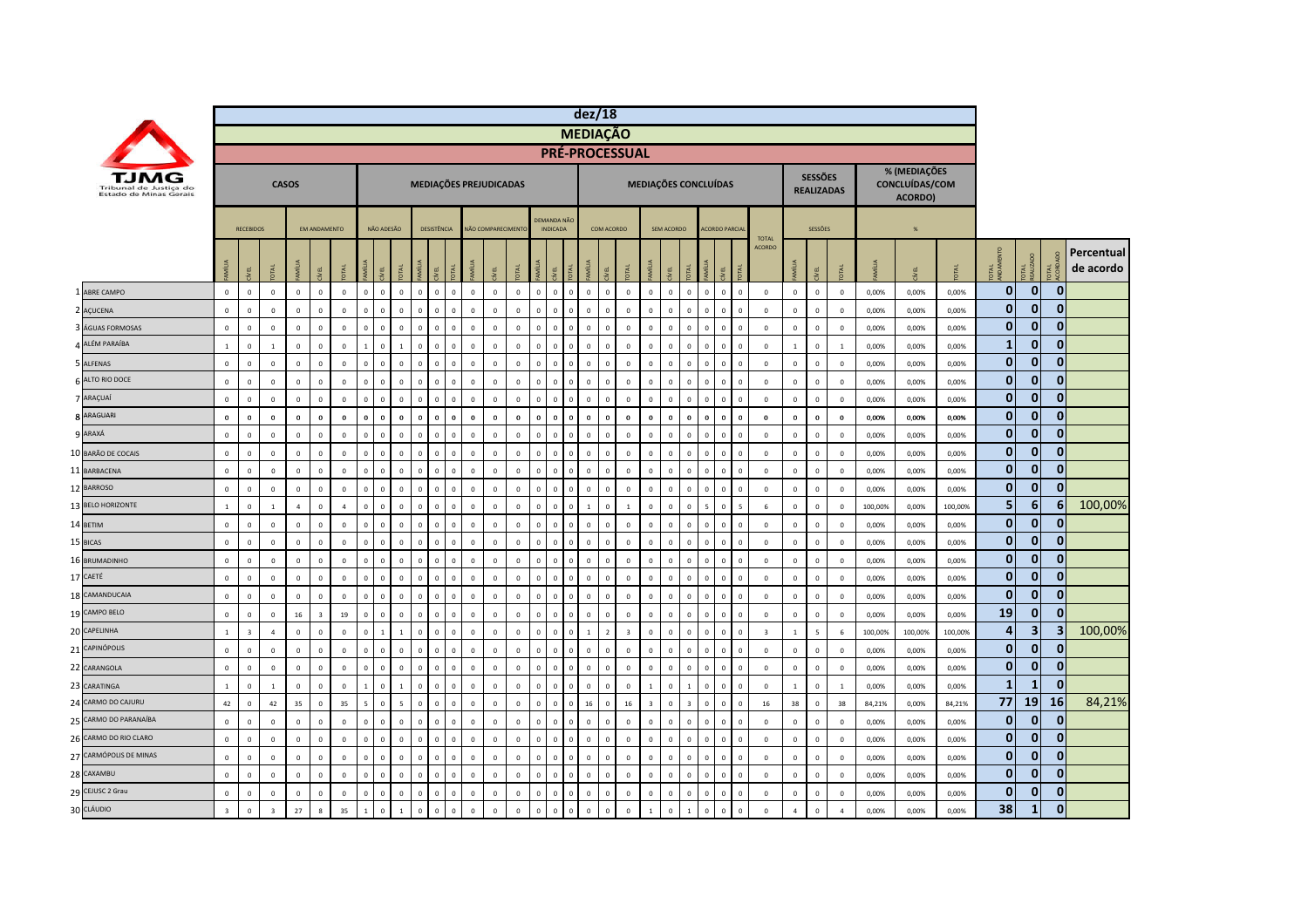# dez/18

## MEDIAÇÃO

## PRÉ-PROCESSUAL

TJMG Tribunal de Justiça do Estado de Minas Gerais

| | | CASOS | | | | | | MEDIAÇÕES PREJUDICADAS | | | | | | | | | | | | MEDIAÇÕES CONCLUÍDAS | | | | | | | | | | SESSÕES REALIZADAS | | | % (MEDIAÇÕES CONCLUÍDAS/COM ACORDO) | | | | | | |
|---|---|---|---|---|---|---|---|---|---|---|---|---|---|---|---|---|---|---|---|---|---|---|---|---|---|---|---|---|---|---|---|---|---|---|---|---|---|---|---|
| | | RECEBIDOS | | | EM ANDAMENTO | | | NÃO ADESÃO | | | DESISTÊNCIA | | | NÃO COMPARECIMENTO | | | DEMANDA NÃO INDICADA | | | COM ACORDO | | | SEM ACORDO | | | ACORDO PARCIAL | | | TOTAL ACORDO | SESSÕES | | | % | | | | | | |
| | | FAMÍLIA | CÍVEL | TOTAL | FAMÍLIA | CÍVEL | TOTAL | FAMÍLIA | CÍVEL | TOTAL | FAMÍLIA | CÍVEL | TOTAL | FAMÍLIA | CÍVEL | TOTAL | FAMÍLIA | CÍVEL | TOTAL | FAMÍLIA | CÍVEL | TOTAL | FAMÍLIA | CÍVEL | TOTAL | FAMÍLIA | CÍVEL | TOTAL | | FAMÍLIA | CÍVEL | TOTAL | FAMÍLIA | CÍVEL | TOTAL | TOTAL ANDAMENTO | TOTAL REALIZADO | TOTAL ACORDADO | Percentual de acordo |
| 1 | ABRE CAMPO | 0 | 0 | 0 | 0 | 0 | 0 | 0 | 0 | 0 | 0 | 0 | 0 | 0 | 0 | 0 | 0 | 0 | 0 | 0 | 0 | 0 | 0 | 0 | 0 | 0 | 0 | 0 | 0 | 0 | 0 | 0 | 0,00% | 0,00% | 0,00% | 0 | 0 | 0 | |
| 2 | AÇUCENA | 0 | 0 | 0 | 0 | 0 | 0 | 0 | 0 | 0 | 0 | 0 | 0 | 0 | 0 | 0 | 0 | 0 | 0 | 0 | 0 | 0 | 0 | 0 | 0 | 0 | 0 | 0 | 0 | 0 | 0 | 0 | 0,00% | 0,00% | 0,00% | 0 | 0 | 0 | |
| 3 | ÁGUAS FORMOSAS | 0 | 0 | 0 | 0 | 0 | 0 | 0 | 0 | 0 | 0 | 0 | 0 | 0 | 0 | 0 | 0 | 0 | 0 | 0 | 0 | 0 | 0 | 0 | 0 | 0 | 0 | 0 | 0 | 0 | 0 | 0 | 0,00% | 0,00% | 0,00% | 0 | 0 | 0 | |
| 4 | ALÉM PARAÍBA | 1 | 0 | 1 | 0 | 0 | 0 | 1 | 0 | 1 | 0 | 0 | 0 | 0 | 0 | 0 | 0 | 0 | 0 | 0 | 0 | 0 | 0 | 0 | 0 | 0 | 0 | 0 | 0 | 1 | 0 | 1 | 0,00% | 0,00% | 0,00% | 1 | 0 | 0 | |
| 5 | ALFENAS | 0 | 0 | 0 | 0 | 0 | 0 | 0 | 0 | 0 | 0 | 0 | 0 | 0 | 0 | 0 | 0 | 0 | 0 | 0 | 0 | 0 | 0 | 0 | 0 | 0 | 0 | 0 | 0 | 0 | 0 | 0 | 0,00% | 0,00% | 0,00% | 0 | 0 | 0 | |
| 6 | ALTO RIO DOCE | 0 | 0 | 0 | 0 | 0 | 0 | 0 | 0 | 0 | 0 | 0 | 0 | 0 | 0 | 0 | 0 | 0 | 0 | 0 | 0 | 0 | 0 | 0 | 0 | 0 | 0 | 0 | 0 | 0 | 0 | 0 | 0,00% | 0,00% | 0,00% | 0 | 0 | 0 | |
| 7 | ARAÇUAÍ | 0 | 0 | 0 | 0 | 0 | 0 | 0 | 0 | 0 | 0 | 0 | 0 | 0 | 0 | 0 | 0 | 0 | 0 | 0 | 0 | 0 | 0 | 0 | 0 | 0 | 0 | 0 | 0 | 0 | 0 | 0 | 0,00% | 0,00% | 0,00% | 0 | 0 | 0 | |
| 8 | ARAGUARI | 0 | 0 | 0 | 0 | 0 | 0 | 0 | 0 | 0 | 0 | 0 | 0 | 0 | 0 | 0 | 0 | 0 | 0 | 0 | 0 | 0 | 0 | 0 | 0 | 0 | 0 | 0 | 0 | 0 | 0 | 0 | 0,00% | 0,00% | 0,00% | 0 | 0 | 0 | |
| 9 | ARAXÁ | 0 | 0 | 0 | 0 | 0 | 0 | 0 | 0 | 0 | 0 | 0 | 0 | 0 | 0 | 0 | 0 | 0 | 0 | 0 | 0 | 0 | 0 | 0 | 0 | 0 | 0 | 0 | 0 | 0 | 0 | 0 | 0,00% | 0,00% | 0,00% | 0 | 0 | 0 | |
| 10 | BARÃO DE COCAIS | 0 | 0 | 0 | 0 | 0 | 0 | 0 | 0 | 0 | 0 | 0 | 0 | 0 | 0 | 0 | 0 | 0 | 0 | 0 | 0 | 0 | 0 | 0 | 0 | 0 | 0 | 0 | 0 | 0 | 0 | 0 | 0,00% | 0,00% | 0,00% | 0 | 0 | 0 | |
| 11 | BARBACENA | 0 | 0 | 0 | 0 | 0 | 0 | 0 | 0 | 0 | 0 | 0 | 0 | 0 | 0 | 0 | 0 | 0 | 0 | 0 | 0 | 0 | 0 | 0 | 0 | 0 | 0 | 0 | 0 | 0 | 0 | 0 | 0,00% | 0,00% | 0,00% | 0 | 0 | 0 | |
| 12 | BARROSO | 0 | 0 | 0 | 0 | 0 | 0 | 0 | 0 | 0 | 0 | 0 | 0 | 0 | 0 | 0 | 0 | 0 | 0 | 0 | 0 | 0 | 0 | 0 | 0 | 0 | 0 | 0 | 0 | 0 | 0 | 0 | 0,00% | 0,00% | 0,00% | 0 | 0 | 0 | |
| 13 | BELO HORIZONTE | 1 | 0 | 1 | 4 | 0 | 4 | 0 | 0 | 0 | 0 | 0 | 0 | 0 | 0 | 0 | 0 | 0 | 0 | 1 | 0 | 1 | 0 | 0 | 0 | 5 | 0 | 5 | 6 | 0 | 0 | 0 | 100,00% | 0,00% | 100,00% | 5 | 6 | 6 | 100,00% |
| 14 | BETIM | 0 | 0 | 0 | 0 | 0 | 0 | 0 | 0 | 0 | 0 | 0 | 0 | 0 | 0 | 0 | 0 | 0 | 0 | 0 | 0 | 0 | 0 | 0 | 0 | 0 | 0 | 0 | 0 | 0 | 0 | 0 | 0,00% | 0,00% | 0,00% | 0 | 0 | 0 | |
| 15 | BICAS | 0 | 0 | 0 | 0 | 0 | 0 | 0 | 0 | 0 | 0 | 0 | 0 | 0 | 0 | 0 | 0 | 0 | 0 | 0 | 0 | 0 | 0 | 0 | 0 | 0 | 0 | 0 | 0 | 0 | 0 | 0 | 0,00% | 0,00% | 0,00% | 0 | 0 | 0 | |
| 16 | BRUMADINHO | 0 | 0 | 0 | 0 | 0 | 0 | 0 | 0 | 0 | 0 | 0 | 0 | 0 | 0 | 0 | 0 | 0 | 0 | 0 | 0 | 0 | 0 | 0 | 0 | 0 | 0 | 0 | 0 | 0 | 0 | 0 | 0,00% | 0,00% | 0,00% | 0 | 0 | 0 | |
| 17 | CAETÉ | 0 | 0 | 0 | 0 | 0 | 0 | 0 | 0 | 0 | 0 | 0 | 0 | 0 | 0 | 0 | 0 | 0 | 0 | 0 | 0 | 0 | 0 | 0 | 0 | 0 | 0 | 0 | 0 | 0 | 0 | 0 | 0,00% | 0,00% | 0,00% | 0 | 0 | 0 | |
| 18 | CAMANDUCAIA | 0 | 0 | 0 | 0 | 0 | 0 | 0 | 0 | 0 | 0 | 0 | 0 | 0 | 0 | 0 | 0 | 0 | 0 | 0 | 0 | 0 | 0 | 0 | 0 | 0 | 0 | 0 | 0 | 0 | 0 | 0 | 0,00% | 0,00% | 0,00% | 0 | 0 | 0 | |
| 19 | CAMPO BELO | 0 | 0 | 0 | 16 | 3 | 19 | 0 | 0 | 0 | 0 | 0 | 0 | 0 | 0 | 0 | 0 | 0 | 0 | 0 | 0 | 0 | 0 | 0 | 0 | 0 | 0 | 0 | 0 | 0 | 0 | 0 | 0,00% | 0,00% | 0,00% | 19 | 0 | 0 | |
| 20 | CAPELINHA | 1 | 3 | 4 | 0 | 0 | 0 | 0 | 1 | 1 | 0 | 0 | 0 | 0 | 0 | 0 | 0 | 0 | 0 | 1 | 2 | 3 | 0 | 0 | 0 | 0 | 0 | 0 | 3 | 1 | 5 | 6 | 100,00% | 100,00% | 100,00% | 4 | 3 | 3 | 100,00% |
| 21 | CAPINÓPOLIS | 0 | 0 | 0 | 0 | 0 | 0 | 0 | 0 | 0 | 0 | 0 | 0 | 0 | 0 | 0 | 0 | 0 | 0 | 0 | 0 | 0 | 0 | 0 | 0 | 0 | 0 | 0 | 0 | 0 | 0 | 0 | 0,00% | 0,00% | 0,00% | 0 | 0 | 0 | |
| 22 | CARANGOLA | 0 | 0 | 0 | 0 | 0 | 0 | 0 | 0 | 0 | 0 | 0 | 0 | 0 | 0 | 0 | 0 | 0 | 0 | 0 | 0 | 0 | 0 | 0 | 0 | 0 | 0 | 0 | 0 | 0 | 0 | 0 | 0,00% | 0,00% | 0,00% | 0 | 0 | 0 | |
| 23 | CARATINGA | 1 | 0 | 1 | 0 | 0 | 0 | 1 | 0 | 1 | 0 | 0 | 0 | 0 | 0 | 0 | 0 | 0 | 0 | 0 | 0 | 0 | 1 | 0 | 1 | 0 | 0 | 0 | 0 | 1 | 0 | 1 | 0,00% | 0,00% | 0,00% | 1 | 1 | 0 | |
| 24 | CARMO DO CAJURU | 42 | 0 | 42 | 35 | 0 | 35 | 5 | 0 | 5 | 0 | 0 | 0 | 0 | 0 | 0 | 0 | 0 | 0 | 16 | 0 | 16 | 3 | 0 | 3 | 0 | 0 | 0 | 16 | 38 | 0 | 38 | 84,21% | 0,00% | 84,21% | 77 | 19 | 16 | 84,21% |
| 25 | CARMO DO PARANAÍBA | 0 | 0 | 0 | 0 | 0 | 0 | 0 | 0 | 0 | 0 | 0 | 0 | 0 | 0 | 0 | 0 | 0 | 0 | 0 | 0 | 0 | 0 | 0 | 0 | 0 | 0 | 0 | 0 | 0 | 0 | 0 | 0,00% | 0,00% | 0,00% | 0 | 0 | 0 | |
| 26 | CARMO DO RIO CLARO | 0 | 0 | 0 | 0 | 0 | 0 | 0 | 0 | 0 | 0 | 0 | 0 | 0 | 0 | 0 | 0 | 0 | 0 | 0 | 0 | 0 | 0 | 0 | 0 | 0 | 0 | 0 | 0 | 0 | 0 | 0 | 0,00% | 0,00% | 0,00% | 0 | 0 | 0 | |
| 27 | CARMÓPOLIS DE MINAS | 0 | 0 | 0 | 0 | 0 | 0 | 0 | 0 | 0 | 0 | 0 | 0 | 0 | 0 | 0 | 0 | 0 | 0 | 0 | 0 | 0 | 0 | 0 | 0 | 0 | 0 | 0 | 0 | 0 | 0 | 0 | 0,00% | 0,00% | 0,00% | 0 | 0 | 0 | |
| 28 | CAXAMBU | 0 | 0 | 0 | 0 | 0 | 0 | 0 | 0 | 0 | 0 | 0 | 0 | 0 | 0 | 0 | 0 | 0 | 0 | 0 | 0 | 0 | 0 | 0 | 0 | 0 | 0 | 0 | 0 | 0 | 0 | 0 | 0,00% | 0,00% | 0,00% | 0 | 0 | 0 | |
| 29 | CEJUSC 2 Grau | 0 | 0 | 0 | 0 | 0 | 0 | 0 | 0 | 0 | 0 | 0 | 0 | 0 | 0 | 0 | 0 | 0 | 0 | 0 | 0 | 0 | 0 | 0 | 0 | 0 | 0 | 0 | 0 | 0 | 0 | 0 | 0,00% | 0,00% | 0,00% | 0 | 0 | 0 | |
| 30 | CLÁUDIO | 3 | 0 | 3 | 27 | 8 | 35 | 1 | 0 | 1 | 0 | 0 | 0 | 0 | 0 | 0 | 0 | 0 | 0 | 0 | 0 | 0 | 1 | 0 | 1 | 0 | 0 | 0 | 0 | 4 | 0 | 4 | 0,00% | 0,00% | 0,00% | 38 | 1 | 0 | |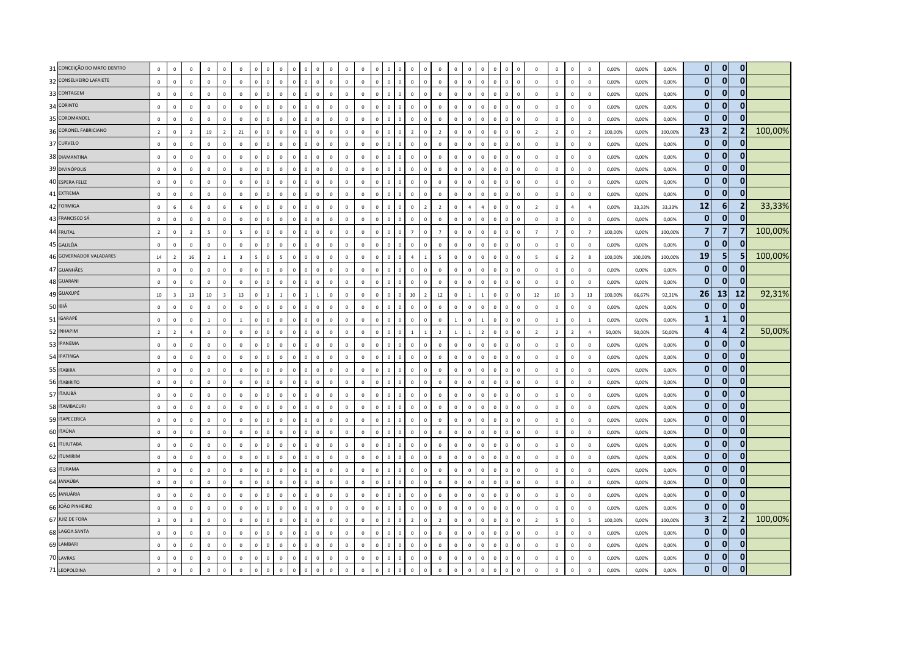| | | | | | | | | | | | | | | | | | | | | | | | | | | | | | | | | | | | | | | | | | |
|---|---|---|---|---|---|---|---|---|---|---|---|---|---|---|---|---|---|---|---|---|---|---|---|---|---|---|---|---|---|---|---|---|---|---|---|---|---|---|---|---|---|
| 31 | CONCEIÇÃO DO MATO DENTRO | 0 | 0 | 0 | 0 | 0 | 0 | 0 | 0 | 0 | 0 | 0 | 0 | 0 | 0 | 0 | 0 | 0 | 0 | 0 | 0 | 0 | 0 | 0 | 0 | 0 | 0 | 0 | 0 | 0 | 0 | 0 | 0 | 0 | 0,00% | 0,00% | 0,00% | 0 | 0 | 0 | |
| 32 | CONSELHEIRO LAFAIETE | 0 | 0 | 0 | 0 | 0 | 0 | 0 | 0 | 0 | 0 | 0 | 0 | 0 | 0 | 0 | 0 | 0 | 0 | 0 | 0 | 0 | 0 | 0 | 0 | 0 | 0 | 0 | 0 | 0 | 0 | 0 | 0 | 0 | 0,00% | 0,00% | 0,00% | 0 | 0 | 0 | |
| 33 | CONTAGEM | 0 | 0 | 0 | 0 | 0 | 0 | 0 | 0 | 0 | 0 | 0 | 0 | 0 | 0 | 0 | 0 | 0 | 0 | 0 | 0 | 0 | 0 | 0 | 0 | 0 | 0 | 0 | 0 | 0 | 0 | 0 | 0 | 0 | 0,00% | 0,00% | 0,00% | 0 | 0 | 0 | |
| 34 | CORINTO | 0 | 0 | 0 | 0 | 0 | 0 | 0 | 0 | 0 | 0 | 0 | 0 | 0 | 0 | 0 | 0 | 0 | 0 | 0 | 0 | 0 | 0 | 0 | 0 | 0 | 0 | 0 | 0 | 0 | 0 | 0 | 0 | 0 | 0,00% | 0,00% | 0,00% | 0 | 0 | 0 | |
| 35 | COROMANDEL | 0 | 0 | 0 | 0 | 0 | 0 | 0 | 0 | 0 | 0 | 0 | 0 | 0 | 0 | 0 | 0 | 0 | 0 | 0 | 0 | 0 | 0 | 0 | 0 | 0 | 0 | 0 | 0 | 0 | 0 | 0 | 0 | 0 | 0,00% | 0,00% | 0,00% | 0 | 0 | 0 | |
| 36 | CORONEL FABRICIANO | 2 | 0 | 2 | 19 | 2 | 21 | 0 | 0 | 0 | 0 | 0 | 0 | 0 | 0 | 0 | 0 | 0 | 0 | 0 | 2 | 0 | 2 | 0 | 0 | 0 | 0 | 0 | 0 | 2 | 2 | 0 | 2 | 100,00% | 0,00% | 100,00% | 23 | 2 | 2 | 100,00% |
| 37 | CURVELO | 0 | 0 | 0 | 0 | 0 | 0 | 0 | 0 | 0 | 0 | 0 | 0 | 0 | 0 | 0 | 0 | 0 | 0 | 0 | 0 | 0 | 0 | 0 | 0 | 0 | 0 | 0 | 0 | 0 | 0 | 0 | 0 | 0 | 0,00% | 0,00% | 0,00% | 0 | 0 | 0 | |
| 38 | DIAMANTINA | 0 | 0 | 0 | 0 | 0 | 0 | 0 | 0 | 0 | 0 | 0 | 0 | 0 | 0 | 0 | 0 | 0 | 0 | 0 | 0 | 0 | 0 | 0 | 0 | 0 | 0 | 0 | 0 | 0 | 0 | 0 | 0 | 0 | 0,00% | 0,00% | 0,00% | 0 | 0 | 0 | |
| 39 | DIVINÓPOLIS | 0 | 0 | 0 | 0 | 0 | 0 | 0 | 0 | 0 | 0 | 0 | 0 | 0 | 0 | 0 | 0 | 0 | 0 | 0 | 0 | 0 | 0 | 0 | 0 | 0 | 0 | 0 | 0 | 0 | 0 | 0 | 0 | 0 | 0,00% | 0,00% | 0,00% | 0 | 0 | 0 | |
| 40 | ESPERA FELIZ | 0 | 0 | 0 | 0 | 0 | 0 | 0 | 0 | 0 | 0 | 0 | 0 | 0 | 0 | 0 | 0 | 0 | 0 | 0 | 0 | 0 | 0 | 0 | 0 | 0 | 0 | 0 | 0 | 0 | 0 | 0 | 0 | 0 | 0,00% | 0,00% | 0,00% | 0 | 0 | 0 | |
| 41 | EXTREMA | 0 | 0 | 0 | 0 | 0 | 0 | 0 | 0 | 0 | 0 | 0 | 0 | 0 | 0 | 0 | 0 | 0 | 0 | 0 | 0 | 0 | 0 | 0 | 0 | 0 | 0 | 0 | 0 | 0 | 0 | 0 | 0 | 0 | 0,00% | 0,00% | 0,00% | 0 | 0 | 0 | |
| 42 | FORMIGA | 0 | 6 | 6 | 0 | 6 | 6 | 0 | 0 | 0 | 0 | 0 | 0 | 0 | 0 | 0 | 0 | 0 | 0 | 0 | 0 | 2 | 2 | 0 | 4 | 4 | 0 | 0 | 0 | 2 | 0 | 4 | 4 | 0,00% | 33,33% | 33,33% | 12 | 6 | 2 | 33,33% |
| 43 | FRANCISCO SÁ | 0 | 0 | 0 | 0 | 0 | 0 | 0 | 0 | 0 | 0 | 0 | 0 | 0 | 0 | 0 | 0 | 0 | 0 | 0 | 0 | 0 | 0 | 0 | 0 | 0 | 0 | 0 | 0 | 0 | 0 | 0 | 0 | 0 | 0,00% | 0,00% | 0,00% | 0 | 0 | 0 | |
| 44 | FRUTAL | 2 | 0 | 2 | 5 | 0 | 5 | 0 | 0 | 0 | 0 | 0 | 0 | 0 | 0 | 0 | 0 | 0 | 0 | 0 | 7 | 0 | 7 | 0 | 0 | 0 | 0 | 0 | 0 | 7 | 7 | 0 | 7 | 100,00% | 0,00% | 100,00% | 7 | 7 | 7 | 100,00% |
| 45 | GALILÉIA | 0 | 0 | 0 | 0 | 0 | 0 | 0 | 0 | 0 | 0 | 0 | 0 | 0 | 0 | 0 | 0 | 0 | 0 | 0 | 0 | 0 | 0 | 0 | 0 | 0 | 0 | 0 | 0 | 0 | 0 | 0 | 0 | 0 | 0,00% | 0,00% | 0,00% | 0 | 0 | 0 | |
| 46 | GOVERNADOR VALADARES | 14 | 2 | 16 | 2 | 1 | 3 | 5 | 0 | 5 | 0 | 0 | 0 | 0 | 0 | 0 | 0 | 0 | 0 | 0 | 4 | 1 | 5 | 0 | 0 | 0 | 0 | 0 | 0 | 5 | 6 | 2 | 8 | 100,00% | 100,00% | 100,00% | 19 | 5 | 5 | 100,00% |
| 47 | GUANHÃES | 0 | 0 | 0 | 0 | 0 | 0 | 0 | 0 | 0 | 0 | 0 | 0 | 0 | 0 | 0 | 0 | 0 | 0 | 0 | 0 | 0 | 0 | 0 | 0 | 0 | 0 | 0 | 0 | 0 | 0 | 0 | 0 | 0 | 0,00% | 0,00% | 0,00% | 0 | 0 | 0 | |
| 48 | GUARANI | 0 | 0 | 0 | 0 | 0 | 0 | 0 | 0 | 0 | 0 | 0 | 0 | 0 | 0 | 0 | 0 | 0 | 0 | 0 | 0 | 0 | 0 | 0 | 0 | 0 | 0 | 0 | 0 | 0 | 0 | 0 | 0 | 0 | 0,00% | 0,00% | 0,00% | 0 | 0 | 0 | |
| 49 | GUAXUPÉ | 10 | 3 | 13 | 10 | 3 | 13 | 0 | 1 | 1 | 0 | 1 | 1 | 0 | 0 | 0 | 0 | 0 | 0 | 0 | 10 | 2 | 12 | 0 | 1 | 1 | 0 | 0 | 0 | 12 | 10 | 3 | 13 | 100,00% | 66,67% | 92,31% | 26 | 13 | 12 | 92,31% |
| 50 | IBIÁ | 0 | 0 | 0 | 0 | 0 | 0 | 0 | 0 | 0 | 0 | 0 | 0 | 0 | 0 | 0 | 0 | 0 | 0 | 0 | 0 | 0 | 0 | 0 | 0 | 0 | 0 | 0 | 0 | 0 | 0 | 0 | 0 | 0 | 0,00% | 0,00% | 0,00% | 0 | 0 | 0 | |
| 51 | IGARAPÉ | 0 | 0 | 0 | 1 | 0 | 1 | 0 | 0 | 0 | 0 | 0 | 0 | 0 | 0 | 0 | 0 | 0 | 0 | 0 | 0 | 0 | 0 | 1 | 0 | 1 | 0 | 0 | 0 | 0 | 1 | 0 | 1 | 0,00% | 0,00% | 0,00% | 1 | 1 | 0 | |
| 52 | INHAPIM | 2 | 2 | 4 | 0 | 0 | 0 | 0 | 0 | 0 | 0 | 0 | 0 | 0 | 0 | 0 | 0 | 0 | 0 | 0 | 1 | 1 | 2 | 1 | 1 | 2 | 0 | 0 | 0 | 2 | 2 | 2 | 4 | 50,00% | 50,00% | 50,00% | 4 | 4 | 2 | 50,00% |
| 53 | IPANEMA | 0 | 0 | 0 | 0 | 0 | 0 | 0 | 0 | 0 | 0 | 0 | 0 | 0 | 0 | 0 | 0 | 0 | 0 | 0 | 0 | 0 | 0 | 0 | 0 | 0 | 0 | 0 | 0 | 0 | 0 | 0 | 0 | 0 | 0,00% | 0,00% | 0,00% | 0 | 0 | 0 | |
| 54 | IPATINGA | 0 | 0 | 0 | 0 | 0 | 0 | 0 | 0 | 0 | 0 | 0 | 0 | 0 | 0 | 0 | 0 | 0 | 0 | 0 | 0 | 0 | 0 | 0 | 0 | 0 | 0 | 0 | 0 | 0 | 0 | 0 | 0 | 0 | 0,00% | 0,00% | 0,00% | 0 | 0 | 0 | |
| 55 | ITABIRA | 0 | 0 | 0 | 0 | 0 | 0 | 0 | 0 | 0 | 0 | 0 | 0 | 0 | 0 | 0 | 0 | 0 | 0 | 0 | 0 | 0 | 0 | 0 | 0 | 0 | 0 | 0 | 0 | 0 | 0 | 0 | 0 | 0 | 0,00% | 0,00% | 0,00% | 0 | 0 | 0 | |
| 56 | ITABIRITO | 0 | 0 | 0 | 0 | 0 | 0 | 0 | 0 | 0 | 0 | 0 | 0 | 0 | 0 | 0 | 0 | 0 | 0 | 0 | 0 | 0 | 0 | 0 | 0 | 0 | 0 | 0 | 0 | 0 | 0 | 0 | 0 | 0 | 0,00% | 0,00% | 0,00% | 0 | 0 | 0 | |
| 57 | ITAJUBÁ | 0 | 0 | 0 | 0 | 0 | 0 | 0 | 0 | 0 | 0 | 0 | 0 | 0 | 0 | 0 | 0 | 0 | 0 | 0 | 0 | 0 | 0 | 0 | 0 | 0 | 0 | 0 | 0 | 0 | 0 | 0 | 0 | 0 | 0,00% | 0,00% | 0,00% | 0 | 0 | 0 | |
| 58 | ITAMBACURI | 0 | 0 | 0 | 0 | 0 | 0 | 0 | 0 | 0 | 0 | 0 | 0 | 0 | 0 | 0 | 0 | 0 | 0 | 0 | 0 | 0 | 0 | 0 | 0 | 0 | 0 | 0 | 0 | 0 | 0 | 0 | 0 | 0 | 0,00% | 0,00% | 0,00% | 0 | 0 | 0 | |
| 59 | ITAPECERICA | 0 | 0 | 0 | 0 | 0 | 0 | 0 | 0 | 0 | 0 | 0 | 0 | 0 | 0 | 0 | 0 | 0 | 0 | 0 | 0 | 0 | 0 | 0 | 0 | 0 | 0 | 0 | 0 | 0 | 0 | 0 | 0 | 0 | 0,00% | 0,00% | 0,00% | 0 | 0 | 0 | |
| 60 | ITAÚNA | 0 | 0 | 0 | 0 | 0 | 0 | 0 | 0 | 0 | 0 | 0 | 0 | 0 | 0 | 0 | 0 | 0 | 0 | 0 | 0 | 0 | 0 | 0 | 0 | 0 | 0 | 0 | 0 | 0 | 0 | 0 | 0 | 0 | 0,00% | 0,00% | 0,00% | 0 | 0 | 0 | |
| 61 | ITUIUTABA | 0 | 0 | 0 | 0 | 0 | 0 | 0 | 0 | 0 | 0 | 0 | 0 | 0 | 0 | 0 | 0 | 0 | 0 | 0 | 0 | 0 | 0 | 0 | 0 | 0 | 0 | 0 | 0 | 0 | 0 | 0 | 0 | 0 | 0,00% | 0,00% | 0,00% | 0 | 0 | 0 | |
| 62 | ITUMIRIM | 0 | 0 | 0 | 0 | 0 | 0 | 0 | 0 | 0 | 0 | 0 | 0 | 0 | 0 | 0 | 0 | 0 | 0 | 0 | 0 | 0 | 0 | 0 | 0 | 0 | 0 | 0 | 0 | 0 | 0 | 0 | 0 | 0 | 0,00% | 0,00% | 0,00% | 0 | 0 | 0 | |
| 63 | ITURAMA | 0 | 0 | 0 | 0 | 0 | 0 | 0 | 0 | 0 | 0 | 0 | 0 | 0 | 0 | 0 | 0 | 0 | 0 | 0 | 0 | 0 | 0 | 0 | 0 | 0 | 0 | 0 | 0 | 0 | 0 | 0 | 0 | 0 | 0,00% | 0,00% | 0,00% | 0 | 0 | 0 | |
| 64 | JANAÚBA | 0 | 0 | 0 | 0 | 0 | 0 | 0 | 0 | 0 | 0 | 0 | 0 | 0 | 0 | 0 | 0 | 0 | 0 | 0 | 0 | 0 | 0 | 0 | 0 | 0 | 0 | 0 | 0 | 0 | 0 | 0 | 0 | 0 | 0,00% | 0,00% | 0,00% | 0 | 0 | 0 | |
| 65 | JANUÁRIA | 0 | 0 | 0 | 0 | 0 | 0 | 0 | 0 | 0 | 0 | 0 | 0 | 0 | 0 | 0 | 0 | 0 | 0 | 0 | 0 | 0 | 0 | 0 | 0 | 0 | 0 | 0 | 0 | 0 | 0 | 0 | 0 | 0 | 0,00% | 0,00% | 0,00% | 0 | 0 | 0 | |
| 66 | JOÃO PINHEIRO | 0 | 0 | 0 | 0 | 0 | 0 | 0 | 0 | 0 | 0 | 0 | 0 | 0 | 0 | 0 | 0 | 0 | 0 | 0 | 0 | 0 | 0 | 0 | 0 | 0 | 0 | 0 | 0 | 0 | 0 | 0 | 0 | 0 | 0,00% | 0,00% | 0,00% | 0 | 0 | 0 | |
| 67 | JUIZ DE FORA | 3 | 0 | 3 | 0 | 0 | 0 | 0 | 0 | 0 | 0 | 0 | 0 | 0 | 0 | 0 | 0 | 0 | 0 | 0 | 2 | 0 | 2 | 0 | 0 | 0 | 0 | 0 | 0 | 2 | 5 | 0 | 5 | 100,00% | 0,00% | 100,00% | 3 | 2 | 2 | 100,00% |
| 68 | LAGOA SANTA | 0 | 0 | 0 | 0 | 0 | 0 | 0 | 0 | 0 | 0 | 0 | 0 | 0 | 0 | 0 | 0 | 0 | 0 | 0 | 0 | 0 | 0 | 0 | 0 | 0 | 0 | 0 | 0 | 0 | 0 | 0 | 0 | 0 | 0,00% | 0,00% | 0,00% | 0 | 0 | 0 | |
| 69 | LAMBARI | 0 | 0 | 0 | 0 | 0 | 0 | 0 | 0 | 0 | 0 | 0 | 0 | 0 | 0 | 0 | 0 | 0 | 0 | 0 | 0 | 0 | 0 | 0 | 0 | 0 | 0 | 0 | 0 | 0 | 0 | 0 | 0 | 0 | 0,00% | 0,00% | 0,00% | 0 | 0 | 0 | |
| 70 | LAVRAS | 0 | 0 | 0 | 0 | 0 | 0 | 0 | 0 | 0 | 0 | 0 | 0 | 0 | 0 | 0 | 0 | 0 | 0 | 0 | 0 | 0 | 0 | 0 | 0 | 0 | 0 | 0 | 0 | 0 | 0 | 0 | 0 | 0 | 0,00% | 0,00% | 0,00% | 0 | 0 | 0 | |
| 71 | LEOPOLDINA | 0 | 0 | 0 | 0 | 0 | 0 | 0 | 0 | 0 | 0 | 0 | 0 | 0 | 0 | 0 | 0 | 0 | 0 | 0 | 0 | 0 | 0 | 0 | 0 | 0 | 0 | 0 | 0 | 0 | 0 | 0 | 0 | 0 | 0,00% | 0,00% | 0,00% | 0 | 0 | 0 | |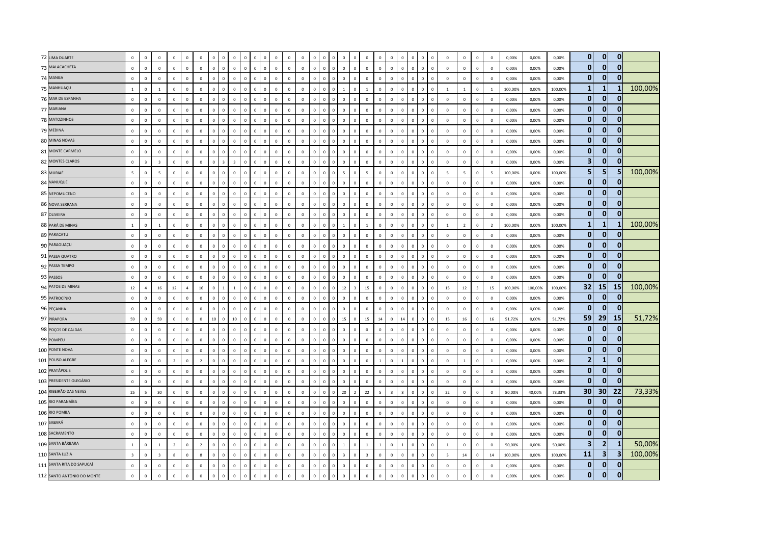| | | | | | | | | | | | | | | | | | | | | | | | | | | | | | | | | | | | | | | | | |
|---|---|---|---|---|---|---|---|---|---|---|---|---|---|---|---|---|---|---|---|---|---|---|---|---|---|---|---|---|---|---|---|---|---|---|---|---|---|---|---|---|
| 72 | LIMA DUARTE | 0 | 0 | 0 | 0 | 0 | 0 | 0 | 0 | 0 | 0 | 0 | 0 | 0 | 0 | 0 | 0 | 0 | 0 | 0 | 0 | 0 | 0 | 0 | 0 | 0 | 0 | 0 | 0 | 0 | 0 | 0 | 0 | 0,00% | 0,00% | 0,00% | 0 | 0 | 0 | |
| 73 | MALACACHETA | 0 | 0 | 0 | 0 | 0 | 0 | 0 | 0 | 0 | 0 | 0 | 0 | 0 | 0 | 0 | 0 | 0 | 0 | 0 | 0 | 0 | 0 | 0 | 0 | 0 | 0 | 0 | 0 | 0 | 0 | 0 | 0 | 0,00% | 0,00% | 0,00% | 0 | 0 | 0 | |
| 74 | MANGA | 0 | 0 | 0 | 0 | 0 | 0 | 0 | 0 | 0 | 0 | 0 | 0 | 0 | 0 | 0 | 0 | 0 | 0 | 0 | 0 | 0 | 0 | 0 | 0 | 0 | 0 | 0 | 0 | 0 | 0 | 0 | 0 | 0,00% | 0,00% | 0,00% | 0 | 0 | 0 | |
| 75 | MANHUAÇU | 1 | 0 | 1 | 0 | 0 | 0 | 0 | 0 | 0 | 0 | 0 | 0 | 0 | 0 | 0 | 0 | 0 | 0 | 0 | 1 | 0 | 1 | 0 | 0 | 0 | 0 | 0 | 0 | 1 | 1 | 0 | 1 | 100,00% | 0,00% | 100,00% | 1 | 1 | 1 | 100,00% |
| 76 | MAR DE ESPANHA | 0 | 0 | 0 | 0 | 0 | 0 | 0 | 0 | 0 | 0 | 0 | 0 | 0 | 0 | 0 | 0 | 0 | 0 | 0 | 0 | 0 | 0 | 0 | 0 | 0 | 0 | 0 | 0 | 0 | 0 | 0 | 0 | 0,00% | 0,00% | 0,00% | 0 | 0 | 0 | |
| 77 | MARIANA | 0 | 0 | 0 | 0 | 0 | 0 | 0 | 0 | 0 | 0 | 0 | 0 | 0 | 0 | 0 | 0 | 0 | 0 | 0 | 0 | 0 | 0 | 0 | 0 | 0 | 0 | 0 | 0 | 0 | 0 | 0 | 0 | 0,00% | 0,00% | 0,00% | 0 | 0 | 0 | |
| 78 | MATOZINHOS | 0 | 0 | 0 | 0 | 0 | 0 | 0 | 0 | 0 | 0 | 0 | 0 | 0 | 0 | 0 | 0 | 0 | 0 | 0 | 0 | 0 | 0 | 0 | 0 | 0 | 0 | 0 | 0 | 0 | 0 | 0 | 0 | 0,00% | 0,00% | 0,00% | 0 | 0 | 0 | |
| 79 | MEDINA | 0 | 0 | 0 | 0 | 0 | 0 | 0 | 0 | 0 | 0 | 0 | 0 | 0 | 0 | 0 | 0 | 0 | 0 | 0 | 0 | 0 | 0 | 0 | 0 | 0 | 0 | 0 | 0 | 0 | 0 | 0 | 0 | 0,00% | 0,00% | 0,00% | 0 | 0 | 0 | |
| 80 | MINAS NOVAS | 0 | 0 | 0 | 0 | 0 | 0 | 0 | 0 | 0 | 0 | 0 | 0 | 0 | 0 | 0 | 0 | 0 | 0 | 0 | 0 | 0 | 0 | 0 | 0 | 0 | 0 | 0 | 0 | 0 | 0 | 0 | 0 | 0,00% | 0,00% | 0,00% | 0 | 0 | 0 | |
| 81 | MONTE CARMELO | 0 | 0 | 0 | 0 | 0 | 0 | 0 | 0 | 0 | 0 | 0 | 0 | 0 | 0 | 0 | 0 | 0 | 0 | 0 | 0 | 0 | 0 | 0 | 0 | 0 | 0 | 0 | 0 | 0 | 0 | 0 | 0 | 0,00% | 0,00% | 0,00% | 0 | 0 | 0 | |
| 82 | MONTES CLAROS | 0 | 3 | 3 | 0 | 0 | 0 | 0 | 0 | 3 | 3 | 0 | 0 | 0 | 0 | 0 | 0 | 0 | 0 | 0 | 0 | 0 | 0 | 0 | 0 | 0 | 0 | 0 | 0 | 0 | 0 | 0 | 0 | 0,00% | 0,00% | 0,00% | 3 | 0 | 0 | |
| 83 | MURIAÉ | 5 | 0 | 5 | 0 | 0 | 0 | 0 | 0 | 0 | 0 | 0 | 0 | 0 | 0 | 0 | 0 | 0 | 0 | 0 | 5 | 0 | 5 | 0 | 0 | 0 | 0 | 0 | 0 | 5 | 5 | 0 | 5 | 100,00% | 0,00% | 100,00% | 5 | 5 | 5 | 100,00% |
| 84 | NANUQUE | 0 | 0 | 0 | 0 | 0 | 0 | 0 | 0 | 0 | 0 | 0 | 0 | 0 | 0 | 0 | 0 | 0 | 0 | 0 | 0 | 0 | 0 | 0 | 0 | 0 | 0 | 0 | 0 | 0 | 0 | 0 | 0 | 0,00% | 0,00% | 0,00% | 0 | 0 | 0 | |
| 85 | NEPOMUCENO | 0 | 0 | 0 | 0 | 0 | 0 | 0 | 0 | 0 | 0 | 0 | 0 | 0 | 0 | 0 | 0 | 0 | 0 | 0 | 0 | 0 | 0 | 0 | 0 | 0 | 0 | 0 | 0 | 0 | 0 | 0 | 0 | 0,00% | 0,00% | 0,00% | 0 | 0 | 0 | |
| 86 | NOVA SERRANA | 0 | 0 | 0 | 0 | 0 | 0 | 0 | 0 | 0 | 0 | 0 | 0 | 0 | 0 | 0 | 0 | 0 | 0 | 0 | 0 | 0 | 0 | 0 | 0 | 0 | 0 | 0 | 0 | 0 | 0 | 0 | 0 | 0,00% | 0,00% | 0,00% | 0 | 0 | 0 | |
| 87 | OLIVEIRA | 0 | 0 | 0 | 0 | 0 | 0 | 0 | 0 | 0 | 0 | 0 | 0 | 0 | 0 | 0 | 0 | 0 | 0 | 0 | 0 | 0 | 0 | 0 | 0 | 0 | 0 | 0 | 0 | 0 | 0 | 0 | 0 | 0,00% | 0,00% | 0,00% | 0 | 0 | 0 | |
| 88 | PARÁ DE MINAS | 1 | 0 | 1 | 0 | 0 | 0 | 0 | 0 | 0 | 0 | 0 | 0 | 0 | 0 | 0 | 0 | 0 | 0 | 0 | 1 | 0 | 1 | 0 | 0 | 0 | 0 | 0 | 0 | 1 | 2 | 0 | 2 | 100,00% | 0,00% | 100,00% | 1 | 1 | 1 | 100,00% |
| 89 | PARACATU | 0 | 0 | 0 | 0 | 0 | 0 | 0 | 0 | 0 | 0 | 0 | 0 | 0 | 0 | 0 | 0 | 0 | 0 | 0 | 0 | 0 | 0 | 0 | 0 | 0 | 0 | 0 | 0 | 0 | 0 | 0 | 0 | 0,00% | 0,00% | 0,00% | 0 | 0 | 0 | |
| 90 | PARAGUAÇU | 0 | 0 | 0 | 0 | 0 | 0 | 0 | 0 | 0 | 0 | 0 | 0 | 0 | 0 | 0 | 0 | 0 | 0 | 0 | 0 | 0 | 0 | 0 | 0 | 0 | 0 | 0 | 0 | 0 | 0 | 0 | 0 | 0,00% | 0,00% | 0,00% | 0 | 0 | 0 | |
| 91 | PASSA QUATRO | 0 | 0 | 0 | 0 | 0 | 0 | 0 | 0 | 0 | 0 | 0 | 0 | 0 | 0 | 0 | 0 | 0 | 0 | 0 | 0 | 0 | 0 | 0 | 0 | 0 | 0 | 0 | 0 | 0 | 0 | 0 | 0 | 0,00% | 0,00% | 0,00% | 0 | 0 | 0 | |
| 92 | PASSA TEMPO | 0 | 0 | 0 | 0 | 0 | 0 | 0 | 0 | 0 | 0 | 0 | 0 | 0 | 0 | 0 | 0 | 0 | 0 | 0 | 0 | 0 | 0 | 0 | 0 | 0 | 0 | 0 | 0 | 0 | 0 | 0 | 0 | 0,00% | 0,00% | 0,00% | 0 | 0 | 0 | |
| 93 | PASSOS | 0 | 0 | 0 | 0 | 0 | 0 | 0 | 0 | 0 | 0 | 0 | 0 | 0 | 0 | 0 | 0 | 0 | 0 | 0 | 0 | 0 | 0 | 0 | 0 | 0 | 0 | 0 | 0 | 0 | 0 | 0 | 0 | 0,00% | 0,00% | 0,00% | 0 | 0 | 0 | |
| 94 | PATOS DE MINAS | 12 | 4 | 16 | 12 | 4 | 16 | 0 | 0 | 1 | 1 | 0 | 0 | 0 | 0 | 0 | 0 | 0 | 0 | 0 | 12 | 3 | 15 | 0 | 0 | 0 | 0 | 0 | 0 | 15 | 12 | 3 | 15 | 100,00% | 100,00% | 100,00% | 32 | 15 | 15 | 100,00% |
| 95 | PATROCÍNIO | 0 | 0 | 0 | 0 | 0 | 0 | 0 | 0 | 0 | 0 | 0 | 0 | 0 | 0 | 0 | 0 | 0 | 0 | 0 | 0 | 0 | 0 | 0 | 0 | 0 | 0 | 0 | 0 | 0 | 0 | 0 | 0 | 0,00% | 0,00% | 0,00% | 0 | 0 | 0 | |
| 96 | PEÇANHA | 0 | 0 | 0 | 0 | 0 | 0 | 0 | 0 | 0 | 0 | 0 | 0 | 0 | 0 | 0 | 0 | 0 | 0 | 0 | 0 | 0 | 0 | 0 | 0 | 0 | 0 | 0 | 0 | 0 | 0 | 0 | 0 | 0,00% | 0,00% | 0,00% | 0 | 0 | 0 | |
| 97 | PIRAPORA | 59 | 0 | 59 | 0 | 0 | 0 | 0 | 10 | 0 | 10 | 0 | 0 | 0 | 0 | 0 | 0 | 0 | 0 | 0 | 15 | 0 | 15 | 14 | 0 | 14 | 0 | 0 | 0 | 15 | 16 | 0 | 16 | 51,72% | 0,00% | 51,72% | 59 | 29 | 15 | 51,72% |
| 98 | POÇOS DE CALDAS | 0 | 0 | 0 | 0 | 0 | 0 | 0 | 0 | 0 | 0 | 0 | 0 | 0 | 0 | 0 | 0 | 0 | 0 | 0 | 0 | 0 | 0 | 0 | 0 | 0 | 0 | 0 | 0 | 0 | 0 | 0 | 0 | 0,00% | 0,00% | 0,00% | 0 | 0 | 0 | |
| 99 | POMPÉU | 0 | 0 | 0 | 0 | 0 | 0 | 0 | 0 | 0 | 0 | 0 | 0 | 0 | 0 | 0 | 0 | 0 | 0 | 0 | 0 | 0 | 0 | 0 | 0 | 0 | 0 | 0 | 0 | 0 | 0 | 0 | 0 | 0,00% | 0,00% | 0,00% | 0 | 0 | 0 | |
| 100 | PONTE NOVA | 0 | 0 | 0 | 0 | 0 | 0 | 0 | 0 | 0 | 0 | 0 | 0 | 0 | 0 | 0 | 0 | 0 | 0 | 0 | 0 | 0 | 0 | 0 | 0 | 0 | 0 | 0 | 0 | 0 | 0 | 0 | 0 | 0,00% | 0,00% | 0,00% | 0 | 0 | 0 | |
| 101 | POUSO ALEGRE | 0 | 0 | 0 | 2 | 0 | 2 | 0 | 0 | 0 | 0 | 0 | 0 | 0 | 0 | 0 | 0 | 0 | 0 | 0 | 0 | 0 | 0 | 1 | 0 | 1 | 0 | 0 | 0 | 0 | 1 | 0 | 1 | 0,00% | 0,00% | 0,00% | 2 | 1 | 0 | |
| 102 | PRATÁPOLIS | 0 | 0 | 0 | 0 | 0 | 0 | 0 | 0 | 0 | 0 | 0 | 0 | 0 | 0 | 0 | 0 | 0 | 0 | 0 | 0 | 0 | 0 | 0 | 0 | 0 | 0 | 0 | 0 | 0 | 0 | 0 | 0 | 0,00% | 0,00% | 0,00% | 0 | 0 | 0 | |
| 103 | PRESIDENTE OLEGÁRIO | 0 | 0 | 0 | 0 | 0 | 0 | 0 | 0 | 0 | 0 | 0 | 0 | 0 | 0 | 0 | 0 | 0 | 0 | 0 | 0 | 0 | 0 | 0 | 0 | 0 | 0 | 0 | 0 | 0 | 0 | 0 | 0 | 0,00% | 0,00% | 0,00% | 0 | 0 | 0 | |
| 104 | RIBEIRÃO DAS NEVES | 25 | 5 | 30 | 0 | 0 | 0 | 0 | 0 | 0 | 0 | 0 | 0 | 0 | 0 | 0 | 0 | 0 | 0 | 0 | 20 | 2 | 22 | 5 | 3 | 8 | 0 | 0 | 0 | 22 | 0 | 0 | 0 | 80,00% | 40,00% | 73,33% | 30 | 30 | 22 | 73,33% |
| 105 | RIO PARANAÍBA | 0 | 0 | 0 | 0 | 0 | 0 | 0 | 0 | 0 | 0 | 0 | 0 | 0 | 0 | 0 | 0 | 0 | 0 | 0 | 0 | 0 | 0 | 0 | 0 | 0 | 0 | 0 | 0 | 0 | 0 | 0 | 0 | 0,00% | 0,00% | 0,00% | 0 | 0 | 0 | |
| 106 | RIO POMBA | 0 | 0 | 0 | 0 | 0 | 0 | 0 | 0 | 0 | 0 | 0 | 0 | 0 | 0 | 0 | 0 | 0 | 0 | 0 | 0 | 0 | 0 | 0 | 0 | 0 | 0 | 0 | 0 | 0 | 0 | 0 | 0 | 0,00% | 0,00% | 0,00% | 0 | 0 | 0 | |
| 107 | SABARÁ | 0 | 0 | 0 | 0 | 0 | 0 | 0 | 0 | 0 | 0 | 0 | 0 | 0 | 0 | 0 | 0 | 0 | 0 | 0 | 0 | 0 | 0 | 0 | 0 | 0 | 0 | 0 | 0 | 0 | 0 | 0 | 0 | 0,00% | 0,00% | 0,00% | 0 | 0 | 0 | |
| 108 | SACRAMENTO | 0 | 0 | 0 | 0 | 0 | 0 | 0 | 0 | 0 | 0 | 0 | 0 | 0 | 0 | 0 | 0 | 0 | 0 | 0 | 0 | 0 | 0 | 0 | 0 | 0 | 0 | 0 | 0 | 0 | 0 | 0 | 0 | 0,00% | 0,00% | 0,00% | 0 | 0 | 0 | |
| 109 | SANTA BÁRBARA | 1 | 0 | 1 | 2 | 0 | 2 | 0 | 0 | 0 | 0 | 0 | 0 | 0 | 0 | 0 | 0 | 0 | 0 | 0 | 1 | 0 | 1 | 1 | 0 | 1 | 0 | 0 | 0 | 1 | 0 | 0 | 0 | 50,00% | 0,00% | 50,00% | 3 | 2 | 1 | 50,00% |
| 110 | SANTA LUZIA | 3 | 0 | 3 | 8 | 0 | 8 | 0 | 0 | 0 | 0 | 0 | 0 | 0 | 0 | 0 | 0 | 0 | 0 | 0 | 3 | 0 | 3 | 0 | 0 | 0 | 0 | 0 | 0 | 3 | 14 | 0 | 14 | 100,00% | 0,00% | 100,00% | 11 | 3 | 3 | 100,00% |
| 111 | SANTA RITA DO SAPUCAÍ | 0 | 0 | 0 | 0 | 0 | 0 | 0 | 0 | 0 | 0 | 0 | 0 | 0 | 0 | 0 | 0 | 0 | 0 | 0 | 0 | 0 | 0 | 0 | 0 | 0 | 0 | 0 | 0 | 0 | 0 | 0 | 0 | 0,00% | 0,00% | 0,00% | 0 | 0 | 0 | |
| 112 | SANTO ANTÔNIO DO MONTE | 0 | 0 | 0 | 0 | 0 | 0 | 0 | 0 | 0 | 0 | 0 | 0 | 0 | 0 | 0 | 0 | 0 | 0 | 0 | 0 | 0 | 0 | 0 | 0 | 0 | 0 | 0 | 0 | 0 | 0 | 0 | 0 | 0,00% | 0,00% | 0,00% | 0 | 0 | 0 | |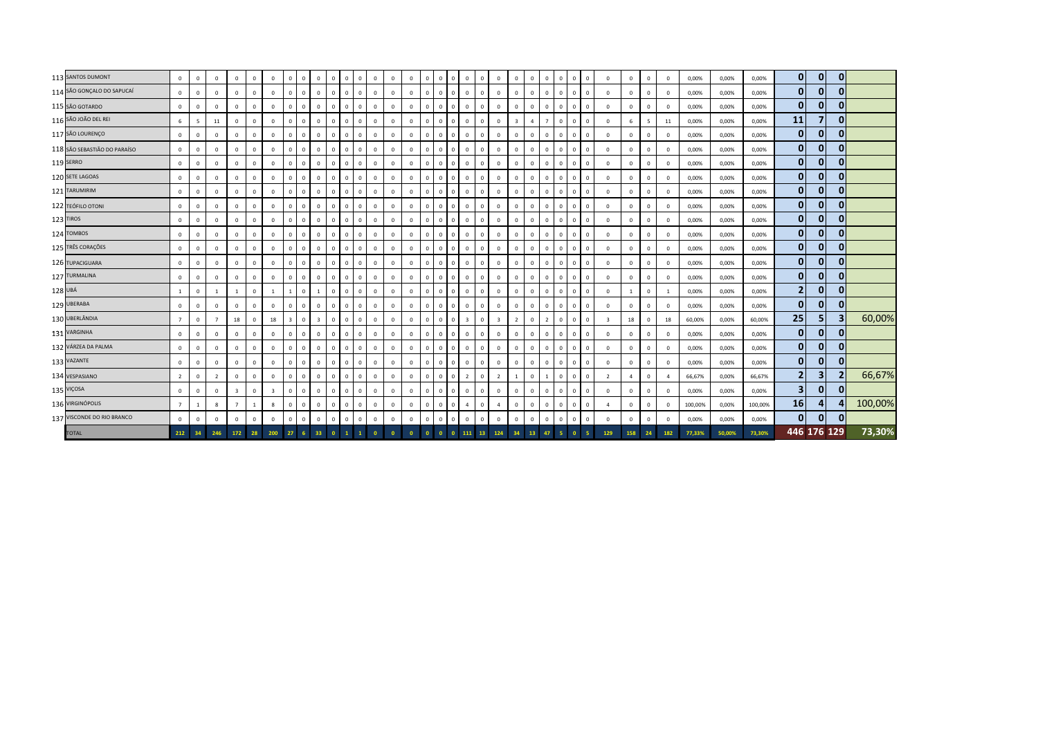| | | | | | | | | | | | | | | | | | | | | | | | | | | | | | | | | | | | | | | | |
|---|---|---|---|---|---|---|---|---|---|---|---|---|---|---|---|---|---|---|---|---|---|---|---|---|---|---|---|---|---|---|---|---|---|---|---|---|---|---|---|
| 113 | SANTOS DUMONT | 0 | 0 | 0 | 0 | 0 | 0 | 0 | 0 | 0 | 0 | 0 | 0 | 0 | 0 | 0 | 0 | 0 | 0 | 0 | 0 | 0 | 0 | 0 | 0 | 0 | 0 | 0 | 0 | 0 | 0 | 0 | 0,00% | 0,00% | 0,00% | 0 | 0 | 0 | |
| 114 | SÃO GONÇALO DO SAPUCAÍ | 0 | 0 | 0 | 0 | 0 | 0 | 0 | 0 | 0 | 0 | 0 | 0 | 0 | 0 | 0 | 0 | 0 | 0 | 0 | 0 | 0 | 0 | 0 | 0 | 0 | 0 | 0 | 0 | 0 | 0 | 0 | 0,00% | 0,00% | 0,00% | 0 | 0 | 0 | |
| 115 | SÃO GOTARDO | 0 | 0 | 0 | 0 | 0 | 0 | 0 | 0 | 0 | 0 | 0 | 0 | 0 | 0 | 0 | 0 | 0 | 0 | 0 | 0 | 0 | 0 | 0 | 0 | 0 | 0 | 0 | 0 | 0 | 0 | 0 | 0,00% | 0,00% | 0,00% | 0 | 0 | 0 | |
| 116 | SÃO JOÃO DEL REI | 6 | 5 | 11 | 0 | 0 | 0 | 0 | 0 | 0 | 0 | 0 | 0 | 0 | 0 | 0 | 0 | 0 | 0 | 0 | 0 | 0 | 3 | 4 | 7 | 0 | 0 | 0 | 0 | 6 | 5 | 11 | 0,00% | 0,00% | 0,00% | 11 | 7 | 0 | |
| 117 | SÃO LOURENÇO | 0 | 0 | 0 | 0 | 0 | 0 | 0 | 0 | 0 | 0 | 0 | 0 | 0 | 0 | 0 | 0 | 0 | 0 | 0 | 0 | 0 | 0 | 0 | 0 | 0 | 0 | 0 | 0 | 0 | 0 | 0 | 0,00% | 0,00% | 0,00% | 0 | 0 | 0 | |
| 118 | SÃO SEBASTIÃO DO PARAÍSO | 0 | 0 | 0 | 0 | 0 | 0 | 0 | 0 | 0 | 0 | 0 | 0 | 0 | 0 | 0 | 0 | 0 | 0 | 0 | 0 | 0 | 0 | 0 | 0 | 0 | 0 | 0 | 0 | 0 | 0 | 0 | 0,00% | 0,00% | 0,00% | 0 | 0 | 0 | |
| 119 | SERRO | 0 | 0 | 0 | 0 | 0 | 0 | 0 | 0 | 0 | 0 | 0 | 0 | 0 | 0 | 0 | 0 | 0 | 0 | 0 | 0 | 0 | 0 | 0 | 0 | 0 | 0 | 0 | 0 | 0 | 0 | 0 | 0,00% | 0,00% | 0,00% | 0 | 0 | 0 | |
| 120 | SETE LAGOAS | 0 | 0 | 0 | 0 | 0 | 0 | 0 | 0 | 0 | 0 | 0 | 0 | 0 | 0 | 0 | 0 | 0 | 0 | 0 | 0 | 0 | 0 | 0 | 0 | 0 | 0 | 0 | 0 | 0 | 0 | 0 | 0,00% | 0,00% | 0,00% | 0 | 0 | 0 | |
| 121 | TARUMIRIM | 0 | 0 | 0 | 0 | 0 | 0 | 0 | 0 | 0 | 0 | 0 | 0 | 0 | 0 | 0 | 0 | 0 | 0 | 0 | 0 | 0 | 0 | 0 | 0 | 0 | 0 | 0 | 0 | 0 | 0 | 0 | 0,00% | 0,00% | 0,00% | 0 | 0 | 0 | |
| 122 | TEÓFILO OTONI | 0 | 0 | 0 | 0 | 0 | 0 | 0 | 0 | 0 | 0 | 0 | 0 | 0 | 0 | 0 | 0 | 0 | 0 | 0 | 0 | 0 | 0 | 0 | 0 | 0 | 0 | 0 | 0 | 0 | 0 | 0 | 0,00% | 0,00% | 0,00% | 0 | 0 | 0 | |
| 123 | TIROS | 0 | 0 | 0 | 0 | 0 | 0 | 0 | 0 | 0 | 0 | 0 | 0 | 0 | 0 | 0 | 0 | 0 | 0 | 0 | 0 | 0 | 0 | 0 | 0 | 0 | 0 | 0 | 0 | 0 | 0 | 0 | 0,00% | 0,00% | 0,00% | 0 | 0 | 0 | |
| 124 | TOMBOS | 0 | 0 | 0 | 0 | 0 | 0 | 0 | 0 | 0 | 0 | 0 | 0 | 0 | 0 | 0 | 0 | 0 | 0 | 0 | 0 | 0 | 0 | 0 | 0 | 0 | 0 | 0 | 0 | 0 | 0 | 0 | 0,00% | 0,00% | 0,00% | 0 | 0 | 0 | |
| 125 | TRÊS CORAÇÕES | 0 | 0 | 0 | 0 | 0 | 0 | 0 | 0 | 0 | 0 | 0 | 0 | 0 | 0 | 0 | 0 | 0 | 0 | 0 | 0 | 0 | 0 | 0 | 0 | 0 | 0 | 0 | 0 | 0 | 0 | 0 | 0,00% | 0,00% | 0,00% | 0 | 0 | 0 | |
| 126 | TUPACIGUARA | 0 | 0 | 0 | 0 | 0 | 0 | 0 | 0 | 0 | 0 | 0 | 0 | 0 | 0 | 0 | 0 | 0 | 0 | 0 | 0 | 0 | 0 | 0 | 0 | 0 | 0 | 0 | 0 | 0 | 0 | 0 | 0,00% | 0,00% | 0,00% | 0 | 0 | 0 | |
| 127 | TURMALINA | 0 | 0 | 0 | 0 | 0 | 0 | 0 | 0 | 0 | 0 | 0 | 0 | 0 | 0 | 0 | 0 | 0 | 0 | 0 | 0 | 0 | 0 | 0 | 0 | 0 | 0 | 0 | 0 | 0 | 0 | 0 | 0,00% | 0,00% | 0,00% | 0 | 0 | 0 | |
| 128 | UBÁ | 1 | 0 | 1 | 1 | 0 | 1 | 1 | 0 | 1 | 0 | 0 | 0 | 0 | 0 | 0 | 0 | 0 | 0 | 0 | 0 | 0 | 0 | 0 | 0 | 0 | 0 | 0 | 0 | 1 | 0 | 1 | 0,00% | 0,00% | 0,00% | 2 | 0 | 0 | |
| 129 | UBERABA | 0 | 0 | 0 | 0 | 0 | 0 | 0 | 0 | 0 | 0 | 0 | 0 | 0 | 0 | 0 | 0 | 0 | 0 | 0 | 0 | 0 | 0 | 0 | 0 | 0 | 0 | 0 | 0 | 0 | 0 | 0 | 0,00% | 0,00% | 0,00% | 0 | 0 | 0 | |
| 130 | UBERLÂNDIA | 7 | 0 | 7 | 18 | 0 | 18 | 3 | 0 | 3 | 0 | 0 | 0 | 0 | 0 | 0 | 0 | 0 | 0 | 3 | 0 | 3 | 2 | 0 | 2 | 0 | 0 | 0 | 3 | 18 | 0 | 18 | 60,00% | 0,00% | 60,00% | 25 | 5 | 3 | 60,00% |
| 131 | VARGINHA | 0 | 0 | 0 | 0 | 0 | 0 | 0 | 0 | 0 | 0 | 0 | 0 | 0 | 0 | 0 | 0 | 0 | 0 | 0 | 0 | 0 | 0 | 0 | 0 | 0 | 0 | 0 | 0 | 0 | 0 | 0 | 0,00% | 0,00% | 0,00% | 0 | 0 | 0 | |
| 132 | VÁRZEA DA PALMA | 0 | 0 | 0 | 0 | 0 | 0 | 0 | 0 | 0 | 0 | 0 | 0 | 0 | 0 | 0 | 0 | 0 | 0 | 0 | 0 | 0 | 0 | 0 | 0 | 0 | 0 | 0 | 0 | 0 | 0 | 0 | 0,00% | 0,00% | 0,00% | 0 | 0 | 0 | |
| 133 | VAZANTE | 0 | 0 | 0 | 0 | 0 | 0 | 0 | 0 | 0 | 0 | 0 | 0 | 0 | 0 | 0 | 0 | 0 | 0 | 0 | 0 | 0 | 0 | 0 | 0 | 0 | 0 | 0 | 0 | 0 | 0 | 0 | 0,00% | 0,00% | 0,00% | 0 | 0 | 0 | |
| 134 | VESPASIANO | 2 | 0 | 2 | 0 | 0 | 0 | 0 | 0 | 0 | 0 | 0 | 0 | 0 | 0 | 0 | 0 | 0 | 0 | 2 | 0 | 2 | 1 | 0 | 1 | 0 | 0 | 0 | 2 | 4 | 0 | 4 | 66,67% | 0,00% | 66,67% | 2 | 3 | 2 | 66,67% |
| 135 | VIÇOSA | 0 | 0 | 0 | 3 | 0 | 3 | 0 | 0 | 0 | 0 | 0 | 0 | 0 | 0 | 0 | 0 | 0 | 0 | 0 | 0 | 0 | 0 | 0 | 0 | 0 | 0 | 0 | 0 | 0 | 0 | 0 | 0,00% | 0,00% | 0,00% | 3 | 0 | 0 | |
| 136 | VIRGINÓPOLIS | 7 | 1 | 8 | 7 | 1 | 8 | 0 | 0 | 0 | 0 | 0 | 0 | 0 | 0 | 0 | 0 | 0 | 0 | 4 | 0 | 4 | 0 | 0 | 0 | 0 | 0 | 0 | 4 | 0 | 0 | 0 | 100,00% | 0,00% | 100,00% | 16 | 4 | 4 | 100,00% |
| 137 | VISCONDE DO RIO BRANCO | 0 | 0 | 0 | 0 | 0 | 0 | 0 | 0 | 0 | 0 | 0 | 0 | 0 | 0 | 0 | 0 | 0 | 0 | 0 | 0 | 0 | 0 | 0 | 0 | 0 | 0 | 0 | 0 | 0 | 0 | 0 | 0,00% | 0,00% | 0,00% | 0 | 0 | 0 | |
| | TOTAL | 212 | 34 | 246 | 172 | 28 | 200 | 27 | 6 | 33 | 0 | 1 | 1 | 0 | 0 | 0 | 0 | 0 | 0 | 111 | 13 | 124 | 34 | 13 | 47 | 5 | 0 | 5 | 129 | 158 | 24 | 182 | 77,33% | 50,00% | 73,30% | 446 | 176 | 129 | 73,30% |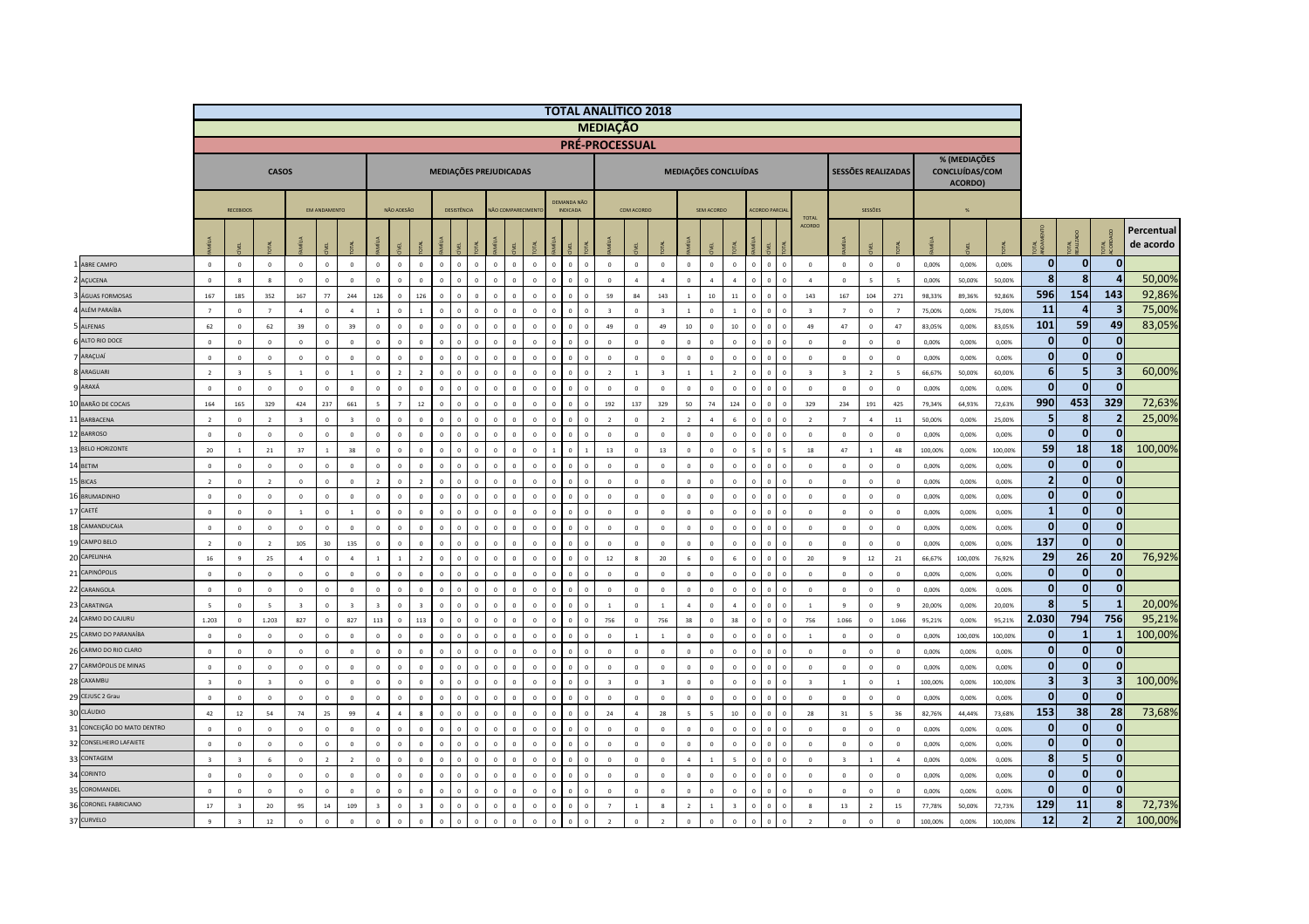# TOTAL ANALÍTICO 2018

## MEDIAÇÃO

### PRÉ-PROCESSUAL

| | | CASOS | | | | | | MEDIAÇÕES PREJUDICADAS | | | | | | | | | | | | MEDIAÇÕES CONCLUÍDAS | | | | | | | | | | SESSÕES REALIZADAS | | | % (MEDIAÇÕES CONCLUÍDAS/COM ACORDO) | | | | | | |
|---|---|---|---|---|---|---|---|---|---|---|---|---|---|---|---|---|---|---|---|---|---|---|---|---|---|---|---|---|---|---|---|---|---|---|---|---|---|---|---|
| | | RECEBIDOS | | | EM ANDAMENTO | | | NÃO ADESÃO | | | DESISTÊNCIA | | | NÃO COMPARECIMENTO | | | DEMANDA NÃO INDICADA | | | COM ACORDO | | | SEM ACORDO | | | ACORDO PARCIAL | | | TOTAL ACORDO | SESSÕES | | | % | | | | | | |
| | | FAMÍLIA | CÍVEL | TOTAL | FAMÍLIA | CÍVEL | TOTAL | FAMÍLIA | CÍVEL | TOTAL | FAMÍLIA | CÍVEL | TOTAL | FAMÍLIA | CÍVEL | TOTAL | FAMÍLIA | CÍVEL | TOTAL | FAMÍLIA | CÍVEL | TOTAL | FAMÍLIA | CÍVEL | TOTAL | FAMÍLIA | CÍVEL | TOTAL | | FAMÍLIA | CÍVEL | TOTAL | FAMÍLIA | CÍVEL | TOTAL | TOTAL ANDAMENTO | TOTAL REALIZADO | TOTAL ACORDADO | Percentual de acordo |
| 1 | ABRE CAMPO | 0 | 0 | 0 | 0 | 0 | 0 | 0 | 0 | 0 | 0 | 0 | 0 | 0 | 0 | 0 | 0 | 0 | 0 | 0 | 0 | 0 | 0 | 0 | 0 | 0 | 0 | 0 | 0 | 0 | 0 | 0 | 0,00% | 0,00% | 0,00% | 0 | 0 | 0 | |
| 2 | AÇUCENA | 0 | 8 | 8 | 0 | 0 | 0 | 0 | 0 | 0 | 0 | 0 | 0 | 0 | 0 | 0 | 0 | 0 | 0 | 0 | 4 | 4 | 0 | 4 | 4 | 0 | 0 | 0 | 4 | 0 | 5 | 5 | 0,00% | 50,00% | 50,00% | 8 | 8 | 4 | 50,00% |
| 3 | ÁGUAS FORMOSAS | 167 | 185 | 352 | 167 | 77 | 244 | 126 | 0 | 126 | 0 | 0 | 0 | 0 | 0 | 0 | 0 | 0 | 0 | 59 | 84 | 143 | 1 | 10 | 11 | 0 | 0 | 0 | 143 | 167 | 104 | 271 | 98,33% | 89,36% | 92,86% | 596 | 154 | 143 | 92,86% |
| 4 | ALÉM PARAÍBA | 7 | 0 | 7 | 4 | 0 | 4 | 1 | 0 | 1 | 0 | 0 | 0 | 0 | 0 | 0 | 0 | 0 | 0 | 3 | 0 | 3 | 1 | 0 | 1 | 0 | 0 | 0 | 3 | 7 | 0 | 7 | 75,00% | 0,00% | 75,00% | 11 | 4 | 3 | 75,00% |
| 5 | ALFENAS | 62 | 0 | 62 | 39 | 0 | 39 | 0 | 0 | 0 | 0 | 0 | 0 | 0 | 0 | 0 | 0 | 0 | 0 | 49 | 0 | 49 | 10 | 0 | 10 | 0 | 0 | 0 | 49 | 47 | 0 | 47 | 83,05% | 0,00% | 83,05% | 101 | 59 | 49 | 83,05% |
| 6 | ALTO RIO DOCE | 0 | 0 | 0 | 0 | 0 | 0 | 0 | 0 | 0 | 0 | 0 | 0 | 0 | 0 | 0 | 0 | 0 | 0 | 0 | 0 | 0 | 0 | 0 | 0 | 0 | 0 | 0 | 0 | 0 | 0 | 0 | 0,00% | 0,00% | 0,00% | 0 | 0 | 0 | |
| 7 | ARAÇUAÍ | 0 | 0 | 0 | 0 | 0 | 0 | 0 | 0 | 0 | 0 | 0 | 0 | 0 | 0 | 0 | 0 | 0 | 0 | 0 | 0 | 0 | 0 | 0 | 0 | 0 | 0 | 0 | 0 | 0 | 0 | 0 | 0,00% | 0,00% | 0,00% | 0 | 0 | 0 | |
| 8 | ARAGUARI | 2 | 3 | 5 | 1 | 0 | 1 | 0 | 2 | 2 | 0 | 0 | 0 | 0 | 0 | 0 | 0 | 0 | 0 | 2 | 1 | 3 | 1 | 1 | 2 | 0 | 0 | 0 | 3 | 3 | 2 | 5 | 66,67% | 50,00% | 60,00% | 6 | 5 | 3 | 60,00% |
| 9 | ARAXÁ | 0 | 0 | 0 | 0 | 0 | 0 | 0 | 0 | 0 | 0 | 0 | 0 | 0 | 0 | 0 | 0 | 0 | 0 | 0 | 0 | 0 | 0 | 0 | 0 | 0 | 0 | 0 | 0 | 0 | 0 | 0 | 0,00% | 0,00% | 0,00% | 0 | 0 | 0 | |
| 10 | BARÃO DE COCAIS | 164 | 165 | 329 | 424 | 237 | 661 | 5 | 7 | 12 | 0 | 0 | 0 | 0 | 0 | 0 | 0 | 0 | 0 | 192 | 137 | 329 | 50 | 74 | 124 | 0 | 0 | 0 | 329 | 234 | 191 | 425 | 79,34% | 64,93% | 72,63% | 990 | 453 | 329 | 72,63% |
| 11 | BARBACENA | 2 | 0 | 2 | 3 | 0 | 3 | 0 | 0 | 0 | 0 | 0 | 0 | 0 | 0 | 0 | 0 | 0 | 0 | 2 | 0 | 2 | 2 | 4 | 6 | 0 | 0 | 0 | 2 | 7 | 4 | 11 | 50,00% | 0,00% | 25,00% | 5 | 8 | 2 | 25,00% |
| 12 | BARROSO | 0 | 0 | 0 | 0 | 0 | 0 | 0 | 0 | 0 | 0 | 0 | 0 | 0 | 0 | 0 | 0 | 0 | 0 | 0 | 0 | 0 | 0 | 0 | 0 | 0 | 0 | 0 | 0 | 0 | 0 | 0 | 0,00% | 0,00% | 0,00% | 0 | 0 | 0 | |
| 13 | BELO HORIZONTE | 20 | 1 | 21 | 37 | 1 | 38 | 0 | 0 | 0 | 0 | 0 | 0 | 0 | 0 | 0 | 1 | 0 | 1 | 13 | 0 | 13 | 0 | 0 | 0 | 5 | 0 | 5 | 18 | 47 | 1 | 48 | 100,00% | 0,00% | 100,00% | 59 | 18 | 18 | 100,00% |
| 14 | BETIM | 0 | 0 | 0 | 0 | 0 | 0 | 0 | 0 | 0 | 0 | 0 | 0 | 0 | 0 | 0 | 0 | 0 | 0 | 0 | 0 | 0 | 0 | 0 | 0 | 0 | 0 | 0 | 0 | 0 | 0 | 0 | 0,00% | 0,00% | 0,00% | 0 | 0 | 0 | |
| 15 | BICAS | 2 | 0 | 2 | 0 | 0 | 0 | 2 | 0 | 2 | 0 | 0 | 0 | 0 | 0 | 0 | 0 | 0 | 0 | 0 | 0 | 0 | 0 | 0 | 0 | 0 | 0 | 0 | 0 | 0 | 0 | 0 | 0,00% | 0,00% | 0,00% | 2 | 0 | 0 | |
| 16 | BRUMADINHO | 0 | 0 | 0 | 0 | 0 | 0 | 0 | 0 | 0 | 0 | 0 | 0 | 0 | 0 | 0 | 0 | 0 | 0 | 0 | 0 | 0 | 0 | 0 | 0 | 0 | 0 | 0 | 0 | 0 | 0 | 0 | 0,00% | 0,00% | 0,00% | 0 | 0 | 0 | |
| 17 | CAETÉ | 0 | 0 | 0 | 1 | 0 | 1 | 0 | 0 | 0 | 0 | 0 | 0 | 0 | 0 | 0 | 0 | 0 | 0 | 0 | 0 | 0 | 0 | 0 | 0 | 0 | 0 | 0 | 0 | 0 | 0 | 0 | 0,00% | 0,00% | 0,00% | 1 | 0 | 0 | |
| 18 | CAMANDUCAIA | 0 | 0 | 0 | 0 | 0 | 0 | 0 | 0 | 0 | 0 | 0 | 0 | 0 | 0 | 0 | 0 | 0 | 0 | 0 | 0 | 0 | 0 | 0 | 0 | 0 | 0 | 0 | 0 | 0 | 0 | 0 | 0,00% | 0,00% | 0,00% | 0 | 0 | 0 | |
| 19 | CAMPO BELO | 2 | 0 | 2 | 105 | 30 | 135 | 0 | 0 | 0 | 0 | 0 | 0 | 0 | 0 | 0 | 0 | 0 | 0 | 0 | 0 | 0 | 0 | 0 | 0 | 0 | 0 | 0 | 0 | 0 | 0 | 0 | 0,00% | 0,00% | 0,00% | 137 | 0 | 0 | |
| 20 | CAPELINHA | 16 | 9 | 25 | 4 | 0 | 4 | 1 | 1 | 2 | 0 | 0 | 0 | 0 | 0 | 0 | 0 | 0 | 0 | 12 | 8 | 20 | 6 | 0 | 6 | 0 | 0 | 0 | 20 | 9 | 12 | 21 | 66,67% | 100,00% | 76,92% | 29 | 26 | 20 | 76,92% |
| 21 | CAPINÓPOLIS | 0 | 0 | 0 | 0 | 0 | 0 | 0 | 0 | 0 | 0 | 0 | 0 | 0 | 0 | 0 | 0 | 0 | 0 | 0 | 0 | 0 | 0 | 0 | 0 | 0 | 0 | 0 | 0 | 0 | 0 | 0 | 0,00% | 0,00% | 0,00% | 0 | 0 | 0 | |
| 22 | CARANGOLA | 0 | 0 | 0 | 0 | 0 | 0 | 0 | 0 | 0 | 0 | 0 | 0 | 0 | 0 | 0 | 0 | 0 | 0 | 0 | 0 | 0 | 0 | 0 | 0 | 0 | 0 | 0 | 0 | 0 | 0 | 0 | 0,00% | 0,00% | 0,00% | 0 | 0 | 0 | |
| 23 | CARATINGA | 5 | 0 | 5 | 3 | 0 | 3 | 3 | 0 | 3 | 0 | 0 | 0 | 0 | 0 | 0 | 0 | 0 | 0 | 1 | 0 | 1 | 4 | 0 | 4 | 0 | 0 | 0 | 1 | 9 | 0 | 9 | 20,00% | 0,00% | 20,00% | 8 | 5 | 1 | 20,00% |
| 24 | CARMO DO CAJURU | 1.203 | 0 | 1.203 | 827 | 0 | 827 | 113 | 0 | 113 | 0 | 0 | 0 | 0 | 0 | 0 | 0 | 0 | 0 | 756 | 0 | 756 | 38 | 0 | 38 | 0 | 0 | 0 | 756 | 1.066 | 0 | 1.066 | 95,21% | 0,00% | 95,21% | 2.030 | 794 | 756 | 95,21% |
| 25 | CARMO DO PARANAÍBA | 0 | 0 | 0 | 0 | 0 | 0 | 0 | 0 | 0 | 0 | 0 | 0 | 0 | 0 | 0 | 0 | 0 | 0 | 0 | 1 | 1 | 0 | 0 | 0 | 0 | 0 | 0 | 1 | 0 | 0 | 0 | 0,00% | 100,00% | 100,00% | 0 | 1 | 1 | 100,00% |
| 26 | CARMO DO RIO CLARO | 0 | 0 | 0 | 0 | 0 | 0 | 0 | 0 | 0 | 0 | 0 | 0 | 0 | 0 | 0 | 0 | 0 | 0 | 0 | 0 | 0 | 0 | 0 | 0 | 0 | 0 | 0 | 0 | 0 | 0 | 0 | 0,00% | 0,00% | 0,00% | 0 | 0 | 0 | |
| 27 | CARMÓPOLIS DE MINAS | 0 | 0 | 0 | 0 | 0 | 0 | 0 | 0 | 0 | 0 | 0 | 0 | 0 | 0 | 0 | 0 | 0 | 0 | 0 | 0 | 0 | 0 | 0 | 0 | 0 | 0 | 0 | 0 | 0 | 0 | 0 | 0,00% | 0,00% | 0,00% | 0 | 0 | 0 | |
| 28 | CAXAMBU | 3 | 0 | 3 | 0 | 0 | 0 | 0 | 0 | 0 | 0 | 0 | 0 | 0 | 0 | 0 | 0 | 0 | 0 | 3 | 0 | 3 | 0 | 0 | 0 | 0 | 0 | 0 | 3 | 1 | 0 | 1 | 100,00% | 0,00% | 100,00% | 3 | 3 | 3 | 100,00% |
| 29 | CEJUSC 2 Grau | 0 | 0 | 0 | 0 | 0 | 0 | 0 | 0 | 0 | 0 | 0 | 0 | 0 | 0 | 0 | 0 | 0 | 0 | 0 | 0 | 0 | 0 | 0 | 0 | 0 | 0 | 0 | 0 | 0 | 0 | 0 | 0,00% | 0,00% | 0,00% | 0 | 0 | 0 | |
| 30 | CLÁUDIO | 42 | 12 | 54 | 74 | 25 | 99 | 4 | 4 | 8 | 0 | 0 | 0 | 0 | 0 | 0 | 0 | 0 | 0 | 24 | 4 | 28 | 5 | 5 | 10 | 0 | 0 | 0 | 28 | 31 | 5 | 36 | 82,76% | 44,44% | 73,68% | 153 | 38 | 28 | 73,68% |
| 31 | CONCEIÇÃO DO MATO DENTRO | 0 | 0 | 0 | 0 | 0 | 0 | 0 | 0 | 0 | 0 | 0 | 0 | 0 | 0 | 0 | 0 | 0 | 0 | 0 | 0 | 0 | 0 | 0 | 0 | 0 | 0 | 0 | 0 | 0 | 0 | 0 | 0,00% | 0,00% | 0,00% | 0 | 0 | 0 | |
| 32 | CONSELHEIRO LAFAIETE | 0 | 0 | 0 | 0 | 0 | 0 | 0 | 0 | 0 | 0 | 0 | 0 | 0 | 0 | 0 | 0 | 0 | 0 | 0 | 0 | 0 | 0 | 0 | 0 | 0 | 0 | 0 | 0 | 0 | 0 | 0 | 0,00% | 0,00% | 0,00% | 0 | 0 | 0 | |
| 33 | CONTAGEM | 3 | 3 | 6 | 0 | 2 | 2 | 0 | 0 | 0 | 0 | 0 | 0 | 0 | 0 | 0 | 0 | 0 | 0 | 0 | 0 | 0 | 4 | 1 | 5 | 0 | 0 | 0 | 0 | 3 | 1 | 4 | 0,00% | 0,00% | 0,00% | 8 | 5 | 0 | |
| 34 | CORINTO | 0 | 0 | 0 | 0 | 0 | 0 | 0 | 0 | 0 | 0 | 0 | 0 | 0 | 0 | 0 | 0 | 0 | 0 | 0 | 0 | 0 | 0 | 0 | 0 | 0 | 0 | 0 | 0 | 0 | 0 | 0 | 0,00% | 0,00% | 0,00% | 0 | 0 | 0 | |
| 35 | COROMANDEL | 0 | 0 | 0 | 0 | 0 | 0 | 0 | 0 | 0 | 0 | 0 | 0 | 0 | 0 | 0 | 0 | 0 | 0 | 0 | 0 | 0 | 0 | 0 | 0 | 0 | 0 | 0 | 0 | 0 | 0 | 0 | 0,00% | 0,00% | 0,00% | 0 | 0 | 0 | |
| 36 | CORONEL FABRICIANO | 17 | 3 | 20 | 95 | 14 | 109 | 3 | 0 | 3 | 0 | 0 | 0 | 0 | 0 | 0 | 0 | 0 | 0 | 7 | 1 | 8 | 2 | 1 | 3 | 0 | 0 | 0 | 8 | 13 | 2 | 15 | 77,78% | 50,00% | 72,73% | 129 | 11 | 8 | 72,73% |
| 37 | CURVELO | 9 | 3 | 12 | 0 | 0 | 0 | 0 | 0 | 0 | 0 | 0 | 0 | 0 | 0 | 0 | 0 | 0 | 0 | 2 | 0 | 2 | 0 | 0 | 0 | 0 | 0 | 0 | 2 | 0 | 0 | 0 | 100,00% | 0,00% | 100,00% | 12 | 2 | 2 | 100,00% |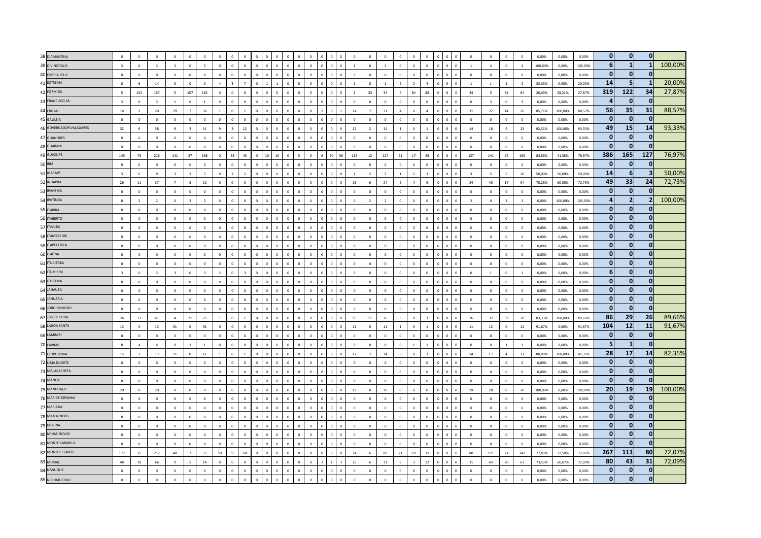| | | | | | | | | | | | | | | | | | | | | | | | | | | | | | | | | | | | | | | | |
|---|---|---|---|---|---|---|---|---|---|---|---|---|---|---|---|---|---|---|---|---|---|---|---|---|---|---|---|---|---|---|---|---|---|---|---|---|---|---|---|
| 38 | DIAMANTINA | 0 | 0 | 0 | 0 | 0 | 0 | 0 | 0 | 0 | 0 | 0 | 0 | 0 | 0 | 0 | 0 | 0 | 0 | 0 | 0 | 0 | 0 | 0 | 0 | 0 | 0 | 0 | 0 | 0 | 0 | 0 | 0,00% | 0,00% | 0,00% | 0 | 0 | 0 | |
| 39 | DIVINÓPOLIS | 3 | 0 | 3 | 3 | 0 | 3 | 0 | 0 | 0 | 0 | 0 | 0 | 0 | 0 | 0 | 0 | 0 | 0 | 1 | 0 | 1 | 0 | 0 | 0 | 0 | 0 | 0 | 1 | 4 | 0 | 4 | 100,00% | 0,00% | 100,00% | 6 | 1 | 1 | 100,00% |
| 40 | ESPERA FELIZ | 0 | 0 | 0 | 0 | 0 | 0 | 0 | 0 | 0 | 0 | 0 | 0 | 0 | 0 | 0 | 0 | 0 | 0 | 0 | 0 | 0 | 0 | 0 | 0 | 0 | 0 | 0 | 0 | 0 | 0 | 0 | 0,00% | 0,00% | 0,00% | 0 | 0 | 0 | |
| 41 | EXTREMA | 8 | 6 | 14 | 0 | 0 | 0 | 4 | 3 | 7 | 0 | 1 | 1 | 0 | 0 | 0 | 0 | 0 | 0 | 1 | 0 | 1 | 2 | 2 | 4 | 0 | 0 | 0 | 1 | 1 | 1 | 2 | 33,33% | 0,00% | 20,00% | 14 | 5 | 1 | 20,00% |
| 42 | FORMIGA | 5 | 152 | 157 | 5 | 157 | 162 | 0 | 0 | 0 | 0 | 0 | 0 | 0 | 0 | 0 | 0 | 0 | 0 | 1 | 33 | 34 | 4 | 84 | 88 | 0 | 0 | 0 | 34 | 3 | 61 | 64 | 20,00% | 28,21% | 27,87% | 319 | 122 | 34 | 27,87% |
| 43 | FRANCISCO SÁ | 3 | 0 | 3 | 1 | 0 | 1 | 0 | 0 | 0 | 0 | 0 | 0 | 0 | 0 | 0 | 0 | 0 | 0 | 0 | 0 | 0 | 0 | 0 | 0 | 0 | 0 | 0 | 0 | 3 | 0 | 3 | 0,00% | 0,00% | 0,00% | 4 | 0 | 0 | |
| 44 | FRUTAL | 18 | 2 | 20 | 29 | 7 | 36 | 1 | 0 | 1 | 0 | 0 | 0 | 0 | 0 | 0 | 1 | 0 | 1 | 24 | 7 | 31 | 4 | 0 | 4 | 0 | 0 | 0 | 31 | 22 | 14 | 36 | 85,71% | 100,00% | 88,57% | 56 | 35 | 31 | 88,57% |
| 45 | GALILÉIA | 0 | 0 | 0 | 0 | 0 | 0 | 0 | 0 | 0 | 0 | 0 | 0 | 0 | 0 | 0 | 0 | 0 | 0 | 0 | 0 | 0 | 0 | 0 | 0 | 0 | 0 | 0 | 0 | 0 | 0 | 0 | 0,00% | 0,00% | 0,00% | 0 | 0 | 0 | |
| 46 | GOVERNADOR VALADARES | 32 | 6 | 38 | 9 | 2 | 11 | 9 | 3 | 12 | 0 | 0 | 0 | 0 | 0 | 0 | 0 | 0 | 0 | 12 | 2 | 14 | 1 | 0 | 1 | 0 | 0 | 0 | 14 | 18 | 5 | 23 | 92,31% | 100,00% | 93,33% | 49 | 15 | 14 | 93,33% |
| 47 | GUANHÃES | 0 | 0 | 0 | 0 | 0 | 0 | 0 | 0 | 0 | 0 | 0 | 0 | 0 | 0 | 0 | 0 | 0 | 0 | 0 | 0 | 0 | 0 | 0 | 0 | 0 | 0 | 0 | 0 | 0 | 0 | 0 | 0,00% | 0,00% | 0,00% | 0 | 0 | 0 | |
| 48 | GUARANI | 0 | 0 | 0 | 0 | 0 | 0 | 0 | 0 | 0 | 0 | 0 | 0 | 0 | 0 | 0 | 0 | 0 | 0 | 0 | 0 | 0 | 0 | 0 | 0 | 0 | 0 | 0 | 0 | 0 | 0 | 0 | 0,00% | 0,00% | 0,00% | 0 | 0 | 0 | |
| 49 | GUAXUPÉ | 145 | 73 | 218 | 141 | 27 | 168 | 0 | 43 | 43 | 0 | 10 | 10 | 0 | 5 | 5 | 6 | 30 | 36 | 115 | 12 | 127 | 21 | 17 | 38 | 0 | 0 | 0 | 127 | 141 | 24 | 165 | 84,56% | 41,38% | 76,97% | 386 | 165 | 127 | 76,97% |
| 50 | IBIÁ | 0 | 0 | 0 | 0 | 0 | 0 | 0 | 0 | 0 | 0 | 0 | 0 | 0 | 0 | 0 | 0 | 0 | 0 | 0 | 0 | 0 | 0 | 0 | 0 | 0 | 0 | 0 | 0 | 0 | 0 | 0 | 0,00% | 0,00% | 0,00% | 0 | 0 | 0 | |
| 51 | IGARAPÉ | 3 | 6 | 9 | 3 | 2 | 5 | 0 | 2 | 2 | 0 | 0 | 0 | 0 | 0 | 0 | 0 | 0 | 0 | 1 | 2 | 3 | 1 | 2 | 3 | 0 | 0 | 0 | 3 | 5 | 5 | 10 | 50,00% | 50,00% | 50,00% | 14 | 6 | 3 | 50,00% |
| 52 | INHAPIM | 26 | 11 | 37 | 7 | 5 | 12 | 0 | 0 | 0 | 0 | 0 | 0 | 0 | 0 | 0 | 0 | 0 | 0 | 18 | 6 | 24 | 5 | 4 | 9 | 0 | 0 | 0 | 24 | 40 | 14 | 54 | 78,26% | 60,00% | 72,73% | 49 | 33 | 24 | 72,73% |
| 53 | IPANEMA | 0 | 0 | 0 | 0 | 0 | 0 | 0 | 0 | 0 | 0 | 0 | 0 | 0 | 0 | 0 | 0 | 0 | 0 | 0 | 0 | 0 | 0 | 0 | 0 | 0 | 0 | 0 | 0 | 0 | 0 | 0 | 0,00% | 0,00% | 0,00% | 0 | 0 | 0 | |
| 54 | IPATINGA | 0 | 2 | 2 | 0 | 2 | 2 | 0 | 0 | 0 | 0 | 0 | 0 | 0 | 0 | 0 | 0 | 0 | 0 | 0 | 2 | 2 | 0 | 0 | 0 | 0 | 0 | 0 | 2 | 0 | 3 | 3 | 0,00% | 100,00% | 100,00% | 4 | 2 | 2 | 100,00% |
| 55 | ITABIRA | 0 | 0 | 0 | 0 | 0 | 0 | 0 | 0 | 0 | 0 | 0 | 0 | 0 | 0 | 0 | 0 | 0 | 0 | 0 | 0 | 0 | 0 | 0 | 0 | 0 | 0 | 0 | 0 | 0 | 0 | 0 | 0,00% | 0,00% | 0,00% | 0 | 0 | 0 | |
| 56 | ITABIRITO | 0 | 0 | 0 | 0 | 0 | 0 | 0 | 0 | 0 | 0 | 0 | 0 | 0 | 0 | 0 | 0 | 0 | 0 | 0 | 0 | 0 | 0 | 0 | 0 | 0 | 0 | 0 | 0 | 0 | 0 | 0 | 0,00% | 0,00% | 0,00% | 0 | 0 | 0 | |
| 57 | ITAJUBÁ | 0 | 0 | 0 | 0 | 0 | 0 | 0 | 0 | 0 | 0 | 0 | 0 | 0 | 0 | 0 | 0 | 0 | 0 | 0 | 0 | 0 | 0 | 0 | 0 | 0 | 0 | 0 | 0 | 0 | 0 | 0 | 0,00% | 0,00% | 0,00% | 0 | 0 | 0 | |
| 58 | ITAMBACURI | 0 | 0 | 0 | 0 | 0 | 0 | 0 | 0 | 0 | 0 | 0 | 0 | 0 | 0 | 0 | 0 | 0 | 0 | 0 | 0 | 0 | 0 | 0 | 0 | 0 | 0 | 0 | 0 | 0 | 0 | 0 | 0,00% | 0,00% | 0,00% | 0 | 0 | 0 | |
| 59 | ITAPECERICA | 0 | 0 | 0 | 0 | 0 | 0 | 0 | 0 | 0 | 0 | 0 | 0 | 0 | 0 | 0 | 0 | 0 | 0 | 0 | 0 | 0 | 0 | 0 | 0 | 0 | 0 | 0 | 0 | 0 | 0 | 0 | 0,00% | 0,00% | 0,00% | 0 | 0 | 0 | |
| 60 | ITAÚNA | 0 | 0 | 0 | 0 | 0 | 0 | 0 | 0 | 0 | 0 | 0 | 0 | 0 | 0 | 0 | 0 | 0 | 0 | 0 | 0 | 0 | 0 | 0 | 0 | 0 | 0 | 0 | 0 | 0 | 0 | 0 | 0,00% | 0,00% | 0,00% | 0 | 0 | 0 | |
| 61 | ITUIUTABA | 0 | 0 | 0 | 0 | 0 | 0 | 0 | 0 | 0 | 0 | 0 | 0 | 0 | 0 | 0 | 0 | 0 | 0 | 0 | 0 | 0 | 0 | 0 | 0 | 0 | 0 | 0 | 0 | 0 | 0 | 0 | 0,00% | 0,00% | 0,00% | 0 | 0 | 0 | |
| 62 | ITUMIRIM | 3 | 0 | 3 | 3 | 0 | 3 | 3 | 0 | 3 | 0 | 0 | 0 | 0 | 0 | 0 | 0 | 0 | 0 | 0 | 0 | 0 | 0 | 0 | 0 | 0 | 0 | 0 | 0 | 1 | 0 | 1 | 0,00% | 0,00% | 0,00% | 6 | 0 | 0 | |
| 63 | ITURAMA | 0 | 0 | 0 | 0 | 0 | 0 | 0 | 0 | 0 | 0 | 0 | 0 | 0 | 0 | 0 | 0 | 0 | 0 | 0 | 0 | 0 | 0 | 0 | 0 | 0 | 0 | 0 | 0 | 0 | 0 | 0 | 0,00% | 0,00% | 0,00% | 0 | 0 | 0 | |
| 64 | JANAÚBA | 0 | 0 | 0 | 0 | 0 | 0 | 0 | 0 | 0 | 0 | 0 | 0 | 0 | 0 | 0 | 0 | 0 | 0 | 0 | 0 | 0 | 0 | 0 | 0 | 0 | 0 | 0 | 0 | 0 | 0 | 0 | 0,00% | 0,00% | 0,00% | 0 | 0 | 0 | |
| 65 | JANUÁRIA | 0 | 0 | 0 | 0 | 0 | 0 | 0 | 0 | 0 | 0 | 0 | 0 | 0 | 0 | 0 | 0 | 0 | 0 | 0 | 0 | 0 | 0 | 0 | 0 | 0 | 0 | 0 | 0 | 0 | 0 | 0 | 0,00% | 0,00% | 0,00% | 0 | 0 | 0 | |
| 66 | JOÃO PINHEIRO | 0 | 0 | 0 | 0 | 0 | 0 | 0 | 0 | 0 | 0 | 0 | 0 | 0 | 0 | 0 | 0 | 0 | 0 | 0 | 0 | 0 | 0 | 0 | 0 | 0 | 0 | 0 | 0 | 0 | 0 | 0 | 0,00% | 0,00% | 0,00% | 0 | 0 | 0 | |
| 67 | JUIZ DE FORA | 24 | 37 | 61 | 4 | 21 | 25 | 1 | 0 | 1 | 0 | 0 | 0 | 0 | 0 | 0 | 0 | 0 | 0 | 15 | 11 | 26 | 3 | 0 | 3 | 0 | 0 | 0 | 26 | 37 | 33 | 70 | 83,33% | 100,00% | 89,66% | 86 | 29 | 26 | 89,66% |
| 68 | LAGOA SANTA | 13 | 0 | 13 | 91 | 0 | 91 | 0 | 0 | 0 | 0 | 0 | 0 | 0 | 0 | 0 | 0 | 0 | 0 | 11 | 0 | 11 | 1 | 0 | 1 | 0 | 0 | 0 | 11 | 12 | 0 | 12 | 91,67% | 0,00% | 91,67% | 104 | 12 | 11 | 91,67% |
| 69 | LAMBARI | 0 | 0 | 0 | 0 | 0 | 0 | 0 | 0 | 0 | 0 | 0 | 0 | 0 | 0 | 0 | 0 | 0 | 0 | 0 | 0 | 0 | 0 | 0 | 0 | 0 | 0 | 0 | 0 | 0 | 0 | 0 | 0,00% | 0,00% | 0,00% | 0 | 0 | 0 | |
| 70 | LAVRAS | 0 | 4 | 4 | 0 | 1 | 1 | 0 | 0 | 0 | 0 | 0 | 0 | 0 | 0 | 0 | 0 | 0 | 0 | 0 | 0 | 0 | 0 | 1 | 1 | 0 | 0 | 0 | 0 | 0 | 1 | 1 | 0,00% | 0,00% | 0,00% | 5 | 1 | 0 | |
| 71 | LEOPOLDINA | 15 | 2 | 17 | 11 | 0 | 11 | 1 | 0 | 1 | 0 | 0 | 0 | 0 | 0 | 0 | 0 | 0 | 0 | 12 | 2 | 14 | 3 | 0 | 3 | 0 | 0 | 0 | 14 | 17 | 4 | 21 | 80,00% | 100,00% | 82,35% | 28 | 17 | 14 | 82,35% |
| 72 | LIMA DUARTE | 0 | 0 | 0 | 0 | 0 | 0 | 0 | 0 | 0 | 0 | 0 | 0 | 0 | 0 | 0 | 0 | 0 | 0 | 0 | 0 | 0 | 0 | 0 | 0 | 0 | 0 | 0 | 0 | 0 | 0 | 0 | 0,00% | 0,00% | 0,00% | 0 | 0 | 0 | |
| 73 | MALACACHETA | 0 | 0 | 0 | 0 | 0 | 0 | 0 | 0 | 0 | 0 | 0 | 0 | 0 | 0 | 0 | 0 | 0 | 0 | 0 | 0 | 0 | 0 | 0 | 0 | 0 | 0 | 0 | 0 | 0 | 0 | 0 | 0,00% | 0,00% | 0,00% | 0 | 0 | 0 | |
| 74 | MANGA | 0 | 0 | 0 | 0 | 0 | 0 | 0 | 0 | 0 | 0 | 0 | 0 | 0 | 0 | 0 | 0 | 0 | 0 | 0 | 0 | 0 | 0 | 0 | 0 | 0 | 0 | 0 | 0 | 0 | 0 | 0 | 0,00% | 0,00% | 0,00% | 0 | 0 | 0 | |
| 75 | MANHUAÇU | 20 | 0 | 20 | 0 | 0 | 0 | 0 | 0 | 0 | 0 | 0 | 0 | 0 | 0 | 0 | 0 | 0 | 0 | 19 | 0 | 19 | 0 | 0 | 0 | 0 | 0 | 0 | 19 | 20 | 0 | 20 | 100,00% | 0,00% | 100,00% | 20 | 19 | 19 | 100,00% |
| 76 | MAR DE ESPANHA | 0 | 0 | 0 | 0 | 0 | 0 | 0 | 0 | 0 | 0 | 0 | 0 | 0 | 0 | 0 | 0 | 0 | 0 | 0 | 0 | 0 | 0 | 0 | 0 | 0 | 0 | 0 | 0 | 0 | 0 | 0 | 0,00% | 0,00% | 0,00% | 0 | 0 | 0 | |
| 77 | MARIANA | 0 | 0 | 0 | 0 | 0 | 0 | 0 | 0 | 0 | 0 | 0 | 0 | 0 | 0 | 0 | 0 | 0 | 0 | 0 | 0 | 0 | 0 | 0 | 0 | 0 | 0 | 0 | 0 | 0 | 0 | 0 | 0,00% | 0,00% | 0,00% | 0 | 0 | 0 | |
| 78 | MATOZINHOS | 0 | 0 | 0 | 0 | 0 | 0 | 0 | 0 | 0 | 0 | 0 | 0 | 0 | 0 | 0 | 0 | 0 | 0 | 0 | 0 | 0 | 0 | 0 | 0 | 0 | 0 | 0 | 0 | 0 | 0 | 0 | 0,00% | 0,00% | 0,00% | 0 | 0 | 0 | |
| 79 | MEDINA | 0 | 0 | 0 | 0 | 0 | 0 | 0 | 0 | 0 | 0 | 0 | 0 | 0 | 0 | 0 | 0 | 0 | 0 | 0 | 0 | 0 | 0 | 0 | 0 | 0 | 0 | 0 | 0 | 0 | 0 | 0 | 0,00% | 0,00% | 0,00% | 0 | 0 | 0 | |
| 80 | MINAS NOVAS | 0 | 0 | 0 | 0 | 0 | 0 | 0 | 0 | 0 | 0 | 0 | 0 | 0 | 0 | 0 | 0 | 0 | 0 | 0 | 0 | 0 | 0 | 0 | 0 | 0 | 0 | 0 | 0 | 0 | 0 | 0 | 0,00% | 0,00% | 0,00% | 0 | 0 | 0 | |
| 81 | MONTE CARMELO | 0 | 0 | 0 | 0 | 0 | 0 | 0 | 0 | 0 | 0 | 0 | 0 | 0 | 0 | 0 | 0 | 0 | 0 | 0 | 0 | 0 | 0 | 0 | 0 | 0 | 0 | 0 | 0 | 0 | 0 | 0 | 0,00% | 0,00% | 0,00% | 0 | 0 | 0 | |
| 82 | MONTES CLAROS | 177 | 35 | 212 | 48 | 7 | 55 | 59 | 9 | 68 | 0 | 0 | 0 | 0 | 0 | 0 | 0 | 0 | 0 | 74 | 6 | 80 | 21 | 10 | 31 | 0 | 0 | 0 | 80 | 121 | 21 | 142 | 77,89% | 37,50% | 72,07% | 267 | 111 | 80 | 72,07% |
| 83 | MURIAÉ | 48 | 18 | 66 | 9 | 5 | 14 | 0 | 0 | 0 | 0 | 0 | 0 | 0 | 0 | 0 | 2 | 1 | 3 | 25 | 6 | 31 | 9 | 3 | 12 | 0 | 0 | 0 | 31 | 43 | 20 | 63 | 73,53% | 66,67% | 72,09% | 80 | 43 | 31 | 72,09% |
| 84 | NANUQUE | 0 | 0 | 0 | 0 | 0 | 0 | 0 | 0 | 0 | 0 | 0 | 0 | 0 | 0 | 0 | 0 | 0 | 0 | 0 | 0 | 0 | 0 | 0 | 0 | 0 | 0 | 0 | 0 | 0 | 0 | 0 | 0,00% | 0,00% | 0,00% | 0 | 0 | 0 | |
| 85 | NEPOMUCENO | 0 | 0 | 0 | 0 | 0 | 0 | 0 | 0 | 0 | 0 | 0 | 0 | 0 | 0 | 0 | 0 | 0 | 0 | 0 | 0 | 0 | 0 | 0 | 0 | 0 | 0 | 0 | 0 | 0 | 0 | 0 | 0,00% | 0,00% | 0,00% | 0 | 0 | 0 | |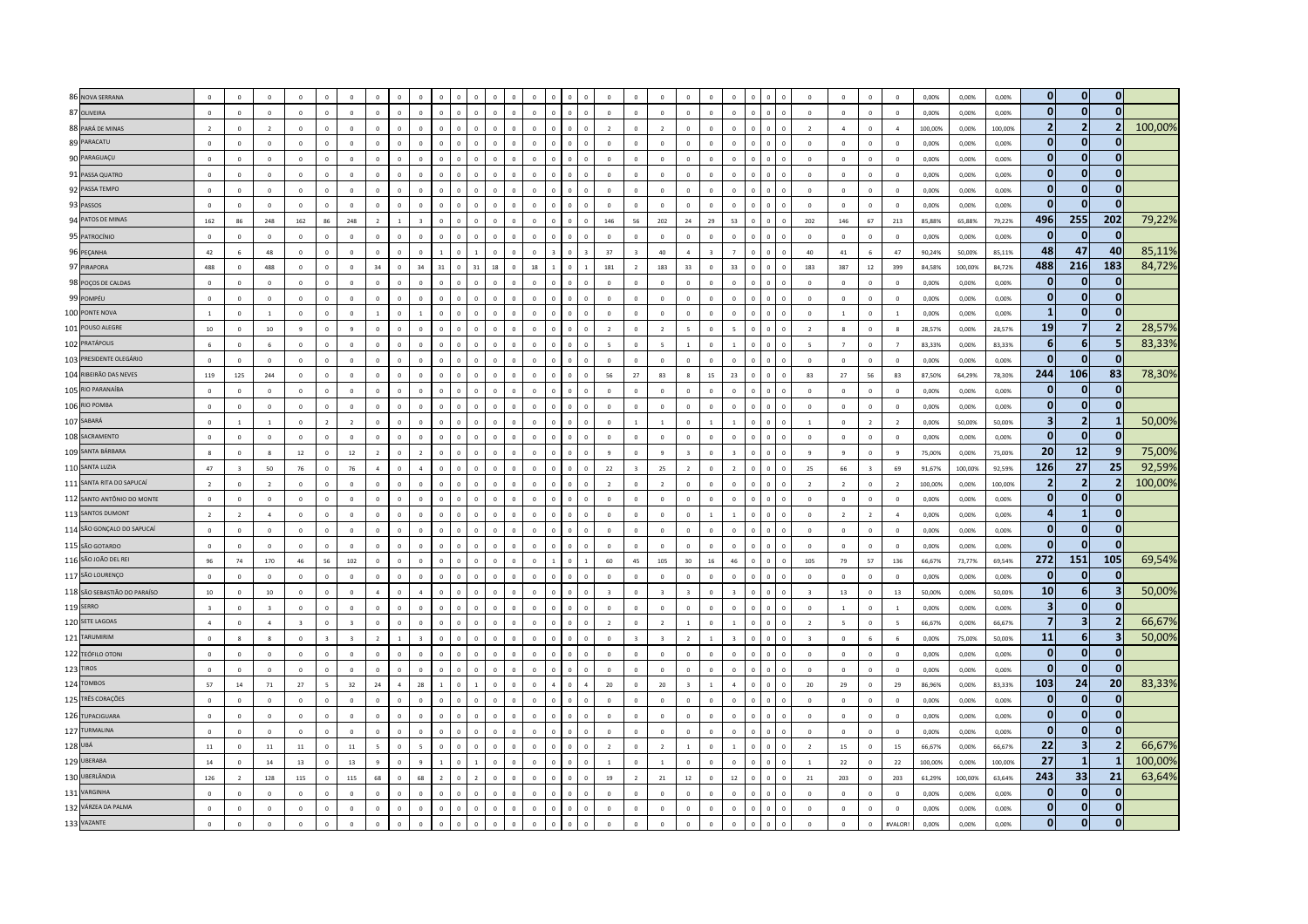| | | | | | | | | | | | | | | | | | | | | | | | | | | | | | | | | | | | | | | |
|---|---|---|---|---|---|---|---|---|---|---|---|---|---|---|---|---|---|---|---|---|---|---|---|---|---|---|---|---|---|---|---|---|---|---|---|---|---|---|
| 86 NOVA SERRANA | 0 | 0 | 0 | 0 | 0 | 0 | 0 | 0 | 0 | 0 | 0 | 0 | 0 | 0 | 0 | 0 | 0 | 0 | 0 | 0 | 0 | 0 | 0 | 0 | 0 | 0 | 0 | 0 | 0 | 0 | 0 | 0,00% | 0,00% | 0,00% | 0 | 0 | 0 | |
| 87 OLIVEIRA | 0 | 0 | 0 | 0 | 0 | 0 | 0 | 0 | 0 | 0 | 0 | 0 | 0 | 0 | 0 | 0 | 0 | 0 | 0 | 0 | 0 | 0 | 0 | 0 | 0 | 0 | 0 | 0 | 0 | 0 | 0 | 0,00% | 0,00% | 0,00% | 0 | 0 | 0 | |
| 88 PARÁ DE MINAS | 2 | 0 | 2 | 0 | 0 | 0 | 0 | 0 | 0 | 0 | 0 | 0 | 0 | 0 | 0 | 0 | 0 | 0 | 2 | 0 | 2 | 0 | 0 | 0 | 0 | 0 | 0 | 2 | 4 | 0 | 4 | 100,00% | 0,00% | 100,00% | 2 | 2 | 2 | 100,00% |
| 89 PARACATU | 0 | 0 | 0 | 0 | 0 | 0 | 0 | 0 | 0 | 0 | 0 | 0 | 0 | 0 | 0 | 0 | 0 | 0 | 0 | 0 | 0 | 0 | 0 | 0 | 0 | 0 | 0 | 0 | 0 | 0 | 0 | 0,00% | 0,00% | 0,00% | 0 | 0 | 0 | |
| 90 PARAGUAÇU | 0 | 0 | 0 | 0 | 0 | 0 | 0 | 0 | 0 | 0 | 0 | 0 | 0 | 0 | 0 | 0 | 0 | 0 | 0 | 0 | 0 | 0 | 0 | 0 | 0 | 0 | 0 | 0 | 0 | 0 | 0 | 0,00% | 0,00% | 0,00% | 0 | 0 | 0 | |
| 91 PASSA QUATRO | 0 | 0 | 0 | 0 | 0 | 0 | 0 | 0 | 0 | 0 | 0 | 0 | 0 | 0 | 0 | 0 | 0 | 0 | 0 | 0 | 0 | 0 | 0 | 0 | 0 | 0 | 0 | 0 | 0 | 0 | 0 | 0,00% | 0,00% | 0,00% | 0 | 0 | 0 | |
| 92 PASSA TEMPO | 0 | 0 | 0 | 0 | 0 | 0 | 0 | 0 | 0 | 0 | 0 | 0 | 0 | 0 | 0 | 0 | 0 | 0 | 0 | 0 | 0 | 0 | 0 | 0 | 0 | 0 | 0 | 0 | 0 | 0 | 0 | 0,00% | 0,00% | 0,00% | 0 | 0 | 0 | |
| 93 PASSOS | 0 | 0 | 0 | 0 | 0 | 0 | 0 | 0 | 0 | 0 | 0 | 0 | 0 | 0 | 0 | 0 | 0 | 0 | 0 | 0 | 0 | 0 | 0 | 0 | 0 | 0 | 0 | 0 | 0 | 0 | 0 | 0,00% | 0,00% | 0,00% | 0 | 0 | 0 | |
| 94 PATOS DE MINAS | 162 | 86 | 248 | 162 | 86 | 248 | 2 | 1 | 3 | 0 | 0 | 0 | 0 | 0 | 0 | 0 | 0 | 0 | 146 | 56 | 202 | 24 | 29 | 53 | 0 | 0 | 0 | 202 | 146 | 67 | 213 | 85,88% | 65,88% | 79,22% | 496 | 255 | 202 | 79,22% |
| 95 PATROCÍNIO | 0 | 0 | 0 | 0 | 0 | 0 | 0 | 0 | 0 | 0 | 0 | 0 | 0 | 0 | 0 | 0 | 0 | 0 | 0 | 0 | 0 | 0 | 0 | 0 | 0 | 0 | 0 | 0 | 0 | 0 | 0 | 0,00% | 0,00% | 0,00% | 0 | 0 | 0 | |
| 96 PEÇANHA | 42 | 6 | 48 | 0 | 0 | 0 | 0 | 0 | 0 | 1 | 0 | 1 | 0 | 0 | 0 | 3 | 0 | 3 | 37 | 3 | 40 | 4 | 3 | 7 | 0 | 0 | 0 | 40 | 41 | 6 | 47 | 90,24% | 50,00% | 85,11% | 48 | 47 | 40 | 85,11% |
| 97 PIRAPORA | 488 | 0 | 488 | 0 | 0 | 0 | 34 | 0 | 34 | 31 | 0 | 31 | 18 | 0 | 18 | 1 | 0 | 1 | 181 | 2 | 183 | 33 | 0 | 33 | 0 | 0 | 0 | 183 | 387 | 12 | 399 | 84,58% | 100,00% | 84,72% | 488 | 216 | 183 | 84,72% |
| 98 POÇOS DE CALDAS | 0 | 0 | 0 | 0 | 0 | 0 | 0 | 0 | 0 | 0 | 0 | 0 | 0 | 0 | 0 | 0 | 0 | 0 | 0 | 0 | 0 | 0 | 0 | 0 | 0 | 0 | 0 | 0 | 0 | 0 | 0 | 0,00% | 0,00% | 0,00% | 0 | 0 | 0 | |
| 99 POMPÉU | 0 | 0 | 0 | 0 | 0 | 0 | 0 | 0 | 0 | 0 | 0 | 0 | 0 | 0 | 0 | 0 | 0 | 0 | 0 | 0 | 0 | 0 | 0 | 0 | 0 | 0 | 0 | 0 | 0 | 0 | 0 | 0,00% | 0,00% | 0,00% | 0 | 0 | 0 | |
| 100 PONTE NOVA | 1 | 0 | 1 | 0 | 0 | 0 | 1 | 0 | 1 | 0 | 0 | 0 | 0 | 0 | 0 | 0 | 0 | 0 | 0 | 0 | 0 | 0 | 0 | 0 | 0 | 0 | 0 | 0 | 1 | 0 | 1 | 0,00% | 0,00% | 0,00% | 1 | 0 | 0 | |
| 101 POUSO ALEGRE | 10 | 0 | 10 | 9 | 0 | 9 | 0 | 0 | 0 | 0 | 0 | 0 | 0 | 0 | 0 | 0 | 0 | 0 | 2 | 0 | 2 | 5 | 0 | 5 | 0 | 0 | 0 | 2 | 8 | 0 | 8 | 28,57% | 0,00% | 28,57% | 19 | 7 | 2 | 28,57% |
| 102 PRATÁPOLIS | 6 | 0 | 6 | 0 | 0 | 0 | 0 | 0 | 0 | 0 | 0 | 0 | 0 | 0 | 0 | 0 | 0 | 0 | 5 | 0 | 5 | 1 | 0 | 1 | 0 | 0 | 0 | 5 | 7 | 0 | 7 | 83,33% | 0,00% | 83,33% | 6 | 6 | 5 | 83,33% |
| 103 PRESIDENTE OLEGÁRIO | 0 | 0 | 0 | 0 | 0 | 0 | 0 | 0 | 0 | 0 | 0 | 0 | 0 | 0 | 0 | 0 | 0 | 0 | 0 | 0 | 0 | 0 | 0 | 0 | 0 | 0 | 0 | 0 | 0 | 0 | 0 | 0,00% | 0,00% | 0,00% | 0 | 0 | 0 | |
| 104 RIBEIRÃO DAS NEVES | 119 | 125 | 244 | 0 | 0 | 0 | 0 | 0 | 0 | 0 | 0 | 0 | 0 | 0 | 0 | 0 | 0 | 0 | 56 | 27 | 83 | 8 | 15 | 23 | 0 | 0 | 0 | 83 | 27 | 56 | 83 | 87,50% | 64,29% | 78,30% | 244 | 106 | 83 | 78,30% |
| 105 RIO PARANAÍBA | 0 | 0 | 0 | 0 | 0 | 0 | 0 | 0 | 0 | 0 | 0 | 0 | 0 | 0 | 0 | 0 | 0 | 0 | 0 | 0 | 0 | 0 | 0 | 0 | 0 | 0 | 0 | 0 | 0 | 0 | 0 | 0,00% | 0,00% | 0,00% | 0 | 0 | 0 | |
| 106 RIO POMBA | 0 | 0 | 0 | 0 | 0 | 0 | 0 | 0 | 0 | 0 | 0 | 0 | 0 | 0 | 0 | 0 | 0 | 0 | 0 | 0 | 0 | 0 | 0 | 0 | 0 | 0 | 0 | 0 | 0 | 0 | 0 | 0,00% | 0,00% | 0,00% | 0 | 0 | 0 | |
| 107 SABARÁ | 0 | 1 | 1 | 0 | 2 | 2 | 0 | 0 | 0 | 0 | 0 | 0 | 0 | 0 | 0 | 0 | 0 | 0 | 0 | 1 | 1 | 0 | 1 | 1 | 0 | 0 | 0 | 1 | 0 | 2 | 2 | 0,00% | 50,00% | 50,00% | 3 | 2 | 1 | 50,00% |
| 108 SACRAMENTO | 0 | 0 | 0 | 0 | 0 | 0 | 0 | 0 | 0 | 0 | 0 | 0 | 0 | 0 | 0 | 0 | 0 | 0 | 0 | 0 | 0 | 0 | 0 | 0 | 0 | 0 | 0 | 0 | 0 | 0 | 0 | 0,00% | 0,00% | 0,00% | 0 | 0 | 0 | |
| 109 SANTA BÁRBARA | 8 | 0 | 8 | 12 | 0 | 12 | 2 | 0 | 2 | 0 | 0 | 0 | 0 | 0 | 0 | 0 | 0 | 0 | 9 | 0 | 9 | 3 | 0 | 3 | 0 | 0 | 0 | 9 | 9 | 0 | 9 | 75,00% | 0,00% | 75,00% | 20 | 12 | 9 | 75,00% |
| 110 SANTA LUZIA | 47 | 3 | 50 | 76 | 0 | 76 | 4 | 0 | 4 | 0 | 0 | 0 | 0 | 0 | 0 | 0 | 0 | 0 | 22 | 3 | 25 | 2 | 0 | 2 | 0 | 0 | 0 | 25 | 66 | 3 | 69 | 91,67% | 100,00% | 92,59% | 126 | 27 | 25 | 92,59% |
| 111 SANTA RITA DO SAPUCAÍ | 2 | 0 | 2 | 0 | 0 | 0 | 0 | 0 | 0 | 0 | 0 | 0 | 0 | 0 | 0 | 0 | 0 | 0 | 2 | 0 | 2 | 0 | 0 | 0 | 0 | 0 | 0 | 2 | 2 | 0 | 2 | 100,00% | 0,00% | 100,00% | 2 | 2 | 2 | 100,00% |
| 112 SANTO ANTÔNIO DO MONTE | 0 | 0 | 0 | 0 | 0 | 0 | 0 | 0 | 0 | 0 | 0 | 0 | 0 | 0 | 0 | 0 | 0 | 0 | 0 | 0 | 0 | 0 | 0 | 0 | 0 | 0 | 0 | 0 | 0 | 0 | 0 | 0,00% | 0,00% | 0,00% | 0 | 0 | 0 | |
| 113 SANTOS DUMONT | 2 | 2 | 4 | 0 | 0 | 0 | 0 | 0 | 0 | 0 | 0 | 0 | 0 | 0 | 0 | 0 | 0 | 0 | 0 | 0 | 0 | 0 | 1 | 1 | 0 | 0 | 0 | 0 | 2 | 2 | 4 | 0,00% | 0,00% | 0,00% | 4 | 1 | 0 | |
| 114 SÃO GONÇALO DO SAPUCAÍ | 0 | 0 | 0 | 0 | 0 | 0 | 0 | 0 | 0 | 0 | 0 | 0 | 0 | 0 | 0 | 0 | 0 | 0 | 0 | 0 | 0 | 0 | 0 | 0 | 0 | 0 | 0 | 0 | 0 | 0 | 0 | 0,00% | 0,00% | 0,00% | 0 | 0 | 0 | |
| 115 SÃO GOTARDO | 0 | 0 | 0 | 0 | 0 | 0 | 0 | 0 | 0 | 0 | 0 | 0 | 0 | 0 | 0 | 0 | 0 | 0 | 0 | 0 | 0 | 0 | 0 | 0 | 0 | 0 | 0 | 0 | 0 | 0 | 0 | 0,00% | 0,00% | 0,00% | 0 | 0 | 0 | |
| 116 SÃO JOÃO DEL REI | 96 | 74 | 170 | 46 | 56 | 102 | 0 | 0 | 0 | 0 | 0 | 0 | 0 | 0 | 0 | 1 | 0 | 1 | 60 | 45 | 105 | 30 | 16 | 46 | 0 | 0 | 0 | 105 | 79 | 57 | 136 | 66,67% | 73,77% | 69,54% | 272 | 151 | 105 | 69,54% |
| 117 SÃO LOURENÇO | 0 | 0 | 0 | 0 | 0 | 0 | 0 | 0 | 0 | 0 | 0 | 0 | 0 | 0 | 0 | 0 | 0 | 0 | 0 | 0 | 0 | 0 | 0 | 0 | 0 | 0 | 0 | 0 | 0 | 0 | 0 | 0,00% | 0,00% | 0,00% | 0 | 0 | 0 | |
| 118 SÃO SEBASTIÃO DO PARAÍSO | 10 | 0 | 10 | 0 | 0 | 0 | 4 | 0 | 4 | 0 | 0 | 0 | 0 | 0 | 0 | 0 | 0 | 0 | 3 | 0 | 3 | 3 | 0 | 3 | 0 | 0 | 0 | 3 | 13 | 0 | 13 | 50,00% | 0,00% | 50,00% | 10 | 6 | 3 | 50,00% |
| 119 SERRO | 3 | 0 | 3 | 0 | 0 | 0 | 0 | 0 | 0 | 0 | 0 | 0 | 0 | 0 | 0 | 0 | 0 | 0 | 0 | 0 | 0 | 0 | 0 | 0 | 0 | 0 | 0 | 0 | 1 | 0 | 1 | 0,00% | 0,00% | 0,00% | 3 | 0 | 0 | |
| 120 SETE LAGOAS | 4 | 0 | 4 | 3 | 0 | 3 | 0 | 0 | 0 | 0 | 0 | 0 | 0 | 0 | 0 | 0 | 0 | 0 | 2 | 0 | 2 | 1 | 0 | 1 | 0 | 0 | 0 | 2 | 5 | 0 | 5 | 66,67% | 0,00% | 66,67% | 7 | 3 | 2 | 66,67% |
| 121 TARUMIRIM | 0 | 8 | 8 | 0 | 3 | 3 | 2 | 1 | 3 | 0 | 0 | 0 | 0 | 0 | 0 | 0 | 0 | 0 | 0 | 3 | 3 | 2 | 1 | 3 | 0 | 0 | 0 | 3 | 0 | 6 | 6 | 0,00% | 75,00% | 50,00% | 11 | 6 | 3 | 50,00% |
| 122 TEÓFILO OTONI | 0 | 0 | 0 | 0 | 0 | 0 | 0 | 0 | 0 | 0 | 0 | 0 | 0 | 0 | 0 | 0 | 0 | 0 | 0 | 0 | 0 | 0 | 0 | 0 | 0 | 0 | 0 | 0 | 0 | 0 | 0 | 0,00% | 0,00% | 0,00% | 0 | 0 | 0 | |
| 123 TIROS | 0 | 0 | 0 | 0 | 0 | 0 | 0 | 0 | 0 | 0 | 0 | 0 | 0 | 0 | 0 | 0 | 0 | 0 | 0 | 0 | 0 | 0 | 0 | 0 | 0 | 0 | 0 | 0 | 0 | 0 | 0 | 0,00% | 0,00% | 0,00% | 0 | 0 | 0 | |
| 124 TOMBOS | 57 | 14 | 71 | 27 | 5 | 32 | 24 | 4 | 28 | 1 | 0 | 1 | 0 | 0 | 0 | 4 | 0 | 4 | 20 | 0 | 20 | 3 | 1 | 4 | 0 | 0 | 0 | 20 | 29 | 0 | 29 | 86,96% | 0,00% | 83,33% | 103 | 24 | 20 | 83,33% |
| 125 TRÊS CORAÇÕES | 0 | 0 | 0 | 0 | 0 | 0 | 0 | 0 | 0 | 0 | 0 | 0 | 0 | 0 | 0 | 0 | 0 | 0 | 0 | 0 | 0 | 0 | 0 | 0 | 0 | 0 | 0 | 0 | 0 | 0 | 0 | 0,00% | 0,00% | 0,00% | 0 | 0 | 0 | |
| 126 TUPACIGUARA | 0 | 0 | 0 | 0 | 0 | 0 | 0 | 0 | 0 | 0 | 0 | 0 | 0 | 0 | 0 | 0 | 0 | 0 | 0 | 0 | 0 | 0 | 0 | 0 | 0 | 0 | 0 | 0 | 0 | 0 | 0 | 0,00% | 0,00% | 0,00% | 0 | 0 | 0 | |
| 127 TURMALINA | 0 | 0 | 0 | 0 | 0 | 0 | 0 | 0 | 0 | 0 | 0 | 0 | 0 | 0 | 0 | 0 | 0 | 0 | 0 | 0 | 0 | 0 | 0 | 0 | 0 | 0 | 0 | 0 | 0 | 0 | 0 | 0,00% | 0,00% | 0,00% | 0 | 0 | 0 | |
| 128 UBÁ | 11 | 0 | 11 | 11 | 0 | 11 | 5 | 0 | 5 | 0 | 0 | 0 | 0 | 0 | 0 | 0 | 0 | 0 | 2 | 0 | 2 | 1 | 0 | 1 | 0 | 0 | 0 | 2 | 15 | 0 | 15 | 66,67% | 0,00% | 66,67% | 22 | 3 | 2 | 66,67% |
| 129 UBERABA | 14 | 0 | 14 | 13 | 0 | 13 | 9 | 0 | 9 | 1 | 0 | 1 | 0 | 0 | 0 | 0 | 0 | 0 | 1 | 0 | 1 | 0 | 0 | 0 | 0 | 0 | 0 | 1 | 22 | 0 | 22 | 100,00% | 0,00% | 100,00% | 27 | 1 | 1 | 100,00% |
| 130 UBERLÂNDIA | 126 | 2 | 128 | 115 | 0 | 115 | 68 | 0 | 68 | 2 | 0 | 2 | 0 | 0 | 0 | 0 | 0 | 0 | 19 | 2 | 21 | 12 | 0 | 12 | 0 | 0 | 0 | 21 | 203 | 0 | 203 | 61,29% | 100,00% | 63,64% | 243 | 33 | 21 | 63,64% |
| 131 VARGINHA | 0 | 0 | 0 | 0 | 0 | 0 | 0 | 0 | 0 | 0 | 0 | 0 | 0 | 0 | 0 | 0 | 0 | 0 | 0 | 0 | 0 | 0 | 0 | 0 | 0 | 0 | 0 | 0 | 0 | 0 | 0 | 0,00% | 0,00% | 0,00% | 0 | 0 | 0 | |
| 132 VÁRZEA DA PALMA | 0 | 0 | 0 | 0 | 0 | 0 | 0 | 0 | 0 | 0 | 0 | 0 | 0 | 0 | 0 | 0 | 0 | 0 | 0 | 0 | 0 | 0 | 0 | 0 | 0 | 0 | 0 | 0 | 0 | 0 | 0 | 0,00% | 0,00% | 0,00% | 0 | 0 | 0 | |
| 133 VAZANTE | 0 | 0 | 0 | 0 | 0 | 0 | 0 | 0 | 0 | 0 | 0 | 0 | 0 | 0 | 0 | 0 | 0 | 0 | 0 | 0 | 0 | 0 | 0 | 0 | 0 | 0 | 0 | 0 | 0 | 0 | #VALOR! | 0,00% | 0,00% | 0,00% | 0 | 0 | 0 | |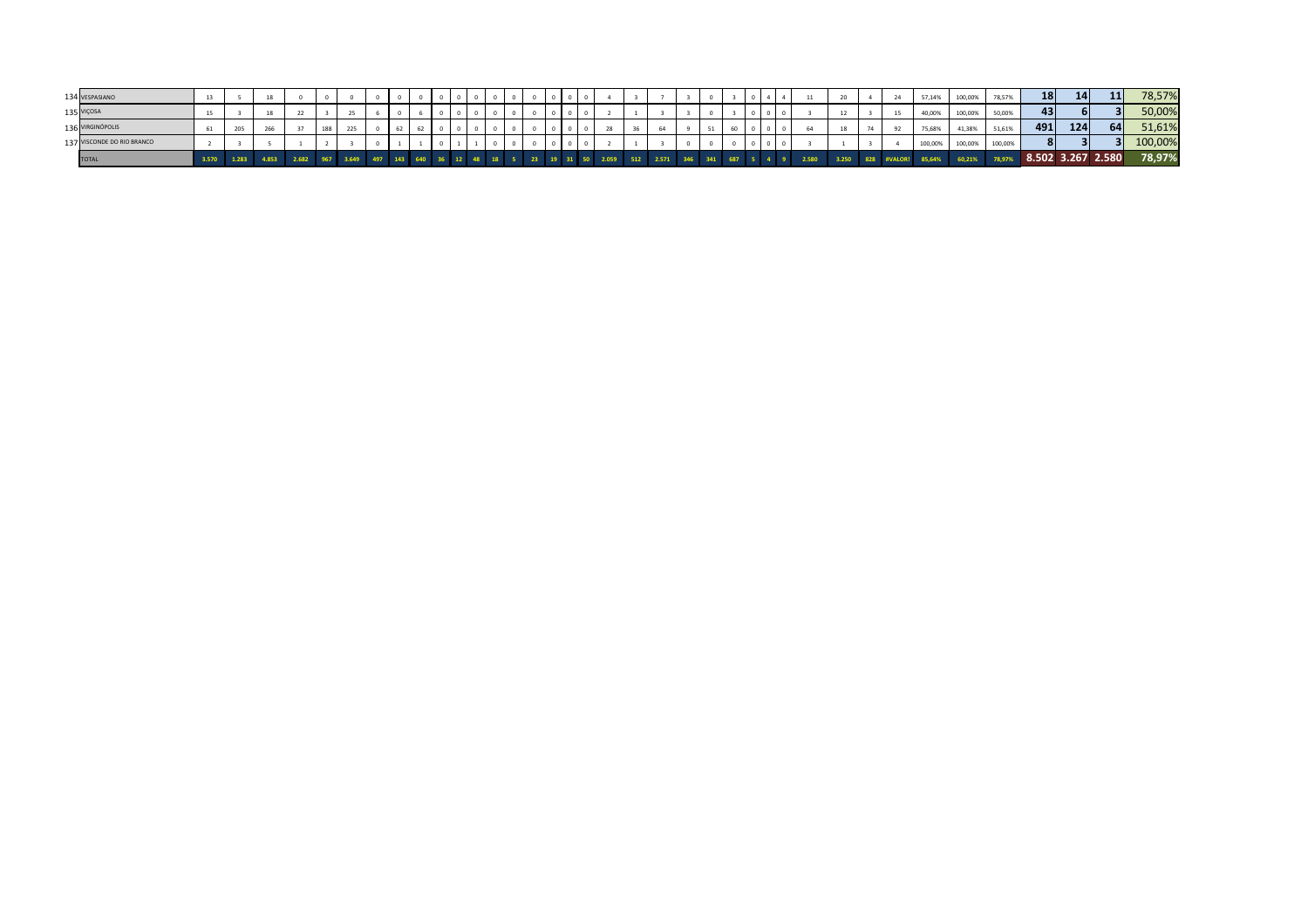| | | | | | | | | | | | | | | | | | | | | | | | | | | | | | | | | | | | | | | | |
|---|---|---|---|---|---|---|---|---|---|---|---|---|---|---|---|---|---|---|---|---|---|---|---|---|---|---|---|---|---|---|---|---|---|---|---|---|---|---|---|
| 134 | VESPASIANO | 13 | 5 | 18 | 0 | 0 | 0 | 0 | 0 | 0 | 0 | 0 | 0 | 0 | 0 | 0 | 0 | 0 | 0 | 4 | 3 | 7 | 3 | 0 | 3 | 0 | 4 | 4 | 11 | 20 | 4 | 24 | 57,14% | 100,00% | 78,57% | 18 | 14 | 11 | 78,57% |
| 135 | VIÇOSA | 15 | 3 | 18 | 22 | 3 | 25 | 6 | 0 | 6 | 0 | 0 | 0 | 0 | 0 | 0 | 0 | 0 | 0 | 2 | 1 | 3 | 3 | 0 | 3 | 0 | 0 | 0 | 3 | 12 | 3 | 15 | 40,00% | 100,00% | 50,00% | 43 | 6 | 3 | 50,00% |
| 136 | VIRGINÓPOLIS | 61 | 205 | 266 | 37 | 188 | 225 | 0 | 62 | 62 | 0 | 0 | 0 | 0 | 0 | 0 | 0 | 0 | 0 | 28 | 36 | 64 | 9 | 51 | 60 | 0 | 0 | 0 | 64 | 18 | 74 | 92 | 75,68% | 41,38% | 51,61% | 491 | 124 | 64 | 51,61% |
| 137 | VISCONDE DO RIO BRANCO | 2 | 3 | 5 | 1 | 2 | 3 | 0 | 1 | 1 | 0 | 1 | 1 | 0 | 0 | 0 | 0 | 0 | 0 | 2 | 1 | 3 | 0 | 0 | 0 | 0 | 0 | 0 | 3 | 1 | 3 | 4 | 100,00% | 100,00% | 100,00% | 8 | 3 | 3 | 100,00% |
| | TOTAL | 3.570 | 1.283 | 4.853 | 2.682 | 967 | 3.649 | 497 | 143 | 640 | 36 | 12 | 48 | 18 | 5 | 23 | 19 | 31 | 50 | 2.059 | 512 | 2.571 | 346 | 341 | 687 | 5 | 4 | 9 | 2.580 | 3.250 | 828 | #VALOR! | 85,64% | 60,21% | 78,97% | 8.502 | 3.267 | 2.580 | 78,97% |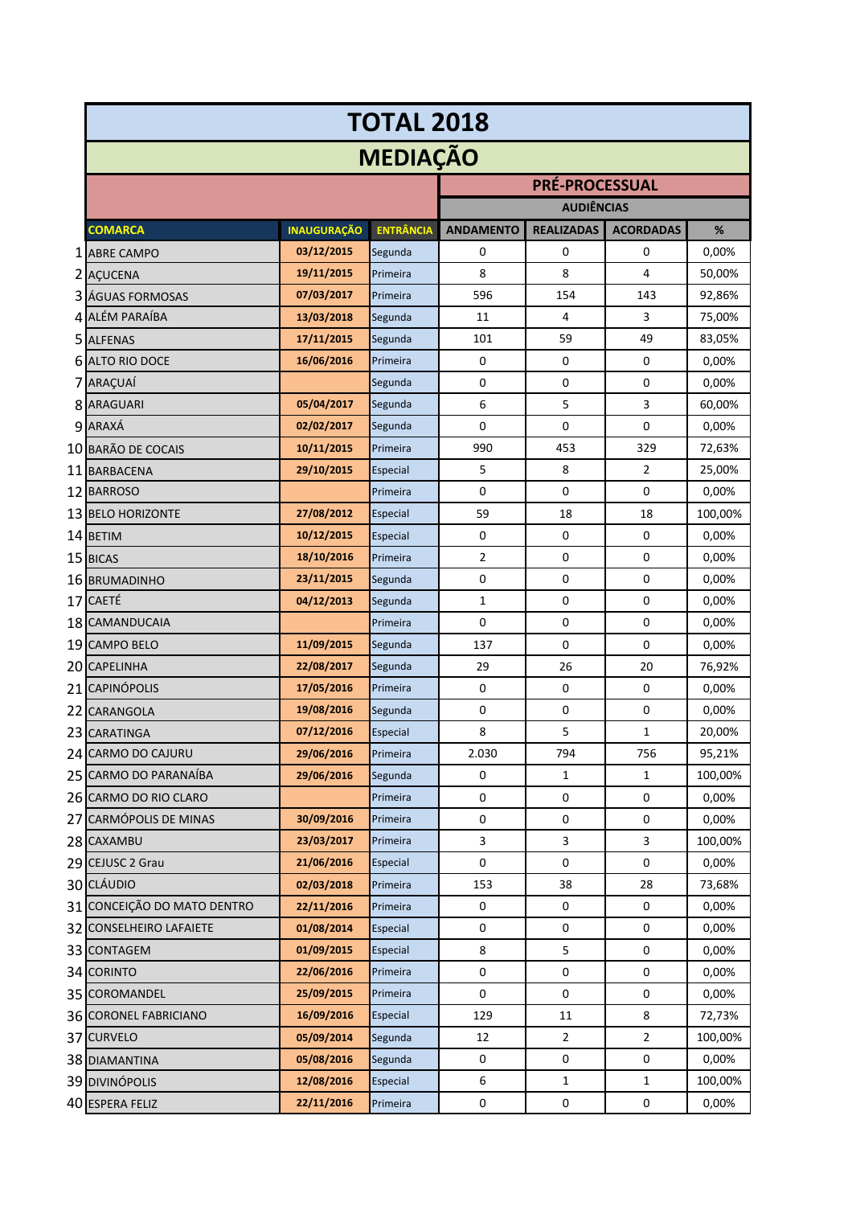| | TOTAL 2018 | | | | | | |
|---|---|---|---|---|---|---|---|
| | MEDIAÇÃO | | | | | | |
| | | | | PRÉ-PROCESSUAL | | | |
| | | | | AUDIÊNCIAS | | | |
| | COMARCA | INAUGURAÇÃO | ENTRÂNCIA | ANDAMENTO | REALIZADAS | ACORDADAS | % |
| 1 | ABRE CAMPO | 03/12/2015 | Segunda | 0 | 0 | 0 | 0,00% |
| 2 | AÇUCENA | 19/11/2015 | Primeira | 8 | 8 | 4 | 50,00% |
| 3 | ÁGUAS FORMOSAS | 07/03/2017 | Primeira | 596 | 154 | 143 | 92,86% |
| 4 | ALÉM PARAÍBA | 13/03/2018 | Segunda | 11 | 4 | 3 | 75,00% |
| 5 | ALFENAS | 17/11/2015 | Segunda | 101 | 59 | 49 | 83,05% |
| 6 | ALTO RIO DOCE | 16/06/2016 | Primeira | 0 | 0 | 0 | 0,00% |
| 7 | ARAÇUAÍ | | Segunda | 0 | 0 | 0 | 0,00% |
| 8 | ARAGUARI | 05/04/2017 | Segunda | 6 | 5 | 3 | 60,00% |
| 9 | ARAXÁ | 02/02/2017 | Segunda | 0 | 0 | 0 | 0,00% |
| 10 | BARÃO DE COCAIS | 10/11/2015 | Primeira | 990 | 453 | 329 | 72,63% |
| 11 | BARBACENA | 29/10/2015 | Especial | 5 | 8 | 2 | 25,00% |
| 12 | BARROSO | | Primeira | 0 | 0 | 0 | 0,00% |
| 13 | BELO HORIZONTE | 27/08/2012 | Especial | 59 | 18 | 18 | 100,00% |
| 14 | BETIM | 10/12/2015 | Especial | 0 | 0 | 0 | 0,00% |
| 15 | BICAS | 18/10/2016 | Primeira | 2 | 0 | 0 | 0,00% |
| 16 | BRUMADINHO | 23/11/2015 | Segunda | 0 | 0 | 0 | 0,00% |
| 17 | CAETÉ | 04/12/2013 | Segunda | 1 | 0 | 0 | 0,00% |
| 18 | CAMANDUCAIA | | Primeira | 0 | 0 | 0 | 0,00% |
| 19 | CAMPO BELO | 11/09/2015 | Segunda | 137 | 0 | 0 | 0,00% |
| 20 | CAPELINHA | 22/08/2017 | Segunda | 29 | 26 | 20 | 76,92% |
| 21 | CAPINÓPOLIS | 17/05/2016 | Primeira | 0 | 0 | 0 | 0,00% |
| 22 | CARANGOLA | 19/08/2016 | Segunda | 0 | 0 | 0 | 0,00% |
| 23 | CARATINGA | 07/12/2016 | Especial | 8 | 5 | 1 | 20,00% |
| 24 | CARMO DO CAJURU | 29/06/2016 | Primeira | 2.030 | 794 | 756 | 95,21% |
| 25 | CARMO DO PARANAÍBA | 29/06/2016 | Segunda | 0 | 1 | 1 | 100,00% |
| 26 | CARMO DO RIO CLARO | | Primeira | 0 | 0 | 0 | 0,00% |
| 27 | CARMÓPOLIS DE MINAS | 30/09/2016 | Primeira | 0 | 0 | 0 | 0,00% |
| 28 | CAXAMBU | 23/03/2017 | Primeira | 3 | 3 | 3 | 100,00% |
| 29 | CEJUSC 2 Grau | 21/06/2016 | Especial | 0 | 0 | 0 | 0,00% |
| 30 | CLÁUDIO | 02/03/2018 | Primeira | 153 | 38 | 28 | 73,68% |
| 31 | CONCEIÇÃO DO MATO DENTRO | 22/11/2016 | Primeira | 0 | 0 | 0 | 0,00% |
| 32 | CONSELHEIRO LAFAIETE | 01/08/2014 | Especial | 0 | 0 | 0 | 0,00% |
| 33 | CONTAGEM | 01/09/2015 | Especial | 8 | 5 | 0 | 0,00% |
| 34 | CORINTO | 22/06/2016 | Primeira | 0 | 0 | 0 | 0,00% |
| 35 | COROMANDEL | 25/09/2015 | Primeira | 0 | 0 | 0 | 0,00% |
| 36 | CORONEL FABRICIANO | 16/09/2016 | Especial | 129 | 11 | 8 | 72,73% |
| 37 | CURVELO | 05/09/2014 | Segunda | 12 | 2 | 2 | 100,00% |
| 38 | DIAMANTINA | 05/08/2016 | Segunda | 0 | 0 | 0 | 0,00% |
| 39 | DIVINÓPOLIS | 12/08/2016 | Especial | 6 | 1 | 1 | 100,00% |
| 40 | ESPERA FELIZ | 22/11/2016 | Primeira | 0 | 0 | 0 | 0,00% |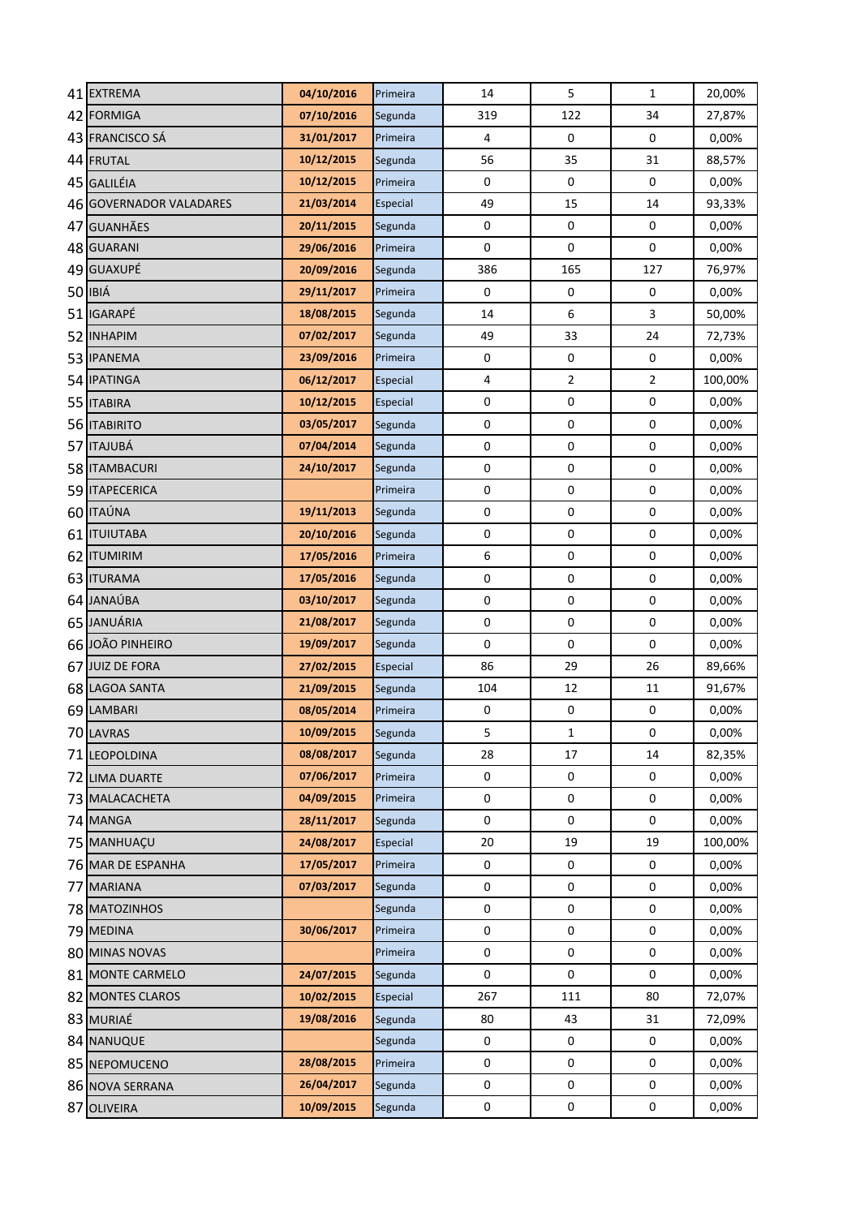| | | | | | | | |
|---|---|---|---|---|---|---|---|
| 41 | EXTREMA | 04/10/2016 | Primeira | 14 | 5 | 1 | 20,00% |
| 42 | FORMIGA | 07/10/2016 | Segunda | 319 | 122 | 34 | 27,87% |
| 43 | FRANCISCO SÁ | 31/01/2017 | Primeira | 4 | 0 | 0 | 0,00% |
| 44 | FRUTAL | 10/12/2015 | Segunda | 56 | 35 | 31 | 88,57% |
| 45 | GALILÉIA | 10/12/2015 | Primeira | 0 | 0 | 0 | 0,00% |
| 46 | GOVERNADOR VALADARES | 21/03/2014 | Especial | 49 | 15 | 14 | 93,33% |
| 47 | GUANHÃES | 20/11/2015 | Segunda | 0 | 0 | 0 | 0,00% |
| 48 | GUARANI | 29/06/2016 | Primeira | 0 | 0 | 0 | 0,00% |
| 49 | GUAXUPÉ | 20/09/2016 | Segunda | 386 | 165 | 127 | 76,97% |
| 50 | IBIÁ | 29/11/2017 | Primeira | 0 | 0 | 0 | 0,00% |
| 51 | IGARAPÉ | 18/08/2015 | Segunda | 14 | 6 | 3 | 50,00% |
| 52 | INHAPIM | 07/02/2017 | Segunda | 49 | 33 | 24 | 72,73% |
| 53 | IPANEMA | 23/09/2016 | Primeira | 0 | 0 | 0 | 0,00% |
| 54 | IPATINGA | 06/12/2017 | Especial | 4 | 2 | 2 | 100,00% |
| 55 | ITABIRA | 10/12/2015 | Especial | 0 | 0 | 0 | 0,00% |
| 56 | ITABIRITO | 03/05/2017 | Segunda | 0 | 0 | 0 | 0,00% |
| 57 | ITAJUBÁ | 07/04/2014 | Segunda | 0 | 0 | 0 | 0,00% |
| 58 | ITAMBACURI | 24/10/2017 | Segunda | 0 | 0 | 0 | 0,00% |
| 59 | ITAPECERICA | | Primeira | 0 | 0 | 0 | 0,00% |
| 60 | ITAÚNA | 19/11/2013 | Segunda | 0 | 0 | 0 | 0,00% |
| 61 | ITUIUTABA | 20/10/2016 | Segunda | 0 | 0 | 0 | 0,00% |
| 62 | ITUMIRIM | 17/05/2016 | Primeira | 6 | 0 | 0 | 0,00% |
| 63 | ITURAMA | 17/05/2016 | Segunda | 0 | 0 | 0 | 0,00% |
| 64 | JANAÚBA | 03/10/2017 | Segunda | 0 | 0 | 0 | 0,00% |
| 65 | JANUÁRIA | 21/08/2017 | Segunda | 0 | 0 | 0 | 0,00% |
| 66 | JOÃO PINHEIRO | 19/09/2017 | Segunda | 0 | 0 | 0 | 0,00% |
| 67 | JUIZ DE FORA | 27/02/2015 | Especial | 86 | 29 | 26 | 89,66% |
| 68 | LAGOA SANTA | 21/09/2015 | Segunda | 104 | 12 | 11 | 91,67% |
| 69 | LAMBARI | 08/05/2014 | Primeira | 0 | 0 | 0 | 0,00% |
| 70 | LAVRAS | 10/09/2015 | Segunda | 5 | 1 | 0 | 0,00% |
| 71 | LEOPOLDINA | 08/08/2017 | Segunda | 28 | 17 | 14 | 82,35% |
| 72 | LIMA DUARTE | 07/06/2017 | Primeira | 0 | 0 | 0 | 0,00% |
| 73 | MALACACHETA | 04/09/2015 | Primeira | 0 | 0 | 0 | 0,00% |
| 74 | MANGA | 28/11/2017 | Segunda | 0 | 0 | 0 | 0,00% |
| 75 | MANHUAÇU | 24/08/2017 | Especial | 20 | 19 | 19 | 100,00% |
| 76 | MAR DE ESPANHA | 17/05/2017 | Primeira | 0 | 0 | 0 | 0,00% |
| 77 | MARIANA | 07/03/2017 | Segunda | 0 | 0 | 0 | 0,00% |
| 78 | MATOZINHOS | | Segunda | 0 | 0 | 0 | 0,00% |
| 79 | MEDINA | 30/06/2017 | Primeira | 0 | 0 | 0 | 0,00% |
| 80 | MINAS NOVAS | | Primeira | 0 | 0 | 0 | 0,00% |
| 81 | MONTE CARMELO | 24/07/2015 | Segunda | 0 | 0 | 0 | 0,00% |
| 82 | MONTES CLAROS | 10/02/2015 | Especial | 267 | 111 | 80 | 72,07% |
| 83 | MURIAÉ | 19/08/2016 | Segunda | 80 | 43 | 31 | 72,09% |
| 84 | NANUQUE | | Segunda | 0 | 0 | 0 | 0,00% |
| 85 | NEPOMUCENO | 28/08/2015 | Primeira | 0 | 0 | 0 | 0,00% |
| 86 | NOVA SERRANA | 26/04/2017 | Segunda | 0 | 0 | 0 | 0,00% |
| 87 | OLIVEIRA | 10/09/2015 | Segunda | 0 | 0 | 0 | 0,00% |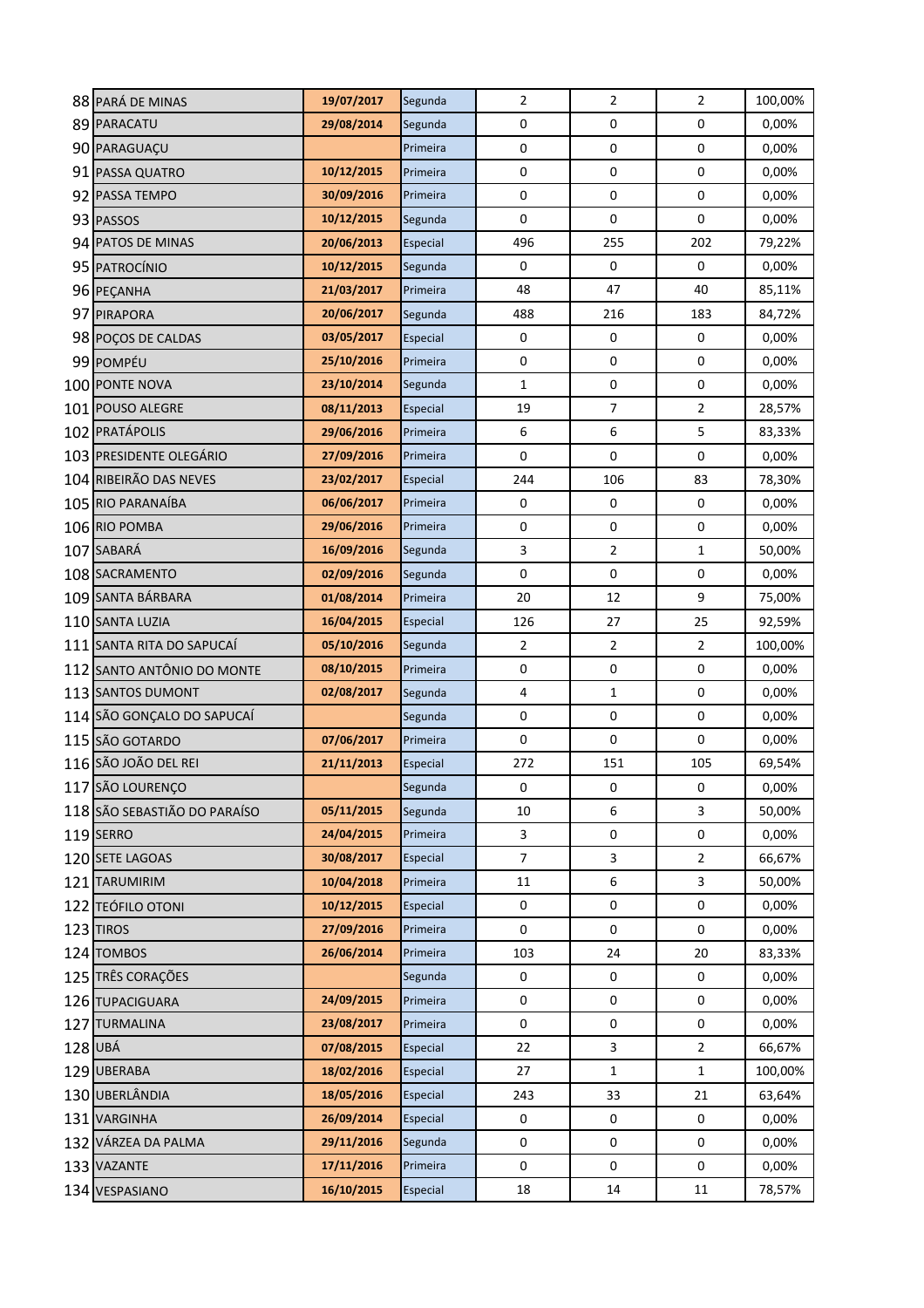| | | | | | | | |
|---|---|---|---|---|---|---|---|
| 88 | PARÁ DE MINAS | **19/07/2017** | Segunda | 2 | 2 | 2 | 100,00% |
| 89 | PARACATU | **29/08/2014** | Segunda | 0 | 0 | 0 | 0,00% |
| 90 | PARAGUAÇU | | Primeira | 0 | 0 | 0 | 0,00% |
| 91 | PASSA QUATRO | **10/12/2015** | Primeira | 0 | 0 | 0 | 0,00% |
| 92 | PASSA TEMPO | **30/09/2016** | Primeira | 0 | 0 | 0 | 0,00% |
| 93 | PASSOS | **10/12/2015** | Segunda | 0 | 0 | 0 | 0,00% |
| 94 | PATOS DE MINAS | **20/06/2013** | Especial | 496 | 255 | 202 | 79,22% |
| 95 | PATROCÍNIO | **10/12/2015** | Segunda | 0 | 0 | 0 | 0,00% |
| 96 | PEÇANHA | **21/03/2017** | Primeira | 48 | 47 | 40 | 85,11% |
| 97 | PIRAPORA | **20/06/2017** | Segunda | 488 | 216 | 183 | 84,72% |
| 98 | POÇOS DE CALDAS | **03/05/2017** | Especial | 0 | 0 | 0 | 0,00% |
| 99 | POMPÉU | **25/10/2016** | Primeira | 0 | 0 | 0 | 0,00% |
| 100 | PONTE NOVA | **23/10/2014** | Segunda | 1 | 0 | 0 | 0,00% |
| 101 | POUSO ALEGRE | **08/11/2013** | Especial | 19 | 7 | 2 | 28,57% |
| 102 | PRATÁPOLIS | **29/06/2016** | Primeira | 6 | 6 | 5 | 83,33% |
| 103 | PRESIDENTE OLEGÁRIO | **27/09/2016** | Primeira | 0 | 0 | 0 | 0,00% |
| 104 | RIBEIRÃO DAS NEVES | **23/02/2017** | Especial | 244 | 106 | 83 | 78,30% |
| 105 | RIO PARANAÍBA | **06/06/2017** | Primeira | 0 | 0 | 0 | 0,00% |
| 106 | RIO POMBA | **29/06/2016** | Primeira | 0 | 0 | 0 | 0,00% |
| 107 | SABARÁ | **16/09/2016** | Segunda | 3 | 2 | 1 | 50,00% |
| 108 | SACRAMENTO | **02/09/2016** | Segunda | 0 | 0 | 0 | 0,00% |
| 109 | SANTA BÁRBARA | **01/08/2014** | Primeira | 20 | 12 | 9 | 75,00% |
| 110 | SANTA LUZIA | **16/04/2015** | Especial | 126 | 27 | 25 | 92,59% |
| 111 | SANTA RITA DO SAPUCAÍ | **05/10/2016** | Segunda | 2 | 2 | 2 | 100,00% |
| 112 | SANTO ANTÔNIO DO MONTE | **08/10/2015** | Primeira | 0 | 0 | 0 | 0,00% |
| 113 | SANTOS DUMONT | **02/08/2017** | Segunda | 4 | 1 | 0 | 0,00% |
| 114 | SÃO GONÇALO DO SAPUCAÍ | | Segunda | 0 | 0 | 0 | 0,00% |
| 115 | SÃO GOTARDO | **07/06/2017** | Primeira | 0 | 0 | 0 | 0,00% |
| 116 | SÃO JOÃO DEL REI | **21/11/2013** | Especial | 272 | 151 | 105 | 69,54% |
| 117 | SÃO LOURENÇO | | Segunda | 0 | 0 | 0 | 0,00% |
| 118 | SÃO SEBASTIÃO DO PARAÍSO | **05/11/2015** | Segunda | 10 | 6 | 3 | 50,00% |
| 119 | SERRO | **24/04/2015** | Primeira | 3 | 0 | 0 | 0,00% |
| 120 | SETE LAGOAS | **30/08/2017** | Especial | 7 | 3 | 2 | 66,67% |
| 121 | TARUMIRIM | **10/04/2018** | Primeira | 11 | 6 | 3 | 50,00% |
| 122 | TEÓFILO OTONI | **10/12/2015** | Especial | 0 | 0 | 0 | 0,00% |
| 123 | TIROS | **27/09/2016** | Primeira | 0 | 0 | 0 | 0,00% |
| 124 | TOMBOS | **26/06/2014** | Primeira | 103 | 24 | 20 | 83,33% |
| 125 | TRÊS CORAÇÕES | | Segunda | 0 | 0 | 0 | 0,00% |
| 126 | TUPACIGUARA | **24/09/2015** | Primeira | 0 | 0 | 0 | 0,00% |
| 127 | TURMALINA | **23/08/2017** | Primeira | 0 | 0 | 0 | 0,00% |
| 128 | UBÁ | **07/08/2015** | Especial | 22 | 3 | 2 | 66,67% |
| 129 | UBERABA | **18/02/2016** | Especial | 27 | 1 | 1 | 100,00% |
| 130 | UBERLÂNDIA | **18/05/2016** | Especial | 243 | 33 | 21 | 63,64% |
| 131 | VARGINHA | **26/09/2014** | Especial | 0 | 0 | 0 | 0,00% |
| 132 | VÁRZEA DA PALMA | **29/11/2016** | Segunda | 0 | 0 | 0 | 0,00% |
| 133 | VAZANTE | **17/11/2016** | Primeira | 0 | 0 | 0 | 0,00% |
| 134 | VESPASIANO | **16/10/2015** | Especial | 18 | 14 | 11 | 78,57% |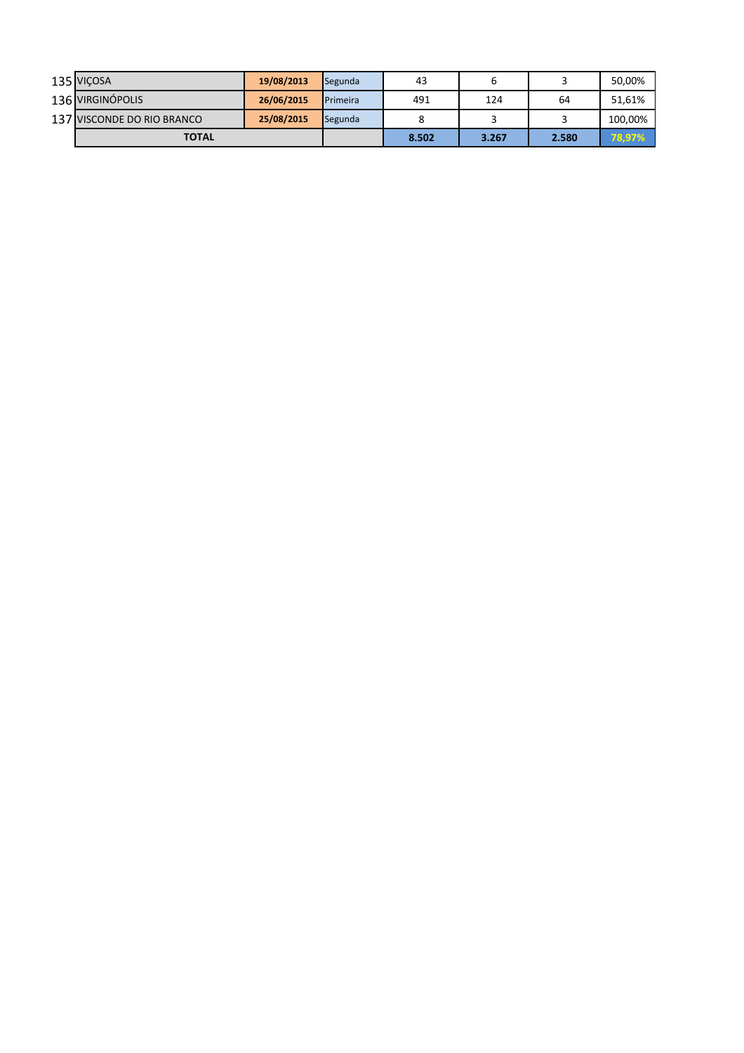| | | | | | | | |
|---|---|---|---|---|---|---|---|
| 135 | VIÇOSA | 19/08/2013 | Segunda | 43 | 6 | 3 | 50,00% |
| 136 | VIRGINÓPOLIS | 26/06/2015 | Primeira | 491 | 124 | 64 | 51,61% |
| 137 | VISCONDE DO RIO BRANCO | 25/08/2015 | Segunda | 8 | 3 | 3 | 100,00% |
| | **TOTAL** | | | **8.502** | **3.267** | **2.580** | **78,97%** |